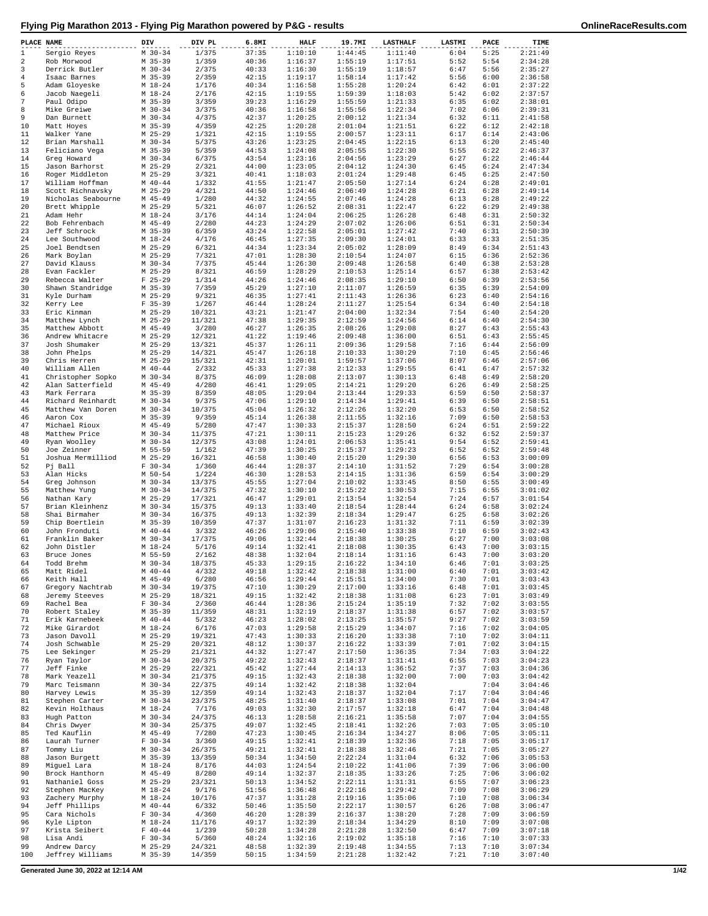# Flying Pig Marathon 2013 - Flying Pig Marathon powered by P&G - results

| PLACE | NAME | DIV | DIV PL | 6.8MI | HALF | 19.7MI | LASTHALF | LASTMI | PACE | TIME |
|---|---|---|---|---|---|---|---|---|---|---|
| 1 | Sergio Reyes | M 30-34 | 1/375 | 37:35 | 1:10:10 | 1:44:45 | 1:11:40 | 6:04 | 5:25 | 2:21:49 |
| 2 | Rob Morwood | M 35-39 | 1/359 | 40:36 | 1:16:37 | 1:55:19 | 1:17:51 | 5:52 | 5:54 | 2:34:28 |
| 3 | Derrick Butler | M 30-34 | 2/375 | 40:33 | 1:16:30 | 1:55:19 | 1:18:57 | 6:47 | 5:56 | 2:35:27 |
| 4 | Isaac Barnes | M 35-39 | 2/359 | 42:15 | 1:19:17 | 1:58:14 | 1:17:42 | 5:56 | 6:00 | 2:36:58 |
| 5 | Adam Gloyeske | M 18-24 | 1/176 | 40:34 | 1:16:58 | 1:55:28 | 1:20:24 | 6:42 | 6:01 | 2:37:22 |
| 6 | Jacob Naegeli | M 18-24 | 2/176 | 42:15 | 1:19:55 | 1:59:39 | 1:18:03 | 5:42 | 6:02 | 2:37:57 |
| 7 | Paul Odipo | M 35-39 | 3/359 | 39:23 | 1:16:29 | 1:55:59 | 1:21:33 | 6:35 | 6:02 | 2:38:01 |
| 8 | Mike Greiwe | M 30-34 | 3/375 | 40:36 | 1:16:58 | 1:55:56 | 1:22:34 | 7:02 | 6:06 | 2:39:31 |
| 9 | Dan Burnett | M 30-34 | 4/375 | 42:37 | 1:20:25 | 2:00:12 | 1:21:34 | 6:32 | 6:11 | 2:41:58 |
| 10 | Matt Hoyes | M 35-39 | 4/359 | 42:25 | 1:20:28 | 2:01:04 | 1:21:51 | 6:22 | 6:12 | 2:42:18 |
| 11 | Walker Yane | M 25-29 | 1/321 | 42:15 | 1:19:55 | 2:00:57 | 1:23:11 | 6:17 | 6:14 | 2:43:06 |
| 12 | Brian Marshall | M 30-34 | 5/375 | 43:26 | 1:23:25 | 2:04:45 | 1:22:15 | 6:13 | 6:20 | 2:45:40 |
| 13 | Feliciano Vega | M 35-39 | 5/359 | 44:53 | 1:24:08 | 2:05:55 | 1:22:30 | 5:55 | 6:22 | 2:46:37 |
| 14 | Greg Howard | M 30-34 | 6/375 | 43:54 | 1:23:16 | 2:04:56 | 1:23:29 | 6:27 | 6:22 | 2:46:44 |
| 15 | Jason Barhorst | M 25-29 | 2/321 | 44:00 | 1:23:05 | 2:04:12 | 1:24:30 | 6:45 | 6:24 | 2:47:34 |
| 16 | Roger Middleton | M 25-29 | 3/321 | 40:41 | 1:18:03 | 2:01:24 | 1:29:48 | 6:45 | 6:25 | 2:47:50 |
| 17 | William Hoffman | M 40-44 | 1/332 | 41:55 | 1:21:47 | 2:05:50 | 1:27:14 | 6:24 | 6:28 | 2:49:01 |
| 18 | Scott Richnavsky | M 25-29 | 4/321 | 44:50 | 1:24:46 | 2:06:49 | 1:24:28 | 6:21 | 6:28 | 2:49:14 |
| 19 | Nicholas Seabourne | M 45-49 | 1/280 | 44:32 | 1:24:55 | 2:07:46 | 1:24:28 | 6:13 | 6:28 | 2:49:22 |
| 20 | Brett Whipple | M 25-29 | 5/321 | 46:07 | 1:26:52 | 2:08:31 | 1:22:47 | 6:22 | 6:29 | 2:49:38 |
| 21 | Adam Hehr | M 18-24 | 3/176 | 44:14 | 1:24:04 | 2:06:25 | 1:26:28 | 6:48 | 6:31 | 2:50:32 |
| 22 | Bob Fehrenbach | M 45-49 | 2/280 | 44:23 | 1:24:29 | 2:07:02 | 1:26:06 | 6:51 | 6:31 | 2:50:34 |
| 23 | Jeff Schrock | M 35-39 | 6/359 | 43:24 | 1:22:58 | 2:05:01 | 1:27:42 | 7:40 | 6:31 | 2:50:39 |
| 24 | Lee Southwood | M 18-24 | 4/176 | 46:45 | 1:27:35 | 2:09:30 | 1:24:01 | 6:33 | 6:33 | 2:51:35 |
| 25 | Joel Bendtsen | M 25-29 | 6/321 | 44:34 | 1:23:34 | 2:05:02 | 1:28:09 | 8:49 | 6:34 | 2:51:43 |
| 26 | Mark Boylan | M 25-29 | 7/321 | 47:01 | 1:28:30 | 2:10:54 | 1:24:07 | 6:15 | 6:36 | 2:52:36 |
| 27 | David Klauss | M 30-34 | 7/375 | 45:44 | 1:26:30 | 2:09:48 | 1:26:58 | 6:40 | 6:38 | 2:53:28 |
| 28 | Evan Fackler | M 25-29 | 8/321 | 46:59 | 1:28:29 | 2:10:53 | 1:25:14 | 6:57 | 6:38 | 2:53:42 |
| 29 | Rebecca Walter | F 25-29 | 1/314 | 44:26 | 1:24:46 | 2:08:35 | 1:29:10 | 6:50 | 6:39 | 2:53:56 |
| 30 | Shawn Standridge | M 35-39 | 7/359 | 45:29 | 1:27:10 | 2:11:07 | 1:26:59 | 6:35 | 6:39 | 2:54:09 |
| 31 | Kyle Durham | M 25-29 | 9/321 | 46:35 | 1:27:41 | 2:11:43 | 1:26:36 | 6:23 | 6:40 | 2:54:16 |
| 32 | Kerry Lee | F 35-39 | 1/267 | 46:44 | 1:28:24 | 2:11:27 | 1:25:54 | 6:34 | 6:40 | 2:54:18 |
| 33 | Eric Kinman | M 25-29 | 10/321 | 43:21 | 1:21:47 | 2:04:00 | 1:32:34 | 7:54 | 6:40 | 2:54:20 |
| 34 | Matthew Lynch | M 25-29 | 11/321 | 47:38 | 1:29:35 | 2:12:59 | 1:24:56 | 6:14 | 6:40 | 2:54:30 |
| 35 | Matthew Abbott | M 45-49 | 3/280 | 46:27 | 1:26:35 | 2:08:26 | 1:29:08 | 8:27 | 6:43 | 2:55:43 |
| 36 | Andrew Whitacre | M 25-29 | 12/321 | 41:22 | 1:19:46 | 2:09:48 | 1:36:00 | 6:51 | 6:43 | 2:55:45 |
| 37 | Josh Shumaker | M 25-29 | 13/321 | 45:37 | 1:26:11 | 2:09:36 | 1:29:58 | 7:16 | 6:44 | 2:56:09 |
| 38 | John Phelps | M 25-29 | 14/321 | 45:47 | 1:26:18 | 2:10:33 | 1:30:29 | 7:10 | 6:45 | 2:56:46 |
| 39 | Chris Herren | M 25-29 | 15/321 | 42:31 | 1:20:01 | 1:59:57 | 1:37:06 | 8:07 | 6:46 | 2:57:06 |
| 40 | William Allen | M 40-44 | 2/332 | 45:33 | 1:27:38 | 2:12:33 | 1:29:55 | 6:41 | 6:47 | 2:57:32 |
| 41 | Christopher Sopko | M 30-34 | 8/375 | 46:09 | 1:28:08 | 2:13:07 | 1:30:13 | 6:48 | 6:49 | 2:58:20 |
| 42 | Alan Satterfield | M 45-49 | 4/280 | 46:41 | 1:29:05 | 2:14:21 | 1:29:20 | 6:26 | 6:49 | 2:58:25 |
| 43 | Mark Ferrara | M 35-39 | 8/359 | 48:05 | 1:29:04 | 2:13:44 | 1:29:33 | 6:59 | 6:50 | 2:58:37 |
| 44 | Richard Reinhardt | M 30-34 | 9/375 | 47:06 | 1:29:10 | 2:14:34 | 1:29:41 | 6:39 | 6:50 | 2:58:51 |
| 45 | Matthew Van Doren | M 30-34 | 10/375 | 45:04 | 1:26:32 | 2:12:26 | 1:32:20 | 6:53 | 6:50 | 2:58:52 |
| 46 | Aaron Cox | M 35-39 | 9/359 | 45:14 | 1:26:38 | 2:11:55 | 1:32:16 | 7:09 | 6:50 | 2:58:53 |
| 47 | Michael Rioux | M 45-49 | 5/280 | 47:47 | 1:30:33 | 2:15:37 | 1:28:50 | 6:24 | 6:51 | 2:59:22 |
| 48 | Matthew Price | M 30-34 | 11/375 | 47:21 | 1:30:11 | 2:15:23 | 1:29:26 | 6:32 | 6:52 | 2:59:37 |
| 49 | Ryan Woolley | M 30-34 | 12/375 | 43:08 | 1:24:01 | 2:06:53 | 1:35:41 | 9:54 | 6:52 | 2:59:41 |
| 50 | Joe Zeinner | M 55-59 | 1/162 | 47:39 | 1:30:25 | 2:15:37 | 1:29:23 | 6:52 | 6:52 | 2:59:48 |
| 51 | Joshua Mermilliod | M 25-29 | 16/321 | 46:58 | 1:30:40 | 2:15:20 | 1:29:30 | 6:56 | 6:53 | 3:00:09 |
| 52 | Pj Ball | F 30-34 | 1/360 | 46:44 | 1:28:37 | 2:14:10 | 1:31:52 | 7:29 | 6:54 | 3:00:28 |
| 53 | Alan Hicks | M 50-54 | 1/224 | 46:30 | 1:28:53 | 2:14:15 | 1:31:36 | 6:59 | 6:54 | 3:00:29 |
| 54 | Greg Johnson | M 30-34 | 13/375 | 45:55 | 1:27:04 | 2:10:02 | 1:33:45 | 8:50 | 6:55 | 3:00:49 |
| 55 | Matthew Yung | M 30-34 | 14/375 | 47:32 | 1:30:10 | 2:15:22 | 1:30:53 | 7:15 | 6:55 | 3:01:02 |
| 56 | Nathan Kary | M 25-29 | 17/321 | 46:47 | 1:29:01 | 2:13:54 | 1:32:54 | 7:24 | 6:57 | 3:01:54 |
| 57 | Brian Kleinhenz | M 30-34 | 15/375 | 49:13 | 1:33:40 | 2:18:54 | 1:28:44 | 6:24 | 6:58 | 3:02:24 |
| 58 | Shai Birmaher | M 30-34 | 16/375 | 49:13 | 1:32:39 | 2:18:34 | 1:29:47 | 6:25 | 6:58 | 3:02:26 |
| 59 | Chip Boertlein | M 35-39 | 10/359 | 47:37 | 1:31:07 | 2:16:23 | 1:31:32 | 7:11 | 6:59 | 3:02:39 |
| 60 | John Fronduti | M 40-44 | 3/332 | 46:26 | 1:29:06 | 2:15:40 | 1:33:38 | 7:10 | 6:59 | 3:02:43 |
| 61 | Franklin Baker | M 30-34 | 17/375 | 49:06 | 1:32:44 | 2:18:38 | 1:30:25 | 6:27 | 7:00 | 3:03:08 |
| 62 | John Distler | M 18-24 | 5/176 | 49:14 | 1:32:41 | 2:18:08 | 1:30:35 | 6:43 | 7:00 | 3:03:15 |
| 63 | Bruce Jones | M 55-59 | 2/162 | 48:38 | 1:32:04 | 2:18:14 | 1:31:16 | 6:43 | 7:00 | 3:03:20 |
| 64 | Todd Brehm | M 30-34 | 18/375 | 45:33 | 1:29:15 | 2:16:22 | 1:34:10 | 6:46 | 7:01 | 3:03:25 |
| 65 | Matt Ridel | M 40-44 | 4/332 | 49:18 | 1:32:42 | 2:18:38 | 1:31:00 | 6:40 | 7:01 | 3:03:42 |
| 66 | Keith Hall | M 45-49 | 6/280 | 46:56 | 1:29:44 | 2:15:51 | 1:34:00 | 7:30 | 7:01 | 3:03:43 |
| 67 | Gregory Nachtrab | M 30-34 | 19/375 | 47:10 | 1:30:29 | 2:17:00 | 1:33:16 | 6:48 | 7:01 | 3:03:45 |
| 68 | Jeremy Steeves | M 25-29 | 18/321 | 49:15 | 1:32:42 | 2:18:38 | 1:31:08 | 6:23 | 7:01 | 3:03:49 |
| 69 | Rachel Bea | F 30-34 | 2/360 | 46:44 | 1:28:36 | 2:15:24 | 1:35:19 | 7:32 | 7:02 | 3:03:55 |
| 70 | Robert Staley | M 35-39 | 11/359 | 48:31 | 1:32:19 | 2:18:37 | 1:31:38 | 6:57 | 7:02 | 3:03:57 |
| 71 | Erik Karnebeek | M 40-44 | 5/332 | 46:23 | 1:28:02 | 2:13:25 | 1:35:57 | 9:27 | 7:02 | 3:03:59 |
| 72 | Mike Girardot | M 18-24 | 6/176 | 47:03 | 1:29:58 | 2:15:29 | 1:34:07 | 7:16 | 7:02 | 3:04:05 |
| 73 | Jason Davoll | M 25-29 | 19/321 | 47:43 | 1:30:33 | 2:16:20 | 1:33:38 | 7:10 | 7:02 | 3:04:11 |
| 74 | Josh Schwable | M 25-29 | 20/321 | 48:12 | 1:30:37 | 2:16:22 | 1:33:39 | 7:01 | 7:02 | 3:04:15 |
| 75 | Lee Sekinger | M 25-29 | 21/321 | 44:32 | 1:27:47 | 2:17:50 | 1:36:35 | 7:34 | 7:03 | 3:04:22 |
| 76 | Ryan Taylor | M 30-34 | 20/375 | 49:22 | 1:32:43 | 2:18:37 | 1:31:41 | 6:55 | 7:03 | 3:04:23 |
| 77 | Jeff Finke | M 25-29 | 22/321 | 45:42 | 1:27:44 | 2:14:13 | 1:36:52 | 7:37 | 7:03 | 3:04:36 |
| 78 | Mark Yeazell | M 30-34 | 21/375 | 49:15 | 1:32:43 | 2:18:38 | 1:32:00 | 7:00 | 7:03 | 3:04:42 |
| 79 | Marc Teismann | M 30-34 | 22/375 | 49:14 | 1:32:42 | 2:18:38 | 1:32:04 | | 7:04 | 3:04:46 |
| 80 | Harvey Lewis | M 35-39 | 12/359 | 49:14 | 1:32:43 | 2:18:37 | 1:32:04 | 7:17 | 7:04 | 3:04:46 |
| 81 | Stephen Carter | M 30-34 | 23/375 | 48:25 | 1:31:40 | 2:18:37 | 1:33:08 | 7:01 | 7:04 | 3:04:47 |
| 82 | Kevin Holthaus | M 18-24 | 7/176 | 49:03 | 1:32:30 | 2:17:57 | 1:32:18 | 6:47 | 7:04 | 3:04:48 |
| 83 | Hugh Patton | M 30-34 | 24/375 | 46:13 | 1:28:58 | 2:16:21 | 1:35:58 | 7:07 | 7:04 | 3:04:55 |
| 84 | Chris Dwyer | M 30-34 | 25/375 | 49:07 | 1:32:45 | 2:18:41 | 1:32:26 | 7:03 | 7:05 | 3:05:10 |
| 85 | Ted Kauflin | M 45-49 | 7/280 | 47:23 | 1:30:45 | 2:16:34 | 1:34:27 | 8:06 | 7:05 | 3:05:11 |
| 86 | Laurah Turner | F 30-34 | 3/360 | 49:15 | 1:32:41 | 2:18:39 | 1:32:36 | 7:18 | 7:05 | 3:05:17 |
| 87 | Tommy Liu | M 30-34 | 26/375 | 49:21 | 1:32:41 | 2:18:38 | 1:32:46 | 7:21 | 7:05 | 3:05:27 |
| 88 | Jason Burgett | M 35-39 | 13/359 | 50:34 | 1:34:50 | 2:22:24 | 1:31:04 | 6:32 | 7:06 | 3:05:53 |
| 89 | Miguel Lara | M 18-24 | 8/176 | 44:03 | 1:24:54 | 2:10:22 | 1:41:06 | 7:39 | 7:06 | 3:06:00 |
| 90 | Brock Hanthorn | M 45-49 | 8/280 | 49:14 | 1:32:37 | 2:18:35 | 1:33:26 | 7:25 | 7:06 | 3:06:02 |
| 91 | Nathaniel Goss | M 25-29 | 23/321 | 50:13 | 1:34:52 | 2:22:11 | 1:31:31 | 6:55 | 7:07 | 3:06:23 |
| 92 | Stephen MacKey | M 18-24 | 9/176 | 51:56 | 1:36:48 | 2:22:16 | 1:29:42 | 7:09 | 7:08 | 3:06:29 |
| 93 | Zachery Murphy | M 18-24 | 10/176 | 47:37 | 1:31:28 | 2:19:16 | 1:35:06 | 7:10 | 7:08 | 3:06:34 |
| 94 | Jeff Phillips | M 40-44 | 6/332 | 50:46 | 1:35:50 | 2:22:17 | 1:30:57 | 6:26 | 7:08 | 3:06:47 |
| 95 | Cara Nichols | F 30-34 | 4/360 | 46:20 | 1:28:39 | 2:16:37 | 1:38:20 | 7:28 | 7:09 | 3:06:59 |
| 96 | Kyle Lipton | M 18-24 | 11/176 | 49:17 | 1:32:39 | 2:18:34 | 1:34:29 | 8:10 | 7:09 | 3:07:08 |
| 97 | Krista Seibert | F 40-44 | 1/239 | 50:28 | 1:34:28 | 2:21:28 | 1:32:50 | 6:47 | 7:09 | 3:07:18 |
| 98 | Lisa Andi | F 30-34 | 5/360 | 48:24 | 1:32:16 | 2:19:02 | 1:35:18 | 7:16 | 7:10 | 3:07:33 |
| 99 | Andrew Darcy | M 25-29 | 24/321 | 48:58 | 1:32:39 | 2:19:48 | 1:34:55 | 7:13 | 7:10 | 3:07:34 |
| 100 | Jeffrey Williams | M 35-39 | 14/359 | 50:15 | 1:34:59 | 2:21:28 | 1:32:42 | 7:21 | 7:10 | 3:07:40 |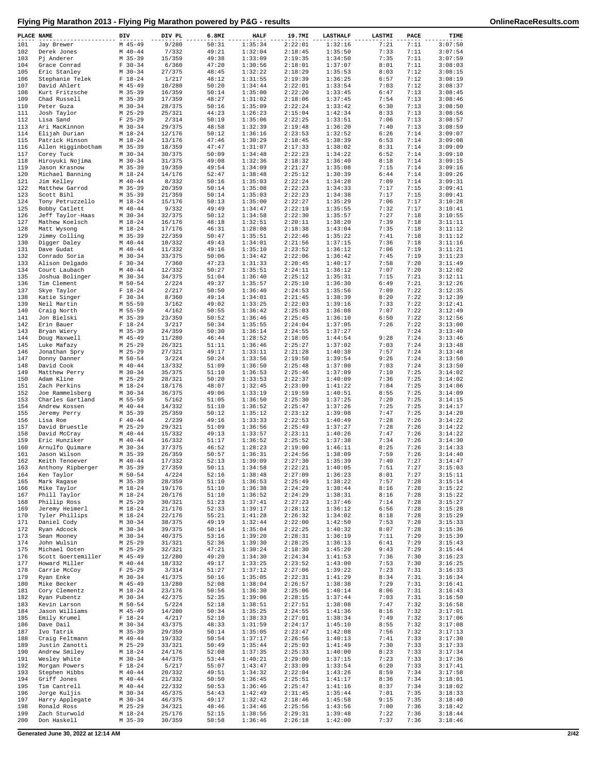# Flying Pig Marathon 2013 - Flying Pig Marathon powered by P&G - results

| PLACE | NAME | DIV | DIV PL | 6.8MI | HALF | 19.7MI | LASTHALF | LASTMI | PACE | TIME |
|---|---|---|---|---|---|---|---|---|---|---|
| 101 | Jay Brewer | M 45-49 | 9/280 | 50:31 | 1:35:34 | 2:22:01 | 1:32:16 | 7:21 | 7:11 | 3:07:50 |
| 102 | Derek Jones | M 40-44 | 7/332 | 49:21 | 1:32:04 | 2:18:45 | 1:35:50 | 7:33 | 7:11 | 3:07:54 |
| 103 | Pj Anderer | M 35-39 | 15/359 | 49:38 | 1:33:09 | 2:19:35 | 1:34:50 | 7:35 | 7:11 | 3:07:59 |
| 104 | Grace Conrad | F 30-34 | 6/360 | 47:20 | 1:30:56 | 2:18:01 | 1:37:07 | 8:01 | 7:11 | 3:08:03 |
| 105 | Eric Stanley | M 30-34 | 27/375 | 48:45 | 1:32:22 | 2:18:29 | 1:35:53 | 8:03 | 7:12 | 3:08:15 |
| 106 | Stephanie Telek | F 18-24 | 1/217 | 48:12 | 1:31:55 | 2:19:39 | 1:36:25 | 6:57 | 7:12 | 3:08:19 |
| 107 | David Ahlert | M 45-49 | 10/280 | 50:20 | 1:34:44 | 2:22:01 | 1:33:54 | 7:03 | 7:12 | 3:08:37 |
| 108 | Kurt Fritzsche | M 35-39 | 16/359 | 50:14 | 1:35:00 | 2:22:20 | 1:33:45 | 6:47 | 7:13 | 3:08:45 |
| 109 | Chad Russell | M 35-39 | 17/359 | 48:27 | 1:31:02 | 2:18:06 | 1:37:45 | 7:54 | 7:13 | 3:08:46 |
| 110 | Peter Guza | M 30-34 | 28/375 | 50:16 | 1:35:09 | 2:22:24 | 1:33:42 | 6:30 | 7:13 | 3:08:50 |
| 111 | Josh Taylor | M 25-29 | 25/321 | 44:23 | 1:26:23 | 2:15:04 | 1:42:34 | 8:33 | 7:13 | 3:08:56 |
| 112 | Lisa Sand | F 25-29 | 2/314 | 50:19 | 1:35:06 | 2:22:25 | 1:33:51 | 7:06 | 7:13 | 3:08:57 |
| 113 | Ari MacKinnon | M 30-34 | 29/375 | 48:58 | 1:32:39 | 2:19:48 | 1:36:20 | 7:40 | 7:13 | 3:08:59 |
| 114 | Elijah Durian | M 18-24 | 12/176 | 50:12 | 1:36:16 | 2:23:53 | 1:32:52 | 6:26 | 7:14 | 3:09:07 |
| 115 | Patrick Hinson | M 18-24 | 13/176 | 47:46 | 1:30:29 | 2:18:45 | 1:38:39 | 6:53 | 7:14 | 3:09:08 |
| 116 | Allen Higginbotham | M 35-39 | 18/359 | 47:47 | 1:31:07 | 2:17:33 | 1:38:02 | 8:31 | 7:14 | 3:09:09 |
| 117 | Corey Tuck | M 30-34 | 30/375 | 50:09 | 1:34:48 | 2:22:23 | 1:34:22 | 6:52 | 7:14 | 3:09:10 |
| 118 | Hiroyuki Nojima | M 30-34 | 31/375 | 49:08 | 1:32:36 | 2:18:32 | 1:36:40 | 8:18 | 7:14 | 3:09:15 |
| 119 | Jason Krasnow | M 35-39 | 19/359 | 49:54 | 1:34:09 | 2:21:27 | 1:35:08 | 7:15 | 7:14 | 3:09:16 |
| 120 | Michael Banning | M 18-24 | 14/176 | 52:47 | 1:38:48 | 2:25:12 | 1:30:39 | 6:44 | 7:14 | 3:09:26 |
| 121 | Jim Kelley | M 40-44 | 8/332 | 50:16 | 1:35:03 | 2:22:24 | 1:34:28 | 7:09 | 7:14 | 3:09:31 |
| 122 | Matthew Garrod | M 35-39 | 20/359 | 50:14 | 1:35:08 | 2:22:23 | 1:34:33 | 7:17 | 7:15 | 3:09:41 |
| 123 | Scott Bihl | M 35-39 | 21/359 | 50:14 | 1:35:03 | 2:22:23 | 1:34:38 | 7:17 | 7:15 | 3:09:41 |
| 124 | Tony Petruzzello | M 18-24 | 15/176 | 50:13 | 1:35:00 | 2:22:27 | 1:35:29 | 7:06 | 7:17 | 3:10:28 |
| 125 | Bobby Catlett | M 40-44 | 9/332 | 49:49 | 1:34:47 | 2:22:19 | 1:35:55 | 7:32 | 7:17 | 3:10:41 |
| 126 | Jeff Taylor-Haas | M 30-34 | 32/375 | 50:12 | 1:34:58 | 2:22:30 | 1:35:57 | 7:27 | 7:18 | 3:10:55 |
| 127 | Mathew Koelsch | M 18-24 | 16/176 | 48:18 | 1:32:51 | 2:20:11 | 1:38:20 | 7:39 | 7:18 | 3:11:11 |
| 128 | Matt Wysong | M 18-24 | 17/176 | 46:31 | 1:28:08 | 2:18:38 | 1:43:04 | 7:35 | 7:18 | 3:11:12 |
| 129 | Jimmy Colling | M 35-39 | 22/359 | 50:47 | 1:35:51 | 2:22:46 | 1:35:22 | 7:41 | 7:18 | 3:11:12 |
| 130 | Digger Daley | M 40-44 | 10/332 | 49:43 | 1:34:01 | 2:21:56 | 1:37:15 | 7:36 | 7:18 | 3:11:16 |
| 131 | Dave Gudat | M 40-44 | 11/332 | 49:16 | 1:35:10 | 2:23:52 | 1:36:12 | 7:06 | 7:19 | 3:11:21 |
| 132 | Conrado Soria | M 30-34 | 33/375 | 50:06 | 1:34:42 | 2:22:06 | 1:36:42 | 7:45 | 7:19 | 3:11:23 |
| 133 | Alison Delgado | F 30-34 | 7/360 | 47:23 | 1:31:33 | 2:20:45 | 1:40:17 | 7:58 | 7:20 | 3:11:49 |
| 134 | Court Laubach | M 40-44 | 12/332 | 50:27 | 1:35:51 | 2:24:11 | 1:36:12 | 7:07 | 7:20 | 3:12:02 |
| 135 | Joshua Bolinger | M 30-34 | 34/375 | 51:04 | 1:36:40 | 2:25:12 | 1:35:31 | 7:15 | 7:21 | 3:12:11 |
| 136 | Tim Clement | M 50-54 | 2/224 | 49:37 | 1:35:57 | 2:25:10 | 1:36:30 | 6:49 | 7:21 | 3:12:26 |
| 137 | Skye Taylor | F 18-24 | 2/217 | 50:50 | 1:36:40 | 2:24:53 | 1:35:56 | 7:09 | 7:22 | 3:12:35 |
| 138 | Katie Singer | F 30-34 | 8/360 | 49:14 | 1:34:01 | 2:21:45 | 1:38:39 | 8:20 | 7:22 | 3:12:39 |
| 139 | Neil Martin | M 55-59 | 3/162 | 49:02 | 1:33:25 | 2:22:03 | 1:39:16 | 7:33 | 7:22 | 3:12:41 |
| 140 | Craig North | M 55-59 | 4/162 | 50:55 | 1:36:42 | 2:25:03 | 1:36:08 | 7:07 | 7:22 | 3:12:49 |
| 141 | Jon Bielski | M 35-39 | 23/359 | 50:52 | 1:36:46 | 2:25:45 | 1:36:10 | 6:50 | 7:22 | 3:12:56 |
| 142 | Erin Bauer | F 18-24 | 3/217 | 50:34 | 1:35:55 | 2:24:04 | 1:37:05 | 7:26 | 7:22 | 3:13:00 |
| 143 | Bryan Wiery | M 35-39 | 24/359 | 50:30 | 1:36:14 | 2:24:55 | 1:37:27 | | 7:24 | 3:13:40 |
| 144 | Doug Maxwell | M 45-49 | 11/280 | 46:44 | 1:28:52 | 2:18:05 | 1:44:54 | 9:28 | 7:24 | 3:13:46 |
| 145 | Luke Mafazy | M 25-29 | 26/321 | 51:11 | 1:36:46 | 2:25:27 | 1:37:02 | 7:03 | 7:24 | 3:13:48 |
| 146 | Jonathan Spry | M 25-29 | 27/321 | 49:17 | 1:33:11 | 2:21:28 | 1:40:38 | 7:57 | 7:24 | 3:13:48 |
| 147 | Donny Danner | M 50-54 | 3/224 | 50:24 | 1:33:56 | 2:19:50 | 1:39:54 | 9:26 | 7:24 | 3:13:50 |
| 148 | David Cook | M 40-44 | 13/332 | 51:09 | 1:36:50 | 2:25:48 | 1:37:00 | 7:03 | 7:24 | 3:13:50 |
| 149 | Matthew Perry | M 30-34 | 35/375 | 51:10 | 1:36:53 | 2:25:46 | 1:37:09 | 7:10 | 7:25 | 3:14:02 |
| 150 | Adam Kline | M 25-29 | 28/321 | 50:20 | 1:33:53 | 2:22:37 | 1:40:09 | 7:36 | 7:25 | 3:14:02 |
| 151 | Zach Perkins | M 18-24 | 18/176 | 48:07 | 1:32:45 | 2:23:09 | 1:41:22 | 7:04 | 7:25 | 3:14:06 |
| 152 | Joe Rammelsberg | M 30-34 | 36/375 | 49:06 | 1:33:19 | 2:19:59 | 1:40:51 | 8:55 | 7:25 | 3:14:09 |
| 153 | Charles Gartland | M 55-59 | 5/162 | 51:05 | 1:36:50 | 2:25:30 | 1:37:25 | 7:20 | 7:25 | 3:14:15 |
| 154 | Andrew Kossen | M 40-44 | 14/332 | 51:10 | 1:36:52 | 2:25:47 | 1:37:26 | 7:25 | 7:25 | 3:14:17 |
| 155 | Jeremy Perry | M 35-39 | 25/359 | 50:12 | 1:35:12 | 2:23:12 | 1:39:08 | 7:47 | 7:25 | 3:14:20 |
| 156 | Lisa Roe | F 40-44 | 2/239 | 49:16 | 1:33:33 | 2:22:53 | 1:40:49 | 7:28 | 7:26 | 3:14:22 |
| 157 | David Bruestle | M 25-29 | 29/321 | 51:09 | 1:36:56 | 2:25:49 | 1:37:27 | 7:28 | 7:26 | 3:14:22 |
| 158 | David McCray | M 40-44 | 15/332 | 49:13 | 1:33:57 | 2:23:11 | 1:40:26 | 7:47 | 7:26 | 3:14:22 |
| 159 | Eric Hunziker | M 40-44 | 16/332 | 51:17 | 1:36:52 | 2:25:52 | 1:37:38 | 7:34 | 7:26 | 3:14:30 |
| 160 | Arnulfo Quimare | M 30-34 | 37/375 | 46:52 | 1:28:23 | 2:19:00 | 1:46:11 | 8:25 | 7:26 | 3:14:33 |
| 161 | Jason Wilson | M 35-39 | 26/359 | 50:57 | 1:36:31 | 2:24:56 | 1:38:09 | 7:59 | 7:26 | 3:14:40 |
| 162 | Keith Tenoever | M 40-44 | 17/332 | 52:13 | 1:39:09 | 2:27:30 | 1:35:39 | 7:40 | 7:27 | 3:14:47 |
| 163 | Anthony Ripberger | M 35-39 | 27/359 | 50:11 | 1:34:58 | 2:22:21 | 1:40:05 | 7:51 | 7:27 | 3:15:03 |
| 164 | Ken Taylor | M 50-54 | 4/224 | 52:16 | 1:38:48 | 2:27:09 | 1:36:23 | 8:01 | 7:27 | 3:15:11 |
| 165 | Mark Ragase | M 35-39 | 28/359 | 51:10 | 1:36:53 | 2:25:49 | 1:38:22 | 7:57 | 7:28 | 3:15:14 |
| 166 | Mike Taylor | M 18-24 | 19/176 | 51:10 | 1:36:38 | 2:24:29 | 1:38:44 | 8:16 | 7:28 | 3:15:22 |
| 167 | Phill Taylor | M 18-24 | 20/176 | 51:10 | 1:36:52 | 2:24:29 | 1:38:31 | 8:16 | 7:28 | 3:15:22 |
| 168 | Phillip Ross | M 25-29 | 30/321 | 51:23 | 1:37:41 | 2:27:23 | 1:37:46 | 7:14 | 7:28 | 3:15:27 |
| 169 | Jeremy Heimerl | M 18-24 | 21/176 | 52:33 | 1:39:17 | 2:28:12 | 1:36:12 | 6:56 | 7:28 | 3:15:28 |
| 170 | Tyler Phillips | M 18-24 | 22/176 | 55:21 | 1:41:28 | 2:26:32 | 1:34:02 | 8:18 | 7:28 | 3:15:29 |
| 171 | Daniel Cody | M 30-34 | 38/375 | 49:19 | 1:32:44 | 2:22:00 | 1:42:50 | 7:53 | 7:28 | 3:15:33 |
| 172 | Ryan Adcock | M 30-34 | 39/375 | 50:14 | 1:35:04 | 2:22:25 | 1:40:32 | 8:07 | 7:28 | 3:15:36 |
| 173 | Sean Mooney | M 30-34 | 40/375 | 53:16 | 1:39:20 | 2:28:31 | 1:36:19 | 7:11 | 7:29 | 3:15:39 |
| 174 | John Wulsin | M 25-29 | 31/321 | 52:36 | 1:39:30 | 2:28:25 | 1:36:13 | 6:41 | 7:29 | 3:15:43 |
| 175 | Michael Ooten | M 25-29 | 32/321 | 47:21 | 1:30:24 | 2:18:30 | 1:45:20 | 9:43 | 7:29 | 3:15:44 |
| 176 | Scott Goertemiller | M 45-49 | 12/280 | 49:20 | 1:34:30 | 2:24:34 | 1:41:53 | 7:36 | 7:30 | 3:16:23 |
| 177 | Howard Miller | M 40-44 | 18/332 | 49:17 | 1:33:25 | 2:23:52 | 1:43:00 | 7:53 | 7:30 | 3:16:25 |
| 178 | Carrie McCoy | F 25-29 | 3/314 | 51:27 | 1:37:12 | 2:27:06 | 1:39:22 | 7:23 | 7:31 | 3:16:33 |
| 179 | Ryan Enke | M 30-34 | 41/375 | 50:16 | 1:35:05 | 2:22:31 | 1:41:29 | 8:34 | 7:31 | 3:16:34 |
| 180 | Mike Becker | M 45-49 | 13/280 | 52:08 | 1:38:04 | 2:26:57 | 1:38:38 | 7:29 | 7:31 | 3:16:41 |
| 181 | Cory Clementz | M 18-24 | 23/176 | 50:56 | 1:36:30 | 2:25:06 | 1:40:14 | 8:06 | 7:31 | 3:16:43 |
| 182 | Ryan Pubentz | M 30-34 | 42/375 | 52:35 | 1:39:06 | 2:28:15 | 1:37:44 | 7:03 | 7:31 | 3:16:50 |
| 183 | Kevin Larson | M 50-54 | 5/224 | 52:18 | 1:38:51 | 2:27:51 | 1:38:08 | 7:47 | 7:32 | 3:16:58 |
| 184 | Jason Williams | M 45-49 | 14/280 | 50:34 | 1:35:25 | 2:24:55 | 1:41:36 | 8:16 | 7:32 | 3:17:01 |
| 185 | Emily Krumel | F 18-24 | 4/217 | 52:10 | 1:38:33 | 2:27:01 | 1:38:34 | 7:49 | 7:32 | 3:17:06 |
| 186 | Dave Dail | M 30-34 | 43/375 | 48:33 | 1:31:59 | 2:24:17 | 1:45:10 | 8:55 | 7:32 | 3:17:08 |
| 187 | Ivo Tatrik | M 35-39 | 29/359 | 50:14 | 1:35:05 | 2:23:47 | 1:42:08 | 7:56 | 7:32 | 3:17:13 |
| 188 | Craig Feltmann | M 40-44 | 19/332 | 50:54 | 1:37:17 | 2:26:56 | 1:40:13 | 7:41 | 7:33 | 3:17:30 |
| 189 | Justin Zanotti | M 25-29 | 33/321 | 50:49 | 1:35:44 | 2:25:03 | 1:41:49 | 7:30 | 7:33 | 3:17:33 |
| 190 | Andrew Smiley | M 18-24 | 24/176 | 52:08 | 1:37:35 | 2:25:33 | 1:40:00 | 8:23 | 7:33 | 3:17:34 |
| 191 | Wesley White | M 30-34 | 44/375 | 53:44 | 1:40:21 | 2:29:00 | 1:37:15 | 7:23 | 7:33 | 3:17:36 |
| 192 | Morgan Powers | F 18-24 | 5/217 | 55:07 | 1:43:47 | 2:33:09 | 1:33:54 | 6:20 | 7:33 | 3:17:41 |
| 193 | Stephen Hibbs | M 40-44 | 20/332 | 49:51 | 1:34:32 | 2:22:04 | 1:43:26 | 8:59 | 7:34 | 3:17:58 |
| 194 | Griff Jones | M 40-44 | 21/332 | 50:50 | 1:36:45 | 2:25:51 | 1:41:17 | 8:36 | 7:34 | 3:18:01 |
| 195 | Tim Cantrell | M 40-44 | 22/332 | 50:53 | 1:36:46 | 2:25:47 | 1:41:16 | 8:37 | 7:34 | 3:18:02 |
| 196 | Jorge Kuljis | M 30-34 | 45/375 | 54:43 | 1:42:49 | 2:31:45 | 1:35:44 | 7:01 | 7:35 | 3:18:33 |
| 197 | Harry Applegate | M 30-34 | 46/375 | 49:17 | 1:32:42 | 2:18:46 | 1:45:58 | 9:15 | 7:35 | 3:18:40 |
| 198 | Ronald Ross | M 25-29 | 34/321 | 48:46 | 1:34:46 | 2:25:56 | 1:43:56 | 7:00 | 7:36 | 3:18:42 |
| 199 | Zach Sturwold | M 18-24 | 25/176 | 52:15 | 1:38:56 | 2:29:31 | 1:39:48 | 7:22 | 7:36 | 3:18:44 |
| 200 | Don Haskell | M 35-39 | 30/359 | 50:58 | 1:36:46 | 2:26:18 | 1:42:00 | 7:37 | 7:36 | 3:18:46 |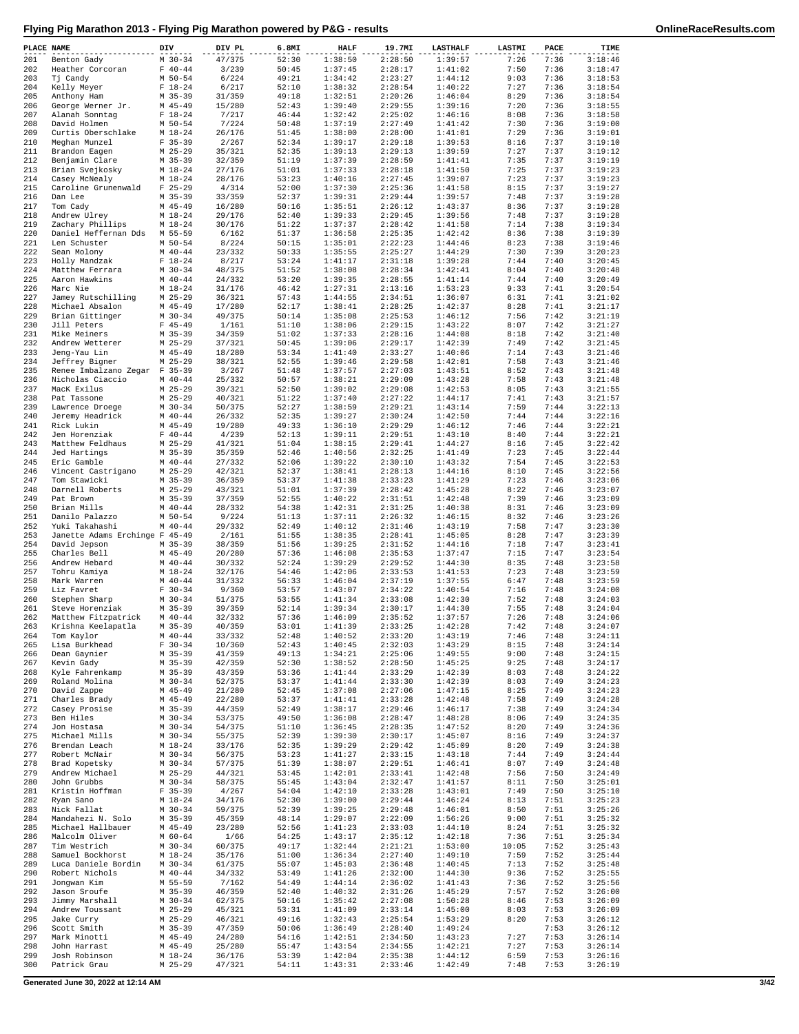# Flying Pig Marathon 2013 - Flying Pig Marathon powered by P&G - results

| PLACE | NAME | DIV | DIV PL | 6.8MI | HALF | 19.7MI | LASTHALF | LASTMI | PACE | TIME |
|---|---|---|---|---|---|---|---|---|---|---|
| 201 | Benton Gady | M 30-34 | 47/375 | 52:30 | 1:38:50 | 2:28:50 | 1:39:57 | 7:26 | 7:36 | 3:18:46 |
| 202 | Heather Corcoran | F 40-44 | 3/239 | 50:45 | 1:37:45 | 2:28:17 | 1:41:02 | 7:50 | 7:36 | 3:18:47 |
| 203 | Tj Candy | M 50-54 | 6/224 | 49:21 | 1:34:42 | 2:23:27 | 1:44:12 | 9:03 | 7:36 | 3:18:53 |
| 204 | Kelly Meyer | F 18-24 | 6/217 | 52:10 | 1:38:32 | 2:28:54 | 1:40:22 | 7:27 | 7:36 | 3:18:54 |
| 205 | Anthony Ham | M 35-39 | 31/359 | 49:18 | 1:32:51 | 2:20:26 | 1:46:04 | 8:29 | 7:36 | 3:18:54 |
| 206 | George Werner Jr. | M 45-49 | 15/280 | 52:43 | 1:39:40 | 2:29:55 | 1:39:16 | 7:20 | 7:36 | 3:18:55 |
| 207 | Alanah Sonntag | F 18-24 | 7/217 | 46:44 | 1:32:42 | 2:25:02 | 1:46:16 | 8:08 | 7:36 | 3:18:58 |
| 208 | David Holmen | M 50-54 | 7/224 | 50:48 | 1:37:19 | 2:27:49 | 1:41:42 | 7:30 | 7:36 | 3:19:00 |
| 209 | Curtis Oberschlake | M 18-24 | 26/176 | 51:45 | 1:38:00 | 2:28:00 | 1:41:01 | 7:29 | 7:36 | 3:19:01 |
| 210 | Meghan Munzel | F 35-39 | 2/267 | 52:34 | 1:39:17 | 2:29:18 | 1:39:53 | 8:16 | 7:37 | 3:19:10 |
| 211 | Brandon Eagen | M 25-29 | 35/321 | 52:35 | 1:39:13 | 2:29:13 | 1:39:59 | 7:27 | 7:37 | 3:19:12 |
| 212 | Benjamin Clare | M 35-39 | 32/359 | 51:19 | 1:37:39 | 2:28:59 | 1:41:41 | 7:35 | 7:37 | 3:19:19 |
| 213 | Brian Svejkosky | M 18-24 | 27/176 | 51:01 | 1:37:33 | 2:28:18 | 1:41:50 | 7:25 | 7:37 | 3:19:23 |
| 214 | Casey McNealy | M 18-24 | 28/176 | 53:23 | 1:40:16 | 2:27:45 | 1:39:07 | 7:23 | 7:37 | 3:19:23 |
| 215 | Caroline Grunenwald | F 25-29 | 4/314 | 52:00 | 1:37:30 | 2:25:36 | 1:41:58 | 8:15 | 7:37 | 3:19:27 |
| 216 | Dan Lee | M 35-39 | 33/359 | 52:37 | 1:39:31 | 2:29:44 | 1:39:57 | 7:48 | 7:37 | 3:19:28 |
| 217 | Tom Cady | M 45-49 | 16/280 | 50:16 | 1:35:51 | 2:26:12 | 1:43:37 | 8:36 | 7:37 | 3:19:28 |
| 218 | Andrew Ulrey | M 18-24 | 29/176 | 52:40 | 1:39:33 | 2:29:45 | 1:39:56 | 7:48 | 7:37 | 3:19:28 |
| 219 | Zachary Phillips | M 18-24 | 30/176 | 51:22 | 1:37:37 | 2:28:42 | 1:41:58 | 7:14 | 7:38 | 3:19:34 |
| 220 | Daniel Heffernan Dds | M 55-59 | 6/162 | 51:37 | 1:36:58 | 2:25:35 | 1:42:42 | 8:36 | 7:38 | 3:19:39 |
| 221 | Len Schuster | M 50-54 | 8/224 | 50:15 | 1:35:01 | 2:22:23 | 1:44:46 | 8:23 | 7:38 | 3:19:46 |
| 222 | Sean Molony | M 40-44 | 23/332 | 50:33 | 1:35:55 | 2:25:27 | 1:44:29 | 7:30 | 7:39 | 3:20:23 |
| 223 | Holly Mandzak | F 18-24 | 8/217 | 53:24 | 1:41:17 | 2:31:18 | 1:39:28 | 7:44 | 7:40 | 3:20:45 |
| 224 | Matthew Ferrara | M 30-34 | 48/375 | 51:52 | 1:38:08 | 2:28:34 | 1:42:41 | 8:04 | 7:40 | 3:20:48 |
| 225 | Aaron Hawkins | M 40-44 | 24/332 | 53:20 | 1:39:35 | 2:28:55 | 1:41:14 | 7:44 | 7:40 | 3:20:49 |
| 226 | Marc Nie | M 18-24 | 31/176 | 46:42 | 1:27:31 | 2:13:16 | 1:53:23 | 9:33 | 7:41 | 3:20:54 |
| 227 | Jamey Rutschilling | M 25-29 | 36/321 | 57:43 | 1:44:55 | 2:34:51 | 1:36:07 | 6:31 | 7:41 | 3:21:02 |
| 228 | Michael Absalon | M 45-49 | 17/280 | 52:17 | 1:38:41 | 2:28:25 | 1:42:37 | 8:28 | 7:41 | 3:21:17 |
| 229 | Brian Gittinger | M 30-34 | 49/375 | 50:14 | 1:35:08 | 2:25:53 | 1:46:12 | 7:56 | 7:42 | 3:21:19 |
| 230 | Jill Peters | F 45-49 | 1/161 | 51:10 | 1:38:06 | 2:29:15 | 1:43:22 | 8:07 | 7:42 | 3:21:27 |
| 231 | Mike Meiners | M 35-39 | 34/359 | 51:02 | 1:37:33 | 2:28:16 | 1:44:08 | 8:18 | 7:42 | 3:21:40 |
| 232 | Andrew Wetterer | M 25-29 | 37/321 | 50:45 | 1:39:06 | 2:29:17 | 1:42:39 | 7:49 | 7:42 | 3:21:45 |
| 233 | Jeng-Yau Lin | M 45-49 | 18/280 | 53:34 | 1:41:40 | 2:33:27 | 1:40:06 | 7:14 | 7:43 | 3:21:46 |
| 234 | Jeffrey Bigner | M 25-29 | 38/321 | 52:55 | 1:39:46 | 2:29:58 | 1:42:01 | 7:58 | 7:43 | 3:21:46 |
| 235 | Renee Imbalzano Zegar | F 35-39 | 3/267 | 51:48 | 1:37:57 | 2:27:03 | 1:43:51 | 8:52 | 7:43 | 3:21:48 |
| 236 | Nicholas Ciaccio | M 40-44 | 25/332 | 50:57 | 1:38:21 | 2:29:09 | 1:43:28 | 7:58 | 7:43 | 3:21:48 |
| 237 | MacK Exilus | M 25-29 | 39/321 | 52:50 | 1:39:02 | 2:29:08 | 1:42:53 | 8:05 | 7:43 | 3:21:55 |
| 238 | Pat Tassone | M 25-29 | 40/321 | 51:22 | 1:37:40 | 2:27:22 | 1:44:17 | 7:41 | 7:43 | 3:21:57 |
| 239 | Lawrence Droege | M 30-34 | 50/375 | 52:27 | 1:38:59 | 2:29:21 | 1:43:14 | 7:59 | 7:44 | 3:22:13 |
| 240 | Jeremy Headrick | M 40-44 | 26/332 | 52:35 | 1:39:27 | 2:30:24 | 1:42:50 | 7:44 | 7:44 | 3:22:16 |
| 241 | Rick Lukin | M 45-49 | 19/280 | 49:33 | 1:36:10 | 2:29:29 | 1:46:12 | 7:46 | 7:44 | 3:22:21 |
| 242 | Jen Horenziak | F 40-44 | 4/239 | 52:13 | 1:39:11 | 2:29:51 | 1:43:10 | 8:40 | 7:44 | 3:22:21 |
| 243 | Matthew Feldhaus | M 25-29 | 41/321 | 51:04 | 1:38:15 | 2:29:41 | 1:44:27 | 8:16 | 7:45 | 3:22:42 |
| 244 | Jed Hartings | M 35-39 | 35/359 | 52:46 | 1:40:56 | 2:32:25 | 1:41:49 | 7:23 | 7:45 | 3:22:44 |
| 245 | Eric Gamble | M 40-44 | 27/332 | 52:06 | 1:39:22 | 2:30:10 | 1:43:32 | 7:54 | 7:45 | 3:22:53 |
| 246 | Vincent Castrigano | M 25-29 | 42/321 | 52:37 | 1:38:41 | 2:28:13 | 1:44:16 | 8:10 | 7:45 | 3:22:56 |
| 247 | Tom Stawicki | M 35-39 | 36/359 | 53:37 | 1:41:38 | 2:33:23 | 1:41:29 | 7:23 | 7:46 | 3:23:06 |
| 248 | Darnell Roberts | M 25-29 | 43/321 | 51:01 | 1:37:39 | 2:28:42 | 1:45:28 | 8:22 | 7:46 | 3:23:07 |
| 249 | Pat Brown | M 35-39 | 37/359 | 52:55 | 1:40:22 | 2:31:51 | 1:42:48 | 7:39 | 7:46 | 3:23:09 |
| 250 | Brian Mills | M 40-44 | 28/332 | 54:38 | 1:42:31 | 2:31:25 | 1:40:38 | 8:31 | 7:46 | 3:23:09 |
| 251 | Danilo Palazzo | M 50-54 | 9/224 | 51:13 | 1:37:11 | 2:26:32 | 1:46:15 | 8:32 | 7:46 | 3:23:26 |
| 252 | Yuki Takahashi | M 40-44 | 29/332 | 52:49 | 1:40:12 | 2:31:46 | 1:43:19 | 7:58 | 7:47 | 3:23:30 |
| 253 | Janette Adams Erchinge | F 45-49 | 2/161 | 51:55 | 1:38:35 | 2:28:41 | 1:45:05 | 8:28 | 7:47 | 3:23:39 |
| 254 | David Jepson | M 35-39 | 38/359 | 51:56 | 1:39:25 | 2:31:52 | 1:44:16 | 7:18 | 7:47 | 3:23:41 |
| 255 | Charles Bell | M 45-49 | 20/280 | 57:36 | 1:46:08 | 2:35:53 | 1:37:47 | 7:15 | 7:47 | 3:23:54 |
| 256 | Andrew Hebard | M 40-44 | 30/332 | 52:24 | 1:39:29 | 2:29:52 | 1:44:30 | 8:35 | 7:48 | 3:23:58 |
| 257 | Tohru Kamiya | M 18-24 | 32/176 | 54:46 | 1:42:06 | 2:33:53 | 1:41:53 | 7:23 | 7:48 | 3:23:59 |
| 258 | Mark Warren | M 40-44 | 31/332 | 56:33 | 1:46:04 | 2:37:19 | 1:37:55 | 6:47 | 7:48 | 3:23:59 |
| 259 | Liz Favret | F 30-34 | 9/360 | 53:57 | 1:43:07 | 2:34:22 | 1:40:54 | 7:16 | 7:48 | 3:24:00 |
| 260 | Stephen Sharp | M 30-34 | 51/375 | 53:55 | 1:41:34 | 2:33:08 | 1:42:30 | 7:52 | 7:48 | 3:24:03 |
| 261 | Steve Horenziak | M 35-39 | 39/359 | 52:14 | 1:39:34 | 2:30:17 | 1:44:30 | 7:55 | 7:48 | 3:24:04 |
| 262 | Matthew Fitzpatrick | M 40-44 | 32/332 | 57:36 | 1:46:09 | 2:35:52 | 1:37:57 | 7:26 | 7:48 | 3:24:06 |
| 263 | Krishna Keelapatla | M 35-39 | 40/359 | 53:01 | 1:41:39 | 2:33:25 | 1:42:28 | 7:42 | 7:48 | 3:24:07 |
| 264 | Tom Kaylor | M 40-44 | 33/332 | 52:48 | 1:40:52 | 2:33:20 | 1:43:19 | 7:46 | 7:48 | 3:24:11 |
| 265 | Lisa Burkhead | F 30-34 | 10/360 | 52:43 | 1:40:45 | 2:32:03 | 1:43:29 | 8:15 | 7:48 | 3:24:14 |
| 266 | Dean Gaynier | M 35-39 | 41/359 | 49:13 | 1:34:21 | 2:25:06 | 1:49:55 | 9:00 | 7:48 | 3:24:15 |
| 267 | Kevin Gady | M 35-39 | 42/359 | 52:30 | 1:38:52 | 2:28:50 | 1:45:25 | 9:25 | 7:48 | 3:24:17 |
| 268 | Kyle Fahrenkamp | M 35-39 | 43/359 | 53:36 | 1:41:44 | 2:33:29 | 1:42:39 | 8:03 | 7:48 | 3:24:22 |
| 269 | Roland Molina | M 30-34 | 52/375 | 53:37 | 1:41:44 | 2:33:30 | 1:42:39 | 8:03 | 7:49 | 3:24:23 |
| 270 | David Zappe | M 45-49 | 21/280 | 52:45 | 1:37:08 | 2:27:06 | 1:47:15 | 8:25 | 7:49 | 3:24:23 |
| 271 | Charles Brady | M 45-49 | 22/280 | 53:37 | 1:41:41 | 2:33:28 | 1:42:48 | 7:58 | 7:49 | 3:24:28 |
| 272 | Casey Prosise | M 35-39 | 44/359 | 52:49 | 1:38:17 | 2:29:46 | 1:46:17 | 7:38 | 7:49 | 3:24:34 |
| 273 | Ben Hiles | M 30-34 | 53/375 | 49:50 | 1:36:08 | 2:28:47 | 1:48:28 | 8:06 | 7:49 | 3:24:35 |
| 274 | Jon Hostasa | M 30-34 | 54/375 | 51:10 | 1:36:45 | 2:28:35 | 1:47:52 | 8:20 | 7:49 | 3:24:36 |
| 275 | Michael Mills | M 30-34 | 55/375 | 52:39 | 1:39:30 | 2:30:17 | 1:45:07 | 8:16 | 7:49 | 3:24:37 |
| 276 | Brendan Leach | M 18-24 | 33/176 | 52:35 | 1:39:29 | 2:29:42 | 1:45:09 | 8:20 | 7:49 | 3:24:38 |
| 277 | Robert McNair | M 30-34 | 56/375 | 53:23 | 1:41:27 | 2:33:15 | 1:43:18 | 7:44 | 7:49 | 3:24:44 |
| 278 | Brad Kopetsky | M 30-34 | 57/375 | 51:39 | 1:38:07 | 2:29:51 | 1:46:41 | 8:07 | 7:49 | 3:24:48 |
| 279 | Andrew Michael | M 25-29 | 44/321 | 53:45 | 1:42:01 | 2:33:41 | 1:42:48 | 7:56 | 7:50 | 3:24:49 |
| 280 | John Grubbs | M 30-34 | 58/375 | 55:45 | 1:43:04 | 2:32:47 | 1:41:57 | 8:11 | 7:50 | 3:25:01 |
| 281 | Kristin Hoffman | F 35-39 | 4/267 | 54:04 | 1:42:10 | 2:33:28 | 1:43:01 | 7:49 | 7:50 | 3:25:10 |
| 282 | Ryan Sano | M 18-24 | 34/176 | 52:30 | 1:39:00 | 2:29:44 | 1:46:24 | 8:13 | 7:51 | 3:25:23 |
| 283 | Nick Fallat | M 30-34 | 59/375 | 52:39 | 1:39:25 | 2:29:48 | 1:46:01 | 8:50 | 7:51 | 3:25:26 |
| 284 | Mandahezi N. Solo | M 35-39 | 45/359 | 48:14 | 1:29:07 | 2:22:09 | 1:56:26 | 9:00 | 7:51 | 3:25:32 |
| 285 | Michael Hallbauer | M 45-49 | 23/280 | 52:56 | 1:41:23 | 2:33:03 | 1:44:10 | 8:24 | 7:51 | 3:25:32 |
| 286 | Malcolm Oliver | M 60-64 | 1/66 | 54:25 | 1:43:17 | 2:35:12 | 1:42:18 | 7:36 | 7:51 | 3:25:34 |
| 287 | Tim Westrich | M 30-34 | 60/375 | 49:17 | 1:32:44 | 2:21:21 | 1:53:00 | 10:05 | 7:52 | 3:25:43 |
| 288 | Samuel Bockhorst | M 18-24 | 35/176 | 51:00 | 1:36:34 | 2:27:40 | 1:49:10 | 7:59 | 7:52 | 3:25:44 |
| 289 | Luca Daniele Bordin | M 30-34 | 61/375 | 55:07 | 1:45:03 | 2:36:48 | 1:40:45 | 7:13 | 7:52 | 3:25:48 |
| 290 | Robert Nichols | M 40-44 | 34/332 | 53:49 | 1:41:26 | 2:32:00 | 1:44:30 | 9:36 | 7:52 | 3:25:55 |
| 291 | Jongwan Kim | M 55-59 | 7/162 | 54:49 | 1:44:14 | 2:36:02 | 1:41:43 | 7:36 | 7:52 | 3:25:56 |
| 292 | Jason Sroufe | M 35-39 | 46/359 | 52:40 | 1:40:32 | 2:31:26 | 1:45:29 | 7:57 | 7:52 | 3:26:00 |
| 293 | Jimmy Marshall | M 30-34 | 62/375 | 50:16 | 1:35:42 | 2:27:08 | 1:50:28 | 8:46 | 7:53 | 3:26:09 |
| 294 | Andrew Toussant | M 25-29 | 45/321 | 53:31 | 1:41:09 | 2:33:14 | 1:45:00 | 8:03 | 7:53 | 3:26:09 |
| 295 | Jake Curry | M 25-29 | 46/321 | 49:16 | 1:32:43 | 2:25:54 | 1:53:29 | 8:20 | 7:53 | 3:26:12 |
| 296 | Scott Smith | M 35-39 | 47/359 | 50:06 | 1:36:49 | 2:28:40 | 1:49:24 | | 7:53 | 3:26:12 |
| 297 | Mark Minotti | M 45-49 | 24/280 | 54:16 | 1:42:51 | 2:34:50 | 1:43:23 | 7:27 | 7:53 | 3:26:14 |
| 298 | John Harrast | M 45-49 | 25/280 | 55:47 | 1:43:54 | 2:34:55 | 1:42:21 | 7:27 | 7:53 | 3:26:14 |
| 299 | Josh Robinson | M 18-24 | 36/176 | 53:39 | 1:42:04 | 2:35:38 | 1:44:12 | 6:59 | 7:53 | 3:26:16 |
| 300 | Patrick Grau | M 25-29 | 47/321 | 54:11 | 1:43:31 | 2:33:46 | 1:42:49 | 7:48 | 7:53 | 3:26:19 |

Generated June 30, 2022 at 12:14 AM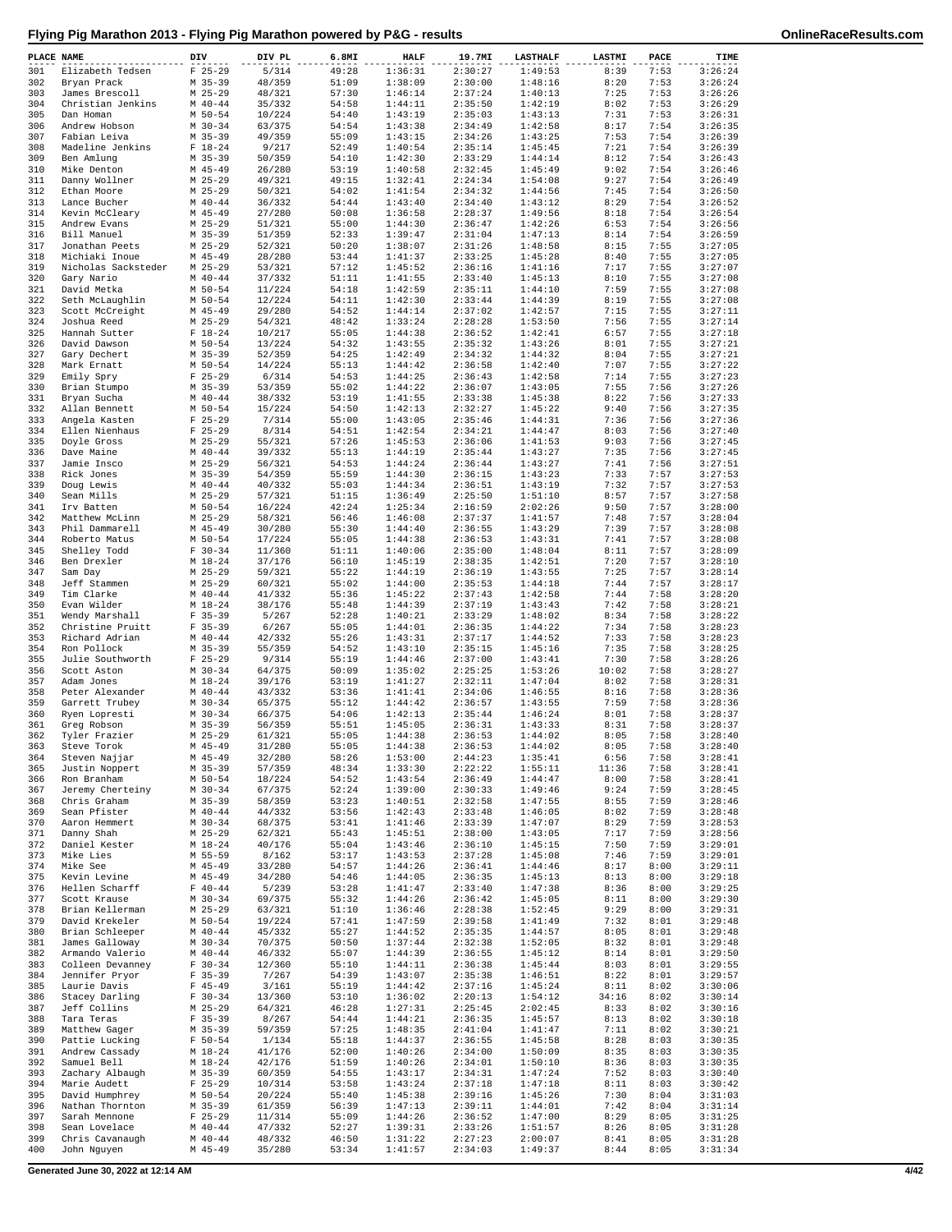# Flying Pig Marathon 2013 - Flying Pig Marathon powered by P&G - results

| PLACE | NAME | DIV | DIV PL | 6.8MI | HALF | 19.7MI | LASTHALF | LASTMI | PACE | TIME |
|---|---|---|---|---|---|---|---|---|---|---|
| 301 | Elizabeth Tedsen | F 25-29 | 5/314 | 49:28 | 1:36:31 | 2:30:27 | 1:49:53 | 8:39 | 7:53 | 3:26:24 |
| 302 | Bryan Prack | M 35-39 | 48/359 | 51:09 | 1:38:09 | 2:30:00 | 1:48:16 | 8:20 | 7:53 | 3:26:24 |
| 303 | James Brescoll | M 25-29 | 48/321 | 57:30 | 1:46:14 | 2:37:24 | 1:40:13 | 7:25 | 7:53 | 3:26:26 |
| 304 | Christian Jenkins | M 40-44 | 35/332 | 54:58 | 1:44:11 | 2:35:50 | 1:42:19 | 8:02 | 7:53 | 3:26:29 |
| 305 | Dan Homan | M 50-54 | 10/224 | 54:40 | 1:43:19 | 2:35:03 | 1:43:13 | 7:31 | 7:53 | 3:26:31 |
| 306 | Andrew Hobson | M 30-34 | 63/375 | 54:54 | 1:43:38 | 2:34:49 | 1:42:58 | 8:17 | 7:54 | 3:26:35 |
| 307 | Fabian Leiva | M 35-39 | 49/359 | 55:09 | 1:43:15 | 2:34:26 | 1:43:25 | 7:53 | 7:54 | 3:26:39 |
| 308 | Madeline Jenkins | F 18-24 | 9/217 | 52:49 | 1:40:54 | 2:35:14 | 1:45:45 | 7:21 | 7:54 | 3:26:39 |
| 309 | Ben Amlung | M 35-39 | 50/359 | 54:10 | 1:42:30 | 2:33:29 | 1:44:14 | 8:12 | 7:54 | 3:26:43 |
| 310 | Mike Denton | M 45-49 | 26/280 | 53:19 | 1:40:58 | 2:32:45 | 1:45:49 | 9:02 | 7:54 | 3:26:46 |
| 311 | Danny Wollner | M 25-29 | 49/321 | 49:15 | 1:32:41 | 2:24:34 | 1:54:08 | 9:27 | 7:54 | 3:26:49 |
| 312 | Ethan Moore | M 25-29 | 50/321 | 54:02 | 1:41:54 | 2:34:32 | 1:44:56 | 7:45 | 7:54 | 3:26:50 |
| 313 | Lance Bucher | M 40-44 | 36/332 | 54:44 | 1:43:40 | 2:34:40 | 1:43:12 | 8:29 | 7:54 | 3:26:52 |
| 314 | Kevin McCleary | M 45-49 | 27/280 | 50:08 | 1:36:58 | 2:28:37 | 1:49:56 | 8:18 | 7:54 | 3:26:54 |
| 315 | Andrew Evans | M 25-29 | 51/321 | 55:00 | 1:44:30 | 2:36:47 | 1:42:26 | 6:53 | 7:54 | 3:26:56 |
| 316 | Bill Manuel | M 35-39 | 51/359 | 52:33 | 1:39:47 | 2:31:04 | 1:47:13 | 8:14 | 7:54 | 3:26:59 |
| 317 | Jonathan Peets | M 25-29 | 52/321 | 50:20 | 1:38:07 | 2:31:26 | 1:48:58 | 8:15 | 7:55 | 3:27:05 |
| 318 | Michiaki Inoue | M 45-49 | 28/280 | 53:44 | 1:41:37 | 2:33:25 | 1:45:28 | 8:40 | 7:55 | 3:27:05 |
| 319 | Nicholas Sacksteder | M 25-29 | 53/321 | 57:12 | 1:45:52 | 2:36:16 | 1:41:16 | 7:17 | 7:55 | 3:27:07 |
| 320 | Gary Nario | M 40-44 | 37/332 | 51:11 | 1:41:55 | 2:33:40 | 1:45:13 | 8:10 | 7:55 | 3:27:08 |
| 321 | David Metka | M 50-54 | 11/224 | 54:18 | 1:42:59 | 2:35:11 | 1:44:10 | 7:59 | 7:55 | 3:27:08 |
| 322 | Seth McLaughlin | M 50-54 | 12/224 | 54:11 | 1:42:30 | 2:33:44 | 1:44:39 | 8:19 | 7:55 | 3:27:08 |
| 323 | Scott McCreight | M 45-49 | 29/280 | 54:52 | 1:44:14 | 2:37:02 | 1:42:57 | 7:15 | 7:55 | 3:27:11 |
| 324 | Joshua Reed | M 25-29 | 54/321 | 48:42 | 1:33:24 | 2:28:28 | 1:53:50 | 7:56 | 7:55 | 3:27:14 |
| 325 | Hannah Sutter | F 18-24 | 10/217 | 55:05 | 1:44:38 | 2:36:52 | 1:42:41 | 6:57 | 7:55 | 3:27:18 |
| 326 | David Dawson | M 50-54 | 13/224 | 54:32 | 1:43:55 | 2:35:32 | 1:43:26 | 8:01 | 7:55 | 3:27:21 |
| 327 | Gary Dechert | M 35-39 | 52/359 | 54:25 | 1:42:49 | 2:34:32 | 1:44:32 | 8:04 | 7:55 | 3:27:21 |
| 328 | Mark Ernatt | M 50-54 | 14/224 | 55:13 | 1:44:42 | 2:36:58 | 1:42:40 | 7:07 | 7:55 | 3:27:22 |
| 329 | Emily Spry | F 25-29 | 6/314 | 54:53 | 1:44:25 | 2:36:43 | 1:42:58 | 7:14 | 7:55 | 3:27:23 |
| 330 | Brian Stumpo | M 35-39 | 53/359 | 55:02 | 1:44:22 | 2:36:07 | 1:43:05 | 7:55 | 7:56 | 3:27:26 |
| 331 | Bryan Sucha | M 40-44 | 38/332 | 53:19 | 1:41:55 | 2:33:38 | 1:45:38 | 8:22 | 7:56 | 3:27:33 |
| 332 | Allan Bennett | M 50-54 | 15/224 | 54:50 | 1:42:13 | 2:32:27 | 1:45:22 | 9:40 | 7:56 | 3:27:35 |
| 333 | Angela Kasten | F 25-29 | 7/314 | 55:00 | 1:43:05 | 2:35:46 | 1:44:31 | 7:36 | 7:56 | 3:27:36 |
| 334 | Ellen Nienhaus | F 25-29 | 8/314 | 54:51 | 1:42:54 | 2:34:21 | 1:44:47 | 8:03 | 7:56 | 3:27:40 |
| 335 | Doyle Gross | M 25-29 | 55/321 | 57:26 | 1:45:53 | 2:36:06 | 1:41:53 | 9:03 | 7:56 | 3:27:45 |
| 336 | Dave Maine | M 40-44 | 39/332 | 55:13 | 1:44:19 | 2:35:44 | 1:43:27 | 7:35 | 7:56 | 3:27:45 |
| 337 | Jamie Insco | M 25-29 | 56/321 | 54:53 | 1:44:24 | 2:36:44 | 1:43:27 | 7:41 | 7:56 | 3:27:51 |
| 338 | Rick Jones | M 35-39 | 54/359 | 55:59 | 1:44:30 | 2:36:15 | 1:43:23 | 7:33 | 7:57 | 3:27:53 |
| 339 | Doug Lewis | M 40-44 | 40/332 | 55:03 | 1:44:34 | 2:36:51 | 1:43:19 | 7:32 | 7:57 | 3:27:53 |
| 340 | Sean Mills | M 25-29 | 57/321 | 51:15 | 1:36:49 | 2:25:50 | 1:51:10 | 8:57 | 7:57 | 3:27:58 |
| 341 | Irv Batten | M 50-54 | 16/224 | 42:24 | 1:25:34 | 2:16:59 | 2:02:26 | 9:50 | 7:57 | 3:28:00 |
| 342 | Matthew McLinn | M 25-29 | 58/321 | 56:46 | 1:46:08 | 2:37:37 | 1:41:57 | 7:48 | 7:57 | 3:28:04 |
| 343 | Phil Dammarell | M 45-49 | 30/280 | 55:30 | 1:44:40 | 2:36:55 | 1:43:29 | 7:39 | 7:57 | 3:28:08 |
| 344 | Roberto Matus | M 50-54 | 17/224 | 55:05 | 1:44:38 | 2:36:53 | 1:43:31 | 7:41 | 7:57 | 3:28:08 |
| 345 | Shelley Todd | F 30-34 | 11/360 | 51:11 | 1:40:06 | 2:35:00 | 1:48:04 | 8:11 | 7:57 | 3:28:09 |
| 346 | Ben Drexler | M 18-24 | 37/176 | 56:10 | 1:45:19 | 2:38:35 | 1:42:51 | 7:20 | 7:57 | 3:28:10 |
| 347 | Sam Day | M 25-29 | 59/321 | 55:22 | 1:44:19 | 2:36:19 | 1:43:55 | 7:25 | 7:57 | 3:28:14 |
| 348 | Jeff Stammen | M 25-29 | 60/321 | 55:02 | 1:44:00 | 2:35:53 | 1:44:18 | 7:44 | 7:57 | 3:28:17 |
| 349 | Tim Clarke | M 40-44 | 41/332 | 55:36 | 1:45:22 | 2:37:43 | 1:42:58 | 7:44 | 7:58 | 3:28:20 |
| 350 | Evan Wilder | M 18-24 | 38/176 | 55:48 | 1:44:39 | 2:37:19 | 1:43:43 | 7:42 | 7:58 | 3:28:21 |
| 351 | Wendy Marshall | F 35-39 | 5/267 | 52:28 | 1:40:21 | 2:33:29 | 1:48:02 | 8:34 | 7:58 | 3:28:22 |
| 352 | Christine Pruitt | F 35-39 | 6/267 | 55:05 | 1:44:01 | 2:36:35 | 1:44:22 | 7:34 | 7:58 | 3:28:23 |
| 353 | Richard Adrian | M 40-44 | 42/332 | 55:26 | 1:43:31 | 2:37:17 | 1:44:52 | 7:33 | 7:58 | 3:28:23 |
| 354 | Ron Pollock | M 35-39 | 55/359 | 54:52 | 1:43:10 | 2:35:15 | 1:45:16 | 7:35 | 7:58 | 3:28:25 |
| 355 | Julie Southworth | F 25-29 | 9/314 | 55:19 | 1:44:46 | 2:37:00 | 1:43:41 | 7:30 | 7:58 | 3:28:26 |
| 356 | Scott Aston | M 30-34 | 64/375 | 50:09 | 1:35:02 | 2:25:25 | 1:53:26 | 10:02 | 7:58 | 3:28:27 |
| 357 | Adam Jones | M 18-24 | 39/176 | 53:19 | 1:41:27 | 2:32:11 | 1:47:04 | 8:02 | 7:58 | 3:28:31 |
| 358 | Peter Alexander | M 40-44 | 43/332 | 53:36 | 1:41:41 | 2:34:06 | 1:46:55 | 8:16 | 7:58 | 3:28:36 |
| 359 | Garrett Trubey | M 30-34 | 65/375 | 55:12 | 1:44:42 | 2:36:57 | 1:43:55 | 7:59 | 7:58 | 3:28:36 |
| 360 | Ryen Lopresti | M 30-34 | 66/375 | 54:06 | 1:42:13 | 2:35:44 | 1:46:24 | 8:01 | 7:58 | 3:28:37 |
| 361 | Greg Robson | M 35-39 | 56/359 | 55:51 | 1:45:05 | 2:36:31 | 1:43:33 | 8:31 | 7:58 | 3:28:37 |
| 362 | Tyler Frazier | M 25-29 | 61/321 | 55:05 | 1:44:38 | 2:36:53 | 1:44:02 | 8:05 | 7:58 | 3:28:40 |
| 363 | Steve Torok | M 45-49 | 31/280 | 55:05 | 1:44:38 | 2:36:53 | 1:44:02 | 8:05 | 7:58 | 3:28:40 |
| 364 | Steven Najjar | M 45-49 | 32/280 | 58:26 | 1:53:00 | 2:44:23 | 1:35:41 | 6:56 | 7:58 | 3:28:41 |
| 365 | Justin Noppert | M 35-39 | 57/359 | 48:34 | 1:33:30 | 2:22:22 | 1:55:11 | 11:36 | 7:58 | 3:28:41 |
| 366 | Ron Branham | M 50-54 | 18/224 | 54:52 | 1:43:54 | 2:36:49 | 1:44:47 | 8:00 | 7:58 | 3:28:41 |
| 367 | Jeremy Cherteiny | M 30-34 | 67/375 | 52:24 | 1:39:00 | 2:30:33 | 1:49:46 | 9:24 | 7:59 | 3:28:45 |
| 368 | Chris Graham | M 35-39 | 58/359 | 53:23 | 1:40:51 | 2:32:58 | 1:47:55 | 8:55 | 7:59 | 3:28:46 |
| 369 | Sean Pfister | M 40-44 | 44/332 | 53:56 | 1:42:43 | 2:33:48 | 1:46:05 | 8:02 | 7:59 | 3:28:48 |
| 370 | Aaron Hemmert | M 30-34 | 68/375 | 53:41 | 1:41:46 | 2:33:39 | 1:47:07 | 8:29 | 7:59 | 3:28:53 |
| 371 | Danny Shah | M 25-29 | 62/321 | 55:43 | 1:45:51 | 2:38:00 | 1:43:05 | 7:17 | 7:59 | 3:28:56 |
| 372 | Daniel Kester | M 18-24 | 40/176 | 55:04 | 1:43:46 | 2:36:10 | 1:45:15 | 7:50 | 7:59 | 3:29:01 |
| 373 | Mike Lies | M 55-59 | 8/162 | 53:17 | 1:43:53 | 2:37:28 | 1:45:08 | 7:46 | 7:59 | 3:29:01 |
| 374 | Mike See | M 45-49 | 33/280 | 54:57 | 1:44:26 | 2:36:41 | 1:44:46 | 8:17 | 8:00 | 3:29:11 |
| 375 | Kevin Levine | M 45-49 | 34/280 | 54:46 | 1:44:05 | 2:36:35 | 1:45:13 | 8:13 | 8:00 | 3:29:18 |
| 376 | Hellen Scharff | F 40-44 | 5/239 | 53:28 | 1:41:47 | 2:33:40 | 1:47:38 | 8:36 | 8:00 | 3:29:25 |
| 377 | Scott Krause | M 30-34 | 69/375 | 55:32 | 1:44:26 | 2:36:42 | 1:45:05 | 8:11 | 8:00 | 3:29:30 |
| 378 | Brian Kellerman | M 25-29 | 63/321 | 51:10 | 1:36:46 | 2:28:38 | 1:52:45 | 9:29 | 8:00 | 3:29:31 |
| 379 | David Krekeler | M 50-54 | 19/224 | 57:41 | 1:47:59 | 2:39:58 | 1:41:49 | 7:32 | 8:01 | 3:29:48 |
| 380 | Brian Schleeper | M 40-44 | 45/332 | 55:27 | 1:44:52 | 2:35:35 | 1:44:57 | 8:05 | 8:01 | 3:29:48 |
| 381 | James Galloway | M 30-34 | 70/375 | 50:50 | 1:37:44 | 2:32:38 | 1:52:05 | 8:32 | 8:01 | 3:29:48 |
| 382 | Armando Valerio | M 40-44 | 46/332 | 55:07 | 1:44:39 | 2:36:55 | 1:45:12 | 8:14 | 8:01 | 3:29:50 |
| 383 | Colleen Devanney | F 30-34 | 12/360 | 55:10 | 1:44:11 | 2:36:38 | 1:45:44 | 8:03 | 8:01 | 3:29:55 |
| 384 | Jennifer Pryor | F 35-39 | 7/267 | 54:39 | 1:43:07 | 2:35:38 | 1:46:51 | 8:22 | 8:01 | 3:29:57 |
| 385 | Laurie Davis | F 45-49 | 3/161 | 55:19 | 1:44:42 | 2:37:16 | 1:45:24 | 8:11 | 8:02 | 3:30:06 |
| 386 | Stacey Darling | F 30-34 | 13/360 | 53:10 | 1:36:02 | 2:20:13 | 1:54:12 | 34:16 | 8:02 | 3:30:14 |
| 387 | Jeff Collins | M 25-29 | 64/321 | 46:28 | 1:27:31 | 2:25:45 | 2:02:45 | 8:33 | 8:02 | 3:30:16 |
| 388 | Tara Teras | F 35-39 | 8/267 | 54:44 | 1:44:21 | 2:36:35 | 1:45:57 | 8:13 | 8:02 | 3:30:18 |
| 389 | Matthew Gager | M 35-39 | 59/359 | 57:25 | 1:48:35 | 2:41:04 | 1:41:47 | 7:11 | 8:02 | 3:30:21 |
| 390 | Pattie Lucking | F 50-54 | 1/134 | 55:18 | 1:44:37 | 2:36:55 | 1:45:58 | 8:28 | 8:03 | 3:30:35 |
| 391 | Andrew Cassady | M 18-24 | 41/176 | 52:00 | 1:40:26 | 2:34:00 | 1:50:09 | 8:35 | 8:03 | 3:30:35 |
| 392 | Samuel Bell | M 18-24 | 42/176 | 51:59 | 1:40:26 | 2:34:01 | 1:50:10 | 8:36 | 8:03 | 3:30:35 |
| 393 | Zachary Albaugh | M 35-39 | 60/359 | 54:55 | 1:43:17 | 2:34:31 | 1:47:24 | 7:52 | 8:03 | 3:30:40 |
| 394 | Marie Audett | F 25-29 | 10/314 | 53:58 | 1:43:24 | 2:37:18 | 1:47:18 | 8:11 | 8:03 | 3:30:42 |
| 395 | David Humphrey | M 50-54 | 20/224 | 55:40 | 1:45:38 | 2:39:16 | 1:45:26 | 7:30 | 8:04 | 3:31:03 |
| 396 | Nathan Thornton | M 35-39 | 61/359 | 56:39 | 1:47:13 | 2:39:11 | 1:44:01 | 7:42 | 8:04 | 3:31:14 |
| 397 | Sarah Mennone | F 25-29 | 11/314 | 55:09 | 1:44:26 | 2:36:52 | 1:47:00 | 8:29 | 8:05 | 3:31:25 |
| 398 | Sean Lovelace | M 40-44 | 47/332 | 52:27 | 1:39:31 | 2:33:26 | 1:51:57 | 8:26 | 8:05 | 3:31:28 |
| 399 | Chris Cavanaugh | M 40-44 | 48/332 | 46:50 | 1:31:22 | 2:27:23 | 2:00:07 | 8:41 | 8:05 | 3:31:28 |
| 400 | John Nguyen | M 45-49 | 35/280 | 53:34 | 1:41:57 | 2:34:03 | 1:49:37 | 8:44 | 8:05 | 3:31:34 |

Generated June 30, 2022 at 12:14 AM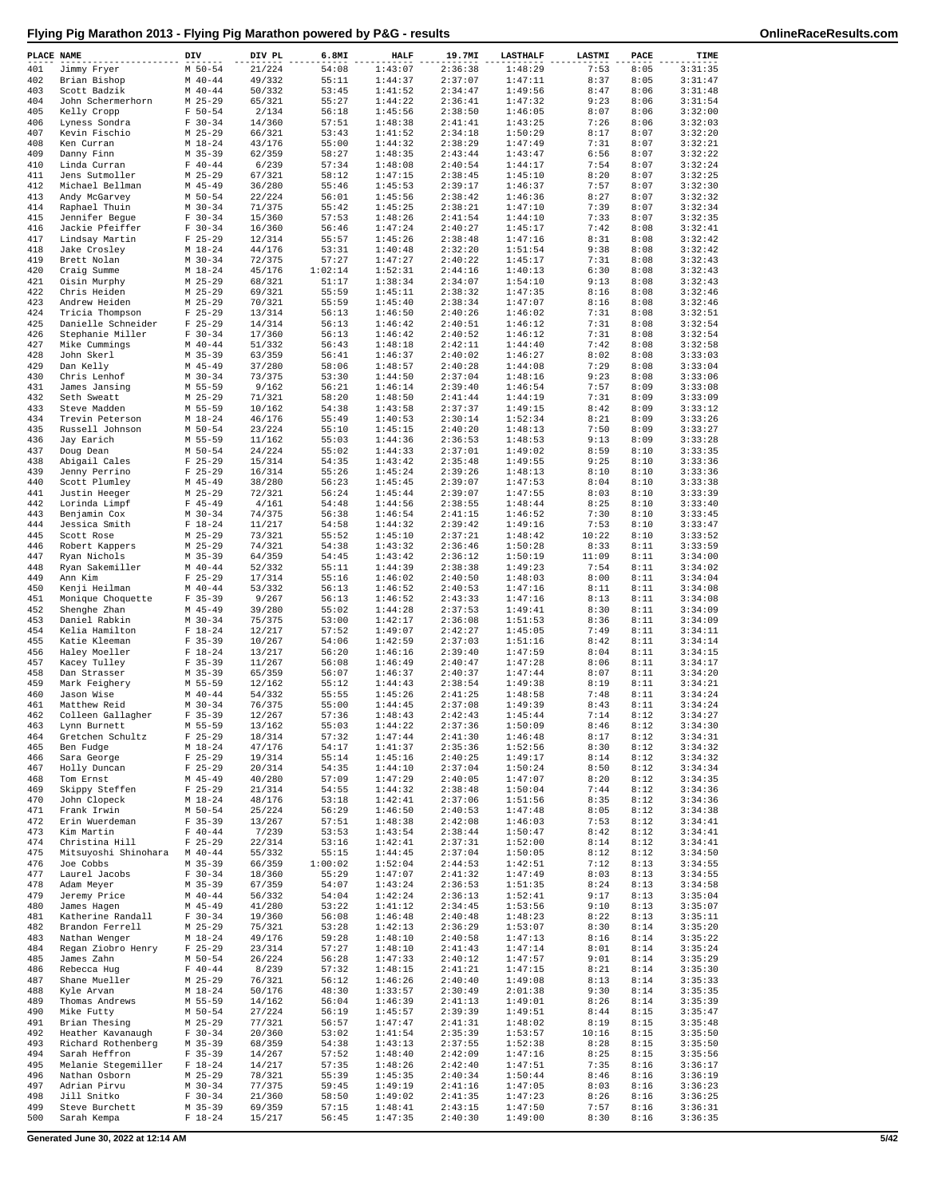# Flying Pig Marathon 2013 - Flying Pig Marathon powered by P&G - results

| PLACE | NAME | DIV | DIV PL | 6.8MI | HALF | 19.7MI | LASTHALF | LASTMI | PACE | TIME |
|---|---|---|---|---|---|---|---|---|---|---|
| 401 | Jimmy Fryer | M 50-54 | 21/224 | 54:08 | 1:43:07 | 2:36:38 | 1:48:29 | 7:53 | 8:05 | 3:31:35 |
| 402 | Brian Bishop | M 40-44 | 49/332 | 55:11 | 1:44:37 | 2:37:07 | 1:47:11 | 8:37 | 8:05 | 3:31:47 |
| 403 | Scott Badzik | M 40-44 | 50/332 | 53:45 | 1:41:52 | 2:34:47 | 1:49:56 | 8:47 | 8:06 | 3:31:48 |
| 404 | John Schermerhorn | M 25-29 | 65/321 | 55:27 | 1:44:22 | 2:36:41 | 1:47:32 | 9:23 | 8:06 | 3:31:54 |
| 405 | Kelly Cropp | F 50-54 | 2/134 | 56:18 | 1:45:56 | 2:38:50 | 1:46:05 | 8:07 | 8:06 | 3:32:00 |
| 406 | Lyness Sondra | F 30-34 | 14/360 | 57:51 | 1:48:38 | 2:41:41 | 1:43:25 | 7:26 | 8:06 | 3:32:03 |
| 407 | Kevin Fischio | M 25-29 | 66/321 | 53:43 | 1:41:52 | 2:34:18 | 1:50:29 | 8:17 | 8:07 | 3:32:20 |
| 408 | Ken Curran | M 18-24 | 43/176 | 55:00 | 1:44:32 | 2:38:29 | 1:47:49 | 7:31 | 8:07 | 3:32:21 |
| 409 | Danny Finn | M 35-39 | 62/359 | 58:27 | 1:48:35 | 2:43:44 | 1:43:47 | 6:56 | 8:07 | 3:32:22 |
| 410 | Linda Curran | F 40-44 | 6/239 | 57:34 | 1:48:08 | 2:40:54 | 1:44:17 | 7:54 | 8:07 | 3:32:24 |
| 411 | Jens Sutmoller | M 25-29 | 67/321 | 58:12 | 1:47:15 | 2:38:45 | 1:45:10 | 8:20 | 8:07 | 3:32:25 |
| 412 | Michael Bellman | M 45-49 | 36/280 | 55:46 | 1:45:53 | 2:39:17 | 1:46:37 | 7:57 | 8:07 | 3:32:30 |
| 413 | Andy McGarvey | M 50-54 | 22/224 | 56:01 | 1:45:56 | 2:38:42 | 1:46:36 | 8:27 | 8:07 | 3:32:32 |
| 414 | Raphael Thuin | M 30-34 | 71/375 | 55:42 | 1:45:25 | 2:38:21 | 1:47:10 | 7:39 | 8:07 | 3:32:34 |
| 415 | Jennifer Begue | F 30-34 | 15/360 | 57:53 | 1:48:26 | 2:41:54 | 1:44:10 | 7:33 | 8:07 | 3:32:35 |
| 416 | Jackie Pfeiffer | F 30-34 | 16/360 | 56:46 | 1:47:24 | 2:40:27 | 1:45:17 | 7:42 | 8:08 | 3:32:41 |
| 417 | Lindsay Martin | F 25-29 | 12/314 | 55:57 | 1:45:26 | 2:38:48 | 1:47:16 | 8:31 | 8:08 | 3:32:42 |
| 418 | Jake Crosley | M 18-24 | 44/176 | 53:31 | 1:40:48 | 2:32:20 | 1:51:54 | 9:38 | 8:08 | 3:32:42 |
| 419 | Brett Nolan | M 30-34 | 72/375 | 57:27 | 1:47:27 | 2:40:22 | 1:45:17 | 7:31 | 8:08 | 3:32:43 |
| 420 | Craig Summe | M 18-24 | 45/176 | 1:02:14 | 1:52:31 | 2:44:16 | 1:40:13 | 6:30 | 8:08 | 3:32:43 |
| 421 | Oisin Murphy | M 25-29 | 68/321 | 51:17 | 1:38:34 | 2:34:07 | 1:54:10 | 9:13 | 8:08 | 3:32:43 |
| 422 | Chris Heiden | M 25-29 | 69/321 | 55:59 | 1:45:11 | 2:38:32 | 1:47:35 | 8:16 | 8:08 | 3:32:46 |
| 423 | Andrew Heiden | M 25-29 | 70/321 | 55:59 | 1:45:40 | 2:38:34 | 1:47:07 | 8:16 | 8:08 | 3:32:46 |
| 424 | Tricia Thompson | F 25-29 | 13/314 | 56:13 | 1:46:50 | 2:40:26 | 1:46:02 | 7:31 | 8:08 | 3:32:51 |
| 425 | Danielle Schneider | F 25-29 | 14/314 | 56:13 | 1:46:42 | 2:40:51 | 1:46:12 | 7:31 | 8:08 | 3:32:54 |
| 426 | Stephanie Miller | F 30-34 | 17/360 | 56:13 | 1:46:42 | 2:40:52 | 1:46:12 | 7:31 | 8:08 | 3:32:54 |
| 427 | Mike Cummings | M 40-44 | 51/332 | 56:43 | 1:48:18 | 2:42:11 | 1:44:40 | 7:42 | 8:08 | 3:32:58 |
| 428 | John Skerl | M 35-39 | 63/359 | 56:41 | 1:46:37 | 2:40:02 | 1:46:27 | 8:02 | 8:08 | 3:33:03 |
| 429 | Dan Kelly | M 45-49 | 37/280 | 58:06 | 1:48:57 | 2:40:28 | 1:44:08 | 7:29 | 8:08 | 3:33:04 |
| 430 | Chris Lenhof | M 30-34 | 73/375 | 53:30 | 1:44:50 | 2:37:04 | 1:48:16 | 9:23 | 8:08 | 3:33:06 |
| 431 | James Jansing | M 55-59 | 9/162 | 56:21 | 1:46:14 | 2:39:40 | 1:46:54 | 7:57 | 8:09 | 3:33:08 |
| 432 | Seth Sweatt | M 25-29 | 71/321 | 58:20 | 1:48:50 | 2:41:44 | 1:44:19 | 7:31 | 8:09 | 3:33:09 |
| 433 | Steve Madden | M 55-59 | 10/162 | 54:38 | 1:43:58 | 2:37:37 | 1:49:15 | 8:42 | 8:09 | 3:33:12 |
| 434 | Trevin Peterson | M 18-24 | 46/176 | 55:49 | 1:40:53 | 2:30:14 | 1:52:34 | 8:21 | 8:09 | 3:33:26 |
| 435 | Russell Johnson | M 50-54 | 23/224 | 55:10 | 1:45:15 | 2:40:20 | 1:48:13 | 7:50 | 8:09 | 3:33:27 |
| 436 | Jay Earich | M 55-59 | 11/162 | 55:03 | 1:44:36 | 2:36:53 | 1:48:53 | 9:13 | 8:09 | 3:33:28 |
| 437 | Doug Dean | M 50-54 | 24/224 | 55:02 | 1:44:33 | 2:37:01 | 1:49:02 | 8:59 | 8:10 | 3:33:35 |
| 438 | Abigail Cales | F 25-29 | 15/314 | 54:35 | 1:43:42 | 2:35:48 | 1:49:55 | 9:25 | 8:10 | 3:33:36 |
| 439 | Jenny Perrino | F 25-29 | 16/314 | 55:26 | 1:45:24 | 2:39:26 | 1:48:13 | 8:10 | 8:10 | 3:33:36 |
| 440 | Scott Plumley | M 45-49 | 38/280 | 56:23 | 1:45:45 | 2:39:07 | 1:47:53 | 8:04 | 8:10 | 3:33:38 |
| 441 | Justin Heeger | M 25-29 | 72/321 | 56:24 | 1:45:44 | 2:39:07 | 1:47:55 | 8:03 | 8:10 | 3:33:39 |
| 442 | Lorinda Limpf | F 45-49 | 4/161 | 54:48 | 1:44:56 | 2:38:55 | 1:48:44 | 8:25 | 8:10 | 3:33:40 |
| 443 | Benjamin Cox | M 30-34 | 74/375 | 56:38 | 1:46:54 | 2:41:15 | 1:46:52 | 7:30 | 8:10 | 3:33:45 |
| 444 | Jessica Smith | F 18-24 | 11/217 | 54:58 | 1:44:32 | 2:39:42 | 1:49:16 | 7:53 | 8:10 | 3:33:47 |
| 445 | Scott Rose | M 25-29 | 73/321 | 55:52 | 1:45:10 | 2:37:21 | 1:48:42 | 10:22 | 8:10 | 3:33:52 |
| 446 | Robert Kappers | M 25-29 | 74/321 | 54:38 | 1:43:32 | 2:36:46 | 1:50:28 | 8:33 | 8:11 | 3:33:59 |
| 447 | Ryan Nichols | M 35-39 | 64/359 | 54:45 | 1:43:42 | 2:36:12 | 1:50:19 | 11:09 | 8:11 | 3:34:00 |
| 448 | Ryan Sakemiller | M 40-44 | 52/332 | 55:11 | 1:44:39 | 2:38:38 | 1:49:23 | 7:54 | 8:11 | 3:34:02 |
| 449 | Ann Kim | F 25-29 | 17/314 | 55:16 | 1:46:02 | 2:40:50 | 1:48:03 | 8:00 | 8:11 | 3:34:04 |
| 450 | Kenji Heilman | M 40-44 | 53/332 | 56:13 | 1:46:52 | 2:40:53 | 1:47:16 | 8:11 | 8:11 | 3:34:08 |
| 451 | Monique Choquette | F 35-39 | 9/267 | 56:13 | 1:46:52 | 2:43:33 | 1:47:16 | 8:13 | 8:11 | 3:34:08 |
| 452 | Shenghe Zhan | M 45-49 | 39/280 | 55:02 | 1:44:28 | 2:37:53 | 1:49:41 | 8:30 | 8:11 | 3:34:09 |
| 453 | Daniel Rabkin | M 30-34 | 75/375 | 53:00 | 1:42:17 | 2:36:08 | 1:51:53 | 8:36 | 8:11 | 3:34:09 |
| 454 | Kelia Hamilton | F 18-24 | 12/217 | 57:52 | 1:49:07 | 2:42:27 | 1:45:05 | 7:49 | 8:11 | 3:34:11 |
| 455 | Katie Kleeman | F 35-39 | 10/267 | 54:06 | 1:42:59 | 2:37:03 | 1:51:16 | 8:42 | 8:11 | 3:34:14 |
| 456 | Haley Moeller | F 18-24 | 13/217 | 56:20 | 1:46:16 | 2:39:40 | 1:47:59 | 8:04 | 8:11 | 3:34:15 |
| 457 | Kacey Tulley | F 35-39 | 11/267 | 56:08 | 1:46:49 | 2:40:47 | 1:47:28 | 8:06 | 8:11 | 3:34:17 |
| 458 | Dan Strasser | M 35-39 | 65/359 | 56:07 | 1:46:37 | 2:40:37 | 1:47:44 | 8:07 | 8:11 | 3:34:20 |
| 459 | Mark Feighery | M 55-59 | 12/162 | 55:12 | 1:44:43 | 2:38:54 | 1:49:38 | 8:19 | 8:11 | 3:34:21 |
| 460 | Jason Wise | M 40-44 | 54/332 | 55:55 | 1:45:26 | 2:41:25 | 1:48:58 | 7:48 | 8:11 | 3:34:24 |
| 461 | Matthew Reid | M 30-34 | 76/375 | 55:00 | 1:44:45 | 2:37:08 | 1:49:39 | 8:43 | 8:11 | 3:34:24 |
| 462 | Colleen Gallagher | F 35-39 | 12/267 | 57:36 | 1:48:43 | 2:42:43 | 1:45:44 | 7:14 | 8:12 | 3:34:27 |
| 463 | Lynn Burnett | M 55-59 | 13/162 | 55:03 | 1:44:22 | 2:37:36 | 1:50:09 | 8:46 | 8:12 | 3:34:30 |
| 464 | Gretchen Schultz | F 25-29 | 18/314 | 57:32 | 1:47:44 | 2:41:30 | 1:46:48 | 8:17 | 8:12 | 3:34:31 |
| 465 | Ben Fudge | M 18-24 | 47/176 | 54:17 | 1:41:37 | 2:35:36 | 1:52:56 | 8:30 | 8:12 | 3:34:32 |
| 466 | Sara George | F 25-29 | 19/314 | 55:14 | 1:45:16 | 2:40:25 | 1:49:17 | 8:14 | 8:12 | 3:34:32 |
| 467 | Holly Duncan | F 25-29 | 20/314 | 54:35 | 1:44:10 | 2:37:04 | 1:50:24 | 8:50 | 8:12 | 3:34:34 |
| 468 | Tom Ernst | M 45-49 | 40/280 | 57:09 | 1:47:29 | 2:40:05 | 1:47:07 | 8:20 | 8:12 | 3:34:35 |
| 469 | Skippy Steffen | F 25-29 | 21/314 | 54:55 | 1:44:32 | 2:38:48 | 1:50:04 | 7:44 | 8:12 | 3:34:36 |
| 470 | John Clopeck | M 18-24 | 48/176 | 53:18 | 1:42:41 | 2:37:06 | 1:51:56 | 8:35 | 8:12 | 3:34:36 |
| 471 | Frank Irwin | M 50-54 | 25/224 | 56:29 | 1:46:50 | 2:40:53 | 1:47:48 | 8:05 | 8:12 | 3:34:38 |
| 472 | Erin Wuerdeman | F 35-39 | 13/267 | 57:51 | 1:48:38 | 2:42:08 | 1:46:03 | 7:53 | 8:12 | 3:34:41 |
| 473 | Kim Martin | F 40-44 | 7/239 | 53:53 | 1:43:54 | 2:38:44 | 1:50:47 | 8:42 | 8:12 | 3:34:41 |
| 474 | Christina Hill | F 25-29 | 22/314 | 53:16 | 1:42:41 | 2:37:31 | 1:52:00 | 8:14 | 8:12 | 3:34:41 |
| 475 | Mitsuyoshi Shinohara | M 40-44 | 55/332 | 55:15 | 1:44:45 | 2:37:04 | 1:50:05 | 8:12 | 8:12 | 3:34:50 |
| 476 | Joe Cobbs | M 35-39 | 66/359 | 1:00:02 | 1:52:04 | 2:44:53 | 1:42:51 | 7:12 | 8:13 | 3:34:55 |
| 477 | Laurel Jacobs | F 30-34 | 18/360 | 55:29 | 1:47:07 | 2:41:32 | 1:47:49 | 8:03 | 8:13 | 3:34:55 |
| 478 | Adam Meyer | M 35-39 | 67/359 | 54:07 | 1:43:24 | 2:36:53 | 1:51:35 | 8:24 | 8:13 | 3:34:58 |
| 479 | Jeremy Price | M 40-44 | 56/332 | 54:04 | 1:42:24 | 2:36:13 | 1:52:41 | 9:17 | 8:13 | 3:35:04 |
| 480 | James Hagen | M 45-49 | 41/280 | 53:22 | 1:41:12 | 2:34:45 | 1:53:56 | 9:10 | 8:13 | 3:35:07 |
| 481 | Katherine Randall | F 30-34 | 19/360 | 56:08 | 1:46:48 | 2:40:48 | 1:48:23 | 8:22 | 8:13 | 3:35:11 |
| 482 | Brandon Ferrell | M 25-29 | 75/321 | 53:28 | 1:42:13 | 2:36:29 | 1:53:07 | 8:30 | 8:14 | 3:35:20 |
| 483 | Nathan Wenger | M 18-24 | 49/176 | 59:28 | 1:48:10 | 2:40:58 | 1:47:13 | 8:16 | 8:14 | 3:35:22 |
| 484 | Regan Ziobro Henry | F 25-29 | 23/314 | 57:27 | 1:48:10 | 2:41:43 | 1:47:14 | 8:01 | 8:14 | 3:35:24 |
| 485 | James Zahn | M 50-54 | 26/224 | 56:28 | 1:47:33 | 2:40:12 | 1:47:57 | 9:01 | 8:14 | 3:35:29 |
| 486 | Rebecca Hug | F 40-44 | 8/239 | 57:32 | 1:48:15 | 2:41:21 | 1:47:15 | 8:21 | 8:14 | 3:35:30 |
| 487 | Shane Mueller | M 25-29 | 76/321 | 56:12 | 1:46:26 | 2:40:40 | 1:49:08 | 8:13 | 8:14 | 3:35:33 |
| 488 | Kyle Arvan | M 18-24 | 50/176 | 48:30 | 1:33:57 | 2:30:49 | 2:01:38 | 9:30 | 8:14 | 3:35:35 |
| 489 | Thomas Andrews | M 55-59 | 14/162 | 56:04 | 1:46:39 | 2:41:13 | 1:49:01 | 8:26 | 8:14 | 3:35:39 |
| 490 | Mike Futty | M 50-54 | 27/224 | 56:19 | 1:45:57 | 2:39:39 | 1:49:51 | 8:44 | 8:15 | 3:35:47 |
| 491 | Brian Thesing | M 25-29 | 77/321 | 56:57 | 1:47:47 | 2:41:31 | 1:48:02 | 8:19 | 8:15 | 3:35:48 |
| 492 | Heather Kavanaugh | F 30-34 | 20/360 | 53:02 | 1:41:54 | 2:35:39 | 1:53:57 | 10:16 | 8:15 | 3:35:50 |
| 493 | Richard Rothenberg | M 35-39 | 68/359 | 54:38 | 1:43:13 | 2:37:55 | 1:52:38 | 8:28 | 8:15 | 3:35:50 |
| 494 | Sarah Heffron | F 35-39 | 14/267 | 57:52 | 1:48:40 | 2:42:09 | 1:47:16 | 8:25 | 8:15 | 3:35:56 |
| 495 | Melanie Stegemiller | F 18-24 | 14/217 | 57:35 | 1:48:26 | 2:42:40 | 1:47:51 | 7:35 | 8:16 | 3:36:17 |
| 496 | Nathan Osborn | M 25-29 | 78/321 | 55:39 | 1:45:35 | 2:40:34 | 1:50:44 | 8:46 | 8:16 | 3:36:19 |
| 497 | Adrian Pirvu | M 30-34 | 77/375 | 59:45 | 1:49:19 | 2:41:16 | 1:47:05 | 8:03 | 8:16 | 3:36:23 |
| 498 | Jill Snitko | F 30-34 | 21/360 | 58:50 | 1:49:02 | 2:41:35 | 1:47:23 | 8:26 | 8:16 | 3:36:25 |
| 499 | Steve Burchett | M 35-39 | 69/359 | 57:15 | 1:48:41 | 2:43:15 | 1:47:50 | 7:57 | 8:16 | 3:36:31 |
| 500 | Sarah Kempa | F 18-24 | 15/217 | 56:45 | 1:47:35 | 2:40:30 | 1:49:00 | 8:30 | 8:16 | 3:36:35 |

Generated June 30, 2022 at 12:14 AM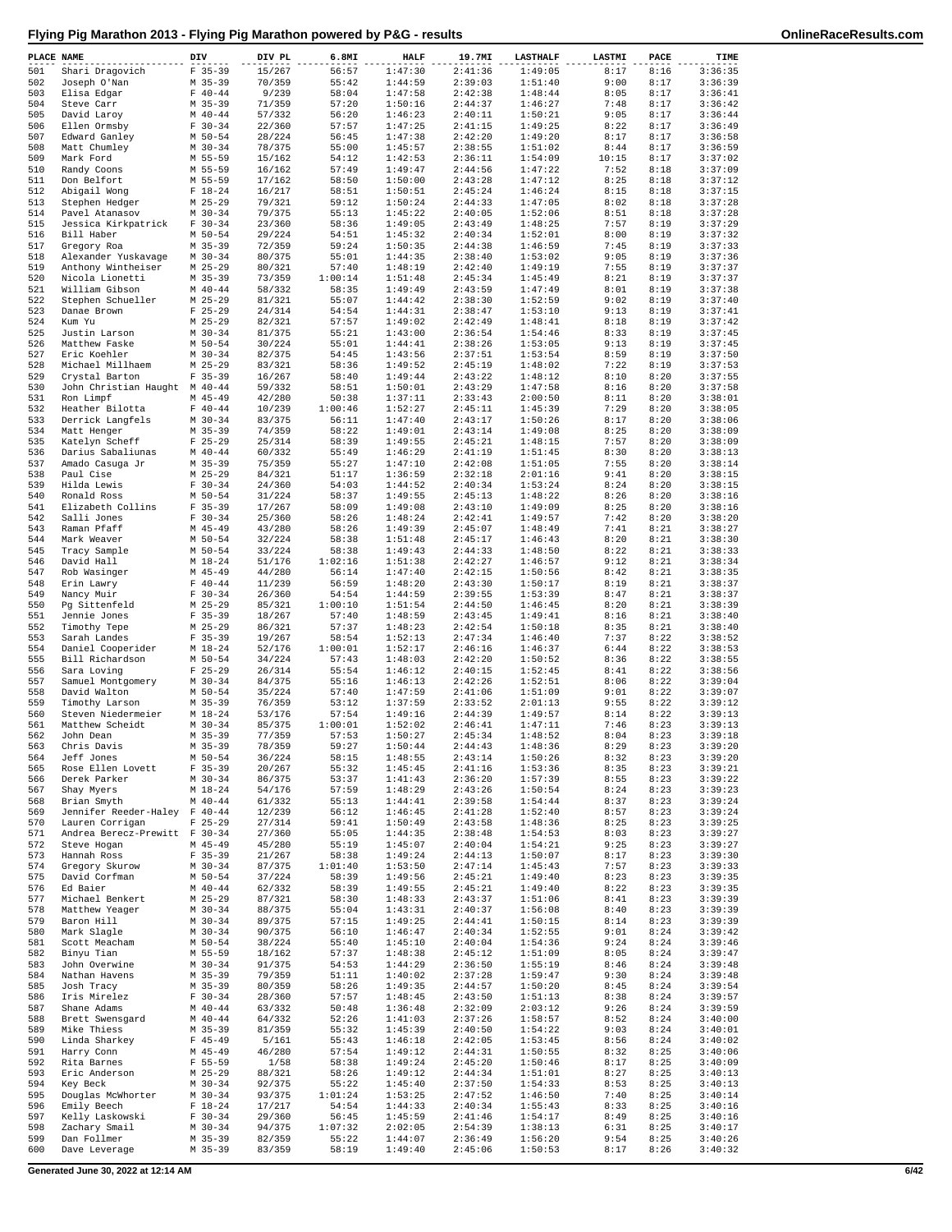# Flying Pig Marathon 2013 - Flying Pig Marathon powered by P&G - results

| PLACE | NAME | DIV | DIV PL | 6.8MI | HALF | 19.7MI | LASTHALF | LASTMI | PACE | TIME |
|---|---|---|---|---|---|---|---|---|---|---|
| 501 | Shari Dragovich | F 35-39 | 15/267 | 56:57 | 1:47:30 | 2:41:36 | 1:49:05 | 8:17 | 8:16 | 3:36:35 |
| 502 | Joseph O'Nan | M 35-39 | 70/359 | 55:42 | 1:44:59 | 2:39:03 | 1:51:40 | 9:00 | 8:17 | 3:36:39 |
| 503 | Elisa Edgar | F 40-44 | 9/239 | 58:04 | 1:47:58 | 2:42:38 | 1:48:44 | 8:05 | 8:17 | 3:36:41 |
| 504 | Steve Carr | M 35-39 | 71/359 | 57:20 | 1:50:16 | 2:44:37 | 1:46:27 | 7:48 | 8:17 | 3:36:42 |
| 505 | David Laroy | M 40-44 | 57/332 | 56:20 | 1:46:23 | 2:40:11 | 1:50:21 | 9:05 | 8:17 | 3:36:44 |
| 506 | Ellen Ormsby | F 30-34 | 22/360 | 57:57 | 1:47:25 | 2:41:15 | 1:49:25 | 8:22 | 8:17 | 3:36:49 |
| 507 | Edward Ganley | M 50-54 | 28/224 | 56:45 | 1:47:38 | 2:42:20 | 1:49:20 | 8:17 | 8:17 | 3:36:58 |
| 508 | Matt Chumley | M 30-34 | 78/375 | 55:00 | 1:45:57 | 2:38:55 | 1:51:02 | 8:44 | 8:17 | 3:36:59 |
| 509 | Mark Ford | M 55-59 | 15/162 | 54:12 | 1:42:53 | 2:36:11 | 1:54:09 | 10:15 | 8:17 | 3:37:02 |
| 510 | Randy Coons | M 55-59 | 16/162 | 57:49 | 1:49:47 | 2:44:56 | 1:47:22 | 7:52 | 8:18 | 3:37:09 |
| 511 | Don Belfort | M 55-59 | 17/162 | 58:50 | 1:50:00 | 2:43:28 | 1:47:12 | 8:25 | 8:18 | 3:37:12 |
| 512 | Abigail Wong | F 18-24 | 16/217 | 58:51 | 1:50:51 | 2:45:24 | 1:46:24 | 8:15 | 8:18 | 3:37:15 |
| 513 | Stephen Hedger | M 25-29 | 79/321 | 59:12 | 1:50:24 | 2:44:33 | 1:47:05 | 8:02 | 8:18 | 3:37:28 |
| 514 | Pavel Atanasov | M 30-34 | 79/375 | 55:13 | 1:45:22 | 2:40:05 | 1:52:06 | 8:51 | 8:18 | 3:37:28 |
| 515 | Jessica Kirkpatrick | F 30-34 | 23/360 | 58:36 | 1:49:05 | 2:43:49 | 1:48:25 | 7:57 | 8:19 | 3:37:29 |
| 516 | Bill Haber | M 50-54 | 29/224 | 54:51 | 1:45:32 | 2:40:34 | 1:52:01 | 8:00 | 8:19 | 3:37:32 |
| 517 | Gregory Roa | M 35-39 | 72/359 | 59:24 | 1:50:35 | 2:44:38 | 1:46:59 | 7:45 | 8:19 | 3:37:33 |
| 518 | Alexander Yuskavage | M 30-34 | 80/375 | 55:01 | 1:44:35 | 2:38:40 | 1:53:02 | 9:05 | 8:19 | 3:37:36 |
| 519 | Anthony Wintheiser | M 25-29 | 80/321 | 57:40 | 1:48:19 | 2:42:40 | 1:49:19 | 7:55 | 8:19 | 3:37:37 |
| 520 | Nicola Lionetti | M 35-39 | 73/359 | 1:00:14 | 1:51:48 | 2:45:34 | 1:45:49 | 8:21 | 8:19 | 3:37:37 |
| 521 | William Gibson | M 40-44 | 58/332 | 58:35 | 1:49:49 | 2:43:59 | 1:47:49 | 8:01 | 8:19 | 3:37:38 |
| 522 | Stephen Schueller | M 25-29 | 81/321 | 55:07 | 1:44:42 | 2:38:30 | 1:52:59 | 9:02 | 8:19 | 3:37:40 |
| 523 | Danae Brown | F 25-29 | 24/314 | 54:54 | 1:44:31 | 2:38:47 | 1:53:10 | 9:13 | 8:19 | 3:37:41 |
| 524 | Kum Yu | M 25-29 | 82/321 | 57:57 | 1:49:02 | 2:42:49 | 1:48:41 | 8:18 | 8:19 | 3:37:42 |
| 525 | Justin Larson | M 30-34 | 81/375 | 55:21 | 1:43:00 | 2:36:54 | 1:54:46 | 8:33 | 8:19 | 3:37:45 |
| 526 | Matthew Faske | M 50-54 | 30/224 | 55:01 | 1:44:41 | 2:38:26 | 1:53:05 | 9:13 | 8:19 | 3:37:45 |
| 527 | Eric Koehler | M 30-34 | 82/375 | 54:45 | 1:43:56 | 2:37:51 | 1:53:54 | 8:59 | 8:19 | 3:37:50 |
| 528 | Michael Millhaem | M 25-29 | 83/321 | 58:36 | 1:49:52 | 2:45:19 | 1:48:02 | 7:22 | 8:19 | 3:37:53 |
| 529 | Crystal Barton | F 35-39 | 16/267 | 58:40 | 1:49:44 | 2:43:22 | 1:48:12 | 8:10 | 8:20 | 3:37:55 |
| 530 | John Christian Haught | M 40-44 | 59/332 | 58:51 | 1:50:01 | 2:43:29 | 1:47:58 | 8:16 | 8:20 | 3:37:58 |
| 531 | Ron Limpf | M 45-49 | 42/280 | 50:38 | 1:37:11 | 2:33:43 | 2:00:50 | 8:11 | 8:20 | 3:38:01 |
| 532 | Heather Bilotta | F 40-44 | 10/239 | 1:00:46 | 1:52:27 | 2:45:11 | 1:45:39 | 7:29 | 8:20 | 3:38:05 |
| 533 | Derrick Langfels | M 30-34 | 83/375 | 56:11 | 1:47:40 | 2:43:17 | 1:50:26 | 8:17 | 8:20 | 3:38:06 |
| 534 | Matt Henger | M 35-39 | 74/359 | 58:22 | 1:49:01 | 2:43:14 | 1:49:08 | 8:25 | 8:20 | 3:38:09 |
| 535 | Katelyn Scheff | F 25-29 | 25/314 | 58:39 | 1:49:55 | 2:45:21 | 1:48:15 | 7:57 | 8:20 | 3:38:09 |
| 536 | Darius Sabaliunas | M 40-44 | 60/332 | 55:49 | 1:46:29 | 2:41:19 | 1:51:45 | 8:30 | 8:20 | 3:38:13 |
| 537 | Amado Casuga Jr | M 35-39 | 75/359 | 55:27 | 1:47:10 | 2:42:08 | 1:51:05 | 7:55 | 8:20 | 3:38:14 |
| 538 | Paul Cise | M 25-29 | 84/321 | 51:17 | 1:36:59 | 2:32:18 | 2:01:16 | 9:41 | 8:20 | 3:38:15 |
| 539 | Hilda Lewis | F 30-34 | 24/360 | 54:03 | 1:44:52 | 2:40:34 | 1:53:24 | 8:24 | 8:20 | 3:38:15 |
| 540 | Ronald Ross | M 50-54 | 31/224 | 58:37 | 1:49:55 | 2:45:13 | 1:48:22 | 8:26 | 8:20 | 3:38:16 |
| 541 | Elizabeth Collins | F 35-39 | 17/267 | 58:09 | 1:49:08 | 2:43:10 | 1:49:09 | 8:25 | 8:20 | 3:38:16 |
| 542 | Salli Jones | F 30-34 | 25/360 | 58:26 | 1:48:24 | 2:42:41 | 1:49:57 | 7:42 | 8:20 | 3:38:20 |
| 543 | Raman Pfaff | M 45-49 | 43/280 | 58:26 | 1:49:39 | 2:45:07 | 1:48:49 | 7:41 | 8:21 | 3:38:27 |
| 544 | Mark Weaver | M 50-54 | 32/224 | 58:38 | 1:51:48 | 2:45:17 | 1:46:43 | 8:20 | 8:21 | 3:38:30 |
| 545 | Tracy Sample | M 50-54 | 33/224 | 58:38 | 1:49:43 | 2:44:33 | 1:48:50 | 8:22 | 8:21 | 3:38:33 |
| 546 | David Hall | M 18-24 | 51/176 | 1:02:16 | 1:51:38 | 2:42:27 | 1:46:57 | 9:12 | 8:21 | 3:38:34 |
| 547 | Rob Wasinger | M 45-49 | 44/280 | 56:14 | 1:47:40 | 2:42:15 | 1:50:56 | 8:42 | 8:21 | 3:38:35 |
| 548 | Erin Lawry | F 40-44 | 11/239 | 56:59 | 1:48:20 | 2:43:30 | 1:50:17 | 8:19 | 8:21 | 3:38:37 |
| 549 | Nancy Muir | F 30-34 | 26/360 | 54:54 | 1:44:59 | 2:39:55 | 1:53:39 | 8:47 | 8:21 | 3:38:37 |
| 550 | Pg Sittenfeld | M 25-29 | 85/321 | 1:00:10 | 1:51:54 | 2:44:50 | 1:46:45 | 8:20 | 8:21 | 3:38:39 |
| 551 | Jennie Jones | F 35-39 | 18/267 | 57:40 | 1:48:59 | 2:43:45 | 1:49:41 | 8:16 | 8:21 | 3:38:40 |
| 552 | Timothy Tepe | M 25-29 | 86/321 | 57:37 | 1:48:23 | 2:42:54 | 1:50:18 | 8:35 | 8:21 | 3:38:40 |
| 553 | Sarah Landes | F 35-39 | 19/267 | 58:54 | 1:52:13 | 2:47:34 | 1:46:40 | 7:37 | 8:22 | 3:38:52 |
| 554 | Daniel Cooperider | M 18-24 | 52/176 | 1:00:01 | 1:52:17 | 2:46:16 | 1:46:37 | 6:44 | 8:22 | 3:38:53 |
| 555 | Bill Richardson | M 50-54 | 34/224 | 57:43 | 1:48:03 | 2:42:20 | 1:50:52 | 8:36 | 8:22 | 3:38:55 |
| 556 | Sara Loving | F 25-29 | 26/314 | 55:54 | 1:46:12 | 2:40:15 | 1:52:45 | 8:41 | 8:22 | 3:38:56 |
| 557 | Samuel Montgomery | M 30-34 | 84/375 | 55:16 | 1:46:13 | 2:42:26 | 1:52:51 | 8:06 | 8:22 | 3:39:04 |
| 558 | David Walton | M 50-54 | 35/224 | 57:40 | 1:47:59 | 2:41:06 | 1:51:09 | 9:01 | 8:22 | 3:39:07 |
| 559 | Timothy Larson | M 35-39 | 76/359 | 53:12 | 1:37:59 | 2:33:52 | 2:01:13 | 9:55 | 8:22 | 3:39:12 |
| 560 | Steven Niedermeier | M 18-24 | 53/176 | 57:54 | 1:49:16 | 2:44:39 | 1:49:57 | 8:14 | 8:22 | 3:39:13 |
| 561 | Matthew Scheidt | M 30-34 | 85/375 | 1:00:01 | 1:52:02 | 2:46:41 | 1:47:11 | 7:46 | 8:23 | 3:39:13 |
| 562 | John Dean | M 35-39 | 77/359 | 57:53 | 1:50:27 | 2:45:34 | 1:48:52 | 8:04 | 8:23 | 3:39:18 |
| 563 | Chris Davis | M 35-39 | 78/359 | 59:27 | 1:50:44 | 2:44:43 | 1:48:36 | 8:29 | 8:23 | 3:39:20 |
| 564 | Jeff Jones | M 50-54 | 36/224 | 58:15 | 1:48:55 | 2:43:14 | 1:50:26 | 8:32 | 8:23 | 3:39:20 |
| 565 | Rose Ellen Lovett | F 35-39 | 20/267 | 55:32 | 1:45:45 | 2:41:16 | 1:53:36 | 8:35 | 8:23 | 3:39:21 |
| 566 | Derek Parker | M 30-34 | 86/375 | 53:37 | 1:41:43 | 2:36:20 | 1:57:39 | 8:55 | 8:23 | 3:39:22 |
| 567 | Shay Myers | M 18-24 | 54/176 | 57:59 | 1:48:29 | 2:43:26 | 1:50:54 | 8:24 | 8:23 | 3:39:23 |
| 568 | Brian Smyth | M 40-44 | 61/332 | 55:13 | 1:44:41 | 2:39:58 | 1:54:44 | 8:37 | 8:23 | 3:39:24 |
| 569 | Jennifer Reeder-Haley | F 40-44 | 12/239 | 56:12 | 1:46:45 | 2:41:28 | 1:52:40 | 8:57 | 8:23 | 3:39:24 |
| 570 | Lauren Corrigan | F 25-29 | 27/314 | 59:41 | 1:50:49 | 2:43:58 | 1:48:36 | 8:25 | 8:23 | 3:39:25 |
| 571 | Andrea Berecz-Prewitt | F 30-34 | 27/360 | 55:05 | 1:44:35 | 2:38:48 | 1:54:53 | 8:03 | 8:23 | 3:39:27 |
| 572 | Steve Hogan | M 45-49 | 45/280 | 55:19 | 1:45:07 | 2:40:04 | 1:54:21 | 9:25 | 8:23 | 3:39:27 |
| 573 | Hannah Ross | F 35-39 | 21/267 | 58:38 | 1:49:24 | 2:44:13 | 1:50:07 | 8:17 | 8:23 | 3:39:30 |
| 574 | Gregory Skurow | M 30-34 | 87/375 | 1:01:40 | 1:53:50 | 2:47:14 | 1:45:43 | 7:57 | 8:23 | 3:39:33 |
| 575 | David Corfman | M 50-54 | 37/224 | 58:39 | 1:49:56 | 2:45:21 | 1:49:40 | 8:23 | 8:23 | 3:39:35 |
| 576 | Ed Baier | M 40-44 | 62/332 | 58:39 | 1:49:55 | 2:45:21 | 1:49:40 | 8:22 | 8:23 | 3:39:35 |
| 577 | Michael Benkert | M 25-29 | 87/321 | 58:30 | 1:48:33 | 2:43:37 | 1:51:06 | 8:41 | 8:23 | 3:39:39 |
| 578 | Matthew Yeager | M 30-34 | 88/375 | 55:04 | 1:43:31 | 2:40:37 | 1:56:08 | 8:40 | 8:23 | 3:39:39 |
| 579 | Baron Hill | M 30-34 | 89/375 | 57:15 | 1:49:25 | 2:44:41 | 1:50:15 | 8:14 | 8:23 | 3:39:39 |
| 580 | Mark Slagle | M 30-34 | 90/375 | 56:10 | 1:46:47 | 2:40:34 | 1:52:55 | 9:01 | 8:24 | 3:39:42 |
| 581 | Scott Meacham | M 50-54 | 38/224 | 55:40 | 1:45:10 | 2:40:04 | 1:54:36 | 9:24 | 8:24 | 3:39:46 |
| 582 | Binyu Tian | M 55-59 | 18/162 | 57:37 | 1:48:38 | 2:45:12 | 1:51:09 | 8:05 | 8:24 | 3:39:47 |
| 583 | John Overwine | M 30-34 | 91/375 | 54:53 | 1:44:29 | 2:36:50 | 1:55:19 | 8:46 | 8:24 | 3:39:48 |
| 584 | Nathan Havens | M 35-39 | 79/359 | 51:11 | 1:40:02 | 2:37:28 | 1:59:47 | 9:30 | 8:24 | 3:39:48 |
| 585 | Josh Tracy | M 35-39 | 80/359 | 58:26 | 1:49:35 | 2:44:57 | 1:50:20 | 8:45 | 8:24 | 3:39:54 |
| 586 | Iris Mirelez | F 30-34 | 28/360 | 57:57 | 1:48:45 | 2:43:50 | 1:51:13 | 8:38 | 8:24 | 3:39:57 |
| 587 | Shane Adams | M 40-44 | 63/332 | 50:48 | 1:36:48 | 2:32:09 | 2:03:12 | 9:26 | 8:24 | 3:39:59 |
| 588 | Brett Swensgard | M 40-44 | 64/332 | 52:26 | 1:41:03 | 2:37:26 | 1:58:57 | 8:52 | 8:24 | 3:40:00 |
| 589 | Mike Thiess | M 35-39 | 81/359 | 55:32 | 1:45:39 | 2:40:50 | 1:54:22 | 9:03 | 8:24 | 3:40:01 |
| 590 | Linda Sharkey | F 45-49 | 5/161 | 55:43 | 1:46:18 | 2:42:05 | 1:53:45 | 8:56 | 8:24 | 3:40:02 |
| 591 | Harry Conn | M 45-49 | 46/280 | 57:54 | 1:49:12 | 2:44:31 | 1:50:55 | 8:32 | 8:25 | 3:40:06 |
| 592 | Rita Barnes | F 55-59 | 1/58 | 58:38 | 1:49:24 | 2:45:20 | 1:50:46 | 8:17 | 8:25 | 3:40:09 |
| 593 | Eric Anderson | M 25-29 | 88/321 | 58:26 | 1:49:12 | 2:44:34 | 1:51:01 | 8:27 | 8:25 | 3:40:13 |
| 594 | Key Beck | M 30-34 | 92/375 | 55:22 | 1:45:40 | 2:37:50 | 1:54:33 | 8:53 | 8:25 | 3:40:13 |
| 595 | Douglas McWhorter | M 30-34 | 93/375 | 1:01:24 | 1:53:25 | 2:47:52 | 1:46:50 | 7:40 | 8:25 | 3:40:14 |
| 596 | Emily Beech | F 18-24 | 17/217 | 54:54 | 1:44:33 | 2:40:34 | 1:55:43 | 8:33 | 8:25 | 3:40:16 |
| 597 | Kelly Laskowski | F 30-34 | 29/360 | 56:45 | 1:45:59 | 2:41:46 | 1:54:17 | 8:49 | 8:25 | 3:40:16 |
| 598 | Zachary Smail | M 30-34 | 94/375 | 1:07:32 | 2:02:05 | 2:54:39 | 1:38:13 | 6:31 | 8:25 | 3:40:17 |
| 599 | Dan Follmer | M 35-39 | 82/359 | 55:22 | 1:44:07 | 2:36:49 | 1:56:20 | 9:54 | 8:25 | 3:40:26 |
| 600 | Dave Leverage | M 35-39 | 83/359 | 58:19 | 1:49:40 | 2:45:06 | 1:50:53 | 8:17 | 8:26 | 3:40:32 |

Generated June 30, 2022 at 12:14 AM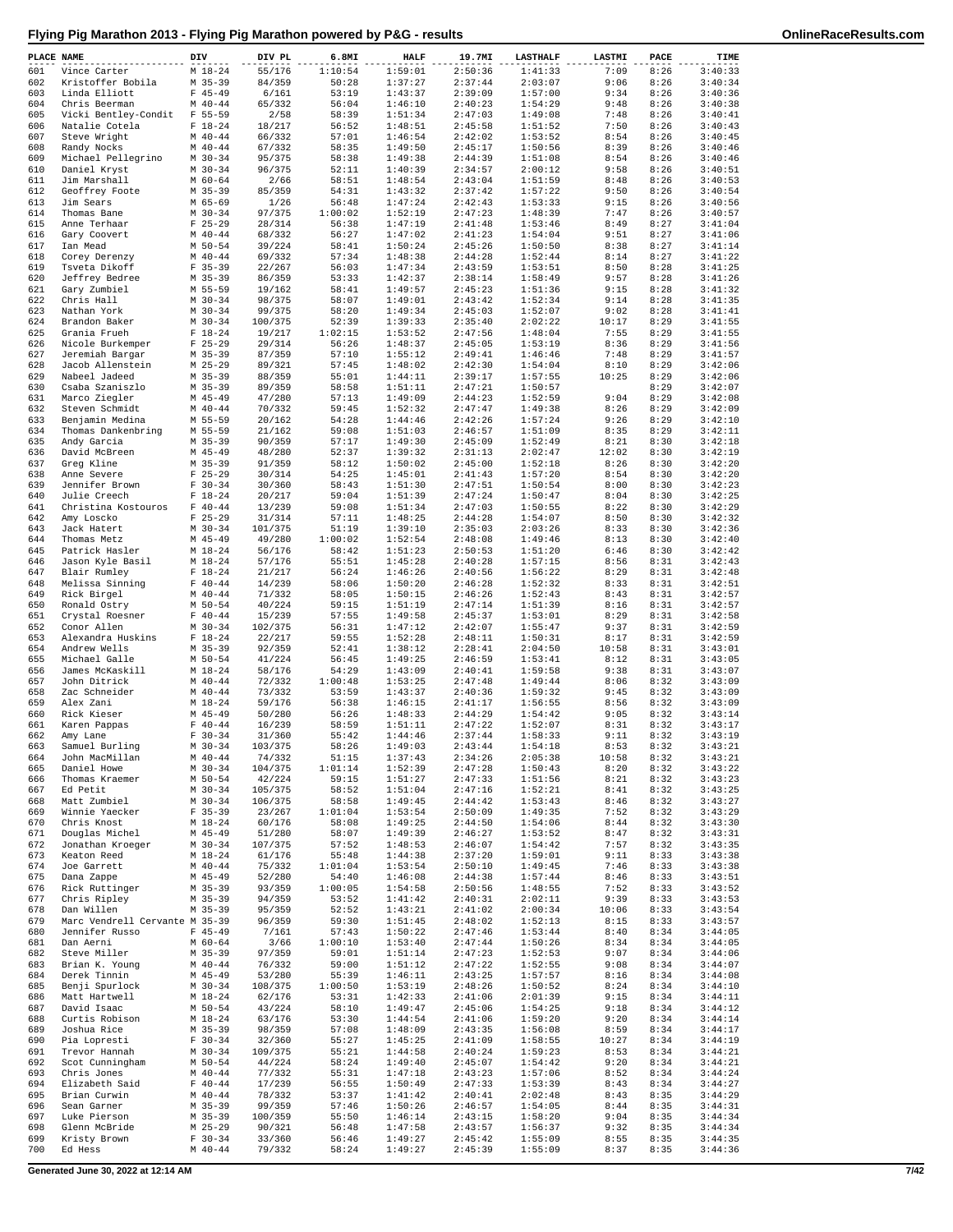# Flying Pig Marathon 2013 - Flying Pig Marathon powered by P&G - results

OnlineRaceResults.com

| PLACE | NAME | DIV | DIV PL | 6.8MI | HALF | 19.7MI | LASTHALF | LASTMI | PACE | TIME |
|---|---|---|---|---|---|---|---|---|---|---|
| 601 | Vince Carter | M 18-24 | 55/176 | 1:10:54 | 1:59:01 | 2:50:36 | 1:41:33 | 7:09 | 8:26 | 3:40:33 |
| 602 | Kristoffer Bobila | M 35-39 | 84/359 | 50:28 | 1:37:27 | 2:37:44 | 2:03:07 | 9:06 | 8:26 | 3:40:34 |
| 603 | Linda Elliott | F 45-49 | 6/161 | 53:19 | 1:43:37 | 2:39:09 | 1:57:00 | 9:34 | 8:26 | 3:40:36 |
| 604 | Chris Beerman | M 40-44 | 65/332 | 56:04 | 1:46:10 | 2:40:23 | 1:54:29 | 9:48 | 8:26 | 3:40:38 |
| 605 | Vicki Bentley-Condit | F 55-59 | 2/58 | 58:39 | 1:51:34 | 2:47:03 | 1:49:08 | 7:48 | 8:26 | 3:40:41 |
| 606 | Natalie Cotela | F 18-24 | 18/217 | 56:52 | 1:48:51 | 2:45:58 | 1:51:52 | 7:50 | 8:26 | 3:40:43 |
| 607 | Steve Wright | M 40-44 | 66/332 | 57:01 | 1:46:54 | 2:42:02 | 1:53:52 | 8:54 | 8:26 | 3:40:45 |
| 608 | Randy Nocks | M 40-44 | 67/332 | 58:35 | 1:49:50 | 2:45:17 | 1:50:56 | 8:39 | 8:26 | 3:40:46 |
| 609 | Michael Pellegrino | M 30-34 | 95/375 | 58:38 | 1:49:38 | 2:44:39 | 1:51:08 | 8:54 | 8:26 | 3:40:46 |
| 610 | Daniel Kryst | M 30-34 | 96/375 | 52:11 | 1:40:39 | 2:34:57 | 2:00:12 | 9:58 | 8:26 | 3:40:51 |
| 611 | Jim Marshall | M 60-64 | 2/66 | 58:51 | 1:48:54 | 2:43:04 | 1:51:59 | 8:48 | 8:26 | 3:40:53 |
| 612 | Geoffrey Foote | M 35-39 | 85/359 | 54:31 | 1:43:32 | 2:37:42 | 1:57:22 | 9:50 | 8:26 | 3:40:54 |
| 613 | Jim Sears | M 65-69 | 1/26 | 56:48 | 1:47:24 | 2:42:43 | 1:53:33 | 9:15 | 8:26 | 3:40:56 |
| 614 | Thomas Bane | M 30-34 | 97/375 | 1:00:02 | 1:52:19 | 2:47:23 | 1:48:39 | 7:47 | 8:26 | 3:40:57 |
| 615 | Anne Terhaar | F 25-29 | 28/314 | 56:38 | 1:47:19 | 2:41:48 | 1:53:46 | 8:49 | 8:27 | 3:41:04 |
| 616 | Gary Coovert | M 40-44 | 68/332 | 56:27 | 1:47:02 | 2:41:23 | 1:54:04 | 9:51 | 8:27 | 3:41:06 |
| 617 | Ian Mead | M 50-54 | 39/224 | 58:41 | 1:50:24 | 2:45:26 | 1:50:50 | 8:38 | 8:27 | 3:41:14 |
| 618 | Corey Derenzy | M 40-44 | 69/332 | 57:34 | 1:48:38 | 2:44:28 | 1:52:44 | 8:14 | 8:27 | 3:41:22 |
| 619 | Tsveta Dikoff | F 35-39 | 22/267 | 56:03 | 1:47:34 | 2:43:59 | 1:53:51 | 8:50 | 8:28 | 3:41:25 |
| 620 | Jeffrey Bedree | M 35-39 | 86/359 | 53:33 | 1:42:37 | 2:38:14 | 1:58:49 | 9:57 | 8:28 | 3:41:26 |
| 621 | Gary Zumbiel | M 55-59 | 19/162 | 58:41 | 1:49:57 | 2:45:23 | 1:51:36 | 9:15 | 8:28 | 3:41:32 |
| 622 | Chris Hall | M 30-34 | 98/375 | 58:07 | 1:49:01 | 2:43:42 | 1:52:34 | 9:14 | 8:28 | 3:41:35 |
| 623 | Nathan York | M 30-34 | 99/375 | 58:20 | 1:49:34 | 2:45:03 | 1:52:07 | 9:02 | 8:28 | 3:41:41 |
| 624 | Brandon Baker | M 30-34 | 100/375 | 52:39 | 1:39:33 | 2:35:40 | 2:02:22 | 10:17 | 8:29 | 3:41:55 |
| 625 | Grania Frueh | F 18-24 | 19/217 | 1:02:15 | 1:53:52 | 2:47:56 | 1:48:04 | 7:55 | 8:29 | 3:41:55 |
| 626 | Nicole Burkemper | F 25-29 | 29/314 | 56:26 | 1:48:37 | 2:45:05 | 1:53:19 | 8:36 | 8:29 | 3:41:56 |
| 627 | Jeremiah Bargar | M 35-39 | 87/359 | 57:10 | 1:55:12 | 2:49:41 | 1:46:46 | 7:48 | 8:29 | 3:41:57 |
| 628 | Jacob Allenstein | M 25-29 | 89/321 | 57:45 | 1:48:02 | 2:42:30 | 1:54:04 | 8:10 | 8:29 | 3:42:06 |
| 629 | Nabeel Jadeed | M 35-39 | 88/359 | 55:01 | 1:44:11 | 2:39:17 | 1:57:55 | 10:25 | 8:29 | 3:42:06 |
| 630 | Csaba Szaniszlo | M 35-39 | 89/359 | 58:58 | 1:51:11 | 2:47:21 | 1:50:57 | | 8:29 | 3:42:07 |
| 631 | Marco Ziegler | M 45-49 | 47/280 | 57:13 | 1:49:09 | 2:44:23 | 1:52:59 | 9:04 | 8:29 | 3:42:08 |
| 632 | Steven Schmidt | M 40-44 | 70/332 | 59:45 | 1:52:32 | 2:47:47 | 1:49:38 | 8:26 | 8:29 | 3:42:09 |
| 633 | Benjamin Medina | M 55-59 | 20/162 | 54:28 | 1:44:46 | 2:42:26 | 1:57:24 | 9:26 | 8:29 | 3:42:10 |
| 634 | Thomas Dankenbring | M 55-59 | 21/162 | 59:08 | 1:51:03 | 2:46:57 | 1:51:09 | 8:35 | 8:29 | 3:42:11 |
| 635 | Andy Garcia | M 35-39 | 90/359 | 57:17 | 1:49:30 | 2:45:09 | 1:52:49 | 8:21 | 8:30 | 3:42:18 |
| 636 | David McBreen | M 45-49 | 48/280 | 52:37 | 1:39:32 | 2:31:13 | 2:02:47 | 12:02 | 8:30 | 3:42:19 |
| 637 | Greg Kline | M 35-39 | 91/359 | 58:12 | 1:50:02 | 2:45:00 | 1:52:18 | 8:26 | 8:30 | 3:42:20 |
| 638 | Anne Severe | F 25-29 | 30/314 | 54:25 | 1:45:01 | 2:41:43 | 1:57:20 | 8:54 | 8:30 | 3:42:20 |
| 639 | Jennifer Brown | F 30-34 | 30/360 | 58:43 | 1:51:30 | 2:47:51 | 1:50:54 | 8:00 | 8:30 | 3:42:23 |
| 640 | Julie Creech | F 18-24 | 20/217 | 59:04 | 1:51:39 | 2:47:24 | 1:50:47 | 8:04 | 8:30 | 3:42:25 |
| 641 | Christina Kostouros | F 40-44 | 13/239 | 59:08 | 1:51:34 | 2:47:03 | 1:50:55 | 8:22 | 8:30 | 3:42:29 |
| 642 | Amy Loscko | F 25-29 | 31/314 | 57:11 | 1:48:25 | 2:44:28 | 1:54:07 | 8:50 | 8:30 | 3:42:32 |
| 643 | Jack Hatert | M 30-34 | 101/375 | 51:19 | 1:39:10 | 2:35:03 | 2:03:26 | 8:33 | 8:30 | 3:42:36 |
| 644 | Thomas Metz | M 45-49 | 49/280 | 1:00:02 | 1:52:54 | 2:48:08 | 1:49:46 | 8:13 | 8:30 | 3:42:40 |
| 645 | Patrick Hasler | M 18-24 | 56/176 | 58:42 | 1:51:23 | 2:50:53 | 1:51:20 | 6:46 | 8:30 | 3:42:42 |
| 646 | Jason Kyle Basil | M 18-24 | 57/176 | 55:51 | 1:45:28 | 2:40:28 | 1:57:15 | 8:56 | 8:31 | 3:42:43 |
| 647 | Blair Rumley | F 18-24 | 21/217 | 56:24 | 1:46:26 | 2:40:56 | 1:56:22 | 8:29 | 8:31 | 3:42:48 |
| 648 | Melissa Sinning | F 40-44 | 14/239 | 58:06 | 1:50:20 | 2:46:28 | 1:52:32 | 8:33 | 8:31 | 3:42:51 |
| 649 | Rick Birgel | M 40-44 | 71/332 | 58:05 | 1:50:15 | 2:46:26 | 1:52:43 | 8:43 | 8:31 | 3:42:57 |
| 650 | Ronald Ostry | M 50-54 | 40/224 | 59:15 | 1:51:19 | 2:47:14 | 1:51:39 | 8:16 | 8:31 | 3:42:57 |
| 651 | Crystal Roesner | F 40-44 | 15/239 | 57:55 | 1:49:58 | 2:45:37 | 1:53:01 | 8:29 | 8:31 | 3:42:58 |
| 652 | Conor Allen | M 30-34 | 102/375 | 56:31 | 1:47:12 | 2:42:07 | 1:55:47 | 9:37 | 8:31 | 3:42:59 |
| 653 | Alexandra Huskins | F 18-24 | 22/217 | 59:55 | 1:52:28 | 2:48:11 | 1:50:31 | 8:17 | 8:31 | 3:42:59 |
| 654 | Andrew Wells | M 35-39 | 92/359 | 52:41 | 1:38:12 | 2:28:41 | 2:04:50 | 10:58 | 8:31 | 3:43:01 |
| 655 | Michael Galle | M 50-54 | 41/224 | 56:45 | 1:49:25 | 2:46:59 | 1:53:41 | 8:12 | 8:31 | 3:43:05 |
| 656 | James McKaskill | M 18-24 | 58/176 | 54:29 | 1:43:09 | 2:40:41 | 1:59:58 | 9:38 | 8:31 | 3:43:07 |
| 657 | John Ditrick | M 40-44 | 72/332 | 1:00:48 | 1:53:25 | 2:47:48 | 1:49:44 | 8:06 | 8:32 | 3:43:09 |
| 658 | Zac Schneider | M 40-44 | 73/332 | 53:59 | 1:43:37 | 2:40:36 | 1:59:32 | 9:45 | 8:32 | 3:43:09 |
| 659 | Alex Zani | M 18-24 | 59/176 | 56:38 | 1:46:15 | 2:41:17 | 1:56:55 | 8:56 | 8:32 | 3:43:09 |
| 660 | Rick Kieser | M 45-49 | 50/280 | 56:26 | 1:48:33 | 2:44:29 | 1:54:42 | 9:05 | 8:32 | 3:43:14 |
| 661 | Karen Pappas | F 40-44 | 16/239 | 58:59 | 1:51:11 | 2:47:22 | 1:52:07 | 8:31 | 8:32 | 3:43:17 |
| 662 | Amy Lane | F 30-34 | 31/360 | 55:42 | 1:44:46 | 2:37:44 | 1:58:33 | 9:11 | 8:32 | 3:43:19 |
| 663 | Samuel Burling | M 30-34 | 103/375 | 58:26 | 1:49:03 | 2:43:44 | 1:54:18 | 8:53 | 8:32 | 3:43:21 |
| 664 | John MacMillan | M 40-44 | 74/332 | 51:15 | 1:37:43 | 2:34:26 | 2:05:38 | 10:58 | 8:32 | 3:43:21 |
| 665 | Daniel Howe | M 30-34 | 104/375 | 1:01:14 | 1:52:39 | 2:47:28 | 1:50:43 | 8:20 | 8:32 | 3:43:22 |
| 666 | Thomas Kraemer | M 50-54 | 42/224 | 59:15 | 1:51:27 | 2:47:33 | 1:51:56 | 8:21 | 8:32 | 3:43:23 |
| 667 | Ed Petit | M 30-34 | 105/375 | 58:52 | 1:51:04 | 2:47:16 | 1:52:21 | 8:41 | 8:32 | 3:43:25 |
| 668 | Matt Zumbiel | M 30-34 | 106/375 | 58:58 | 1:49:45 | 2:44:42 | 1:53:43 | 8:46 | 8:32 | 3:43:27 |
| 669 | Winnie Yaecker | F 35-39 | 23/267 | 1:01:04 | 1:53:54 | 2:50:09 | 1:49:35 | 7:52 | 8:32 | 3:43:29 |
| 670 | Chris Knost | M 18-24 | 60/176 | 58:08 | 1:49:25 | 2:44:50 | 1:54:06 | 8:44 | 8:32 | 3:43:30 |
| 671 | Douglas Michel | M 45-49 | 51/280 | 58:07 | 1:49:39 | 2:46:27 | 1:53:52 | 8:47 | 8:32 | 3:43:31 |
| 672 | Jonathan Kroeger | M 30-34 | 107/375 | 57:52 | 1:48:53 | 2:46:07 | 1:54:42 | 7:57 | 8:32 | 3:43:35 |
| 673 | Keaton Reed | M 18-24 | 61/176 | 55:48 | 1:44:38 | 2:37:20 | 1:59:01 | 9:11 | 8:33 | 3:43:38 |
| 674 | Joe Garrett | M 40-44 | 75/332 | 1:01:04 | 1:53:54 | 2:50:10 | 1:49:45 | 7:46 | 8:33 | 3:43:38 |
| 675 | Dana Zappe | M 45-49 | 52/280 | 54:40 | 1:46:08 | 2:44:38 | 1:57:44 | 8:46 | 8:33 | 3:43:51 |
| 676 | Rick Ruttinger | M 35-39 | 93/359 | 1:00:05 | 1:54:58 | 2:50:56 | 1:48:55 | 7:52 | 8:33 | 3:43:52 |
| 677 | Chris Ripley | M 35-39 | 94/359 | 53:52 | 1:41:42 | 2:40:31 | 2:02:11 | 9:39 | 8:33 | 3:43:53 |
| 678 | Dan Willen | M 35-39 | 95/359 | 52:52 | 1:43:21 | 2:41:02 | 2:00:34 | 10:06 | 8:33 | 3:43:54 |
| 679 | Marc Vendrell Cervante | M 35-39 | 96/359 | 59:30 | 1:51:45 | 2:48:02 | 1:52:13 | 8:15 | 8:33 | 3:43:57 |
| 680 | Jennifer Russo | F 45-49 | 7/161 | 57:43 | 1:50:22 | 2:47:46 | 1:53:44 | 8:40 | 8:34 | 3:44:05 |
| 681 | Dan Aerni | M 60-64 | 3/66 | 1:00:10 | 1:53:40 | 2:47:44 | 1:50:26 | 8:34 | 8:34 | 3:44:05 |
| 682 | Steve Miller | M 35-39 | 97/359 | 59:01 | 1:51:14 | 2:47:23 | 1:52:53 | 9:07 | 8:34 | 3:44:06 |
| 683 | Brian K. Young | M 40-44 | 76/332 | 59:00 | 1:51:12 | 2:47:22 | 1:52:55 | 9:08 | 8:34 | 3:44:07 |
| 684 | Derek Tinnin | M 45-49 | 53/280 | 55:39 | 1:46:11 | 2:43:25 | 1:57:57 | 8:16 | 8:34 | 3:44:08 |
| 685 | Benji Spurlock | M 30-34 | 108/375 | 1:00:50 | 1:53:19 | 2:48:26 | 1:50:52 | 8:24 | 8:34 | 3:44:10 |
| 686 | Matt Hartwell | M 18-24 | 62/176 | 53:31 | 1:42:33 | 2:41:06 | 2:01:39 | 9:15 | 8:34 | 3:44:11 |
| 687 | David Isaac | M 50-54 | 43/224 | 58:10 | 1:49:47 | 2:45:06 | 1:54:25 | 9:18 | 8:34 | 3:44:12 |
| 688 | Curtis Robison | M 18-24 | 63/176 | 53:30 | 1:44:54 | 2:41:06 | 1:59:20 | 9:20 | 8:34 | 3:44:14 |
| 689 | Joshua Rice | M 35-39 | 98/359 | 57:08 | 1:48:09 | 2:43:35 | 1:56:08 | 8:59 | 8:34 | 3:44:17 |
| 690 | Pia Lopresti | F 30-34 | 32/360 | 55:27 | 1:45:25 | 2:41:09 | 1:58:55 | 10:27 | 8:34 | 3:44:19 |
| 691 | Trevor Hannah | M 30-34 | 109/375 | 55:21 | 1:44:58 | 2:40:24 | 1:59:23 | 8:53 | 8:34 | 3:44:21 |
| 692 | Scot Cunningham | M 50-54 | 44/224 | 58:24 | 1:49:40 | 2:45:07 | 1:54:42 | 9:20 | 8:34 | 3:44:21 |
| 693 | Chris Jones | M 40-44 | 77/332 | 55:31 | 1:47:18 | 2:43:23 | 1:57:06 | 8:52 | 8:34 | 3:44:24 |
| 694 | Elizabeth Said | F 40-44 | 17/239 | 56:55 | 1:50:49 | 2:47:33 | 1:53:39 | 8:43 | 8:34 | 3:44:27 |
| 695 | Brian Curwin | M 40-44 | 78/332 | 53:37 | 1:41:42 | 2:40:41 | 2:02:48 | 8:43 | 8:35 | 3:44:29 |
| 696 | Sean Garner | M 35-39 | 99/359 | 57:46 | 1:50:26 | 2:46:57 | 1:54:05 | 8:44 | 8:35 | 3:44:31 |
| 697 | Luke Pierson | M 35-39 | 100/359 | 55:50 | 1:46:14 | 2:43:15 | 1:58:20 | 9:04 | 8:35 | 3:44:34 |
| 698 | Glenn McBride | M 25-29 | 90/321 | 56:48 | 1:47:58 | 2:43:57 | 1:56:37 | 9:32 | 8:35 | 3:44:34 |
| 699 | Kristy Brown | F 30-34 | 33/360 | 56:46 | 1:49:27 | 2:45:42 | 1:55:09 | 8:55 | 8:35 | 3:44:35 |
| 700 | Ed Hess | M 40-44 | 79/332 | 58:24 | 1:49:27 | 2:45:39 | 1:55:09 | 8:37 | 8:35 | 3:44:36 |

Generated June 30, 2022 at 12:14 AM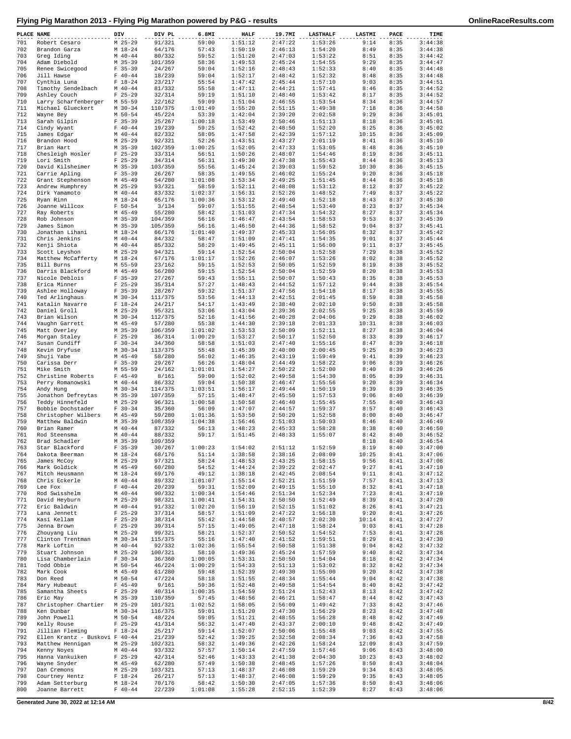# Flying Pig Marathon 2013 - Flying Pig Marathon powered by P&G - results

| PLACE | NAME | DIV | DIV PL | 6.8MI | HALF | 19.7MI | LASTHALF | LASTMI | PACE | TIME |
|---|---|---|---|---|---|---|---|---|---|---|
| 701 | Robert Cesaro | M 25-29 | 91/321 | 59:00 | 1:51:12 | 2:47:22 | 1:53:26 | 9:14 | 8:35 | 3:44:38 |
| 702 | Brandon Garza | M 18-24 | 64/176 | 57:43 | 1:50:19 | 2:46:13 | 1:54:20 | 8:49 | 8:35 | 3:44:38 |
| 703 | Greg Iding | M 40-44 | 80/332 | 59:52 | 1:51:20 | 2:47:03 | 1:53:22 | 8:51 | 8:35 | 3:44:42 |
| 704 | Adam Diebold | M 35-39 | 101/359 | 58:36 | 1:49:53 | 2:45:24 | 1:54:55 | 9:29 | 8:35 | 3:44:47 |
| 705 | Renee Swicegood | F 35-39 | 24/267 | 59:04 | 1:52:16 | 2:48:43 | 1:52:33 | 8:40 | 8:35 | 3:44:48 |
| 706 | Jill Hawse | F 40-44 | 18/239 | 59:04 | 1:52:17 | 2:48:42 | 1:52:32 | 8:48 | 8:35 | 3:44:48 |
| 707 | Cynthia Luna | F 18-24 | 23/217 | 55:54 | 1:47:42 | 2:45:44 | 1:57:10 | 9:03 | 8:35 | 3:44:51 |
| 708 | Timothy Sendelbach | M 40-44 | 81/332 | 55:58 | 1:47:11 | 2:44:21 | 1:57:41 | 8:46 | 8:35 | 3:44:52 |
| 709 | Ashley Couch | F 25-29 | 32/314 | 59:19 | 1:51:10 | 2:48:40 | 1:53:42 | 8:17 | 8:35 | 3:44:52 |
| 710 | Larry Scharfenberger | M 55-59 | 22/162 | 59:09 | 1:51:04 | 2:46:55 | 1:53:54 | 8:34 | 8:36 | 3:44:57 |
| 711 | Michael Glueckert | M 30-34 | 110/375 | 1:01:49 | 1:55:20 | 2:51:15 | 1:49:38 | 7:18 | 8:36 | 3:44:58 |
| 712 | Wayne Bey | M 50-54 | 45/224 | 53:39 | 1:42:04 | 2:39:20 | 2:02:58 | 9:29 | 8:36 | 3:45:01 |
| 713 | Sarah Gilpin | F 35-39 | 25/267 | 1:00:18 | 1:53:49 | 2:50:46 | 1:51:13 | 8:18 | 8:36 | 3:45:01 |
| 714 | Cindy Wyant | F 40-44 | 19/239 | 59:25 | 1:52:42 | 2:48:50 | 1:52:20 | 8:25 | 8:36 | 3:45:02 |
| 715 | James Edgar | M 40-44 | 82/332 | 58:05 | 1:47:58 | 2:42:39 | 1:57:12 | 10:15 | 8:36 | 3:45:09 |
| 716 | Brandon Hood | M 25-29 | 92/321 | 52:26 | 1:43:51 | 2:43:27 | 2:01:19 | 8:41 | 8:36 | 3:45:10 |
| 717 | Brian Hart | M 35-39 | 102/359 | 1:00:25 | 1:52:05 | 2:47:33 | 1:53:05 | 8:48 | 8:36 | 3:45:10 |
| 718 | Chesleigh Hosler | F 25-29 | 33/314 | 56:51 | 1:50:26 | 2:48:07 | 1:54:46 | 8:19 | 8:36 | 3:45:11 |
| 719 | Lori Smith | F 25-29 | 34/314 | 56:31 | 1:49:30 | 2:47:38 | 1:55:43 | 8:44 | 8:36 | 3:45:13 |
| 720 | David Kilsheimer | M 35-39 | 103/359 | 55:56 | 1:45:24 | 2:39:03 | 1:59:52 | 10:30 | 8:36 | 3:45:15 |
| 721 | Carrie Apling | F 35-39 | 26/267 | 58:35 | 1:49:55 | 2:46:02 | 1:55:24 | 9:20 | 8:36 | 3:45:18 |
| 722 | Grant Stephenson | M 45-49 | 54/280 | 1:01:08 | 1:53:34 | 2:49:25 | 1:51:45 | 8:44 | 8:36 | 3:45:18 |
| 723 | Andrew Humphrey | M 25-29 | 93/321 | 58:59 | 1:52:11 | 2:48:08 | 1:53:12 | 8:12 | 8:37 | 3:45:22 |
| 724 | Dirk Yamamoto | M 40-44 | 83/332 | 1:02:37 | 1:56:31 | 2:52:26 | 1:48:52 | 7:49 | 8:37 | 3:45:22 |
| 725 | Ryan Rinn | M 18-24 | 65/176 | 1:00:36 | 1:53:12 | 2:49:40 | 1:52:18 | 8:43 | 8:37 | 3:45:30 |
| 726 | Joanne Willcox | F 50-54 | 3/134 | 59:07 | 1:51:55 | 2:48:54 | 1:53:40 | 8:23 | 8:37 | 3:45:34 |
| 727 | Ray Roberts | M 45-49 | 55/280 | 58:42 | 1:51:03 | 2:47:34 | 1:54:32 | 8:27 | 8:37 | 3:45:34 |
| 728 | Rob Johnson | M 35-39 | 104/359 | 56:16 | 1:46:47 | 2:43:54 | 1:58:53 | 9:53 | 8:37 | 3:45:39 |
| 729 | James Simon | M 35-39 | 105/359 | 56:16 | 1:46:50 | 2:44:36 | 1:58:52 | 9:04 | 8:37 | 3:45:41 |
| 730 | Jonathan Lihani | M 18-24 | 66/176 | 1:01:40 | 1:49:37 | 2:45:33 | 1:56:05 | 8:32 | 8:37 | 3:45:42 |
| 731 | Chris Jenkins | M 40-44 | 84/332 | 58:47 | 1:51:09 | 2:47:41 | 1:54:35 | 9:01 | 8:37 | 3:45:44 |
| 732 | Kenji Shiota | M 40-44 | 85/332 | 58:29 | 1:49:45 | 2:45:11 | 1:56:00 | 9:11 | 8:37 | 3:45:45 |
| 733 | Scott Leyshon | M 25-29 | 94/321 | 59:14 | 1:52:54 | 2:50:04 | 1:52:58 | 7:29 | 8:38 | 3:45:52 |
| 734 | Matthew McCafferty | M 18-24 | 67/176 | 1:01:17 | 1:52:26 | 2:46:07 | 1:53:26 | 8:02 | 8:38 | 3:45:52 |
| 735 | Bill Burns | M 55-59 | 23/162 | 59:15 | 1:52:53 | 2:50:05 | 1:52:59 | 8:19 | 8:38 | 3:45:52 |
| 736 | Darris Blackford | M 45-49 | 56/280 | 59:15 | 1:52:54 | 2:50:04 | 1:52:59 | 8:20 | 8:38 | 3:45:53 |
| 737 | Nicole Deblois | F 35-39 | 27/267 | 59:43 | 1:55:11 | 2:50:07 | 1:50:43 | 8:35 | 8:38 | 3:45:53 |
| 738 | Erica Minner | F 25-29 | 35/314 | 57:27 | 1:48:43 | 2:44:52 | 1:57:12 | 9:44 | 8:38 | 3:45:54 |
| 739 | Ashlee Holloway | F 35-39 | 28/267 | 59:32 | 1:51:37 | 2:47:56 | 1:54:18 | 8:17 | 8:38 | 3:45:55 |
| 740 | Ted Arlinghaus | M 30-34 | 111/375 | 53:56 | 1:44:13 | 2:42:51 | 2:01:45 | 8:59 | 8:38 | 3:45:58 |
| 741 | Katalin Navarre | F 18-24 | 24/217 | 54:17 | 1:43:49 | 2:38:40 | 2:02:10 | 9:50 | 8:38 | 3:45:58 |
| 742 | Daniel Groll | M 25-29 | 95/321 | 53:06 | 1:43:04 | 2:39:36 | 2:02:55 | 9:25 | 8:38 | 3:45:59 |
| 743 | Brian Wilson | M 30-34 | 112/375 | 52:16 | 1:41:56 | 2:40:28 | 2:04:06 | 9:29 | 8:38 | 3:46:02 |
| 744 | Vaughn Garrett | M 45-49 | 57/280 | 55:38 | 1:44:30 | 2:39:18 | 2:01:33 | 10:31 | 8:38 | 3:46:03 |
| 745 | Matt Overley | M 35-39 | 106/359 | 1:01:02 | 1:53:53 | 2:50:09 | 1:52:11 | 8:27 | 8:38 | 3:46:04 |
| 746 | Morgan Staley | F 25-29 | 36/314 | 1:00:29 | 1:53:27 | 2:50:17 | 1:52:50 | 8:33 | 8:39 | 3:46:17 |
| 747 | Susan Cundiff | F 30-34 | 34/360 | 58:58 | 1:51:03 | 2:47:40 | 1:55:16 | 8:47 | 8:39 | 3:46:18 |
| 748 | Kevin Dryfuse | M 30-34 | 113/375 | 55:48 | 1:45:39 | 2:40:00 | 2:00:45 | 9:25 | 8:39 | 3:46:23 |
| 749 | Shuji Yabe | M 45-49 | 58/280 | 56:02 | 1:46:35 | 2:43:19 | 1:59:49 | 9:41 | 8:39 | 3:46:23 |
| 750 | Carissa Derr | F 35-39 | 29/267 | 56:26 | 1:48:04 | 2:44:49 | 1:58:22 | 9:06 | 8:39 | 3:46:26 |
| 751 | Mike Smith | M 55-59 | 24/162 | 1:01:01 | 1:54:27 | 2:50:22 | 1:52:00 | 8:40 | 8:39 | 3:46:26 |
| 752 | Christine Roberts | F 45-49 | 8/161 | 59:00 | 1:52:02 | 2:49:58 | 1:54:30 | 8:05 | 8:39 | 3:46:31 |
| 753 | Perry Romanowski | M 40-44 | 86/332 | 59:04 | 1:50:38 | 2:46:47 | 1:55:56 | 9:20 | 8:39 | 3:46:34 |
| 754 | Andy Hung | M 30-34 | 114/375 | 1:03:51 | 1:56:17 | 2:49:44 | 1:50:19 | 8:39 | 8:39 | 3:46:35 |
| 755 | Jonathon Defreytas | M 35-39 | 107/359 | 57:15 | 1:48:47 | 2:45:50 | 1:57:53 | 9:06 | 8:40 | 3:46:39 |
| 756 | Teddy Hinnefeld | M 25-29 | 96/321 | 1:00:58 | 1:50:58 | 2:46:40 | 1:55:45 | 7:55 | 8:40 | 3:46:43 |
| 757 | Bobbie Dochstader | F 30-34 | 35/360 | 56:09 | 1:47:07 | 2:44:57 | 1:59:37 | 8:57 | 8:40 | 3:46:43 |
| 758 | Christopher Wilbers | M 45-49 | 59/280 | 1:01:36 | 1:53:50 | 2:50:20 | 1:52:58 | 8:00 | 8:40 | 3:46:47 |
| 759 | Matthew Baldwin | M 35-39 | 108/359 | 1:04:38 | 1:56:46 | 2:51:03 | 1:50:03 | 8:46 | 8:40 | 3:46:49 |
| 760 | Brian Ramer | M 40-44 | 87/332 | 56:13 | 1:48:23 | 2:45:33 | 1:58:28 | 8:38 | 8:40 | 3:46:50 |
| 761 | Rod Steensma | M 40-44 | 88/332 | 59:17 | 1:51:45 | 2:48:33 | 1:55:07 | 8:42 | 8:40 | 3:46:52 |
| 762 | Brad Schadler | M 35-39 | 109/359 | | | | | 8:18 | 8:40 | 3:46:54 |
| 763 | Star Blackford | F 35-39 | 30/267 | 1:00:23 | 1:54:02 | 2:51:12 | 1:52:59 | 8:19 | 8:40 | 3:47:00 |
| 764 | Dakota Beerman | M 18-24 | 68/176 | 51:14 | 1:38:58 | 2:38:16 | 2:08:09 | 10:25 | 8:41 | 3:47:06 |
| 765 | James McCoy | M 25-29 | 97/321 | 58:24 | 1:48:53 | 2:43:25 | 1:58:15 | 9:56 | 8:41 | 3:47:08 |
| 766 | Mark Goldick | M 45-49 | 60/280 | 54:52 | 1:44:24 | 2:39:22 | 2:02:47 | 9:27 | 8:41 | 3:47:10 |
| 767 | Mitch Heusmann | M 18-24 | 69/176 | 49:12 | 1:38:18 | 2:42:45 | 2:08:54 | 9:11 | 8:41 | 3:47:12 |
| 768 | Chris Eckerle | M 40-44 | 89/332 | 1:01:07 | 1:55:14 | 2:52:21 | 1:51:59 | 7:57 | 8:41 | 3:47:13 |
| 769 | Lee Fox | F 40-44 | 20/239 | 59:31 | 1:52:09 | 2:49:15 | 1:55:10 | 8:32 | 8:41 | 3:47:18 |
| 770 | Rod Swisshelm | M 40-44 | 90/332 | 1:00:34 | 1:54:46 | 2:51:34 | 1:52:34 | 7:23 | 8:41 | 3:47:19 |
| 771 | David Heyburn | M 25-29 | 98/321 | 1:00:41 | 1:54:31 | 2:50:50 | 1:52:49 | 8:39 | 8:41 | 3:47:20 |
| 772 | Eric Baldwin | M 40-44 | 91/332 | 1:02:20 | 1:56:19 | 2:52:15 | 1:51:02 | 8:26 | 8:41 | 3:47:21 |
| 773 | Lana Jennett | F 25-29 | 37/314 | 58:57 | 1:51:09 | 2:47:22 | 1:56:18 | 9:20 | 8:41 | 3:47:26 |
| 774 | Kasi Kellam | F 25-29 | 38/314 | 55:42 | 1:44:58 | 2:40:57 | 2:02:30 | 10:14 | 8:41 | 3:47:27 |
| 775 | Jenna Brown | F 25-29 | 39/314 | 57:15 | 1:49:05 | 2:47:18 | 1:58:24 | 9:03 | 8:41 | 3:47:28 |
| 776 | Zhouyang Liu | M 25-29 | 99/321 | 58:21 | 1:52:37 | 2:50:52 | 1:54:52 | 7:53 | 8:41 | 3:47:28 |
| 777 | Clinton Trentman | M 30-34 | 115/375 | 55:16 | 1:47:40 | 2:41:52 | 1:59:51 | 8:29 | 8:41 | 3:47:30 |
| 778 | Mark Loftin | M 40-44 | 92/332 | 1:02:36 | 1:55:54 | 2:50:58 | 1:51:38 | 9:04 | 8:42 | 3:47:32 |
| 779 | Stuart Johnson | M 25-29 | 100/321 | 58:10 | 1:49:36 | 2:45:24 | 1:57:59 | 9:40 | 8:42 | 3:47:34 |
| 780 | Lisa Chamberlain | F 30-34 | 36/360 | 1:00:05 | 1:53:31 | 2:50:50 | 1:54:04 | 8:18 | 8:42 | 3:47:34 |
| 781 | Todd Obbie | M 50-54 | 46/224 | 1:00:29 | 1:54:33 | 2:51:13 | 1:53:02 | 8:32 | 8:42 | 3:47:34 |
| 782 | Mark Cook | M 45-49 | 61/280 | 59:48 | 1:52:39 | 2:49:30 | 1:55:00 | 9:20 | 8:42 | 3:47:38 |
| 783 | Don Reed | M 50-54 | 47/224 | 58:18 | 1:51:55 | 2:48:34 | 1:55:44 | 9:04 | 8:42 | 3:47:38 |
| 784 | Mary Hubeaut | F 45-49 | 9/161 | 59:36 | 1:52:48 | 2:49:58 | 1:54:54 | 8:40 | 8:42 | 3:47:42 |
| 785 | Samantha Sheets | F 25-29 | 40/314 | 1:00:35 | 1:54:59 | 2:51:24 | 1:52:43 | 8:13 | 8:42 | 3:47:42 |
| 786 | Eric May | M 35-39 | 110/359 | 57:45 | 1:48:56 | 2:46:21 | 1:58:47 | 8:44 | 8:42 | 3:47:43 |
| 787 | Christopher Chartier | M 25-29 | 101/321 | 1:02:52 | 1:58:05 | 2:56:09 | 1:49:42 | 7:33 | 8:42 | 3:47:46 |
| 788 | Ken Dunbar | M 30-34 | 116/375 | 59:01 | 1:51:20 | 2:47:30 | 1:56:29 | 8:23 | 8:42 | 3:47:48 |
| 789 | John Powell | M 50-54 | 48/224 | 59:05 | 1:51:21 | 2:48:55 | 1:56:28 | 8:48 | 8:42 | 3:47:49 |
| 790 | Kelly Rouse | F 25-29 | 41/314 | 56:32 | 1:47:40 | 2:43:37 | 2:00:10 | 9:48 | 8:42 | 3:47:49 |
| 791 | Jillian Fleming | F 18-24 | 25/217 | 59:14 | 1:52:07 | 2:50:06 | 1:55:48 | 9:03 | 8:42 | 3:47:55 |
| 792 | Ellen Krantz - Buskovi | F 40-44 | 21/239 | 52:42 | 1:39:25 | 2:32:58 | 2:08:34 | 7:36 | 8:43 | 3:47:58 |
| 793 | Matthew Hennigan | M 25-29 | 102/321 | 58:32 | 1:49:36 | 2:42:26 | 1:58:24 | 12:09 | 8:43 | 3:47:59 |
| 794 | Kenny Noyes | M 40-44 | 93/332 | 57:57 | 1:50:14 | 2:47:59 | 1:57:46 | 9:06 | 8:43 | 3:48:00 |
| 795 | Hanna Vankuiken | F 25-29 | 42/314 | 52:46 | 1:43:33 | 2:41:38 | 2:04:30 | 10:23 | 8:43 | 3:48:02 |
| 796 | Wayne Snyder | M 45-49 | 62/280 | 57:49 | 1:50:38 | 2:48:45 | 1:57:26 | 8:50 | 8:43 | 3:48:04 |
| 797 | Dan Cremons | M 25-29 | 103/321 | 57:13 | 1:48:37 | 2:46:08 | 1:59:29 | 9:34 | 8:43 | 3:48:05 |
| 798 | Courtney Hentz | F 18-24 | 26/217 | 57:13 | 1:48:37 | 2:46:08 | 1:59:29 | 9:35 | 8:43 | 3:48:05 |
| 799 | Adam Setterburg | M 18-24 | 70/176 | 58:42 | 1:50:30 | 2:47:05 | 1:57:36 | 8:50 | 8:43 | 3:48:06 |
| 800 | Joanne Barrett | F 40-44 | 22/239 | 1:01:08 | 1:55:28 | 2:52:15 | 1:52:39 | 8:27 | 8:43 | 3:48:06 |

Generated June 30, 2022 at 12:14 AM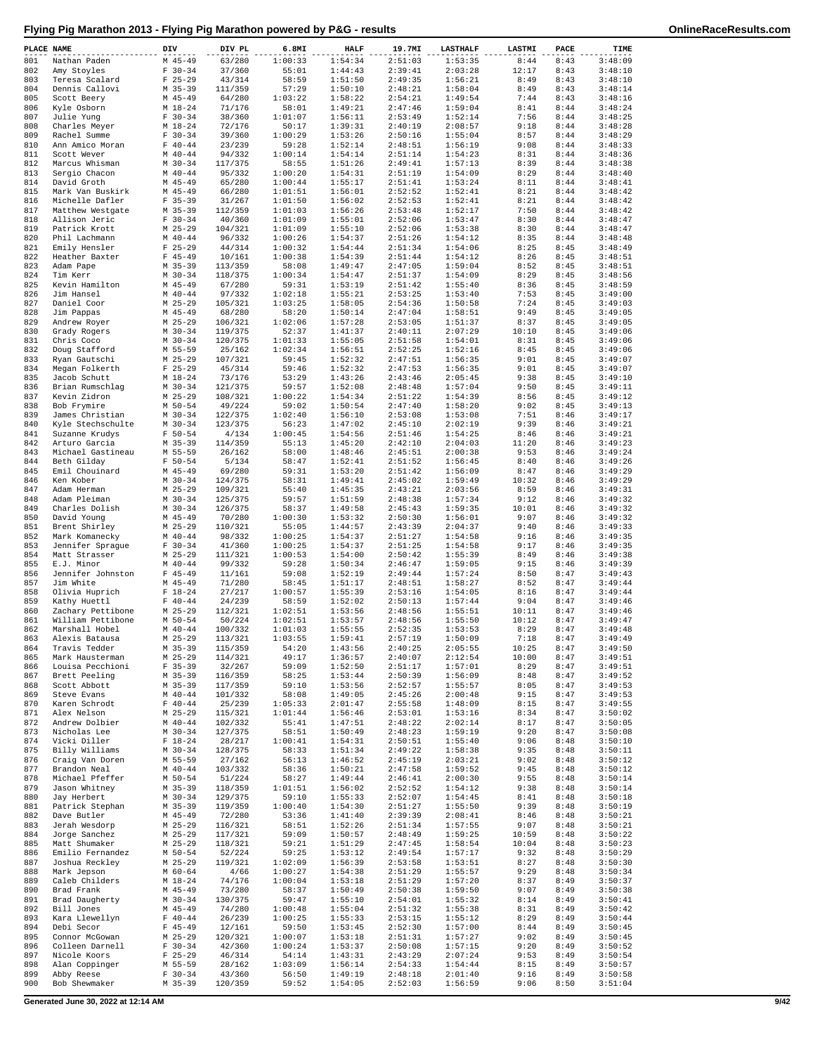# Flying Pig Marathon 2013 - Flying Pig Marathon powered by P&G - results

| PLACE | NAME | DIV | DIV PL | 6.8MI | HALF | 19.7MI | LASTHALF | LASTMI | PACE | TIME |
|---|---|---|---|---|---|---|---|---|---|---|
| 801 | Nathan Paden | M 45-49 | 63/280 | 1:00:33 | 1:54:34 | 2:51:03 | 1:53:35 | 8:44 | 8:43 | 3:48:09 |
| 802 | Amy Stoyles | F 30-34 | 37/360 | 55:01 | 1:44:43 | 2:39:41 | 2:03:28 | 12:17 | 8:43 | 3:48:10 |
| 803 | Teresa Scalard | F 25-29 | 43/314 | 58:59 | 1:51:50 | 2:49:35 | 1:56:21 | 8:49 | 8:43 | 3:48:10 |
| 804 | Dennis Callovi | M 35-39 | 111/359 | 57:29 | 1:50:10 | 2:48:21 | 1:58:04 | 8:49 | 8:43 | 3:48:14 |
| 805 | Scott Beery | M 45-49 | 64/280 | 1:03:22 | 1:58:22 | 2:54:21 | 1:49:54 | 7:44 | 8:43 | 3:48:16 |
| 806 | Kyle Osborn | M 18-24 | 71/176 | 58:01 | 1:49:21 | 2:47:46 | 1:59:04 | 8:41 | 8:44 | 3:48:24 |
| 807 | Julie Yung | F 30-34 | 38/360 | 1:01:07 | 1:56:11 | 2:53:49 | 1:52:14 | 7:56 | 8:44 | 3:48:25 |
| 808 | Charles Meyer | M 18-24 | 72/176 | 50:17 | 1:39:31 | 2:40:19 | 2:08:57 | 9:18 | 8:44 | 3:48:28 |
| 809 | Rachel Summe | F 30-34 | 39/360 | 1:00:29 | 1:53:26 | 2:50:16 | 1:55:04 | 8:57 | 8:44 | 3:48:29 |
| 810 | Ann Amico Moran | F 40-44 | 23/239 | 59:28 | 1:52:14 | 2:48:51 | 1:56:19 | 9:08 | 8:44 | 3:48:33 |
| 811 | Scott Wever | M 40-44 | 94/332 | 1:00:14 | 1:54:14 | 2:51:14 | 1:54:23 | 8:31 | 8:44 | 3:48:36 |
| 812 | Marcus Whisman | M 30-34 | 117/375 | 58:55 | 1:51:26 | 2:49:41 | 1:57:13 | 8:39 | 8:44 | 3:48:38 |
| 813 | Sergio Chacon | M 40-44 | 95/332 | 1:00:20 | 1:54:31 | 2:51:19 | 1:54:09 | 8:29 | 8:44 | 3:48:40 |
| 814 | David Groth | M 45-49 | 65/280 | 1:00:44 | 1:55:17 | 2:51:41 | 1:53:24 | 8:11 | 8:44 | 3:48:41 |
| 815 | Mark Van Buskirk | M 45-49 | 66/280 | 1:01:51 | 1:56:01 | 2:52:52 | 1:52:41 | 8:21 | 8:44 | 3:48:42 |
| 816 | Michelle Dafler | F 35-39 | 31/267 | 1:01:50 | 1:56:02 | 2:52:53 | 1:52:41 | 8:21 | 8:44 | 3:48:42 |
| 817 | Matthew Westgate | M 35-39 | 112/359 | 1:01:03 | 1:56:26 | 2:53:48 | 1:52:17 | 7:50 | 8:44 | 3:48:42 |
| 818 | Allison Jeric | F 30-34 | 40/360 | 1:01:09 | 1:55:01 | 2:52:06 | 1:53:47 | 8:30 | 8:44 | 3:48:47 |
| 819 | Patrick Krott | M 25-29 | 104/321 | 1:01:09 | 1:55:10 | 2:52:06 | 1:53:38 | 8:30 | 8:44 | 3:48:47 |
| 820 | Phil Lachmann | M 40-44 | 96/332 | 1:00:26 | 1:54:37 | 2:51:26 | 1:54:12 | 8:35 | 8:44 | 3:48:48 |
| 821 | Emily Hensler | F 25-29 | 44/314 | 1:00:32 | 1:54:44 | 2:51:34 | 1:54:06 | 8:25 | 8:45 | 3:48:49 |
| 822 | Heather Baxter | F 45-49 | 10/161 | 1:00:38 | 1:54:39 | 2:51:44 | 1:54:12 | 8:26 | 8:45 | 3:48:51 |
| 823 | Adam Pape | M 35-39 | 113/359 | 58:08 | 1:49:47 | 2:47:05 | 1:59:04 | 8:52 | 8:45 | 3:48:51 |
| 824 | Tim Kerr | M 30-34 | 118/375 | 1:00:34 | 1:54:47 | 2:51:37 | 1:54:09 | 8:29 | 8:45 | 3:48:56 |
| 825 | Kevin Hamilton | M 45-49 | 67/280 | 59:31 | 1:53:19 | 2:51:42 | 1:55:40 | 8:36 | 8:45 | 3:48:59 |
| 826 | Jim Hansel | M 40-44 | 97/332 | 1:02:18 | 1:55:21 | 2:53:25 | 1:53:40 | 7:53 | 8:45 | 3:49:00 |
| 827 | Daniel Coor | M 25-29 | 105/321 | 1:03:25 | 1:58:05 | 2:54:36 | 1:50:58 | 7:24 | 8:45 | 3:49:03 |
| 828 | Jim Pappas | M 45-49 | 68/280 | 58:20 | 1:50:14 | 2:47:04 | 1:58:51 | 9:49 | 8:45 | 3:49:05 |
| 829 | Andrew Royer | M 25-29 | 106/321 | 1:02:06 | 1:57:28 | 2:53:05 | 1:51:37 | 8:37 | 8:45 | 3:49:05 |
| 830 | Grady Rogers | M 30-34 | 119/375 | 52:37 | 1:41:37 | 2:40:11 | 2:07:29 | 10:10 | 8:45 | 3:49:06 |
| 831 | Chris Coco | M 30-34 | 120/375 | 1:01:33 | 1:55:05 | 2:51:58 | 1:54:01 | 8:31 | 8:45 | 3:49:06 |
| 832 | Doug Stafford | M 55-59 | 25/162 | 1:02:34 | 1:56:51 | 2:52:25 | 1:52:16 | 8:45 | 8:45 | 3:49:06 |
| 833 | Ryan Gautschi | M 25-29 | 107/321 | 59:45 | 1:52:32 | 2:47:51 | 1:56:35 | 9:01 | 8:45 | 3:49:07 |
| 834 | Megan Folkerth | F 25-29 | 45/314 | 59:46 | 1:52:32 | 2:47:53 | 1:56:35 | 9:01 | 8:45 | 3:49:07 |
| 835 | Jacob Schutt | M 18-24 | 73/176 | 53:29 | 1:43:26 | 2:43:46 | 2:05:45 | 9:38 | 8:45 | 3:49:10 |
| 836 | Brian Rumschlag | M 30-34 | 121/375 | 59:57 | 1:52:08 | 2:48:48 | 1:57:04 | 9:50 | 8:45 | 3:49:11 |
| 837 | Kevin Zidron | M 25-29 | 108/321 | 1:00:22 | 1:54:34 | 2:51:22 | 1:54:39 | 8:56 | 8:45 | 3:49:12 |
| 838 | Bob Frymire | M 50-54 | 49/224 | 59:02 | 1:50:54 | 2:47:40 | 1:58:20 | 9:02 | 8:45 | 3:49:13 |
| 839 | James Christian | M 30-34 | 122/375 | 1:02:40 | 1:56:10 | 2:53:08 | 1:53:08 | 7:51 | 8:46 | 3:49:17 |
| 840 | Kyle Stechschulte | M 30-34 | 123/375 | 56:23 | 1:47:02 | 2:45:10 | 2:02:19 | 9:39 | 8:46 | 3:49:21 |
| 841 | Suzanne Krudys | F 50-54 | 4/134 | 1:00:45 | 1:54:56 | 2:51:46 | 1:54:25 | 8:46 | 8:46 | 3:49:21 |
| 842 | Arturo Garcia | M 35-39 | 114/359 | 55:13 | 1:45:20 | 2:42:10 | 2:04:03 | 11:20 | 8:46 | 3:49:23 |
| 843 | Michael Gastineau | M 55-59 | 26/162 | 58:00 | 1:48:46 | 2:45:51 | 2:00:38 | 9:53 | 8:46 | 3:49:24 |
| 844 | Beth Gilday | F 50-54 | 5/134 | 58:47 | 1:52:41 | 2:51:52 | 1:56:45 | 8:40 | 8:46 | 3:49:26 |
| 845 | Emil Chouinard | M 45-49 | 69/280 | 59:31 | 1:53:20 | 2:51:42 | 1:56:09 | 8:47 | 8:46 | 3:49:29 |
| 846 | Ken Kober | M 30-34 | 124/375 | 58:31 | 1:49:41 | 2:45:02 | 1:59:49 | 10:32 | 8:46 | 3:49:29 |
| 847 | Adam Herman | M 25-29 | 109/321 | 55:40 | 1:45:35 | 2:43:21 | 2:03:56 | 8:59 | 8:46 | 3:49:31 |
| 848 | Adam Pleiman | M 30-34 | 125/375 | 59:57 | 1:51:59 | 2:48:38 | 1:57:34 | 9:12 | 8:46 | 3:49:32 |
| 849 | Charles Dolish | M 30-34 | 126/375 | 58:37 | 1:49:58 | 2:45:43 | 1:59:35 | 10:01 | 8:46 | 3:49:32 |
| 850 | David Young | M 45-49 | 70/280 | 1:00:30 | 1:53:32 | 2:50:30 | 1:56:01 | 9:07 | 8:46 | 3:49:32 |
| 851 | Brent Shirley | M 25-29 | 110/321 | 55:05 | 1:44:57 | 2:43:39 | 2:04:37 | 9:40 | 8:46 | 3:49:33 |
| 852 | Mark Komanecky | M 40-44 | 98/332 | 1:00:25 | 1:54:37 | 2:51:27 | 1:54:58 | 9:16 | 8:46 | 3:49:35 |
| 853 | Jennifer Sprague | F 30-34 | 41/360 | 1:00:25 | 1:54:37 | 2:51:25 | 1:54:58 | 9:17 | 8:46 | 3:49:35 |
| 854 | Matt Strasser | M 25-29 | 111/321 | 1:00:53 | 1:54:00 | 2:50:42 | 1:55:39 | 8:49 | 8:46 | 3:49:38 |
| 855 | E.J. Minor | M 40-44 | 99/332 | 59:28 | 1:50:34 | 2:46:47 | 1:59:05 | 9:15 | 8:46 | 3:49:39 |
| 856 | Jennifer Johnston | F 45-49 | 11/161 | 59:08 | 1:52:19 | 2:49:44 | 1:57:24 | 8:50 | 8:47 | 3:49:43 |
| 857 | Jim White | M 45-49 | 71/280 | 58:45 | 1:51:17 | 2:48:51 | 1:58:27 | 8:52 | 8:47 | 3:49:44 |
| 858 | Olivia Huprich | F 18-24 | 27/217 | 1:00:57 | 1:55:39 | 2:53:16 | 1:54:05 | 8:16 | 8:47 | 3:49:44 |
| 859 | Kathy Huettl | F 40-44 | 24/239 | 58:59 | 1:52:02 | 2:50:13 | 1:57:44 | 9:04 | 8:47 | 3:49:46 |
| 860 | Zachary Pettibone | M 25-29 | 112/321 | 1:02:51 | 1:53:56 | 2:48:56 | 1:55:51 | 10:11 | 8:47 | 3:49:46 |
| 861 | William Pettibone | M 50-54 | 50/224 | 1:02:51 | 1:53:57 | 2:48:56 | 1:55:50 | 10:12 | 8:47 | 3:49:47 |
| 862 | Marshall Hobel | M 40-44 | 100/332 | 1:01:03 | 1:55:55 | 2:52:35 | 1:53:53 | 8:29 | 8:47 | 3:49:48 |
| 863 | Alexis Batausa | M 25-29 | 113/321 | 1:03:55 | 1:59:41 | 2:57:19 | 1:50:09 | 7:18 | 8:47 | 3:49:49 |
| 864 | Travis Tedder | M 35-39 | 115/359 | 54:20 | 1:43:56 | 2:40:25 | 2:05:55 | 10:25 | 8:47 | 3:49:50 |
| 865 | Mark Hausterman | M 25-29 | 114/321 | 49:17 | 1:36:57 | 2:40:07 | 2:12:54 | 10:00 | 8:47 | 3:49:51 |
| 866 | Louisa Pecchioni | F 35-39 | 32/267 | 59:09 | 1:52:50 | 2:51:17 | 1:57:01 | 8:29 | 8:47 | 3:49:51 |
| 867 | Brett Peeling | M 35-39 | 116/359 | 58:25 | 1:53:44 | 2:50:39 | 1:56:09 | 8:48 | 8:47 | 3:49:52 |
| 868 | Scott Abbott | M 35-39 | 117/359 | 59:10 | 1:53:56 | 2:52:57 | 1:55:57 | 8:05 | 8:47 | 3:49:53 |
| 869 | Steve Evans | M 40-44 | 101/332 | 58:08 | 1:49:05 | 2:45:26 | 2:00:48 | 9:15 | 8:47 | 3:49:53 |
| 870 | Karen Schrodt | F 40-44 | 25/239 | 1:05:33 | 2:01:47 | 2:55:58 | 1:48:09 | 8:15 | 8:47 | 3:49:55 |
| 871 | Alex Nelson | M 25-29 | 115/321 | 1:01:44 | 1:56:46 | 2:53:01 | 1:53:16 | 8:34 | 8:47 | 3:50:02 |
| 872 | Andrew Dolbier | M 40-44 | 102/332 | 55:41 | 1:47:51 | 2:48:22 | 2:02:14 | 8:17 | 8:47 | 3:50:05 |
| 873 | Nicholas Lee | M 30-34 | 127/375 | 58:51 | 1:50:49 | 2:48:23 | 1:59:19 | 9:20 | 8:47 | 3:50:08 |
| 874 | Vicki Diller | F 18-24 | 28/217 | 1:00:41 | 1:54:31 | 2:50:51 | 1:55:40 | 9:06 | 8:48 | 3:50:10 |
| 875 | Billy Williams | M 30-34 | 128/375 | 58:33 | 1:51:34 | 2:49:22 | 1:58:38 | 9:35 | 8:48 | 3:50:11 |
| 876 | Craig Van Doren | M 55-59 | 27/162 | 56:13 | 1:46:52 | 2:45:19 | 2:03:21 | 9:02 | 8:48 | 3:50:12 |
| 877 | Brandon Neal | M 40-44 | 103/332 | 58:36 | 1:50:21 | 2:47:58 | 1:59:52 | 9:45 | 8:48 | 3:50:12 |
| 878 | Michael Pfeffer | M 50-54 | 51/224 | 58:27 | 1:49:44 | 2:46:41 | 2:00:30 | 9:55 | 8:48 | 3:50:14 |
| 879 | Jason Whitney | M 35-39 | 118/359 | 1:01:51 | 1:56:02 | 2:52:52 | 1:54:12 | 9:38 | 8:48 | 3:50:14 |
| 880 | Jay Herbert | M 30-34 | 129/375 | 59:10 | 1:55:33 | 2:52:07 | 1:54:45 | 8:41 | 8:48 | 3:50:18 |
| 881 | Patrick Stephan | M 35-39 | 119/359 | 1:00:40 | 1:54:30 | 2:51:27 | 1:55:50 | 9:39 | 8:48 | 3:50:19 |
| 882 | Dave Butler | M 45-49 | 72/280 | 53:36 | 1:41:40 | 2:39:39 | 2:08:41 | 8:46 | 8:48 | 3:50:21 |
| 883 | Jerah Wesdorp | M 25-29 | 116/321 | 58:51 | 1:52:26 | 2:51:34 | 1:57:55 | 9:07 | 8:48 | 3:50:21 |
| 884 | Jorge Sanchez | M 25-29 | 117/321 | 59:09 | 1:50:57 | 2:48:49 | 1:59:25 | 10:59 | 8:48 | 3:50:22 |
| 885 | Matt Shumaker | M 25-29 | 118/321 | 59:21 | 1:51:29 | 2:47:45 | 1:58:54 | 10:04 | 8:48 | 3:50:23 |
| 886 | Emilio Fernandez | M 50-54 | 52/224 | 59:25 | 1:53:12 | 2:49:54 | 1:57:17 | 9:32 | 8:48 | 3:50:29 |
| 887 | Joshua Reckley | M 25-29 | 119/321 | 1:02:09 | 1:56:39 | 2:53:58 | 1:53:51 | 8:27 | 8:48 | 3:50:30 |
| 888 | Mark Jepson | M 60-64 | 4/66 | 1:00:27 | 1:54:38 | 2:51:29 | 1:55:57 | 9:29 | 8:48 | 3:50:34 |
| 889 | Caleb Childers | M 18-24 | 74/176 | 1:00:04 | 1:53:18 | 2:51:29 | 1:57:20 | 8:37 | 8:49 | 3:50:37 |
| 890 | Brad Frank | M 45-49 | 73/280 | 58:37 | 1:50:49 | 2:50:38 | 1:59:50 | 9:07 | 8:49 | 3:50:38 |
| 891 | Brad Daugherty | M 30-34 | 130/375 | 59:47 | 1:55:10 | 2:54:01 | 1:55:32 | 8:14 | 8:49 | 3:50:41 |
| 892 | Bill Jones | M 45-49 | 74/280 | 1:00:48 | 1:55:04 | 2:51:32 | 1:55:38 | 8:31 | 8:49 | 3:50:42 |
| 893 | Kara Llewellyn | F 40-44 | 26/239 | 1:00:25 | 1:55:33 | 2:53:15 | 1:55:12 | 8:29 | 8:49 | 3:50:44 |
| 894 | Debi Secor | F 45-49 | 12/161 | 59:50 | 1:53:45 | 2:52:30 | 1:57:00 | 8:44 | 8:49 | 3:50:45 |
| 895 | Connor McGowan | M 25-29 | 120/321 | 1:00:07 | 1:53:18 | 2:51:31 | 1:57:27 | 9:02 | 8:49 | 3:50:45 |
| 896 | Colleen Darnell | F 30-34 | 42/360 | 1:00:24 | 1:53:37 | 2:50:08 | 1:57:15 | 9:20 | 8:49 | 3:50:52 |
| 897 | Nicole Koors | F 25-29 | 46/314 | 54:14 | 1:43:31 | 2:43:29 | 2:07:24 | 9:53 | 8:49 | 3:50:54 |
| 898 | Alan Coppinger | M 55-59 | 28/162 | 1:03:09 | 1:56:14 | 2:54:33 | 1:54:44 | 8:15 | 8:49 | 3:50:57 |
| 899 | Abby Reese | F 30-34 | 43/360 | 56:50 | 1:49:19 | 2:48:18 | 2:01:40 | 9:16 | 8:49 | 3:50:58 |
| 900 | Bob Shewmaker | M 35-39 | 120/359 | 59:52 | 1:54:05 | 2:52:03 | 1:56:59 | 9:06 | 8:50 | 3:51:04 |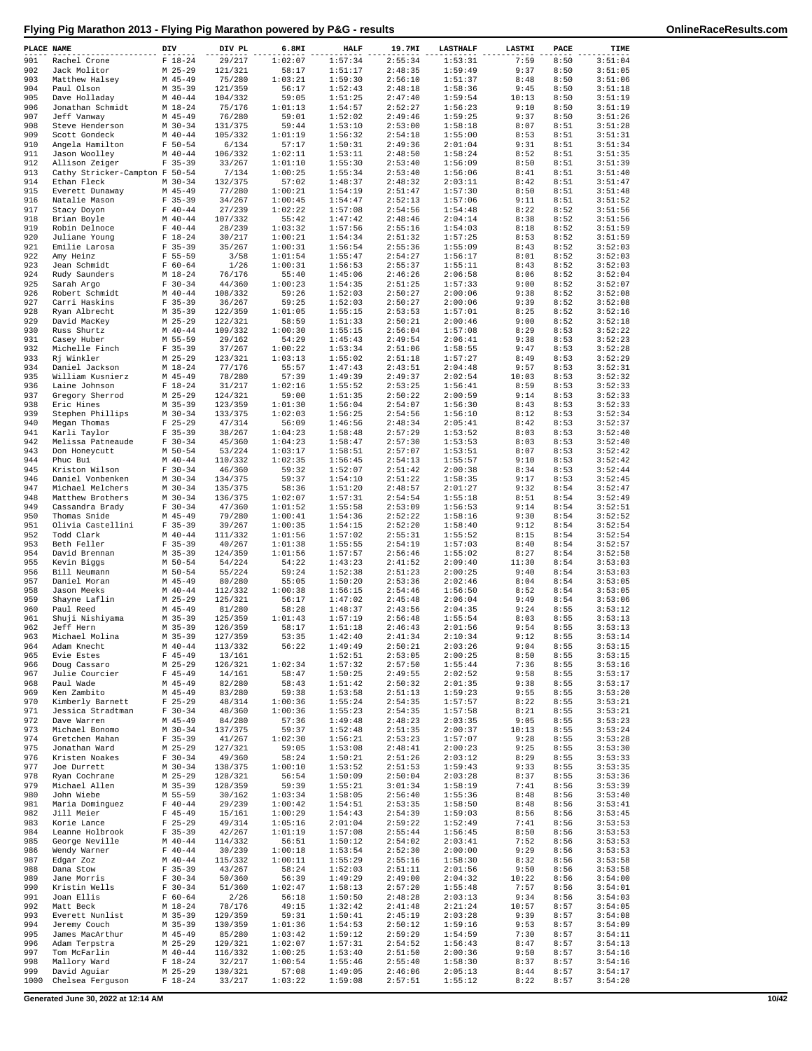# Flying Pig Marathon 2013 - Flying Pig Marathon powered by P&G - results

| PLACE | NAME | DIV | DIV PL | 6.8MI | HALF | 19.7MI | LASTHALF | LASTMI | PACE | TIME |
|---|---|---|---|---|---|---|---|---|---|---|
| 901 | Rachel Crone | F 18-24 | 29/217 | 1:02:07 | 1:57:34 | 2:55:34 | 1:53:31 | 7:59 | 8:50 | 3:51:04 |
| 902 | Jack Molitor | M 25-29 | 121/321 | 58:17 | 1:51:17 | 2:48:35 | 1:59:49 | 9:37 | 8:50 | 3:51:05 |
| 903 | Matthew Halsey | M 45-49 | 75/280 | 1:03:21 | 1:59:30 | 2:56:10 | 1:51:37 | 8:48 | 8:50 | 3:51:06 |
| 904 | Paul Olson | M 35-39 | 121/359 | 56:17 | 1:52:43 | 2:48:18 | 1:58:36 | 9:45 | 8:50 | 3:51:18 |
| 905 | Dave Holladay | M 40-44 | 104/332 | 59:05 | 1:51:25 | 2:47:40 | 1:59:54 | 10:13 | 8:50 | 3:51:19 |
| 906 | Jonathan Schmidt | M 18-24 | 75/176 | 1:01:13 | 1:54:57 | 2:52:27 | 1:56:23 | 9:10 | 8:50 | 3:51:19 |
| 907 | Jeff Vanway | M 45-49 | 76/280 | 59:01 | 1:52:02 | 2:49:46 | 1:59:25 | 9:37 | 8:50 | 3:51:26 |
| 908 | Steve Henderson | M 30-34 | 131/375 | 59:44 | 1:53:10 | 2:53:00 | 1:58:18 | 8:07 | 8:51 | 3:51:28 |
| 909 | Scott Gondeck | M 40-44 | 105/332 | 1:01:19 | 1:56:32 | 2:54:18 | 1:55:00 | 8:53 | 8:51 | 3:51:31 |
| 910 | Angela Hamilton | F 50-54 | 6/134 | 57:17 | 1:50:31 | 2:49:36 | 2:01:04 | 9:31 | 8:51 | 3:51:34 |
| 911 | Jason Woolley | M 40-44 | 106/332 | 1:02:11 | 1:53:11 | 2:48:50 | 1:58:24 | 8:52 | 8:51 | 3:51:35 |
| 912 | Allison Zeiger | F 35-39 | 33/267 | 1:01:10 | 1:55:30 | 2:53:40 | 1:56:09 | 8:50 | 8:51 | 3:51:39 |
| 913 | Cathy Stricker-Campton | F 50-54 | 7/134 | 1:00:25 | 1:55:34 | 2:53:40 | 1:56:06 | 8:41 | 8:51 | 3:51:40 |
| 914 | Ethan Fleck | M 30-34 | 132/375 | 57:02 | 1:48:37 | 2:48:32 | 2:03:11 | 8:42 | 8:51 | 3:51:47 |
| 915 | Everett Dunaway | M 45-49 | 77/280 | 1:00:21 | 1:54:19 | 2:51:47 | 1:57:30 | 8:50 | 8:51 | 3:51:48 |
| 916 | Natalie Mason | F 35-39 | 34/267 | 1:00:45 | 1:54:47 | 2:52:13 | 1:57:06 | 9:11 | 8:51 | 3:51:52 |
| 917 | Stacy Doyon | F 40-44 | 27/239 | 1:02:22 | 1:57:08 | 2:54:56 | 1:54:48 | 8:22 | 8:52 | 3:51:56 |
| 918 | Brian Boyle | M 40-44 | 107/332 | 55:42 | 1:47:42 | 2:48:46 | 2:04:14 | 8:38 | 8:52 | 3:51:56 |
| 919 | Robin Delnoce | F 40-44 | 28/239 | 1:03:32 | 1:57:56 | 2:55:16 | 1:54:03 | 8:18 | 8:52 | 3:51:59 |
| 920 | Juliane Young | F 18-24 | 30/217 | 1:00:21 | 1:54:34 | 2:51:32 | 1:57:25 | 8:53 | 8:52 | 3:51:59 |
| 921 | Emilie Larosa | F 35-39 | 35/267 | 1:00:31 | 1:56:54 | 2:55:36 | 1:55:09 | 8:43 | 8:52 | 3:52:03 |
| 922 | Amy Heinz | F 55-59 | 3/58 | 1:01:54 | 1:55:47 | 2:54:27 | 1:56:17 | 8:01 | 8:52 | 3:52:03 |
| 923 | Jean Schmidt | F 60-64 | 1/26 | 1:00:31 | 1:56:53 | 2:55:37 | 1:55:11 | 8:43 | 8:52 | 3:52:03 |
| 924 | Rudy Saunders | M 18-24 | 76/176 | 55:40 | 1:45:06 | 2:46:26 | 2:06:58 | 8:06 | 8:52 | 3:52:04 |
| 925 | Sarah Argo | F 30-34 | 44/360 | 1:00:23 | 1:54:35 | 2:51:25 | 1:57:33 | 9:00 | 8:52 | 3:52:07 |
| 926 | Robert Schmidt | M 40-44 | 108/332 | 59:26 | 1:52:03 | 2:50:27 | 2:00:06 | 9:38 | 8:52 | 3:52:08 |
| 927 | Carri Haskins | F 35-39 | 36/267 | 59:25 | 1:52:03 | 2:50:27 | 2:00:06 | 9:39 | 8:52 | 3:52:08 |
| 928 | Ryan Albrecht | M 35-39 | 122/359 | 1:01:05 | 1:55:15 | 2:53:53 | 1:57:01 | 8:25 | 8:52 | 3:52:16 |
| 929 | David MacKey | M 25-29 | 122/321 | 58:59 | 1:51:33 | 2:50:21 | 2:00:46 | 9:00 | 8:52 | 3:52:18 |
| 930 | Russ Shurtz | M 40-44 | 109/332 | 1:00:30 | 1:55:15 | 2:56:04 | 1:57:08 | 8:29 | 8:53 | 3:52:22 |
| 931 | Casey Huber | M 55-59 | 29/162 | 54:29 | 1:45:43 | 2:49:54 | 2:06:41 | 9:38 | 8:53 | 3:52:23 |
| 932 | Michelle Finch | F 35-39 | 37/267 | 1:00:22 | 1:53:34 | 2:51:06 | 1:58:55 | 9:47 | 8:53 | 3:52:28 |
| 933 | Rj Winkler | M 25-29 | 123/321 | 1:03:13 | 1:55:02 | 2:51:18 | 1:57:27 | 8:49 | 8:53 | 3:52:29 |
| 934 | Daniel Jackson | M 18-24 | 77/176 | 55:57 | 1:47:43 | 2:43:51 | 2:04:48 | 9:57 | 8:53 | 3:52:31 |
| 935 | William Kusnierz | M 45-49 | 78/280 | 57:39 | 1:49:39 | 2:49:37 | 2:02:54 | 10:03 | 8:53 | 3:52:32 |
| 936 | Laine Johnson | F 18-24 | 31/217 | 1:02:16 | 1:55:52 | 2:53:25 | 1:56:41 | 8:59 | 8:53 | 3:52:33 |
| 937 | Gregory Sherrod | M 25-29 | 124/321 | 59:00 | 1:51:35 | 2:50:22 | 2:00:59 | 9:14 | 8:53 | 3:52:33 |
| 938 | Eric Hines | M 35-39 | 123/359 | 1:01:30 | 1:56:04 | 2:54:07 | 1:56:30 | 8:43 | 8:53 | 3:52:33 |
| 939 | Stephen Phillips | M 30-34 | 133/375 | 1:02:03 | 1:56:25 | 2:54:56 | 1:56:10 | 8:12 | 8:53 | 3:52:34 |
| 940 | Megan Thomas | F 25-29 | 47/314 | 56:09 | 1:46:56 | 2:48:34 | 2:05:41 | 8:42 | 8:53 | 3:52:37 |
| 941 | Karli Taylor | F 35-39 | 38/267 | 1:04:23 | 1:58:48 | 2:57:29 | 1:53:52 | 8:03 | 8:53 | 3:52:40 |
| 942 | Melissa Patneaude | F 30-34 | 45/360 | 1:04:23 | 1:58:47 | 2:57:30 | 1:53:53 | 8:03 | 8:53 | 3:52:40 |
| 943 | Don Honeycutt | M 50-54 | 53/224 | 1:03:17 | 1:58:51 | 2:57:07 | 1:53:51 | 8:07 | 8:53 | 3:52:42 |
| 944 | Phuc Bui | M 40-44 | 110/332 | 1:02:35 | 1:56:45 | 2:54:13 | 1:55:57 | 9:10 | 8:53 | 3:52:42 |
| 945 | Kriston Wilson | F 30-34 | 46/360 | 59:32 | 1:52:07 | 2:51:42 | 2:00:38 | 8:34 | 8:53 | 3:52:44 |
| 946 | Daniel Vonbenken | M 30-34 | 134/375 | 59:37 | 1:54:10 | 2:51:22 | 1:58:35 | 9:17 | 8:53 | 3:52:45 |
| 947 | Michael Melchers | M 30-34 | 135/375 | 58:36 | 1:51:20 | 2:48:57 | 2:01:27 | 9:32 | 8:54 | 3:52:47 |
| 948 | Matthew Brothers | M 30-34 | 136/375 | 1:02:07 | 1:57:31 | 2:54:54 | 1:55:18 | 8:51 | 8:54 | 3:52:49 |
| 949 | Cassandra Brady | F 30-34 | 47/360 | 1:01:52 | 1:55:58 | 2:53:09 | 1:56:53 | 9:14 | 8:54 | 3:52:51 |
| 950 | Thomas Snide | M 45-49 | 79/280 | 1:00:41 | 1:54:36 | 2:52:22 | 1:58:16 | 9:30 | 8:54 | 3:52:52 |
| 951 | Olivia Castellini | F 35-39 | 39/267 | 1:00:35 | 1:54:15 | 2:52:20 | 1:58:40 | 9:12 | 8:54 | 3:52:54 |
| 952 | Todd Clark | M 40-44 | 111/332 | 1:01:56 | 1:57:02 | 2:55:31 | 1:55:52 | 8:15 | 8:54 | 3:52:54 |
| 953 | Beth Feller | F 35-39 | 40/267 | 1:01:38 | 1:55:55 | 2:54:19 | 1:57:03 | 8:40 | 8:54 | 3:52:57 |
| 954 | David Brennan | M 35-39 | 124/359 | 1:01:56 | 1:57:57 | 2:56:46 | 1:55:02 | 8:27 | 8:54 | 3:52:58 |
| 955 | Kevin Biggs | M 50-54 | 54/224 | 54:22 | 1:43:23 | 2:41:52 | 2:09:40 | 11:30 | 8:54 | 3:53:03 |
| 956 | Bill Neumann | M 50-54 | 55/224 | 59:24 | 1:52:38 | 2:51:23 | 2:00:25 | 9:40 | 8:54 | 3:53:03 |
| 957 | Daniel Moran | M 45-49 | 80/280 | 55:05 | 1:50:20 | 2:53:36 | 2:02:46 | 8:04 | 8:54 | 3:53:05 |
| 958 | Jason Meeks | M 40-44 | 112/332 | 1:00:38 | 1:56:15 | 2:54:46 | 1:56:50 | 8:52 | 8:54 | 3:53:05 |
| 959 | Shayne Laflin | M 25-29 | 125/321 | 56:17 | 1:47:02 | 2:45:48 | 2:06:04 | 9:49 | 8:54 | 3:53:06 |
| 960 | Paul Reed | M 45-49 | 81/280 | 58:28 | 1:48:37 | 2:43:56 | 2:04:35 | 9:24 | 8:55 | 3:53:12 |
| 961 | Shuji Nishiyama | M 35-39 | 125/359 | 1:01:43 | 1:57:19 | 2:56:48 | 1:55:54 | 8:03 | 8:55 | 3:53:13 |
| 962 | Jeff Hern | M 35-39 | 126/359 | 58:17 | 1:51:18 | 2:46:43 | 2:01:56 | 9:54 | 8:55 | 3:53:13 |
| 963 | Michael Molina | M 35-39 | 127/359 | 53:35 | 1:42:40 | 2:41:34 | 2:10:34 | 9:12 | 8:55 | 3:53:14 |
| 964 | Adam Knecht | M 40-44 | 113/332 | 56:22 | 1:49:49 | 2:50:21 | 2:03:26 | 9:04 | 8:55 | 3:53:15 |
| 965 | Evie Estes | F 45-49 | 13/161 | | 1:52:51 | 2:53:05 | 2:00:25 | 8:50 | 8:55 | 3:53:15 |
| 966 | Doug Cassaro | M 25-29 | 126/321 | 1:02:34 | 1:57:32 | 2:57:50 | 1:55:44 | 7:36 | 8:55 | 3:53:16 |
| 967 | Julie Courcier | F 45-49 | 14/161 | 58:47 | 1:50:25 | 2:49:55 | 2:02:52 | 9:58 | 8:55 | 3:53:17 |
| 968 | Paul Wade | M 45-49 | 82/280 | 58:43 | 1:51:42 | 2:50:32 | 2:01:35 | 9:38 | 8:55 | 3:53:17 |
| 969 | Ken Zambito | M 45-49 | 83/280 | 59:38 | 1:53:58 | 2:51:13 | 1:59:23 | 9:55 | 8:55 | 3:53:20 |
| 970 | Kimberly Barnett | F 25-29 | 48/314 | 1:00:36 | 1:55:24 | 2:54:35 | 1:57:57 | 8:22 | 8:55 | 3:53:21 |
| 971 | Jessica Stradtman | F 30-34 | 48/360 | 1:00:36 | 1:55:23 | 2:54:35 | 1:57:58 | 8:21 | 8:55 | 3:53:21 |
| 972 | Dave Warren | M 45-49 | 84/280 | 57:36 | 1:49:48 | 2:48:23 | 2:03:35 | 9:05 | 8:55 | 3:53:23 |
| 973 | Michael Bonomo | M 30-34 | 137/375 | 59:37 | 1:52:48 | 2:51:35 | 2:00:37 | 10:13 | 8:55 | 3:53:24 |
| 974 | Gretchen Mahan | F 35-39 | 41/267 | 1:02:30 | 1:56:21 | 2:53:23 | 1:57:07 | 9:28 | 8:55 | 3:53:28 |
| 975 | Jonathan Ward | M 25-29 | 127/321 | 59:05 | 1:53:08 | 2:48:41 | 2:00:23 | 9:25 | 8:55 | 3:53:30 |
| 976 | Kristen Noakes | F 30-34 | 49/360 | 58:24 | 1:50:21 | 2:51:26 | 2:03:12 | 8:29 | 8:55 | 3:53:33 |
| 977 | Joe Durrett | M 30-34 | 138/375 | 1:00:10 | 1:53:52 | 2:51:53 | 1:59:43 | 9:33 | 8:55 | 3:53:35 |
| 978 | Ryan Cochrane | M 25-29 | 128/321 | 56:54 | 1:50:09 | 2:50:04 | 2:03:28 | 8:37 | 8:55 | 3:53:36 |
| 979 | Michael Allen | M 35-39 | 128/359 | 59:39 | 1:55:21 | 3:01:34 | 1:58:19 | 7:41 | 8:56 | 3:53:39 |
| 980 | John Wiebe | M 55-59 | 30/162 | 1:03:34 | 1:58:05 | 2:56:40 | 1:55:36 | 8:48 | 8:56 | 3:53:40 |
| 981 | Maria Dominguez | F 40-44 | 29/239 | 1:00:42 | 1:54:51 | 2:53:35 | 1:58:50 | 8:48 | 8:56 | 3:53:41 |
| 982 | Jill Meier | F 45-49 | 15/161 | 1:00:29 | 1:54:43 | 2:54:39 | 1:59:03 | 8:56 | 8:56 | 3:53:45 |
| 983 | Korie Lance | F 25-29 | 49/314 | 1:05:16 | 2:01:04 | 2:59:22 | 1:52:49 | 7:41 | 8:56 | 3:53:53 |
| 984 | Leanne Holbrook | F 35-39 | 42/267 | 1:01:19 | 1:57:08 | 2:55:44 | 1:56:45 | 8:50 | 8:56 | 3:53:53 |
| 985 | George Neville | M 40-44 | 114/332 | 56:51 | 1:50:12 | 2:54:02 | 2:03:41 | 7:52 | 8:56 | 3:53:53 |
| 986 | Wendy Warner | F 40-44 | 30/239 | 1:00:18 | 1:53:54 | 2:52:30 | 2:00:00 | 9:29 | 8:56 | 3:53:53 |
| 987 | Edgar Zoz | M 40-44 | 115/332 | 1:00:11 | 1:55:29 | 2:55:16 | 1:58:30 | 8:32 | 8:56 | 3:53:58 |
| 988 | Dana Stow | F 35-39 | 43/267 | 58:24 | 1:52:03 | 2:51:11 | 2:01:56 | 9:50 | 8:56 | 3:53:58 |
| 989 | Jane Morris | F 30-34 | 50/360 | 56:39 | 1:49:29 | 2:49:00 | 2:04:32 | 10:22 | 8:56 | 3:54:00 |
| 990 | Kristin Wells | F 30-34 | 51/360 | 1:02:47 | 1:58:13 | 2:57:20 | 1:55:48 | 7:57 | 8:56 | 3:54:01 |
| 991 | Joan Ellis | F 60-64 | 2/26 | 56:18 | 1:50:50 | 2:48:28 | 2:03:13 | 9:34 | 8:56 | 3:54:03 |
| 992 | Matt Beck | M 18-24 | 78/176 | 49:15 | 1:32:42 | 2:41:48 | 2:21:24 | 10:57 | 8:57 | 3:54:05 |
| 993 | Everett Nunlist | M 35-39 | 129/359 | 59:31 | 1:50:41 | 2:45:19 | 2:03:28 | 9:39 | 8:57 | 3:54:08 |
| 994 | Jeremy Couch | M 35-39 | 130/359 | 1:01:36 | 1:54:53 | 2:50:12 | 1:59:16 | 9:53 | 8:57 | 3:54:09 |
| 995 | James MacArthur | M 45-49 | 85/280 | 1:03:42 | 1:59:12 | 2:59:29 | 1:54:59 | 7:30 | 8:57 | 3:54:11 |
| 996 | Adam Terpstra | M 25-29 | 129/321 | 1:02:07 | 1:57:31 | 2:54:52 | 1:56:43 | 8:47 | 8:57 | 3:54:13 |
| 997 | Tom McFarlin | M 40-44 | 116/332 | 1:00:25 | 1:53:40 | 2:51:50 | 2:00:36 | 9:50 | 8:57 | 3:54:16 |
| 998 | Mallory Ward | F 18-24 | 32/217 | 1:00:54 | 1:55:46 | 2:55:40 | 1:58:30 | 8:37 | 8:57 | 3:54:16 |
| 999 | David Aguiar | M 25-29 | 130/321 | 57:08 | 1:49:05 | 2:46:06 | 2:05:13 | 8:44 | 8:57 | 3:54:17 |
| 1000 | Chelsea Ferguson | F 18-24 | 33/217 | 1:03:22 | 1:59:08 | 2:57:51 | 1:55:12 | 8:22 | 8:57 | 3:54:20 |

Generated June 30, 2022 at 12:14 AM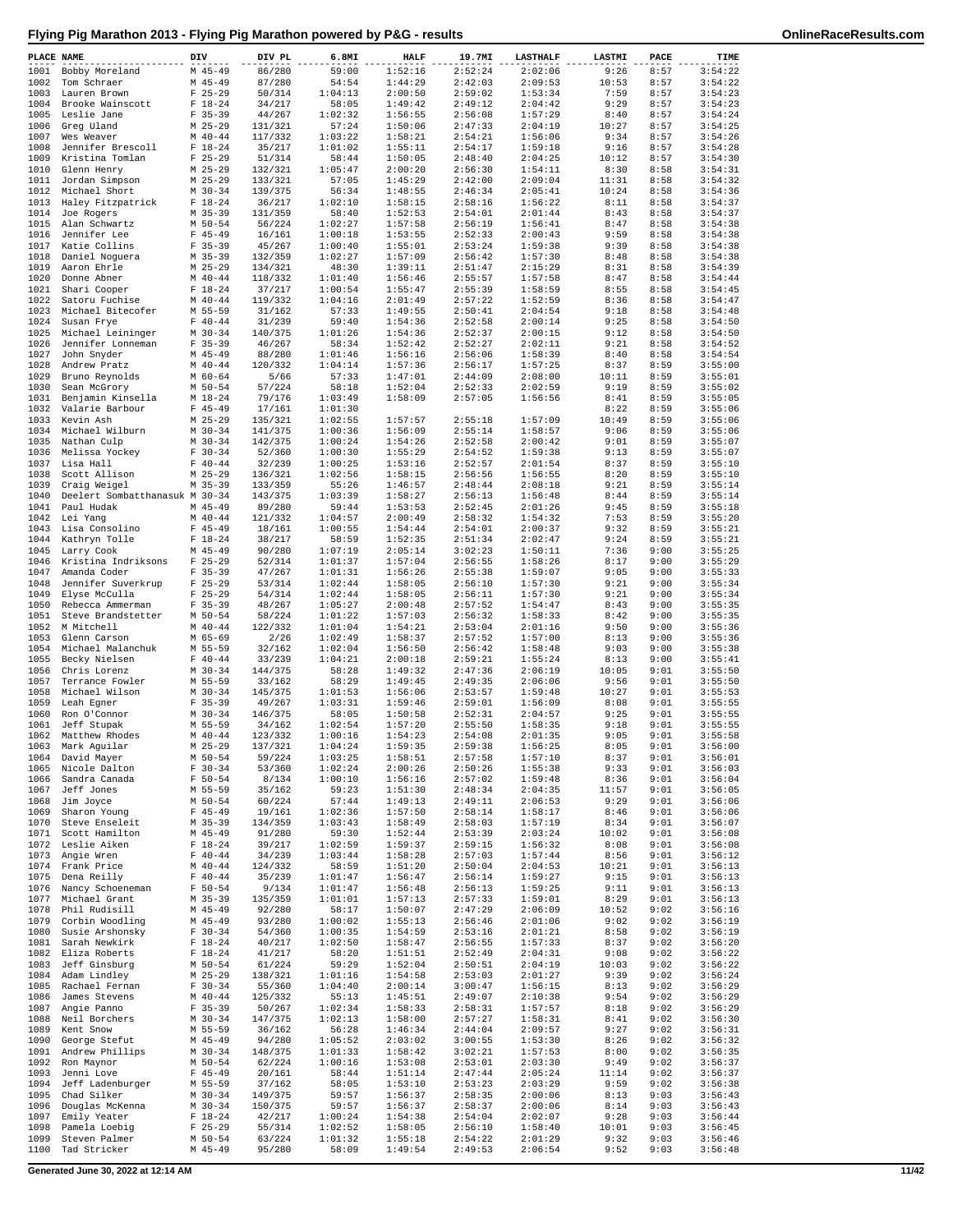# Flying Pig Marathon 2013 - Flying Pig Marathon powered by P&G - results

| PLACE | NAME | DIV | DIV PL | 6.8MI | HALF | 19.7MI | LASTHALF | LASTMI | PACE | TIME |
|---|---|---|---|---|---|---|---|---|---|---|
| 1001 | Bobby Moreland | M 45-49 | 86/280 | 59:00 | 1:52:16 | 2:52:24 | 2:02:06 | 9:26 | 8:57 | 3:54:22 |
| 1002 | Tom Schraer | M 45-49 | 87/280 | 54:54 | 1:44:29 | 2:42:03 | 2:09:53 | 10:53 | 8:57 | 3:54:22 |
| 1003 | Lauren Brown | F 25-29 | 50/314 | 1:04:13 | 2:00:50 | 2:59:02 | 1:53:34 | 7:59 | 8:57 | 3:54:23 |
| 1004 | Brooke Wainscott | F 18-24 | 34/217 | 58:05 | 1:49:42 | 2:49:12 | 2:04:42 | 9:29 | 8:57 | 3:54:23 |
| 1005 | Leslie Jane | F 35-39 | 44/267 | 1:02:32 | 1:56:55 | 2:56:08 | 1:57:29 | 8:40 | 8:57 | 3:54:24 |
| 1006 | Greg Uland | M 25-29 | 131/321 | 57:24 | 1:50:06 | 2:47:33 | 2:04:19 | 10:27 | 8:57 | 3:54:25 |
| 1007 | Wes Weaver | M 40-44 | 117/332 | 1:03:22 | 1:58:21 | 2:54:21 | 1:56:06 | 9:34 | 8:57 | 3:54:26 |
| 1008 | Jennifer Brescoll | F 18-24 | 35/217 | 1:01:02 | 1:55:11 | 2:54:17 | 1:59:18 | 9:16 | 8:57 | 3:54:28 |
| 1009 | Kristina Tomlan | F 25-29 | 51/314 | 58:44 | 1:50:05 | 2:48:40 | 2:04:25 | 10:12 | 8:57 | 3:54:30 |
| 1010 | Glenn Henry | M 25-29 | 132/321 | 1:05:47 | 2:00:20 | 2:56:30 | 1:54:11 | 8:30 | 8:58 | 3:54:31 |
| 1011 | Jordan Simpson | M 25-29 | 133/321 | 57:05 | 1:45:29 | 2:42:00 | 2:09:04 | 11:31 | 8:58 | 3:54:32 |
| 1012 | Michael Short | M 30-34 | 139/375 | 56:34 | 1:48:55 | 2:46:34 | 2:05:41 | 10:24 | 8:58 | 3:54:36 |
| 1013 | Haley Fitzpatrick | F 18-24 | 36/217 | 1:02:10 | 1:58:15 | 2:58:16 | 1:56:22 | 8:11 | 8:58 | 3:54:37 |
| 1014 | Joe Rogers | M 35-39 | 131/359 | 58:40 | 1:52:53 | 2:54:01 | 2:01:44 | 8:43 | 8:58 | 3:54:37 |
| 1015 | Alan Schwartz | M 50-54 | 56/224 | 1:02:27 | 1:57:58 | 2:56:19 | 1:56:41 | 8:47 | 8:58 | 3:54:38 |
| 1016 | Jennifer Lee | F 45-49 | 16/161 | 1:00:18 | 1:53:55 | 2:52:33 | 2:00:43 | 9:59 | 8:58 | 3:54:38 |
| 1017 | Katie Collins | F 35-39 | 45/267 | 1:00:40 | 1:55:01 | 2:53:24 | 1:59:38 | 9:39 | 8:58 | 3:54:38 |
| 1018 | Daniel Noguera | M 35-39 | 132/359 | 1:02:27 | 1:57:09 | 2:56:42 | 1:57:30 | 8:48 | 8:58 | 3:54:38 |
| 1019 | Aaron Ehrle | M 25-29 | 134/321 | 48:30 | 1:39:11 | 2:51:47 | 2:15:29 | 8:31 | 8:58 | 3:54:39 |
| 1020 | Donne Abner | M 40-44 | 118/332 | 1:01:40 | 1:56:46 | 2:55:57 | 1:57:58 | 8:47 | 8:58 | 3:54:44 |
| 1021 | Shari Cooper | F 18-24 | 37/217 | 1:00:54 | 1:55:47 | 2:55:39 | 1:58:59 | 8:55 | 8:58 | 3:54:45 |
| 1022 | Satoru Fuchise | M 40-44 | 119/332 | 1:04:16 | 2:01:49 | 2:57:22 | 1:52:59 | 8:36 | 8:58 | 3:54:47 |
| 1023 | Michael Bitecofer | M 55-59 | 31/162 | 57:33 | 1:49:55 | 2:50:41 | 2:04:54 | 9:18 | 8:58 | 3:54:48 |
| 1024 | Susan Frye | F 40-44 | 31/239 | 59:40 | 1:54:36 | 2:52:58 | 2:00:14 | 9:25 | 8:58 | 3:54:50 |
| 1025 | Michael Leininger | M 30-34 | 140/375 | 1:01:26 | 1:54:36 | 2:52:37 | 2:00:15 | 9:12 | 8:58 | 3:54:50 |
| 1026 | Jennifer Lonneman | F 35-39 | 46/267 | 58:34 | 1:52:42 | 2:52:27 | 2:02:11 | 9:21 | 8:58 | 3:54:52 |
| 1027 | John Snyder | M 45-49 | 88/280 | 1:01:46 | 1:56:16 | 2:56:06 | 1:58:39 | 8:40 | 8:58 | 3:54:54 |
| 1028 | Andrew Pratz | M 40-44 | 120/332 | 1:04:14 | 1:57:36 | 2:56:17 | 1:57:25 | 8:37 | 8:59 | 3:55:00 |
| 1029 | Bruno Reynolds | M 60-64 | 5/66 | 57:33 | 1:47:01 | 2:44:09 | 2:08:00 | 10:11 | 8:59 | 3:55:01 |
| 1030 | Sean McGrory | M 50-54 | 57/224 | 58:18 | 1:52:04 | 2:52:33 | 2:02:59 | 9:19 | 8:59 | 3:55:02 |
| 1031 | Benjamin Kinsella | M 18-24 | 79/176 | 1:03:49 | 1:58:09 | 2:57:05 | 1:56:56 | 8:41 | 8:59 | 3:55:05 |
| 1032 | Valarie Barbour | F 45-49 | 17/161 | 1:01:30 | | | | 8:22 | 8:59 | 3:55:06 |
| 1033 | Kevin Ash | M 25-29 | 135/321 | 1:02:55 | 1:57:57 | 2:55:18 | 1:57:09 | 10:49 | 8:59 | 3:55:06 |
| 1034 | Michael Wilburn | M 30-34 | 141/375 | 1:00:36 | 1:56:09 | 2:55:14 | 1:58:57 | 9:06 | 8:59 | 3:55:06 |
| 1035 | Nathan Culp | M 30-34 | 142/375 | 1:00:24 | 1:54:26 | 2:52:58 | 2:00:42 | 9:01 | 8:59 | 3:55:07 |
| 1036 | Melissa Yockey | F 30-34 | 52/360 | 1:00:30 | 1:55:29 | 2:54:52 | 1:59:38 | 9:13 | 8:59 | 3:55:07 |
| 1037 | Lisa Hall | F 40-44 | 32/239 | 1:00:25 | 1:53:16 | 2:52:57 | 2:01:54 | 8:37 | 8:59 | 3:55:10 |
| 1038 | Scott Allison | M 25-29 | 136/321 | 1:02:56 | 1:58:15 | 2:56:56 | 1:56:55 | 8:20 | 8:59 | 3:55:10 |
| 1039 | Craig Weigel | M 35-39 | 133/359 | 55:26 | 1:46:57 | 2:48:44 | 2:08:18 | 9:21 | 8:59 | 3:55:14 |
| 1040 | Deelert Sombatthanasuk | M 30-34 | 143/375 | 1:03:39 | 1:58:27 | 2:56:13 | 1:56:48 | 8:44 | 8:59 | 3:55:14 |
| 1041 | Paul Hudak | M 45-49 | 89/280 | 59:44 | 1:53:53 | 2:52:45 | 2:01:26 | 9:45 | 8:59 | 3:55:18 |
| 1042 | Lei Yang | M 40-44 | 121/332 | 1:04:57 | 2:00:49 | 2:58:32 | 1:54:32 | 7:53 | 8:59 | 3:55:20 |
| 1043 | Lisa Consolino | F 45-49 | 18/161 | 1:00:55 | 1:54:44 | 2:54:01 | 2:00:37 | 9:32 | 8:59 | 3:55:21 |
| 1044 | Kathryn Tolle | F 18-24 | 38/217 | 58:59 | 1:52:35 | 2:51:34 | 2:02:47 | 9:24 | 8:59 | 3:55:21 |
| 1045 | Larry Cook | M 45-49 | 90/280 | 1:07:19 | 2:05:14 | 3:02:23 | 1:50:11 | 7:36 | 9:00 | 3:55:25 |
| 1046 | Kristina Indriksons | F 25-29 | 52/314 | 1:01:37 | 1:57:04 | 2:56:55 | 1:58:26 | 8:17 | 9:00 | 3:55:29 |
| 1047 | Amanda Coder | F 35-39 | 47/267 | 1:01:31 | 1:56:26 | 2:55:38 | 1:59:07 | 9:05 | 9:00 | 3:55:33 |
| 1048 | Jennifer Suverkrup | F 25-29 | 53/314 | 1:02:44 | 1:58:05 | 2:56:10 | 1:57:30 | 9:21 | 9:00 | 3:55:34 |
| 1049 | Elyse McCulla | F 25-29 | 54/314 | 1:02:44 | 1:58:05 | 2:56:11 | 1:57:30 | 9:21 | 9:00 | 3:55:34 |
| 1050 | Rebecca Ammerman | F 35-39 | 48/267 | 1:05:27 | 2:00:48 | 2:57:52 | 1:54:47 | 8:43 | 9:00 | 3:55:35 |
| 1051 | Steve Brandstetter | M 50-54 | 58/224 | 1:01:22 | 1:57:03 | 2:56:32 | 1:58:33 | 8:42 | 9:00 | 3:55:35 |
| 1052 | M Mitchell | M 40-44 | 122/332 | 1:01:04 | 1:54:21 | 2:53:04 | 2:01:16 | 9:50 | 9:00 | 3:55:36 |
| 1053 | Glenn Carson | M 65-69 | 2/26 | 1:02:49 | 1:58:37 | 2:57:52 | 1:57:00 | 8:13 | 9:00 | 3:55:36 |
| 1054 | Michael Malanchuk | M 55-59 | 32/162 | 1:02:04 | 1:56:50 | 2:56:42 | 1:58:48 | 9:03 | 9:00 | 3:55:38 |
| 1055 | Becky Nielsen | F 40-44 | 33/239 | 1:04:21 | 2:00:18 | 2:59:21 | 1:55:24 | 8:13 | 9:00 | 3:55:41 |
| 1056 | Chris Lorenz | M 30-34 | 144/375 | 58:28 | 1:49:32 | 2:47:36 | 2:06:19 | 10:05 | 9:01 | 3:55:50 |
| 1057 | Terrance Fowler | M 55-59 | 33/162 | 58:29 | 1:49:45 | 2:49:35 | 2:06:06 | 9:56 | 9:01 | 3:55:50 |
| 1058 | Michael Wilson | M 30-34 | 145/375 | 1:01:53 | 1:56:06 | 2:53:57 | 1:59:48 | 10:27 | 9:01 | 3:55:53 |
| 1059 | Leah Egner | F 35-39 | 49/267 | 1:03:31 | 1:59:46 | 2:59:01 | 1:56:09 | 8:08 | 9:01 | 3:55:55 |
| 1060 | Ron O'Connor | M 30-34 | 146/375 | 58:05 | 1:50:58 | 2:52:31 | 2:04:57 | 9:25 | 9:01 | 3:55:55 |
| 1061 | Jeff Stupak | M 55-59 | 34/162 | 1:02:54 | 1:57:20 | 2:55:50 | 1:58:35 | 9:18 | 9:01 | 3:55:55 |
| 1062 | Matthew Rhodes | M 40-44 | 123/332 | 1:00:16 | 1:54:23 | 2:54:08 | 2:01:35 | 9:05 | 9:01 | 3:55:58 |
| 1063 | Mark Aguilar | M 25-29 | 137/321 | 1:04:24 | 1:59:35 | 2:59:38 | 1:56:25 | 8:05 | 9:01 | 3:56:00 |
| 1064 | David Mayer | M 50-54 | 59/224 | 1:03:25 | 1:58:51 | 2:57:58 | 1:57:10 | 8:37 | 9:01 | 3:56:01 |
| 1065 | Nicole Dalton | F 30-34 | 53/360 | 1:02:24 | 2:00:26 | 2:50:26 | 1:55:38 | 9:33 | 9:01 | 3:56:03 |
| 1066 | Sandra Canada | F 50-54 | 8/134 | 1:00:10 | 1:56:16 | 2:57:02 | 1:59:48 | 8:36 | 9:01 | 3:56:04 |
| 1067 | Jeff Jones | M 55-59 | 35/162 | 59:23 | 1:51:30 | 2:48:34 | 2:04:35 | 11:57 | 9:01 | 3:56:05 |
| 1068 | Jim Joyce | M 50-54 | 60/224 | 57:44 | 1:49:13 | 2:49:11 | 2:06:53 | 9:29 | 9:01 | 3:56:06 |
| 1069 | Sharon Young | F 45-49 | 19/161 | 1:02:36 | 1:57:50 | 2:58:14 | 1:58:17 | 8:46 | 9:01 | 3:56:06 |
| 1070 | Steve Enseleit | M 35-39 | 134/359 | 1:03:43 | 1:58:49 | 2:58:03 | 1:57:19 | 8:34 | 9:01 | 3:56:07 |
| 1071 | Scott Hamilton | M 45-49 | 91/280 | 59:30 | 1:52:44 | 2:53:39 | 2:03:24 | 10:02 | 9:01 | 3:56:08 |
| 1072 | Leslie Aiken | F 18-24 | 39/217 | 1:02:59 | 1:59:37 | 2:59:15 | 1:56:32 | 8:08 | 9:01 | 3:56:08 |
| 1073 | Angie Wren | F 40-44 | 34/239 | 1:03:44 | 1:58:28 | 2:57:03 | 1:57:44 | 8:56 | 9:01 | 3:56:12 |
| 1074 | Frank Price | M 40-44 | 124/332 | 58:59 | 1:51:20 | 2:50:04 | 2:04:53 | 10:21 | 9:01 | 3:56:13 |
| 1075 | Dena Reilly | F 40-44 | 35/239 | 1:01:47 | 1:56:47 | 2:56:14 | 1:59:27 | 9:15 | 9:01 | 3:56:13 |
| 1076 | Nancy Schoeneman | F 50-54 | 9/134 | 1:01:47 | 1:56:48 | 2:56:13 | 1:59:25 | 9:11 | 9:01 | 3:56:13 |
| 1077 | Michael Grant | M 35-39 | 135/359 | 1:01:01 | 1:57:13 | 2:57:33 | 1:59:01 | 8:29 | 9:01 | 3:56:13 |
| 1078 | Phil Rudisill | M 45-49 | 92/280 | 58:17 | 1:50:07 | 2:47:29 | 2:06:09 | 10:52 | 9:02 | 3:56:16 |
| 1079 | Corbin Woodling | M 45-49 | 93/280 | 1:00:02 | 1:55:13 | 2:56:46 | 2:01:06 | 9:02 | 9:02 | 3:56:19 |
| 1080 | Susie Arshonsky | F 30-34 | 54/360 | 1:00:35 | 1:54:59 | 2:53:16 | 2:01:21 | 8:58 | 9:02 | 3:56:19 |
| 1081 | Sarah Newkirk | F 18-24 | 40/217 | 1:02:50 | 1:58:47 | 2:56:55 | 1:57:33 | 8:37 | 9:02 | 3:56:20 |
| 1082 | Eliza Roberts | F 18-24 | 41/217 | 58:20 | 1:51:51 | 2:52:49 | 2:04:31 | 9:08 | 9:02 | 3:56:22 |
| 1083 | Jeff Ginsburg | M 50-54 | 61/224 | 59:29 | 1:52:04 | 2:50:51 | 2:04:19 | 10:03 | 9:02 | 3:56:22 |
| 1084 | Adam Lindley | M 25-29 | 138/321 | 1:01:16 | 1:54:58 | 2:53:03 | 2:01:27 | 9:39 | 9:02 | 3:56:24 |
| 1085 | Rachael Fernan | F 30-34 | 55/360 | 1:04:40 | 2:00:14 | 3:00:47 | 1:56:15 | 8:13 | 9:02 | 3:56:29 |
| 1086 | James Stevens | M 40-44 | 125/332 | 55:13 | 1:45:51 | 2:49:07 | 2:10:38 | 9:54 | 9:02 | 3:56:29 |
| 1087 | Angie Panno | F 35-39 | 50/267 | 1:02:34 | 1:58:33 | 2:58:31 | 1:57:57 | 8:18 | 9:02 | 3:56:29 |
| 1088 | Neil Borchers | M 30-34 | 147/375 | 1:02:13 | 1:58:00 | 2:57:27 | 1:58:31 | 8:41 | 9:02 | 3:56:30 |
| 1089 | Kent Snow | M 55-59 | 36/162 | 56:28 | 1:46:34 | 2:44:04 | 2:09:57 | 9:27 | 9:02 | 3:56:31 |
| 1090 | George Stefut | M 45-49 | 94/280 | 1:05:52 | 2:03:02 | 3:00:55 | 1:53:30 | 8:26 | 9:02 | 3:56:32 |
| 1091 | Andrew Phillips | M 30-34 | 148/375 | 1:01:33 | 1:58:42 | 3:02:21 | 1:57:53 | 8:00 | 9:02 | 3:56:35 |
| 1092 | Ron Maynor | M 50-54 | 62/224 | 1:00:16 | 1:53:08 | 2:53:01 | 2:03:30 | 9:49 | 9:02 | 3:56:37 |
| 1093 | Jenni Love | F 45-49 | 20/161 | 58:44 | 1:51:14 | 2:47:44 | 2:05:24 | 11:14 | 9:02 | 3:56:37 |
| 1094 | Jeff Ladenburger | M 55-59 | 37/162 | 58:05 | 1:53:10 | 2:53:23 | 2:03:29 | 9:59 | 9:02 | 3:56:38 |
| 1095 | Chad Silker | M 30-34 | 149/375 | 59:57 | 1:56:37 | 2:58:35 | 2:00:06 | 8:13 | 9:03 | 3:56:43 |
| 1096 | Douglas McKenna | M 30-34 | 150/375 | 59:57 | 1:56:37 | 2:58:37 | 2:00:06 | 8:14 | 9:03 | 3:56:43 |
| 1097 | Emily Yeater | F 18-24 | 42/217 | 1:00:24 | 1:54:38 | 2:54:04 | 2:02:07 | 9:28 | 9:03 | 3:56:44 |
| 1098 | Pamela Loebig | F 25-29 | 55/314 | 1:02:52 | 1:58:05 | 2:56:10 | 1:58:40 | 10:01 | 9:03 | 3:56:45 |
| 1099 | Steven Palmer | M 50-54 | 63/224 | 1:01:32 | 1:55:18 | 2:54:22 | 2:01:29 | 9:32 | 9:03 | 3:56:46 |
| 1100 | Tad Stricker | M 45-49 | 95/280 | 58:09 | 1:49:54 | 2:49:53 | 2:06:54 | 9:52 | 9:03 | 3:56:48 |

Generated June 30, 2022 at 12:14 AM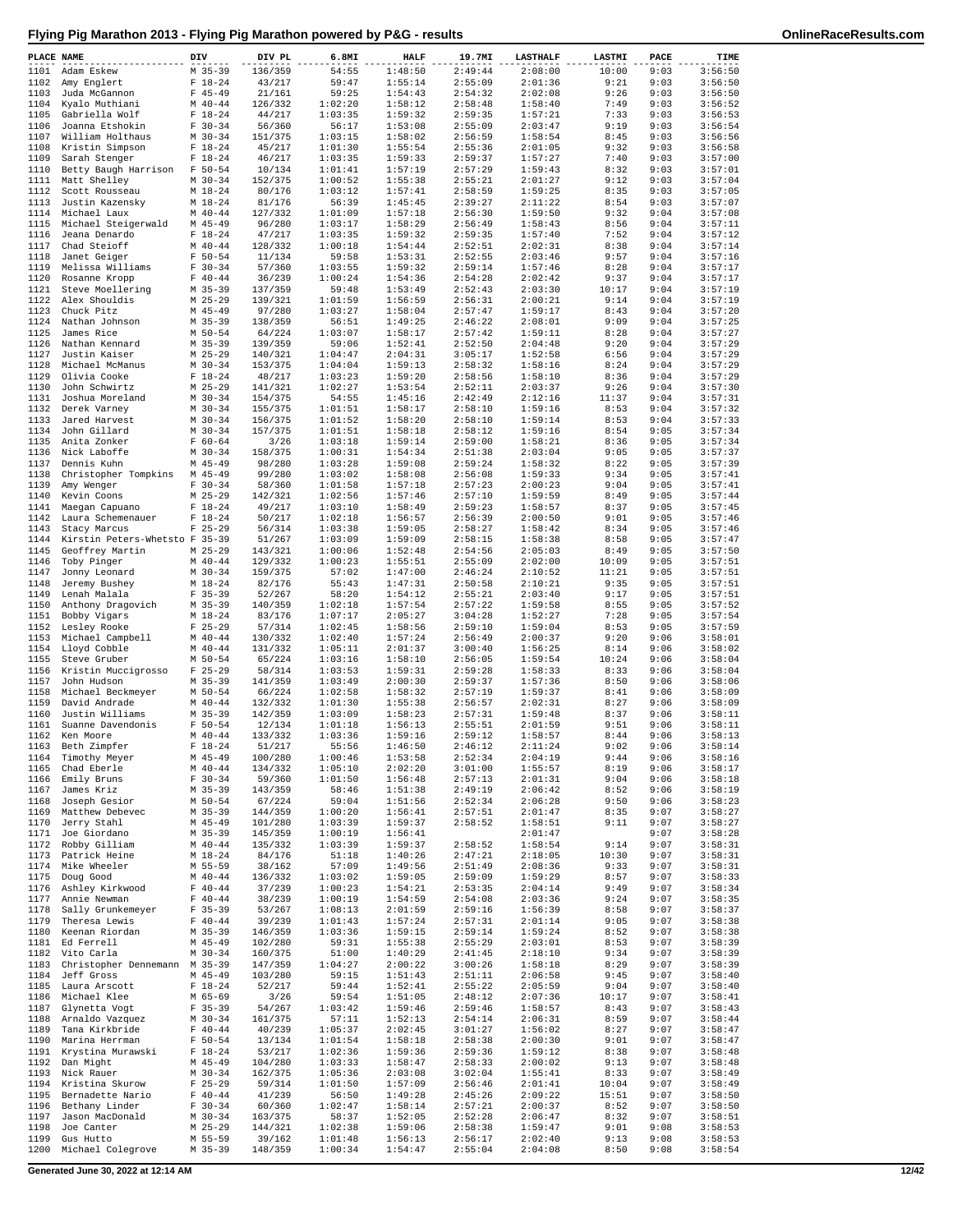# Flying Pig Marathon 2013 - Flying Pig Marathon powered by P&G - results

| PLACE | NAME | DIV | DIV PL | 6.8MI | HALF | 19.7MI | LASTHALF | LASTMI | PACE | TIME |
|---|---|---|---|---|---|---|---|---|---|---|
| 1101 | Adam Eskew | M 35-39 | 136/359 | 54:55 | 1:48:50 | 2:49:44 | 2:08:00 | 10:00 | 9:03 | 3:56:50 |
| 1102 | Amy Englert | F 18-24 | 43/217 | 59:47 | 1:55:14 | 2:55:09 | 2:01:36 | 9:21 | 9:03 | 3:56:50 |
| 1103 | Juda McGannon | F 45-49 | 21/161 | 59:25 | 1:54:43 | 2:54:32 | 2:02:08 | 9:26 | 9:03 | 3:56:50 |
| 1104 | Kyalo Muthiani | M 40-44 | 126/332 | 1:02:20 | 1:58:12 | 2:58:48 | 1:58:40 | 7:49 | 9:03 | 3:56:52 |
| 1105 | Gabriella Wolf | F 18-24 | 44/217 | 1:03:35 | 1:59:32 | 2:59:35 | 1:57:21 | 7:33 | 9:03 | 3:56:53 |
| 1106 | Joanna Etshokin | F 30-34 | 56/360 | 56:17 | 1:53:08 | 2:55:09 | 2:03:47 | 9:19 | 9:03 | 3:56:54 |
| 1107 | William Holthaus | M 30-34 | 151/375 | 1:03:15 | 1:58:02 | 2:56:59 | 1:58:54 | 8:45 | 9:03 | 3:56:56 |
| 1108 | Kristin Simpson | F 18-24 | 45/217 | 1:01:30 | 1:55:54 | 2:55:36 | 2:01:05 | 9:32 | 9:03 | 3:56:58 |
| 1109 | Sarah Stenger | F 18-24 | 46/217 | 1:03:35 | 1:59:33 | 2:59:37 | 1:57:27 | 7:40 | 9:03 | 3:57:00 |
| 1110 | Betty Baugh Harrison | F 50-54 | 10/134 | 1:01:41 | 1:57:19 | 2:57:29 | 1:59:43 | 8:32 | 9:03 | 3:57:01 |
| 1111 | Matt Shelley | M 30-34 | 152/375 | 1:00:52 | 1:55:38 | 2:55:21 | 2:01:27 | 9:12 | 9:03 | 3:57:04 |
| 1112 | Scott Rousseau | M 18-24 | 80/176 | 1:03:12 | 1:57:41 | 2:58:59 | 1:59:25 | 8:35 | 9:03 | 3:57:05 |
| 1113 | Justin Kazensky | M 18-24 | 81/176 | 56:39 | 1:45:45 | 2:39:27 | 2:11:22 | 8:54 | 9:03 | 3:57:07 |
| 1114 | Michael Laux | M 40-44 | 127/332 | 1:01:09 | 1:57:18 | 2:56:30 | 1:59:50 | 9:32 | 9:04 | 3:57:08 |
| 1115 | Michael Steigerwald | M 45-49 | 96/280 | 1:03:17 | 1:58:29 | 2:56:49 | 1:58:43 | 8:56 | 9:04 | 3:57:11 |
| 1116 | Jeana Denardo | F 18-24 | 47/217 | 1:03:35 | 1:59:32 | 2:59:35 | 1:57:40 | 7:52 | 9:04 | 3:57:12 |
| 1117 | Chad Steioff | M 40-44 | 128/332 | 1:00:18 | 1:54:44 | 2:52:51 | 2:02:31 | 8:38 | 9:04 | 3:57:14 |
| 1118 | Janet Geiger | F 50-54 | 11/134 | 59:58 | 1:53:31 | 2:52:55 | 2:03:46 | 9:57 | 9:04 | 3:57:16 |
| 1119 | Melissa Williams | F 30-34 | 57/360 | 1:03:55 | 1:59:32 | 2:59:14 | 1:57:46 | 8:28 | 9:04 | 3:57:17 |
| 1120 | Rosanne Kropp | F 40-44 | 36/239 | 1:00:24 | 1:54:36 | 2:54:28 | 2:02:42 | 9:37 | 9:04 | 3:57:17 |
| 1121 | Steve Moellering | M 35-39 | 137/359 | 59:48 | 1:53:49 | 2:52:43 | 2:03:30 | 10:17 | 9:04 | 3:57:19 |
| 1122 | Alex Shouldis | M 25-29 | 139/321 | 1:01:59 | 1:56:59 | 2:56:31 | 2:00:21 | 9:14 | 9:04 | 3:57:19 |
| 1123 | Chuck Pitz | M 45-49 | 97/280 | 1:03:27 | 1:58:04 | 2:57:47 | 1:59:17 | 8:43 | 9:04 | 3:57:20 |
| 1124 | Nathan Johnson | M 35-39 | 138/359 | 56:51 | 1:49:25 | 2:46:22 | 2:08:01 | 9:09 | 9:04 | 3:57:25 |
| 1125 | James Rice | M 50-54 | 64/224 | 1:03:07 | 1:58:17 | 2:57:42 | 1:59:11 | 8:28 | 9:04 | 3:57:27 |
| 1126 | Nathan Kennard | M 35-39 | 139/359 | 59:06 | 1:52:41 | 2:52:50 | 2:04:48 | 9:20 | 9:04 | 3:57:29 |
| 1127 | Justin Kaiser | M 25-29 | 140/321 | 1:04:47 | 2:04:31 | 3:05:17 | 1:52:58 | 6:56 | 9:04 | 3:57:29 |
| 1128 | Michael McManus | M 30-34 | 153/375 | 1:04:04 | 1:59:13 | 2:58:32 | 1:58:16 | 8:24 | 9:04 | 3:57:29 |
| 1129 | Olivia Cooke | F 18-24 | 48/217 | 1:03:23 | 1:59:20 | 2:58:56 | 1:58:10 | 8:36 | 9:04 | 3:57:29 |
| 1130 | John Schwirtz | M 25-29 | 141/321 | 1:02:27 | 1:53:54 | 2:52:11 | 2:03:37 | 9:26 | 9:04 | 3:57:30 |
| 1131 | Joshua Moreland | M 30-34 | 154/375 | 54:55 | 1:45:16 | 2:42:49 | 2:12:16 | 11:37 | 9:04 | 3:57:31 |
| 1132 | Derek Varney | M 30-34 | 155/375 | 1:01:51 | 1:58:17 | 2:58:10 | 1:59:16 | 8:53 | 9:04 | 3:57:32 |
| 1133 | Jared Harvest | M 30-34 | 156/375 | 1:01:52 | 1:58:20 | 2:58:10 | 1:59:14 | 8:53 | 9:04 | 3:57:33 |
| 1134 | John Gillard | M 30-34 | 157/375 | 1:01:51 | 1:58:18 | 2:58:12 | 1:59:16 | 8:54 | 9:05 | 3:57:34 |
| 1135 | Anita Zonker | F 60-64 | 3/26 | 1:03:18 | 1:59:14 | 2:59:00 | 1:58:21 | 8:36 | 9:05 | 3:57:34 |
| 1136 | Nick Laboffe | M 30-34 | 158/375 | 1:00:31 | 1:54:34 | 2:51:38 | 2:03:04 | 9:05 | 9:05 | 3:57:37 |
| 1137 | Dennis Kuhn | M 45-49 | 98/280 | 1:03:28 | 1:59:08 | 2:59:24 | 1:58:32 | 8:22 | 9:05 | 3:57:39 |
| 1138 | Christopher Tompkins | M 45-49 | 99/280 | 1:03:02 | 1:58:08 | 2:56:08 | 1:59:33 | 9:34 | 9:05 | 3:57:41 |
| 1139 | Amy Wenger | F 30-34 | 58/360 | 1:01:58 | 1:57:18 | 2:57:23 | 2:00:23 | 9:04 | 9:05 | 3:57:41 |
| 1140 | Kevin Coons | M 25-29 | 142/321 | 1:02:56 | 1:57:46 | 2:57:10 | 1:59:59 | 8:49 | 9:05 | 3:57:44 |
| 1141 | Maegan Capuano | F 18-24 | 49/217 | 1:03:10 | 1:58:49 | 2:59:23 | 1:58:57 | 8:37 | 9:05 | 3:57:45 |
| 1142 | Laura Schemenauer | F 18-24 | 50/217 | 1:02:18 | 1:56:57 | 2:56:39 | 2:00:50 | 9:01 | 9:05 | 3:57:46 |
| 1143 | Stacy Marcus | F 25-29 | 56/314 | 1:03:38 | 1:59:05 | 2:58:27 | 1:58:42 | 8:34 | 9:05 | 3:57:46 |
| 1144 | Kirstin Peters-Whetsto | F 35-39 | 51/267 | 1:03:09 | 1:59:09 | 2:58:15 | 1:58:38 | 8:58 | 9:05 | 3:57:47 |
| 1145 | Geoffrey Martin | M 25-29 | 143/321 | 1:00:06 | 1:52:48 | 2:54:56 | 2:05:03 | 8:49 | 9:05 | 3:57:50 |
| 1146 | Toby Pinger | M 40-44 | 129/332 | 1:00:23 | 1:55:51 | 2:55:09 | 2:02:00 | 10:09 | 9:05 | 3:57:51 |
| 1147 | Jonny Leonard | M 30-34 | 159/375 | 57:02 | 1:47:00 | 2:46:24 | 2:10:52 | 11:21 | 9:05 | 3:57:51 |
| 1148 | Jeremy Bushey | M 18-24 | 82/176 | 55:43 | 1:47:31 | 2:50:58 | 2:10:21 | 9:35 | 9:05 | 3:57:51 |
| 1149 | Lenah Malala | F 35-39 | 52/267 | 58:20 | 1:54:12 | 2:55:21 | 2:03:40 | 9:17 | 9:05 | 3:57:51 |
| 1150 | Anthony Dragovich | M 35-39 | 140/359 | 1:02:18 | 1:57:54 | 2:57:22 | 1:59:58 | 8:55 | 9:05 | 3:57:52 |
| 1151 | Bobby Vigars | M 18-24 | 83/176 | 1:07:17 | 2:05:27 | 3:04:28 | 1:52:27 | 7:28 | 9:05 | 3:57:54 |
| 1152 | Lesley Rooke | F 25-29 | 57/314 | 1:02:45 | 1:58:56 | 2:59:10 | 1:59:04 | 8:53 | 9:05 | 3:57:59 |
| 1153 | Michael Campbell | M 40-44 | 130/332 | 1:02:40 | 1:57:24 | 2:56:49 | 2:00:37 | 9:20 | 9:06 | 3:58:01 |
| 1154 | Lloyd Cobble | M 40-44 | 131/332 | 1:05:11 | 2:01:37 | 3:00:40 | 1:56:25 | 8:14 | 9:06 | 3:58:02 |
| 1155 | Steve Gruber | M 50-54 | 65/224 | 1:03:16 | 1:58:10 | 2:56:05 | 1:59:54 | 10:24 | 9:06 | 3:58:04 |
| 1156 | Kristin Muccigrosso | F 25-29 | 58/314 | 1:03:53 | 1:59:31 | 2:59:28 | 1:58:33 | 8:33 | 9:06 | 3:58:04 |
| 1157 | John Hudson | M 35-39 | 141/359 | 1:03:49 | 2:00:30 | 2:59:37 | 1:57:36 | 8:50 | 9:06 | 3:58:06 |
| 1158 | Michael Beckmeyer | M 50-54 | 66/224 | 1:02:58 | 1:58:32 | 2:57:19 | 1:59:37 | 8:41 | 9:06 | 3:58:09 |
| 1159 | David Andrade | M 40-44 | 132/332 | 1:01:30 | 1:55:38 | 2:56:57 | 2:02:31 | 8:27 | 9:06 | 3:58:09 |
| 1160 | Justin Williams | M 35-39 | 142/359 | 1:03:09 | 1:58:23 | 2:57:31 | 1:59:48 | 8:37 | 9:06 | 3:58:11 |
| 1161 | Suanne Davendonis | F 50-54 | 12/134 | 1:01:18 | 1:56:13 | 2:55:51 | 2:01:59 | 9:51 | 9:06 | 3:58:11 |
| 1162 | Ken Moore | M 40-44 | 133/332 | 1:03:36 | 1:59:16 | 2:59:12 | 1:58:57 | 8:44 | 9:06 | 3:58:13 |
| 1163 | Beth Zimpfer | F 18-24 | 51/217 | 55:56 | 1:46:50 | 2:46:12 | 2:11:24 | 9:02 | 9:06 | 3:58:14 |
| 1164 | Timothy Meyer | M 45-49 | 100/280 | 1:00:46 | 1:53:58 | 2:52:34 | 2:04:19 | 9:44 | 9:06 | 3:58:16 |
| 1165 | Chad Eberle | M 40-44 | 134/332 | 1:05:10 | 2:02:20 | 3:01:00 | 1:55:57 | 8:19 | 9:06 | 3:58:17 |
| 1166 | Emily Bruns | F 30-34 | 59/360 | 1:01:50 | 1:56:48 | 2:57:13 | 2:01:31 | 9:04 | 9:06 | 3:58:18 |
| 1167 | James Kriz | M 35-39 | 143/359 | 58:46 | 1:51:38 | 2:49:19 | 2:06:42 | 8:52 | 9:06 | 3:58:19 |
| 1168 | Joseph Gesior | M 50-54 | 67/224 | 59:04 | 1:51:56 | 2:52:34 | 2:06:28 | 9:50 | 9:06 | 3:58:23 |
| 1169 | Matthew Debevec | M 35-39 | 144/359 | 1:00:20 | 1:56:41 | 2:57:51 | 2:01:47 | 8:35 | 9:07 | 3:58:27 |
| 1170 | Jerry Stahl | M 45-49 | 101/280 | 1:03:39 | 1:59:37 | 2:58:52 | 1:58:51 | 9:11 | 9:07 | 3:58:27 |
| 1171 | Joe Giordano | M 35-39 | 145/359 | 1:00:19 | 1:56:41 | | 2:01:47 | | 9:07 | 3:58:28 |
| 1172 | Robby Gilliam | M 40-44 | 135/332 | 1:03:39 | 1:59:37 | 2:58:52 | 1:58:54 | 9:14 | 9:07 | 3:58:31 |
| 1173 | Patrick Heine | M 18-24 | 84/176 | 51:18 | 1:40:26 | 2:47:21 | 2:18:05 | 10:30 | 9:07 | 3:58:31 |
| 1174 | Mike Wheeler | M 55-59 | 38/162 | 57:09 | 1:49:56 | 2:51:49 | 2:08:36 | 9:33 | 9:07 | 3:58:31 |
| 1175 | Doug Good | M 40-44 | 136/332 | 1:03:02 | 1:59:05 | 2:59:09 | 1:59:29 | 8:57 | 9:07 | 3:58:33 |
| 1176 | Ashley Kirkwood | F 40-44 | 37/239 | 1:00:23 | 1:54:21 | 2:53:35 | 2:04:14 | 9:49 | 9:07 | 3:58:34 |
| 1177 | Annie Newman | F 40-44 | 38/239 | 1:00:19 | 1:54:59 | 2:54:08 | 2:03:36 | 9:24 | 9:07 | 3:58:35 |
| 1178 | Sally Grunkemeyer | F 35-39 | 53/267 | 1:08:13 | 2:01:59 | 2:59:16 | 1:56:39 | 8:58 | 9:07 | 3:58:37 |
| 1179 | Theresa Lewis | F 40-44 | 39/239 | 1:01:43 | 1:57:24 | 2:57:31 | 2:01:14 | 9:05 | 9:07 | 3:58:38 |
| 1180 | Keenan Riordan | M 35-39 | 146/359 | 1:03:36 | 1:59:15 | 2:59:14 | 1:59:24 | 8:52 | 9:07 | 3:58:38 |
| 1181 | Ed Ferrell | M 45-49 | 102/280 | 59:31 | 1:55:38 | 2:55:29 | 2:03:01 | 8:53 | 9:07 | 3:58:39 |
| 1182 | Vito Carla | M 30-34 | 160/375 | 51:00 | 1:40:29 | 2:41:45 | 2:18:10 | 9:34 | 9:07 | 3:58:39 |
| 1183 | Christopher Dennemann | M 35-39 | 147/359 | 1:04:27 | 2:00:22 | 3:00:26 | 1:58:18 | 8:29 | 9:07 | 3:58:39 |
| 1184 | Jeff Gross | M 45-49 | 103/280 | 59:15 | 1:51:43 | 2:51:11 | 2:06:58 | 9:45 | 9:07 | 3:58:40 |
| 1185 | Laura Arscott | F 18-24 | 52/217 | 59:44 | 1:52:41 | 2:55:22 | 2:05:59 | 9:04 | 9:07 | 3:58:40 |
| 1186 | Michael Klee | M 65-69 | 3/26 | 59:54 | 1:51:05 | 2:48:12 | 2:07:36 | 10:17 | 9:07 | 3:58:41 |
| 1187 | Glynetta Vogt | F 35-39 | 54/267 | 1:03:42 | 1:59:46 | 2:59:46 | 1:58:57 | 8:43 | 9:07 | 3:58:43 |
| 1188 | Arnaldo Vazquez | M 30-34 | 161/375 | 57:11 | 1:52:13 | 2:54:14 | 2:06:31 | 8:59 | 9:07 | 3:58:44 |
| 1189 | Tana Kirkbride | F 40-44 | 40/239 | 1:05:37 | 2:02:45 | 3:01:27 | 1:56:02 | 8:27 | 9:07 | 3:58:47 |
| 1190 | Marina Herrman | F 50-54 | 13/134 | 1:01:54 | 1:58:18 | 2:58:38 | 2:00:30 | 9:01 | 9:07 | 3:58:47 |
| 1191 | Krystina Murawski | F 18-24 | 53/217 | 1:02:36 | 1:59:36 | 2:59:36 | 1:59:12 | 8:38 | 9:07 | 3:58:48 |
| 1192 | Dan Might | M 45-49 | 104/280 | 1:03:33 | 1:58:47 | 2:58:33 | 2:00:02 | 9:13 | 9:07 | 3:58:48 |
| 1193 | Nick Rauer | M 30-34 | 162/375 | 1:05:36 | 2:03:08 | 3:02:04 | 1:55:41 | 8:33 | 9:07 | 3:58:49 |
| 1194 | Kristina Skurow | F 25-29 | 59/314 | 1:01:50 | 1:57:09 | 2:56:46 | 2:01:41 | 10:04 | 9:07 | 3:58:49 |
| 1195 | Bernadette Nario | F 40-44 | 41/239 | 56:50 | 1:49:28 | 2:45:26 | 2:09:22 | 15:51 | 9:07 | 3:58:50 |
| 1196 | Bethany Linder | F 30-34 | 60/360 | 1:02:47 | 1:58:14 | 2:57:21 | 2:00:37 | 8:52 | 9:07 | 3:58:50 |
| 1197 | Jason MacDonald | M 30-34 | 163/375 | 58:37 | 1:52:05 | 2:52:28 | 2:06:47 | 8:32 | 9:07 | 3:58:51 |
| 1198 | Joe Canter | M 25-29 | 144/321 | 1:02:38 | 1:59:06 | 2:58:38 | 1:59:47 | 9:01 | 9:08 | 3:58:53 |
| 1199 | Gus Hutto | M 55-59 | 39/162 | 1:01:48 | 1:56:13 | 2:56:17 | 2:02:40 | 9:13 | 9:08 | 3:58:53 |
| 1200 | Michael Colegrove | M 35-39 | 148/359 | 1:00:34 | 1:54:47 | 2:55:04 | 2:04:08 | 8:50 | 9:08 | 3:58:54 |

Generated June 30, 2022 at 12:14 AM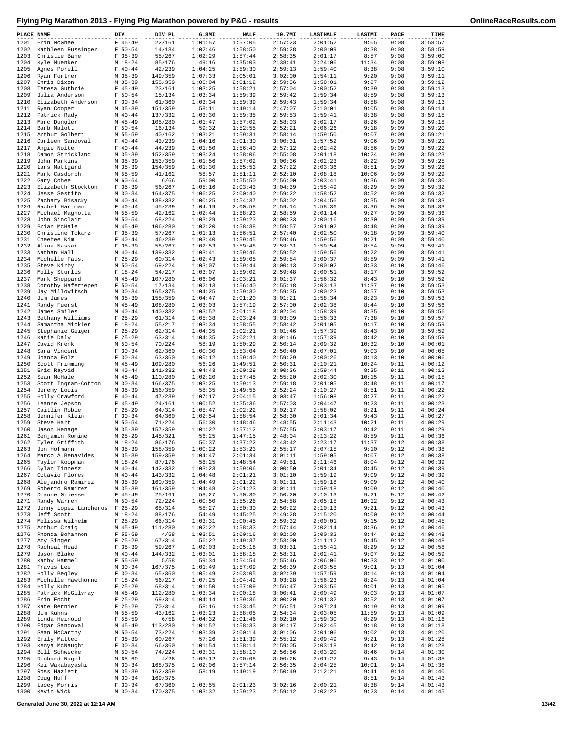# Flying Pig Marathon 2013 - Flying Pig Marathon powered by P&G - results

| PLACE | NAME | DIV | DIV PL | 6.8MI | HALF | 19.7MI | LASTHALF | LASTMI | PACE | TIME |
|---|---|---|---|---|---|---|---|---|---|---|
| 1201 | Erin McGhee | F 45-49 | 22/161 | 1:01:57 | 1:57:05 | 2:57:23 | 2:01:52 | 9:05 | 9:08 | 3:58:57 |
| 1202 | Kathleen Fussinger | F 50-54 | 14/134 | 1:02:46 | 1:58:50 | 2:59:28 | 2:00:09 | 8:38 | 9:08 | 3:58:59 |
| 1203 | Christie Bane | F 35-39 | 55/267 | 1:02:29 | 1:57:44 | 2:58:35 | 2:01:17 | 8:57 | 9:08 | 3:59:00 |
| 1204 | Kyle Muenker | M 18-24 | 85/176 | 49:16 | 1:35:03 | 2:38:41 | 2:24:06 | 11:34 | 9:08 | 3:59:08 |
| 1205 | Agnes Porell | F 40-44 | 42/239 | 1:04:25 | 1:59:30 | 2:59:13 | 1:59:40 | 8:38 | 9:08 | 3:59:10 |
| 1206 | Ryan Fortner | M 35-39 | 149/359 | 1:07:33 | 2:05:01 | 3:02:00 | 1:54:11 | 9:20 | 9:08 | 3:59:11 |
| 1207 | Chris Dixon | M 35-39 | 150/359 | 1:06:04 | 2:01:12 | 2:59:36 | 1:58:01 | 9:07 | 9:08 | 3:59:12 |
| 1208 | Teresa Guthrie | F 45-49 | 23/161 | 1:03:25 | 1:58:21 | 2:57:04 | 2:00:52 | 9:39 | 9:08 | 3:59:13 |
| 1209 | Julia Anderson | F 50-54 | 15/134 | 1:03:34 | 1:59:39 | 2:59:42 | 1:59:34 | 8:59 | 9:08 | 3:59:13 |
| 1210 | Elizabeth Anderson | F 30-34 | 61/360 | 1:03:34 | 1:59:39 | 2:59:43 | 1:59:34 | 8:58 | 9:08 | 3:59:13 |
| 1211 | Ryan Cooper | M 35-39 | 151/359 | 58:11 | 1:49:14 | 2:47:07 | 2:10:01 | 9:05 | 9:08 | 3:59:14 |
| 1212 | Patrick Rady | M 40-44 | 137/332 | 1:03:30 | 1:59:35 | 2:59:53 | 1:59:41 | 8:38 | 9:08 | 3:59:15 |
| 1213 | Marc Dungler | M 45-49 | 105/280 | 1:01:47 | 1:57:02 | 2:58:03 | 2:02:17 | 8:26 | 9:09 | 3:59:18 |
| 1214 | Barb Malott | F 50-54 | 16/134 | 59:32 | 1:52:55 | 2:52:21 | 2:06:26 | 9:18 | 9:09 | 3:59:20 |
| 1215 | Arthur Golbert | M 55-59 | 40/162 | 1:03:21 | 1:59:31 | 2:58:14 | 1:59:50 | 9:07 | 9:09 | 3:59:21 |
| 1216 | Darleen Sandoval | F 40-44 | 43/239 | 1:04:16 | 2:01:30 | 3:00:31 | 1:57:52 | 9:06 | 9:09 | 3:59:21 |
| 1217 | Angie Nolte | F 40-44 | 44/239 | 1:01:50 | 1:56:40 | 2:57:12 | 2:02:42 | 8:56 | 9:09 | 3:59:22 |
| 1218 | Damon Strickland | M 35-39 | 152/359 | 1:03:24 | 1:58:06 | 2:55:08 | 2:01:18 | 10:24 | 9:09 | 3:59:23 |
| 1219 | John Parkins | M 35-39 | 153/359 | 1:01:56 | 1:57:02 | 3:00:36 | 2:02:23 | 8:22 | 9:09 | 3:59:25 |
| 1220 | Lars Mattgard | M 35-39 | 154/359 | 1:01:30 | 1:55:53 | 2:57:22 | 2:03:36 | 8:51 | 9:09 | 3:59:28 |
| 1221 | Mark Casdorph | M 55-59 | 41/162 | 58:57 | 1:51:11 | 2:52:10 | 2:08:18 | 10:06 | 9:09 | 3:59:29 |
| 1222 | Gary Cohee | M 60-64 | 6/66 | 59:00 | 1:55:50 | 2:56:00 | 2:03:41 | 9:36 | 9:09 | 3:59:30 |
| 1223 | Elizabeth Stockton | F 35-39 | 56/267 | 1:05:16 | 2:03:43 | 3:04:39 | 1:55:49 | 8:29 | 9:09 | 3:59:32 |
| 1224 | Jesse Sestito | M 30-34 | 164/375 | 1:05:25 | 2:00:40 | 2:59:22 | 1:58:52 | 8:52 | 9:09 | 3:59:32 |
| 1225 | Zachary Bisacky | M 40-44 | 138/332 | 1:00:25 | 1:54:37 | 2:53:02 | 2:04:56 | 8:35 | 9:09 | 3:59:33 |
| 1226 | Rachel Hartman | F 40-44 | 45/239 | 1:04:19 | 2:00:58 | 2:59:14 | 1:58:36 | 8:36 | 9:09 | 3:59:33 |
| 1227 | Michael Magnotta | M 55-59 | 42/162 | 1:02:44 | 1:58:23 | 2:58:59 | 2:01:14 | 9:27 | 9:09 | 3:59:36 |
| 1228 | John Sinclair | M 50-54 | 68/224 | 1:03:29 | 1:59:23 | 3:00:33 | 2:00:16 | 8:30 | 9:09 | 3:59:39 |
| 1229 | Brian McHale | M 45-49 | 106/280 | 1:02:20 | 1:58:38 | 2:59:57 | 2:01:02 | 8:48 | 9:09 | 3:59:39 |
| 1230 | Christine Tokarz | F 35-39 | 57/267 | 1:01:13 | 1:56:51 | 2:57:40 | 2:02:50 | 9:18 | 9:09 | 3:59:40 |
| 1231 | Cheehee Kim | F 40-44 | 46/239 | 1:03:40 | 1:59:45 | 2:59:46 | 1:59:56 | 9:21 | 9:09 | 3:59:40 |
| 1232 | Alina Nassar | F 35-39 | 58/267 | 1:02:53 | 1:59:48 | 2:59:31 | 1:59:54 | 8:54 | 9:09 | 3:59:41 |
| 1233 | Nathan Hall | M 40-44 | 139/332 | 1:03:41 | 1:59:46 | 2:59:52 | 1:59:56 | 9:22 | 9:09 | 3:59:41 |
| 1234 | Michelle Faust | F 25-29 | 60/314 | 1:02:43 | 1:59:05 | 2:59:54 | 2:00:37 | 8:59 | 9:09 | 3:59:41 |
| 1235 | Steve Kirby | M 50-54 | 69/224 | 1:03:07 | 1:59:44 | 3:00:13 | 2:00:02 | 8:33 | 9:10 | 3:59:46 |
| 1236 | Molly Sturlis | F 18-24 | 54/217 | 1:03:07 | 1:59:02 | 2:59:48 | 2:00:51 | 8:17 | 9:10 | 3:59:52 |
| 1237 | Mark Sheppard | M 45-49 | 107/280 | 1:06:06 | 2:03:21 | 3:01:37 | 1:56:32 | 8:43 | 9:10 | 3:59:52 |
| 1238 | Dorothy Hafertepen | F 50-54 | 17/134 | 1:02:13 | 1:56:40 | 2:55:18 | 2:03:13 | 11:37 | 9:10 | 3:59:53 |
| 1239 | Jay Millovitsch | M 30-34 | 165/375 | 1:04:25 | 1:59:30 | 2:59:35 | 2:00:23 | 8:57 | 9:10 | 3:59:53 |
| 1240 | Jim James | M 35-39 | 155/359 | 1:04:47 | 2:01:20 | 3:01:21 | 1:58:34 | 8:23 | 9:10 | 3:59:53 |
| 1241 | Randy Fuerst | M 45-49 | 108/280 | 1:03:03 | 1:57:19 | 2:57:00 | 2:02:38 | 8:44 | 9:10 | 3:59:56 |
| 1242 | James Smiles | M 40-44 | 140/332 | 1:03:52 | 2:01:18 | 3:02:04 | 1:58:39 | 8:35 | 9:10 | 3:59:56 |
| 1243 | Bethany Williams | F 25-29 | 61/314 | 1:05:38 | 2:03:24 | 3:03:09 | 1:56:33 | 7:38 | 9:10 | 3:59:57 |
| 1244 | Samantha Mickler | F 18-24 | 55/217 | 1:03:34 | 1:58:55 | 2:58:42 | 2:01:05 | 9:17 | 9:10 | 3:59:59 |
| 1245 | Stephanie Geiger | F 25-29 | 62/314 | 1:04:35 | 2:02:21 | 3:01:46 | 1:57:39 | 8:43 | 9:10 | 3:59:59 |
| 1246 | Katie Daly | F 25-29 | 63/314 | 1:04:35 | 2:02:21 | 3:01:46 | 1:57:39 | 8:42 | 9:10 | 3:59:59 |
| 1247 | David Krenk | M 50-54 | 70/224 | 58:19 | 1:50:29 | 2:50:14 | 2:09:32 | 10:32 | 9:10 | 4:00:01 |
| 1248 | Sara Vincent | F 30-34 | 62/360 | 1:00:30 | 1:53:04 | 2:50:40 | 2:07:01 | 9:03 | 9:10 | 4:00:05 |
| 1249 | Joanna Folz | F 30-34 | 63/360 | 1:05:12 | 1:59:40 | 2:59:29 | 2:00:26 | 8:13 | 9:10 | 4:00:06 |
| 1250 | Scott Frimming | M 45-49 | 109/280 | 56:26 | 1:49:51 | 2:50:31 | 2:10:21 | 10:24 | 9:11 | 4:00:12 |
| 1251 | Eric Rayvid | M 40-44 | 141/332 | 1:04:43 | 2:00:29 | 3:00:36 | 1:59:44 | 8:35 | 9:11 | 4:00:12 |
| 1252 | Sean McHale | M 45-49 | 110/280 | 1:02:20 | 1:57:45 | 2:55:20 | 2:02:30 | 10:15 | 9:11 | 4:00:15 |
| 1253 | Scott Ingram-Cotton | M 30-34 | 166/375 | 1:03:25 | 1:59:13 | 2:59:18 | 2:01:05 | 8:48 | 9:11 | 4:00:17 |
| 1254 | Jeremy Louis | M 35-39 | 156/359 | 58:35 | 1:49:55 | 2:52:24 | 2:10:27 | 8:51 | 9:11 | 4:00:22 |
| 1255 | Holly Crawford | F 40-44 | 47/239 | 1:07:17 | 2:04:15 | 3:03:47 | 1:56:08 | 8:27 | 9:11 | 4:00:22 |
| 1256 | Leanne Jepson | F 45-49 | 24/161 | 1:00:52 | 1:55:36 | 2:57:03 | 2:04:47 | 9:23 | 9:11 | 4:00:23 |
| 1257 | Caitlin Robie | F 25-29 | 64/314 | 1:05:47 | 2:02:22 | 3:02:17 | 1:58:02 | 8:21 | 9:11 | 4:00:24 |
| 1258 | Jennifer Klein | F 30-34 | 64/360 | 1:02:54 | 1:58:54 | 2:58:30 | 2:01:34 | 9:43 | 9:11 | 4:00:27 |
| 1259 | Steve Hart | M 50-54 | 71/224 | 56:30 | 1:48:46 | 2:48:55 | 2:11:43 | 10:21 | 9:11 | 4:00:29 |
| 1260 | Jason Henage | M 35-39 | 157/359 | 1:01:22 | 1:57:12 | 2:57:55 | 2:03:17 | 9:42 | 9:11 | 4:00:29 |
| 1261 | Benjamin Romine | M 25-29 | 145/321 | 56:25 | 1:47:15 | 2:48:04 | 2:13:22 | 8:59 | 9:11 | 4:00:36 |
| 1262 | Tyler Griffith | M 18-24 | 86/176 | 50:37 | 1:37:22 | 2:43:42 | 2:23:17 | 11:37 | 9:12 | 4:00:38 |
| 1263 | Jon Hofmann | M 35-39 | 158/359 | 1:00:22 | 1:53:23 | 2:55:17 | 2:07:15 | 9:10 | 9:12 | 4:00:38 |
| 1264 | Marco A Benavides | M 35-39 | 159/359 | 1:04:47 | 2:01:34 | 3:01:11 | 1:59:05 | 9:07 | 9:12 | 4:00:38 |
| 1265 | Taylor Koopman | M 18-24 | 87/176 | 58:25 | 1:48:54 | 2:49:51 | 2:11:46 | 8:04 | 9:12 | 4:00:39 |
| 1266 | Dylan Tinnesz | M 40-44 | 142/332 | 1:03:23 | 1:59:06 | 3:00:50 | 2:01:34 | 8:45 | 9:12 | 4:00:39 |
| 1267 | Octavio Flores | M 40-44 | 143/332 | 1:04:48 | 2:01:21 | 3:01:10 | 1:59:19 | 9:09 | 9:12 | 4:00:39 |
| 1268 | Alejandro Ramirez | M 35-39 | 160/359 | 1:04:49 | 2:01:22 | 3:01:11 | 1:59:18 | 9:09 | 9:12 | 4:00:40 |
| 1269 | Roberto Ramirez | M 35-39 | 161/359 | 1:04:48 | 2:01:23 | 3:01:11 | 1:59:18 | 9:09 | 9:12 | 4:00:40 |
| 1270 | Dianne Griesser | F 45-49 | 25/161 | 58:27 | 1:50:30 | 2:50:20 | 2:10:13 | 9:21 | 9:12 | 4:00:42 |
| 1271 | Randy Warren | M 50-54 | 72/224 | 1:00:50 | 1:55:28 | 2:54:58 | 2:05:15 | 10:12 | 9:12 | 4:00:43 |
| 1272 | Jenny Lopez Lancheros | F 25-29 | 65/314 | 58:27 | 1:50:30 | 2:50:22 | 2:10:13 | 9:21 | 9:12 | 4:00:43 |
| 1273 | Jeff Scott | M 18-24 | 88/176 | 54:49 | 1:45:25 | 2:49:28 | 2:15:20 | 9:00 | 9:12 | 4:00:44 |
| 1274 | Melissa Wilhelm | F 25-29 | 66/314 | 1:03:31 | 2:00:45 | 2:59:32 | 2:00:01 | 9:15 | 9:12 | 4:00:45 |
| 1275 | Arthur Craig | M 45-49 | 111/280 | 1:02:22 | 1:58:33 | 2:57:44 | 2:02:14 | 8:36 | 9:12 | 4:00:46 |
| 1276 | Rhonda Bohannon | F 55-59 | 4/58 | 1:03:51 | 2:00:16 | 3:02:08 | 2:00:32 | 8:44 | 9:12 | 4:00:48 |
| 1277 | Amy Singer | F 25-29 | 67/314 | 56:22 | 1:49:37 | 2:53:00 | 2:11:12 | 9:45 | 9:12 | 4:00:48 |
| 1278 | Racheal Head | F 35-39 | 59/267 | 1:09:03 | 2:05:18 | 3:03:31 | 1:55:41 | 8:29 | 9:12 | 4:00:58 |
| 1279 | Jason Blake | M 40-44 | 144/332 | 1:03:01 | 1:58:18 | 2:58:31 | 2:02:41 | 9:07 | 9:12 | 4:00:59 |
| 1280 | Kathy Hammel | F 55-59 | 5/58 | 59:34 | 1:54:54 | 2:55:46 | 2:06:06 | 10:33 | 9:12 | 4:01:00 |
| 1281 | Travis Lee | M 30-34 | 167/375 | 1:01:49 | 1:57:09 | 2:56:39 | 2:03:55 | 9:01 | 9:13 | 4:01:04 |
| 1282 | Holly Begley | F 30-34 | 65/360 | 1:05:49 | 2:03:05 | 3:02:39 | 1:57:59 | 8:14 | 9:13 | 4:01:04 |
| 1283 | Michelle Hawthorne | F 18-24 | 56/217 | 1:07:25 | 2:04:42 | 3:03:28 | 1:56:23 | 8:24 | 9:13 | 4:01:04 |
| 1284 | Holly Kuhn | F 25-29 | 68/314 | 1:01:50 | 1:57:09 | 2:56:47 | 2:03:56 | 9:01 | 9:13 | 4:01:05 |
| 1285 | Patrick McGilvray | M 45-49 | 112/280 | 1:03:34 | 2:00:18 | 3:00:41 | 2:00:49 | 9:03 | 9:13 | 4:01:07 |
| 1286 | Erin Focht | F 25-29 | 69/314 | 1:04:14 | 1:59:36 | 3:00:20 | 2:01:32 | 8:52 | 9:13 | 4:01:07 |
| 1287 | Kate Bernier | F 25-29 | 70/314 | 58:16 | 1:53:45 | 2:56:51 | 2:07:24 | 9:19 | 9:13 | 4:01:09 |
| 1288 | Jim Kuhns | M 55-59 | 43/162 | 1:03:23 | 1:58:05 | 2:54:34 | 2:03:05 | 11:59 | 9:13 | 4:01:09 |
| 1289 | Linda Heinold | F 55-59 | 6/58 | 1:04:32 | 2:01:46 | 3:02:10 | 1:59:30 | 8:29 | 9:13 | 4:01:16 |
| 1290 | Edgar Sandoval | M 45-49 | 113/280 | 1:01:52 | 1:58:33 | 3:01:17 | 2:02:45 | 9:18 | 9:13 | 4:01:18 |
| 1291 | Sean McCarthy | M 50-54 | 73/224 | 1:03:39 | 2:00:14 | 3:01:06 | 2:01:06 | 9:02 | 9:13 | 4:01:20 |
| 1292 | Emily Matteo | F 35-39 | 60/267 | 57:26 | 1:51:39 | 2:55:12 | 2:09:49 | 9:21 | 9:13 | 4:01:28 |
| 1293 | Kenya McNaught | F 30-34 | 66/360 | 1:01:54 | 1:58:11 | 2:59:05 | 2:03:18 | 9:42 | 9:13 | 4:01:28 |
| 1294 | Bill Schwecke | M 50-54 | 74/224 | 1:03:31 | 1:58:10 | 2:56:56 | 2:03:20 | 8:46 | 9:14 | 4:01:30 |
| 1295 | Richard Nagel | M 65-69 | 4/26 | 1:03:12 | 2:00:08 | 3:00:25 | 2:01:27 | 9:43 | 9:14 | 4:01:35 |
| 1296 | Kei Wakabayashi | M 30-34 | 168/375 | 1:02:06 | 1:57:14 | 2:56:35 | 2:04:25 | 10:01 | 9:14 | 4:01:38 |
| 1297 | Ross Hazlett | M 35-39 | 162/359 | 58:19 | 1:49:19 | 2:50:49 | 2:12:21 | 9:41 | 9:14 | 4:01:40 |
| 1298 | Doug Huff | M 30-34 | 169/375 | | | | | 8:51 | 9:14 | 4:01:43 |
| 1299 | Lacey Morris | F 30-34 | 67/360 | 1:03:55 | 2:01:23 | 3:02:16 | 2:00:21 | 8:38 | 9:14 | 4:01:43 |
| 1300 | Kevin Wick | M 30-34 | 170/375 | 1:03:32 | 1:59:23 | 2:59:12 | 2:02:23 | 9:23 | 9:14 | 4:01:45 |

Generated June 30, 2022 at 12:14 AM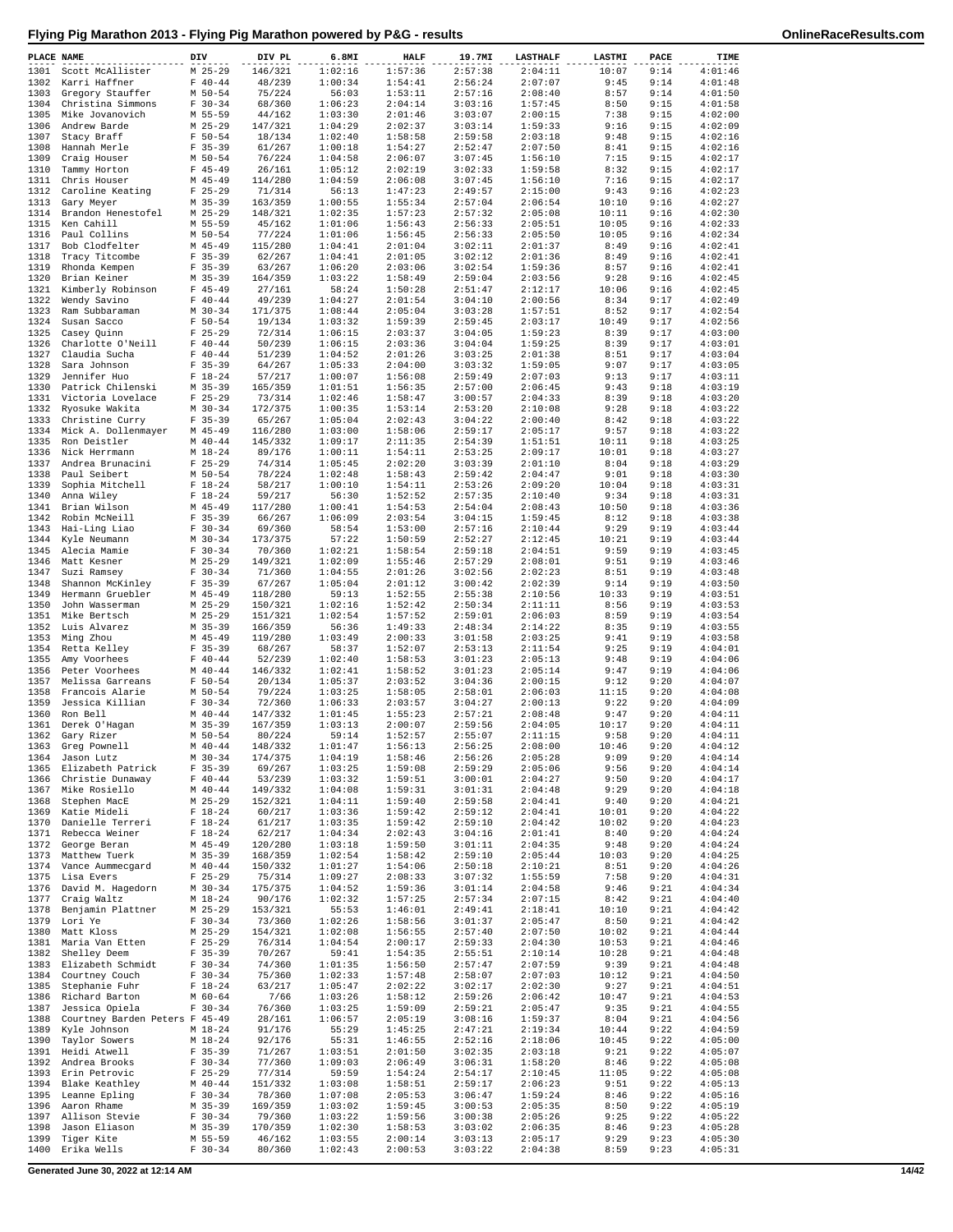# Flying Pig Marathon 2013 - Flying Pig Marathon powered by P&G - results

| PLACE | NAME | DIV | DIV PL | 6.8MI | HALF | 19.7MI | LASTHALF | LASTMI | PACE | TIME |
|---|---|---|---|---|---|---|---|---|---|---|
| 1301 | Scott McAllister | M 25-29 | 146/321 | 1:02:16 | 1:57:36 | 2:57:38 | 2:04:11 | 10:07 | 9:14 | 4:01:46 |
| 1302 | Karri Haffner | F 40-44 | 48/239 | 1:00:34 | 1:54:41 | 2:56:24 | 2:07:07 | 9:45 | 9:14 | 4:01:48 |
| 1303 | Gregory Stauffer | M 50-54 | 75/224 | 56:03 | 1:53:11 | 2:57:16 | 2:08:40 | 8:57 | 9:14 | 4:01:50 |
| 1304 | Christina Simmons | F 30-34 | 68/360 | 1:06:23 | 2:04:14 | 3:03:16 | 1:57:45 | 8:50 | 9:15 | 4:01:58 |
| 1305 | Mike Jovanovich | M 55-59 | 44/162 | 1:03:30 | 2:01:46 | 3:03:07 | 2:00:15 | 7:38 | 9:15 | 4:02:00 |
| 1306 | Andrew Barde | M 25-29 | 147/321 | 1:04:29 | 2:02:37 | 3:03:14 | 1:59:33 | 9:16 | 9:15 | 4:02:09 |
| 1307 | Stacy Braff | F 50-54 | 18/134 | 1:02:40 | 1:58:58 | 2:59:58 | 2:03:18 | 9:48 | 9:15 | 4:02:16 |
| 1308 | Hannah Merle | F 35-39 | 61/267 | 1:00:18 | 1:54:27 | 2:52:47 | 2:07:50 | 8:41 | 9:15 | 4:02:16 |
| 1309 | Craig Houser | M 50-54 | 76/224 | 1:04:58 | 2:06:07 | 3:07:45 | 1:56:10 | 7:15 | 9:15 | 4:02:17 |
| 1310 | Tammy Horton | F 45-49 | 26/161 | 1:05:12 | 2:02:19 | 3:02:33 | 1:59:58 | 8:32 | 9:15 | 4:02:17 |
| 1311 | Chris Houser | M 45-49 | 114/280 | 1:04:59 | 2:06:08 | 3:07:45 | 1:56:10 | 7:16 | 9:15 | 4:02:17 |
| 1312 | Caroline Keating | F 25-29 | 71/314 | 56:13 | 1:47:23 | 2:49:57 | 2:15:00 | 9:43 | 9:16 | 4:02:23 |
| 1313 | Gary Meyer | M 35-39 | 163/359 | 1:00:55 | 1:55:34 | 2:57:04 | 2:06:54 | 10:10 | 9:16 | 4:02:27 |
| 1314 | Brandon Henestofel | M 25-29 | 148/321 | 1:02:35 | 1:57:23 | 2:57:32 | 2:05:08 | 10:11 | 9:16 | 4:02:30 |
| 1315 | Ken Cahill | M 55-59 | 45/162 | 1:01:06 | 1:56:43 | 2:56:33 | 2:05:51 | 10:05 | 9:16 | 4:02:33 |
| 1316 | Paul Collins | M 50-54 | 77/224 | 1:01:06 | 1:56:45 | 2:56:33 | 2:05:50 | 10:05 | 9:16 | 4:02:34 |
| 1317 | Bob Clodfelter | M 45-49 | 115/280 | 1:04:41 | 2:01:04 | 3:02:11 | 2:01:37 | 8:49 | 9:16 | 4:02:41 |
| 1318 | Tracy Titcombe | F 35-39 | 62/267 | 1:04:41 | 2:01:05 | 3:02:12 | 2:01:36 | 8:49 | 9:16 | 4:02:41 |
| 1319 | Rhonda Kempen | F 35-39 | 63/267 | 1:06:20 | 2:03:06 | 3:02:54 | 1:59:36 | 8:57 | 9:16 | 4:02:41 |
| 1320 | Brian Keiner | M 35-39 | 164/359 | 1:03:22 | 1:58:49 | 2:59:04 | 2:03:56 | 9:28 | 9:16 | 4:02:45 |
| 1321 | Kimberly Robinson | F 45-49 | 27/161 | 58:24 | 1:50:28 | 2:51:47 | 2:12:17 | 10:06 | 9:16 | 4:02:45 |
| 1322 | Wendy Savino | F 40-44 | 49/239 | 1:04:27 | 2:01:54 | 3:04:10 | 2:00:56 | 8:34 | 9:17 | 4:02:49 |
| 1323 | Ram Subbaraman | M 30-34 | 171/375 | 1:08:44 | 2:05:04 | 3:03:28 | 1:57:51 | 8:52 | 9:17 | 4:02:54 |
| 1324 | Susan Sacco | F 50-54 | 19/134 | 1:03:32 | 1:59:39 | 2:59:45 | 2:03:17 | 10:49 | 9:17 | 4:02:56 |
| 1325 | Casey Quinn | F 25-29 | 72/314 | 1:06:15 | 2:03:37 | 3:04:05 | 1:59:23 | 8:39 | 9:17 | 4:03:00 |
| 1326 | Charlotte O'Neill | F 40-44 | 50/239 | 1:06:15 | 2:03:36 | 3:04:04 | 1:59:25 | 8:39 | 9:17 | 4:03:01 |
| 1327 | Claudia Sucha | F 40-44 | 51/239 | 1:04:52 | 2:01:26 | 3:03:25 | 2:01:38 | 8:51 | 9:17 | 4:03:04 |
| 1328 | Sara Johnson | F 35-39 | 64/267 | 1:05:33 | 2:04:00 | 3:03:32 | 1:59:05 | 9:07 | 9:17 | 4:03:05 |
| 1329 | Jennifer Huo | F 18-24 | 57/217 | 1:00:07 | 1:56:08 | 2:59:49 | 2:07:03 | 9:13 | 9:17 | 4:03:11 |
| 1330 | Patrick Chilenski | M 35-39 | 165/359 | 1:01:51 | 1:56:35 | 2:57:00 | 2:06:45 | 9:43 | 9:18 | 4:03:19 |
| 1331 | Victoria Lovelace | F 25-29 | 73/314 | 1:02:46 | 1:58:47 | 3:00:57 | 2:04:33 | 8:39 | 9:18 | 4:03:20 |
| 1332 | Ryosuke Wakita | M 30-34 | 172/375 | 1:00:35 | 1:53:14 | 2:53:20 | 2:10:08 | 9:28 | 9:18 | 4:03:22 |
| 1333 | Christine Curry | F 35-39 | 65/267 | 1:05:04 | 2:02:43 | 3:04:22 | 2:00:40 | 8:42 | 9:18 | 4:03:22 |
| 1334 | Mick A. Dollenmayer | M 45-49 | 116/280 | 1:03:00 | 1:58:06 | 2:59:17 | 2:05:17 | 9:57 | 9:18 | 4:03:22 |
| 1335 | Ron Deistler | M 40-44 | 145/332 | 1:09:17 | 2:11:35 | 2:54:39 | 1:51:51 | 10:11 | 9:18 | 4:03:25 |
| 1336 | Nick Herrmann | M 18-24 | 89/176 | 1:00:11 | 1:54:11 | 2:53:25 | 2:09:17 | 10:01 | 9:18 | 4:03:27 |
| 1337 | Andrea Brunacini | F 25-29 | 74/314 | 1:05:45 | 2:02:20 | 3:03:39 | 2:01:10 | 8:04 | 9:18 | 4:03:29 |
| 1338 | Paul Seibert | M 50-54 | 78/224 | 1:02:48 | 1:58:43 | 2:59:42 | 2:04:47 | 9:01 | 9:18 | 4:03:30 |
| 1339 | Sophia Mitchell | F 18-24 | 58/217 | 1:00:10 | 1:54:11 | 2:53:26 | 2:09:20 | 10:04 | 9:18 | 4:03:31 |
| 1340 | Anna Wiley | F 18-24 | 59/217 | 56:30 | 1:52:52 | 2:57:35 | 2:10:40 | 9:34 | 9:18 | 4:03:31 |
| 1341 | Brian Wilson | M 45-49 | 117/280 | 1:00:41 | 1:54:53 | 2:54:04 | 2:08:43 | 10:50 | 9:18 | 4:03:36 |
| 1342 | Robin McNeill | F 35-39 | 66/267 | 1:06:09 | 2:03:54 | 3:04:15 | 1:59:45 | 8:12 | 9:18 | 4:03:38 |
| 1343 | Hai-Ling Liao | F 30-34 | 69/360 | 58:54 | 1:53:00 | 2:57:16 | 2:10:44 | 9:29 | 9:19 | 4:03:44 |
| 1344 | Kyle Neumann | M 30-34 | 173/375 | 57:22 | 1:50:59 | 2:52:27 | 2:12:45 | 10:21 | 9:19 | 4:03:44 |
| 1345 | Alecia Mamie | F 30-34 | 70/360 | 1:02:21 | 1:58:54 | 2:59:18 | 2:04:51 | 9:59 | 9:19 | 4:03:45 |
| 1346 | Matt Kesner | M 25-29 | 149/321 | 1:02:09 | 1:55:46 | 2:57:29 | 2:08:01 | 9:51 | 9:19 | 4:03:46 |
| 1347 | Suzi Ramsey | F 30-34 | 71/360 | 1:04:55 | 2:01:26 | 3:02:56 | 2:02:23 | 8:51 | 9:19 | 4:03:48 |
| 1348 | Shannon McKinley | F 35-39 | 67/267 | 1:05:04 | 2:01:12 | 3:00:42 | 2:02:39 | 9:14 | 9:19 | 4:03:50 |
| 1349 | Hermann Gruebler | M 45-49 | 118/280 | 59:13 | 1:52:55 | 2:55:38 | 2:10:56 | 10:33 | 9:19 | 4:03:51 |
| 1350 | John Wasserman | M 25-29 | 150/321 | 1:02:16 | 1:52:42 | 2:50:34 | 2:11:11 | 8:56 | 9:19 | 4:03:53 |
| 1351 | Mike Bertsch | M 25-29 | 151/321 | 1:02:54 | 1:57:52 | 2:59:01 | 2:06:03 | 8:59 | 9:19 | 4:03:54 |
| 1352 | Luis Alvarez | M 35-39 | 166/359 | 56:36 | 1:49:33 | 2:48:34 | 2:14:22 | 8:35 | 9:19 | 4:03:55 |
| 1353 | Ming Zhou | M 45-49 | 119/280 | 1:03:49 | 2:00:33 | 3:01:58 | 2:03:25 | 9:41 | 9:19 | 4:03:58 |
| 1354 | Retta Kelley | F 35-39 | 68/267 | 58:37 | 1:52:07 | 2:53:13 | 2:11:54 | 9:25 | 9:19 | 4:04:01 |
| 1355 | Amy Voorhees | F 40-44 | 52/239 | 1:02:40 | 1:58:53 | 3:01:23 | 2:05:13 | 9:48 | 9:19 | 4:04:06 |
| 1356 | Peter Voorhees | M 40-44 | 146/332 | 1:02:41 | 1:58:52 | 3:01:23 | 2:05:14 | 9:47 | 9:19 | 4:04:06 |
| 1357 | Melissa Garreans | F 50-54 | 20/134 | 1:05:37 | 2:03:52 | 3:04:36 | 2:00:15 | 9:12 | 9:20 | 4:04:07 |
| 1358 | Francois Alarie | M 50-54 | 79/224 | 1:03:25 | 1:58:05 | 2:58:01 | 2:06:03 | 11:15 | 9:20 | 4:04:08 |
| 1359 | Jessica Killian | F 30-34 | 72/360 | 1:06:33 | 2:03:57 | 3:04:27 | 2:00:13 | 9:22 | 9:20 | 4:04:09 |
| 1360 | Ron Bell | M 40-44 | 147/332 | 1:01:45 | 1:55:23 | 2:57:21 | 2:08:48 | 9:47 | 9:20 | 4:04:11 |
| 1361 | Derek O'Hagan | M 35-39 | 167/359 | 1:03:13 | 2:00:07 | 2:59:56 | 2:04:05 | 10:17 | 9:20 | 4:04:11 |
| 1362 | Gary Rizer | M 50-54 | 80/224 | 59:14 | 1:52:57 | 2:55:07 | 2:11:15 | 9:58 | 9:20 | 4:04:11 |
| 1363 | Greg Pownell | M 40-44 | 148/332 | 1:01:47 | 1:56:13 | 2:56:25 | 2:08:00 | 10:46 | 9:20 | 4:04:12 |
| 1364 | Jason Lutz | M 30-34 | 174/375 | 1:04:19 | 1:58:46 | 2:56:26 | 2:05:28 | 9:09 | 9:20 | 4:04:14 |
| 1365 | Elizabeth Patrick | F 35-39 | 69/267 | 1:03:25 | 1:59:08 | 2:59:29 | 2:05:06 | 9:56 | 9:20 | 4:04:14 |
| 1366 | Christie Dunaway | F 40-44 | 53/239 | 1:03:32 | 1:59:51 | 3:00:01 | 2:04:27 | 9:50 | 9:20 | 4:04:17 |
| 1367 | Mike Rosiello | M 40-44 | 149/332 | 1:04:08 | 1:59:31 | 3:01:31 | 2:04:48 | 9:29 | 9:20 | 4:04:18 |
| 1368 | Stephen MacE | M 25-29 | 152/321 | 1:04:11 | 1:59:40 | 2:59:58 | 2:04:41 | 9:40 | 9:20 | 4:04:21 |
| 1369 | Katie Mideli | F 18-24 | 60/217 | 1:03:36 | 1:59:42 | 2:59:12 | 2:04:41 | 10:01 | 9:20 | 4:04:22 |
| 1370 | Danielle Terreri | F 18-24 | 61/217 | 1:03:35 | 1:59:42 | 2:59:10 | 2:04:42 | 10:02 | 9:20 | 4:04:23 |
| 1371 | Rebecca Weiner | F 18-24 | 62/217 | 1:04:34 | 2:02:43 | 3:04:16 | 2:01:41 | 8:40 | 9:20 | 4:04:24 |
| 1372 | George Beran | M 45-49 | 120/280 | 1:03:18 | 1:59:50 | 3:01:11 | 2:04:35 | 9:48 | 9:20 | 4:04:24 |
| 1373 | Matthew Tuerk | M 35-39 | 168/359 | 1:02:54 | 1:58:42 | 2:59:10 | 2:05:44 | 10:03 | 9:20 | 4:04:25 |
| 1374 | Vance Aummecgard | M 40-44 | 150/332 | 1:01:27 | 1:54:06 | 2:50:18 | 2:10:21 | 8:51 | 9:20 | 4:04:26 |
| 1375 | Lisa Evers | F 25-29 | 75/314 | 1:09:27 | 2:08:33 | 3:07:32 | 1:55:59 | 7:58 | 9:20 | 4:04:31 |
| 1376 | David M. Hagedorn | M 30-34 | 175/375 | 1:04:52 | 1:59:36 | 3:01:14 | 2:04:58 | 9:46 | 9:21 | 4:04:34 |
| 1377 | Craig Waltz | M 18-24 | 90/176 | 1:02:32 | 1:57:25 | 2:57:34 | 2:07:15 | 8:42 | 9:21 | 4:04:40 |
| 1378 | Benjamin Plattner | M 25-29 | 153/321 | 55:53 | 1:46:01 | 2:49:41 | 2:18:41 | 10:10 | 9:21 | 4:04:42 |
| 1379 | Lori Ye | F 30-34 | 73/360 | 1:02:26 | 1:58:56 | 3:01:37 | 2:05:47 | 8:50 | 9:21 | 4:04:42 |
| 1380 | Matt Kloss | M 25-29 | 154/321 | 1:02:08 | 1:56:55 | 2:57:40 | 2:07:50 | 10:02 | 9:21 | 4:04:44 |
| 1381 | Maria Van Etten | F 25-29 | 76/314 | 1:04:54 | 2:00:17 | 2:59:33 | 2:04:30 | 10:53 | 9:21 | 4:04:46 |
| 1382 | Shelley Deem | F 35-39 | 70/267 | 59:41 | 1:54:35 | 2:55:51 | 2:10:14 | 10:28 | 9:21 | 4:04:48 |
| 1383 | Elizabeth Schmidt | F 30-34 | 74/360 | 1:01:35 | 1:56:50 | 2:57:47 | 2:07:59 | 9:39 | 9:21 | 4:04:48 |
| 1384 | Courtney Couch | F 30-34 | 75/360 | 1:02:33 | 1:57:48 | 2:58:07 | 2:07:03 | 10:12 | 9:21 | 4:04:50 |
| 1385 | Stephanie Fuhr | F 18-24 | 63/217 | 1:05:47 | 2:02:22 | 3:02:17 | 2:02:30 | 9:27 | 9:21 | 4:04:51 |
| 1386 | Richard Barton | M 60-64 | 7/66 | 1:03:26 | 1:58:12 | 2:59:26 | 2:06:42 | 10:47 | 9:21 | 4:04:53 |
| 1387 | Jessica Opiela | F 30-34 | 76/360 | 1:03:25 | 1:59:09 | 2:59:21 | 2:05:47 | 9:35 | 9:21 | 4:04:55 |
| 1388 | Courtney Barden Peters | F 45-49 | 28/161 | 1:06:57 | 2:05:19 | 3:08:16 | 1:59:37 | 8:04 | 9:21 | 4:04:56 |
| 1389 | Kyle Johnson | M 18-24 | 91/176 | 55:29 | 1:45:25 | 2:47:21 | 2:19:34 | 10:44 | 9:22 | 4:04:59 |
| 1390 | Taylor Sowers | M 18-24 | 92/176 | 55:31 | 1:46:55 | 2:52:16 | 2:18:06 | 10:45 | 9:22 | 4:05:00 |
| 1391 | Heidi Atwell | F 35-39 | 71/267 | 1:03:51 | 2:01:50 | 3:02:35 | 2:03:18 | 9:21 | 9:22 | 4:05:07 |
| 1392 | Andrea Brooks | F 30-34 | 77/360 | 1:09:03 | 2:06:49 | 3:06:31 | 1:58:20 | 8:46 | 9:22 | 4:05:08 |
| 1393 | Erin Petrovic | F 25-29 | 77/314 | 59:59 | 1:54:24 | 2:54:17 | 2:10:45 | 11:05 | 9:22 | 4:05:08 |
| 1394 | Blake Keathley | M 40-44 | 151/332 | 1:03:08 | 1:58:51 | 2:59:17 | 2:06:23 | 9:51 | 9:22 | 4:05:13 |
| 1395 | Leanne Epling | F 30-34 | 78/360 | 1:07:08 | 2:05:53 | 3:06:47 | 1:59:24 | 8:46 | 9:22 | 4:05:16 |
| 1396 | Aaron Rhame | M 35-39 | 169/359 | 1:03:02 | 1:59:45 | 3:00:53 | 2:05:35 | 8:50 | 9:22 | 4:05:19 |
| 1397 | Allison Stevie | F 30-34 | 79/360 | 1:03:22 | 1:59:56 | 3:00:38 | 2:05:26 | 9:25 | 9:22 | 4:05:22 |
| 1398 | Jason Eliason | M 35-39 | 170/359 | 1:02:30 | 1:58:53 | 3:03:02 | 2:06:35 | 8:46 | 9:23 | 4:05:28 |
| 1399 | Tiger Kite | M 55-59 | 46/162 | 1:03:55 | 2:00:14 | 3:03:13 | 2:05:17 | 9:29 | 9:23 | 4:05:30 |
| 1400 | Erika Wells | F 30-34 | 80/360 | 1:02:43 | 2:00:53 | 3:03:22 | 2:04:38 | 8:59 | 9:23 | 4:05:31 |

Generated June 30, 2022 at 12:14 AM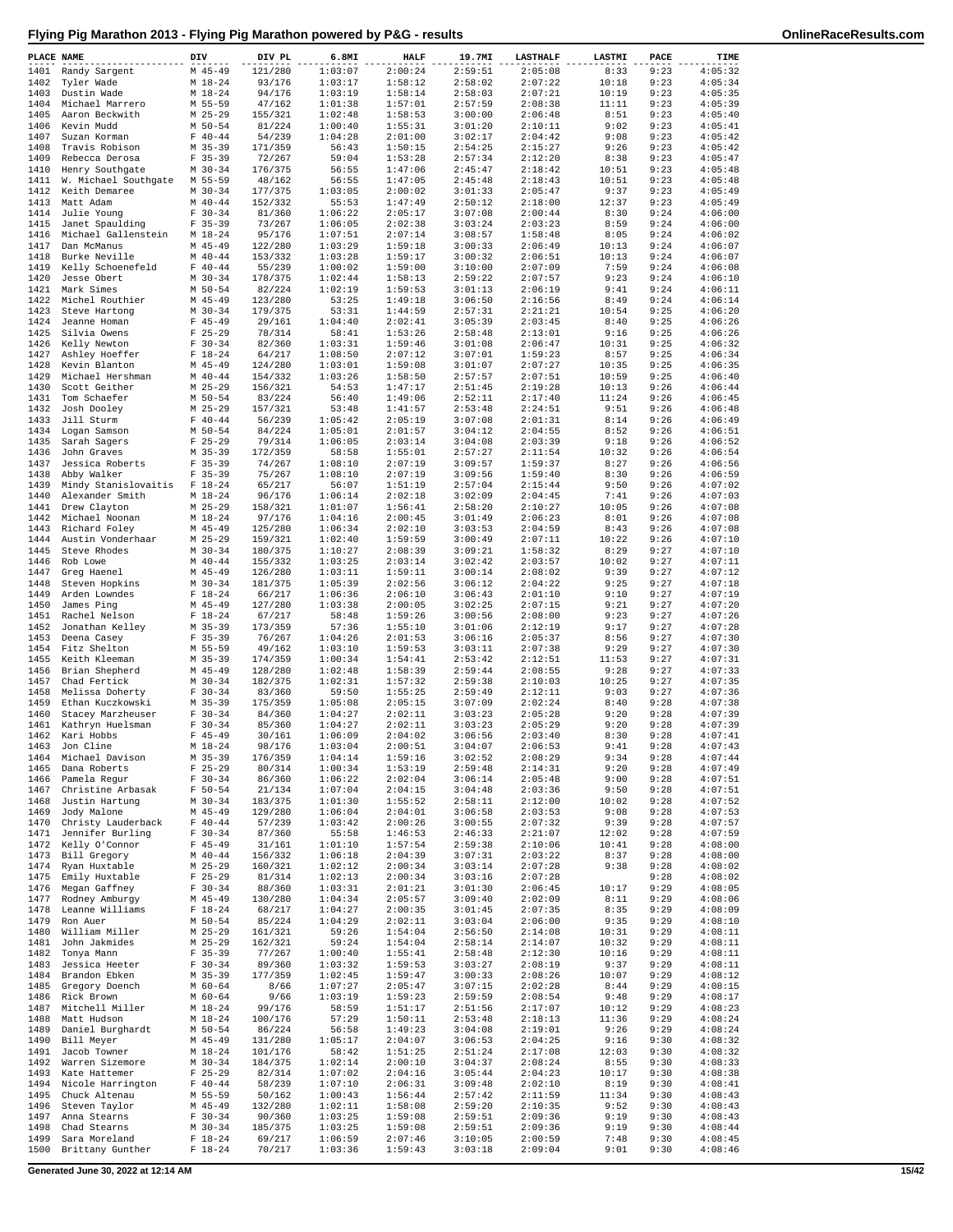# Flying Pig Marathon 2013 - Flying Pig Marathon powered by P&G - results

| PLACE | NAME | DIV | DIV PL | 6.8MI | HALF | 19.7MI | LASTHALF | LASTMI | PACE | TIME |
|---|---|---|---|---|---|---|---|---|---|---|
| 1401 | Randy Sargent | M 45-49 | 121/280 | 1:03:07 | 2:00:24 | 2:59:51 | 2:05:08 | 8:33 | 9:23 | 4:05:32 |
| 1402 | Tyler Wade | M 18-24 | 93/176 | 1:03:17 | 1:58:12 | 2:58:02 | 2:07:22 | 10:18 | 9:23 | 4:05:34 |
| 1403 | Dustin Wade | M 18-24 | 94/176 | 1:03:19 | 1:58:14 | 2:58:03 | 2:07:21 | 10:19 | 9:23 | 4:05:35 |
| 1404 | Michael Marrero | M 55-59 | 47/162 | 1:01:38 | 1:57:01 | 2:57:59 | 2:08:38 | 11:11 | 9:23 | 4:05:39 |
| 1405 | Aaron Beckwith | M 25-29 | 155/321 | 1:02:48 | 1:58:53 | 3:00:00 | 2:06:48 | 8:51 | 9:23 | 4:05:40 |
| 1406 | Kevin Mudd | M 50-54 | 81/224 | 1:00:40 | 1:55:31 | 3:01:20 | 2:10:11 | 9:02 | 9:23 | 4:05:41 |
| 1407 | Suzan Korman | F 40-44 | 54/239 | 1:04:28 | 2:01:00 | 3:02:17 | 2:04:42 | 9:08 | 9:23 | 4:05:42 |
| 1408 | Travis Robison | M 35-39 | 171/359 | 56:43 | 1:50:15 | 2:54:25 | 2:15:27 | 9:26 | 9:23 | 4:05:42 |
| 1409 | Rebecca Derosa | F 35-39 | 72/267 | 59:04 | 1:53:28 | 2:57:34 | 2:12:20 | 8:38 | 9:23 | 4:05:47 |
| 1410 | Henry Southgate | M 30-34 | 176/375 | 56:55 | 1:47:06 | 2:45:47 | 2:18:42 | 10:51 | 9:23 | 4:05:48 |
| 1411 | W. Michael Southgate | M 55-59 | 48/162 | 56:55 | 1:47:05 | 2:45:48 | 2:18:43 | 10:51 | 9:23 | 4:05:48 |
| 1412 | Keith Demaree | M 30-34 | 177/375 | 1:03:05 | 2:00:02 | 3:01:33 | 2:05:47 | 9:37 | 9:23 | 4:05:49 |
| 1413 | Matt Adam | M 40-44 | 152/332 | 55:53 | 1:47:49 | 2:50:12 | 2:18:00 | 12:37 | 9:23 | 4:05:49 |
| 1414 | Julie Young | F 30-34 | 81/360 | 1:06:22 | 2:05:17 | 3:07:08 | 2:00:44 | 8:30 | 9:24 | 4:06:00 |
| 1415 | Janet Spaulding | F 35-39 | 73/267 | 1:06:05 | 2:02:38 | 3:03:24 | 2:03:23 | 8:59 | 9:24 | 4:06:00 |
| 1416 | Michael Gallenstein | M 18-24 | 95/176 | 1:07:51 | 2:07:14 | 3:08:57 | 1:58:48 | 8:05 | 9:24 | 4:06:02 |
| 1417 | Dan McManus | M 45-49 | 122/280 | 1:03:29 | 1:59:18 | 3:00:33 | 2:06:49 | 10:13 | 9:24 | 4:06:07 |
| 1418 | Burke Neville | M 40-44 | 153/332 | 1:03:28 | 1:59:17 | 3:00:32 | 2:06:51 | 10:13 | 9:24 | 4:06:07 |
| 1419 | Kelly Schoenefeld | F 40-44 | 55/239 | 1:00:02 | 1:59:00 | 3:10:00 | 2:07:09 | 7:59 | 9:24 | 4:06:08 |
| 1420 | Jesse Obert | M 30-34 | 178/375 | 1:02:44 | 1:58:13 | 2:59:22 | 2:07:57 | 9:23 | 9:24 | 4:06:10 |
| 1421 | Mark Simes | M 50-54 | 82/224 | 1:02:19 | 1:59:53 | 3:01:13 | 2:06:19 | 9:41 | 9:24 | 4:06:11 |
| 1422 | Michel Routhier | M 45-49 | 123/280 | 53:25 | 1:49:18 | 3:06:50 | 2:16:56 | 8:49 | 9:24 | 4:06:14 |
| 1423 | Steve Hartong | M 30-34 | 179/375 | 53:31 | 1:44:59 | 2:57:31 | 2:21:21 | 10:54 | 9:25 | 4:06:20 |
| 1424 | Jeanne Homan | F 45-49 | 29/161 | 1:04:40 | 2:02:41 | 3:05:39 | 2:03:45 | 8:40 | 9:25 | 4:06:26 |
| 1425 | Silvia Owens | F 25-29 | 78/314 | 58:41 | 1:53:26 | 2:58:48 | 2:13:01 | 9:16 | 9:25 | 4:06:26 |
| 1426 | Kelly Newton | F 30-34 | 82/360 | 1:03:31 | 1:59:46 | 3:01:08 | 2:06:47 | 10:31 | 9:25 | 4:06:32 |
| 1427 | Ashley Hoeffer | F 18-24 | 64/217 | 1:08:50 | 2:07:12 | 3:07:01 | 1:59:23 | 8:57 | 9:25 | 4:06:34 |
| 1428 | Kevin Blanton | M 45-49 | 124/280 | 1:03:01 | 1:59:08 | 3:01:07 | 2:07:27 | 10:35 | 9:25 | 4:06:35 |
| 1429 | Michael Hershman | M 40-44 | 154/332 | 1:03:26 | 1:58:50 | 2:57:57 | 2:07:51 | 10:59 | 9:25 | 4:06:40 |
| 1430 | Scott Geither | M 25-29 | 156/321 | 54:53 | 1:47:17 | 2:51:45 | 2:19:28 | 10:13 | 9:26 | 4:06:44 |
| 1431 | Tom Schaefer | M 50-54 | 83/224 | 56:40 | 1:49:06 | 2:52:11 | 2:17:40 | 11:24 | 9:26 | 4:06:45 |
| 1432 | Josh Dooley | M 25-29 | 157/321 | 53:48 | 1:41:57 | 2:53:48 | 2:24:51 | 9:51 | 9:26 | 4:06:48 |
| 1433 | Jill Sturm | F 40-44 | 56/239 | 1:05:42 | 2:05:19 | 3:07:08 | 2:01:31 | 8:14 | 9:26 | 4:06:49 |
| 1434 | Logan Samson | M 50-54 | 84/224 | 1:05:01 | 2:01:57 | 3:04:12 | 2:04:55 | 8:52 | 9:26 | 4:06:51 |
| 1435 | Sarah Sagers | F 25-29 | 79/314 | 1:06:05 | 2:03:14 | 3:04:08 | 2:03:39 | 9:18 | 9:26 | 4:06:52 |
| 1436 | John Graves | M 35-39 | 172/359 | 58:58 | 1:55:01 | 2:57:27 | 2:11:54 | 10:32 | 9:26 | 4:06:54 |
| 1437 | Jessica Roberts | F 35-39 | 74/267 | 1:08:10 | 2:07:19 | 3:09:57 | 1:59:37 | 8:27 | 9:26 | 4:06:56 |
| 1438 | Abby Walker | F 35-39 | 75/267 | 1:08:10 | 2:07:19 | 3:09:56 | 1:59:40 | 8:30 | 9:26 | 4:06:59 |
| 1439 | Mindy Stanislovaitis | F 18-24 | 65/217 | 56:07 | 1:51:19 | 2:57:04 | 2:15:44 | 9:50 | 9:26 | 4:07:02 |
| 1440 | Alexander Smith | M 18-24 | 96/176 | 1:06:14 | 2:02:18 | 3:02:09 | 2:04:45 | 7:41 | 9:26 | 4:07:03 |
| 1441 | Drew Clayton | M 25-29 | 158/321 | 1:01:07 | 1:56:41 | 2:58:20 | 2:10:27 | 10:05 | 9:26 | 4:07:08 |
| 1442 | Michael Noonan | M 18-24 | 97/176 | 1:04:16 | 2:00:45 | 3:01:49 | 2:06:23 | 8:01 | 9:26 | 4:07:08 |
| 1443 | Richard Foley | M 45-49 | 125/280 | 1:06:34 | 2:02:10 | 3:03:53 | 2:04:59 | 8:43 | 9:26 | 4:07:08 |
| 1444 | Austin Vonderhaar | M 25-29 | 159/321 | 1:02:40 | 1:59:59 | 3:00:49 | 2:07:11 | 10:22 | 9:26 | 4:07:10 |
| 1445 | Steve Rhodes | M 30-34 | 180/375 | 1:10:27 | 2:08:39 | 3:09:21 | 1:58:32 | 8:29 | 9:27 | 4:07:10 |
| 1446 | Rob Lowe | M 40-44 | 155/332 | 1:03:25 | 2:03:14 | 3:02:42 | 2:03:57 | 10:02 | 9:27 | 4:07:11 |
| 1447 | Greg Haenel | M 45-49 | 126/280 | 1:03:11 | 1:59:11 | 3:00:14 | 2:08:02 | 9:39 | 9:27 | 4:07:12 |
| 1448 | Steven Hopkins | M 30-34 | 181/375 | 1:05:39 | 2:02:56 | 3:06:12 | 2:04:22 | 9:25 | 9:27 | 4:07:18 |
| 1449 | Arden Lowndes | F 18-24 | 66/217 | 1:06:36 | 2:06:10 | 3:06:43 | 2:01:10 | 9:10 | 9:27 | 4:07:19 |
| 1450 | James Ping | M 45-49 | 127/280 | 1:03:38 | 2:00:05 | 3:02:25 | 2:07:15 | 9:21 | 9:27 | 4:07:20 |
| 1451 | Rachel Nelson | F 18-24 | 67/217 | 58:48 | 1:59:26 | 3:00:56 | 2:08:00 | 9:23 | 9:27 | 4:07:26 |
| 1452 | Jonathan Kelley | M 35-39 | 173/359 | 57:36 | 1:55:10 | 3:01:06 | 2:12:19 | 9:17 | 9:27 | 4:07:28 |
| 1453 | Deena Casey | F 35-39 | 76/267 | 1:04:26 | 2:01:53 | 3:06:16 | 2:05:37 | 8:56 | 9:27 | 4:07:30 |
| 1454 | Fitz Shelton | M 55-59 | 49/162 | 1:03:10 | 1:59:53 | 3:03:11 | 2:07:38 | 9:29 | 9:27 | 4:07:30 |
| 1455 | Keith Kleeman | M 35-39 | 174/359 | 1:00:34 | 1:54:41 | 2:53:42 | 2:12:51 | 11:53 | 9:27 | 4:07:31 |
| 1456 | Brian Shepherd | M 45-49 | 128/280 | 1:02:48 | 1:58:39 | 2:59:44 | 2:08:55 | 9:28 | 9:27 | 4:07:33 |
| 1457 | Chad Fertick | M 30-34 | 182/375 | 1:02:31 | 1:57:32 | 2:59:38 | 2:10:03 | 10:25 | 9:27 | 4:07:35 |
| 1458 | Melissa Doherty | F 30-34 | 83/360 | 59:50 | 1:55:25 | 2:59:49 | 2:12:11 | 9:03 | 9:27 | 4:07:36 |
| 1459 | Ethan Kuczkowski | M 35-39 | 175/359 | 1:05:08 | 2:05:15 | 3:07:09 | 2:02:24 | 8:40 | 9:28 | 4:07:38 |
| 1460 | Stacey Marzheuser | F 30-34 | 84/360 | 1:04:27 | 2:02:11 | 3:03:23 | 2:05:28 | 9:20 | 9:28 | 4:07:39 |
| 1461 | Kathryn Huelsman | F 30-34 | 85/360 | 1:04:27 | 2:02:11 | 3:03:23 | 2:05:29 | 9:20 | 9:28 | 4:07:39 |
| 1462 | Kari Hobbs | F 45-49 | 30/161 | 1:06:09 | 2:04:02 | 3:06:56 | 2:03:40 | 8:30 | 9:28 | 4:07:41 |
| 1463 | Jon Cline | M 18-24 | 98/176 | 1:03:04 | 2:00:51 | 3:04:07 | 2:06:53 | 9:41 | 9:28 | 4:07:43 |
| 1464 | Michael Davison | M 35-39 | 176/359 | 1:04:14 | 1:59:16 | 3:02:52 | 2:08:29 | 9:34 | 9:28 | 4:07:44 |
| 1465 | Dana Roberts | F 25-29 | 80/314 | 1:00:34 | 1:53:19 | 2:59:48 | 2:14:31 | 9:20 | 9:28 | 4:07:49 |
| 1466 | Pamela Regur | F 30-34 | 86/360 | 1:06:22 | 2:02:04 | 3:06:14 | 2:05:48 | 9:00 | 9:28 | 4:07:51 |
| 1467 | Christine Arbasak | F 50-54 | 21/134 | 1:07:04 | 2:04:15 | 3:04:48 | 2:03:36 | 9:50 | 9:28 | 4:07:51 |
| 1468 | Justin Hartung | M 30-34 | 183/375 | 1:01:30 | 1:55:52 | 2:58:11 | 2:12:00 | 10:02 | 9:28 | 4:07:52 |
| 1469 | Jody Malone | M 45-49 | 129/280 | 1:06:04 | 2:04:01 | 3:06:58 | 2:03:53 | 9:08 | 9:28 | 4:07:53 |
| 1470 | Christy Lauderback | F 40-44 | 57/239 | 1:03:42 | 2:00:26 | 3:00:55 | 2:07:32 | 9:39 | 9:28 | 4:07:57 |
| 1471 | Jennifer Burling | F 30-34 | 87/360 | 55:58 | 1:46:53 | 2:46:33 | 2:21:07 | 12:02 | 9:28 | 4:07:59 |
| 1472 | Kelly O'Connor | F 45-49 | 31/161 | 1:01:10 | 1:57:54 | 2:59:38 | 2:10:06 | 10:41 | 9:28 | 4:08:00 |
| 1473 | Bill Gregory | M 40-44 | 156/332 | 1:06:18 | 2:04:39 | 3:07:31 | 2:03:22 | 8:37 | 9:28 | 4:08:00 |
| 1474 | Ryan Huxtable | M 25-29 | 160/321 | 1:02:12 | 2:00:34 | 3:03:14 | 2:07:28 | 9:38 | 9:28 | 4:08:02 |
| 1475 | Emily Huxtable | F 25-29 | 81/314 | 1:02:13 | 2:00:34 | 3:03:16 | 2:07:28 | | 9:28 | 4:08:02 |
| 1476 | Megan Gaffney | F 30-34 | 88/360 | 1:03:31 | 2:01:21 | 3:01:30 | 2:06:45 | 10:17 | 9:29 | 4:08:05 |
| 1477 | Rodney Amburgy | M 45-49 | 130/280 | 1:04:34 | 2:05:57 | 3:09:40 | 2:02:09 | 8:11 | 9:29 | 4:08:06 |
| 1478 | Leanne Williams | F 18-24 | 68/217 | 1:04:27 | 2:00:35 | 3:01:45 | 2:07:35 | 8:35 | 9:29 | 4:08:09 |
| 1479 | Ron Auer | M 50-54 | 85/224 | 1:04:29 | 2:02:11 | 3:03:04 | 2:06:00 | 9:35 | 9:29 | 4:08:10 |
| 1480 | William Miller | M 25-29 | 161/321 | 59:26 | 1:54:04 | 2:56:50 | 2:14:08 | 10:31 | 9:29 | 4:08:11 |
| 1481 | John Jakmides | M 25-29 | 162/321 | 59:24 | 1:54:04 | 2:58:14 | 2:14:07 | 10:32 | 9:29 | 4:08:11 |
| 1482 | Tonya Mann | F 35-39 | 77/267 | 1:00:40 | 1:55:41 | 2:58:48 | 2:12:30 | 10:16 | 9:29 | 4:08:11 |
| 1483 | Jessica Heeter | F 30-34 | 89/360 | 1:03:32 | 1:59:53 | 3:03:27 | 2:08:19 | 9:37 | 9:29 | 4:08:11 |
| 1484 | Brandon Ebken | M 35-39 | 177/359 | 1:02:45 | 1:59:47 | 3:00:33 | 2:08:26 | 10:07 | 9:29 | 4:08:12 |
| 1485 | Gregory Doench | M 60-64 | 8/66 | 1:07:27 | 2:05:47 | 3:07:15 | 2:02:28 | 8:44 | 9:29 | 4:08:15 |
| 1486 | Rick Brown | M 60-64 | 9/66 | 1:03:19 | 1:59:23 | 2:59:59 | 2:08:54 | 9:48 | 9:29 | 4:08:17 |
| 1487 | Mitchell Miller | M 18-24 | 99/176 | 58:59 | 1:51:17 | 2:51:56 | 2:17:07 | 10:12 | 9:29 | 4:08:23 |
| 1488 | Matt Hudson | M 18-24 | 100/176 | 57:29 | 1:50:11 | 2:53:48 | 2:18:13 | 11:36 | 9:29 | 4:08:24 |
| 1489 | Daniel Burghardt | M 50-54 | 86/224 | 56:58 | 1:49:23 | 3:04:08 | 2:19:01 | 9:26 | 9:29 | 4:08:24 |
| 1490 | Bill Meyer | M 45-49 | 131/280 | 1:05:17 | 2:04:07 | 3:06:53 | 2:04:25 | 9:16 | 9:30 | 4:08:32 |
| 1491 | Jacob Towner | M 18-24 | 101/176 | 58:42 | 1:51:25 | 2:51:24 | 2:17:08 | 12:03 | 9:30 | 4:08:32 |
| 1492 | Warren Sizemore | M 30-34 | 184/375 | 1:02:14 | 2:00:10 | 3:04:37 | 2:08:24 | 8:55 | 9:30 | 4:08:33 |
| 1493 | Kate Hattemer | F 25-29 | 82/314 | 1:07:02 | 2:04:16 | 3:05:44 | 2:04:23 | 10:17 | 9:30 | 4:08:38 |
| 1494 | Nicole Harrington | F 40-44 | 58/239 | 1:07:10 | 2:06:31 | 3:09:48 | 2:02:10 | 8:19 | 9:30 | 4:08:41 |
| 1495 | Chuck Altenau | M 55-59 | 50/162 | 1:00:43 | 1:56:44 | 2:57:42 | 2:11:59 | 11:34 | 9:30 | 4:08:43 |
| 1496 | Steven Taylor | M 45-49 | 132/280 | 1:02:11 | 1:58:08 | 2:59:20 | 2:10:35 | 9:52 | 9:30 | 4:08:43 |
| 1497 | Anna Stearns | F 30-34 | 90/360 | 1:03:25 | 1:59:08 | 2:59:51 | 2:09:36 | 9:19 | 9:30 | 4:08:43 |
| 1498 | Chad Stearns | M 30-34 | 185/375 | 1:03:25 | 1:59:08 | 2:59:51 | 2:09:36 | 9:19 | 9:30 | 4:08:44 |
| 1499 | Sara Moreland | F 18-24 | 69/217 | 1:06:59 | 2:07:46 | 3:10:05 | 2:00:59 | 7:48 | 9:30 | 4:08:45 |
| 1500 | Brittany Gunther | F 18-24 | 70/217 | 1:03:36 | 1:59:43 | 3:03:18 | 2:09:04 | 9:01 | 9:30 | 4:08:46 |

Generated June 30, 2022 at 12:14 AM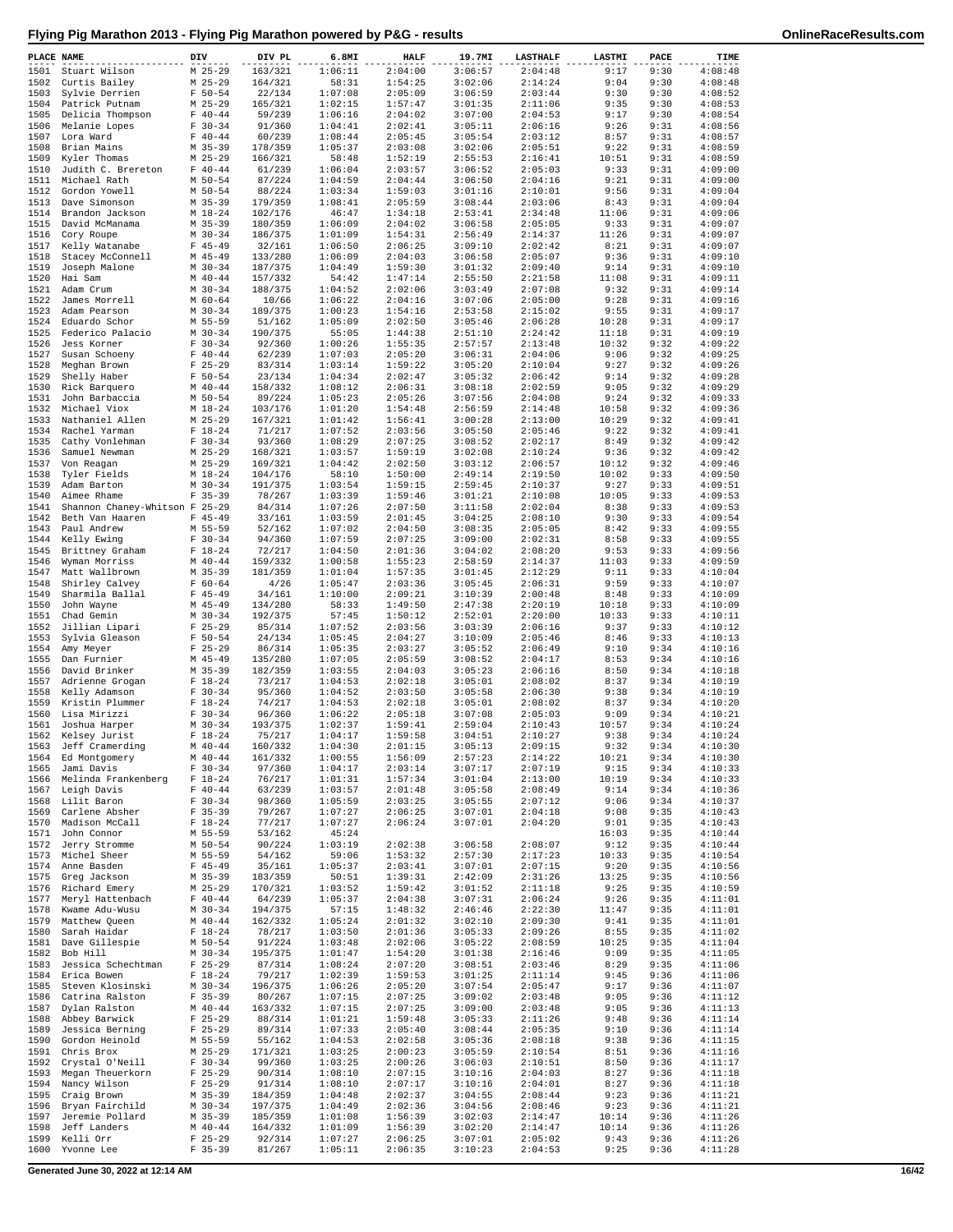# Flying Pig Marathon 2013 - Flying Pig Marathon powered by P&G - results

| PLACE | NAME | DIV | DIV PL | 6.8MI | HALF | 19.7MI | LASTHALF | LASTMI | PACE | TIME |
|---|---|---|---|---|---|---|---|---|---|---|
| 1501 | Stuart Wilson | M 25-29 | 163/321 | 1:06:11 | 2:04:00 | 3:06:57 | 2:04:48 | 9:17 | 9:30 | 4:08:48 |
| 1502 | Curtis Bailey | M 25-29 | 164/321 | 58:31 | 1:54:25 | 3:02:06 | 2:14:24 | 9:04 | 9:30 | 4:08:48 |
| 1503 | Sylvie Derrien | F 50-54 | 22/134 | 1:07:08 | 2:05:09 | 3:06:59 | 2:03:44 | 9:30 | 9:30 | 4:08:52 |
| 1504 | Patrick Putnam | M 25-29 | 165/321 | 1:02:15 | 1:57:47 | 3:01:35 | 2:11:06 | 9:35 | 9:30 | 4:08:53 |
| 1505 | Delicia Thompson | F 40-44 | 59/239 | 1:06:16 | 2:04:02 | 3:07:00 | 2:04:53 | 9:17 | 9:30 | 4:08:54 |
| 1506 | Melanie Lopes | F 30-34 | 91/360 | 1:04:41 | 2:02:41 | 3:05:11 | 2:06:16 | 9:26 | 9:31 | 4:08:56 |
| 1507 | Lora Ward | F 40-44 | 60/239 | 1:08:44 | 2:05:45 | 3:05:54 | 2:03:12 | 8:57 | 9:31 | 4:08:57 |
| 1508 | Brian Mains | M 35-39 | 178/359 | 1:05:37 | 2:03:08 | 3:02:06 | 2:05:51 | 9:22 | 9:31 | 4:08:59 |
| 1509 | Kyler Thomas | M 25-29 | 166/321 | 58:48 | 1:52:19 | 2:55:53 | 2:16:41 | 10:51 | 9:31 | 4:08:59 |
| 1510 | Judith C. Brereton | F 40-44 | 61/239 | 1:06:04 | 2:03:57 | 3:06:52 | 2:05:03 | 9:33 | 9:31 | 4:09:00 |
| 1511 | Michael Rath | M 50-54 | 87/224 | 1:04:59 | 2:04:44 | 3:06:50 | 2:04:16 | 9:21 | 9:31 | 4:09:00 |
| 1512 | Gordon Yowell | M 50-54 | 88/224 | 1:03:34 | 1:59:03 | 3:01:16 | 2:10:01 | 9:56 | 9:31 | 4:09:04 |
| 1513 | Dave Simonson | M 35-39 | 179/359 | 1:08:41 | 2:05:59 | 3:08:44 | 2:03:06 | 8:43 | 9:31 | 4:09:04 |
| 1514 | Brandon Jackson | M 18-24 | 102/176 | 46:47 | 1:34:18 | 2:53:41 | 2:34:48 | 11:06 | 9:31 | 4:09:06 |
| 1515 | David McManama | M 35-39 | 180/359 | 1:06:09 | 2:04:02 | 3:06:58 | 2:05:05 | 9:33 | 9:31 | 4:09:07 |
| 1516 | Cory Roupe | M 30-34 | 186/375 | 1:01:09 | 1:54:31 | 2:56:49 | 2:14:37 | 11:26 | 9:31 | 4:09:07 |
| 1517 | Kelly Watanabe | F 45-49 | 32/161 | 1:06:50 | 2:06:25 | 3:09:10 | 2:02:42 | 8:21 | 9:31 | 4:09:07 |
| 1518 | Stacey McConnell | M 45-49 | 133/280 | 1:06:09 | 2:04:03 | 3:06:58 | 2:05:07 | 9:36 | 9:31 | 4:09:10 |
| 1519 | Joseph Malone | M 30-34 | 187/375 | 1:04:49 | 1:59:30 | 3:01:32 | 2:09:40 | 9:14 | 9:31 | 4:09:10 |
| 1520 | Hai Sam | M 40-44 | 157/332 | 54:42 | 1:47:14 | 2:55:50 | 2:21:58 | 11:08 | 9:31 | 4:09:11 |
| 1521 | Adam Crum | M 30-34 | 188/375 | 1:04:52 | 2:02:06 | 3:03:49 | 2:07:08 | 9:32 | 9:31 | 4:09:14 |
| 1522 | James Morrell | M 60-64 | 10/66 | 1:06:22 | 2:04:16 | 3:07:06 | 2:05:00 | 9:28 | 9:31 | 4:09:16 |
| 1523 | Adam Pearson | M 30-34 | 189/375 | 1:00:23 | 1:54:16 | 2:53:58 | 2:15:02 | 9:55 | 9:31 | 4:09:17 |
| 1524 | Eduardo Schor | M 55-59 | 51/162 | 1:05:09 | 2:02:50 | 3:05:46 | 2:06:28 | 10:28 | 9:31 | 4:09:17 |
| 1525 | Federico Palacio | M 30-34 | 190/375 | 55:05 | 1:44:38 | 2:51:10 | 2:24:42 | 11:18 | 9:31 | 4:09:19 |
| 1526 | Jess Korner | F 30-34 | 92/360 | 1:00:26 | 1:55:35 | 2:57:57 | 2:13:48 | 10:32 | 9:32 | 4:09:22 |
| 1527 | Susan Schoeny | F 40-44 | 62/239 | 1:07:03 | 2:05:20 | 3:06:31 | 2:04:06 | 9:06 | 9:32 | 4:09:25 |
| 1528 | Meghan Brown | F 25-29 | 83/314 | 1:03:14 | 1:59:22 | 3:05:20 | 2:10:04 | 9:27 | 9:32 | 4:09:26 |
| 1529 | Shelly Haber | F 50-54 | 23/134 | 1:04:34 | 2:02:47 | 3:05:32 | 2:06:42 | 9:14 | 9:32 | 4:09:28 |
| 1530 | Rick Barquero | M 40-44 | 158/332 | 1:08:12 | 2:06:31 | 3:08:18 | 2:02:59 | 9:05 | 9:32 | 4:09:29 |
| 1531 | John Barbaccia | M 50-54 | 89/224 | 1:05:23 | 2:05:26 | 3:07:56 | 2:04:08 | 9:24 | 9:32 | 4:09:33 |
| 1532 | Michael Viox | M 18-24 | 103/176 | 1:01:20 | 1:54:48 | 2:56:59 | 2:14:48 | 10:58 | 9:32 | 4:09:36 |
| 1533 | Nathaniel Allen | M 25-29 | 167/321 | 1:01:42 | 1:56:41 | 3:00:28 | 2:13:00 | 10:29 | 9:32 | 4:09:41 |
| 1534 | Rachel Yarman | F 18-24 | 71/217 | 1:07:52 | 2:03:56 | 3:05:50 | 2:05:46 | 9:22 | 9:32 | 4:09:41 |
| 1535 | Cathy Vonlehman | F 30-34 | 93/360 | 1:08:29 | 2:07:25 | 3:08:52 | 2:02:17 | 8:49 | 9:32 | 4:09:42 |
| 1536 | Samuel Newman | M 25-29 | 168/321 | 1:03:57 | 1:59:19 | 3:02:08 | 2:10:24 | 9:36 | 9:32 | 4:09:42 |
| 1537 | Von Reagan | M 25-29 | 169/321 | 1:04:42 | 2:02:50 | 3:03:12 | 2:06:57 | 10:12 | 9:32 | 4:09:46 |
| 1538 | Tyler Fields | M 18-24 | 104/176 | 58:10 | 1:50:00 | 2:49:14 | 2:19:50 | 10:02 | 9:33 | 4:09:50 |
| 1539 | Adam Barton | M 30-34 | 191/375 | 1:03:54 | 1:59:15 | 2:59:45 | 2:10:37 | 9:27 | 9:33 | 4:09:51 |
| 1540 | Aimee Rhame | F 35-39 | 78/267 | 1:03:39 | 1:59:46 | 3:01:21 | 2:10:08 | 10:05 | 9:33 | 4:09:53 |
| 1541 | Shannon Chaney-Whitson | F 25-29 | 84/314 | 1:07:26 | 2:07:50 | 3:11:58 | 2:02:04 | 8:38 | 9:33 | 4:09:53 |
| 1542 | Beth Van Haaren | F 45-49 | 33/161 | 1:03:59 | 2:01:45 | 3:04:25 | 2:08:10 | 9:30 | 9:33 | 4:09:54 |
| 1543 | Paul Andrew | M 55-59 | 52/162 | 1:07:02 | 2:04:50 | 3:08:35 | 2:05:05 | 8:42 | 9:33 | 4:09:55 |
| 1544 | Kelly Ewing | F 30-34 | 94/360 | 1:07:59 | 2:07:25 | 3:09:00 | 2:02:31 | 8:58 | 9:33 | 4:09:55 |
| 1545 | Brittney Graham | F 18-24 | 72/217 | 1:04:50 | 2:01:36 | 3:04:02 | 2:08:20 | 9:53 | 9:33 | 4:09:56 |
| 1546 | Wyman Morriss | M 40-44 | 159/332 | 1:00:58 | 1:55:23 | 2:58:59 | 2:14:37 | 11:03 | 9:33 | 4:09:59 |
| 1547 | Matt Wallbrown | M 35-39 | 181/359 | 1:01:04 | 1:57:35 | 3:01:45 | 2:12:29 | 9:11 | 9:33 | 4:10:04 |
| 1548 | Shirley Calvey | F 60-64 | 4/26 | 1:05:47 | 2:03:36 | 3:05:45 | 2:06:31 | 9:59 | 9:33 | 4:10:07 |
| 1549 | Sharmila Ballal | F 45-49 | 34/161 | 1:10:00 | 2:09:21 | 3:10:39 | 2:00:48 | 8:48 | 9:33 | 4:10:09 |
| 1550 | John Wayne | M 45-49 | 134/280 | 58:33 | 1:49:50 | 2:47:38 | 2:20:19 | 10:18 | 9:33 | 4:10:09 |
| 1551 | Chad Gemin | M 30-34 | 192/375 | 57:45 | 1:50:12 | 2:52:01 | 2:20:00 | 10:33 | 9:33 | 4:10:11 |
| 1552 | Jillian Lipari | F 25-29 | 85/314 | 1:07:52 | 2:03:56 | 3:03:39 | 2:06:16 | 9:37 | 9:33 | 4:10:12 |
| 1553 | Sylvia Gleason | F 50-54 | 24/134 | 1:05:45 | 2:04:27 | 3:10:09 | 2:05:46 | 8:46 | 9:33 | 4:10:13 |
| 1554 | Amy Meyer | F 25-29 | 86/314 | 1:05:35 | 2:03:27 | 3:05:52 | 2:06:49 | 9:10 | 9:34 | 4:10:16 |
| 1555 | Dan Furnier | M 45-49 | 135/280 | 1:07:05 | 2:05:59 | 3:08:52 | 2:04:17 | 8:53 | 9:34 | 4:10:16 |
| 1556 | David Brinker | M 35-39 | 182/359 | 1:03:55 | 2:04:03 | 3:05:23 | 2:06:16 | 8:50 | 9:34 | 4:10:18 |
| 1557 | Adrienne Grogan | F 18-24 | 73/217 | 1:04:53 | 2:02:18 | 3:05:01 | 2:08:02 | 8:37 | 9:34 | 4:10:19 |
| 1558 | Kelly Adamson | F 30-34 | 95/360 | 1:04:52 | 2:03:50 | 3:05:58 | 2:06:30 | 9:38 | 9:34 | 4:10:19 |
| 1559 | Kristin Plummer | F 18-24 | 74/217 | 1:04:53 | 2:02:18 | 3:05:01 | 2:08:02 | 8:37 | 9:34 | 4:10:20 |
| 1560 | Lisa Mirizzi | F 30-34 | 96/360 | 1:06:22 | 2:05:18 | 3:07:08 | 2:05:03 | 9:09 | 9:34 | 4:10:21 |
| 1561 | Joshua Harper | M 30-34 | 193/375 | 1:02:37 | 1:59:41 | 2:59:04 | 2:10:43 | 10:57 | 9:34 | 4:10:24 |
| 1562 | Kelsey Jurist | F 18-24 | 75/217 | 1:04:17 | 1:59:58 | 3:04:51 | 2:10:27 | 9:38 | 9:34 | 4:10:24 |
| 1563 | Jeff Cramerding | M 40-44 | 160/332 | 1:04:30 | 2:01:15 | 3:05:13 | 2:09:15 | 9:32 | 9:34 | 4:10:30 |
| 1564 | Ed Montgomery | M 40-44 | 161/332 | 1:00:55 | 1:56:09 | 2:57:23 | 2:14:22 | 10:21 | 9:34 | 4:10:30 |
| 1565 | Jami Davis | F 30-34 | 97/360 | 1:04:17 | 2:03:14 | 3:07:17 | 2:07:19 | 9:15 | 9:34 | 4:10:33 |
| 1566 | Melinda Frankenberg | F 18-24 | 76/217 | 1:01:31 | 1:57:34 | 3:01:04 | 2:13:00 | 10:19 | 9:34 | 4:10:33 |
| 1567 | Leigh Davis | F 40-44 | 63/239 | 1:03:57 | 2:01:48 | 3:05:58 | 2:08:49 | 9:14 | 9:34 | 4:10:36 |
| 1568 | Lilit Baron | F 30-34 | 98/360 | 1:05:59 | 2:03:25 | 3:05:55 | 2:07:12 | 9:06 | 9:34 | 4:10:37 |
| 1569 | Carlene Absher | F 35-39 | 79/267 | 1:07:27 | 2:06:25 | 3:07:01 | 2:04:18 | 9:08 | 9:35 | 4:10:43 |
| 1570 | Madison McCall | F 18-24 | 77/217 | 1:07:27 | 2:06:24 | 3:07:01 | 2:04:20 | 9:01 | 9:35 | 4:10:43 |
| 1571 | John Connor | M 55-59 | 53/162 | 45:24 | | | | 16:03 | 9:35 | 4:10:44 |
| 1572 | Jerry Stromme | M 50-54 | 90/224 | 1:03:19 | 2:02:38 | 3:06:58 | 2:08:07 | 9:12 | 9:35 | 4:10:44 |
| 1573 | Michel Sheer | M 55-59 | 54/162 | 59:06 | 1:53:32 | 2:57:30 | 2:17:23 | 10:33 | 9:35 | 4:10:54 |
| 1574 | Anne Basden | F 45-49 | 35/161 | 1:05:37 | 2:03:41 | 3:07:01 | 2:07:15 | 9:20 | 9:35 | 4:10:56 |
| 1575 | Greg Jackson | M 35-39 | 183/359 | 50:51 | 1:39:31 | 2:42:09 | 2:31:26 | 13:25 | 9:35 | 4:10:56 |
| 1576 | Richard Emery | M 25-29 | 170/321 | 1:03:52 | 1:59:42 | 3:01:52 | 2:11:18 | 9:25 | 9:35 | 4:10:59 |
| 1577 | Meryl Hattenbach | F 40-44 | 64/239 | 1:05:37 | 2:04:38 | 3:07:31 | 2:06:24 | 9:26 | 9:35 | 4:11:01 |
| 1578 | Kwame Adu-Wusu | M 30-34 | 194/375 | 57:15 | 1:48:32 | 2:46:46 | 2:22:30 | 11:47 | 9:35 | 4:11:01 |
| 1579 | Matthew Queen | M 40-44 | 162/332 | 1:05:24 | 2:01:32 | 3:02:10 | 2:09:30 | 9:41 | 9:35 | 4:11:01 |
| 1580 | Sarah Haidar | F 18-24 | 78/217 | 1:03:50 | 2:01:36 | 3:05:33 | 2:09:26 | 8:55 | 9:35 | 4:11:02 |
| 1581 | Dave Gillespie | M 50-54 | 91/224 | 1:03:48 | 2:02:06 | 3:05:22 | 2:08:59 | 10:25 | 9:35 | 4:11:04 |
| 1582 | Bob Hill | M 30-34 | 195/375 | 1:01:47 | 1:54:20 | 3:01:38 | 2:16:46 | 9:09 | 9:35 | 4:11:05 |
| 1583 | Jessica Schechtman | F 25-29 | 87/314 | 1:08:24 | 2:07:20 | 3:08:51 | 2:03:46 | 8:29 | 9:35 | 4:11:06 |
| 1584 | Erica Bowen | F 18-24 | 79/217 | 1:02:39 | 1:59:53 | 3:01:25 | 2:11:14 | 9:45 | 9:36 | 4:11:06 |
| 1585 | Steven Klosinski | M 30-34 | 196/375 | 1:06:26 | 2:05:20 | 3:07:54 | 2:05:47 | 9:17 | 9:36 | 4:11:07 |
| 1586 | Catrina Ralston | F 35-39 | 80/267 | 1:07:15 | 2:07:25 | 3:09:02 | 2:03:48 | 9:05 | 9:36 | 4:11:12 |
| 1587 | Dylan Ralston | M 40-44 | 163/332 | 1:07:15 | 2:07:25 | 3:09:00 | 2:03:48 | 9:05 | 9:36 | 4:11:13 |
| 1588 | Abbey Barwick | F 25-29 | 88/314 | 1:01:21 | 1:59:48 | 3:05:33 | 2:11:26 | 9:48 | 9:36 | 4:11:14 |
| 1589 | Jessica Berning | F 25-29 | 89/314 | 1:07:33 | 2:05:40 | 3:08:44 | 2:05:35 | 9:10 | 9:36 | 4:11:14 |
| 1590 | Gordon Heinold | M 55-59 | 55/162 | 1:04:53 | 2:02:58 | 3:05:36 | 2:08:18 | 9:38 | 9:36 | 4:11:15 |
| 1591 | Chris Brox | M 25-29 | 171/321 | 1:03:25 | 2:00:23 | 3:05:59 | 2:10:54 | 8:51 | 9:36 | 4:11:16 |
| 1592 | Crystal O'Neill | F 30-34 | 99/360 | 1:03:25 | 2:00:26 | 3:06:03 | 2:10:51 | 8:50 | 9:36 | 4:11:17 |
| 1593 | Megan Theuerkorn | F 25-29 | 90/314 | 1:08:10 | 2:07:15 | 3:10:16 | 2:04:03 | 8:27 | 9:36 | 4:11:18 |
| 1594 | Nancy Wilson | F 25-29 | 91/314 | 1:08:10 | 2:07:17 | 3:10:16 | 2:04:01 | 8:27 | 9:36 | 4:11:18 |
| 1595 | Craig Brown | M 35-39 | 184/359 | 1:04:48 | 2:02:37 | 3:04:55 | 2:08:44 | 9:23 | 9:36 | 4:11:21 |
| 1596 | Bryan Fairchild | M 30-34 | 197/375 | 1:04:49 | 2:02:36 | 3:04:56 | 2:08:46 | 9:23 | 9:36 | 4:11:21 |
| 1597 | Jeremie Pollard | M 35-39 | 185/359 | 1:01:08 | 1:56:39 | 3:02:03 | 2:14:47 | 10:14 | 9:36 | 4:11:26 |
| 1598 | Jeff Landers | M 40-44 | 164/332 | 1:01:09 | 1:56:39 | 3:02:20 | 2:14:47 | 10:14 | 9:36 | 4:11:26 |
| 1599 | Kelli Orr | F 25-29 | 92/314 | 1:07:27 | 2:06:25 | 3:07:01 | 2:05:02 | 9:43 | 9:36 | 4:11:26 |
| 1600 | Yvonne Lee | F 35-39 | 81/267 | 1:05:11 | 2:06:35 | 3:10:23 | 2:04:53 | 9:25 | 9:36 | 4:11:28 |

Generated June 30, 2022 at 12:14 AM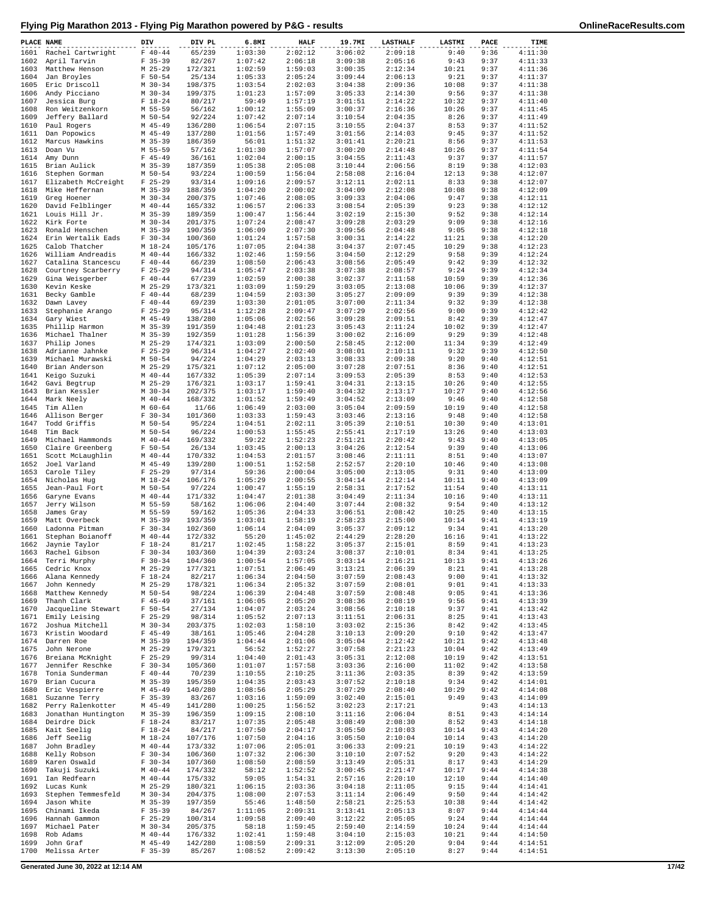# Flying Pig Marathon 2013 - Flying Pig Marathon powered by P&G - results

OnlineRaceResults.com

| PLACE | NAME | DIV | DIV PL | 6.8MI | HALF | 19.7MI | LASTHALF | LASTMI | PACE | TIME |
|---|---|---|---|---|---|---|---|---|---|---|
| 1601 | Rachel Cartwright | F 40-44 | 65/239 | 1:03:30 | 2:02:12 | 3:06:02 | 2:09:18 | 9:40 | 9:36 | 4:11:30 |
| 1602 | April Tarvin | F 35-39 | 82/267 | 1:07:42 | 2:06:18 | 3:09:38 | 2:05:16 | 9:43 | 9:37 | 4:11:33 |
| 1603 | Matthew Henson | M 25-29 | 172/321 | 1:02:59 | 1:59:03 | 3:00:35 | 2:12:34 | 10:21 | 9:37 | 4:11:36 |
| 1604 | Jan Broyles | F 50-54 | 25/134 | 1:05:33 | 2:05:24 | 3:09:44 | 2:06:13 | 9:21 | 9:37 | 4:11:37 |
| 1605 | Eric Driscoll | M 30-34 | 198/375 | 1:03:54 | 2:02:03 | 3:04:38 | 2:09:36 | 10:08 | 9:37 | 4:11:38 |
| 1606 | Andy Picciano | M 30-34 | 199/375 | 1:01:23 | 1:57:09 | 3:05:33 | 2:14:30 | 9:56 | 9:37 | 4:11:38 |
| 1607 | Jessica Burg | F 18-24 | 80/217 | 59:49 | 1:57:19 | 3:01:51 | 2:14:22 | 10:32 | 9:37 | 4:11:40 |
| 1608 | Ron Weitzenkorn | M 55-59 | 56/162 | 1:00:12 | 1:55:09 | 3:00:37 | 2:16:36 | 10:26 | 9:37 | 4:11:45 |
| 1609 | Jeffery Ballard | M 50-54 | 92/224 | 1:07:42 | 2:07:14 | 3:10:54 | 2:04:35 | 8:26 | 9:37 | 4:11:49 |
| 1610 | Paul Rogers | M 45-49 | 136/280 | 1:06:54 | 2:07:15 | 3:10:55 | 2:04:37 | 8:53 | 9:37 | 4:11:52 |
| 1611 | Dan Popowics | M 45-49 | 137/280 | 1:01:56 | 1:57:49 | 3:01:56 | 2:14:03 | 9:45 | 9:37 | 4:11:52 |
| 1612 | Marcus Hawkins | M 35-39 | 186/359 | 56:01 | 1:51:32 | 3:01:41 | 2:20:21 | 8:56 | 9:37 | 4:11:53 |
| 1613 | Doan Vu | M 55-59 | 57/162 | 1:01:30 | 1:57:07 | 3:00:20 | 2:14:48 | 10:26 | 9:37 | 4:11:54 |
| 1614 | Amy Dunn | F 45-49 | 36/161 | 1:02:04 | 2:00:15 | 3:04:55 | 2:11:43 | 9:37 | 9:37 | 4:11:57 |
| 1615 | Brian Aulick | M 35-39 | 187/359 | 1:05:38 | 2:05:08 | 3:10:44 | 2:06:56 | 8:19 | 9:38 | 4:12:03 |
| 1616 | Stephen Gorman | M 50-54 | 93/224 | 1:00:59 | 1:56:04 | 2:58:08 | 2:16:04 | 12:13 | 9:38 | 4:12:07 |
| 1617 | Elizabeth McCreight | F 25-29 | 93/314 | 1:09:16 | 2:09:57 | 3:12:11 | 2:02:11 | 8:33 | 9:38 | 4:12:07 |
| 1618 | Mike Heffernan | M 35-39 | 188/359 | 1:04:20 | 2:00:02 | 3:04:09 | 2:12:08 | 10:08 | 9:38 | 4:12:09 |
| 1619 | Greg Hoener | M 30-34 | 200/375 | 1:07:46 | 2:08:05 | 3:09:33 | 2:04:06 | 9:47 | 9:38 | 4:12:11 |
| 1620 | David Felblinger | M 40-44 | 165/332 | 1:06:57 | 2:06:33 | 3:08:54 | 2:05:39 | 9:23 | 9:38 | 4:12:12 |
| 1621 | Louis Hill Jr. | M 35-39 | 189/359 | 1:00:47 | 1:56:44 | 3:02:19 | 2:15:30 | 9:52 | 9:38 | 4:12:14 |
| 1622 | Kirk Forte | M 30-34 | 201/375 | 1:07:24 | 2:08:47 | 3:09:28 | 2:03:29 | 9:09 | 9:38 | 4:12:16 |
| 1623 | Ronald Henschen | M 35-39 | 190/359 | 1:06:09 | 2:07:30 | 3:09:56 | 2:04:48 | 9:05 | 9:38 | 4:12:18 |
| 1624 | Erin Wertalik Eads | F 30-34 | 100/360 | 1:01:24 | 1:57:58 | 3:00:31 | 2:14:22 | 11:21 | 9:38 | 4:12:20 |
| 1625 | Calob Thatcher | M 18-24 | 105/176 | 1:07:05 | 2:04:38 | 3:04:37 | 2:07:45 | 10:29 | 9:38 | 4:12:23 |
| 1626 | William Andreadis | M 40-44 | 166/332 | 1:02:46 | 1:59:56 | 3:04:50 | 2:12:29 | 9:58 | 9:39 | 4:12:24 |
| 1627 | Catalina Stancescu | F 40-44 | 66/239 | 1:08:50 | 2:06:43 | 3:08:56 | 2:05:49 | 9:42 | 9:39 | 4:12:32 |
| 1628 | Courtney Scarberry | F 25-29 | 94/314 | 1:05:47 | 2:03:38 | 3:07:38 | 2:08:57 | 9:24 | 9:39 | 4:12:34 |
| 1629 | Gina Weisgerber | F 40-44 | 67/239 | 1:02:59 | 2:00:38 | 3:02:37 | 2:11:58 | 10:59 | 9:39 | 4:12:36 |
| 1630 | Kevin Keske | M 25-29 | 173/321 | 1:03:09 | 1:59:29 | 3:03:05 | 2:13:08 | 10:06 | 9:39 | 4:12:37 |
| 1631 | Becky Gamble | F 40-44 | 68/239 | 1:04:59 | 2:03:30 | 3:05:27 | 2:09:09 | 9:39 | 9:39 | 4:12:38 |
| 1632 | Dawn Lavey | F 40-44 | 69/239 | 1:03:30 | 2:01:05 | 3:07:00 | 2:11:34 | 9:32 | 9:39 | 4:12:38 |
| 1633 | Stephanie Arango | F 25-29 | 95/314 | 1:12:28 | 2:09:47 | 3:07:29 | 2:02:56 | 9:00 | 9:39 | 4:12:42 |
| 1634 | Gary Wiest | M 45-49 | 138/280 | 1:05:06 | 2:02:56 | 3:09:28 | 2:09:51 | 8:42 | 9:39 | 4:12:47 |
| 1635 | Phillip Harmon | M 35-39 | 191/359 | 1:04:48 | 2:01:23 | 3:05:43 | 2:11:24 | 10:02 | 9:39 | 4:12:47 |
| 1636 | Michael Thalner | M 35-39 | 192/359 | 1:01:28 | 1:56:39 | 3:00:02 | 2:16:09 | 9:29 | 9:39 | 4:12:48 |
| 1637 | Philip Jones | M 25-29 | 174/321 | 1:03:09 | 2:00:50 | 2:58:45 | 2:12:00 | 11:34 | 9:39 | 4:12:49 |
| 1638 | Adrianne Jahnke | F 25-29 | 96/314 | 1:04:27 | 2:02:40 | 3:08:01 | 2:10:11 | 9:32 | 9:39 | 4:12:50 |
| 1639 | Michael Murawski | M 50-54 | 94/224 | 1:04:29 | 2:03:13 | 3:08:33 | 2:09:38 | 9:20 | 9:40 | 4:12:51 |
| 1640 | Brian Anderson | M 25-29 | 175/321 | 1:07:12 | 2:05:00 | 3:07:28 | 2:07:51 | 8:36 | 9:40 | 4:12:51 |
| 1641 | Keigo Suzuki | M 40-44 | 167/332 | 1:05:39 | 2:07:14 | 3:09:53 | 2:05:39 | 8:53 | 9:40 | 4:12:53 |
| 1642 | Gavi Begtrup | M 25-29 | 176/321 | 1:03:17 | 1:59:41 | 3:04:31 | 2:13:15 | 10:26 | 9:40 | 4:12:55 |
| 1643 | Brian Kessler | M 30-34 | 202/375 | 1:03:17 | 1:59:40 | 3:04:32 | 2:13:17 | 10:27 | 9:40 | 4:12:56 |
| 1644 | Mark Neely | M 40-44 | 168/332 | 1:01:52 | 1:59:49 | 3:04:52 | 2:13:09 | 9:46 | 9:40 | 4:12:58 |
| 1645 | Tim Allen | M 60-64 | 11/66 | 1:06:49 | 2:03:00 | 3:05:04 | 2:09:59 | 10:19 | 9:40 | 4:12:58 |
| 1646 | Allison Berger | F 30-34 | 101/360 | 1:03:33 | 1:59:43 | 3:03:46 | 2:13:16 | 9:48 | 9:40 | 4:12:58 |
| 1647 | Todd Griffis | M 50-54 | 95/224 | 1:04:51 | 2:02:11 | 3:05:39 | 2:10:51 | 10:30 | 9:40 | 4:13:01 |
| 1648 | Tim Back | M 50-54 | 96/224 | 1:00:53 | 1:55:45 | 2:55:41 | 2:17:19 | 13:26 | 9:40 | 4:13:03 |
| 1649 | Michael Hammonds | M 40-44 | 169/332 | 59:22 | 1:52:23 | 2:51:21 | 2:20:42 | 9:43 | 9:40 | 4:13:05 |
| 1650 | Claire Greenberg | F 50-54 | 26/134 | 1:03:45 | 2:00:13 | 3:04:26 | 2:12:54 | 9:39 | 9:40 | 4:13:06 |
| 1651 | Scott McLaughlin | M 40-44 | 170/332 | 1:04:53 | 2:01:57 | 3:08:46 | 2:11:11 | 8:51 | 9:40 | 4:13:07 |
| 1652 | Joel Varland | M 45-49 | 139/280 | 1:00:51 | 1:52:58 | 2:52:57 | 2:20:10 | 10:46 | 9:40 | 4:13:08 |
| 1653 | Carole Tiley | F 25-29 | 97/314 | 59:36 | 2:00:04 | 3:05:00 | 2:13:05 | 9:31 | 9:40 | 4:13:09 |
| 1654 | Nicholas Hug | M 18-24 | 106/176 | 1:05:29 | 2:00:55 | 3:04:14 | 2:12:14 | 10:11 | 9:40 | 4:13:09 |
| 1655 | Jean-Paul Fort | M 50-54 | 97/224 | 1:00:47 | 1:55:19 | 2:58:31 | 2:17:52 | 11:54 | 9:40 | 4:13:11 |
| 1656 | Garyne Evans | M 40-44 | 171/332 | 1:04:47 | 2:01:38 | 3:04:49 | 2:11:34 | 10:16 | 9:40 | 4:13:11 |
| 1657 | Jerry Wilson | M 55-59 | 58/162 | 1:06:06 | 2:04:40 | 3:07:44 | 2:08:32 | 9:54 | 9:40 | 4:13:12 |
| 1658 | James Gray | M 55-59 | 59/162 | 1:05:36 | 2:04:33 | 3:06:51 | 2:08:42 | 10:25 | 9:40 | 4:13:15 |
| 1659 | Matt Overbeck | M 35-39 | 193/359 | 1:03:01 | 1:58:19 | 2:58:23 | 2:15:00 | 10:14 | 9:41 | 4:13:19 |
| 1660 | Ladonna Pitman | F 30-34 | 102/360 | 1:06:14 | 2:04:09 | 3:05:37 | 2:09:12 | 9:34 | 9:41 | 4:13:20 |
| 1661 | Stephan Boianoff | M 40-44 | 172/332 | 55:20 | 1:45:02 | 2:44:29 | 2:28:20 | 16:16 | 9:41 | 4:13:22 |
| 1662 | Jaynie Taylor | F 18-24 | 81/217 | 1:02:45 | 1:58:22 | 3:05:37 | 2:15:01 | 8:59 | 9:41 | 4:13:23 |
| 1663 | Rachel Gibson | F 30-34 | 103/360 | 1:04:39 | 2:03:24 | 3:08:37 | 2:10:01 | 8:34 | 9:41 | 4:13:25 |
| 1664 | Terri Murphy | F 30-34 | 104/360 | 1:00:54 | 1:57:05 | 3:03:14 | 2:16:21 | 10:13 | 9:41 | 4:13:26 |
| 1665 | Cedric Knox | M 25-29 | 177/321 | 1:07:51 | 2:06:49 | 3:13:21 | 2:06:39 | 8:21 | 9:41 | 4:13:28 |
| 1666 | Alana Kennedy | F 18-24 | 82/217 | 1:06:34 | 2:04:50 | 3:07:59 | 2:08:43 | 9:00 | 9:41 | 4:13:32 |
| 1667 | John Kennedy | M 25-29 | 178/321 | 1:06:34 | 2:05:32 | 3:07:59 | 2:08:01 | 9:01 | 9:41 | 4:13:33 |
| 1668 | Matthew Kennedy | M 50-54 | 98/224 | 1:06:39 | 2:04:48 | 3:07:59 | 2:08:48 | 9:05 | 9:41 | 4:13:36 |
| 1669 | Thanh Clark | F 45-49 | 37/161 | 1:06:05 | 2:05:20 | 3:08:36 | 2:08:19 | 9:56 | 9:41 | 4:13:39 |
| 1670 | Jacqueline Stewart | F 50-54 | 27/134 | 1:04:07 | 2:03:24 | 3:08:56 | 2:10:18 | 9:37 | 9:41 | 4:13:42 |
| 1671 | Emily Leising | F 25-29 | 98/314 | 1:05:52 | 2:07:13 | 3:11:51 | 2:06:31 | 8:25 | 9:41 | 4:13:43 |
| 1672 | Joshua Mitchell | M 30-34 | 203/375 | 1:02:03 | 1:58:10 | 3:03:02 | 2:15:36 | 8:42 | 9:42 | 4:13:45 |
| 1673 | Kristin Woodard | F 45-49 | 38/161 | 1:05:46 | 2:04:28 | 3:10:13 | 2:09:20 | 9:10 | 9:42 | 4:13:47 |
| 1674 | Darren Roe | M 35-39 | 194/359 | 1:04:44 | 2:01:06 | 3:05:04 | 2:12:42 | 10:21 | 9:42 | 4:13:48 |
| 1675 | John Nerone | M 25-29 | 179/321 | 56:52 | 1:52:27 | 3:07:58 | 2:21:23 | 10:04 | 9:42 | 4:13:49 |
| 1676 | Breiana McKnight | F 25-29 | 99/314 | 1:04:40 | 2:01:43 | 3:05:31 | 2:12:08 | 10:19 | 9:42 | 4:13:51 |
| 1677 | Jennifer Reschke | F 30-34 | 105/360 | 1:01:07 | 1:57:58 | 3:03:36 | 2:16:00 | 11:02 | 9:42 | 4:13:58 |
| 1678 | Tonia Sunderman | F 40-44 | 70/239 | 1:10:55 | 2:10:25 | 3:11:36 | 2:03:35 | 8:39 | 9:42 | 4:13:59 |
| 1679 | Brian Cucura | M 35-39 | 195/359 | 1:04:35 | 2:03:43 | 3:07:52 | 2:10:18 | 9:34 | 9:42 | 4:14:01 |
| 1680 | Eric Vespierre | M 45-49 | 140/280 | 1:08:56 | 2:05:29 | 3:07:29 | 2:08:40 | 10:29 | 9:42 | 4:14:08 |
| 1681 | Suzanne Terry | F 35-39 | 83/267 | 1:03:16 | 1:59:09 | 3:02:40 | 2:15:01 | 9:49 | 9:43 | 4:14:09 |
| 1682 | Perry Ralenkotter | M 45-49 | 141/280 | 1:00:25 | 1:56:52 | 3:02:23 | 2:17:21 | | 9:43 | 4:14:13 |
| 1683 | Jonathan Huntington | M 35-39 | 196/359 | 1:09:15 | 2:08:10 | 3:11:16 | 2:06:04 | 8:51 | 9:43 | 4:14:14 |
| 1684 | Deirdre Dick | F 18-24 | 83/217 | 1:07:35 | 2:05:48 | 3:08:49 | 2:08:30 | 8:52 | 9:43 | 4:14:18 |
| 1685 | Kait Seelig | F 18-24 | 84/217 | 1:07:50 | 2:04:17 | 3:05:50 | 2:10:03 | 10:14 | 9:43 | 4:14:20 |
| 1686 | Jeff Seelig | M 18-24 | 107/176 | 1:07:50 | 2:04:16 | 3:05:50 | 2:10:04 | 10:14 | 9:43 | 4:14:20 |
| 1687 | John Bradley | M 40-44 | 173/332 | 1:07:06 | 2:05:01 | 3:06:33 | 2:09:21 | 10:19 | 9:43 | 4:14:22 |
| 1688 | Kelly Robson | F 30-34 | 106/360 | 1:07:32 | 2:06:30 | 3:10:10 | 2:07:52 | 9:20 | 9:43 | 4:14:22 |
| 1689 | Karen Oswald | F 30-34 | 107/360 | 1:08:50 | 2:08:59 | 3:13:49 | 2:05:31 | 8:17 | 9:43 | 4:14:29 |
| 1690 | Takuji Suzuki | M 40-44 | 174/332 | 58:12 | 1:52:52 | 3:00:45 | 2:21:47 | 10:17 | 9:44 | 4:14:38 |
| 1691 | Ian Redfearn | M 40-44 | 175/332 | 59:05 | 1:54:31 | 2:57:16 | 2:20:10 | 12:10 | 9:44 | 4:14:40 |
| 1692 | Lucas Kunk | M 25-29 | 180/321 | 1:06:15 | 2:03:36 | 3:04:18 | 2:11:05 | 9:15 | 9:44 | 4:14:41 |
| 1693 | Stephen Temmesfeld | M 30-34 | 204/375 | 1:08:00 | 2:07:53 | 3:11:14 | 2:06:49 | 9:50 | 9:44 | 4:14:42 |
| 1694 | Jason White | M 35-39 | 197/359 | 55:46 | 1:48:50 | 2:58:21 | 2:25:53 | 10:38 | 9:44 | 4:14:42 |
| 1695 | Chinami Ikeda | F 35-39 | 84/267 | 1:11:05 | 2:09:31 | 3:13:41 | 2:05:13 | 8:07 | 9:44 | 4:14:44 |
| 1696 | Hannah Gammon | F 25-29 | 100/314 | 1:09:58 | 2:09:40 | 3:12:22 | 2:05:05 | 9:24 | 9:44 | 4:14:44 |
| 1697 | Michael Pater | M 30-34 | 205/375 | 58:18 | 1:59:45 | 2:59:40 | 2:14:59 | 10:24 | 9:44 | 4:14:44 |
| 1698 | Rob Adams | M 40-44 | 176/332 | 1:02:41 | 1:59:48 | 3:04:10 | 2:15:03 | 10:21 | 9:44 | 4:14:50 |
| 1699 | John Graf | M 45-49 | 142/280 | 1:08:59 | 2:09:31 | 3:12:09 | 2:05:20 | 9:04 | 9:44 | 4:14:51 |
| 1700 | Melissa Arter | F 35-39 | 85/267 | 1:08:52 | 2:09:42 | 3:13:30 | 2:05:10 | 8:27 | 9:44 | 4:14:51 |

Generated June 30, 2022 at 12:14 AM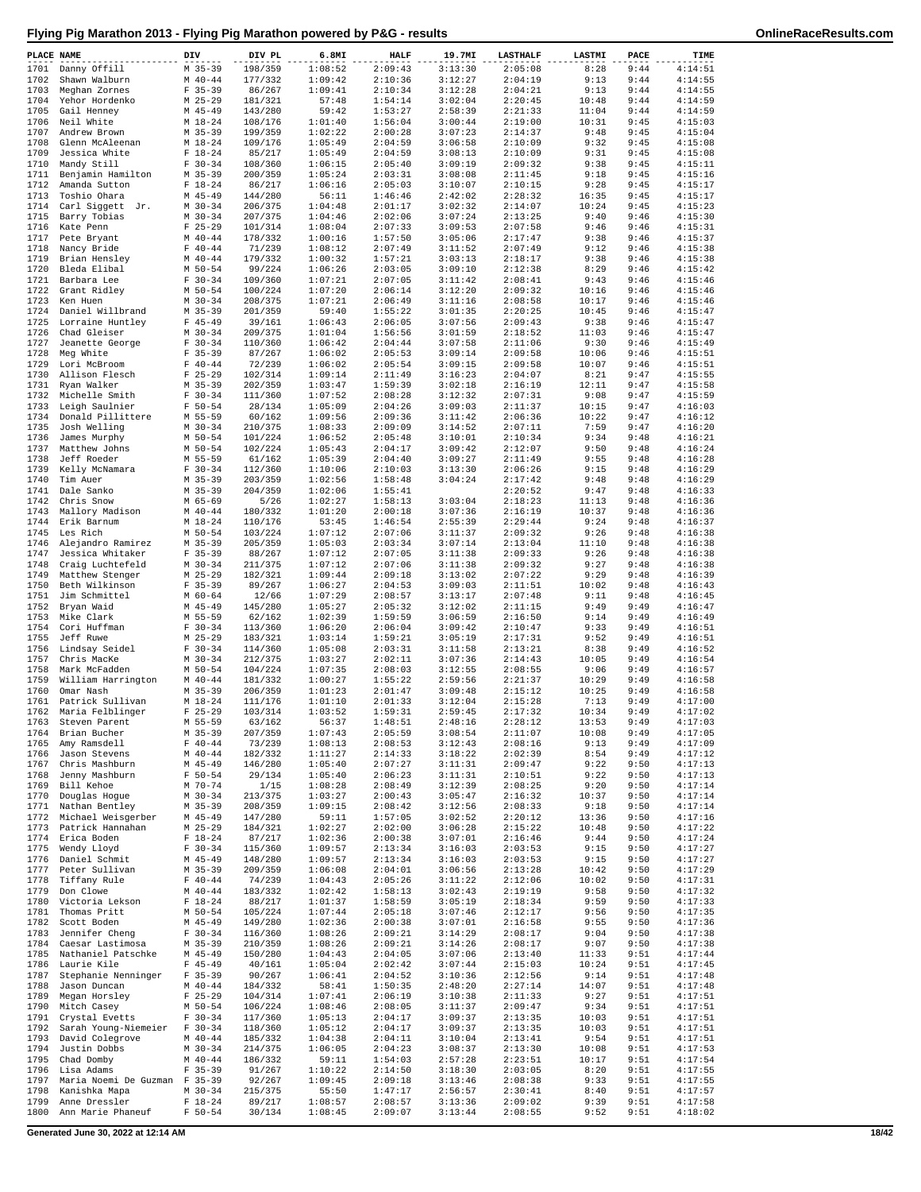# Flying Pig Marathon 2013 - Flying Pig Marathon powered by P&G - results

OnlineRaceResults.com

| PLACE | NAME | DIV | DIV PL | 6.8MI | HALF | 19.7MI | LASTHALF | LASTMI | PACE | TIME |
|---|---|---|---|---|---|---|---|---|---|---|
| 1701 | Danny Offill | M 35-39 | 198/359 | 1:08:52 | 2:09:43 | 3:13:30 | 2:05:08 | 8:28 | 9:44 | 4:14:51 |
| 1702 | Shawn Walburn | M 40-44 | 177/332 | 1:09:42 | 2:10:36 | 3:12:27 | 2:04:19 | 9:13 | 9:44 | 4:14:55 |
| 1703 | Meghan Zornes | F 35-39 | 86/267 | 1:09:41 | 2:10:34 | 3:12:28 | 2:04:21 | 9:13 | 9:44 | 4:14:55 |
| 1704 | Yehor Hordenko | M 25-29 | 181/321 | 57:48 | 1:54:14 | 3:02:04 | 2:20:45 | 10:48 | 9:44 | 4:14:59 |
| 1705 | Gail Henney | M 45-49 | 143/280 | 59:42 | 1:53:27 | 2:58:39 | 2:21:33 | 11:04 | 9:44 | 4:14:59 |
| 1706 | Neil White | M 18-24 | 108/176 | 1:01:40 | 1:56:04 | 3:00:44 | 2:19:00 | 10:31 | 9:45 | 4:15:03 |
| 1707 | Andrew Brown | M 35-39 | 199/359 | 1:02:22 | 2:00:28 | 3:07:23 | 2:14:37 | 9:48 | 9:45 | 4:15:04 |
| 1708 | Glenn McAleenan | M 18-24 | 109/176 | 1:05:49 | 2:04:59 | 3:06:58 | 2:10:09 | 9:32 | 9:45 | 4:15:08 |
| 1709 | Jessica White | F 18-24 | 85/217 | 1:05:49 | 2:04:59 | 3:08:13 | 2:10:09 | 9:31 | 9:45 | 4:15:08 |
| 1710 | Mandy Still | F 30-34 | 108/360 | 1:06:15 | 2:05:40 | 3:09:19 | 2:09:32 | 9:38 | 9:45 | 4:15:11 |
| 1711 | Benjamin Hamilton | M 35-39 | 200/359 | 1:05:24 | 2:03:31 | 3:08:08 | 2:11:45 | 9:18 | 9:45 | 4:15:16 |
| 1712 | Amanda Sutton | F 18-24 | 86/217 | 1:06:16 | 2:05:03 | 3:10:07 | 2:10:15 | 9:28 | 9:45 | 4:15:17 |
| 1713 | Toshio Ohara | M 45-49 | 144/280 | 56:11 | 1:46:46 | 2:42:02 | 2:28:32 | 16:35 | 9:45 | 4:15:17 |
| 1714 | Carl Siggett Jr. | M 30-34 | 206/375 | 1:04:48 | 2:01:17 | 3:02:32 | 2:14:07 | 10:24 | 9:45 | 4:15:23 |
| 1715 | Barry Tobias | M 30-34 | 207/375 | 1:04:46 | 2:02:06 | 3:07:24 | 2:13:25 | 9:40 | 9:46 | 4:15:30 |
| 1716 | Kate Penn | F 25-29 | 101/314 | 1:08:04 | 2:07:33 | 3:09:53 | 2:07:58 | 9:46 | 9:46 | 4:15:31 |
| 1717 | Pete Bryant | M 40-44 | 178/332 | 1:00:16 | 1:57:50 | 3:05:06 | 2:17:47 | 9:38 | 9:46 | 4:15:37 |
| 1718 | Nancy Bride | F 40-44 | 71/239 | 1:08:12 | 2:07:49 | 3:11:52 | 2:07:49 | 9:12 | 9:46 | 4:15:38 |
| 1719 | Brian Hensley | M 40-44 | 179/332 | 1:00:32 | 1:57:21 | 3:03:13 | 2:18:17 | 9:38 | 9:46 | 4:15:38 |
| 1720 | Bleda Elibal | M 50-54 | 99/224 | 1:06:26 | 2:03:05 | 3:09:10 | 2:12:38 | 8:29 | 9:46 | 4:15:42 |
| 1721 | Barbara Lee | F 30-34 | 109/360 | 1:07:21 | 2:07:05 | 3:11:42 | 2:08:41 | 9:43 | 9:46 | 4:15:46 |
| 1722 | Grant Ridley | M 50-54 | 100/224 | 1:07:20 | 2:06:14 | 3:12:20 | 2:09:32 | 10:16 | 9:46 | 4:15:46 |
| 1723 | Ken Huen | M 30-34 | 208/375 | 1:07:21 | 2:06:49 | 3:11:16 | 2:08:58 | 10:17 | 9:46 | 4:15:46 |
| 1724 | Daniel Willbrand | M 35-39 | 201/359 | 59:40 | 1:55:22 | 3:01:35 | 2:20:25 | 10:45 | 9:46 | 4:15:47 |
| 1725 | Lorraine Huntley | F 45-49 | 39/161 | 1:06:43 | 2:06:05 | 3:07:56 | 2:09:43 | 9:38 | 9:46 | 4:15:47 |
| 1726 | Chad Gleiser | M 30-34 | 209/375 | 1:01:04 | 1:56:56 | 3:01:59 | 2:18:52 | 11:03 | 9:46 | 4:15:47 |
| 1727 | Jeanette George | F 30-34 | 110/360 | 1:06:42 | 2:04:44 | 3:07:58 | 2:11:06 | 9:30 | 9:46 | 4:15:49 |
| 1728 | Meg White | F 35-39 | 87/267 | 1:06:02 | 2:05:53 | 3:09:14 | 2:09:58 | 10:06 | 9:46 | 4:15:51 |
| 1729 | Lori McBroom | F 40-44 | 72/239 | 1:06:02 | 2:05:54 | 3:09:15 | 2:09:58 | 10:07 | 9:46 | 4:15:51 |
| 1730 | Allison Flesch | F 25-29 | 102/314 | 1:09:14 | 2:11:49 | 3:16:23 | 2:04:07 | 8:21 | 9:47 | 4:15:55 |
| 1731 | Ryan Walker | M 35-39 | 202/359 | 1:03:47 | 1:59:39 | 3:02:18 | 2:16:19 | 12:11 | 9:47 | 4:15:58 |
| 1732 | Michelle Smith | F 30-34 | 111/360 | 1:07:52 | 2:08:28 | 3:12:32 | 2:07:31 | 9:08 | 9:47 | 4:15:59 |
| 1733 | Leigh Saulnier | F 50-54 | 28/134 | 1:05:09 | 2:04:26 | 3:09:03 | 2:11:37 | 10:15 | 9:47 | 4:16:03 |
| 1734 | Donald Pillittere | M 55-59 | 60/162 | 1:09:56 | 2:09:36 | 3:11:42 | 2:06:36 | 10:22 | 9:47 | 4:16:12 |
| 1735 | Josh Welling | M 30-34 | 210/375 | 1:08:33 | 2:09:09 | 3:14:52 | 2:07:11 | 7:59 | 9:47 | 4:16:20 |
| 1736 | James Murphy | M 50-54 | 101/224 | 1:06:52 | 2:05:48 | 3:10:01 | 2:10:34 | 9:34 | 9:48 | 4:16:21 |
| 1737 | Matthew Johns | M 50-54 | 102/224 | 1:05:43 | 2:04:17 | 3:09:42 | 2:12:07 | 9:50 | 9:48 | 4:16:24 |
| 1738 | Jeff Roeder | M 55-59 | 61/162 | 1:05:39 | 2:04:40 | 3:09:27 | 2:11:49 | 9:55 | 9:48 | 4:16:28 |
| 1739 | Kelly McNamara | F 30-34 | 112/360 | 1:10:06 | 2:10:03 | 3:13:30 | 2:06:26 | 9:15 | 9:48 | 4:16:29 |
| 1740 | Tim Auer | M 35-39 | 203/359 | 1:02:56 | 1:58:48 | 3:04:24 | 2:17:42 | 9:48 | 9:48 | 4:16:29 |
| 1741 | Dale Sanko | M 35-39 | 204/359 | 1:02:06 | 1:55:41 |  | 2:20:52 | 9:47 | 9:48 | 4:16:33 |
| 1742 | Chris Snow | M 65-69 | 5/26 | 1:02:27 | 1:58:13 | 3:03:04 | 2:18:23 | 11:13 | 9:48 | 4:16:36 |
| 1743 | Mallory Madison | M 40-44 | 180/332 | 1:01:20 | 2:00:18 | 3:07:36 | 2:16:19 | 10:37 | 9:48 | 4:16:36 |
| 1744 | Erik Barnum | M 18-24 | 110/176 | 53:45 | 1:46:54 | 2:55:39 | 2:29:44 | 9:24 | 9:48 | 4:16:37 |
| 1745 | Les Rich | M 50-54 | 103/224 | 1:07:12 | 2:07:06 | 3:11:37 | 2:09:32 | 9:26 | 9:48 | 4:16:38 |
| 1746 | Alejandro Ramirez | M 35-39 | 205/359 | 1:05:03 | 2:03:34 | 3:07:14 | 2:13:04 | 11:10 | 9:48 | 4:16:38 |
| 1747 | Jessica Whitaker | F 35-39 | 88/267 | 1:07:12 | 2:07:05 | 3:11:38 | 2:09:33 | 9:26 | 9:48 | 4:16:38 |
| 1748 | Craig Luchtefeld | M 30-34 | 211/375 | 1:07:12 | 2:07:06 | 3:11:38 | 2:09:32 | 9:27 | 9:48 | 4:16:38 |
| 1749 | Matthew Stenger | M 25-29 | 182/321 | 1:09:44 | 2:09:18 | 3:13:02 | 2:07:22 | 9:29 | 9:48 | 4:16:39 |
| 1750 | Beth Wilkinson | F 35-39 | 89/267 | 1:06:27 | 2:04:53 | 3:09:03 | 2:11:51 | 10:02 | 9:48 | 4:16:43 |
| 1751 | Jim Schmittel | M 60-64 | 12/66 | 1:07:29 | 2:08:57 | 3:13:17 | 2:07:48 | 9:11 | 9:48 | 4:16:45 |
| 1752 | Bryan Waid | M 45-49 | 145/280 | 1:05:27 | 2:05:32 | 3:12:02 | 2:11:15 | 9:49 | 9:49 | 4:16:47 |
| 1753 | Mike Clark | M 55-59 | 62/162 | 1:02:39 | 1:59:59 | 3:06:59 | 2:16:50 | 9:14 | 9:49 | 4:16:49 |
| 1754 | Cori Huffman | F 30-34 | 113/360 | 1:06:20 | 2:06:04 | 3:09:42 | 2:10:47 | 9:33 | 9:49 | 4:16:51 |
| 1755 | Jeff Ruwe | M 25-29 | 183/321 | 1:03:14 | 1:59:21 | 3:05:19 | 2:17:31 | 9:52 | 9:49 | 4:16:51 |
| 1756 | Lindsay Seidel | F 30-34 | 114/360 | 1:05:08 | 2:03:31 | 3:11:58 | 2:13:21 | 8:38 | 9:49 | 4:16:52 |
| 1757 | Chris MacKe | M 30-34 | 212/375 | 1:03:27 | 2:02:11 | 3:07:36 | 2:14:43 | 10:05 | 9:49 | 4:16:54 |
| 1758 | Mark McFadden | M 50-54 | 104/224 | 1:07:35 | 2:08:03 | 3:12:55 | 2:08:55 | 9:06 | 9:49 | 4:16:57 |
| 1759 | William Harrington | M 40-44 | 181/332 | 1:00:27 | 1:55:22 | 2:59:56 | 2:21:37 | 10:29 | 9:49 | 4:16:58 |
| 1760 | Omar Nash | M 35-39 | 206/359 | 1:01:23 | 2:01:47 | 3:09:48 | 2:15:12 | 10:25 | 9:49 | 4:16:58 |
| 1761 | Patrick Sullivan | M 18-24 | 111/176 | 1:01:10 | 2:01:33 | 3:12:04 | 2:15:28 | 7:13 | 9:49 | 4:17:00 |
| 1762 | Maria Felblinger | F 25-29 | 103/314 | 1:03:52 | 1:59:31 | 2:59:45 | 2:17:32 | 10:34 | 9:49 | 4:17:02 |
| 1763 | Steven Parent | M 55-59 | 63/162 | 56:37 | 1:48:51 | 2:48:16 | 2:28:12 | 13:53 | 9:49 | 4:17:03 |
| 1764 | Brian Bucher | M 35-39 | 207/359 | 1:07:43 | 2:05:59 | 3:08:54 | 2:11:07 | 10:08 | 9:49 | 4:17:05 |
| 1765 | Amy Ramsdell | F 40-44 | 73/239 | 1:08:13 | 2:08:53 | 3:12:43 | 2:08:16 | 9:13 | 9:49 | 4:17:09 |
| 1766 | Jason Stevens | M 40-44 | 182/332 | 1:11:27 | 2:14:33 | 3:18:22 | 2:02:39 | 8:54 | 9:49 | 4:17:12 |
| 1767 | Chris Mashburn | M 45-49 | 146/280 | 1:05:40 | 2:07:27 | 3:11:31 | 2:09:47 | 9:22 | 9:50 | 4:17:13 |
| 1768 | Jenny Mashburn | F 50-54 | 29/134 | 1:05:40 | 2:06:23 | 3:11:31 | 2:10:51 | 9:22 | 9:50 | 4:17:13 |
| 1769 | Bill Kehoe | M 70-74 | 1/15 | 1:08:28 | 2:08:49 | 3:12:39 | 2:08:25 | 9:20 | 9:50 | 4:17:14 |
| 1770 | Douglas Hogue | M 30-34 | 213/375 | 1:03:27 | 2:00:43 | 3:05:47 | 2:16:32 | 10:37 | 9:50 | 4:17:14 |
| 1771 | Nathan Bentley | M 35-39 | 208/359 | 1:09:15 | 2:08:42 | 3:12:56 | 2:08:33 | 9:18 | 9:50 | 4:17:14 |
| 1772 | Michael Weisgerber | M 45-49 | 147/280 | 59:11 | 1:57:05 | 3:02:52 | 2:20:12 | 13:36 | 9:50 | 4:17:16 |
| 1773 | Patrick Hannahan | M 25-29 | 184/321 | 1:02:27 | 2:02:00 | 3:06:28 | 2:15:22 | 10:48 | 9:50 | 4:17:22 |
| 1774 | Erica Boden | F 18-24 | 87/217 | 1:02:36 | 2:00:38 | 3:07:01 | 2:16:46 | 9:44 | 9:50 | 4:17:24 |
| 1775 | Wendy Lloyd | F 30-34 | 115/360 | 1:09:57 | 2:13:34 | 3:16:03 | 2:03:53 | 9:15 | 9:50 | 4:17:27 |
| 1776 | Daniel Schmit | M 45-49 | 148/280 | 1:09:57 | 2:13:34 | 3:16:03 | 2:03:53 | 9:15 | 9:50 | 4:17:27 |
| 1777 | Peter Sullivan | M 35-39 | 209/359 | 1:06:08 | 2:04:01 | 3:06:56 | 2:13:28 | 10:42 | 9:50 | 4:17:29 |
| 1778 | Tiffany Rule | F 40-44 | 74/239 | 1:04:43 | 2:05:26 | 3:11:22 | 2:12:06 | 10:02 | 9:50 | 4:17:31 |
| 1779 | Don Clowe | M 40-44 | 183/332 | 1:02:42 | 1:58:13 | 3:02:43 | 2:19:19 | 9:58 | 9:50 | 4:17:32 |
| 1780 | Victoria Lekson | F 18-24 | 88/217 | 1:01:37 | 1:58:59 | 3:05:19 | 2:18:34 | 9:59 | 9:50 | 4:17:33 |
| 1781 | Thomas Pritt | M 50-54 | 105/224 | 1:07:44 | 2:05:18 | 3:07:46 | 2:12:17 | 9:56 | 9:50 | 4:17:35 |
| 1782 | Scott Boden | M 45-49 | 149/280 | 1:02:36 | 2:00:38 | 3:07:01 | 2:16:58 | 9:55 | 9:50 | 4:17:36 |
| 1783 | Jennifer Cheng | F 30-34 | 116/360 | 1:08:26 | 2:09:21 | 3:14:29 | 2:08:17 | 9:04 | 9:50 | 4:17:38 |
| 1784 | Caesar Lastimosa | M 35-39 | 210/359 | 1:08:26 | 2:09:21 | 3:14:26 | 2:08:17 | 9:07 | 9:50 | 4:17:38 |
| 1785 | Nathaniel Patschke | M 45-49 | 150/280 | 1:04:43 | 2:04:05 | 3:07:06 | 2:13:40 | 11:33 | 9:51 | 4:17:44 |
| 1786 | Laurie Kile | F 45-49 | 40/161 | 1:05:04 | 2:02:42 | 3:07:44 | 2:15:03 | 10:24 | 9:51 | 4:17:45 |
| 1787 | Stephanie Nenninger | F 35-39 | 90/267 | 1:06:41 | 2:04:52 | 3:10:36 | 2:12:56 | 9:14 | 9:51 | 4:17:48 |
| 1788 | Jason Duncan | M 40-44 | 184/332 | 58:41 | 1:50:35 | 2:48:20 | 2:27:14 | 14:07 | 9:51 | 4:17:48 |
| 1789 | Megan Horsley | F 25-29 | 104/314 | 1:07:41 | 2:06:19 | 3:10:38 | 2:11:33 | 9:27 | 9:51 | 4:17:51 |
| 1790 | Mitch Casey | M 50-54 | 106/224 | 1:08:46 | 2:08:05 | 3:11:37 | 2:09:47 | 9:34 | 9:51 | 4:17:51 |
| 1791 | Crystal Evetts | F 30-34 | 117/360 | 1:05:13 | 2:04:17 | 3:09:37 | 2:13:35 | 10:03 | 9:51 | 4:17:51 |
| 1792 | Sarah Young-Niemeier | F 30-34 | 118/360 | 1:05:12 | 2:04:17 | 3:09:37 | 2:13:35 | 10:03 | 9:51 | 4:17:51 |
| 1793 | David Colegrove | M 40-44 | 185/332 | 1:04:38 | 2:04:11 | 3:10:04 | 2:13:41 | 9:54 | 9:51 | 4:17:51 |
| 1794 | Justin Dobbs | M 30-34 | 214/375 | 1:06:05 | 2:04:23 | 3:08:37 | 2:13:30 | 10:08 | 9:51 | 4:17:53 |
| 1795 | Chad Domby | M 40-44 | 186/332 | 59:11 | 1:54:03 | 2:57:28 | 2:23:51 | 10:17 | 9:51 | 4:17:54 |
| 1796 | Lisa Adams | F 35-39 | 91/267 | 1:10:22 | 2:14:50 | 3:18:30 | 2:03:05 | 8:20 | 9:51 | 4:17:55 |
| 1797 | Maria Noemi De Guzman | F 35-39 | 92/267 | 1:09:45 | 2:09:18 | 3:13:46 | 2:08:38 | 9:33 | 9:51 | 4:17:55 |
| 1798 | Kanishka Mapa | M 30-34 | 215/375 | 55:50 | 1:47:17 | 2:56:57 | 2:30:41 | 8:40 | 9:51 | 4:17:57 |
| 1799 | Anne Dressler | F 18-24 | 89/217 | 1:08:57 | 2:08:57 | 3:13:36 | 2:09:02 | 9:39 | 9:51 | 4:17:58 |
| 1800 | Ann Marie Phaneuf | F 50-54 | 30/134 | 1:08:45 | 2:09:07 | 3:13:44 | 2:08:55 | 9:52 | 9:51 | 4:18:02 |

Generated June 30, 2022 at 12:14 AM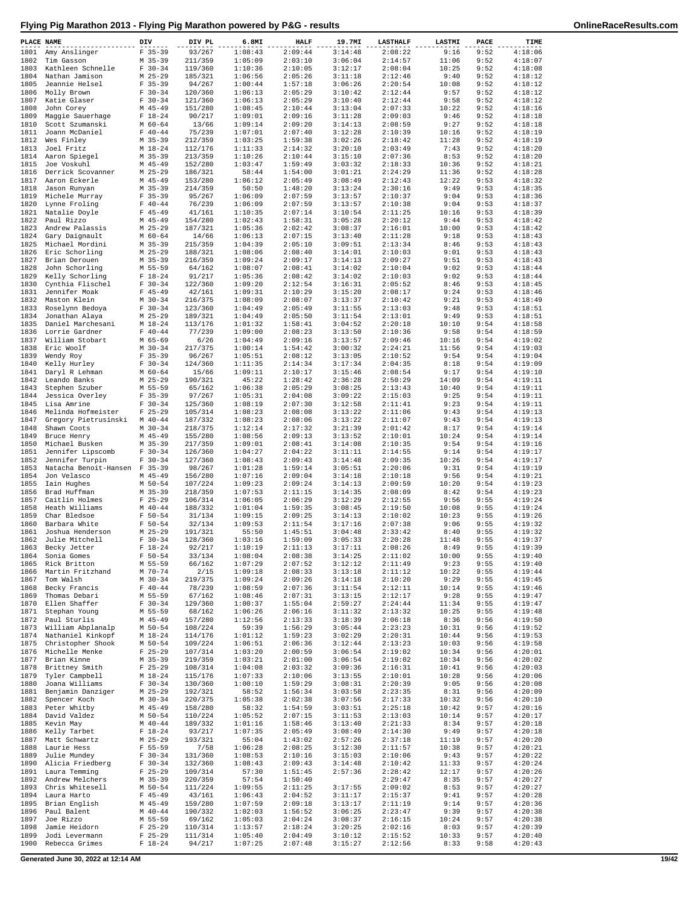# Flying Pig Marathon 2013 - Flying Pig Marathon powered by P&G - results

| PLACE | NAME | DIV | DIV PL | 6.8MI | HALF | 19.7MI | LASTHALF | LASTMI | PACE | TIME |
|---|---|---|---|---|---|---|---|---|---|---|
| 1801 | Amy Anslinger | F 35-39 | 93/267 | 1:08:43 | 2:09:44 | 3:14:48 | 2:08:22 | 9:16 | 9:52 | 4:18:06 |
| 1802 | Tim Gasson | M 35-39 | 211/359 | 1:05:09 | 2:03:10 | 3:06:04 | 2:14:57 | 11:06 | 9:52 | 4:18:07 |
| 1803 | Kathleen Schnelle | F 30-34 | 119/360 | 1:10:36 | 2:10:05 | 3:12:17 | 2:08:04 | 10:25 | 9:52 | 4:18:08 |
| 1804 | Nathan Jamison | M 25-29 | 185/321 | 1:06:56 | 2:05:26 | 3:11:18 | 2:12:46 | 9:40 | 9:52 | 4:18:12 |
| 1805 | Jeannie Helsel | F 35-39 | 94/267 | 1:00:44 | 1:57:18 | 3:06:26 | 2:20:54 | 10:08 | 9:52 | 4:18:12 |
| 1806 | Molly Brown | F 30-34 | 120/360 | 1:06:13 | 2:05:29 | 3:10:42 | 2:12:44 | 9:57 | 9:52 | 4:18:12 |
| 1807 | Katie Glaser | F 30-34 | 121/360 | 1:06:13 | 2:05:29 | 3:10:40 | 2:12:44 | 9:58 | 9:52 | 4:18:12 |
| 1808 | John Corey | M 45-49 | 151/280 | 1:08:45 | 2:10:44 | 3:13:04 | 2:07:33 | 10:22 | 9:52 | 4:18:16 |
| 1809 | Maggie Sauerhage | F 18-24 | 90/217 | 1:09:01 | 2:09:16 | 3:11:28 | 2:09:03 | 9:46 | 9:52 | 4:18:18 |
| 1810 | Scott Szumanski | M 60-64 | 13/66 | 1:09:14 | 2:09:20 | 3:14:13 | 2:08:59 | 9:27 | 9:52 | 4:18:18 |
| 1811 | Joann McDaniel | F 40-44 | 75/239 | 1:07:01 | 2:07:40 | 3:12:28 | 2:10:39 | 10:16 | 9:52 | 4:18:19 |
| 1812 | Wes Finley | M 35-39 | 212/359 | 1:03:25 | 1:59:38 | 3:02:26 | 2:18:42 | 11:28 | 9:52 | 4:18:19 |
| 1813 | Joel Fritz | M 18-24 | 112/176 | 1:11:33 | 2:14:32 | 3:20:10 | 2:03:49 | 7:43 | 9:52 | 4:18:20 |
| 1814 | Aaron Spiegel | M 35-39 | 213/359 | 1:10:26 | 2:10:44 | 3:15:10 | 2:07:36 | 8:53 | 9:52 | 4:18:20 |
| 1815 | Joe Voskuhl | M 45-49 | 152/280 | 1:03:47 | 1:59:49 | 3:03:32 | 2:18:33 | 10:36 | 9:52 | 4:18:21 |
| 1816 | Derrick Scovanner | M 25-29 | 186/321 | 58:44 | 1:54:00 | 3:01:21 | 2:24:29 | 11:36 | 9:52 | 4:18:28 |
| 1817 | Aaron Eckerle | M 45-49 | 153/280 | 1:06:12 | 2:05:49 | 3:08:49 | 2:12:43 | 12:22 | 9:53 | 4:18:32 |
| 1818 | Jason Runyan | M 35-39 | 214/359 | 50:50 | 1:48:20 | 3:13:24 | 2:30:16 | 9:49 | 9:53 | 4:18:35 |
| 1819 | Michele Murray | F 35-39 | 95/267 | 1:06:09 | 2:07:59 | 3:13:57 | 2:10:37 | 9:04 | 9:53 | 4:18:36 |
| 1820 | Lynne Froling | F 40-44 | 76/239 | 1:06:09 | 2:07:59 | 3:13:57 | 2:10:38 | 9:04 | 9:53 | 4:18:37 |
| 1821 | Natalie Doyle | F 45-49 | 41/161 | 1:10:35 | 2:07:14 | 3:10:54 | 2:11:25 | 10:16 | 9:53 | 4:18:39 |
| 1822 | Paul Rizzo | M 45-49 | 154/280 | 1:02:43 | 1:58:31 | 3:05:28 | 2:20:12 | 9:44 | 9:53 | 4:18:42 |
| 1823 | Andrew Palassis | M 25-29 | 187/321 | 1:05:36 | 2:02:42 | 3:08:37 | 2:16:01 | 10:00 | 9:53 | 4:18:42 |
| 1824 | Gary Daignault | M 60-64 | 14/66 | 1:06:13 | 2:07:15 | 3:13:40 | 2:11:28 | 9:18 | 9:53 | 4:18:43 |
| 1825 | Michael Mordini | M 35-39 | 215/359 | 1:04:39 | 2:05:10 | 3:09:51 | 2:13:34 | 8:46 | 9:53 | 4:18:43 |
| 1826 | Eric Schorling | M 25-29 | 188/321 | 1:08:06 | 2:08:40 | 3:14:01 | 2:10:03 | 9:01 | 9:53 | 4:18:43 |
| 1827 | Brian Derouen | M 35-39 | 216/359 | 1:09:24 | 2:09:17 | 3:14:13 | 2:09:27 | 9:51 | 9:53 | 4:18:43 |
| 1828 | John Schorling | M 55-59 | 64/162 | 1:08:07 | 2:08:41 | 3:14:02 | 2:10:04 | 9:02 | 9:53 | 4:18:44 |
| 1829 | Kelly Schorling | F 18-24 | 91/217 | 1:05:36 | 2:08:42 | 3:14:02 | 2:10:03 | 9:02 | 9:53 | 4:18:44 |
| 1830 | Cynthia Flischel | F 30-34 | 122/360 | 1:09:20 | 2:12:54 | 3:16:31 | 2:05:52 | 8:46 | 9:53 | 4:18:45 |
| 1831 | Jennifer Moak | F 45-49 | 42/161 | 1:09:31 | 2:10:29 | 3:15:20 | 2:08:17 | 9:24 | 9:53 | 4:18:46 |
| 1832 | Maston Klein | M 30-34 | 216/375 | 1:08:09 | 2:08:07 | 3:13:37 | 2:10:42 | 9:21 | 9:53 | 4:18:49 |
| 1833 | Roselynn Bedoya | F 30-34 | 123/360 | 1:04:49 | 2:05:49 | 3:11:55 | 2:13:03 | 9:48 | 9:53 | 4:18:51 |
| 1834 | Jonathan Alaya | M 25-29 | 189/321 | 1:04:49 | 2:05:50 | 3:11:54 | 2:13:01 | 9:49 | 9:53 | 4:18:51 |
| 1835 | Daniel Marchesani | M 18-24 | 113/176 | 1:01:32 | 1:58:41 | 3:04:52 | 2:20:18 | 10:10 | 9:54 | 4:18:58 |
| 1836 | Lorrie Gardner | F 40-44 | 77/239 | 1:09:00 | 2:08:23 | 3:13:50 | 2:10:36 | 9:58 | 9:54 | 4:18:59 |
| 1837 | William Stobart | M 65-69 | 6/26 | 1:04:49 | 2:09:16 | 3:13:57 | 2:09:46 | 10:16 | 9:54 | 4:19:02 |
| 1838 | Eric Woolf | M 30-34 | 217/375 | 1:00:14 | 1:54:42 | 3:00:32 | 2:24:21 | 11:56 | 9:54 | 4:19:03 |
| 1839 | Wendy Roy | F 35-39 | 96/267 | 1:05:51 | 2:08:12 | 3:13:05 | 2:10:52 | 9:54 | 9:54 | 4:19:04 |
| 1840 | Kelly Hurley | F 30-34 | 124/360 | 1:11:35 | 2:14:34 | 3:17:34 | 2:04:35 | 8:18 | 9:54 | 4:19:09 |
| 1841 | Daryl R Lehman | M 60-64 | 15/66 | 1:09:11 | 2:10:17 | 3:15:46 | 2:08:54 | 9:17 | 9:54 | 4:19:10 |
| 1842 | Leando Banks | M 25-29 | 190/321 | 45:22 | 1:28:42 | 2:36:28 | 2:50:29 | 14:09 | 9:54 | 4:19:11 |
| 1843 | Stephen Szuber | M 55-59 | 65/162 | 1:06:38 | 2:05:29 | 3:08:25 | 2:13:43 | 10:40 | 9:54 | 4:19:11 |
| 1844 | Jessica Overley | F 35-39 | 97/267 | 1:05:31 | 2:04:08 | 3:09:22 | 2:15:03 | 9:25 | 9:54 | 4:19:11 |
| 1845 | Lisa Amrine | F 30-34 | 125/360 | 1:08:19 | 2:07:30 | 3:12:58 | 2:11:41 | 9:23 | 9:54 | 4:19:11 |
| 1846 | Melinda Hofmeister | F 25-29 | 105/314 | 1:08:23 | 2:08:08 | 3:13:22 | 2:11:06 | 9:43 | 9:54 | 4:19:13 |
| 1847 | Gregory Pietrusinski | M 40-44 | 187/332 | 1:08:23 | 2:08:06 | 3:13:22 | 2:11:07 | 9:43 | 9:54 | 4:19:13 |
| 1848 | Shawn Coots | M 30-34 | 218/375 | 1:12:14 | 2:17:32 | 3:21:39 | 2:01:42 | 8:17 | 9:54 | 4:19:14 |
| 1849 | Bruce Henry | M 45-49 | 155/280 | 1:08:56 | 2:09:13 | 3:13:52 | 2:10:01 | 10:24 | 9:54 | 4:19:14 |
| 1850 | Michael Busken | M 35-39 | 217/359 | 1:09:01 | 2:08:41 | 3:14:08 | 2:10:35 | 9:54 | 9:54 | 4:19:16 |
| 1851 | Jennifer Lipscomb | F 30-34 | 126/360 | 1:04:27 | 2:04:22 | 3:11:11 | 2:14:55 | 9:14 | 9:54 | 4:19:17 |
| 1852 | Jennifer Turpin | F 30-34 | 127/360 | 1:08:43 | 2:09:43 | 3:14:48 | 2:09:35 | 10:26 | 9:54 | 4:19:17 |
| 1853 | Natacha Benoit-Hansen | F 35-39 | 98/267 | 1:01:28 | 1:59:14 | 3:05:51 | 2:20:06 | 9:31 | 9:54 | 4:19:19 |
| 1854 | Jon Velasco | M 45-49 | 156/280 | 1:07:16 | 2:09:04 | 3:14:18 | 2:10:18 | 9:56 | 9:54 | 4:19:21 |
| 1855 | Iain Hughes | M 50-54 | 107/224 | 1:09:23 | 2:09:24 | 3:14:13 | 2:09:59 | 10:20 | 9:54 | 4:19:23 |
| 1856 | Brad Huffman | M 35-39 | 218/359 | 1:07:53 | 2:11:15 | 3:14:35 | 2:08:09 | 8:42 | 9:54 | 4:19:23 |
| 1857 | Caitlin Holmes | F 25-29 | 106/314 | 1:06:05 | 2:06:29 | 3:12:29 | 2:12:55 | 9:56 | 9:55 | 4:19:24 |
| 1858 | Heath Williams | M 40-44 | 188/332 | 1:01:04 | 1:59:35 | 3:08:45 | 2:19:50 | 10:08 | 9:55 | 4:19:24 |
| 1859 | Char Bledsoe | F 50-54 | 31/134 | 1:09:15 | 2:09:25 | 3:14:13 | 2:10:02 | 10:23 | 9:55 | 4:19:26 |
| 1860 | Barbara White | F 50-54 | 32/134 | 1:09:53 | 2:11:54 | 3:17:16 | 2:07:38 | 9:06 | 9:55 | 4:19:32 |
| 1861 | Joshua Henderson | M 25-29 | 191/321 | 55:50 | 1:45:51 | 3:04:48 | 2:33:42 | 8:40 | 9:55 | 4:19:32 |
| 1862 | Julie Mitchell | F 30-34 | 128/360 | 1:03:16 | 1:59:09 | 3:05:33 | 2:20:28 | 11:48 | 9:55 | 4:19:37 |
| 1863 | Becky Jetter | F 18-24 | 92/217 | 1:10:19 | 2:11:13 | 3:17:11 | 2:08:26 | 8:49 | 9:55 | 4:19:39 |
| 1864 | Sonia Gomes | F 50-54 | 33/134 | 1:08:04 | 2:08:38 | 3:14:25 | 2:11:02 | 10:00 | 9:55 | 4:19:40 |
| 1865 | Rick Britton | M 55-59 | 66/162 | 1:07:29 | 2:07:52 | 3:12:12 | 2:11:49 | 9:23 | 9:55 | 4:19:40 |
| 1866 | Martin Fritzhand | M 70-74 | 2/15 | 1:09:18 | 2:08:33 | 3:13:18 | 2:11:12 | 10:22 | 9:55 | 4:19:44 |
| 1867 | Tom Walsh | M 30-34 | 219/375 | 1:09:24 | 2:09:26 | 3:14:18 | 2:10:20 | 9:29 | 9:55 | 4:19:45 |
| 1868 | Becky Francis | F 40-44 | 78/239 | 1:08:59 | 2:07:36 | 3:11:54 | 2:12:11 | 10:14 | 9:55 | 4:19:46 |
| 1869 | Thomas Debari | M 55-59 | 67/162 | 1:08:46 | 2:07:31 | 3:13:15 | 2:12:17 | 9:28 | 9:55 | 4:19:47 |
| 1870 | Ellen Shaffer | F 30-34 | 129/360 | 1:00:37 | 1:55:04 | 2:59:27 | 2:24:44 | 11:34 | 9:55 | 4:19:47 |
| 1871 | Stephan Young | M 55-59 | 68/162 | 1:06:26 | 2:06:16 | 3:11:32 | 2:13:32 | 10:25 | 9:55 | 4:19:48 |
| 1872 | Paul Sturlis | M 45-49 | 157/280 | 1:12:56 | 2:13:33 | 3:18:39 | 2:06:18 | 8:36 | 9:56 | 4:19:50 |
| 1873 | William Abplanalp | M 50-54 | 108/224 | 59:39 | 1:56:29 | 3:05:44 | 2:23:23 | 10:31 | 9:56 | 4:19:52 |
| 1874 | Nathaniel Kinkopf | M 18-24 | 114/176 | 1:01:12 | 1:59:23 | 3:02:29 | 2:20:31 | 10:44 | 9:56 | 4:19:53 |
| 1875 | Christopher Shook | M 50-54 | 109/224 | 1:06:51 | 2:06:36 | 3:12:44 | 2:13:23 | 10:03 | 9:56 | 4:19:58 |
| 1876 | Michelle Menke | F 25-29 | 107/314 | 1:03:20 | 2:00:59 | 3:06:54 | 2:19:02 | 10:34 | 9:56 | 4:20:01 |
| 1877 | Brian Kinne | M 35-39 | 219/359 | 1:03:21 | 2:01:00 | 3:06:54 | 2:19:02 | 10:34 | 9:56 | 4:20:02 |
| 1878 | Brittney Smith | F 25-29 | 108/314 | 1:04:08 | 2:03:32 | 3:09:36 | 2:16:31 | 10:41 | 9:56 | 4:20:03 |
| 1879 | Tyler Campbell | M 18-24 | 115/176 | 1:07:33 | 2:10:06 | 3:13:55 | 2:10:01 | 10:28 | 9:56 | 4:20:06 |
| 1880 | Joana Williams | F 30-34 | 130/360 | 1:00:10 | 1:59:29 | 3:08:31 | 2:20:39 | 9:05 | 9:56 | 4:20:08 |
| 1881 | Benjamin Danziger | M 25-29 | 192/321 | 58:52 | 1:56:34 | 3:03:58 | 2:23:35 | 8:31 | 9:56 | 4:20:09 |
| 1882 | Spencer Koch | M 30-34 | 220/375 | 1:05:38 | 2:02:38 | 3:07:56 | 2:17:33 | 10:32 | 9:56 | 4:20:10 |
| 1883 | Peter Whitby | M 45-49 | 158/280 | 58:32 | 1:54:59 | 3:03:51 | 2:25:18 | 10:42 | 9:57 | 4:20:16 |
| 1884 | David Valdez | M 50-54 | 110/224 | 1:05:52 | 2:07:15 | 3:11:53 | 2:13:03 | 10:14 | 9:57 | 4:20:17 |
| 1885 | Kevin May | M 40-44 | 189/332 | 1:01:16 | 1:58:46 | 3:13:40 | 2:21:33 | 8:34 | 9:57 | 4:20:18 |
| 1886 | Kelly Tarbet | F 18-24 | 93/217 | 1:07:35 | 2:05:49 | 3:08:49 | 2:14:30 | 9:49 | 9:57 | 4:20:18 |
| 1887 | Matt Schwartz | M 25-29 | 193/321 | 55:04 | 1:43:02 | 2:57:26 | 2:37:18 | 11:19 | 9:57 | 4:20:20 |
| 1888 | Laurie Hess | F 55-59 | 7/58 | 1:06:28 | 2:08:25 | 3:12:30 | 2:11:57 | 10:38 | 9:57 | 4:20:21 |
| 1889 | Julie Mundey | F 30-34 | 131/360 | 1:08:53 | 2:10:16 | 3:15:03 | 2:10:06 | 9:43 | 9:57 | 4:20:22 |
| 1890 | Alicia Friedberg | F 30-34 | 132/360 | 1:08:43 | 2:09:43 | 3:14:48 | 2:10:42 | 11:33 | 9:57 | 4:20:24 |
| 1891 | Laura Temming | F 25-29 | 109/314 | 57:30 | 1:51:45 | 2:57:36 | 2:28:42 | 12:17 | 9:57 | 4:20:26 |
| 1892 | Andrew Melchers | M 35-39 | 220/359 | 57:54 | 1:50:40 | | 2:29:47 | 8:35 | 9:57 | 4:20:27 |
| 1893 | Chris Whitesell | M 50-54 | 111/224 | 1:09:55 | 2:11:25 | 3:17:55 | 2:09:02 | 8:53 | 9:57 | 4:20:27 |
| 1894 | Laura Harto | F 45-49 | 43/161 | 1:06:43 | 2:04:52 | 3:11:17 | 2:15:37 | 9:41 | 9:57 | 4:20:28 |
| 1895 | Brian English | M 45-49 | 159/280 | 1:07:59 | 2:09:18 | 3:13:17 | 2:11:19 | 9:14 | 9:57 | 4:20:36 |
| 1896 | Paul Balent | M 40-44 | 190/332 | 1:02:03 | 1:56:52 | 3:06:25 | 2:23:47 | 9:39 | 9:57 | 4:20:38 |
| 1897 | Joe Rizzo | M 55-59 | 69/162 | 1:05:03 | 2:04:24 | 3:08:37 | 2:16:15 | 10:24 | 9:57 | 4:20:38 |
| 1898 | Jamie Heidorn | F 25-29 | 110/314 | 1:13:57 | 2:18:24 | 3:20:25 | 2:02:16 | 8:03 | 9:57 | 4:20:39 |
| 1899 | Jodi Levermann | F 25-29 | 111/314 | 1:05:40 | 2:04:49 | 3:10:12 | 2:15:52 | 10:33 | 9:57 | 4:20:40 |
| 1900 | Rebecca Grimes | F 18-24 | 94/217 | 1:07:25 | 2:07:48 | 3:15:27 | 2:12:56 | 8:33 | 9:58 | 4:20:43 |

Generated June 30, 2022 at 12:14 AM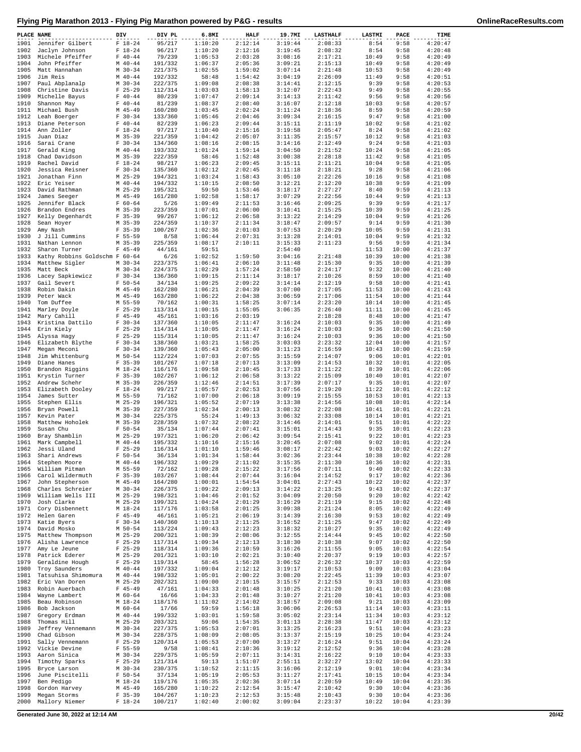# Flying Pig Marathon 2013 - Flying Pig Marathon powered by P&G - results

| PLACE | NAME | DIV | DIV PL | 6.8MI | HALF | 19.7MI | LASTHALF | LASTMI | PACE | TIME |
|---|---|---|---|---|---|---|---|---|---|---|
| 1901 | Jennifer Gilbert | F 18-24 | 95/217 | 1:10:20 | 2:12:14 | 3:19:44 | 2:08:33 | 8:54 | 9:58 | 4:20:47 |
| 1902 | Jaclyn Johnson | F 18-24 | 96/217 | 1:10:20 | 2:12:16 | 3:19:45 | 2:08:32 | 8:54 | 9:58 | 4:20:48 |
| 1903 | Michele Pfeiffer | F 40-44 | 79/239 | 1:05:53 | 2:03:28 | 3:08:16 | 2:17:21 | 10:49 | 9:58 | 4:20:49 |
| 1904 | John Pfeiffer | M 40-44 | 191/332 | 1:06:37 | 2:05:36 | 3:09:21 | 2:15:13 | 10:49 | 9:58 | 4:20:49 |
| 1905 | Matt Hannahan | M 30-34 | 221/375 | 1:02:55 | 1:59:02 | 3:07:14 | 2:21:48 | 10:53 | 9:58 | 4:20:49 |
| 1906 | Jim Reis | M 40-44 | 192/332 | 58:48 | 1:54:42 | 3:04:19 | 2:26:09 | 11:49 | 9:58 | 4:20:51 |
| 1907 | Paul Abplanalp | M 30-34 | 222/375 | 1:09:08 | 2:08:38 | 3:14:41 | 2:12:15 | 9:39 | 9:58 | 4:20:53 |
| 1908 | Christine Davis | F 25-29 | 112/314 | 1:03:03 | 1:58:13 | 3:12:07 | 2:22:43 | 9:49 | 9:58 | 4:20:55 |
| 1909 | Michelle Bayus | F 40-44 | 80/239 | 1:07:47 | 2:09:14 | 3:14:13 | 2:11:42 | 9:56 | 9:58 | 4:20:56 |
| 1910 | Shannon May | F 40-44 | 81/239 | 1:08:37 | 2:08:40 | 3:16:07 | 2:12:18 | 10:03 | 9:58 | 4:20:57 |
| 1911 | Michael Bush | M 45-49 | 160/280 | 1:03:45 | 2:02:24 | 3:11:24 | 2:18:36 | 8:59 | 9:58 | 4:20:59 |
| 1912 | Leah Boerger | F 30-34 | 133/360 | 1:05:46 | 2:04:46 | 3:09:34 | 2:16:15 | 9:47 | 9:58 | 4:21:00 |
| 1913 | Diane Peterson | F 40-44 | 82/239 | 1:06:23 | 2:09:44 | 3:15:11 | 2:11:19 | 10:02 | 9:58 | 4:21:02 |
| 1914 | Ann Zoller | F 18-24 | 97/217 | 1:10:40 | 2:15:16 | 3:19:58 | 2:05:47 | 8:24 | 9:58 | 4:21:02 |
| 1915 | Juan Diaz | M 35-39 | 221/359 | 1:04:42 | 2:05:07 | 3:11:35 | 2:15:57 | 10:12 | 9:58 | 4:21:03 |
| 1916 | Sarai Crane | F 30-34 | 134/360 | 1:08:16 | 2:08:15 | 3:14:16 | 2:12:49 | 9:24 | 9:58 | 4:21:03 |
| 1917 | Gerald King | M 40-44 | 193/332 | 1:01:24 | 1:59:14 | 3:04:50 | 2:21:52 | 10:24 | 9:58 | 4:21:05 |
| 1918 | Chad Davidson | M 35-39 | 222/359 | 58:46 | 1:52:48 | 3:00:38 | 2:28:18 | 11:42 | 9:58 | 4:21:05 |
| 1919 | Rachel David | F 18-24 | 98/217 | 1:06:23 | 2:09:45 | 3:15:11 | 2:11:21 | 10:04 | 9:58 | 4:21:05 |
| 1920 | Jessica Reisner | F 30-34 | 135/360 | 1:02:12 | 2:02:45 | 3:11:18 | 2:18:21 | 9:28 | 9:58 | 4:21:06 |
| 1921 | Jonathan Finn | M 25-29 | 194/321 | 1:03:24 | 1:58:43 | 3:05:10 | 2:22:26 | 10:16 | 9:58 | 4:21:08 |
| 1922 | Eric Yeiser | M 40-44 | 194/332 | 1:10:15 | 2:08:50 | 3:12:21 | 2:12:20 | 10:38 | 9:59 | 4:21:09 |
| 1923 | David Rathman | M 25-29 | 195/321 | 59:50 | 1:53:46 | 3:18:17 | 2:27:27 | 8:40 | 9:59 | 4:21:13 |
| 1924 | James Seeger | M 45-49 | 161/280 | 1:02:58 | 1:58:17 | 3:07:29 | 2:22:56 | 10:44 | 9:59 | 4:21:13 |
| 1925 | Jennifer Black | F 60-64 | 5/26 | 1:09:49 | 2:11:53 | 3:16:46 | 2:09:25 | 9:39 | 9:59 | 4:21:17 |
| 1926 | Brandon Endres | M 35-39 | 223/359 | 1:07:01 | 2:06:00 | 3:10:41 | 2:15:25 | 10:39 | 9:59 | 4:21:25 |
| 1927 | Kelly Degenhardt | F 35-39 | 99/267 | 1:06:12 | 2:06:58 | 3:13:22 | 2:14:29 | 10:04 | 9:59 | 4:21:26 |
| 1928 | Sean Hoyer | M 35-39 | 224/359 | 1:10:37 | 2:11:34 | 3:18:47 | 2:09:57 | 9:14 | 9:59 | 4:21:30 |
| 1929 | Amy Nash | F 35-39 | 100/267 | 1:02:36 | 2:01:03 | 3:07:53 | 2:20:29 | 10:05 | 9:59 | 4:21:31 |
| 1930 | J Jill Cummins | F 55-59 | 8/58 | 1:06:44 | 2:07:31 | 3:13:28 | 2:14:01 | 10:04 | 9:59 | 4:21:32 |
| 1931 | Nathan Lennon | M 35-39 | 225/359 | 1:08:17 | 2:10:11 | 3:15:33 | 2:11:23 | 9:56 | 9:59 | 4:21:34 |
| 1932 | Sharon Turner | F 45-49 | 44/161 | 59:51 | | 2:54:40 | | 11:53 | 10:00 | 4:21:37 |
| 1933 | Kathy Robbins Goldschm | F 60-64 | 6/26 | 1:02:52 | 1:59:50 | 3:04:16 | 2:21:48 | 10:39 | 10:00 | 4:21:38 |
| 1934 | Matthew Sigler | M 30-34 | 223/375 | 1:06:41 | 2:06:10 | 3:11:48 | 2:15:30 | 9:35 | 10:00 | 4:21:39 |
| 1935 | Matt Beck | M 30-34 | 224/375 | 1:02:29 | 1:57:24 | 2:58:50 | 2:24:17 | 9:32 | 10:00 | 4:21:40 |
| 1936 | Lacey Sapkiewicz | F 30-34 | 136/360 | 1:09:15 | 2:11:14 | 3:18:17 | 2:10:26 | 8:59 | 10:00 | 4:21:40 |
| 1937 | Gail Severt | F 50-54 | 34/134 | 1:09:25 | 2:09:22 | 3:14:14 | 2:12:19 | 9:58 | 10:00 | 4:21:41 |
| 1938 | Robin Dakin | M 45-49 | 162/280 | 1:06:21 | 2:04:39 | 3:07:00 | 2:17:05 | 11:53 | 10:00 | 4:21:43 |
| 1939 | Peter Wack | M 45-49 | 163/280 | 1:06:22 | 2:04:38 | 3:06:59 | 2:17:06 | 11:54 | 10:00 | 4:21:44 |
| 1940 | Tom Duffee | M 55-59 | 70/162 | 1:00:31 | 1:58:25 | 3:07:14 | 2:23:20 | 10:14 | 10:00 | 4:21:45 |
| 1941 | Marley Doyle | F 25-29 | 113/314 | 1:00:15 | 1:55:05 | 3:06:35 | 2:26:40 | 11:11 | 10:00 | 4:21:45 |
| 1942 | Mary Cahill | F 45-49 | 45/161 | 1:03:16 | 2:03:19 | | 2:18:28 | 8:48 | 10:00 | 4:21:47 |
| 1943 | Kristina Dattilo | F 30-34 | 137/360 | 1:10:05 | 2:11:47 | 3:16:24 | 2:10:03 | 9:35 | 10:00 | 4:21:49 |
| 1944 | Erin Kiely | F 25-29 | 114/314 | 1:10:05 | 2:11:47 | 3:16:24 | 2:10:03 | 9:36 | 10:00 | 4:21:50 |
| 1945 | Alyssa Hagy | F 25-29 | 115/314 | 1:10:05 | 2:11:47 | 3:16:24 | 2:10:03 | 9:36 | 10:00 | 4:21:50 |
| 1946 | Elizabeth Blythe | F 30-34 | 138/360 | 1:03:21 | 1:58:25 | 3:03:03 | 2:23:32 | 12:04 | 10:00 | 4:21:57 |
| 1947 | Megan Meconi | F 30-34 | 139/360 | 1:05:43 | 2:05:00 | 3:11:23 | 2:16:59 | 10:43 | 10:00 | 4:21:59 |
| 1948 | Jim Whittenburg | M 50-54 | 112/224 | 1:07:03 | 2:07:55 | 3:15:59 | 2:14:07 | 9:06 | 10:01 | 4:22:01 |
| 1949 | Diane Hanes | F 35-39 | 101/267 | 1:07:18 | 2:07:13 | 3:13:09 | 2:14:53 | 10:32 | 10:01 | 4:22:05 |
| 1950 | Brandon Riggins | M 18-24 | 116/176 | 1:09:58 | 2:10:45 | 3:17:33 | 2:11:22 | 8:39 | 10:01 | 4:22:06 |
| 1951 | Krystin Turner | F 35-39 | 102/267 | 1:06:12 | 2:06:58 | 3:13:22 | 2:15:09 | 10:40 | 10:01 | 4:22:07 |
| 1952 | Andrew Schehr | M 35-39 | 226/359 | 1:12:46 | 2:14:51 | 3:17:39 | 2:07:17 | 9:35 | 10:01 | 4:22:07 |
| 1953 | Elizabeth Dooley | F 18-24 | 99/217 | 1:05:57 | 2:02:53 | 3:07:56 | 2:19:20 | 11:22 | 10:01 | 4:22:12 |
| 1954 | James Sutter | M 55-59 | 71/162 | 1:07:00 | 2:06:18 | 3:09:19 | 2:15:55 | 10:53 | 10:01 | 4:22:13 |
| 1955 | Stephen Ellis | M 25-29 | 196/321 | 1:05:52 | 2:07:19 | 3:13:38 | 2:14:56 | 10:08 | 10:01 | 4:22:14 |
| 1956 | Bryan Powell | M 35-39 | 227/359 | 1:02:34 | 2:00:13 | 3:08:32 | 2:22:08 | 10:41 | 10:01 | 4:22:21 |
| 1957 | Kevin Pater | M 30-34 | 225/375 | 55:24 | 1:49:13 | 3:06:32 | 2:33:08 | 10:14 | 10:01 | 4:22:21 |
| 1958 | Matthew Hoholek | M 35-39 | 228/359 | 1:07:32 | 2:08:22 | 3:14:46 | 2:14:01 | 9:51 | 10:01 | 4:22:22 |
| 1959 | Susan Chu | F 50-54 | 35/134 | 1:07:44 | 2:07:41 | 3:15:01 | 2:14:43 | 9:35 | 10:01 | 4:22:23 |
| 1960 | Bray Shamblin | M 25-29 | 197/321 | 1:06:20 | 2:06:42 | 3:09:54 | 2:15:41 | 9:22 | 10:01 | 4:22:23 |
| 1961 | Mark Campbell | M 40-44 | 195/332 | 1:10:16 | 2:15:16 | 3:20:45 | 2:07:08 | 9:02 | 10:01 | 4:22:24 |
| 1962 | Jessi Uland | F 25-29 | 116/314 | 1:01:10 | 1:59:46 | 3:08:17 | 2:22:42 | 9:03 | 10:02 | 4:22:27 |
| 1963 | Shari Andrews | F 50-54 | 36/134 | 1:01:34 | 1:58:44 | 3:02:36 | 2:23:44 | 10:38 | 10:02 | 4:22:28 |
| 1964 | Stephen Moore | M 40-44 | 196/332 | 1:09:29 | 2:11:02 | 3:15:35 | 2:11:30 | 10:36 | 10:02 | 4:22:31 |
| 1965 | William Pitman | M 55-59 | 72/162 | 1:09:28 | 2:15:22 | 3:17:56 | 2:07:11 | 9:40 | 10:02 | 4:22:33 |
| 1966 | Carol Wildermuth | F 35-39 | 103/267 | 1:08:44 | 2:07:44 | 3:16:04 | 2:14:52 | 9:17 | 10:02 | 4:22:36 |
| 1967 | John Stepherson | M 45-49 | 164/280 | 1:00:01 | 1:54:54 | 3:04:01 | 2:27:43 | 10:22 | 10:02 | 4:22:37 |
| 1968 | Charles Schreier | M 30-34 | 226/375 | 1:09:22 | 2:09:13 | 3:14:22 | 2:13:25 | 9:43 | 10:02 | 4:22:37 |
| 1969 | William Wells III | M 25-29 | 198/321 | 1:04:46 | 2:01:52 | 3:04:09 | 2:20:50 | 9:20 | 10:02 | 4:22:42 |
| 1970 | Josh Clarke | M 25-29 | 199/321 | 1:04:24 | 2:01:29 | 3:16:29 | 2:21:19 | 9:15 | 10:02 | 4:22:48 |
| 1971 | Cory Disbennett | M 18-24 | 117/176 | 1:03:58 | 2:01:25 | 3:09:38 | 2:21:24 | 8:05 | 10:02 | 4:22:49 |
| 1972 | Helen Garen | F 45-49 | 46/161 | 1:05:21 | 2:06:19 | 3:14:39 | 2:16:30 | 9:53 | 10:02 | 4:22:49 |
| 1973 | Katie Byers | F 30-34 | 140/360 | 1:10:13 | 2:11:25 | 3:16:52 | 2:11:25 | 9:47 | 10:02 | 4:22:49 |
| 1974 | David Mosko | M 50-54 | 113/224 | 1:09:43 | 2:12:23 | 3:18:32 | 2:10:27 | 9:35 | 10:02 | 4:22:49 |
| 1975 | Matthew Thompson | M 25-29 | 200/321 | 1:08:39 | 2:08:06 | 3:12:55 | 2:14:44 | 9:45 | 10:02 | 4:22:50 |
| 1976 | Alisha Lawrence | F 25-29 | 117/314 | 1:09:34 | 2:12:13 | 3:18:30 | 2:10:38 | 9:07 | 10:02 | 4:22:50 |
| 1977 | Amy Le Jeune | F 25-29 | 118/314 | 1:09:36 | 2:10:59 | 3:16:26 | 2:11:55 | 9:05 | 10:03 | 4:22:54 |
| 1978 | Patrick Ederer | M 25-29 | 201/321 | 1:03:10 | 2:02:21 | 3:10:40 | 2:20:37 | 9:19 | 10:03 | 4:22:57 |
| 1979 | Geraldine Hough | F 25-29 | 119/314 | 58:45 | 1:56:28 | 3:06:52 | 2:26:32 | 10:37 | 10:03 | 4:22:59 |
| 1980 | Troy Saunders | M 40-44 | 197/332 | 1:09:04 | 2:12:12 | 3:19:17 | 2:10:53 | 9:09 | 10:03 | 4:23:04 |
| 1981 | Tatsuhisa Shimomura | M 40-44 | 198/332 | 1:05:01 | 2:00:22 | 3:08:20 | 2:22:45 | 11:39 | 10:03 | 4:23:07 |
| 1982 | Eric Van Doren | M 25-29 | 202/321 | 1:09:00 | 2:10:15 | 3:15:57 | 2:12:53 | 9:33 | 10:03 | 4:23:08 |
| 1983 | Robin Auerbach | F 45-49 | 47/161 | 1:04:33 | 2:01:48 | 3:10:25 | 2:21:20 | 10:41 | 10:03 | 4:23:08 |
| 1984 | Wayne Lambert | M 60-64 | 16/66 | 1:04:33 | 2:01:48 | 3:10:27 | 2:21:20 | 10:41 | 10:03 | 4:23:08 |
| 1985 | Beau Robinson | M 18-24 | 118/176 | 1:11:02 | 2:14:02 | 3:18:57 | 2:09:08 | 9:21 | 10:03 | 4:23:09 |
| 1986 | Bob Jackson | M 60-64 | 17/66 | 59:59 | 1:56:18 | 3:06:06 | 2:26:53 | 11:14 | 10:03 | 4:23:11 |
| 1987 | Gregory Erdman | M 40-44 | 199/332 | 1:03:01 | 1:59:58 | 3:05:02 | 2:23:14 | 11:34 | 10:03 | 4:23:12 |
| 1988 | Thomas Hill | M 25-29 | 203/321 | 59:06 | 1:54:35 | 3:01:13 | 2:28:38 | 11:47 | 10:03 | 4:23:12 |
| 1989 | Jeffrey Vennemann | M 30-34 | 227/375 | 1:05:53 | 2:07:01 | 3:13:25 | 2:16:23 | 9:51 | 10:04 | 4:23:23 |
| 1990 | Chad Gibson | M 30-34 | 228/375 | 1:08:09 | 2:08:05 | 3:13:37 | 2:15:19 | 10:25 | 10:04 | 4:23:24 |
| 1991 | Sally Vennemann | F 25-29 | 120/314 | 1:05:53 | 2:07:00 | 3:13:27 | 2:16:24 | 9:51 | 10:04 | 4:23:24 |
| 1992 | Vickie Devine | F 55-59 | 9/58 | 1:08:41 | 2:10:36 | 3:19:12 | 2:12:52 | 9:36 | 10:04 | 4:23:28 |
| 1993 | Aaron Sinica | M 30-34 | 229/375 | 1:05:59 | 2:07:11 | 3:14:31 | 2:16:22 | 9:10 | 10:04 | 4:23:33 |
| 1994 | Timothy Sparks | F 25-29 | 121/314 | 59:13 | 1:51:07 | 2:55:11 | 2:32:27 | 13:02 | 10:04 | 4:23:33 |
| 1995 | Bryce Larson | M 30-34 | 230/375 | 1:10:52 | 2:11:15 | 3:16:06 | 2:12:19 | 9:01 | 10:04 | 4:23:34 |
| 1996 | June Piscitelli | F 50-54 | 37/134 | 1:05:19 | 2:05:53 | 3:11:27 | 2:17:41 | 10:15 | 10:04 | 4:23:34 |
| 1997 | Ben Pedigo | M 18-24 | 119/176 | 1:05:35 | 2:02:36 | 3:07:14 | 2:20:59 | 10:49 | 10:04 | 4:23:35 |
| 1998 | Gordon Harvey | M 45-49 | 165/280 | 1:10:22 | 2:12:54 | 3:15:47 | 2:10:42 | 9:30 | 10:04 | 4:23:36 |
| 1999 | Megan Storms | F 35-39 | 104/267 | 1:10:23 | 2:12:53 | 3:15:48 | 2:10:43 | 9:30 | 10:04 | 4:23:36 |
| 2000 | Mallory Niemer | F 18-24 | 100/217 | 1:02:40 | 2:00:02 | 3:09:04 | 2:23:37 | 10:22 | 10:04 | 4:23:39 |

Generated June 30, 2022 at 12:14 AM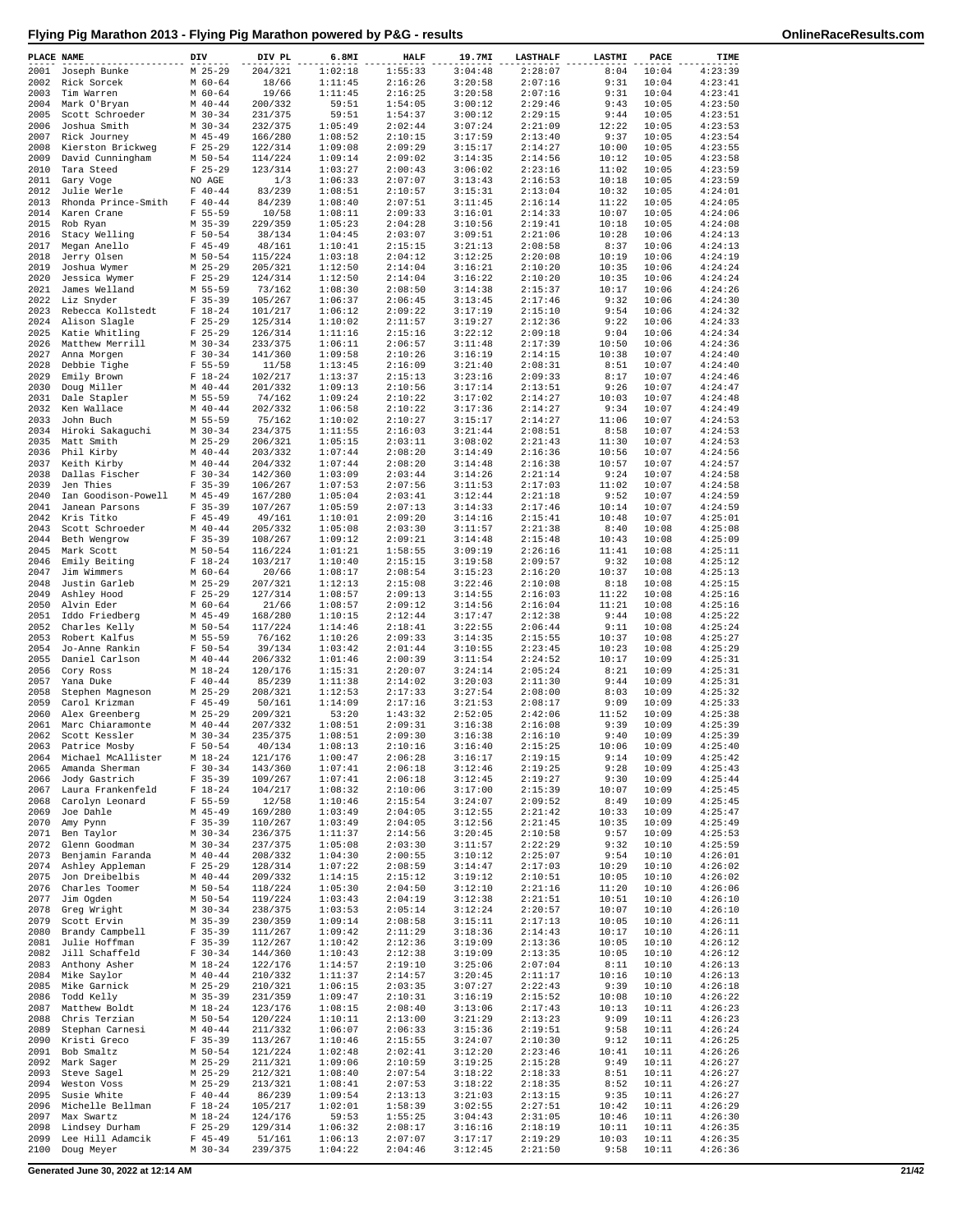# Flying Pig Marathon 2013 - Flying Pig Marathon powered by P&G - results

| PLACE | NAME | DIV | DIV PL | 6.8MI | HALF | 19.7MI | LASTHALF | LASTMI | PACE | TIME |
|---|---|---|---|---|---|---|---|---|---|---|
| 2001 | Joseph Bunke | M 25-29 | 204/321 | 1:02:18 | 1:55:33 | 3:04:48 | 2:28:07 | 8:04 | 10:04 | 4:23:39 |
| 2002 | Rick Sorcek | M 60-64 | 18/66 | 1:11:45 | 2:16:26 | 3:20:58 | 2:07:16 | 9:31 | 10:04 | 4:23:41 |
| 2003 | Tim Warren | M 60-64 | 19/66 | 1:11:45 | 2:16:25 | 3:20:58 | 2:07:16 | 9:31 | 10:04 | 4:23:41 |
| 2004 | Mark O'Bryan | M 40-44 | 200/332 | 59:51 | 1:54:05 | 3:00:12 | 2:29:46 | 9:43 | 10:05 | 4:23:50 |
| 2005 | Scott Schroeder | M 30-34 | 231/375 | 59:51 | 1:54:37 | 3:00:12 | 2:29:15 | 9:44 | 10:05 | 4:23:51 |
| 2006 | Joshua Smith | M 30-34 | 232/375 | 1:05:49 | 2:02:44 | 3:07:24 | 2:21:09 | 12:22 | 10:05 | 4:23:53 |
| 2007 | Rick Journey | M 45-49 | 166/280 | 1:08:52 | 2:10:15 | 3:17:59 | 2:13:40 | 9:37 | 10:05 | 4:23:54 |
| 2008 | Kierston Brickweg | F 25-29 | 122/314 | 1:09:08 | 2:09:29 | 3:15:17 | 2:14:27 | 10:00 | 10:05 | 4:23:55 |
| 2009 | David Cunningham | M 50-54 | 114/224 | 1:09:14 | 2:09:02 | 3:14:35 | 2:14:56 | 10:12 | 10:05 | 4:23:58 |
| 2010 | Tara Steed | F 25-29 | 123/314 | 1:03:27 | 2:00:43 | 3:06:02 | 2:23:16 | 11:02 | 10:05 | 4:23:59 |
| 2011 | Gary Voge | NO AGE | 1/3 | 1:06:33 | 2:07:07 | 3:13:43 | 2:16:53 | 10:18 | 10:05 | 4:23:59 |
| 2012 | Julie Werle | F 40-44 | 83/239 | 1:08:51 | 2:10:57 | 3:15:31 | 2:13:04 | 10:32 | 10:05 | 4:24:01 |
| 2013 | Rhonda Prince-Smith | F 40-44 | 84/239 | 1:08:40 | 2:07:51 | 3:11:45 | 2:16:14 | 11:22 | 10:05 | 4:24:05 |
| 2014 | Karen Crane | F 55-59 | 10/58 | 1:08:11 | 2:09:33 | 3:16:01 | 2:14:33 | 10:07 | 10:05 | 4:24:06 |
| 2015 | Rob Ryan | M 35-39 | 229/359 | 1:05:23 | 2:04:28 | 3:10:56 | 2:19:41 | 10:18 | 10:05 | 4:24:08 |
| 2016 | Stacy Welling | F 50-54 | 38/134 | 1:04:45 | 2:03:07 | 3:09:51 | 2:21:06 | 10:28 | 10:06 | 4:24:13 |
| 2017 | Megan Anello | F 45-49 | 48/161 | 1:10:41 | 2:15:15 | 3:21:13 | 2:08:58 | 8:37 | 10:06 | 4:24:13 |
| 2018 | Jerry Olsen | M 50-54 | 115/224 | 1:03:18 | 2:04:12 | 3:12:25 | 2:20:08 | 10:19 | 10:06 | 4:24:19 |
| 2019 | Joshua Wymer | M 25-29 | 205/321 | 1:12:50 | 2:14:04 | 3:16:21 | 2:10:20 | 10:35 | 10:06 | 4:24:24 |
| 2020 | Jessica Wymer | F 25-29 | 124/314 | 1:12:50 | 2:14:04 | 3:16:22 | 2:10:20 | 10:35 | 10:06 | 4:24:24 |
| 2021 | James Welland | M 55-59 | 73/162 | 1:08:30 | 2:08:50 | 3:14:38 | 2:15:37 | 10:17 | 10:06 | 4:24:26 |
| 2022 | Liz Snyder | F 35-39 | 105/267 | 1:06:37 | 2:06:45 | 3:13:45 | 2:17:46 | 9:32 | 10:06 | 4:24:30 |
| 2023 | Rebecca Kollstedt | F 18-24 | 101/217 | 1:06:12 | 2:09:22 | 3:17:19 | 2:15:10 | 9:54 | 10:06 | 4:24:32 |
| 2024 | Alison Slagle | F 25-29 | 125/314 | 1:10:02 | 2:11:57 | 3:19:27 | 2:12:36 | 9:22 | 10:06 | 4:24:33 |
| 2025 | Katie Whitling | F 25-29 | 126/314 | 1:11:16 | 2:15:16 | 3:22:12 | 2:09:18 | 9:04 | 10:06 | 4:24:34 |
| 2026 | Matthew Merrill | M 30-34 | 233/375 | 1:06:11 | 2:06:57 | 3:11:48 | 2:17:39 | 10:50 | 10:06 | 4:24:36 |
| 2027 | Anna Morgen | F 30-34 | 141/360 | 1:09:58 | 2:10:26 | 3:16:19 | 2:14:15 | 10:38 | 10:07 | 4:24:40 |
| 2028 | Debbie Tighe | F 55-59 | 11/58 | 1:13:45 | 2:16:09 | 3:21:40 | 2:08:31 | 8:51 | 10:07 | 4:24:40 |
| 2029 | Emily Brown | F 18-24 | 102/217 | 1:13:37 | 2:15:13 | 3:23:16 | 2:09:33 | 8:17 | 10:07 | 4:24:46 |
| 2030 | Doug Miller | M 40-44 | 201/332 | 1:09:13 | 2:10:56 | 3:17:14 | 2:13:51 | 9:26 | 10:07 | 4:24:47 |
| 2031 | Dale Stapler | M 55-59 | 74/162 | 1:09:24 | 2:10:22 | 3:17:02 | 2:14:27 | 10:03 | 10:07 | 4:24:48 |
| 2032 | Ken Wallace | M 40-44 | 202/332 | 1:06:58 | 2:10:22 | 3:17:36 | 2:14:27 | 9:34 | 10:07 | 4:24:49 |
| 2033 | John Buch | M 55-59 | 75/162 | 1:10:02 | 2:10:27 | 3:15:17 | 2:14:27 | 11:06 | 10:07 | 4:24:53 |
| 2034 | Hiroki Sakaguchi | M 30-34 | 234/375 | 1:11:55 | 2:16:03 | 3:21:44 | 2:08:51 | 8:58 | 10:07 | 4:24:53 |
| 2035 | Matt Smith | M 25-29 | 206/321 | 1:05:15 | 2:03:11 | 3:08:02 | 2:21:43 | 11:30 | 10:07 | 4:24:53 |
| 2036 | Phil Kirby | M 40-44 | 203/332 | 1:07:44 | 2:08:20 | 3:14:49 | 2:16:36 | 10:56 | 10:07 | 4:24:56 |
| 2037 | Keith Kirby | M 40-44 | 204/332 | 1:07:44 | 2:08:20 | 3:14:48 | 2:16:38 | 10:57 | 10:07 | 4:24:57 |
| 2038 | Dallas Fischer | F 30-34 | 142/360 | 1:03:09 | 2:03:44 | 3:14:26 | 2:21:14 | 9:24 | 10:07 | 4:24:58 |
| 2039 | Jen Thies | F 35-39 | 106/267 | 1:07:53 | 2:07:56 | 3:11:53 | 2:17:03 | 11:02 | 10:07 | 4:24:58 |
| 2040 | Ian Goodison-Powell | M 45-49 | 167/280 | 1:05:04 | 2:03:41 | 3:12:44 | 2:21:18 | 9:52 | 10:07 | 4:24:59 |
| 2041 | Janean Parsons | F 35-39 | 107/267 | 1:05:59 | 2:07:13 | 3:14:33 | 2:17:46 | 10:14 | 10:07 | 4:24:59 |
| 2042 | Kris Titko | F 45-49 | 49/161 | 1:10:01 | 2:09:20 | 3:14:16 | 2:15:41 | 10:48 | 10:07 | 4:25:01 |
| 2043 | Scott Schroeder | M 40-44 | 205/332 | 1:05:08 | 2:03:30 | 3:11:57 | 2:21:38 | 8:40 | 10:08 | 4:25:08 |
| 2044 | Beth Wengrow | F 35-39 | 108/267 | 1:09:12 | 2:09:21 | 3:14:48 | 2:15:48 | 10:43 | 10:08 | 4:25:09 |
| 2045 | Mark Scott | M 50-54 | 116/224 | 1:01:21 | 1:58:55 | 3:09:19 | 2:26:16 | 11:41 | 10:08 | 4:25:11 |
| 2046 | Emily Beiting | F 18-24 | 103/217 | 1:10:40 | 2:15:15 | 3:19:58 | 2:09:57 | 9:32 | 10:08 | 4:25:12 |
| 2047 | Jim Wimmers | M 60-64 | 20/66 | 1:08:17 | 2:08:54 | 3:15:23 | 2:16:20 | 10:37 | 10:08 | 4:25:13 |
| 2048 | Justin Garleb | M 25-29 | 207/321 | 1:12:13 | 2:15:08 | 3:22:46 | 2:10:08 | 8:18 | 10:08 | 4:25:15 |
| 2049 | Ashley Hood | F 25-29 | 127/314 | 1:08:57 | 2:09:13 | 3:14:55 | 2:16:03 | 11:22 | 10:08 | 4:25:16 |
| 2050 | Alvin Eder | M 60-64 | 21/66 | 1:08:57 | 2:09:12 | 3:14:56 | 2:16:04 | 11:21 | 10:08 | 4:25:16 |
| 2051 | Iddo Friedberg | M 45-49 | 168/280 | 1:10:15 | 2:12:44 | 3:17:47 | 2:12:38 | 9:44 | 10:08 | 4:25:22 |
| 2052 | Charles Kelly | M 50-54 | 117/224 | 1:14:46 | 2:18:41 | 3:22:55 | 2:06:44 | 9:11 | 10:08 | 4:25:24 |
| 2053 | Robert Kalfus | M 55-59 | 76/162 | 1:10:26 | 2:09:33 | 3:14:35 | 2:15:55 | 10:37 | 10:08 | 4:25:27 |
| 2054 | Jo-Anne Rankin | F 50-54 | 39/134 | 1:03:42 | 2:01:44 | 3:10:55 | 2:23:45 | 10:23 | 10:08 | 4:25:29 |
| 2055 | Daniel Carlson | M 40-44 | 206/332 | 1:01:46 | 2:00:39 | 3:11:54 | 2:24:52 | 10:17 | 10:09 | 4:25:31 |
| 2056 | Cory Ross | M 18-24 | 120/176 | 1:15:31 | 2:20:07 | 3:24:14 | 2:05:24 | 8:21 | 10:09 | 4:25:31 |
| 2057 | Yana Duke | F 40-44 | 85/239 | 1:11:38 | 2:14:02 | 3:20:03 | 2:11:30 | 9:44 | 10:09 | 4:25:31 |
| 2058 | Stephen Magneson | M 25-29 | 208/321 | 1:12:53 | 2:17:33 | 3:27:54 | 2:08:00 | 8:03 | 10:09 | 4:25:32 |
| 2059 | Carol Krizman | F 45-49 | 50/161 | 1:14:09 | 2:17:16 | 3:21:53 | 2:08:17 | 9:09 | 10:09 | 4:25:33 |
| 2060 | Alex Greenberg | M 25-29 | 209/321 | 53:20 | 1:43:32 | 2:52:05 | 2:42:06 | 11:52 | 10:09 | 4:25:38 |
| 2061 | Marc Chiaramonte | M 40-44 | 207/332 | 1:08:51 | 2:09:31 | 3:16:38 | 2:16:08 | 9:39 | 10:09 | 4:25:39 |
| 2062 | Scott Kessler | M 30-34 | 235/375 | 1:08:51 | 2:09:30 | 3:16:38 | 2:16:10 | 9:40 | 10:09 | 4:25:39 |
| 2063 | Patrice Mosby | F 50-54 | 40/134 | 1:08:13 | 2:10:16 | 3:16:40 | 2:15:25 | 10:06 | 10:09 | 4:25:40 |
| 2064 | Michael McAllister | M 18-24 | 121/176 | 1:00:47 | 2:06:28 | 3:16:17 | 2:19:15 | 9:14 | 10:09 | 4:25:42 |
| 2065 | Amanda Sherman | F 30-34 | 143/360 | 1:07:41 | 2:06:18 | 3:12:46 | 2:19:25 | 9:28 | 10:09 | 4:25:43 |
| 2066 | Jody Gastrich | F 35-39 | 109/267 | 1:07:41 | 2:06:18 | 3:12:45 | 2:19:27 | 9:30 | 10:09 | 4:25:44 |
| 2067 | Laura Frankenfeld | F 18-24 | 104/217 | 1:08:32 | 2:10:06 | 3:17:00 | 2:15:39 | 10:07 | 10:09 | 4:25:45 |
| 2068 | Carolyn Leonard | F 55-59 | 12/58 | 1:10:46 | 2:15:54 | 3:24:07 | 2:09:52 | 8:49 | 10:09 | 4:25:45 |
| 2069 | Joe Dahle | M 45-49 | 169/280 | 1:03:49 | 2:04:05 | 3:12:55 | 2:21:42 | 10:33 | 10:09 | 4:25:47 |
| 2070 | Amy Pynn | F 35-39 | 110/267 | 1:03:49 | 2:04:05 | 3:12:56 | 2:21:45 | 10:35 | 10:09 | 4:25:49 |
| 2071 | Ben Taylor | M 30-34 | 236/375 | 1:11:37 | 2:14:56 | 3:20:45 | 2:10:58 | 9:57 | 10:09 | 4:25:53 |
| 2072 | Glenn Goodman | M 30-34 | 237/375 | 1:05:08 | 2:03:30 | 3:11:57 | 2:22:29 | 9:32 | 10:10 | 4:25:59 |
| 2073 | Benjamin Faranda | M 40-44 | 208/332 | 1:04:30 | 2:00:55 | 3:10:12 | 2:25:07 | 9:54 | 10:10 | 4:26:01 |
| 2074 | Ashley Appleman | F 25-29 | 128/314 | 1:07:22 | 2:08:59 | 3:14:47 | 2:17:03 | 10:29 | 10:10 | 4:26:02 |
| 2075 | Jon Dreibelbis | M 40-44 | 209/332 | 1:14:15 | 2:15:12 | 3:19:12 | 2:10:51 | 10:05 | 10:10 | 4:26:02 |
| 2076 | Charles Toomer | M 50-54 | 118/224 | 1:05:30 | 2:04:50 | 3:12:10 | 2:21:16 | 11:20 | 10:10 | 4:26:06 |
| 2077 | Jim Ogden | M 50-54 | 119/224 | 1:03:43 | 2:04:19 | 3:12:38 | 2:21:51 | 10:51 | 10:10 | 4:26:10 |
| 2078 | Greg Wright | M 30-34 | 238/375 | 1:03:53 | 2:05:14 | 3:12:24 | 2:20:57 | 10:07 | 10:10 | 4:26:10 |
| 2079 | Scott Ervin | M 35-39 | 230/359 | 1:09:14 | 2:08:58 | 3:15:11 | 2:17:13 | 10:05 | 10:10 | 4:26:11 |
| 2080 | Brandy Campbell | F 35-39 | 111/267 | 1:09:42 | 2:11:29 | 3:18:36 | 2:14:43 | 10:17 | 10:10 | 4:26:11 |
| 2081 | Julie Hoffman | F 35-39 | 112/267 | 1:10:42 | 2:12:36 | 3:19:09 | 2:13:36 | 10:05 | 10:10 | 4:26:12 |
| 2082 | Jill Schaffeld | F 30-34 | 144/360 | 1:10:43 | 2:12:38 | 3:19:09 | 2:13:35 | 10:05 | 10:10 | 4:26:12 |
| 2083 | Anthony Asher | M 18-24 | 122/176 | 1:14:57 | 2:19:10 | 3:25:06 | 2:07:04 | 8:11 | 10:10 | 4:26:13 |
| 2084 | Mike Saylor | M 40-44 | 210/332 | 1:11:37 | 2:14:57 | 3:20:45 | 2:11:17 | 10:16 | 10:10 | 4:26:13 |
| 2085 | Mike Garnick | M 25-29 | 210/321 | 1:06:15 | 2:03:35 | 3:07:27 | 2:22:43 | 9:39 | 10:10 | 4:26:18 |
| 2086 | Todd Kelly | M 35-39 | 231/359 | 1:09:47 | 2:10:31 | 3:16:19 | 2:15:52 | 10:08 | 10:10 | 4:26:22 |
| 2087 | Matthew Boldt | M 18-24 | 123/176 | 1:08:15 | 2:08:40 | 3:13:06 | 2:17:43 | 10:13 | 10:11 | 4:26:23 |
| 2088 | Chris Terzian | M 50-54 | 120/224 | 1:10:11 | 2:13:00 | 3:21:29 | 2:13:23 | 9:09 | 10:11 | 4:26:23 |
| 2089 | Stephan Carnesi | M 40-44 | 211/332 | 1:06:07 | 2:06:33 | 3:15:36 | 2:19:51 | 9:58 | 10:11 | 4:26:24 |
| 2090 | Kristi Greco | F 35-39 | 113/267 | 1:10:46 | 2:15:55 | 3:24:07 | 2:10:30 | 9:12 | 10:11 | 4:26:25 |
| 2091 | Bob Smaltz | M 50-54 | 121/224 | 1:02:48 | 2:02:41 | 3:12:20 | 2:23:46 | 10:41 | 10:11 | 4:26:26 |
| 2092 | Mark Sager | M 25-29 | 211/321 | 1:09:06 | 2:10:59 | 3:19:25 | 2:15:28 | 9:49 | 10:11 | 4:26:27 |
| 2093 | Steve Sagel | M 25-29 | 212/321 | 1:08:40 | 2:07:54 | 3:18:22 | 2:18:33 | 8:51 | 10:11 | 4:26:27 |
| 2094 | Weston Voss | M 25-29 | 213/321 | 1:08:41 | 2:07:53 | 3:18:22 | 2:18:35 | 8:52 | 10:11 | 4:26:27 |
| 2095 | Susie White | F 40-44 | 86/239 | 1:09:54 | 2:13:13 | 3:21:03 | 2:13:15 | 9:35 | 10:11 | 4:26:27 |
| 2096 | Michelle Bellman | F 18-24 | 105/217 | 1:02:01 | 1:58:39 | 3:02:55 | 2:27:51 | 10:42 | 10:11 | 4:26:29 |
| 2097 | Max Swartz | M 18-24 | 124/176 | 59:53 | 1:55:25 | 3:04:43 | 2:31:05 | 10:46 | 10:11 | 4:26:30 |
| 2098 | Lindsey Durham | F 25-29 | 129/314 | 1:06:32 | 2:08:17 | 3:16:16 | 2:18:19 | 10:11 | 10:11 | 4:26:35 |
| 2099 | Lee Hill Adamcik | F 45-49 | 51/161 | 1:06:13 | 2:07:07 | 3:17:17 | 2:19:29 | 10:03 | 10:11 | 4:26:35 |
| 2100 | Doug Meyer | M 30-34 | 239/375 | 1:04:22 | 2:04:46 | 3:12:45 | 2:21:50 | 9:58 | 10:11 | 4:26:36 |

Generated June 30, 2022 at 12:14 AM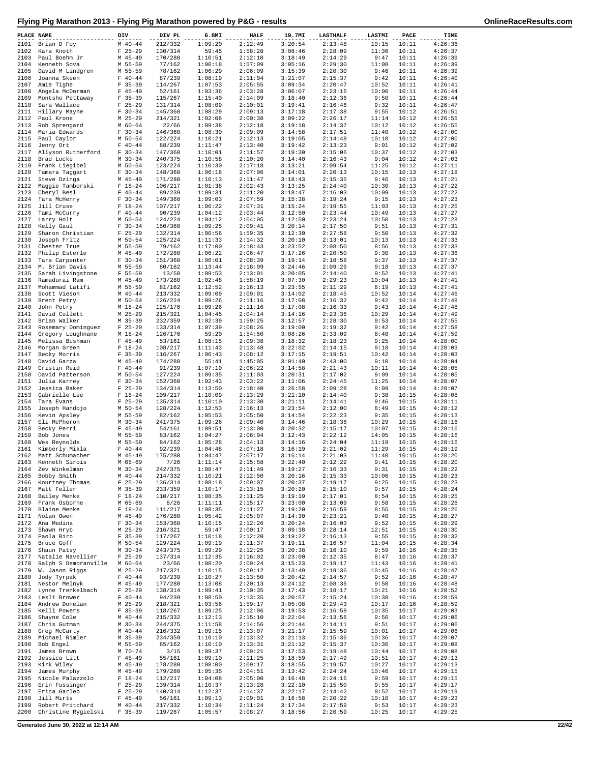# Flying Pig Marathon 2013 - Flying Pig Marathon powered by P&G - results

| PLACE | NAME | DIV | DIV PL | 6.8MI | HALF | 19.7MI | LASTHALF | LASTMI | PACE | TIME |
|---|---|---|---|---|---|---|---|---|---|---|
| 2101 | Brian D Foy | M 40-44 | 212/332 | 1:09:20 | 2:12:49 | 3:20:54 | 2:13:48 | 10:15 | 10:11 | 4:26:36 |
| 2102 | Kara Knoth | F 25-29 | 130/314 | 59:45 | 1:58:28 | 3:08:46 | 2:28:09 | 11:36 | 10:11 | 4:26:37 |
| 2103 | Paul Boehm Jr | M 45-49 | 170/280 | 1:10:51 | 2:12:10 | 3:18:49 | 2:14:29 | 9:47 | 10:11 | 4:26:39 |
| 2104 | Kenneth Sova | M 55-59 | 77/162 | 1:00:18 | 1:57:09 | 3:05:16 | 2:29:30 | 11:08 | 10:11 | 4:26:39 |
| 2105 | David M Lindgren | M 55-59 | 78/162 | 1:06:29 | 2:06:09 | 3:15:39 | 2:20:30 | 9:46 | 10:11 | 4:26:39 |
| 2106 | Joanna Skeen | F 40-44 | 87/239 | 1:08:19 | 2:11:04 | 3:21:07 | 2:15:37 | 9:42 | 10:11 | 4:26:40 |
| 2107 | Amie Tighe | F 35-39 | 114/267 | 1:07:53 | 2:05:55 | 3:09:34 | 2:20:47 | 10:52 | 10:11 | 4:26:41 |
| 2108 | Angela McDorman | F 45-49 | 52/161 | 1:03:36 | 2:03:28 | 3:06:07 | 2:23:16 | 10:00 | 10:11 | 4:26:44 |
| 2109 | Montsho Pettaway | F 35-39 | 115/267 | 1:15:40 | 2:14:09 | 3:18:40 | 2:12:36 | 9:50 | 10:11 | 4:26:44 |
| 2110 | Sara Wallace | F 25-29 | 131/314 | 1:08:09 | 2:10:01 | 3:19:41 | 2:16:46 | 9:32 | 10:11 | 4:26:47 |
| 2111 | Hillary Mayne | F 30-34 | 145/360 | 1:08:29 | 2:09:13 | 3:17:18 | 2:17:38 | 9:55 | 10:12 | 4:26:51 |
| 2112 | Paul Krone | M 25-29 | 214/321 | 1:02:06 | 2:00:38 | 3:09:22 | 2:26:17 | 11:14 | 10:12 | 4:26:55 |
| 2113 | Rob Sprengard | M 60-64 | 22/66 | 1:09:38 | 2:12:18 | 3:19:18 | 2:14:37 | 10:12 | 10:12 | 4:26:55 |
| 2114 | Maria Edwards | F 30-34 | 146/360 | 1:08:30 | 2:09:09 | 3:14:58 | 2:17:51 | 11:40 | 10:12 | 4:27:00 |
| 2115 | Paul Caylor | M 50-54 | 122/224 | 1:10:21 | 2:12:13 | 3:19:05 | 2:14:48 | 10:10 | 10:12 | 4:27:00 |
| 2116 | Jenny Ort | F 40-44 | 88/239 | 1:11:47 | 2:13:40 | 3:19:42 | 2:13:23 | 9:01 | 10:12 | 4:27:02 |
| 2117 | Allyson Rutherford | F 30-34 | 147/360 | 1:10:01 | 2:11:57 | 3:19:30 | 2:15:06 | 10:37 | 10:12 | 4:27:03 |
| 2118 | Brad Locke | M 30-34 | 240/375 | 1:10:58 | 2:10:20 | 3:14:40 | 2:16:43 | 9:04 | 10:12 | 4:27:03 |
| 2119 | Frank Liegibel | M 50-54 | 123/224 | 1:10:30 | 2:17:18 | 3:13:21 | 2:09:54 | 11:25 | 10:12 | 4:27:11 |
| 2120 | Tamara Taggart | F 30-34 | 148/360 | 1:06:18 | 2:07:06 | 3:14:01 | 2:20:13 | 10:15 | 10:13 | 4:27:18 |
| 2121 | Steve Ozinga | M 45-49 | 171/280 | 1:10:13 | 2:11:47 | 3:18:43 | 2:15:35 | 9:46 | 10:13 | 4:27:21 |
| 2122 | Maggie Tamborski | F 18-24 | 106/217 | 1:01:38 | 2:02:43 | 3:13:25 | 2:24:40 | 10:30 | 10:13 | 4:27:22 |
| 2123 | Cheryl Besl | F 40-44 | 89/239 | 1:09:31 | 2:11:20 | 3:18:47 | 2:16:03 | 10:09 | 10:13 | 4:27:22 |
| 2124 | Tara McHenry | F 30-34 | 149/360 | 1:09:03 | 2:07:59 | 3:15:38 | 2:19:24 | 9:15 | 10:13 | 4:27:23 |
| 2125 | Jill Cruse | F 18-24 | 107/217 | 1:06:22 | 2:07:31 | 3:15:24 | 2:19:55 | 11:03 | 10:13 | 4:27:25 |
| 2126 | Tami McCurry | F 40-44 | 90/239 | 1:04:12 | 2:03:44 | 3:12:50 | 2:23:44 | 10:49 | 10:13 | 4:27:27 |
| 2127 | Larry Holt | M 50-54 | 124/224 | 1:04:12 | 2:04:05 | 3:12:50 | 2:23:24 | 10:50 | 10:13 | 4:27:28 |
| 2128 | Kelly Gaul | F 30-34 | 150/360 | 1:09:25 | 2:09:41 | 3:20:14 | 2:17:50 | 9:51 | 10:13 | 4:27:31 |
| 2129 | Sharon Christian | F 25-29 | 132/314 | 1:00:56 | 1:59:35 | 3:12:30 | 2:27:58 | 9:50 | 10:13 | 4:27:32 |
| 2130 | Joseph Fritz | M 50-54 | 125/224 | 1:11:33 | 2:14:32 | 3:20:10 | 2:13:01 | 10:13 | 10:13 | 4:27:33 |
| 2131 | Chester True | M 55-59 | 79/162 | 1:17:00 | 2:18:43 | 3:23:52 | 2:08:50 | 8:56 | 10:13 | 4:27:33 |
| 2132 | Philip Esterle | M 45-49 | 172/280 | 1:06:22 | 2:06:47 | 3:17:26 | 2:20:50 | 9:30 | 10:13 | 4:27:36 |
| 2133 | Tara Carpenter | F 30-34 | 151/360 | 1:06:01 | 2:08:39 | 3:19:14 | 2:18:58 | 9:37 | 10:13 | 4:27:37 |
| 2134 | M. Brian Davis | M 55-59 | 80/162 | 1:13:44 | 2:18:09 | 3:24:46 | 2:09:29 | 9:18 | 10:13 | 4:27:37 |
| 2135 | Sarah Livingstone | F 55-59 | 13/58 | 1:09:53 | 2:13:01 | 3:20:05 | 2:14:40 | 9:52 | 10:13 | 4:27:41 |
| 2136 | Ramadurai Ram | M 45-49 | 173/280 | 1:02:48 | 1:58:19 | 3:07:30 | 2:29:23 | 10:04 | 10:13 | 4:27:41 |
| 2137 | Mohammad Latifi | M 55-59 | 81/162 | 1:12:52 | 2:16:13 | 3:23:55 | 2:11:29 | 8:19 | 10:13 | 4:27:41 |
| 2138 | Scott Vieson | M 40-44 | 213/332 | 1:09:09 | 2:09:01 | 3:14:02 | 2:18:45 | 10:52 | 10:14 | 4:27:46 |
| 2139 | Brent Petry | M 50-54 | 126/224 | 1:09:26 | 2:11:16 | 3:17:08 | 2:16:32 | 9:42 | 10:14 | 4:27:48 |
| 2140 | John Petry | M 18-24 | 125/176 | 1:09:26 | 2:11:16 | 3:17:08 | 2:16:33 | 9:43 | 10:14 | 4:27:48 |
| 2141 | David Collett | M 25-29 | 215/321 | 1:04:45 | 2:04:14 | 3:14:16 | 2:23:36 | 10:29 | 10:14 | 4:27:49 |
| 2142 | Brian Walker | M 35-39 | 232/359 | 1:02:39 | 1:59:25 | 3:12:57 | 2:28:30 | 9:53 | 10:14 | 4:27:55 |
| 2143 | Rosemary Dominguez | F 25-29 | 133/314 | 1:07:39 | 2:08:26 | 3:19:00 | 2:19:32 | 9:42 | 10:14 | 4:27:58 |
| 2144 | Gregory Loughnane | M 18-24 | 126/176 | 59:20 | 1:54:50 | 3:08:26 | 2:33:09 | 8:40 | 10:14 | 4:27:59 |
| 2145 | Melissa Bushman | F 45-49 | 53/161 | 1:08:15 | 2:09:38 | 3:18:32 | 2:18:23 | 9:25 | 10:14 | 4:28:00 |
| 2146 | Morgan Green | F 18-24 | 108/217 | 1:11:43 | 2:13:48 | 3:22:02 | 2:14:15 | 9:18 | 10:14 | 4:28:03 |
| 2147 | Becky Morris | F 35-39 | 116/267 | 1:06:43 | 2:08:12 | 3:17:15 | 2:19:51 | 10:42 | 10:14 | 4:28:03 |
| 2148 | David Garza | M 45-49 | 174/280 | 55:41 | 1:45:05 | 3:01:40 | 2:43:00 | 9:10 | 10:14 | 4:28:04 |
| 2149 | Cristin Reid | F 40-44 | 91/239 | 1:07:10 | 2:06:22 | 3:14:58 | 2:21:43 | 10:11 | 10:14 | 4:28:05 |
| 2150 | David Patterson | M 50-54 | 127/224 | 1:09:35 | 2:11:03 | 3:20:31 | 2:17:02 | 9:09 | 10:14 | 4:28:05 |
| 2151 | Julia Karney | F 30-34 | 152/360 | 1:02:43 | 2:03:22 | 3:11:06 | 2:24:45 | 11:25 | 10:14 | 4:28:07 |
| 2152 | Jessica Baker | F 25-29 | 134/314 | 1:13:50 | 2:18:40 | 3:26:58 | 2:09:28 | 8:09 | 10:14 | 4:28:07 |
| 2153 | Gabrielle Lee | F 18-24 | 109/217 | 1:10:09 | 2:13:29 | 3:21:10 | 2:14:40 | 9:38 | 10:15 | 4:28:08 |
| 2154 | Tara Evans | F 25-29 | 135/314 | 1:10:10 | 2:13:30 | 3:21:11 | 2:14:41 | 9:46 | 10:15 | 4:28:11 |
| 2155 | Joseph Handojo | M 50-54 | 128/224 | 1:12:53 | 2:16:13 | 3:23:54 | 2:12:00 | 8:49 | 10:15 | 4:28:12 |
| 2156 | Kevin Apsley | M 55-59 | 82/162 | 1:05:53 | 2:05:50 | 3:14:54 | 2:22:23 | 9:35 | 10:15 | 4:28:13 |
| 2157 | Eli McPheron | M 30-34 | 241/375 | 1:09:26 | 2:09:40 | 3:14:46 | 2:18:36 | 10:29 | 10:15 | 4:28:16 |
| 2158 | Becky Perri | F 45-49 | 54/161 | 1:09:51 | 2:13:00 | 3:20:32 | 2:15:17 | 10:07 | 10:15 | 4:28:16 |
| 2159 | Bob Jones | M 55-59 | 83/162 | 1:04:27 | 2:06:04 | 3:12:43 | 2:22:12 | 14:05 | 10:15 | 4:28:16 |
| 2160 | Wes Reynolds | M 55-59 | 84/162 | 1:05:28 | 2:04:13 | 3:14:16 | 2:24:04 | 11:19 | 10:15 | 4:28:16 |
| 2161 | Kimberly Mikla | F 40-44 | 92/239 | 1:04:48 | 2:07:18 | 3:16:19 | 2:21:02 | 11:29 | 10:15 | 4:28:19 |
| 2162 | Matt Schumacher | M 45-49 | 175/280 | 1:04:47 | 2:07:17 | 3:16:14 | 2:21:03 | 11:40 | 10:15 | 4:28:20 |
| 2163 | Kenneth Sirois | M 65-69 | 7/26 | 1:11:14 | 2:15:58 | 3:22:40 | 2:12:22 | 9:41 | 10:15 | 4:28:20 |
| 2164 | Zev Winkelman | M 30-34 | 242/375 | 1:08:47 | 2:11:49 | 3:19:27 | 2:16:33 | 9:31 | 10:15 | 4:28:22 |
| 2165 | Bobby Smith | M 40-44 | 214/332 | 1:10:21 | 2:12:50 | 3:20:16 | 2:15:33 | 10:06 | 10:15 | 4:28:23 |
| 2166 | Kourtney Thomas | F 25-29 | 136/314 | 1:08:18 | 2:09:07 | 3:20:37 | 2:19:17 | 9:25 | 10:15 | 4:28:23 |
| 2167 | Matt Feller | M 35-39 | 233/359 | 1:10:17 | 2:13:15 | 3:20:20 | 2:15:10 | 9:57 | 10:15 | 4:28:24 |
| 2168 | Bailey Menke | F 18-24 | 110/217 | 1:08:35 | 2:11:25 | 3:19:19 | 2:17:01 | 8:54 | 10:15 | 4:28:25 |
| 2169 | Frank Osborne | M 65-69 | 8/26 | 1:11:11 | 2:15:17 | 3:23:00 | 2:13:09 | 9:58 | 10:15 | 4:28:26 |
| 2170 | Blaine Menke | F 18-24 | 111/217 | 1:08:35 | 2:11:27 | 3:19:20 | 2:16:59 | 8:55 | 10:15 | 4:28:26 |
| 2171 | Nolan Owen | M 45-49 | 176/280 | 1:05:42 | 2:05:07 | 3:14:30 | 2:23:21 | 9:40 | 10:15 | 4:28:27 |
| 2172 | Ana Medina | F 30-34 | 153/360 | 1:10:15 | 2:12:26 | 3:20:24 | 2:16:03 | 9:52 | 10:15 | 4:28:29 |
| 2173 | Shawn Hryb | M 25-29 | 216/321 | 59:47 | 2:00:17 | 3:09:38 | 2:28:14 | 12:51 | 10:15 | 4:28:30 |
| 2174 | Paola Biro | F 35-39 | 117/267 | 1:10:18 | 2:12:20 | 3:19:22 | 2:16:13 | 9:55 | 10:15 | 4:28:32 |
| 2175 | Bruce Goff | M 50-54 | 129/224 | 1:09:19 | 2:11:37 | 3:19:11 | 2:16:57 | 11:04 | 10:15 | 4:28:34 |
| 2176 | Shaun Patsy | M 30-34 | 243/375 | 1:09:29 | 2:12:25 | 3:20:38 | 2:16:10 | 9:59 | 10:16 | 4:28:35 |
| 2177 | Natalie Navellier | F 25-29 | 137/314 | 1:12:35 | 2:16:02 | 3:23:00 | 2:12:35 | 8:47 | 10:16 | 4:28:37 |
| 2178 | Ralph S Demoranville | M 60-64 | 23/66 | 1:08:20 | 2:09:24 | 3:15:23 | 2:19:17 | 11:43 | 10:16 | 4:28:41 |
| 2179 | W. Jason Riggs | M 25-29 | 217/321 | 1:10:15 | 2:09:12 | 3:13:49 | 2:19:36 | 10:45 | 10:16 | 4:28:47 |
| 2180 | Jody Tyrpak | F 40-44 | 93/239 | 1:10:27 | 2:13:50 | 3:20:42 | 2:14:57 | 9:52 | 10:16 | 4:28:47 |
| 2181 | Nestor Melnyk | M 45-49 | 177/280 | 1:13:08 | 2:20:13 | 3:24:12 | 2:08:36 | 9:50 | 10:16 | 4:28:48 |
| 2182 | Lynne Trenkelbach | F 25-29 | 138/314 | 1:09:41 | 2:10:35 | 3:17:43 | 2:18:17 | 10:21 | 10:16 | 4:28:52 |
| 2183 | Lesli Brower | F 40-44 | 94/239 | 1:08:50 | 2:13:35 | 3:20:57 | 2:15:24 | 10:38 | 10:16 | 4:28:59 |
| 2184 | Andrew Donelan | M 25-29 | 218/321 | 1:03:56 | 1:59:17 | 3:05:08 | 2:29:43 | 10:17 | 10:16 | 4:28:59 |
| 2185 | Kelli Powers | F 35-39 | 118/267 | 1:09:25 | 2:12:06 | 3:19:53 | 2:16:58 | 10:35 | 10:17 | 4:29:03 |
| 2186 | Shayne Cole | M 40-44 | 215/332 | 1:12:13 | 2:15:10 | 3:22:04 | 2:13:56 | 9:56 | 10:17 | 4:29:06 |
| 2187 | Chris Gutman | M 30-34 | 244/375 | 1:11:58 | 2:14:56 | 3:21:44 | 2:14:11 | 9:51 | 10:17 | 4:29:06 |
| 2188 | Greg McCarty | M 40-44 | 216/332 | 1:09:15 | 2:13:07 | 3:21:17 | 2:15:59 | 10:01 | 10:17 | 4:29:06 |
| 2189 | Michael Rimler | M 35-39 | 234/359 | 1:10:10 | 2:13:32 | 3:21:13 | 2:15:36 | 10:36 | 10:17 | 4:29:07 |
| 2190 | Bob Engel | M 55-59 | 85/162 | 1:10:10 | 2:13:31 | 3:21:12 | 2:15:37 | 10:36 | 10:17 | 4:29:08 |
| 2191 | James Brown | M 70-74 | 3/15 | 1:09:37 | 2:09:21 | 3:17:53 | 2:19:48 | 10:44 | 10:17 | 4:29:08 |
| 2192 | Jessica Litt | F 45-49 | 55/161 | 1:09:10 | 2:11:25 | 3:18:59 | 2:17:49 | 10:51 | 10:17 | 4:29:13 |
| 2193 | Kirk Wiley | M 45-49 | 178/280 | 1:08:00 | 2:09:17 | 3:18:55 | 2:19:57 | 10:27 | 10:17 | 4:29:13 |
| 2194 | James Murphy | M 45-49 | 179/280 | 1:05:35 | 2:04:51 | 3:13:42 | 2:24:24 | 10:46 | 10:17 | 4:29:15 |
| 2195 | Nicole Palazzolo | F 18-24 | 112/217 | 1:04:08 | 2:05:00 | 3:16:48 | 2:24:16 | 9:59 | 10:17 | 4:29:15 |
| 2196 | Erin Fussinger | F 25-29 | 139/314 | 1:10:37 | 2:13:28 | 3:22:10 | 2:15:50 | 9:55 | 10:17 | 4:29:17 |
| 2197 | Erica Garleb | F 25-29 | 140/314 | 1:12:37 | 2:14:37 | 3:22:17 | 2:14:42 | 9:52 | 10:17 | 4:29:19 |
| 2198 | Jill Mirts | F 45-49 | 56/161 | 1:09:13 | 2:09:01 | 3:16:58 | 2:20:22 | 10:10 | 10:17 | 4:29:23 |
| 2199 | Robert Pritchard | M 40-44 | 217/332 | 1:10:34 | 2:11:24 | 3:17:34 | 2:17:59 | 9:53 | 10:17 | 4:29:23 |
| 2200 | Christine Rygielski | F 35-39 | 119/267 | 1:05:57 | 2:08:27 | 3:18:56 | 2:20:59 | 10:25 | 10:17 | 4:29:25 |

Generated June 30, 2022 at 12:14 AM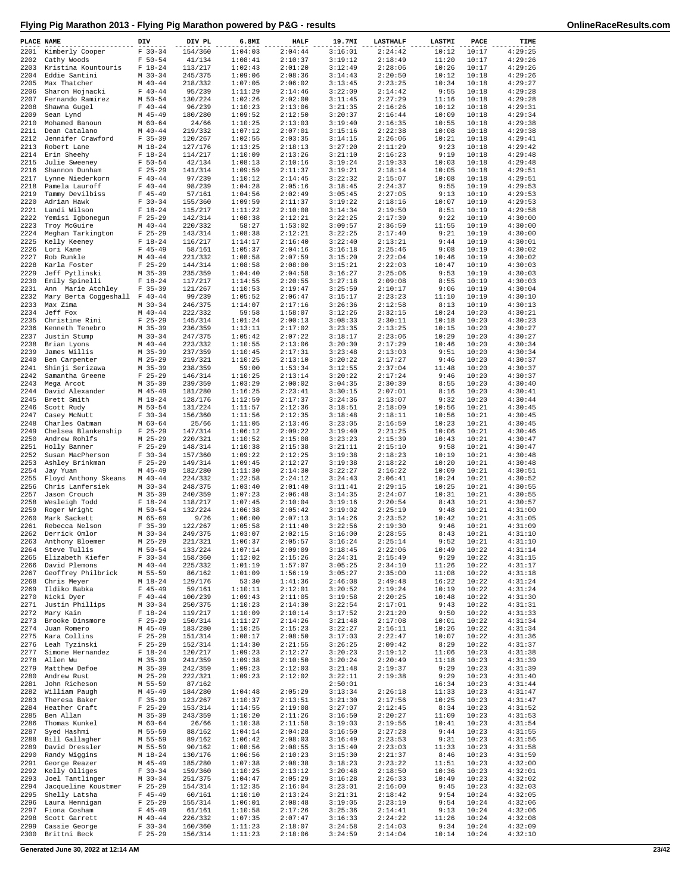# Flying Pig Marathon 2013 - Flying Pig Marathon powered by P&G - results

| PLACE | NAME | DIV | DIV PL | 6.8MI | HALF | 19.7MI | LASTHALF | LASTMI | PACE | TIME |
|---|---|---|---|---|---|---|---|---|---|---|
| 2201 | Kimberly Cooper | F 30-34 | 154/360 | 1:04:03 | 2:04:44 | 3:16:01 | 2:24:42 | 10:12 | 10:17 | 4:29:25 |
| 2202 | Cathy Woods | F 50-54 | 41/134 | 1:08:41 | 2:10:37 | 3:19:12 | 2:18:49 | 11:20 | 10:17 | 4:29:26 |
| 2203 | Kristina Kountouris | F 18-24 | 113/217 | 1:02:43 | 2:01:20 | 3:12:49 | 2:28:06 | 10:26 | 10:17 | 4:29:26 |
| 2204 | Eddie Santini | M 30-34 | 245/375 | 1:09:06 | 2:08:36 | 3:14:43 | 2:20:50 | 10:12 | 10:18 | 4:29:26 |
| 2205 | Max Thatcher | M 40-44 | 218/332 | 1:07:05 | 2:06:02 | 3:13:45 | 2:23:25 | 10:34 | 10:18 | 4:29:27 |
| 2206 | Sharon Hojnacki | F 40-44 | 95/239 | 1:11:29 | 2:14:46 | 3:22:09 | 2:14:42 | 9:55 | 10:18 | 4:29:28 |
| 2207 | Fernando Ramirez | M 50-54 | 130/224 | 1:02:26 | 2:02:00 | 3:11:45 | 2:27:29 | 11:16 | 10:18 | 4:29:28 |
| 2208 | Shawna Gugel | F 40-44 | 96/239 | 1:10:23 | 2:13:06 | 3:21:35 | 2:16:26 | 10:12 | 10:18 | 4:29:31 |
| 2209 | Sean Lynd | M 45-49 | 180/280 | 1:09:52 | 2:12:50 | 3:20:37 | 2:16:44 | 10:09 | 10:18 | 4:29:34 |
| 2210 | Mohamed Banoun | M 60-64 | 24/66 | 1:10:25 | 2:13:03 | 3:19:40 | 2:16:35 | 10:55 | 10:18 | 4:29:38 |
| 2211 | Dean Catalano | M 40-44 | 219/332 | 1:07:12 | 2:07:01 | 3:15:16 | 2:22:38 | 10:08 | 10:18 | 4:29:38 |
| 2212 | Jennifer Crawford | F 35-39 | 120/267 | 1:02:55 | 2:03:35 | 3:14:15 | 2:26:06 | 10:21 | 10:18 | 4:29:41 |
| 2213 | Robert Lane | M 18-24 | 127/176 | 1:13:25 | 2:18:13 | 3:27:20 | 2:11:29 | 9:23 | 10:18 | 4:29:42 |
| 2214 | Erin Sheehy | F 18-24 | 114/217 | 1:10:09 | 2:13:26 | 3:21:10 | 2:16:23 | 9:19 | 10:18 | 4:29:48 |
| 2215 | Julie Sweeney | F 50-54 | 42/134 | 1:08:13 | 2:10:16 | 3:19:24 | 2:19:33 | 10:03 | 10:18 | 4:29:48 |
| 2216 | Shannon Dunham | F 25-29 | 141/314 | 1:09:59 | 2:11:37 | 3:19:21 | 2:18:14 | 10:05 | 10:18 | 4:29:51 |
| 2217 | Lynne Niederkorn | F 40-44 | 97/239 | 1:10:12 | 2:14:45 | 3:22:32 | 2:15:07 | 10:08 | 10:18 | 4:29:51 |
| 2218 | Pamela Lauroff | F 40-44 | 98/239 | 1:04:28 | 2:05:16 | 3:18:45 | 2:24:37 | 9:55 | 10:19 | 4:29:53 |
| 2219 | Tammy Devilbiss | F 45-49 | 57/161 | 1:04:56 | 2:02:49 | 3:05:45 | 2:27:05 | 9:13 | 10:19 | 4:29:53 |
| 2220 | Adrian Hawk | F 30-34 | 155/360 | 1:09:59 | 2:11:37 | 3:19:22 | 2:18:16 | 10:07 | 10:19 | 4:29:53 |
| 2221 | Landi Wilson | F 18-24 | 115/217 | 1:11:22 | 2:10:08 | 3:14:34 | 2:19:50 | 8:51 | 10:19 | 4:29:58 |
| 2222 | Yemisi Igbonegun | F 25-29 | 142/314 | 1:08:38 | 2:12:21 | 3:22:25 | 2:17:39 | 9:22 | 10:19 | 4:30:00 |
| 2223 | Troy McGuire | M 40-44 | 220/332 | 58:27 | 1:53:02 | 3:09:57 | 2:36:59 | 11:55 | 10:19 | 4:30:00 |
| 2224 | Meghan Tarkington | F 25-29 | 143/314 | 1:08:38 | 2:12:21 | 3:22:25 | 2:17:40 | 9:21 | 10:19 | 4:30:00 |
| 2225 | Kelly Keeney | F 18-24 | 116/217 | 1:14:17 | 2:16:40 | 3:22:40 | 2:13:21 | 9:44 | 10:19 | 4:30:01 |
| 2226 | Lori Kane | F 45-49 | 58/161 | 1:05:37 | 2:04:16 | 3:16:18 | 2:25:46 | 9:08 | 10:19 | 4:30:02 |
| 2227 | Rob Runkle | M 40-44 | 221/332 | 1:08:58 | 2:07:59 | 3:15:20 | 2:22:04 | 10:46 | 10:19 | 4:30:02 |
| 2228 | Karla Foster | F 25-29 | 144/314 | 1:08:58 | 2:08:00 | 3:15:21 | 2:22:03 | 10:47 | 10:19 | 4:30:03 |
| 2229 | Jeff Pytlinski | M 35-39 | 235/359 | 1:04:40 | 2:04:58 | 3:16:27 | 2:25:06 | 9:53 | 10:19 | 4:30:03 |
| 2230 | Emily Spinelli | F 18-24 | 117/217 | 1:14:55 | 2:20:55 | 3:27:18 | 2:09:08 | 8:55 | 10:19 | 4:30:03 |
| 2231 | Ann Marie Atchley | F 35-39 | 121/267 | 1:10:53 | 2:19:47 | 3:25:59 | 2:10:17 | 9:06 | 10:19 | 4:30:04 |
| 2232 | Mary Berta Coggeshall | F 40-44 | 99/239 | 1:05:52 | 2:06:47 | 3:15:17 | 2:23:23 | 11:10 | 10:19 | 4:30:10 |
| 2233 | Max Zima | M 30-34 | 246/375 | 1:14:07 | 2:17:16 | 3:26:36 | 2:12:58 | 8:13 | 10:19 | 4:30:13 |
| 2234 | Jeff Fox | M 40-44 | 222/332 | 59:58 | 1:58:07 | 3:12:26 | 2:32:15 | 10:24 | 10:20 | 4:30:21 |
| 2235 | Christine Rini | F 25-29 | 145/314 | 1:01:24 | 2:00:13 | 3:08:33 | 2:30:11 | 10:18 | 10:20 | 4:30:23 |
| 2236 | Kenneth Tenebro | M 35-39 | 236/359 | 1:13:11 | 2:17:02 | 3:23:35 | 2:13:25 | 10:15 | 10:20 | 4:30:27 |
| 2237 | Justin Stump | M 30-34 | 247/375 | 1:05:42 | 2:07:22 | 3:18:17 | 2:23:06 | 10:29 | 10:20 | 4:30:27 |
| 2238 | Brian Lyons | M 40-44 | 223/332 | 1:10:55 | 2:13:06 | 3:20:30 | 2:17:29 | 10:46 | 10:20 | 4:30:34 |
| 2239 | James Willis | M 35-39 | 237/359 | 1:10:45 | 2:17:31 | 3:23:48 | 2:13:03 | 9:51 | 10:20 | 4:30:34 |
| 2240 | Ben Carpenter | M 25-29 | 219/321 | 1:10:25 | 2:13:10 | 3:20:22 | 2:17:27 | 9:46 | 10:20 | 4:30:37 |
| 2241 | Shinji Serizawa | M 35-39 | 238/359 | 59:00 | 1:53:34 | 3:12:55 | 2:37:04 | 11:48 | 10:20 | 4:30:37 |
| 2242 | Samantha Greene | F 25-29 | 146/314 | 1:10:25 | 2:13:14 | 3:20:22 | 2:17:24 | 9:46 | 10:20 | 4:30:37 |
| 2243 | Mega Arcot | M 35-39 | 239/359 | 1:03:29 | 2:00:02 | 3:04:35 | 2:30:39 | 8:55 | 10:20 | 4:30:40 |
| 2244 | David Alexander | M 45-49 | 181/280 | 1:16:25 | 2:23:41 | 3:30:15 | 2:07:01 | 8:16 | 10:20 | 4:30:41 |
| 2245 | Brett Smith | M 18-24 | 128/176 | 1:12:59 | 2:17:37 | 3:24:36 | 2:13:07 | 9:32 | 10:20 | 4:30:44 |
| 2246 | Scott Rudy | M 50-54 | 131/224 | 1:11:57 | 2:12:36 | 3:18:51 | 2:18:09 | 10:56 | 10:21 | 4:30:45 |
| 2247 | Casey McNutt | F 30-34 | 156/360 | 1:11:56 | 2:12:35 | 3:18:48 | 2:18:11 | 10:56 | 10:21 | 4:30:45 |
| 2248 | Charles Oatman | M 60-64 | 25/66 | 1:11:05 | 2:13:46 | 3:23:05 | 2:16:59 | 10:23 | 10:21 | 4:30:45 |
| 2249 | Chelsea Blankenship | F 25-29 | 147/314 | 1:06:12 | 2:09:22 | 3:19:40 | 2:21:25 | 10:06 | 10:21 | 4:30:46 |
| 2250 | Andrew Rohlfs | M 25-29 | 220/321 | 1:10:52 | 2:15:08 | 3:23:23 | 2:15:39 | 10:43 | 10:21 | 4:30:47 |
| 2251 | Holly Banner | F 25-29 | 148/314 | 1:10:38 | 2:15:38 | 3:21:11 | 2:15:10 | 9:58 | 10:21 | 4:30:47 |
| 2252 | Susan MacPherson | F 30-34 | 157/360 | 1:09:22 | 2:12:25 | 3:19:38 | 2:18:23 | 10:19 | 10:21 | 4:30:48 |
| 2253 | Ashley Brinkman | F 25-29 | 149/314 | 1:09:45 | 2:12:27 | 3:19:38 | 2:18:22 | 10:20 | 10:21 | 4:30:48 |
| 2254 | Jay Yuan | M 45-49 | 182/280 | 1:11:30 | 2:14:30 | 3:22:27 | 2:16:22 | 10:09 | 10:21 | 4:30:51 |
| 2255 | Floyd Anthony Skeans | M 40-44 | 224/332 | 1:22:58 | 2:24:12 | 3:24:43 | 2:06:41 | 10:24 | 10:21 | 4:30:52 |
| 2256 | Chris Lanfersiek | M 30-34 | 248/375 | 1:03:40 | 2:01:40 | 3:11:41 | 2:29:15 | 10:25 | 10:21 | 4:30:55 |
| 2257 | Jason Crouch | M 35-39 | 240/359 | 1:07:23 | 2:06:48 | 3:14:35 | 2:24:07 | 10:31 | 10:21 | 4:30:55 |
| 2258 | Wesleigh Todd | F 18-24 | 118/217 | 1:07:45 | 2:10:04 | 3:19:16 | 2:20:54 | 8:43 | 10:21 | 4:30:57 |
| 2259 | Roger Wright | M 50-54 | 132/224 | 1:06:38 | 2:05:42 | 3:19:02 | 2:25:19 | 9:48 | 10:21 | 4:31:00 |
| 2260 | Mark Sackett | M 65-69 | 9/26 | 1:06:00 | 2:07:13 | 3:14:26 | 2:23:52 | 10:42 | 10:21 | 4:31:05 |
| 2261 | Rebecca Nelson | F 35-39 | 122/267 | 1:05:58 | 2:11:40 | 3:22:56 | 2:19:30 | 9:46 | 10:21 | 4:31:09 |
| 2262 | Derrick Omlor | M 30-34 | 249/375 | 1:03:07 | 2:02:15 | 3:16:00 | 2:28:55 | 8:43 | 10:21 | 4:31:10 |
| 2263 | Anthony Bloemer | M 25-29 | 221/321 | 1:06:37 | 2:05:57 | 3:16:24 | 2:25:14 | 9:52 | 10:21 | 4:31:10 |
| 2264 | Steve Tullis | M 50-54 | 133/224 | 1:07:14 | 2:09:09 | 3:18:45 | 2:22:06 | 10:49 | 10:22 | 4:31:14 |
| 2265 | Elizabeth Kiefer | F 30-34 | 158/360 | 1:12:02 | 2:15:26 | 3:24:31 | 2:15:49 | 9:29 | 10:22 | 4:31:15 |
| 2266 | David Plemons | M 40-44 | 225/332 | 1:01:19 | 1:57:07 | 3:05:25 | 2:34:10 | 11:26 | 10:22 | 4:31:17 |
| 2267 | Geoffrey Philbrick | M 55-59 | 86/162 | 1:01:09 | 1:56:19 | 3:05:27 | 2:35:00 | 11:08 | 10:22 | 4:31:18 |
| 2268 | Chris Meyer | M 18-24 | 129/176 | 53:30 | 1:41:36 | 2:46:08 | 2:49:48 | 16:22 | 10:22 | 4:31:24 |
| 2269 | Ildiko Babka | F 45-49 | 59/161 | 1:10:11 | 2:12:01 | 3:20:52 | 2:19:24 | 10:19 | 10:22 | 4:31:24 |
| 2270 | Nicki Dyer | F 40-44 | 100/239 | 1:09:43 | 2:11:05 | 3:19:58 | 2:20:25 | 10:48 | 10:22 | 4:31:30 |
| 2271 | Justin Phillips | M 30-34 | 250/375 | 1:10:23 | 2:14:30 | 3:22:54 | 2:17:01 | 9:43 | 10:22 | 4:31:31 |
| 2272 | Mary Kain | F 18-24 | 119/217 | 1:10:09 | 2:10:14 | 3:17:52 | 2:21:20 | 9:50 | 10:22 | 4:31:33 |
| 2273 | Brooke Dinsmore | F 25-29 | 150/314 | 1:11:27 | 2:14:26 | 3:21:48 | 2:17:08 | 10:01 | 10:22 | 4:31:34 |
| 2274 | Juan Romero | M 45-49 | 183/280 | 1:10:25 | 2:15:23 | 3:22:27 | 2:16:11 | 10:26 | 10:22 | 4:31:34 |
| 2275 | Kara Collins | F 25-29 | 151/314 | 1:08:17 | 2:08:50 | 3:17:03 | 2:22:47 | 10:07 | 10:22 | 4:31:36 |
| 2276 | Leah Tyzinski | F 25-29 | 152/314 | 1:14:30 | 2:21:55 | 3:26:25 | 2:09:42 | 8:29 | 10:22 | 4:31:37 |
| 2277 | Simone Hernandez | F 18-24 | 120/217 | 1:09:23 | 2:12:27 | 3:20:23 | 2:19:12 | 11:06 | 10:23 | 4:31:38 |
| 2278 | Allen Wu | M 35-39 | 241/359 | 1:09:38 | 2:10:50 | 3:20:24 | 2:20:49 | 11:18 | 10:23 | 4:31:39 |
| 2279 | Matthew Defoe | M 35-39 | 242/359 | 1:09:23 | 2:12:03 | 3:21:48 | 2:19:37 | 9:29 | 10:23 | 4:31:39 |
| 2280 | Andrew Rust | M 25-29 | 222/321 | 1:09:23 | 2:12:02 | 3:22:11 | 2:19:38 | 9:29 | 10:23 | 4:31:40 |
| 2281 | John Richeson | M 55-59 | 87/162 | | | 2:50:01 | | 16:34 | 10:23 | 4:31:44 |
| 2282 | William Paugh | M 45-49 | 184/280 | 1:04:48 | 2:05:29 | 3:13:34 | 2:26:18 | 11:33 | 10:23 | 4:31:47 |
| 2283 | Theresa Baker | F 35-39 | 123/267 | 1:10:37 | 2:13:51 | 3:21:30 | 2:17:56 | 10:25 | 10:23 | 4:31:47 |
| 2284 | Heather Craft | F 25-29 | 153/314 | 1:14:55 | 2:19:08 | 3:27:07 | 2:12:45 | 8:34 | 10:23 | 4:31:52 |
| 2285 | Ben Allan | M 35-39 | 243/359 | 1:10:20 | 2:11:26 | 3:16:50 | 2:20:27 | 11:09 | 10:23 | 4:31:53 |
| 2286 | Thomas Kunkel | M 60-64 | 26/66 | 1:10:38 | 2:11:58 | 3:19:03 | 2:19:56 | 10:41 | 10:23 | 4:31:54 |
| 2287 | Syed Hashmi | M 55-59 | 88/162 | 1:04:14 | 2:04:28 | 3:16:50 | 2:27:28 | 9:44 | 10:23 | 4:31:55 |
| 2288 | Bill Gallagher | M 55-59 | 89/162 | 1:06:42 | 2:08:03 | 3:16:49 | 2:23:53 | 9:31 | 10:23 | 4:31:56 |
| 2289 | David Dressler | M 55-59 | 90/162 | 1:08:56 | 2:08:55 | 3:15:40 | 2:23:03 | 11:33 | 10:23 | 4:31:58 |
| 2290 | Randy Wiggins | M 18-24 | 130/176 | 1:06:56 | 2:10:23 | 3:15:30 | 2:21:37 | 8:46 | 10:23 | 4:31:59 |
| 2291 | George Reazer | M 45-49 | 185/280 | 1:07:38 | 2:08:38 | 3:18:23 | 2:23:22 | 11:51 | 10:23 | 4:32:00 |
| 2292 | Kelly Olliges | F 30-34 | 159/360 | 1:10:25 | 2:13:12 | 3:20:48 | 2:18:50 | 10:36 | 10:23 | 4:32:01 |
| 2293 | Joel Tantlinger | M 30-34 | 251/375 | 1:04:47 | 2:05:29 | 3:16:28 | 2:26:33 | 10:49 | 10:23 | 4:32:02 |
| 2294 | Jacqueline Koustmer | F 25-29 | 154/314 | 1:12:35 | 2:16:04 | 3:23:01 | 2:16:00 | 9:45 | 10:23 | 4:32:03 |
| 2295 | Shelly Latsha | F 45-49 | 60/161 | 1:10:10 | 2:13:24 | 3:21:31 | 2:18:42 | 9:54 | 10:24 | 4:32:05 |
| 2296 | Laura Hennigan | F 25-29 | 155/314 | 1:06:01 | 2:08:48 | 3:19:05 | 2:23:19 | 9:54 | 10:24 | 4:32:06 |
| 2297 | Fiona Cosham | F 45-49 | 61/161 | 1:10:58 | 2:17:26 | 3:25:36 | 2:14:41 | 9:13 | 10:24 | 4:32:06 |
| 2298 | Scott Garrett | M 40-44 | 226/332 | 1:07:35 | 2:07:47 | 3:16:33 | 2:24:22 | 11:26 | 10:24 | 4:32:08 |
| 2299 | Cassie George | F 30-34 | 160/360 | 1:11:23 | 2:18:07 | 3:24:58 | 2:14:03 | 9:34 | 10:24 | 4:32:09 |
| 2300 | Brittni Beck | F 25-29 | 156/314 | 1:11:23 | 2:18:06 | 3:24:59 | 2:14:04 | 10:14 | 10:24 | 4:32:10 |

Generated June 30, 2022 at 12:14 AM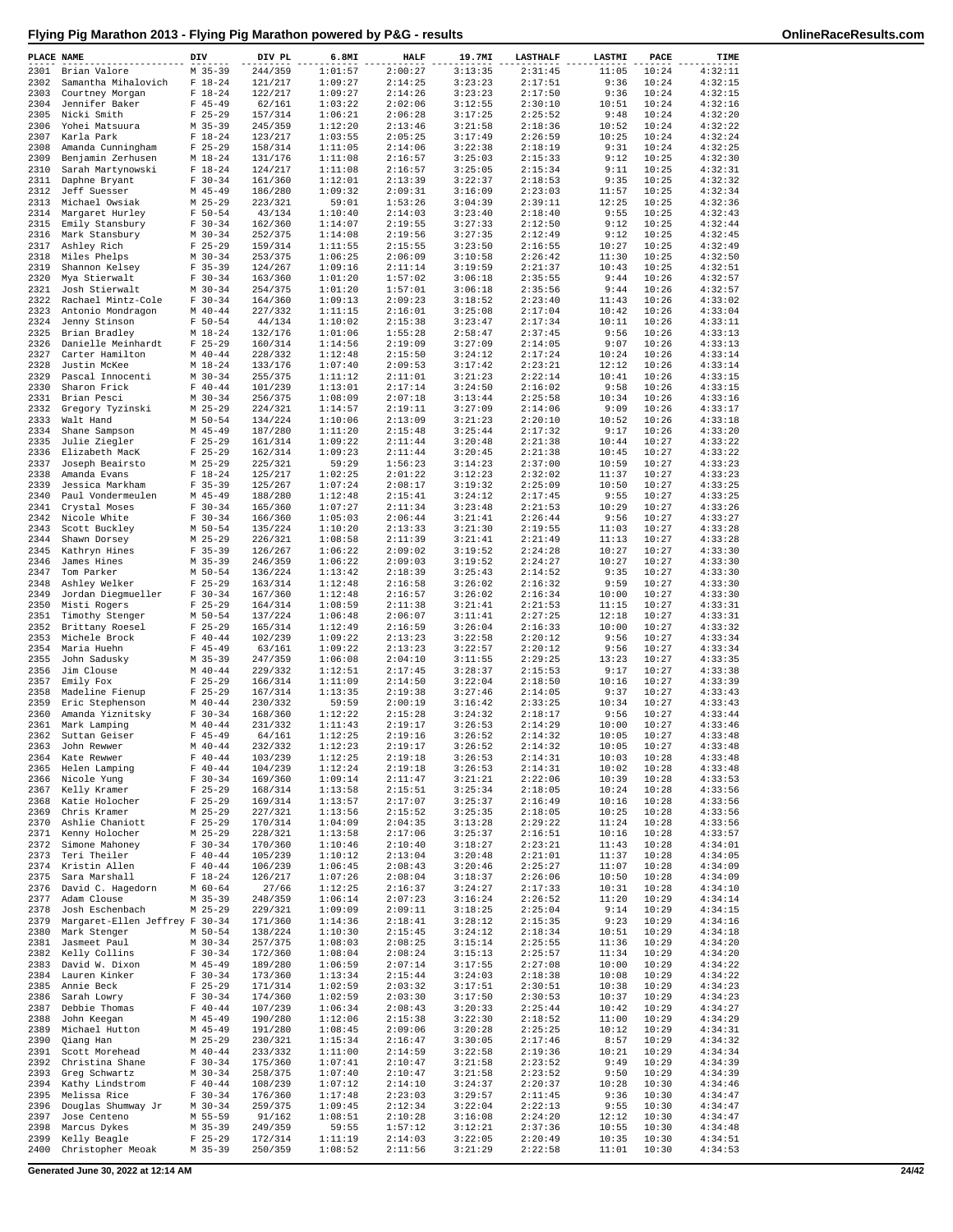# Flying Pig Marathon 2013 - Flying Pig Marathon powered by P&G - results

| PLACE | NAME | DIV | DIV PL | 6.8MI | HALF | 19.7MI | LASTHALF | LASTMI | PACE | TIME |
|---|---|---|---|---|---|---|---|---|---|---|
| 2301 | Brian Valore | M 35-39 | 244/359 | 1:01:57 | 2:00:27 | 3:13:35 | 2:31:45 | 11:05 | 10:24 | 4:32:11 |
| 2302 | Samantha Mihalovich | F 18-24 | 121/217 | 1:09:27 | 2:14:25 | 3:23:23 | 2:17:51 | 9:36 | 10:24 | 4:32:15 |
| 2303 | Courtney Morgan | F 18-24 | 122/217 | 1:09:27 | 2:14:26 | 3:23:23 | 2:17:50 | 9:36 | 10:24 | 4:32:15 |
| 2304 | Jennifer Baker | F 45-49 | 62/161 | 1:03:22 | 2:02:06 | 3:12:55 | 2:30:10 | 10:51 | 10:24 | 4:32:16 |
| 2305 | Nicki Smith | F 25-29 | 157/314 | 1:06:21 | 2:06:28 | 3:17:25 | 2:25:52 | 9:48 | 10:24 | 4:32:20 |
| 2306 | Yohei Matsuura | M 35-39 | 245/359 | 1:12:20 | 2:13:46 | 3:21:58 | 2:18:36 | 10:52 | 10:24 | 4:32:22 |
| 2307 | Karla Park | F 18-24 | 123/217 | 1:03:55 | 2:05:25 | 3:17:49 | 2:26:59 | 10:25 | 10:24 | 4:32:24 |
| 2308 | Amanda Cunningham | F 25-29 | 158/314 | 1:11:05 | 2:14:06 | 3:22:38 | 2:18:19 | 9:31 | 10:24 | 4:32:25 |
| 2309 | Benjamin Zerhusen | M 18-24 | 131/176 | 1:11:08 | 2:16:57 | 3:25:03 | 2:15:33 | 9:12 | 10:25 | 4:32:30 |
| 2310 | Sarah Martynowski | F 18-24 | 124/217 | 1:11:08 | 2:16:57 | 3:25:05 | 2:15:34 | 9:11 | 10:25 | 4:32:31 |
| 2311 | Daphne Bryant | F 30-34 | 161/360 | 1:12:01 | 2:13:39 | 3:22:37 | 2:18:53 | 9:35 | 10:25 | 4:32:32 |
| 2312 | Jeff Suesser | M 45-49 | 186/280 | 1:09:32 | 2:09:31 | 3:16:09 | 2:23:03 | 11:57 | 10:25 | 4:32:34 |
| 2313 | Michael Owsiak | M 25-29 | 223/321 | 59:01 | 1:53:26 | 3:04:39 | 2:39:11 | 12:25 | 10:25 | 4:32:36 |
| 2314 | Margaret Hurley | F 50-54 | 43/134 | 1:10:40 | 2:14:03 | 3:23:40 | 2:18:40 | 9:55 | 10:25 | 4:32:43 |
| 2315 | Emily Stansbury | F 30-34 | 162/360 | 1:14:07 | 2:19:55 | 3:27:33 | 2:12:50 | 9:12 | 10:25 | 4:32:44 |
| 2316 | Mark Stansbury | M 30-34 | 252/375 | 1:14:08 | 2:19:56 | 3:27:35 | 2:12:49 | 9:12 | 10:25 | 4:32:45 |
| 2317 | Ashley Rich | F 25-29 | 159/314 | 1:11:55 | 2:15:55 | 3:23:50 | 2:16:55 | 10:27 | 10:25 | 4:32:49 |
| 2318 | Miles Phelps | M 30-34 | 253/375 | 1:06:25 | 2:06:09 | 3:10:58 | 2:26:42 | 11:30 | 10:25 | 4:32:50 |
| 2319 | Shannon Kelsey | F 35-39 | 124/267 | 1:09:16 | 2:11:14 | 3:19:59 | 2:21:37 | 10:43 | 10:25 | 4:32:51 |
| 2320 | Mya Stierwalt | F 30-34 | 163/360 | 1:01:20 | 1:57:02 | 3:06:18 | 2:35:55 | 9:44 | 10:26 | 4:32:57 |
| 2321 | Josh Stierwalt | M 30-34 | 254/375 | 1:01:20 | 1:57:01 | 3:06:18 | 2:35:56 | 9:44 | 10:26 | 4:32:57 |
| 2322 | Rachael Mintz-Cole | F 30-34 | 164/360 | 1:09:13 | 2:09:23 | 3:18:52 | 2:23:40 | 11:43 | 10:26 | 4:33:02 |
| 2323 | Antonio Mondragon | M 40-44 | 227/332 | 1:11:15 | 2:16:01 | 3:25:08 | 2:17:04 | 10:42 | 10:26 | 4:33:04 |
| 2324 | Jenny Stinson | F 50-54 | 44/134 | 1:10:02 | 2:15:38 | 3:23:47 | 2:17:34 | 10:11 | 10:26 | 4:33:11 |
| 2325 | Brian Bradley | M 18-24 | 132/176 | 1:01:06 | 1:55:28 | 2:58:47 | 2:37:45 | 9:56 | 10:26 | 4:33:13 |
| 2326 | Danielle Meinhardt | F 25-29 | 160/314 | 1:14:56 | 2:19:09 | 3:27:09 | 2:14:05 | 9:07 | 10:26 | 4:33:13 |
| 2327 | Carter Hamilton | M 40-44 | 228/332 | 1:12:48 | 2:15:50 | 3:24:12 | 2:17:24 | 10:24 | 10:26 | 4:33:14 |
| 2328 | Justin McKee | M 18-24 | 133/176 | 1:07:40 | 2:09:53 | 3:17:42 | 2:23:21 | 12:12 | 10:26 | 4:33:14 |
| 2329 | Pascal Innocenti | M 30-34 | 255/375 | 1:11:12 | 2:11:01 | 3:21:23 | 2:22:14 | 10:41 | 10:26 | 4:33:15 |
| 2330 | Sharon Frick | F 40-44 | 101/239 | 1:13:01 | 2:17:14 | 3:24:50 | 2:16:02 | 9:58 | 10:26 | 4:33:15 |
| 2331 | Brian Pesci | M 30-34 | 256/375 | 1:08:09 | 2:07:18 | 3:13:44 | 2:25:58 | 10:34 | 10:26 | 4:33:16 |
| 2332 | Gregory Tyzinski | M 25-29 | 224/321 | 1:14:57 | 2:19:11 | 3:27:09 | 2:14:06 | 9:09 | 10:26 | 4:33:17 |
| 2333 | Walt Hand | M 50-54 | 134/224 | 1:10:06 | 2:13:09 | 3:21:23 | 2:20:10 | 10:52 | 10:26 | 4:33:18 |
| 2334 | Shane Sampson | M 45-49 | 187/280 | 1:11:20 | 2:15:48 | 3:25:44 | 2:17:32 | 9:17 | 10:26 | 4:33:20 |
| 2335 | Julie Ziegler | F 25-29 | 161/314 | 1:09:22 | 2:11:44 | 3:20:48 | 2:21:38 | 10:44 | 10:27 | 4:33:22 |
| 2336 | Elizabeth MacK | F 25-29 | 162/314 | 1:09:23 | 2:11:44 | 3:20:45 | 2:21:38 | 10:45 | 10:27 | 4:33:22 |
| 2337 | Joseph Beairsto | M 25-29 | 225/321 | 59:29 | 1:56:23 | 3:14:23 | 2:37:00 | 10:59 | 10:27 | 4:33:23 |
| 2338 | Amanda Evans | F 18-24 | 125/217 | 1:02:25 | 2:01:22 | 3:12:23 | 2:32:02 | 11:37 | 10:27 | 4:33:23 |
| 2339 | Jessica Markham | F 35-39 | 125/267 | 1:07:24 | 2:08:17 | 3:19:32 | 2:25:09 | 10:50 | 10:27 | 4:33:25 |
| 2340 | Paul Vondermeulen | M 45-49 | 188/280 | 1:12:48 | 2:15:41 | 3:24:12 | 2:17:45 | 9:55 | 10:27 | 4:33:25 |
| 2341 | Crystal Moses | F 30-34 | 165/360 | 1:07:27 | 2:11:34 | 3:23:48 | 2:21:53 | 10:29 | 10:27 | 4:33:26 |
| 2342 | Nicole White | F 30-34 | 166/360 | 1:05:03 | 2:06:44 | 3:21:41 | 2:26:44 | 9:56 | 10:27 | 4:33:27 |
| 2343 | Scott Buckley | M 50-54 | 135/224 | 1:10:20 | 2:13:33 | 3:21:30 | 2:19:55 | 11:03 | 10:27 | 4:33:28 |
| 2344 | Shawn Dorsey | M 25-29 | 226/321 | 1:08:58 | 2:11:39 | 3:21:41 | 2:21:49 | 11:13 | 10:27 | 4:33:28 |
| 2345 | Kathryn Hines | F 35-39 | 126/267 | 1:06:22 | 2:09:02 | 3:19:52 | 2:24:28 | 10:27 | 10:27 | 4:33:30 |
| 2346 | James Hines | M 35-39 | 246/359 | 1:06:22 | 2:09:03 | 3:19:52 | 2:24:27 | 10:27 | 10:27 | 4:33:30 |
| 2347 | Tom Parker | M 50-54 | 136/224 | 1:13:42 | 2:18:39 | 3:25:43 | 2:14:52 | 9:35 | 10:27 | 4:33:30 |
| 2348 | Ashley Welker | F 25-29 | 163/314 | 1:12:48 | 2:16:58 | 3:26:02 | 2:16:32 | 9:59 | 10:27 | 4:33:30 |
| 2349 | Jordan Diegmueller | F 30-34 | 167/360 | 1:12:48 | 2:16:57 | 3:26:02 | 2:16:34 | 10:00 | 10:27 | 4:33:30 |
| 2350 | Misti Rogers | F 25-29 | 164/314 | 1:08:59 | 2:11:38 | 3:21:41 | 2:21:53 | 11:15 | 10:27 | 4:33:31 |
| 2351 | Timothy Stenger | M 50-54 | 137/224 | 1:06:48 | 2:06:07 | 3:11:41 | 2:27:25 | 12:18 | 10:27 | 4:33:31 |
| 2352 | Brittany Roesel | F 25-29 | 165/314 | 1:12:49 | 2:16:59 | 3:26:04 | 2:16:33 | 10:00 | 10:27 | 4:33:32 |
| 2353 | Michele Brock | F 40-44 | 102/239 | 1:09:22 | 2:13:23 | 3:22:58 | 2:20:12 | 9:56 | 10:27 | 4:33:34 |
| 2354 | Maria Huehn | F 45-49 | 63/161 | 1:09:22 | 2:13:23 | 3:22:57 | 2:20:12 | 9:56 | 10:27 | 4:33:34 |
| 2355 | John Sadusky | M 35-39 | 247/359 | 1:06:08 | 2:04:10 | 3:11:55 | 2:29:25 | 13:23 | 10:27 | 4:33:35 |
| 2356 | Jim Clouse | M 40-44 | 229/332 | 1:12:51 | 2:17:45 | 3:28:37 | 2:15:53 | 9:17 | 10:27 | 4:33:38 |
| 2357 | Emily Fox | F 25-29 | 166/314 | 1:11:09 | 2:14:50 | 3:22:04 | 2:18:50 | 10:16 | 10:27 | 4:33:39 |
| 2358 | Madeline Fienup | F 25-29 | 167/314 | 1:13:35 | 2:19:38 | 3:27:46 | 2:14:05 | 9:37 | 10:27 | 4:33:43 |
| 2359 | Eric Stephenson | M 40-44 | 230/332 | 59:59 | 2:00:19 | 3:16:42 | 2:33:25 | 10:34 | 10:27 | 4:33:43 |
| 2360 | Amanda Yiznitsky | F 30-34 | 168/360 | 1:12:22 | 2:15:28 | 3:24:32 | 2:18:17 | 9:56 | 10:27 | 4:33:44 |
| 2361 | Mark Lamping | M 40-44 | 231/332 | 1:11:43 | 2:19:17 | 3:26:53 | 2:14:29 | 10:00 | 10:27 | 4:33:46 |
| 2362 | Suttan Geiser | F 45-49 | 64/161 | 1:12:25 | 2:19:16 | 3:26:52 | 2:14:32 | 10:05 | 10:27 | 4:33:48 |
| 2363 | John Rewwer | M 40-44 | 232/332 | 1:12:23 | 2:19:17 | 3:26:52 | 2:14:32 | 10:05 | 10:27 | 4:33:48 |
| 2364 | Kate Rewwer | F 40-44 | 103/239 | 1:12:25 | 2:19:18 | 3:26:53 | 2:14:31 | 10:03 | 10:28 | 4:33:48 |
| 2365 | Helen Lamping | F 40-44 | 104/239 | 1:12:24 | 2:19:18 | 3:26:53 | 2:14:31 | 10:02 | 10:28 | 4:33:48 |
| 2366 | Nicole Yung | F 30-34 | 169/360 | 1:09:14 | 2:11:47 | 3:21:21 | 2:22:06 | 10:39 | 10:28 | 4:33:53 |
| 2367 | Kelly Kramer | F 25-29 | 168/314 | 1:13:58 | 2:15:51 | 3:25:34 | 2:18:05 | 10:24 | 10:28 | 4:33:56 |
| 2368 | Katie Holocher | F 25-29 | 169/314 | 1:13:57 | 2:17:07 | 3:25:37 | 2:16:49 | 10:16 | 10:28 | 4:33:56 |
| 2369 | Chris Kramer | M 25-29 | 227/321 | 1:13:56 | 2:15:52 | 3:25:35 | 2:18:05 | 10:25 | 10:28 | 4:33:56 |
| 2370 | Ashlie Chaniott | F 25-29 | 170/314 | 1:04:09 | 2:04:35 | 3:13:28 | 2:29:22 | 11:24 | 10:28 | 4:33:56 |
| 2371 | Kenny Holocher | M 25-29 | 228/321 | 1:13:58 | 2:17:06 | 3:25:37 | 2:16:51 | 10:16 | 10:28 | 4:33:57 |
| 2372 | Simone Mahoney | F 30-34 | 170/360 | 1:10:46 | 2:10:40 | 3:18:27 | 2:23:21 | 11:43 | 10:28 | 4:34:01 |
| 2373 | Teri Theiler | F 40-44 | 105/239 | 1:10:12 | 2:13:04 | 3:20:48 | 2:21:01 | 11:37 | 10:28 | 4:34:05 |
| 2374 | Kristin Allen | F 40-44 | 106/239 | 1:06:45 | 2:08:43 | 3:20:46 | 2:25:27 | 11:07 | 10:28 | 4:34:09 |
| 2375 | Sara Marshall | F 18-24 | 126/217 | 1:07:26 | 2:08:04 | 3:18:37 | 2:26:06 | 10:50 | 10:28 | 4:34:09 |
| 2376 | David C. Hagedorn | M 60-64 | 27/66 | 1:12:25 | 2:16:37 | 3:24:27 | 2:17:33 | 10:31 | 10:28 | 4:34:10 |
| 2377 | Adam Clouse | M 35-39 | 248/359 | 1:06:14 | 2:07:23 | 3:16:24 | 2:26:52 | 11:20 | 10:29 | 4:34:14 |
| 2378 | Josh Eschenbach | M 25-29 | 229/321 | 1:09:09 | 2:09:11 | 3:18:25 | 2:25:04 | 9:14 | 10:29 | 4:34:15 |
| 2379 | Margaret-Ellen Jeffrey | F 30-34 | 171/360 | 1:14:36 | 2:18:41 | 3:28:12 | 2:15:35 | 9:23 | 10:29 | 4:34:16 |
| 2380 | Mark Stenger | M 50-54 | 138/224 | 1:10:30 | 2:15:45 | 3:24:12 | 2:18:34 | 10:51 | 10:29 | 4:34:18 |
| 2381 | Jasmeet Paul | M 30-34 | 257/375 | 1:08:03 | 2:08:25 | 3:15:14 | 2:25:55 | 11:36 | 10:29 | 4:34:20 |
| 2382 | Kelly Collins | F 30-34 | 172/360 | 1:08:04 | 2:08:24 | 3:15:13 | 2:25:57 | 11:34 | 10:29 | 4:34:20 |
| 2383 | David W. Dixon | M 45-49 | 189/280 | 1:06:59 | 2:07:14 | 3:17:55 | 2:27:08 | 10:00 | 10:29 | 4:34:22 |
| 2384 | Lauren Kinker | F 30-34 | 173/360 | 1:13:34 | 2:15:44 | 3:24:03 | 2:18:38 | 10:08 | 10:29 | 4:34:22 |
| 2385 | Annie Beck | F 25-29 | 171/314 | 1:02:59 | 2:03:32 | 3:17:51 | 2:30:51 | 10:38 | 10:29 | 4:34:23 |
| 2386 | Sarah Lowry | F 30-34 | 174/360 | 1:02:59 | 2:03:30 | 3:17:50 | 2:30:53 | 10:37 | 10:29 | 4:34:23 |
| 2387 | Debbie Thomas | F 40-44 | 107/239 | 1:06:34 | 2:08:43 | 3:20:33 | 2:25:44 | 10:42 | 10:29 | 4:34:27 |
| 2388 | John Keegan | M 45-49 | 190/280 | 1:12:06 | 2:15:38 | 3:22:30 | 2:18:52 | 11:00 | 10:29 | 4:34:29 |
| 2389 | Michael Hutton | M 45-49 | 191/280 | 1:08:45 | 2:09:06 | 3:20:28 | 2:25:25 | 10:12 | 10:29 | 4:34:31 |
| 2390 | Qiang Han | M 25-29 | 230/321 | 1:15:34 | 2:16:47 | 3:30:05 | 2:17:46 | 8:57 | 10:29 | 4:34:32 |
| 2391 | Scott Morehead | M 40-44 | 233/332 | 1:11:00 | 2:14:59 | 3:22:58 | 2:19:36 | 10:21 | 10:29 | 4:34:34 |
| 2392 | Christina Shane | F 30-34 | 175/360 | 1:07:41 | 2:10:47 | 3:21:58 | 2:23:52 | 9:49 | 10:29 | 4:34:39 |
| 2393 | Greg Schwartz | M 30-34 | 258/375 | 1:07:40 | 2:10:47 | 3:21:58 | 2:23:52 | 9:50 | 10:29 | 4:34:39 |
| 2394 | Kathy Lindstrom | F 40-44 | 108/239 | 1:07:12 | 2:14:10 | 3:24:37 | 2:20:37 | 10:28 | 10:30 | 4:34:46 |
| 2395 | Melissa Rice | F 30-34 | 176/360 | 1:17:48 | 2:23:03 | 3:29:57 | 2:11:45 | 9:36 | 10:30 | 4:34:47 |
| 2396 | Douglas Shumway Jr | M 30-34 | 259/375 | 1:09:45 | 2:12:34 | 3:22:04 | 2:22:13 | 9:55 | 10:30 | 4:34:47 |
| 2397 | Jose Centeno | M 55-59 | 91/162 | 1:08:51 | 2:10:28 | 3:16:08 | 2:24:20 | 12:12 | 10:30 | 4:34:47 |
| 2398 | Marcus Dykes | M 35-39 | 249/359 | 59:55 | 1:57:12 | 3:12:21 | 2:37:36 | 10:55 | 10:30 | 4:34:48 |
| 2399 | Kelly Beagle | F 25-29 | 172/314 | 1:11:19 | 2:14:03 | 3:22:05 | 2:20:49 | 10:35 | 10:30 | 4:34:51 |
| 2400 | Christopher Meoak | M 35-39 | 250/359 | 1:08:52 | 2:11:56 | 3:21:29 | 2:22:58 | 11:01 | 10:30 | 4:34:53 |

Generated June 30, 2022 at 12:14 AM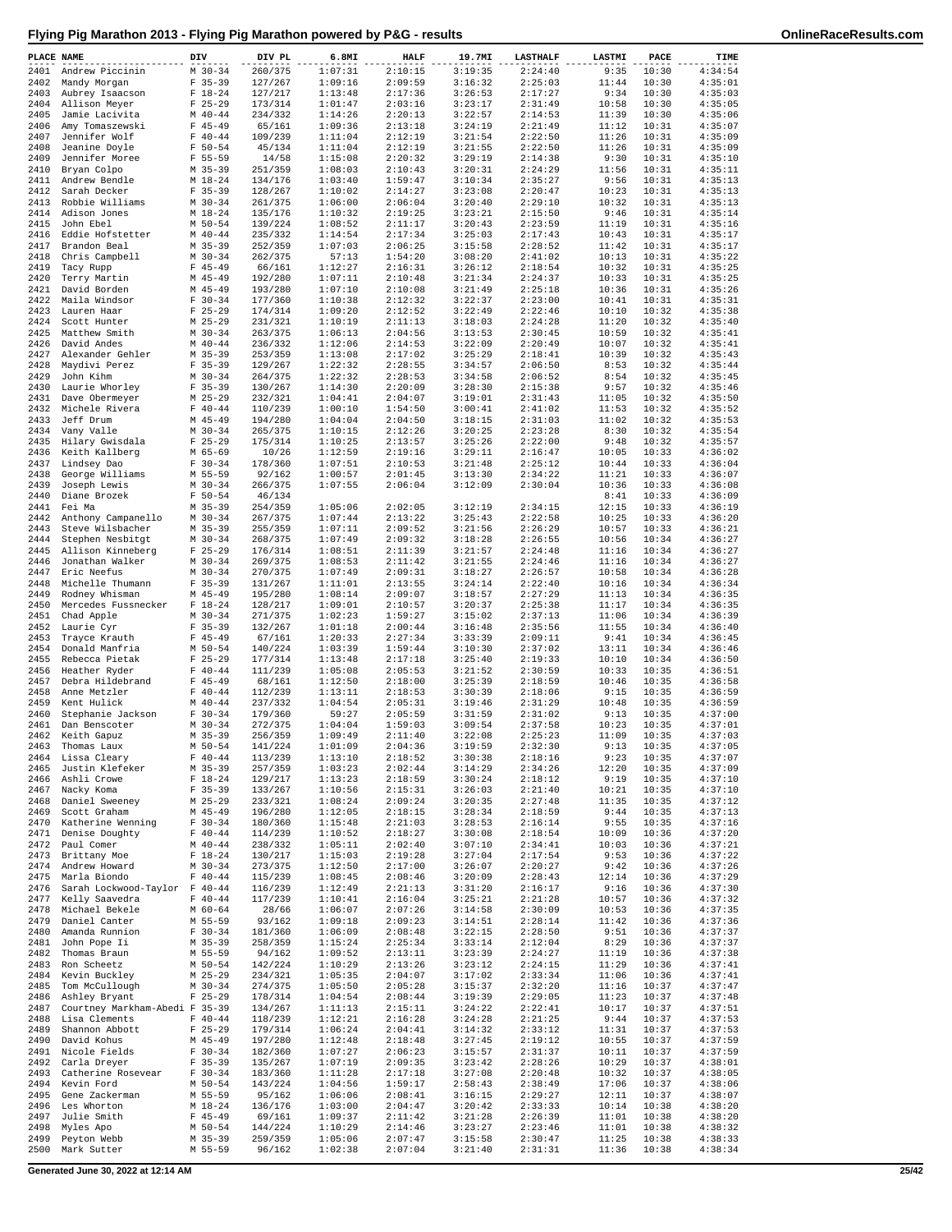# Flying Pig Marathon 2013 - Flying Pig Marathon powered by P&G - results

| PLACE | NAME | DIV | DIV PL | 6.8MI | HALF | 19.7MI | LASTHALF | LASTMI | PACE | TIME |
|---|---|---|---|---|---|---|---|---|---|---|
| 2401 | Andrew Piccinin | M 30-34 | 260/375 | 1:07:31 | 2:10:15 | 3:19:35 | 2:24:40 | 9:35 | 10:30 | 4:34:54 |
| 2402 | Mandy Morgan | F 35-39 | 127/267 | 1:09:16 | 2:09:59 | 3:16:32 | 2:25:03 | 11:44 | 10:30 | 4:35:01 |
| 2403 | Aubrey Isaacson | F 18-24 | 127/217 | 1:13:48 | 2:17:36 | 3:26:53 | 2:17:27 | 9:34 | 10:30 | 4:35:03 |
| 2404 | Allison Meyer | F 25-29 | 173/314 | 1:01:47 | 2:03:16 | 3:23:17 | 2:31:49 | 10:58 | 10:30 | 4:35:05 |
| 2405 | Jamie Lacivita | M 40-44 | 234/332 | 1:14:26 | 2:20:13 | 3:22:57 | 2:14:53 | 11:39 | 10:30 | 4:35:06 |
| 2406 | Amy Tomaszewski | F 45-49 | 65/161 | 1:09:36 | 2:13:18 | 3:24:19 | 2:21:49 | 11:12 | 10:31 | 4:35:07 |
| 2407 | Jennifer Wolf | F 40-44 | 109/239 | 1:11:04 | 2:12:19 | 3:21:54 | 2:22:50 | 11:26 | 10:31 | 4:35:09 |
| 2408 | Jeanine Doyle | F 50-54 | 45/134 | 1:11:04 | 2:12:19 | 3:21:55 | 2:22:50 | 11:26 | 10:31 | 4:35:09 |
| 2409 | Jennifer Moree | F 55-59 | 14/58 | 1:15:08 | 2:20:32 | 3:29:19 | 2:14:38 | 9:30 | 10:31 | 4:35:10 |
| 2410 | Bryan Colpo | M 35-39 | 251/359 | 1:08:03 | 2:10:43 | 3:20:31 | 2:24:29 | 11:56 | 10:31 | 4:35:11 |
| 2411 | Andrew Bendle | M 18-24 | 134/176 | 1:03:40 | 1:59:47 | 3:10:34 | 2:35:27 | 9:56 | 10:31 | 4:35:13 |
| 2412 | Sarah Decker | F 35-39 | 128/267 | 1:10:02 | 2:14:27 | 3:23:08 | 2:20:47 | 10:23 | 10:31 | 4:35:13 |
| 2413 | Robbie Williams | M 30-34 | 261/375 | 1:06:00 | 2:06:04 | 3:20:40 | 2:29:10 | 10:32 | 10:31 | 4:35:13 |
| 2414 | Adison Jones | M 18-24 | 135/176 | 1:10:32 | 2:19:25 | 3:23:21 | 2:15:50 | 9:46 | 10:31 | 4:35:14 |
| 2415 | John Ebel | M 50-54 | 139/224 | 1:08:52 | 2:11:17 | 3:20:43 | 2:23:59 | 11:19 | 10:31 | 4:35:16 |
| 2416 | Eddie Hofstetter | M 40-44 | 235/332 | 1:14:54 | 2:17:34 | 3:25:03 | 2:17:43 | 10:43 | 10:31 | 4:35:17 |
| 2417 | Brandon Beal | M 35-39 | 252/359 | 1:07:03 | 2:06:25 | 3:15:58 | 2:28:52 | 11:42 | 10:31 | 4:35:17 |
| 2418 | Chris Campbell | M 30-34 | 262/375 | 57:13 | 1:54:20 | 3:08:20 | 2:41:02 | 10:13 | 10:31 | 4:35:22 |
| 2419 | Tacy Rupp | F 45-49 | 66/161 | 1:12:27 | 2:16:31 | 3:26:12 | 2:18:54 | 10:32 | 10:31 | 4:35:25 |
| 2420 | Terry Martin | M 45-49 | 192/280 | 1:07:11 | 2:10:48 | 3:21:34 | 2:24:37 | 10:33 | 10:31 | 4:35:25 |
| 2421 | David Borden | M 45-49 | 193/280 | 1:07:10 | 2:10:08 | 3:21:49 | 2:25:18 | 10:36 | 10:31 | 4:35:26 |
| 2422 | Maila Windsor | F 30-34 | 177/360 | 1:10:38 | 2:12:32 | 3:22:37 | 2:23:00 | 10:41 | 10:31 | 4:35:31 |
| 2423 | Lauren Haar | F 25-29 | 174/314 | 1:09:20 | 2:12:52 | 3:22:49 | 2:22:46 | 10:10 | 10:32 | 4:35:38 |
| 2424 | Scott Hunter | M 25-29 | 231/321 | 1:10:19 | 2:11:13 | 3:18:03 | 2:24:28 | 11:20 | 10:32 | 4:35:40 |
| 2425 | Matthew Smith | M 30-34 | 263/375 | 1:06:13 | 2:04:56 | 3:13:53 | 2:30:45 | 10:59 | 10:32 | 4:35:41 |
| 2426 | David Andes | M 40-44 | 236/332 | 1:12:06 | 2:14:53 | 3:22:09 | 2:20:49 | 10:07 | 10:32 | 4:35:41 |
| 2427 | Alexander Gehler | M 35-39 | 253/359 | 1:13:08 | 2:17:02 | 3:25:29 | 2:18:41 | 10:39 | 10:32 | 4:35:43 |
| 2428 | Maydivi Perez | F 35-39 | 129/267 | 1:22:32 | 2:28:55 | 3:34:57 | 2:06:50 | 8:53 | 10:32 | 4:35:44 |
| 2429 | John Kihm | M 30-34 | 264/375 | 1:22:32 | 2:28:53 | 3:34:58 | 2:06:52 | 8:54 | 10:32 | 4:35:45 |
| 2430 | Laurie Whorley | F 35-39 | 130/267 | 1:14:30 | 2:20:09 | 3:28:30 | 2:15:38 | 9:57 | 10:32 | 4:35:46 |
| 2431 | Dave Obermeyer | M 25-29 | 232/321 | 1:04:41 | 2:04:07 | 3:19:01 | 2:31:43 | 11:05 | 10:32 | 4:35:50 |
| 2432 | Michele Rivera | F 40-44 | 110/239 | 1:00:10 | 1:54:50 | 3:00:41 | 2:41:02 | 11:53 | 10:32 | 4:35:52 |
| 2433 | Jeff Drum | M 45-49 | 194/280 | 1:04:04 | 2:04:50 | 3:18:15 | 2:31:03 | 11:02 | 10:32 | 4:35:53 |
| 2434 | Vany Valle | M 30-34 | 265/375 | 1:10:15 | 2:12:26 | 3:20:25 | 2:23:28 | 8:30 | 10:32 | 4:35:54 |
| 2435 | Hilary Gwisdala | F 25-29 | 175/314 | 1:10:25 | 2:13:57 | 3:25:26 | 2:22:00 | 9:48 | 10:32 | 4:35:57 |
| 2436 | Keith Kallberg | M 65-69 | 10/26 | 1:12:59 | 2:19:16 | 3:29:11 | 2:16:47 | 10:05 | 10:33 | 4:36:02 |
| 2437 | Lindsey Dao | F 30-34 | 178/360 | 1:07:51 | 2:10:53 | 3:21:48 | 2:25:12 | 10:44 | 10:33 | 4:36:04 |
| 2438 | George Williams | M 55-59 | 92/162 | 1:00:57 | 2:01:45 | 3:13:30 | 2:34:22 | 11:21 | 10:33 | 4:36:07 |
| 2439 | Joseph Lewis | M 30-34 | 266/375 | 1:07:55 | 2:06:04 | 3:12:09 | 2:30:04 | 10:36 | 10:33 | 4:36:08 |
| 2440 | Diane Brozek | F 50-54 | 46/134 | | | | | 8:41 | 10:33 | 4:36:09 |
| 2441 | Fei Ma | M 35-39 | 254/359 | 1:05:06 | 2:02:05 | 3:12:19 | 2:34:15 | 12:15 | 10:33 | 4:36:19 |
| 2442 | Anthony Campanello | M 30-34 | 267/375 | 1:07:44 | 2:13:22 | 3:25:43 | 2:22:58 | 10:25 | 10:33 | 4:36:20 |
| 2443 | Steve Wilsbacher | M 35-39 | 255/359 | 1:07:11 | 2:09:52 | 3:21:56 | 2:26:29 | 10:57 | 10:33 | 4:36:21 |
| 2444 | Stephen Nesbitgt | M 30-34 | 268/375 | 1:07:49 | 2:09:32 | 3:18:28 | 2:26:55 | 10:56 | 10:34 | 4:36:27 |
| 2445 | Allison Kinneberg | F 25-29 | 176/314 | 1:08:51 | 2:11:39 | 3:21:57 | 2:24:48 | 11:16 | 10:34 | 4:36:27 |
| 2446 | Jonathan Walker | M 30-34 | 269/375 | 1:08:53 | 2:11:42 | 3:21:55 | 2:24:46 | 11:16 | 10:34 | 4:36:27 |
| 2447 | Eric Neefus | M 30-34 | 270/375 | 1:07:49 | 2:09:31 | 3:18:27 | 2:26:57 | 10:58 | 10:34 | 4:36:28 |
| 2448 | Michelle Thumann | F 35-39 | 131/267 | 1:11:01 | 2:13:55 | 3:24:14 | 2:22:40 | 10:16 | 10:34 | 4:36:34 |
| 2449 | Rodney Whisman | M 45-49 | 195/280 | 1:08:14 | 2:09:07 | 3:18:57 | 2:27:29 | 11:13 | 10:34 | 4:36:35 |
| 2450 | Mercedes Fussnecker | F 18-24 | 128/217 | 1:09:01 | 2:10:57 | 3:20:37 | 2:25:38 | 11:17 | 10:34 | 4:36:35 |
| 2451 | Chad Apple | M 30-34 | 271/375 | 1:02:23 | 1:59:27 | 3:15:02 | 2:37:13 | 11:06 | 10:34 | 4:36:39 |
| 2452 | Laurie Cyr | F 35-39 | 132/267 | 1:01:18 | 2:00:44 | 3:16:48 | 2:35:56 | 11:55 | 10:34 | 4:36:40 |
| 2453 | Trayce Krauth | F 45-49 | 67/161 | 1:20:33 | 2:27:34 | 3:33:39 | 2:09:11 | 9:41 | 10:34 | 4:36:45 |
| 2454 | Donald Manfria | M 50-54 | 140/224 | 1:03:39 | 1:59:44 | 3:10:30 | 2:37:02 | 13:11 | 10:34 | 4:36:46 |
| 2455 | Rebecca Pietak | F 25-29 | 177/314 | 1:13:48 | 2:17:18 | 3:25:40 | 2:19:33 | 10:10 | 10:34 | 4:36:50 |
| 2456 | Heather Ryder | F 40-44 | 111/239 | 1:05:08 | 2:05:53 | 3:21:52 | 2:30:59 | 10:33 | 10:35 | 4:36:51 |
| 2457 | Debra Hildebrand | F 45-49 | 68/161 | 1:12:50 | 2:18:00 | 3:25:39 | 2:18:59 | 10:46 | 10:35 | 4:36:58 |
| 2458 | Anne Metzler | F 40-44 | 112/239 | 1:13:11 | 2:18:53 | 3:30:39 | 2:18:06 | 9:15 | 10:35 | 4:36:59 |
| 2459 | Kent Hulick | M 40-44 | 237/332 | 1:04:54 | 2:05:31 | 3:19:46 | 2:31:29 | 10:48 | 10:35 | 4:36:59 |
| 2460 | Stephanie Jackson | F 30-34 | 179/360 | 59:27 | 2:05:59 | 3:31:59 | 2:31:02 | 9:13 | 10:35 | 4:37:00 |
| 2461 | Dan Benscoter | M 30-34 | 272/375 | 1:04:04 | 1:59:03 | 3:09:54 | 2:37:58 | 10:23 | 10:35 | 4:37:01 |
| 2462 | Keith Gapuz | M 35-39 | 256/359 | 1:09:49 | 2:11:40 | 3:22:08 | 2:25:23 | 11:09 | 10:35 | 4:37:03 |
| 2463 | Thomas Laux | M 50-54 | 141/224 | 1:01:09 | 2:04:36 | 3:19:59 | 2:32:30 | 9:13 | 10:35 | 4:37:05 |
| 2464 | Lissa Cleary | F 40-44 | 113/239 | 1:13:10 | 2:18:52 | 3:30:38 | 2:18:16 | 9:23 | 10:35 | 4:37:07 |
| 2465 | Justin Klefeker | M 35-39 | 257/359 | 1:03:23 | 2:02:44 | 3:14:29 | 2:34:26 | 12:20 | 10:35 | 4:37:09 |
| 2466 | Ashli Crowe | F 18-24 | 129/217 | 1:13:23 | 2:18:59 | 3:30:24 | 2:18:12 | 9:19 | 10:35 | 4:37:10 |
| 2467 | Nacky Koma | F 35-39 | 133/267 | 1:10:56 | 2:15:31 | 3:26:03 | 2:21:40 | 10:21 | 10:35 | 4:37:10 |
| 2468 | Daniel Sweeney | M 25-29 | 233/321 | 1:08:24 | 2:09:24 | 3:20:35 | 2:27:48 | 11:35 | 10:35 | 4:37:12 |
| 2469 | Scott Graham | M 45-49 | 196/280 | 1:12:05 | 2:18:15 | 3:28:34 | 2:18:59 | 9:44 | 10:35 | 4:37:13 |
| 2470 | Katherine Wenning | F 30-34 | 180/360 | 1:15:48 | 2:21:03 | 3:28:53 | 2:16:14 | 9:55 | 10:35 | 4:37:16 |
| 2471 | Denise Doughty | F 40-44 | 114/239 | 1:10:52 | 2:18:27 | 3:30:08 | 2:18:54 | 10:09 | 10:36 | 4:37:20 |
| 2472 | Paul Comer | M 40-44 | 238/332 | 1:05:11 | 2:02:40 | 3:07:10 | 2:34:41 | 10:03 | 10:36 | 4:37:21 |
| 2473 | Brittany Moe | F 18-24 | 130/217 | 1:15:03 | 2:19:28 | 3:27:04 | 2:17:54 | 9:53 | 10:36 | 4:37:22 |
| 2474 | Andrew Howard | M 30-34 | 273/375 | 1:12:50 | 2:17:00 | 3:26:07 | 2:20:27 | 9:42 | 10:36 | 4:37:26 |
| 2475 | Marla Biondo | F 40-44 | 115/239 | 1:08:45 | 2:08:46 | 3:20:09 | 2:28:43 | 12:14 | 10:36 | 4:37:29 |
| 2476 | Sarah Lockwood-Taylor | F 40-44 | 116/239 | 1:12:49 | 2:21:13 | 3:31:20 | 2:16:17 | 9:16 | 10:36 | 4:37:30 |
| 2477 | Kelly Saavedra | F 40-44 | 117/239 | 1:10:41 | 2:16:04 | 3:25:21 | 2:21:28 | 10:57 | 10:36 | 4:37:32 |
| 2478 | Michael Bekele | M 60-64 | 28/66 | 1:06:07 | 2:07:26 | 3:14:58 | 2:30:09 | 10:53 | 10:36 | 4:37:35 |
| 2479 | Daniel Canter | M 55-59 | 93/162 | 1:09:18 | 2:09:23 | 3:14:51 | 2:28:14 | 11:42 | 10:36 | 4:37:36 |
| 2480 | Amanda Runnion | F 30-34 | 181/360 | 1:06:09 | 2:08:48 | 3:22:15 | 2:28:50 | 9:51 | 10:36 | 4:37:37 |
| 2481 | John Pope Ii | M 35-39 | 258/359 | 1:15:24 | 2:25:34 | 3:33:14 | 2:12:04 | 8:29 | 10:36 | 4:37:37 |
| 2482 | Thomas Braun | M 55-59 | 94/162 | 1:09:52 | 2:13:11 | 3:23:39 | 2:24:27 | 11:19 | 10:36 | 4:37:38 |
| 2483 | Ron Scheetz | M 50-54 | 142/224 | 1:10:29 | 2:13:26 | 3:23:12 | 2:24:15 | 11:29 | 10:36 | 4:37:41 |
| 2484 | Kevin Buckley | M 25-29 | 234/321 | 1:05:35 | 2:04:07 | 3:17:02 | 2:33:34 | 11:06 | 10:36 | 4:37:41 |
| 2485 | Tom McCullough | M 30-34 | 274/375 | 1:05:50 | 2:05:28 | 3:15:37 | 2:32:20 | 11:16 | 10:37 | 4:37:47 |
| 2486 | Ashley Bryant | F 25-29 | 178/314 | 1:04:54 | 2:08:44 | 3:19:39 | 2:29:05 | 11:23 | 10:37 | 4:37:48 |
| 2487 | Courtney Markham-Abedi | F 35-39 | 134/267 | 1:11:13 | 2:15:11 | 3:24:22 | 2:22:41 | 10:17 | 10:37 | 4:37:51 |
| 2488 | Lisa Clements | F 40-44 | 118/239 | 1:12:21 | 2:16:28 | 3:24:28 | 2:21:25 | 9:44 | 10:37 | 4:37:53 |
| 2489 | Shannon Abbott | F 25-29 | 179/314 | 1:06:24 | 2:04:41 | 3:14:32 | 2:33:12 | 11:31 | 10:37 | 4:37:53 |
| 2490 | David Kohus | M 45-49 | 197/280 | 1:12:48 | 2:18:48 | 3:27:45 | 2:19:12 | 10:55 | 10:37 | 4:37:59 |
| 2491 | Nicole Fields | F 30-34 | 182/360 | 1:07:27 | 2:06:23 | 3:15:57 | 2:31:37 | 10:11 | 10:37 | 4:37:59 |
| 2492 | Carla Dreyer | F 35-39 | 135/267 | 1:07:19 | 2:09:35 | 3:23:42 | 2:28:26 | 10:29 | 10:37 | 4:38:01 |
| 2493 | Catherine Rosevear | F 30-34 | 183/360 | 1:11:28 | 2:17:18 | 3:27:08 | 2:20:48 | 10:32 | 10:37 | 4:38:05 |
| 2494 | Kevin Ford | M 50-54 | 143/224 | 1:04:56 | 1:59:17 | 2:58:43 | 2:38:49 | 17:06 | 10:37 | 4:38:06 |
| 2495 | Gene Zackerman | M 55-59 | 95/162 | 1:06:06 | 2:08:41 | 3:16:15 | 2:29:27 | 12:11 | 10:37 | 4:38:07 |
| 2496 | Les Whorton | M 18-24 | 136/176 | 1:03:00 | 2:04:47 | 3:20:42 | 2:33:33 | 10:14 | 10:38 | 4:38:20 |
| 2497 | Julie Smith | F 45-49 | 69/161 | 1:09:37 | 2:11:42 | 3:21:28 | 2:26:39 | 11:01 | 10:38 | 4:38:20 |
| 2498 | Myles Apo | M 50-54 | 144/224 | 1:10:29 | 2:14:46 | 3:23:27 | 2:23:46 | 11:01 | 10:38 | 4:38:32 |
| 2499 | Peyton Webb | M 35-39 | 259/359 | 1:05:06 | 2:07:47 | 3:15:58 | 2:30:47 | 11:25 | 10:38 | 4:38:33 |
| 2500 | Mark Sutter | M 55-59 | 96/162 | 1:02:38 | 2:07:04 | 3:21:40 | 2:31:31 | 11:36 | 10:38 | 4:38:34 |

Generated June 30, 2022 at 12:14 AM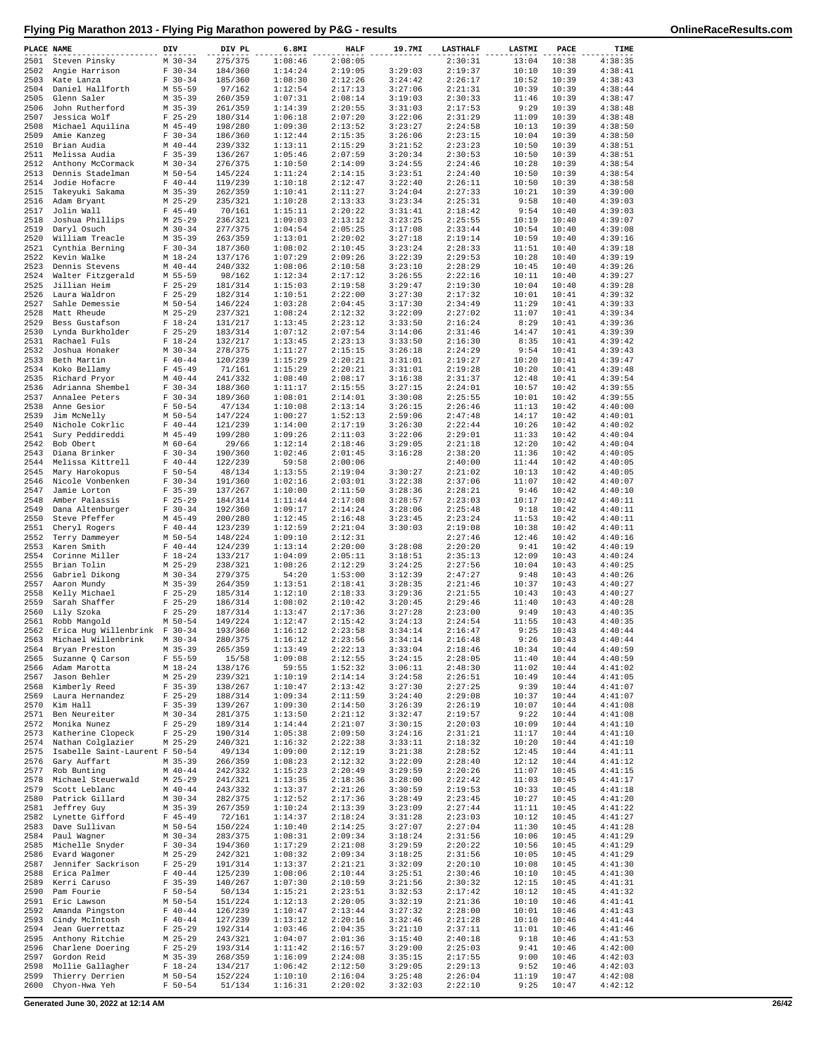# Flying Pig Marathon 2013 - Flying Pig Marathon powered by P&G - results

| PLACE | NAME | DIV | DIV PL | 6.8MI | HALF | 19.7MI | LASTHALF | LASTMI | PACE | TIME |
|---|---|---|---|---|---|---|---|---|---|---|
| 2501 | Steven Pinsky | M 30-34 | 275/375 | 1:08:46 | 2:08:05 | | 2:30:31 | 13:04 | 10:38 | 4:38:35 |
| 2502 | Angie Harrison | F 30-34 | 184/360 | 1:14:24 | 2:19:05 | 3:29:03 | 2:19:37 | 10:10 | 10:39 | 4:38:41 |
| 2503 | Kate Lanza | F 30-34 | 185/360 | 1:08:30 | 2:12:26 | 3:24:42 | 2:26:17 | 10:52 | 10:39 | 4:38:43 |
| 2504 | Daniel Hallforth | M 55-59 | 97/162 | 1:12:54 | 2:17:13 | 3:27:06 | 2:21:31 | 10:39 | 10:39 | 4:38:44 |
| 2505 | Glenn Saler | M 35-39 | 260/359 | 1:07:31 | 2:08:14 | 3:19:03 | 2:30:33 | 11:46 | 10:39 | 4:38:47 |
| 2506 | John Rutherford | M 35-39 | 261/359 | 1:14:39 | 2:20:55 | 3:31:03 | 2:17:53 | 9:29 | 10:39 | 4:38:48 |
| 2507 | Jessica Wolf | F 25-29 | 180/314 | 1:06:18 | 2:07:20 | 3:22:06 | 2:31:29 | 11:09 | 10:39 | 4:38:48 |
| 2508 | Michael Aquilina | M 45-49 | 198/280 | 1:09:30 | 2:13:52 | 3:23:27 | 2:24:58 | 10:13 | 10:39 | 4:38:50 |
| 2509 | Amie Kanzeg | F 30-34 | 186/360 | 1:12:44 | 2:15:35 | 3:26:06 | 2:23:15 | 10:04 | 10:39 | 4:38:50 |
| 2510 | Brian Audia | M 40-44 | 239/332 | 1:13:11 | 2:15:29 | 3:21:52 | 2:23:23 | 10:50 | 10:39 | 4:38:51 |
| 2511 | Melissa Audia | F 35-39 | 136/267 | 1:05:46 | 2:07:59 | 3:20:34 | 2:30:53 | 10:50 | 10:39 | 4:38:51 |
| 2512 | Anthony McCormack | M 30-34 | 276/375 | 1:10:50 | 2:14:09 | 3:24:55 | 2:24:46 | 10:28 | 10:39 | 4:38:54 |
| 2513 | Dennis Stadelman | M 50-54 | 145/224 | 1:11:24 | 2:14:15 | 3:23:51 | 2:24:40 | 10:50 | 10:39 | 4:38:54 |
| 2514 | Jodie Hofacre | F 40-44 | 119/239 | 1:10:18 | 2:12:47 | 3:22:40 | 2:26:11 | 10:50 | 10:39 | 4:38:58 |
| 2515 | Takeyuki Sakama | M 35-39 | 262/359 | 1:10:41 | 2:11:27 | 3:24:04 | 2:27:33 | 10:21 | 10:39 | 4:39:00 |
| 2516 | Adam Bryant | M 25-29 | 235/321 | 1:10:28 | 2:13:33 | 3:23:34 | 2:25:31 | 9:58 | 10:40 | 4:39:03 |
| 2517 | Jolin Wall | F 45-49 | 70/161 | 1:15:11 | 2:20:22 | 3:31:41 | 2:18:42 | 9:54 | 10:40 | 4:39:03 |
| 2518 | Joshua Phillips | M 25-29 | 236/321 | 1:09:03 | 2:13:12 | 3:23:25 | 2:25:55 | 10:19 | 10:40 | 4:39:07 |
| 2519 | Daryl Osuch | M 30-34 | 277/375 | 1:04:54 | 2:05:25 | 3:17:08 | 2:33:44 | 10:54 | 10:40 | 4:39:08 |
| 2520 | William Treacle | M 35-39 | 263/359 | 1:13:01 | 2:20:02 | 3:27:18 | 2:19:14 | 10:59 | 10:40 | 4:39:16 |
| 2521 | Cynthia Berning | F 30-34 | 187/360 | 1:08:02 | 2:10:45 | 3:23:24 | 2:28:33 | 11:51 | 10:40 | 4:39:18 |
| 2522 | Kevin Walke | M 18-24 | 137/176 | 1:07:29 | 2:09:26 | 3:22:39 | 2:29:53 | 10:28 | 10:40 | 4:39:19 |
| 2523 | Dennis Stevens | M 40-44 | 240/332 | 1:08:06 | 2:10:58 | 3:23:10 | 2:28:29 | 10:45 | 10:40 | 4:39:26 |
| 2524 | Walter Fitzgerald | M 55-59 | 98/162 | 1:12:34 | 2:17:12 | 3:26:55 | 2:22:16 | 10:11 | 10:40 | 4:39:27 |
| 2525 | Jillian Heim | F 25-29 | 181/314 | 1:15:03 | 2:19:58 | 3:29:47 | 2:19:30 | 10:04 | 10:40 | 4:39:28 |
| 2526 | Laura Waldron | F 25-29 | 182/314 | 1:10:51 | 2:22:00 | 3:27:30 | 2:17:32 | 10:01 | 10:41 | 4:39:32 |
| 2527 | Sahle Demessie | M 50-54 | 146/224 | 1:03:28 | 2:04:45 | 3:17:30 | 2:34:49 | 11:29 | 10:41 | 4:39:33 |
| 2528 | Matt Rheude | M 25-29 | 237/321 | 1:08:24 | 2:12:32 | 3:22:09 | 2:27:02 | 11:07 | 10:41 | 4:39:34 |
| 2529 | Bess Gustafson | F 18-24 | 131/217 | 1:13:45 | 2:23:12 | 3:33:50 | 2:16:24 | 8:29 | 10:41 | 4:39:36 |
| 2530 | Lynda Burkholder | F 25-29 | 183/314 | 1:07:12 | 2:07:54 | 3:14:06 | 2:31:46 | 14:47 | 10:41 | 4:39:39 |
| 2531 | Rachael Fuls | F 18-24 | 132/217 | 1:13:45 | 2:23:13 | 3:33:50 | 2:16:30 | 8:35 | 10:41 | 4:39:42 |
| 2532 | Joshua Honaker | M 30-34 | 278/375 | 1:11:27 | 2:15:15 | 3:26:18 | 2:24:29 | 9:54 | 10:41 | 4:39:43 |
| 2533 | Beth Martin | F 40-44 | 120/239 | 1:15:29 | 2:20:21 | 3:31:01 | 2:19:27 | 10:20 | 10:41 | 4:39:47 |
| 2534 | Koko Bellamy | F 45-49 | 71/161 | 1:15:29 | 2:20:21 | 3:31:01 | 2:19:28 | 10:20 | 10:41 | 4:39:48 |
| 2535 | Richard Pryor | M 40-44 | 241/332 | 1:08:40 | 2:08:17 | 3:16:38 | 2:31:37 | 12:48 | 10:41 | 4:39:54 |
| 2536 | Adrianna Shembel | F 30-34 | 188/360 | 1:11:17 | 2:15:55 | 3:27:15 | 2:24:01 | 10:57 | 10:42 | 4:39:55 |
| 2537 | Annalee Peters | F 30-34 | 189/360 | 1:08:01 | 2:14:01 | 3:30:08 | 2:25:55 | 10:01 | 10:42 | 4:39:55 |
| 2538 | Anne Gesior | F 50-54 | 47/134 | 1:10:08 | 2:13:14 | 3:26:15 | 2:26:46 | 11:13 | 10:42 | 4:40:00 |
| 2539 | Jim McNelly | M 50-54 | 147/224 | 1:00:27 | 1:52:13 | 2:59:06 | 2:47:48 | 14:17 | 10:42 | 4:40:01 |
| 2540 | Nichole Cokrlic | F 40-44 | 121/239 | 1:14:00 | 2:17:19 | 3:26:30 | 2:22:44 | 10:26 | 10:42 | 4:40:02 |
| 2541 | Sury Peddireddi | M 45-49 | 199/280 | 1:09:26 | 2:11:03 | 3:22:06 | 2:29:01 | 11:33 | 10:42 | 4:40:04 |
| 2542 | Bob Obert | M 60-64 | 29/66 | 1:12:14 | 2:18:46 | 3:29:05 | 2:21:18 | 12:20 | 10:42 | 4:40:04 |
| 2543 | Diana Brinker | F 30-34 | 190/360 | 1:02:46 | 2:01:45 | 3:16:28 | 2:38:20 | 11:36 | 10:42 | 4:40:05 |
| 2544 | Melissa Kittrell | F 40-44 | 122/239 | 59:58 | 2:00:06 | | 2:40:00 | 11:44 | 10:42 | 4:40:05 |
| 2545 | Mary Harokopus | F 50-54 | 48/134 | 1:13:55 | 2:19:04 | 3:30:27 | 2:21:02 | 10:13 | 10:42 | 4:40:05 |
| 2546 | Nicole Vonbenken | F 30-34 | 191/360 | 1:02:16 | 2:03:01 | 3:22:38 | 2:37:06 | 11:07 | 10:42 | 4:40:07 |
| 2547 | Jamie Lorton | F 35-39 | 137/267 | 1:10:00 | 2:11:50 | 3:28:36 | 2:28:21 | 9:46 | 10:42 | 4:40:10 |
| 2548 | Amber Palassis | F 25-29 | 184/314 | 1:11:44 | 2:17:08 | 3:28:57 | 2:23:03 | 10:17 | 10:42 | 4:40:11 |
| 2549 | Dana Altenburger | F 30-34 | 192/360 | 1:09:17 | 2:14:24 | 3:28:06 | 2:25:48 | 9:18 | 10:42 | 4:40:11 |
| 2550 | Steve Pfeffer | M 45-49 | 200/280 | 1:12:45 | 2:16:48 | 3:23:45 | 2:23:24 | 11:53 | 10:42 | 4:40:11 |
| 2551 | Cheryl Rogers | F 40-44 | 123/239 | 1:12:59 | 2:21:04 | 3:30:03 | 2:19:08 | 10:38 | 10:42 | 4:40:11 |
| 2552 | Terry Dammeyer | M 50-54 | 148/224 | 1:09:10 | 2:12:31 | | 2:27:46 | 12:46 | 10:42 | 4:40:16 |
| 2553 | Karen Smith | F 40-44 | 124/239 | 1:13:14 | 2:20:00 | 3:28:08 | 2:20:20 | 9:41 | 10:42 | 4:40:19 |
| 2554 | Corinne Miller | F 18-24 | 133/217 | 1:04:09 | 2:05:11 | 3:18:51 | 2:35:13 | 12:09 | 10:43 | 4:40:24 |
| 2555 | Brian Tolin | M 25-29 | 238/321 | 1:08:26 | 2:12:29 | 3:24:25 | 2:27:56 | 10:04 | 10:43 | 4:40:25 |
| 2556 | Gabriel Dikong | M 30-34 | 279/375 | 54:20 | 1:53:00 | 3:12:39 | 2:47:27 | 9:48 | 10:43 | 4:40:26 |
| 2557 | Aaron Mundy | M 35-39 | 264/359 | 1:13:51 | 2:18:41 | 3:28:35 | 2:21:46 | 10:37 | 10:43 | 4:40:27 |
| 2558 | Kelly Michael | F 25-29 | 185/314 | 1:12:10 | 2:18:33 | 3:29:36 | 2:21:55 | 10:43 | 10:43 | 4:40:27 |
| 2559 | Sarah Shaffer | F 25-29 | 186/314 | 1:08:02 | 2:10:42 | 3:20:45 | 2:29:46 | 11:40 | 10:43 | 4:40:28 |
| 2560 | Lily Szoka | F 25-29 | 187/314 | 1:13:47 | 2:17:36 | 3:27:28 | 2:23:00 | 9:49 | 10:43 | 4:40:35 |
| 2561 | Robb Mangold | M 50-54 | 149/224 | 1:12:47 | 2:15:42 | 3:24:13 | 2:24:54 | 11:55 | 10:43 | 4:40:35 |
| 2562 | Erica Hug Willenbrink | F 30-34 | 193/360 | 1:16:12 | 2:23:58 | 3:34:14 | 2:16:47 | 9:25 | 10:43 | 4:40:44 |
| 2563 | Michael Willenbrink | M 30-34 | 280/375 | 1:16:12 | 2:23:56 | 3:34:14 | 2:16:48 | 9:26 | 10:43 | 4:40:44 |
| 2564 | Bryan Preston | M 35-39 | 265/359 | 1:13:49 | 2:22:13 | 3:33:04 | 2:18:46 | 10:34 | 10:44 | 4:40:59 |
| 2565 | Suzanne Q Carson | F 55-59 | 15/58 | 1:09:08 | 2:12:55 | 3:24:15 | 2:28:05 | 11:40 | 10:44 | 4:40:59 |
| 2566 | Adam Marotta | M 18-24 | 138/176 | 59:55 | 1:52:32 | 3:06:11 | 2:48:30 | 11:02 | 10:44 | 4:41:02 |
| 2567 | Jason Behler | M 25-29 | 239/321 | 1:10:19 | 2:14:14 | 3:24:58 | 2:26:51 | 10:49 | 10:44 | 4:41:05 |
| 2568 | Kimberly Reed | F 35-39 | 138/267 | 1:10:47 | 2:13:42 | 3:27:30 | 2:27:25 | 9:39 | 10:44 | 4:41:07 |
| 2569 | Laura Hernandez | F 25-29 | 188/314 | 1:09:34 | 2:11:59 | 3:24:40 | 2:29:08 | 10:37 | 10:44 | 4:41:07 |
| 2570 | Kim Hall | F 35-39 | 139/267 | 1:09:30 | 2:14:50 | 3:26:39 | 2:26:19 | 10:07 | 10:44 | 4:41:08 |
| 2571 | Ben Neureiter | M 30-34 | 281/375 | 1:13:50 | 2:21:12 | 3:32:47 | 2:19:57 | 9:22 | 10:44 | 4:41:08 |
| 2572 | Monika Nunez | F 25-29 | 189/314 | 1:14:44 | 2:21:07 | 3:30:15 | 2:20:03 | 10:09 | 10:44 | 4:41:10 |
| 2573 | Katherine Clopeck | F 25-29 | 190/314 | 1:05:38 | 2:09:50 | 3:24:16 | 2:31:21 | 11:17 | 10:44 | 4:41:10 |
| 2574 | Nathan Colglazier | M 25-29 | 240/321 | 1:16:32 | 2:22:38 | 3:33:11 | 2:18:32 | 10:20 | 10:44 | 4:41:10 |
| 2575 | Isabelle Saint-Laurent | F 50-54 | 49/134 | 1:09:00 | 2:12:19 | 3:21:38 | 2:28:52 | 12:45 | 10:44 | 4:41:11 |
| 2576 | Gary Auffart | M 35-39 | 266/359 | 1:08:23 | 2:12:32 | 3:22:09 | 2:28:40 | 12:12 | 10:44 | 4:41:12 |
| 2577 | Rob Bunting | M 40-44 | 242/332 | 1:15:23 | 2:20:49 | 3:29:59 | 2:20:26 | 11:07 | 10:45 | 4:41:15 |
| 2578 | Michael Steuerwald | M 25-29 | 241/321 | 1:13:35 | 2:18:36 | 3:28:00 | 2:22:42 | 11:03 | 10:45 | 4:41:17 |
| 2579 | Scott Leblanc | M 40-44 | 243/332 | 1:13:37 | 2:21:26 | 3:30:59 | 2:19:53 | 10:33 | 10:45 | 4:41:18 |
| 2580 | Patrick Gillard | M 30-34 | 282/375 | 1:12:52 | 2:17:36 | 3:28:49 | 2:23:45 | 10:27 | 10:45 | 4:41:20 |
| 2581 | Jeffrey Guy | M 35-39 | 267/359 | 1:10:24 | 2:13:39 | 3:23:09 | 2:27:44 | 11:11 | 10:45 | 4:41:22 |
| 2582 | Lynette Gifford | F 45-49 | 72/161 | 1:14:37 | 2:18:24 | 3:31:28 | 2:23:03 | 10:12 | 10:45 | 4:41:27 |
| 2583 | Dave Sullivan | M 50-54 | 150/224 | 1:10:40 | 2:14:25 | 3:27:07 | 2:27:04 | 11:30 | 10:45 | 4:41:28 |
| 2584 | Paul Wagner | M 30-34 | 283/375 | 1:08:31 | 2:09:34 | 3:18:24 | 2:31:56 | 10:06 | 10:45 | 4:41:29 |
| 2585 | Michelle Snyder | F 30-34 | 194/360 | 1:17:29 | 2:21:08 | 3:29:59 | 2:20:22 | 10:56 | 10:45 | 4:41:29 |
| 2586 | Evard Wagoner | M 25-29 | 242/321 | 1:08:32 | 2:09:34 | 3:18:25 | 2:31:56 | 10:05 | 10:45 | 4:41:29 |
| 2587 | Jennifer Sackrison | F 25-29 | 191/314 | 1:13:37 | 2:21:21 | 3:32:09 | 2:20:10 | 10:08 | 10:45 | 4:41:30 |
| 2588 | Erica Palmer | F 40-44 | 125/239 | 1:08:06 | 2:10:44 | 3:25:51 | 2:30:46 | 10:10 | 10:45 | 4:41:30 |
| 2589 | Kerri Caruso | F 35-39 | 140/267 | 1:07:30 | 2:10:59 | 3:21:56 | 2:30:32 | 12:15 | 10:45 | 4:41:31 |
| 2590 | Pam Fourie | F 50-54 | 50/134 | 1:15:21 | 2:23:51 | 3:32:53 | 2:17:42 | 10:12 | 10:45 | 4:41:32 |
| 2591 | Eric Lawson | M 50-54 | 151/224 | 1:12:13 | 2:20:05 | 3:32:19 | 2:21:36 | 10:10 | 10:46 | 4:41:41 |
| 2592 | Amanda Pingston | F 40-44 | 126/239 | 1:10:47 | 2:13:44 | 3:27:32 | 2:28:00 | 10:01 | 10:46 | 4:41:43 |
| 2593 | Cindy McIntosh | F 40-44 | 127/239 | 1:13:12 | 2:20:16 | 3:32:46 | 2:21:28 | 10:10 | 10:46 | 4:41:44 |
| 2594 | Jean Guerrettaz | F 25-29 | 192/314 | 1:03:46 | 2:04:35 | 3:21:10 | 2:37:11 | 11:01 | 10:46 | 4:41:46 |
| 2595 | Anthony Ritchie | M 25-29 | 243/321 | 1:04:07 | 2:01:36 | 3:15:40 | 2:40:18 | 9:18 | 10:46 | 4:41:53 |
| 2596 | Charlene Doering | F 25-29 | 193/314 | 1:11:42 | 2:16:57 | 3:29:00 | 2:25:03 | 9:41 | 10:46 | 4:42:00 |
| 2597 | Gordon Reid | M 35-39 | 268/359 | 1:16:09 | 2:24:08 | 3:35:15 | 2:17:55 | 9:00 | 10:46 | 4:42:03 |
| 2598 | Mollie Gallagher | F 18-24 | 134/217 | 1:06:42 | 2:12:50 | 3:29:05 | 2:29:13 | 9:52 | 10:46 | 4:42:03 |
| 2599 | Thierry Derrien | M 50-54 | 152/224 | 1:10:10 | 2:16:04 | 3:25:48 | 2:26:04 | 11:19 | 10:47 | 4:42:08 |
| 2600 | Chyon-Hwa Yeh | F 50-54 | 51/134 | 1:16:31 | 2:20:02 | 3:32:03 | 2:22:10 | 9:25 | 10:47 | 4:42:12 |

Generated June 30, 2022 at 12:14 AM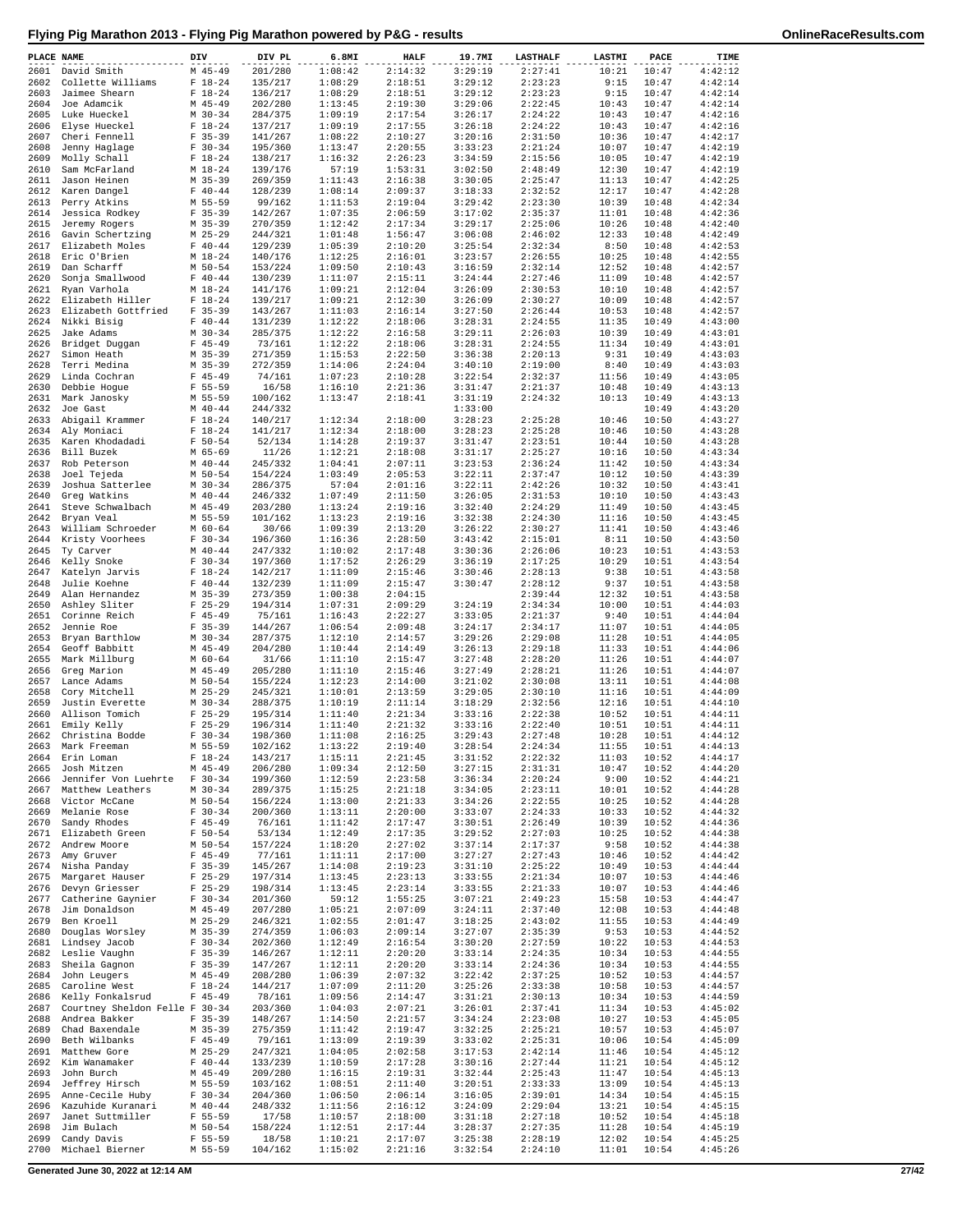# Flying Pig Marathon 2013 - Flying Pig Marathon powered by P&G - results

OnlineRaceResults.com

| PLACE | NAME | DIV | DIV PL | 6.8MI | HALF | 19.7MI | LASTHALF | LASTMI | PACE | TIME |
|---|---|---|---|---|---|---|---|---|---|---|
| 2601 | David Smith | M 45-49 | 201/280 | 1:08:42 | 2:14:32 | 3:29:19 | 2:27:41 | 10:21 | 10:47 | 4:42:12 |
| 2602 | Collette Williams | F 18-24 | 135/217 | 1:08:29 | 2:18:51 | 3:29:12 | 2:23:23 | 9:15 | 10:47 | 4:42:14 |
| 2603 | Jaimee Shearn | F 18-24 | 136/217 | 1:08:29 | 2:18:51 | 3:29:12 | 2:23:23 | 9:15 | 10:47 | 4:42:14 |
| 2604 | Joe Adamcik | M 45-49 | 202/280 | 1:13:45 | 2:19:30 | 3:29:06 | 2:22:45 | 10:43 | 10:47 | 4:42:14 |
| 2605 | Luke Hueckel | M 30-34 | 284/375 | 1:09:19 | 2:17:54 | 3:26:17 | 2:24:22 | 10:43 | 10:47 | 4:42:16 |
| 2606 | Elyse Hueckel | F 18-24 | 137/217 | 1:09:19 | 2:17:55 | 3:26:18 | 2:24:22 | 10:43 | 10:47 | 4:42:16 |
| 2607 | Cheri Fennell | F 35-39 | 141/267 | 1:08:22 | 2:10:27 | 3:20:16 | 2:31:50 | 10:36 | 10:47 | 4:42:17 |
| 2608 | Jenny Haglage | F 30-34 | 195/360 | 1:13:47 | 2:20:55 | 3:33:23 | 2:21:24 | 10:07 | 10:47 | 4:42:19 |
| 2609 | Molly Schall | F 18-24 | 138/217 | 1:16:32 | 2:26:23 | 3:34:59 | 2:15:56 | 10:05 | 10:47 | 4:42:19 |
| 2610 | Sam McFarland | M 18-24 | 139/176 | 57:19 | 1:53:31 | 3:02:50 | 2:48:49 | 12:30 | 10:47 | 4:42:19 |
| 2611 | Jason Heinen | M 35-39 | 269/359 | 1:11:43 | 2:16:38 | 3:30:05 | 2:25:47 | 11:13 | 10:47 | 4:42:25 |
| 2612 | Karen Dangel | F 40-44 | 128/239 | 1:08:14 | 2:09:37 | 3:18:33 | 2:32:52 | 12:17 | 10:47 | 4:42:28 |
| 2613 | Perry Atkins | M 55-59 | 99/162 | 1:11:53 | 2:19:04 | 3:29:42 | 2:23:30 | 10:39 | 10:48 | 4:42:34 |
| 2614 | Jessica Rodkey | F 35-39 | 142/267 | 1:07:35 | 2:06:59 | 3:17:02 | 2:35:37 | 11:01 | 10:48 | 4:42:36 |
| 2615 | Jeremy Rogers | M 35-39 | 270/359 | 1:12:42 | 2:17:34 | 3:29:17 | 2:25:06 | 10:26 | 10:48 | 4:42:40 |
| 2616 | Gavin Schertzing | M 25-29 | 244/321 | 1:01:48 | 1:56:47 | 3:06:08 | 2:46:02 | 12:33 | 10:48 | 4:42:49 |
| 2617 | Elizabeth Moles | F 40-44 | 129/239 | 1:05:39 | 2:10:20 | 3:25:54 | 2:32:34 | 8:50 | 10:48 | 4:42:53 |
| 2618 | Eric O'Brien | M 18-24 | 140/176 | 1:12:25 | 2:16:01 | 3:23:57 | 2:26:55 | 10:25 | 10:48 | 4:42:55 |
| 2619 | Dan Scharff | M 50-54 | 153/224 | 1:09:50 | 2:10:43 | 3:16:59 | 2:32:14 | 12:52 | 10:48 | 4:42:57 |
| 2620 | Sonja Smallwood | F 40-44 | 130/239 | 1:11:07 | 2:15:11 | 3:24:44 | 2:27:46 | 11:09 | 10:48 | 4:42:57 |
| 2621 | Ryan Varhola | M 18-24 | 141/176 | 1:09:21 | 2:12:04 | 3:26:09 | 2:30:53 | 10:10 | 10:48 | 4:42:57 |
| 2622 | Elizabeth Hiller | F 18-24 | 139/217 | 1:09:21 | 2:12:30 | 3:26:09 | 2:30:27 | 10:09 | 10:48 | 4:42:57 |
| 2623 | Elizabeth Gottfried | F 35-39 | 143/267 | 1:11:03 | 2:16:14 | 3:27:50 | 2:26:44 | 10:53 | 10:48 | 4:42:57 |
| 2624 | Nikki Bisig | F 40-44 | 131/239 | 1:12:22 | 2:18:06 | 3:28:31 | 2:24:55 | 11:35 | 10:49 | 4:43:00 |
| 2625 | Jake Adams | M 30-34 | 285/375 | 1:12:22 | 2:16:58 | 3:29:11 | 2:26:03 | 10:39 | 10:49 | 4:43:01 |
| 2626 | Bridget Duggan | F 45-49 | 73/161 | 1:12:22 | 2:18:06 | 3:28:31 | 2:24:55 | 11:34 | 10:49 | 4:43:01 |
| 2627 | Simon Heath | M 35-39 | 271/359 | 1:15:53 | 2:22:50 | 3:36:38 | 2:20:13 | 9:31 | 10:49 | 4:43:03 |
| 2628 | Terri Medina | M 35-39 | 272/359 | 1:14:06 | 2:24:04 | 3:40:10 | 2:19:00 | 8:40 | 10:49 | 4:43:03 |
| 2629 | Linda Cochran | F 45-49 | 74/161 | 1:07:23 | 2:10:28 | 3:22:54 | 2:32:37 | 11:56 | 10:49 | 4:43:05 |
| 2630 | Debbie Hogue | F 55-59 | 16/58 | 1:16:10 | 2:21:36 | 3:31:47 | 2:21:37 | 10:48 | 10:49 | 4:43:13 |
| 2631 | Mark Janosky | M 55-59 | 100/162 | 1:13:47 | 2:18:41 | 3:31:19 | 2:24:32 | 10:13 | 10:49 | 4:43:13 |
| 2632 | Joe Gast | M 40-44 | 244/332 | | | 1:33:00 | | | 10:49 | 4:43:20 |
| 2633 | Abigail Krammer | F 18-24 | 140/217 | 1:12:34 | 2:18:00 | 3:28:23 | 2:25:28 | 10:46 | 10:50 | 4:43:27 |
| 2634 | Aly Moniaci | F 18-24 | 141/217 | 1:12:34 | 2:18:00 | 3:28:23 | 2:25:28 | 10:46 | 10:50 | 4:43:28 |
| 2635 | Karen Khodadadi | F 50-54 | 52/134 | 1:14:28 | 2:19:37 | 3:31:47 | 2:23:51 | 10:44 | 10:50 | 4:43:28 |
| 2636 | Bill Buzek | M 65-69 | 11/26 | 1:12:21 | 2:18:08 | 3:31:17 | 2:25:27 | 10:16 | 10:50 | 4:43:34 |
| 2637 | Rob Peterson | M 40-44 | 245/332 | 1:04:41 | 2:07:11 | 3:23:53 | 2:36:24 | 11:42 | 10:50 | 4:43:34 |
| 2638 | Joel Tejeda | M 50-54 | 154/224 | 1:03:49 | 2:05:53 | 3:22:11 | 2:37:47 | 10:12 | 10:50 | 4:43:39 |
| 2639 | Joshua Satterlee | M 30-34 | 286/375 | 57:04 | 2:01:16 | 3:22:11 | 2:42:26 | 10:32 | 10:50 | 4:43:41 |
| 2640 | Greg Watkins | M 40-44 | 246/332 | 1:07:49 | 2:11:50 | 3:26:05 | 2:31:53 | 10:10 | 10:50 | 4:43:43 |
| 2641 | Steve Schwalbach | M 45-49 | 203/280 | 1:13:24 | 2:19:16 | 3:32:40 | 2:24:29 | 11:49 | 10:50 | 4:43:45 |
| 2642 | Bryan Veal | M 55-59 | 101/162 | 1:13:23 | 2:19:16 | 3:32:38 | 2:24:30 | 11:16 | 10:50 | 4:43:45 |
| 2643 | William Schroeder | M 60-64 | 30/66 | 1:09:39 | 2:13:20 | 3:26:22 | 2:30:27 | 11:41 | 10:50 | 4:43:46 |
| 2644 | Kristy Voorhees | F 30-34 | 196/360 | 1:16:36 | 2:28:50 | 3:43:42 | 2:15:01 | 8:11 | 10:50 | 4:43:50 |
| 2645 | Ty Carver | M 40-44 | 247/332 | 1:10:02 | 2:17:48 | 3:30:36 | 2:26:06 | 10:23 | 10:51 | 4:43:53 |
| 2646 | Kelly Snoke | F 30-34 | 197/360 | 1:17:52 | 2:26:29 | 3:36:19 | 2:17:25 | 10:29 | 10:51 | 4:43:54 |
| 2647 | Katelyn Jarvis | F 18-24 | 142/217 | 1:11:09 | 2:15:46 | 3:30:46 | 2:28:13 | 9:38 | 10:51 | 4:43:58 |
| 2648 | Julie Koehne | F 40-44 | 132/239 | 1:11:09 | 2:15:47 | 3:30:47 | 2:28:12 | 9:37 | 10:51 | 4:43:58 |
| 2649 | Alan Hernandez | M 35-39 | 273/359 | 1:00:38 | 2:04:15 | | 2:39:44 | 12:32 | 10:51 | 4:43:58 |
| 2650 | Ashley Sliter | F 25-29 | 194/314 | 1:07:31 | 2:09:29 | 3:24:19 | 2:34:34 | 10:00 | 10:51 | 4:44:03 |
| 2651 | Corinne Reich | F 45-49 | 75/161 | 1:16:43 | 2:22:27 | 3:33:05 | 2:21:37 | 9:40 | 10:51 | 4:44:04 |
| 2652 | Jennie Roe | F 35-39 | 144/267 | 1:06:54 | 2:09:48 | 3:24:17 | 2:34:17 | 11:07 | 10:51 | 4:44:05 |
| 2653 | Bryan Barthlow | M 30-34 | 287/375 | 1:12:10 | 2:14:57 | 3:29:26 | 2:29:08 | 11:28 | 10:51 | 4:44:05 |
| 2654 | Geoff Babbitt | M 45-49 | 204/280 | 1:10:44 | 2:14:49 | 3:26:13 | 2:29:18 | 11:33 | 10:51 | 4:44:06 |
| 2655 | Mark Millburg | M 60-64 | 31/66 | 1:11:10 | 2:15:47 | 3:27:48 | 2:28:20 | 11:26 | 10:51 | 4:44:07 |
| 2656 | Greg Marion | M 45-49 | 205/280 | 1:11:10 | 2:15:46 | 3:27:49 | 2:28:21 | 11:26 | 10:51 | 4:44:07 |
| 2657 | Lance Adams | M 50-54 | 155/224 | 1:12:23 | 2:14:00 | 3:21:02 | 2:30:08 | 13:11 | 10:51 | 4:44:08 |
| 2658 | Cory Mitchell | M 25-29 | 245/321 | 1:10:01 | 2:13:59 | 3:29:05 | 2:30:10 | 11:16 | 10:51 | 4:44:09 |
| 2659 | Justin Everette | M 30-34 | 288/375 | 1:10:19 | 2:11:14 | 3:18:29 | 2:32:56 | 12:16 | 10:51 | 4:44:10 |
| 2660 | Allison Tomich | F 25-29 | 195/314 | 1:11:40 | 2:21:34 | 3:33:16 | 2:22:38 | 10:52 | 10:51 | 4:44:11 |
| 2661 | Emily Kelly | F 25-29 | 196/314 | 1:11:40 | 2:21:32 | 3:33:16 | 2:22:40 | 10:51 | 10:51 | 4:44:11 |
| 2662 | Christina Bodde | F 30-34 | 198/360 | 1:11:08 | 2:16:25 | 3:29:43 | 2:27:48 | 10:28 | 10:51 | 4:44:12 |
| 2663 | Mark Freeman | M 55-59 | 102/162 | 1:13:22 | 2:19:40 | 3:28:54 | 2:24:34 | 11:55 | 10:51 | 4:44:13 |
| 2664 | Erin Loman | F 18-24 | 143/217 | 1:15:11 | 2:21:45 | 3:31:52 | 2:22:32 | 11:03 | 10:52 | 4:44:17 |
| 2665 | Josh Mitzen | M 45-49 | 206/280 | 1:09:34 | 2:12:50 | 3:27:15 | 2:31:31 | 10:47 | 10:52 | 4:44:20 |
| 2666 | Jennifer Von Luehrte | F 30-34 | 199/360 | 1:12:59 | 2:23:58 | 3:36:34 | 2:20:24 | 9:00 | 10:52 | 4:44:21 |
| 2667 | Matthew Leathers | M 30-34 | 289/375 | 1:15:25 | 2:21:18 | 3:34:05 | 2:23:11 | 10:01 | 10:52 | 4:44:28 |
| 2668 | Victor McCane | M 50-54 | 156/224 | 1:13:00 | 2:21:33 | 3:34:26 | 2:22:55 | 10:25 | 10:52 | 4:44:28 |
| 2669 | Melanie Rose | F 30-34 | 200/360 | 1:13:11 | 2:20:00 | 3:33:07 | 2:24:33 | 10:33 | 10:52 | 4:44:32 |
| 2670 | Sandy Rhodes | F 45-49 | 76/161 | 1:11:42 | 2:17:47 | 3:30:51 | 2:26:49 | 10:39 | 10:52 | 4:44:36 |
| 2671 | Elizabeth Green | F 50-54 | 53/134 | 1:12:49 | 2:17:35 | 3:29:52 | 2:27:03 | 10:25 | 10:52 | 4:44:38 |
| 2672 | Andrew Moore | M 50-54 | 157/224 | 1:18:20 | 2:27:02 | 3:37:14 | 2:17:37 | 9:58 | 10:52 | 4:44:38 |
| 2673 | Amy Gruver | F 45-49 | 77/161 | 1:11:11 | 2:17:00 | 3:27:27 | 2:27:43 | 10:46 | 10:52 | 4:44:42 |
| 2674 | Nisha Panday | F 35-39 | 145/267 | 1:14:08 | 2:19:23 | 3:31:10 | 2:25:22 | 10:49 | 10:53 | 4:44:44 |
| 2675 | Margaret Hauser | F 25-29 | 197/314 | 1:13:45 | 2:23:13 | 3:33:55 | 2:21:34 | 10:07 | 10:53 | 4:44:46 |
| 2676 | Devyn Griesser | F 25-29 | 198/314 | 1:13:45 | 2:23:14 | 3:33:55 | 2:21:33 | 10:07 | 10:53 | 4:44:46 |
| 2677 | Catherine Gaynier | F 30-34 | 201/360 | 59:12 | 1:55:25 | 3:07:21 | 2:49:23 | 15:58 | 10:53 | 4:44:47 |
| 2678 | Jim Donaldson | M 45-49 | 207/280 | 1:05:21 | 2:07:09 | 3:24:11 | 2:37:40 | 12:08 | 10:53 | 4:44:48 |
| 2679 | Ben Kroell | M 25-29 | 246/321 | 1:02:55 | 2:01:47 | 3:18:25 | 2:43:02 | 11:55 | 10:53 | 4:44:49 |
| 2680 | Douglas Worsley | M 35-39 | 274/359 | 1:06:03 | 2:09:14 | 3:27:07 | 2:35:39 | 9:53 | 10:53 | 4:44:52 |
| 2681 | Lindsey Jacob | F 30-34 | 202/360 | 1:12:49 | 2:16:54 | 3:30:20 | 2:27:59 | 10:22 | 10:53 | 4:44:53 |
| 2682 | Leslie Vaughn | F 35-39 | 146/267 | 1:12:11 | 2:20:20 | 3:33:14 | 2:24:35 | 10:34 | 10:53 | 4:44:55 |
| 2683 | Sheila Gagnon | F 35-39 | 147/267 | 1:12:11 | 2:20:20 | 3:33:14 | 2:24:36 | 10:34 | 10:53 | 4:44:55 |
| 2684 | John Leugers | M 45-49 | 208/280 | 1:06:39 | 2:07:32 | 3:22:42 | 2:37:25 | 10:52 | 10:53 | 4:44:57 |
| 2685 | Caroline West | F 18-24 | 144/217 | 1:07:09 | 2:11:20 | 3:25:26 | 2:33:38 | 10:58 | 10:53 | 4:44:57 |
| 2686 | Kelly Fonkalsrud | F 45-49 | 78/161 | 1:09:56 | 2:14:47 | 3:31:21 | 2:30:13 | 10:34 | 10:53 | 4:44:59 |
| 2687 | Courtney Sheldon Felle | F 30-34 | 203/360 | 1:04:03 | 2:07:21 | 3:26:01 | 2:37:41 | 11:34 | 10:53 | 4:45:02 |
| 2688 | Andrea Bakker | F 35-39 | 148/267 | 1:14:50 | 2:21:57 | 3:34:24 | 2:23:08 | 10:27 | 10:53 | 4:45:05 |
| 2689 | Chad Baxendale | M 35-39 | 275/359 | 1:11:42 | 2:19:47 | 3:32:25 | 2:25:21 | 10:57 | 10:53 | 4:45:07 |
| 2690 | Beth Wilbanks | F 45-49 | 79/161 | 1:13:09 | 2:19:39 | 3:33:02 | 2:25:31 | 10:06 | 10:54 | 4:45:09 |
| 2691 | Matthew Gore | M 25-29 | 247/321 | 1:04:05 | 2:02:58 | 3:17:53 | 2:42:14 | 11:46 | 10:54 | 4:45:12 |
| 2692 | Kim Wanamaker | F 40-44 | 133/239 | 1:10:59 | 2:17:28 | 3:30:16 | 2:27:44 | 11:21 | 10:54 | 4:45:12 |
| 2693 | John Burch | M 45-49 | 209/280 | 1:16:15 | 2:19:31 | 3:32:44 | 2:25:43 | 11:47 | 10:54 | 4:45:13 |
| 2694 | Jeffrey Hirsch | M 55-59 | 103/162 | 1:08:51 | 2:11:40 | 3:20:51 | 2:33:33 | 13:09 | 10:54 | 4:45:13 |
| 2695 | Anne-Cecile Huby | F 30-34 | 204/360 | 1:06:50 | 2:06:14 | 3:16:05 | 2:39:01 | 14:34 | 10:54 | 4:45:15 |
| 2696 | Kazuhide Kuranari | M 40-44 | 248/332 | 1:11:56 | 2:16:12 | 3:24:09 | 2:29:04 | 13:21 | 10:54 | 4:45:15 |
| 2697 | Janet Suttmiller | F 55-59 | 17/58 | 1:10:57 | 2:18:00 | 3:31:18 | 2:27:18 | 10:52 | 10:54 | 4:45:18 |
| 2698 | Jim Bulach | M 50-54 | 158/224 | 1:12:51 | 2:17:44 | 3:28:37 | 2:27:35 | 11:28 | 10:54 | 4:45:19 |
| 2699 | Candy Davis | F 55-59 | 18/58 | 1:10:21 | 2:17:07 | 3:25:38 | 2:28:19 | 12:02 | 10:54 | 4:45:25 |
| 2700 | Michael Bierner | M 55-59 | 104/162 | 1:15:02 | 2:21:16 | 3:32:54 | 2:24:10 | 11:01 | 10:54 | 4:45:26 |

Generated June 30, 2022 at 12:14 AM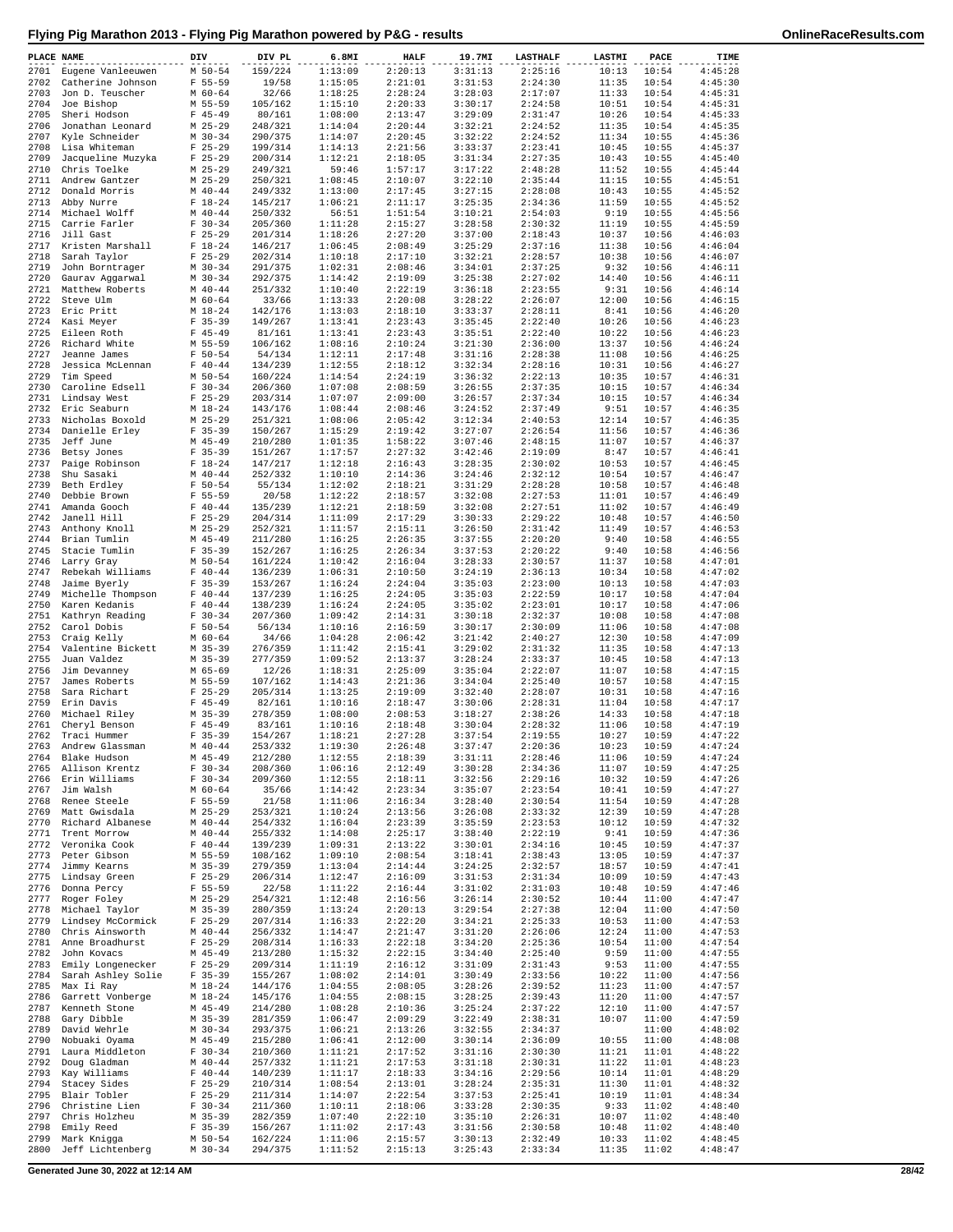# Flying Pig Marathon 2013 - Flying Pig Marathon powered by P&G - results

| PLACE | NAME | DIV | DIV PL | 6.8MI | HALF | 19.7MI | LASTHALF | LASTMI | PACE | TIME |
|---|---|---|---|---|---|---|---|---|---|---|
| 2701 | Eugene Vanleeuwen | M 50-54 | 159/224 | 1:13:09 | 2:20:13 | 3:31:13 | 2:25:16 | 10:13 | 10:54 | 4:45:28 |
| 2702 | Catherine Johnson | F 55-59 | 19/58 | 1:15:05 | 2:21:01 | 3:31:53 | 2:24:30 | 11:35 | 10:54 | 4:45:30 |
| 2703 | Jon D. Teuscher | M 60-64 | 32/66 | 1:18:25 | 2:28:24 | 3:28:03 | 2:17:07 | 11:33 | 10:54 | 4:45:31 |
| 2704 | Joe Bishop | M 55-59 | 105/162 | 1:15:10 | 2:20:33 | 3:30:17 | 2:24:58 | 10:51 | 10:54 | 4:45:31 |
| 2705 | Sheri Hodson | F 45-49 | 80/161 | 1:08:00 | 2:13:47 | 3:29:09 | 2:31:47 | 10:26 | 10:54 | 4:45:33 |
| 2706 | Jonathan Leonard | M 25-29 | 248/321 | 1:14:04 | 2:20:44 | 3:32:21 | 2:24:52 | 11:35 | 10:54 | 4:45:35 |
| 2707 | Kyle Schneider | M 30-34 | 290/375 | 1:14:07 | 2:20:45 | 3:32:22 | 2:24:52 | 11:34 | 10:55 | 4:45:36 |
| 2708 | Lisa Whiteman | F 25-29 | 199/314 | 1:14:13 | 2:21:56 | 3:33:37 | 2:23:41 | 10:45 | 10:55 | 4:45:37 |
| 2709 | Jacqueline Muzyka | F 25-29 | 200/314 | 1:12:21 | 2:18:05 | 3:31:34 | 2:27:35 | 10:43 | 10:55 | 4:45:40 |
| 2710 | Chris Toelke | M 25-29 | 249/321 | 59:46 | 1:57:17 | 3:17:22 | 2:48:28 | 11:52 | 10:55 | 4:45:44 |
| 2711 | Andrew Gantzer | M 25-29 | 250/321 | 1:08:45 | 2:10:07 | 3:22:10 | 2:35:44 | 11:15 | 10:55 | 4:45:51 |
| 2712 | Donald Morris | M 40-44 | 249/332 | 1:13:00 | 2:17:45 | 3:27:15 | 2:28:08 | 10:43 | 10:55 | 4:45:52 |
| 2713 | Abby Nurre | F 18-24 | 145/217 | 1:06:21 | 2:11:17 | 3:25:35 | 2:34:36 | 11:59 | 10:55 | 4:45:52 |
| 2714 | Michael Wolff | M 40-44 | 250/332 | 56:51 | 1:51:54 | 3:10:21 | 2:54:03 | 9:19 | 10:55 | 4:45:56 |
| 2715 | Carrie Farler | F 30-34 | 205/360 | 1:11:28 | 2:15:27 | 3:28:58 | 2:30:32 | 11:19 | 10:55 | 4:45:59 |
| 2716 | Jill Gast | F 25-29 | 201/314 | 1:18:26 | 2:27:20 | 3:37:00 | 2:18:43 | 10:37 | 10:56 | 4:46:03 |
| 2717 | Kristen Marshall | F 18-24 | 146/217 | 1:06:45 | 2:08:49 | 3:25:29 | 2:37:16 | 11:38 | 10:56 | 4:46:04 |
| 2718 | Sarah Taylor | F 25-29 | 202/314 | 1:10:18 | 2:17:10 | 3:32:21 | 2:28:57 | 10:38 | 10:56 | 4:46:07 |
| 2719 | John Borntrager | M 30-34 | 291/375 | 1:02:31 | 2:08:46 | 3:34:01 | 2:37:25 | 9:32 | 10:56 | 4:46:11 |
| 2720 | Gaurav Aggarwal | M 30-34 | 292/375 | 1:14:42 | 2:19:09 | 3:25:38 | 2:27:02 | 14:40 | 10:56 | 4:46:11 |
| 2721 | Matthew Roberts | M 40-44 | 251/332 | 1:10:40 | 2:22:19 | 3:36:18 | 2:23:55 | 9:31 | 10:56 | 4:46:14 |
| 2722 | Steve Ulm | M 60-64 | 33/66 | 1:13:33 | 2:20:08 | 3:28:22 | 2:26:07 | 12:00 | 10:56 | 4:46:15 |
| 2723 | Eric Pritt | M 18-24 | 142/176 | 1:13:03 | 2:18:10 | 3:33:37 | 2:28:11 | 8:41 | 10:56 | 4:46:20 |
| 2724 | Kasi Meyer | F 35-39 | 149/267 | 1:13:41 | 2:23:43 | 3:35:45 | 2:22:40 | 10:26 | 10:56 | 4:46:23 |
| 2725 | Eileen Roth | F 45-49 | 81/161 | 1:13:41 | 2:23:43 | 3:35:51 | 2:22:40 | 10:22 | 10:56 | 4:46:23 |
| 2726 | Richard White | M 55-59 | 106/162 | 1:08:16 | 2:10:24 | 3:21:30 | 2:36:00 | 13:37 | 10:56 | 4:46:24 |
| 2727 | Jeanne James | F 50-54 | 54/134 | 1:12:11 | 2:17:48 | 3:31:16 | 2:28:38 | 11:08 | 10:56 | 4:46:25 |
| 2728 | Jessica McLennan | F 40-44 | 134/239 | 1:12:55 | 2:18:12 | 3:32:34 | 2:28:16 | 10:31 | 10:56 | 4:46:27 |
| 2729 | Tim Speed | M 50-54 | 160/224 | 1:14:54 | 2:24:19 | 3:36:32 | 2:22:13 | 10:35 | 10:57 | 4:46:31 |
| 2730 | Caroline Edsell | F 30-34 | 206/360 | 1:07:08 | 2:08:59 | 3:26:55 | 2:37:35 | 10:15 | 10:57 | 4:46:34 |
| 2731 | Lindsay West | F 25-29 | 203/314 | 1:07:07 | 2:09:00 | 3:26:57 | 2:37:34 | 10:15 | 10:57 | 4:46:34 |
| 2732 | Eric Seaburn | M 18-24 | 143/176 | 1:08:44 | 2:08:46 | 3:24:52 | 2:37:49 | 9:51 | 10:57 | 4:46:35 |
| 2733 | Nicholas Boxold | M 25-29 | 251/321 | 1:08:06 | 2:05:42 | 3:12:34 | 2:40:53 | 12:14 | 10:57 | 4:46:35 |
| 2734 | Danielle Erley | F 35-39 | 150/267 | 1:15:29 | 2:19:42 | 3:27:07 | 2:26:54 | 11:56 | 10:57 | 4:46:36 |
| 2735 | Jeff June | M 45-49 | 210/280 | 1:01:35 | 1:58:22 | 3:07:46 | 2:48:15 | 11:07 | 10:57 | 4:46:37 |
| 2736 | Betsy Jones | F 35-39 | 151/267 | 1:17:57 | 2:27:32 | 3:42:46 | 2:19:09 | 8:47 | 10:57 | 4:46:41 |
| 2737 | Paige Robinson | F 18-24 | 147/217 | 1:12:18 | 2:16:43 | 3:28:35 | 2:30:02 | 10:53 | 10:57 | 4:46:45 |
| 2738 | Shu Sasaki | M 40-44 | 252/332 | 1:10:10 | 2:14:36 | 3:24:46 | 2:32:12 | 10:54 | 10:57 | 4:46:47 |
| 2739 | Beth Erdley | F 50-54 | 55/134 | 1:12:02 | 2:18:21 | 3:31:29 | 2:28:28 | 10:58 | 10:57 | 4:46:48 |
| 2740 | Debbie Brown | F 55-59 | 20/58 | 1:12:22 | 2:18:57 | 3:32:08 | 2:27:53 | 11:01 | 10:57 | 4:46:49 |
| 2741 | Amanda Gooch | F 40-44 | 135/239 | 1:12:21 | 2:18:59 | 3:32:08 | 2:27:51 | 11:02 | 10:57 | 4:46:49 |
| 2742 | Janell Hill | F 25-29 | 204/314 | 1:11:09 | 2:17:29 | 3:30:33 | 2:29:22 | 10:48 | 10:57 | 4:46:50 |
| 2743 | Anthony Knoll | M 25-29 | 252/321 | 1:11:57 | 2:15:11 | 3:26:50 | 2:31:42 | 11:49 | 10:57 | 4:46:53 |
| 2744 | Brian Tumlin | M 45-49 | 211/280 | 1:16:25 | 2:26:35 | 3:37:55 | 2:20:20 | 9:40 | 10:58 | 4:46:55 |
| 2745 | Stacie Tumlin | F 35-39 | 152/267 | 1:16:25 | 2:26:34 | 3:37:53 | 2:20:22 | 9:40 | 10:58 | 4:46:56 |
| 2746 | Larry Gray | M 50-54 | 161/224 | 1:10:42 | 2:16:04 | 3:28:33 | 2:30:57 | 11:37 | 10:58 | 4:47:01 |
| 2747 | Rebekah Williams | F 40-44 | 136/239 | 1:06:31 | 2:10:50 | 3:24:19 | 2:36:13 | 10:34 | 10:58 | 4:47:02 |
| 2748 | Jaime Byerly | F 35-39 | 153/267 | 1:16:24 | 2:24:04 | 3:35:03 | 2:23:00 | 10:13 | 10:58 | 4:47:03 |
| 2749 | Michelle Thompson | F 40-44 | 137/239 | 1:16:25 | 2:24:05 | 3:35:03 | 2:22:59 | 10:17 | 10:58 | 4:47:04 |
| 2750 | Karen Kedanis | F 40-44 | 138/239 | 1:16:24 | 2:24:05 | 3:35:02 | 2:23:01 | 10:17 | 10:58 | 4:47:06 |
| 2751 | Kathryn Reading | F 30-34 | 207/360 | 1:09:42 | 2:14:31 | 3:30:18 | 2:32:37 | 10:08 | 10:58 | 4:47:08 |
| 2752 | Carol Dobis | F 50-54 | 56/134 | 1:10:16 | 2:16:59 | 3:30:17 | 2:30:09 | 11:06 | 10:58 | 4:47:08 |
| 2753 | Craig Kelly | M 60-64 | 34/66 | 1:04:28 | 2:06:42 | 3:21:42 | 2:40:27 | 12:30 | 10:58 | 4:47:09 |
| 2754 | Valentine Bickett | M 35-39 | 276/359 | 1:11:42 | 2:15:41 | 3:29:02 | 2:31:32 | 11:35 | 10:58 | 4:47:13 |
| 2755 | Juan Valdez | M 35-39 | 277/359 | 1:09:52 | 2:13:37 | 3:28:24 | 2:33:37 | 10:45 | 10:58 | 4:47:13 |
| 2756 | Jim Devanney | M 65-69 | 12/26 | 1:18:31 | 2:25:09 | 3:35:04 | 2:22:07 | 11:07 | 10:58 | 4:47:15 |
| 2757 | James Roberts | M 55-59 | 107/162 | 1:14:43 | 2:21:36 | 3:34:04 | 2:25:40 | 10:57 | 10:58 | 4:47:15 |
| 2758 | Sara Richart | F 25-29 | 205/314 | 1:13:25 | 2:19:09 | 3:32:40 | 2:28:07 | 10:31 | 10:58 | 4:47:16 |
| 2759 | Erin Davis | F 45-49 | 82/161 | 1:10:16 | 2:18:47 | 3:30:06 | 2:28:31 | 11:04 | 10:58 | 4:47:17 |
| 2760 | Michael Riley | M 35-39 | 278/359 | 1:08:00 | 2:08:53 | 3:18:27 | 2:38:26 | 14:33 | 10:58 | 4:47:18 |
| 2761 | Cheryl Benson | F 45-49 | 83/161 | 1:10:16 | 2:18:48 | 3:30:04 | 2:28:32 | 11:06 | 10:58 | 4:47:19 |
| 2762 | Traci Hummer | F 35-39 | 154/267 | 1:18:21 | 2:27:28 | 3:37:54 | 2:19:55 | 10:27 | 10:59 | 4:47:22 |
| 2763 | Andrew Glassman | M 40-44 | 253/332 | 1:19:30 | 2:26:48 | 3:37:47 | 2:20:36 | 10:23 | 10:59 | 4:47:24 |
| 2764 | Blake Hudson | M 45-49 | 212/280 | 1:12:55 | 2:18:39 | 3:31:11 | 2:28:46 | 11:06 | 10:59 | 4:47:24 |
| 2765 | Allison Krentz | F 30-34 | 208/360 | 1:06:16 | 2:12:49 | 3:30:28 | 2:34:36 | 11:07 | 10:59 | 4:47:25 |
| 2766 | Erin Williams | F 30-34 | 209/360 | 1:12:55 | 2:18:11 | 3:32:56 | 2:29:16 | 10:32 | 10:59 | 4:47:26 |
| 2767 | Jim Walsh | M 60-64 | 35/66 | 1:14:42 | 2:23:34 | 3:35:07 | 2:23:54 | 10:41 | 10:59 | 4:47:27 |
| 2768 | Renee Steele | F 55-59 | 21/58 | 1:11:06 | 2:16:34 | 3:28:40 | 2:30:54 | 11:54 | 10:59 | 4:47:28 |
| 2769 | Matt Gwisdala | M 25-29 | 253/321 | 1:10:24 | 2:13:56 | 3:26:08 | 2:33:32 | 12:39 | 10:59 | 4:47:28 |
| 2770 | Richard Albanese | M 40-44 | 254/332 | 1:16:04 | 2:23:39 | 3:35:59 | 2:23:53 | 10:12 | 10:59 | 4:47:32 |
| 2771 | Trent Morrow | M 40-44 | 255/332 | 1:14:08 | 2:25:17 | 3:38:40 | 2:22:19 | 9:41 | 10:59 | 4:47:36 |
| 2772 | Veronika Cook | F 40-44 | 139/239 | 1:09:31 | 2:13:22 | 3:30:01 | 2:34:16 | 10:45 | 10:59 | 4:47:37 |
| 2773 | Peter Gibson | M 55-59 | 108/162 | 1:09:10 | 2:08:54 | 3:18:41 | 2:38:43 | 13:05 | 10:59 | 4:47:37 |
| 2774 | Jimmy Kearns | M 35-39 | 279/359 | 1:13:04 | 2:14:44 | 3:24:25 | 2:32:57 | 18:57 | 10:59 | 4:47:41 |
| 2775 | Lindsay Green | F 25-29 | 206/314 | 1:12:47 | 2:16:09 | 3:31:53 | 2:31:34 | 10:09 | 10:59 | 4:47:43 |
| 2776 | Donna Percy | F 55-59 | 22/58 | 1:11:22 | 2:16:44 | 3:31:02 | 2:31:03 | 10:48 | 10:59 | 4:47:46 |
| 2777 | Roger Foley | M 25-29 | 254/321 | 1:12:48 | 2:16:56 | 3:26:14 | 2:30:52 | 10:44 | 11:00 | 4:47:47 |
| 2778 | Michael Taylor | M 35-39 | 280/359 | 1:13:24 | 2:20:13 | 3:29:54 | 2:27:38 | 12:04 | 11:00 | 4:47:50 |
| 2779 | Lindsey McCormick | F 25-29 | 207/314 | 1:16:33 | 2:22:20 | 3:34:21 | 2:25:33 | 10:53 | 11:00 | 4:47:53 |
| 2780 | Chris Ainsworth | M 40-44 | 256/332 | 1:14:47 | 2:21:47 | 3:31:20 | 2:26:06 | 12:24 | 11:00 | 4:47:53 |
| 2781 | Anne Broadhurst | F 25-29 | 208/314 | 1:16:33 | 2:22:18 | 3:34:20 | 2:25:36 | 10:54 | 11:00 | 4:47:54 |
| 2782 | John Kovacs | M 45-49 | 213/280 | 1:15:32 | 2:22:15 | 3:34:40 | 2:25:40 | 9:59 | 11:00 | 4:47:55 |
| 2783 | Emily Longenecker | F 25-29 | 209/314 | 1:11:19 | 2:16:12 | 3:31:09 | 2:31:43 | 9:53 | 11:00 | 4:47:55 |
| 2784 | Sarah Ashley Solie | F 35-39 | 155/267 | 1:08:02 | 2:14:01 | 3:30:49 | 2:33:56 | 10:22 | 11:00 | 4:47:56 |
| 2785 | Max Ii Ray | M 18-24 | 144/176 | 1:04:55 | 2:08:05 | 3:28:26 | 2:39:52 | 11:23 | 11:00 | 4:47:57 |
| 2786 | Garrett Vonberge | M 18-24 | 145/176 | 1:04:55 | 2:08:15 | 3:28:25 | 2:39:43 | 11:20 | 11:00 | 4:47:57 |
| 2787 | Kenneth Stone | M 45-49 | 214/280 | 1:08:28 | 2:10:36 | 3:25:24 | 2:37:22 | 12:10 | 11:00 | 4:47:57 |
| 2788 | Gary Dibble | M 35-39 | 281/359 | 1:06:47 | 2:09:29 | 3:22:49 | 2:38:31 | 10:07 | 11:00 | 4:47:59 |
| 2789 | David Wehrle | M 30-34 | 293/375 | 1:06:21 | 2:13:26 | 3:32:55 | 2:34:37 | | 11:00 | 4:48:02 |
| 2790 | Nobuaki Oyama | M 45-49 | 215/280 | 1:06:41 | 2:12:00 | 3:30:14 | 2:36:09 | 10:55 | 11:00 | 4:48:08 |
| 2791 | Laura Middleton | F 30-34 | 210/360 | 1:11:21 | 2:17:52 | 3:31:16 | 2:30:30 | 11:21 | 11:01 | 4:48:22 |
| 2792 | Doug Gladman | M 40-44 | 257/332 | 1:11:21 | 2:17:53 | 3:31:18 | 2:30:31 | 11:22 | 11:01 | 4:48:23 |
| 2793 | Kay Williams | F 40-44 | 140/239 | 1:11:17 | 2:18:33 | 3:34:16 | 2:29:56 | 10:14 | 11:01 | 4:48:29 |
| 2794 | Stacey Sides | F 25-29 | 210/314 | 1:08:54 | 2:13:01 | 3:28:24 | 2:35:31 | 11:30 | 11:01 | 4:48:32 |
| 2795 | Blair Tobler | F 25-29 | 211/314 | 1:14:07 | 2:22:54 | 3:37:53 | 2:25:41 | 10:19 | 11:01 | 4:48:34 |
| 2796 | Christine Lien | F 30-34 | 211/360 | 1:10:11 | 2:18:06 | 3:33:28 | 2:30:35 | 9:33 | 11:02 | 4:48:40 |
| 2797 | Chris Holzheu | M 35-39 | 282/359 | 1:07:40 | 2:22:10 | 3:35:10 | 2:26:31 | 10:07 | 11:02 | 4:48:40 |
| 2798 | Emily Reed | F 35-39 | 156/267 | 1:11:02 | 2:17:43 | 3:31:56 | 2:30:58 | 10:48 | 11:02 | 4:48:40 |
| 2799 | Mark Knigga | M 50-54 | 162/224 | 1:11:06 | 2:15:57 | 3:30:13 | 2:32:49 | 10:33 | 11:02 | 4:48:45 |
| 2800 | Jeff Lichtenberg | M 30-34 | 294/375 | 1:11:52 | 2:15:13 | 3:25:43 | 2:33:34 | 11:35 | 11:02 | 4:48:47 |

Generated June 30, 2022 at 12:14 AM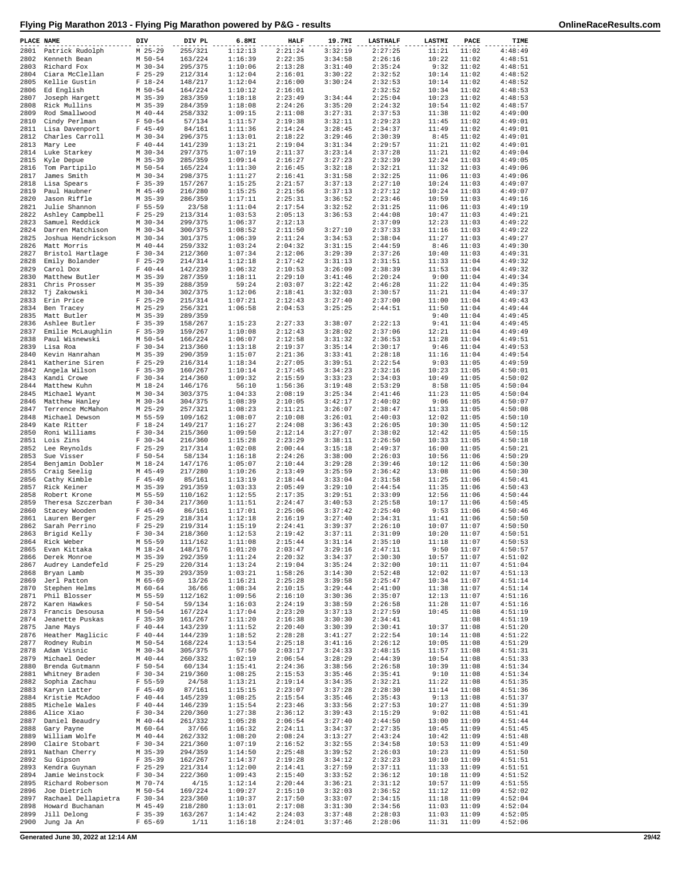# Flying Pig Marathon 2013 - Flying Pig Marathon powered by P&G - results

| PLACE | NAME | DIV | DIV PL | 6.8MI | HALF | 19.7MI | LASTHALF | LASTMI | PACE | TIME |
|---|---|---|---|---|---|---|---|---|---|---|
| 2801 | Patrick Rudolph | M 25-29 | 255/321 | 1:12:13 | 2:21:24 | 3:32:19 | 2:27:25 | 11:21 | 11:02 | 4:48:49 |
| 2802 | Kenneth Bean | M 50-54 | 163/224 | 1:16:39 | 2:22:35 | 3:34:58 | 2:26:16 | 10:22 | 11:02 | 4:48:51 |
| 2803 | Richard Fox | M 30-34 | 295/375 | 1:10:06 | 2:13:28 | 3:31:40 | 2:35:24 | 9:32 | 11:02 | 4:48:51 |
| 2804 | Ciara McClellan | F 25-29 | 212/314 | 1:12:04 | 2:16:01 | 3:30:22 | 2:32:52 | 10:14 | 11:02 | 4:48:52 |
| 2805 | Kellie Gustin | F 18-24 | 148/217 | 1:12:04 | 2:16:00 | 3:30:24 | 2:32:53 | 10:14 | 11:02 | 4:48:52 |
| 2806 | Ed English | M 50-54 | 164/224 | 1:10:12 | 2:16:01 | | 2:32:52 | 10:34 | 11:02 | 4:48:53 |
| 2807 | Joseph Hargett | M 35-39 | 283/359 | 1:18:18 | 2:23:49 | 3:34:44 | 2:25:04 | 10:23 | 11:02 | 4:48:53 |
| 2808 | Rick Mullins | M 35-39 | 284/359 | 1:18:08 | 2:24:26 | 3:35:20 | 2:24:32 | 10:54 | 11:02 | 4:48:57 |
| 2809 | Rod Smallwood | M 40-44 | 258/332 | 1:09:15 | 2:11:08 | 3:27:31 | 2:37:53 | 11:38 | 11:02 | 4:49:00 |
| 2810 | Cindy Perlman | F 50-54 | 57/134 | 1:11:57 | 2:19:38 | 3:32:11 | 2:29:23 | 11:45 | 11:02 | 4:49:01 |
| 2811 | Lisa Davenport | F 45-49 | 84/161 | 1:11:36 | 2:14:24 | 3:28:45 | 2:34:37 | 11:49 | 11:02 | 4:49:01 |
| 2812 | Charles Carroll | M 30-34 | 296/375 | 1:13:01 | 2:18:22 | 3:29:46 | 2:30:39 | 8:45 | 11:02 | 4:49:01 |
| 2813 | Mary Lee | F 40-44 | 141/239 | 1:13:21 | 2:19:04 | 3:31:34 | 2:29:57 | 11:21 | 11:02 | 4:49:01 |
| 2814 | Luke Starkey | M 30-34 | 297/375 | 1:07:19 | 2:11:37 | 3:23:14 | 2:37:28 | 11:21 | 11:02 | 4:49:04 |
| 2815 | Kyle Depue | M 35-39 | 285/359 | 1:09:14 | 2:16:27 | 3:27:23 | 2:32:39 | 12:24 | 11:03 | 4:49:05 |
| 2816 | Tom Partipilo | M 50-54 | 165/224 | 1:11:30 | 2:16:45 | 3:32:18 | 2:32:21 | 11:32 | 11:03 | 4:49:06 |
| 2817 | James Smith | M 30-34 | 298/375 | 1:11:27 | 2:16:41 | 3:31:58 | 2:32:25 | 11:06 | 11:03 | 4:49:06 |
| 2818 | Lisa Spears | F 35-39 | 157/267 | 1:15:25 | 2:21:57 | 3:37:13 | 2:27:10 | 10:24 | 11:03 | 4:49:07 |
| 2819 | Paul Haubner | M 45-49 | 216/280 | 1:15:25 | 2:21:56 | 3:37:13 | 2:27:12 | 10:24 | 11:03 | 4:49:07 |
| 2820 | Jason Riffle | M 35-39 | 286/359 | 1:17:11 | 2:25:31 | 3:36:52 | 2:23:46 | 10:59 | 11:03 | 4:49:16 |
| 2821 | Julie Shannon | F 55-59 | 23/58 | 1:11:04 | 2:17:54 | 3:32:52 | 2:31:25 | 11:06 | 11:03 | 4:49:19 |
| 2822 | Ashley Campbell | F 25-29 | 213/314 | 1:03:53 | 2:05:13 | 3:36:53 | 2:44:08 | 10:47 | 11:03 | 4:49:21 |
| 2823 | Samuel Reddick | M 30-34 | 299/375 | 1:06:37 | 2:12:13 | | 2:37:09 | 12:23 | 11:03 | 4:49:22 |
| 2824 | Darren Matchison | M 30-34 | 300/375 | 1:08:52 | 2:11:50 | 3:27:10 | 2:37:33 | 11:16 | 11:03 | 4:49:22 |
| 2825 | Joshua Hendrickson | M 30-34 | 301/375 | 1:06:39 | 2:11:24 | 3:34:53 | 2:38:04 | 11:27 | 11:03 | 4:49:27 |
| 2826 | Matt Morris | M 40-44 | 259/332 | 1:03:24 | 2:04:32 | 3:31:15 | 2:44:59 | 8:46 | 11:03 | 4:49:30 |
| 2827 | Bristol Hartlage | F 30-34 | 212/360 | 1:07:34 | 2:12:06 | 3:29:39 | 2:37:26 | 10:40 | 11:03 | 4:49:31 |
| 2828 | Emily Bolander | F 25-29 | 214/314 | 1:12:18 | 2:17:42 | 3:31:13 | 2:31:51 | 11:33 | 11:04 | 4:49:32 |
| 2829 | Carol Dox | F 40-44 | 142/239 | 1:06:32 | 2:10:53 | 3:26:09 | 2:38:39 | 11:53 | 11:04 | 4:49:32 |
| 2830 | Matthew Butler | M 35-39 | 287/359 | 1:18:11 | 2:29:10 | 3:41:46 | 2:20:24 | 9:00 | 11:04 | 4:49:34 |
| 2831 | Chris Prosser | M 35-39 | 288/359 | 59:24 | 2:03:07 | 3:22:42 | 2:46:28 | 11:22 | 11:04 | 4:49:35 |
| 2832 | Tj Zakowski | M 30-34 | 302/375 | 1:12:06 | 2:18:41 | 3:32:03 | 2:30:57 | 11:21 | 11:04 | 4:49:37 |
| 2833 | Erin Price | F 25-29 | 215/314 | 1:07:21 | 2:12:43 | 3:27:40 | 2:37:00 | 11:00 | 11:04 | 4:49:43 |
| 2834 | Ben Tracey | M 25-29 | 256/321 | 1:06:58 | 2:04:53 | 3:25:25 | 2:44:51 | 11:50 | 11:04 | 4:49:44 |
| 2835 | Matt Butler | M 35-39 | 289/359 | | | | | 9:40 | 11:04 | 4:49:45 |
| 2836 | Ashlee Butler | F 35-39 | 158/267 | 1:15:23 | 2:27:33 | 3:38:07 | 2:22:13 | 9:41 | 11:04 | 4:49:45 |
| 2837 | Emilie McLaughlin | F 35-39 | 159/267 | 1:10:08 | 2:12:43 | 3:28:02 | 2:37:06 | 12:21 | 11:04 | 4:49:49 |
| 2838 | Paul Wisnewski | M 50-54 | 166/224 | 1:06:07 | 2:12:58 | 3:31:32 | 2:36:53 | 11:28 | 11:04 | 4:49:51 |
| 2839 | Lisa Roa | F 30-34 | 213/360 | 1:13:18 | 2:19:37 | 3:35:14 | 2:30:17 | 9:46 | 11:04 | 4:49:53 |
| 2840 | Kevin Hanrahan | M 35-39 | 290/359 | 1:15:07 | 2:21:36 | 3:33:41 | 2:28:18 | 11:16 | 11:04 | 4:49:54 |
| 2841 | Katherine Siren | F 25-29 | 216/314 | 1:18:34 | 2:27:05 | 3:39:51 | 2:22:54 | 9:03 | 11:05 | 4:49:59 |
| 2842 | Angela Wilson | F 35-39 | 160/267 | 1:10:14 | 2:17:45 | 3:34:23 | 2:32:16 | 10:23 | 11:05 | 4:50:01 |
| 2843 | Kandi Crowe | F 30-34 | 214/360 | 1:09:32 | 2:15:59 | 3:33:23 | 2:34:03 | 10:49 | 11:05 | 4:50:02 |
| 2844 | Matthew Kuhn | M 18-24 | 146/176 | 56:10 | 1:56:36 | 3:19:48 | 2:53:29 | 8:58 | 11:05 | 4:50:04 |
| 2845 | Michael Wyant | M 30-34 | 303/375 | 1:04:33 | 2:08:19 | 3:25:34 | 2:41:46 | 11:23 | 11:05 | 4:50:04 |
| 2846 | Matthew Hanley | M 30-34 | 304/375 | 1:08:39 | 2:10:05 | 3:42:17 | 2:40:02 | 9:06 | 11:05 | 4:50:07 |
| 2847 | Terrence McMahon | M 25-29 | 257/321 | 1:08:23 | 2:11:21 | 3:26:07 | 2:38:47 | 11:33 | 11:05 | 4:50:08 |
| 2848 | Michael Dewson | M 55-59 | 109/162 | 1:08:07 | 2:10:08 | 3:26:01 | 2:40:03 | 12:02 | 11:05 | 4:50:10 |
| 2849 | Kate Ritter | F 18-24 | 149/217 | 1:16:27 | 2:24:08 | 3:36:43 | 2:26:05 | 10:30 | 11:05 | 4:50:12 |
| 2850 | Roni Williams | F 30-34 | 215/360 | 1:09:50 | 2:12:14 | 3:27:07 | 2:38:02 | 12:42 | 11:05 | 4:50:15 |
| 2851 | Lois Zins | F 30-34 | 216/360 | 1:15:28 | 2:23:29 | 3:38:11 | 2:26:50 | 10:33 | 11:05 | 4:50:18 |
| 2852 | Lee Reynolds | F 25-29 | 217/314 | 1:02:08 | 2:00:44 | 3:15:18 | 2:49:37 | 16:00 | 11:05 | 4:50:21 |
| 2853 | Sue Visser | F 50-54 | 58/134 | 1:16:18 | 2:24:26 | 3:38:00 | 2:26:03 | 10:56 | 11:06 | 4:50:29 |
| 2854 | Benjamin Dobler | M 18-24 | 147/176 | 1:05:07 | 2:10:44 | 3:29:28 | 2:39:46 | 10:12 | 11:06 | 4:50:30 |
| 2855 | Craig Seelig | M 45-49 | 217/280 | 1:10:26 | 2:13:49 | 3:25:59 | 2:36:42 | 13:08 | 11:06 | 4:50:30 |
| 2856 | Cathy Kimble | F 45-49 | 85/161 | 1:13:19 | 2:18:44 | 3:33:04 | 2:31:58 | 11:25 | 11:06 | 4:50:41 |
| 2857 | Rick Keiner | M 35-39 | 291/359 | 1:03:33 | 2:05:49 | 3:29:10 | 2:44:54 | 11:35 | 11:06 | 4:50:43 |
| 2858 | Robert Krone | M 55-59 | 110/162 | 1:12:55 | 2:17:35 | 3:29:51 | 2:33:09 | 12:56 | 11:06 | 4:50:44 |
| 2859 | Theresa Szczerban | F 30-34 | 217/360 | 1:11:51 | 2:24:47 | 3:40:53 | 2:25:58 | 10:17 | 11:06 | 4:50:45 |
| 2860 | Stacey Wooden | F 45-49 | 86/161 | 1:17:01 | 2:25:06 | 3:37:42 | 2:25:40 | 9:53 | 11:06 | 4:50:46 |
| 2861 | Lauren Berger | F 25-29 | 218/314 | 1:12:18 | 2:16:19 | 3:27:40 | 2:34:31 | 11:41 | 11:06 | 4:50:50 |
| 2862 | Sarah Perrino | F 25-29 | 219/314 | 1:15:19 | 2:24:41 | 3:37:36 | 2:26:10 | 10:07 | 11:07 | 4:50:50 |
| 2863 | Brigid Kelly | F 30-34 | 218/360 | 1:12:53 | 2:19:42 | 3:37:11 | 2:31:09 | 10:20 | 11:07 | 4:50:51 |
| 2864 | Rick Weber | M 55-59 | 111/162 | 1:11:08 | 2:15:44 | 3:31:14 | 2:35:10 | 11:18 | 11:07 | 4:50:53 |
| 2865 | Evan Kittaka | M 18-24 | 148/176 | 1:01:20 | 2:03:47 | 3:29:16 | 2:47:11 | 9:50 | 11:07 | 4:50:57 |
| 2866 | Derek Monroe | M 35-39 | 292/359 | 1:11:24 | 2:20:32 | 3:34:37 | 2:30:30 | 10:57 | 11:07 | 4:51:02 |
| 2867 | Audrey Landefeld | F 25-29 | 220/314 | 1:13:24 | 2:19:04 | 3:35:24 | 2:32:00 | 10:11 | 11:07 | 4:51:04 |
| 2868 | Bryan Lamb | M 35-39 | 293/359 | 1:03:21 | 1:58:26 | 3:14:30 | 2:52:48 | 12:02 | 11:07 | 4:51:13 |
| 2869 | Jerl Patton | M 65-69 | 13/26 | 1:16:21 | 2:25:28 | 3:39:58 | 2:25:47 | 10:34 | 11:07 | 4:51:14 |
| 2870 | Stephen Helms | M 60-64 | 36/66 | 1:08:34 | 2:10:15 | 3:29:44 | 2:41:00 | 11:38 | 11:07 | 4:51:14 |
| 2871 | Phil Blosser | M 55-59 | 112/162 | 1:09:56 | 2:16:10 | 3:30:36 | 2:35:07 | 12:13 | 11:07 | 4:51:16 |
| 2872 | Karen Hawkes | F 50-54 | 59/134 | 1:16:03 | 2:24:19 | 3:38:59 | 2:26:58 | 11:28 | 11:07 | 4:51:16 |
| 2873 | Francis Desousa | M 50-54 | 167/224 | 1:17:04 | 2:23:20 | 3:37:13 | 2:27:59 | 10:45 | 11:08 | 4:51:19 |
| 2874 | Jeanette Puskas | F 35-39 | 161/267 | 1:11:20 | 2:16:38 | 3:30:30 | 2:34:41 | | 11:08 | 4:51:19 |
| 2875 | Jane Mays | F 40-44 | 143/239 | 1:11:52 | 2:20:40 | 3:30:39 | 2:30:41 | 10:37 | 11:08 | 4:51:20 |
| 2876 | Heather Maglicic | F 40-44 | 144/239 | 1:18:52 | 2:28:28 | 3:41:27 | 2:22:54 | 10:14 | 11:08 | 4:51:22 |
| 2877 | Rodney Rubin | M 50-54 | 168/224 | 1:13:54 | 2:25:18 | 3:41:16 | 2:26:12 | 10:05 | 11:08 | 4:51:29 |
| 2878 | Adam Visnic | M 30-34 | 305/375 | 57:50 | 2:03:17 | 3:24:33 | 2:48:15 | 11:57 | 11:08 | 4:51:31 |
| 2879 | Michael Oeder | M 40-44 | 260/332 | 1:02:19 | 2:06:54 | 3:28:29 | 2:44:39 | 10:54 | 11:08 | 4:51:33 |
| 2880 | Brenda Gutmann | F 50-54 | 60/134 | 1:15:41 | 2:24:36 | 3:38:56 | 2:26:58 | 10:39 | 11:08 | 4:51:34 |
| 2881 | Whitney Braden | F 30-34 | 219/360 | 1:08:25 | 2:15:53 | 3:35:46 | 2:35:41 | 9:10 | 11:08 | 4:51:34 |
| 2882 | Sophia Zachau | F 55-59 | 24/58 | 1:13:21 | 2:19:14 | 3:34:35 | 2:32:21 | 11:22 | 11:08 | 4:51:35 |
| 2883 | Karyn Latter | F 45-49 | 87/161 | 1:15:15 | 2:23:07 | 3:37:28 | 2:28:30 | 11:14 | 11:08 | 4:51:36 |
| 2884 | Kristie McAdoo | F 40-44 | 145/239 | 1:08:25 | 2:15:54 | 3:35:46 | 2:35:43 | 9:13 | 11:08 | 4:51:37 |
| 2885 | Michele Wales | F 40-44 | 146/239 | 1:15:54 | 2:23:46 | 3:33:56 | 2:27:53 | 10:27 | 11:08 | 4:51:39 |
| 2886 | Alice Xiao | F 30-34 | 220/360 | 1:27:38 | 2:36:12 | 3:39:43 | 2:15:29 | 9:02 | 11:08 | 4:51:41 |
| 2887 | Daniel Beaudry | M 40-44 | 261/332 | 1:05:28 | 2:06:54 | 3:27:40 | 2:44:50 | 13:00 | 11:09 | 4:51:44 |
| 2888 | Gary Payne | M 60-64 | 37/66 | 1:16:32 | 2:24:11 | 3:34:37 | 2:27:35 | 10:45 | 11:09 | 4:51:45 |
| 2889 | William Wolfe | M 40-44 | 262/332 | 1:08:20 | 2:08:24 | 3:13:27 | 2:43:24 | 10:42 | 11:09 | 4:51:48 |
| 2890 | Claire Stobart | F 30-34 | 221/360 | 1:07:19 | 2:16:52 | 3:32:55 | 2:34:58 | 10:53 | 11:09 | 4:51:49 |
| 2891 | Nathan Cherry | M 35-39 | 294/359 | 1:14:50 | 2:25:48 | 3:39:52 | 2:26:03 | 10:23 | 11:09 | 4:51:50 |
| 2892 | Su Gipson | F 35-39 | 162/267 | 1:14:37 | 2:19:28 | 3:34:12 | 2:32:23 | 10:10 | 11:09 | 4:51:51 |
| 2893 | Kendra Guynan | F 25-29 | 221/314 | 1:12:00 | 2:14:41 | 3:27:59 | 2:37:11 | 11:33 | 11:09 | 4:51:51 |
| 2894 | Jamie Weinstock | F 30-34 | 222/360 | 1:09:43 | 2:15:40 | 3:33:52 | 2:36:12 | 10:18 | 11:09 | 4:51:52 |
| 2895 | Richard Roberson | M 70-74 | 4/15 | 1:12:14 | 2:20:44 | 3:36:21 | 2:31:12 | 10:57 | 11:09 | 4:51:55 |
| 2896 | Joe Dietrich | M 50-54 | 169/224 | 1:09:27 | 2:15:10 | 3:32:03 | 2:36:52 | 11:12 | 11:09 | 4:52:02 |
| 2897 | Rachael Dellapietra | F 30-34 | 223/360 | 1:10:37 | 2:17:50 | 3:33:07 | 2:34:15 | 11:18 | 11:09 | 4:52:04 |
| 2898 | Howard Buchanan | M 45-49 | 218/280 | 1:13:01 | 2:17:08 | 3:31:30 | 2:34:56 | 11:03 | 11:09 | 4:52:04 |
| 2899 | Jill Delong | F 35-39 | 163/267 | 1:14:42 | 2:24:03 | 3:37:48 | 2:28:03 | 11:03 | 11:09 | 4:52:05 |
| 2900 | Jung Ja An | F 65-69 | 1/11 | 1:16:18 | 2:24:01 | 3:37:46 | 2:28:06 | 11:31 | 11:09 | 4:52:06 |

Generated June 30, 2022 at 12:14 AM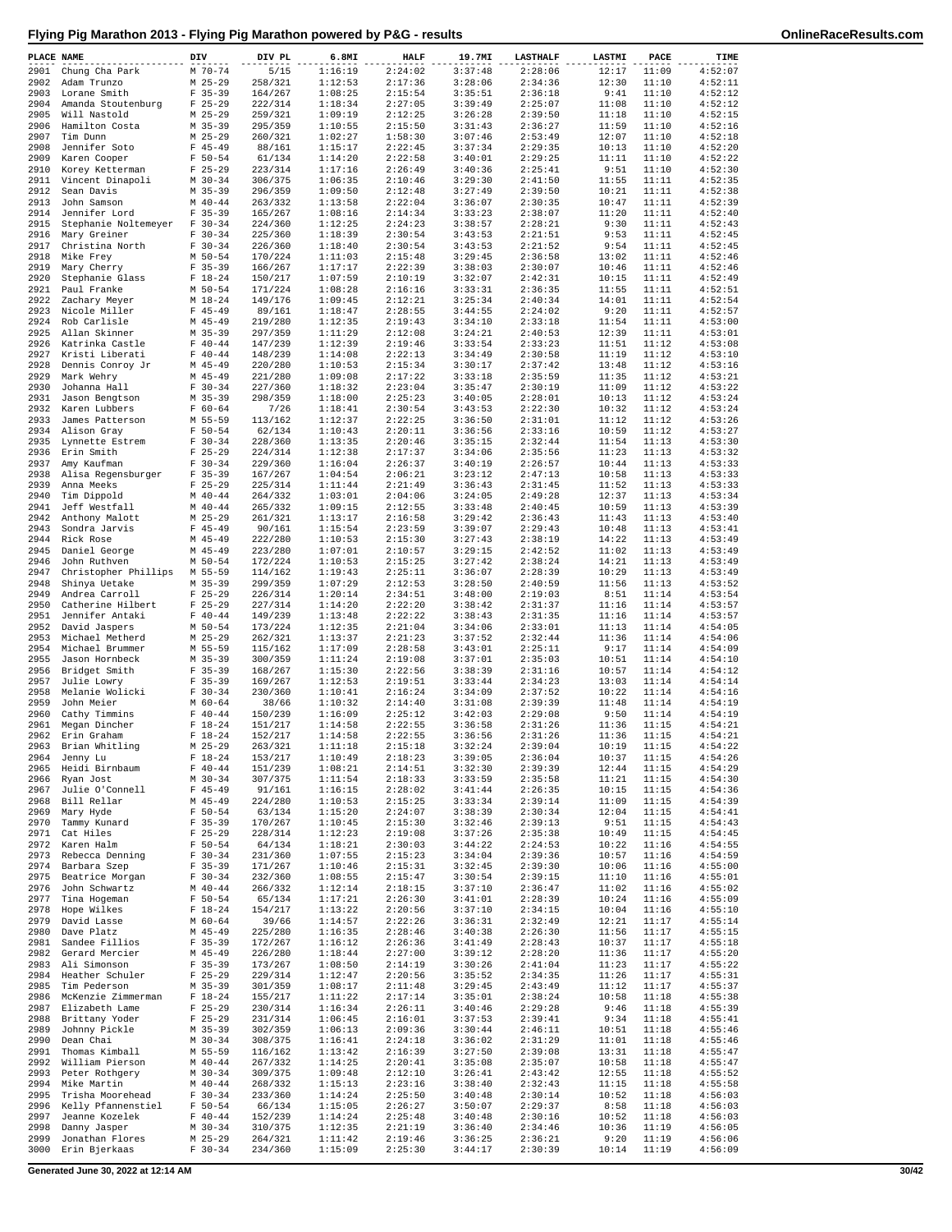# Flying Pig Marathon 2013 - Flying Pig Marathon powered by P&G - results

| PLACE | NAME | DIV | DIV PL | 6.8MI | HALF | 19.7MI | LASTHALF | LASTMI | PACE | TIME |
|---|---|---|---|---|---|---|---|---|---|---|
| 2901 | Chung Cha Park | M 70-74 | 5/15 | 1:16:19 | 2:24:02 | 3:37:48 | 2:28:06 | 12:17 | 11:09 | 4:52:07 |
| 2902 | Adam Trunzo | M 25-29 | 258/321 | 1:12:53 | 2:17:36 | 3:28:06 | 2:34:36 | 12:30 | 11:10 | 4:52:11 |
| 2903 | Lorane Smith | F 35-39 | 164/267 | 1:08:25 | 2:15:54 | 3:35:51 | 2:36:18 | 9:41 | 11:10 | 4:52:12 |
| 2904 | Amanda Stoutenburg | F 25-29 | 222/314 | 1:18:34 | 2:27:05 | 3:39:49 | 2:25:07 | 11:08 | 11:10 | 4:52:12 |
| 2905 | Will Nastold | M 25-29 | 259/321 | 1:09:19 | 2:12:25 | 3:26:28 | 2:39:50 | 11:18 | 11:10 | 4:52:15 |
| 2906 | Hamilton Costa | M 35-39 | 295/359 | 1:10:55 | 2:15:50 | 3:31:43 | 2:36:27 | 11:59 | 11:10 | 4:52:16 |
| 2907 | Tim Dunn | M 25-29 | 260/321 | 1:02:27 | 1:58:30 | 3:07:46 | 2:53:49 | 12:07 | 11:10 | 4:52:18 |
| 2908 | Jennifer Soto | F 45-49 | 88/161 | 1:15:17 | 2:22:45 | 3:37:34 | 2:29:35 | 10:13 | 11:10 | 4:52:20 |
| 2909 | Karen Cooper | F 50-54 | 61/134 | 1:14:20 | 2:22:58 | 3:40:01 | 2:29:25 | 11:11 | 11:10 | 4:52:22 |
| 2910 | Korey Ketterman | F 25-29 | 223/314 | 1:17:16 | 2:26:49 | 3:40:36 | 2:25:41 | 9:51 | 11:10 | 4:52:30 |
| 2911 | Vincent Dinapoli | M 30-34 | 306/375 | 1:06:35 | 2:10:46 | 3:29:30 | 2:41:50 | 11:55 | 11:11 | 4:52:35 |
| 2912 | Sean Davis | M 35-39 | 296/359 | 1:09:50 | 2:12:48 | 3:27:49 | 2:39:50 | 10:21 | 11:11 | 4:52:38 |
| 2913 | John Samson | M 40-44 | 263/332 | 1:13:58 | 2:22:04 | 3:36:07 | 2:30:35 | 10:47 | 11:11 | 4:52:39 |
| 2914 | Jennifer Lord | F 35-39 | 165/267 | 1:08:16 | 2:14:34 | 3:33:23 | 2:38:07 | 11:20 | 11:11 | 4:52:40 |
| 2915 | Stephanie Noltemeyer | F 30-34 | 224/360 | 1:12:25 | 2:24:23 | 3:38:57 | 2:28:21 | 9:30 | 11:11 | 4:52:43 |
| 2916 | Mary Greiner | F 30-34 | 225/360 | 1:18:39 | 2:30:54 | 3:43:53 | 2:21:51 | 9:53 | 11:11 | 4:52:45 |
| 2917 | Christina North | F 30-34 | 226/360 | 1:18:40 | 2:30:54 | 3:43:53 | 2:21:52 | 9:54 | 11:11 | 4:52:45 |
| 2918 | Mike Frey | M 50-54 | 170/224 | 1:11:03 | 2:15:48 | 3:29:45 | 2:36:58 | 13:02 | 11:11 | 4:52:46 |
| 2919 | Mary Cherry | F 35-39 | 166/267 | 1:17:17 | 2:22:39 | 3:38:03 | 2:30:07 | 10:46 | 11:11 | 4:52:46 |
| 2920 | Stephanie Glass | F 18-24 | 150/217 | 1:07:59 | 2:10:19 | 3:32:07 | 2:42:31 | 10:15 | 11:11 | 4:52:49 |
| 2921 | Paul Franke | M 50-54 | 171/224 | 1:08:28 | 2:16:16 | 3:33:31 | 2:36:35 | 11:55 | 11:11 | 4:52:51 |
| 2922 | Zachary Meyer | M 18-24 | 149/176 | 1:09:45 | 2:12:21 | 3:25:34 | 2:40:34 | 14:01 | 11:11 | 4:52:54 |
| 2923 | Nicole Miller | F 45-49 | 89/161 | 1:18:47 | 2:28:55 | 3:44:55 | 2:24:02 | 9:20 | 11:11 | 4:52:57 |
| 2924 | Rob Carlisle | M 45-49 | 219/280 | 1:12:35 | 2:19:43 | 3:34:10 | 2:33:18 | 11:54 | 11:11 | 4:53:00 |
| 2925 | Allan Skinner | M 35-39 | 297/359 | 1:11:29 | 2:12:08 | 3:24:21 | 2:40:53 | 12:39 | 11:11 | 4:53:01 |
| 2926 | Katrinka Castle | F 40-44 | 147/239 | 1:12:39 | 2:19:46 | 3:33:54 | 2:33:23 | 11:51 | 11:12 | 4:53:08 |
| 2927 | Kristi Liberati | F 40-44 | 148/239 | 1:14:08 | 2:22:13 | 3:34:49 | 2:30:58 | 11:19 | 11:12 | 4:53:10 |
| 2928 | Dennis Conroy Jr | M 45-49 | 220/280 | 1:10:53 | 2:15:34 | 3:30:17 | 2:37:42 | 13:48 | 11:12 | 4:53:16 |
| 2929 | Mark Wehry | M 45-49 | 221/280 | 1:09:08 | 2:17:22 | 3:33:18 | 2:35:59 | 11:35 | 11:12 | 4:53:21 |
| 2930 | Johanna Hall | F 30-34 | 227/360 | 1:18:32 | 2:23:04 | 3:35:47 | 2:30:19 | 11:09 | 11:12 | 4:53:22 |
| 2931 | Jason Bengtson | M 35-39 | 298/359 | 1:18:00 | 2:25:23 | 3:40:05 | 2:28:01 | 10:13 | 11:12 | 4:53:24 |
| 2932 | Karen Lubbers | F 60-64 | 7/26 | 1:18:41 | 2:30:54 | 3:43:53 | 2:22:30 | 10:32 | 11:12 | 4:53:24 |
| 2933 | James Patterson | M 55-59 | 113/162 | 1:12:37 | 2:22:25 | 3:36:50 | 2:31:01 | 11:12 | 11:12 | 4:53:26 |
| 2934 | Alison Gray | F 50-54 | 62/134 | 1:10:43 | 2:20:11 | 3:36:56 | 2:33:16 | 10:59 | 11:12 | 4:53:27 |
| 2935 | Lynnette Estrem | F 30-34 | 228/360 | 1:13:35 | 2:20:46 | 3:35:15 | 2:32:44 | 11:54 | 11:13 | 4:53:30 |
| 2936 | Erin Smith | F 25-29 | 224/314 | 1:12:38 | 2:17:37 | 3:34:06 | 2:35:56 | 11:23 | 11:13 | 4:53:32 |
| 2937 | Amy Kaufman | F 30-34 | 229/360 | 1:16:04 | 2:26:37 | 3:40:19 | 2:26:57 | 10:44 | 11:13 | 4:53:33 |
| 2938 | Alisa Regensburger | F 35-39 | 167/267 | 1:04:54 | 2:06:21 | 3:23:12 | 2:47:13 | 10:58 | 11:13 | 4:53:33 |
| 2939 | Anna Meeks | F 25-29 | 225/314 | 1:11:44 | 2:21:49 | 3:36:43 | 2:31:45 | 11:52 | 11:13 | 4:53:33 |
| 2940 | Tim Dippold | M 40-44 | 264/332 | 1:03:01 | 2:04:06 | 3:24:05 | 2:49:28 | 12:37 | 11:13 | 4:53:34 |
| 2941 | Jeff Westfall | M 40-44 | 265/332 | 1:09:15 | 2:12:55 | 3:33:48 | 2:40:45 | 10:59 | 11:13 | 4:53:39 |
| 2942 | Anthony Malott | M 25-29 | 261/321 | 1:13:17 | 2:16:58 | 3:29:42 | 2:36:43 | 11:43 | 11:13 | 4:53:40 |
| 2943 | Sondra Jarvis | F 45-49 | 90/161 | 1:15:54 | 2:23:59 | 3:39:07 | 2:29:43 | 10:48 | 11:13 | 4:53:41 |
| 2944 | Rick Rose | M 45-49 | 222/280 | 1:10:53 | 2:15:30 | 3:27:43 | 2:38:19 | 14:22 | 11:13 | 4:53:49 |
| 2945 | Daniel George | M 45-49 | 223/280 | 1:07:01 | 2:10:57 | 3:29:15 | 2:42:52 | 11:02 | 11:13 | 4:53:49 |
| 2946 | John Ruthven | M 50-54 | 172/224 | 1:10:53 | 2:15:25 | 3:27:42 | 2:38:24 | 14:21 | 11:13 | 4:53:49 |
| 2947 | Christopher Phillips | M 55-59 | 114/162 | 1:19:43 | 2:25:11 | 3:36:07 | 2:28:39 | 10:29 | 11:13 | 4:53:49 |
| 2948 | Shinya Uetake | M 35-39 | 299/359 | 1:07:29 | 2:12:53 | 3:28:50 | 2:40:59 | 11:56 | 11:13 | 4:53:52 |
| 2949 | Andrea Carroll | F 25-29 | 226/314 | 1:20:14 | 2:34:51 | 3:48:00 | 2:19:03 | 8:51 | 11:14 | 4:53:54 |
| 2950 | Catherine Hilbert | F 25-29 | 227/314 | 1:14:20 | 2:22:20 | 3:38:42 | 2:31:37 | 11:16 | 11:14 | 4:53:57 |
| 2951 | Jennifer Antaki | F 40-44 | 149/239 | 1:13:48 | 2:22:22 | 3:38:43 | 2:31:35 | 11:16 | 11:14 | 4:53:57 |
| 2952 | David Jaspers | M 50-54 | 173/224 | 1:12:35 | 2:21:04 | 3:34:06 | 2:33:01 | 11:13 | 11:14 | 4:54:05 |
| 2953 | Michael Metherd | M 25-29 | 262/321 | 1:13:37 | 2:21:23 | 3:37:52 | 2:32:44 | 11:36 | 11:14 | 4:54:06 |
| 2954 | Michael Brummer | M 55-59 | 115/162 | 1:17:09 | 2:28:58 | 3:43:01 | 2:25:11 | 9:17 | 11:14 | 4:54:09 |
| 2955 | Jason Hornbeck | M 35-39 | 300/359 | 1:11:24 | 2:19:08 | 3:37:01 | 2:35:03 | 10:51 | 11:14 | 4:54:10 |
| 2956 | Bridget Smith | F 35-39 | 168/267 | 1:15:30 | 2:22:56 | 3:38:39 | 2:31:16 | 10:57 | 11:14 | 4:54:12 |
| 2957 | Julie Lowry | F 35-39 | 169/267 | 1:12:53 | 2:19:51 | 3:33:44 | 2:34:23 | 13:03 | 11:14 | 4:54:14 |
| 2958 | Melanie Wolicki | F 30-34 | 230/360 | 1:10:41 | 2:16:24 | 3:34:09 | 2:37:52 | 10:22 | 11:14 | 4:54:16 |
| 2959 | John Meier | M 60-64 | 38/66 | 1:10:32 | 2:14:40 | 3:31:08 | 2:39:39 | 11:48 | 11:14 | 4:54:19 |
| 2960 | Cathy Timmins | F 40-44 | 150/239 | 1:16:09 | 2:25:12 | 3:42:03 | 2:29:08 | 9:50 | 11:14 | 4:54:19 |
| 2961 | Megan Dincher | F 18-24 | 151/217 | 1:14:58 | 2:22:55 | 3:36:58 | 2:31:26 | 11:36 | 11:15 | 4:54:21 |
| 2962 | Erin Graham | F 18-24 | 152/217 | 1:14:58 | 2:22:55 | 3:36:56 | 2:31:26 | 11:36 | 11:15 | 4:54:21 |
| 2963 | Brian Whitling | M 25-29 | 263/321 | 1:11:18 | 2:15:18 | 3:32:24 | 2:39:04 | 10:19 | 11:15 | 4:54:22 |
| 2964 | Jenny Lu | F 18-24 | 153/217 | 1:10:49 | 2:18:23 | 3:39:05 | 2:36:04 | 10:37 | 11:15 | 4:54:26 |
| 2965 | Heidi Birnbaum | F 40-44 | 151/239 | 1:08:21 | 2:14:51 | 3:32:30 | 2:39:39 | 12:44 | 11:15 | 4:54:29 |
| 2966 | Ryan Jost | M 30-34 | 307/375 | 1:11:54 | 2:18:33 | 3:33:59 | 2:35:58 | 11:21 | 11:15 | 4:54:30 |
| 2967 | Julie O'Connell | F 45-49 | 91/161 | 1:16:15 | 2:28:02 | 3:41:44 | 2:26:35 | 10:15 | 11:15 | 4:54:36 |
| 2968 | Bill Rellar | M 45-49 | 224/280 | 1:10:53 | 2:15:25 | 3:33:34 | 2:39:14 | 11:09 | 11:15 | 4:54:39 |
| 2969 | Mary Hyde | F 50-54 | 63/134 | 1:15:20 | 2:24:07 | 3:38:39 | 2:30:34 | 12:04 | 11:15 | 4:54:41 |
| 2970 | Tammy Kunard | F 35-39 | 170/267 | 1:10:45 | 2:15:30 | 3:32:46 | 2:39:13 | 9:51 | 11:15 | 4:54:43 |
| 2971 | Cat Hiles | F 25-29 | 228/314 | 1:12:23 | 2:19:08 | 3:37:26 | 2:35:38 | 10:49 | 11:15 | 4:54:45 |
| 2972 | Karen Halm | F 50-54 | 64/134 | 1:18:21 | 2:30:03 | 3:44:22 | 2:24:53 | 10:22 | 11:16 | 4:54:55 |
| 2973 | Rebecca Denning | F 30-34 | 231/360 | 1:07:55 | 2:15:23 | 3:34:04 | 2:39:36 | 10:57 | 11:16 | 4:54:59 |
| 2974 | Barbara Szep | F 35-39 | 171/267 | 1:10:46 | 2:15:31 | 3:32:45 | 2:39:30 | 10:06 | 11:16 | 4:55:00 |
| 2975 | Beatrice Morgan | F 30-34 | 232/360 | 1:08:55 | 2:15:47 | 3:30:54 | 2:39:15 | 11:10 | 11:16 | 4:55:01 |
| 2976 | John Schwartz | M 40-44 | 266/332 | 1:12:14 | 2:18:15 | 3:37:10 | 2:36:47 | 11:02 | 11:16 | 4:55:02 |
| 2977 | Tina Hogeman | F 50-54 | 65/134 | 1:17:21 | 2:26:30 | 3:41:01 | 2:28:39 | 10:24 | 11:16 | 4:55:09 |
| 2978 | Hope Wilkes | F 18-24 | 154/217 | 1:13:22 | 2:20:56 | 3:37:10 | 2:34:15 | 10:04 | 11:16 | 4:55:10 |
| 2979 | David Lasse | M 60-64 | 39/66 | 1:14:57 | 2:22:26 | 3:36:31 | 2:32:49 | 12:21 | 11:17 | 4:55:14 |
| 2980 | Dave Platz | M 45-49 | 225/280 | 1:16:35 | 2:28:46 | 3:40:38 | 2:26:30 | 11:56 | 11:17 | 4:55:15 |
| 2981 | Sandee Fillios | F 35-39 | 172/267 | 1:16:12 | 2:26:36 | 3:41:49 | 2:28:43 | 10:37 | 11:17 | 4:55:18 |
| 2982 | Gerard Mercier | M 45-49 | 226/280 | 1:18:44 | 2:27:00 | 3:39:12 | 2:28:20 | 11:36 | 11:17 | 4:55:20 |
| 2983 | Ali Simonson | F 35-39 | 173/267 | 1:08:50 | 2:14:19 | 3:30:26 | 2:41:04 | 11:23 | 11:17 | 4:55:22 |
| 2984 | Heather Schuler | F 25-29 | 229/314 | 1:12:47 | 2:20:56 | 3:35:52 | 2:34:35 | 11:26 | 11:17 | 4:55:31 |
| 2985 | Tim Pederson | M 35-39 | 301/359 | 1:08:17 | 2:11:48 | 3:29:45 | 2:43:49 | 11:12 | 11:17 | 4:55:37 |
| 2986 | McKenzie Zimmerman | F 18-24 | 155/217 | 1:11:22 | 2:17:14 | 3:35:01 | 2:38:24 | 10:58 | 11:18 | 4:55:38 |
| 2987 | Elizabeth Lame | F 25-29 | 230/314 | 1:16:34 | 2:26:11 | 3:40:46 | 2:29:28 | 9:46 | 11:18 | 4:55:39 |
| 2988 | Brittany Yoder | F 25-29 | 231/314 | 1:06:45 | 2:16:01 | 3:37:53 | 2:39:41 | 9:34 | 11:18 | 4:55:41 |
| 2989 | Johnny Pickle | M 35-39 | 302/359 | 1:06:13 | 2:09:36 | 3:30:44 | 2:46:11 | 10:51 | 11:18 | 4:55:46 |
| 2990 | Dean Chai | M 30-34 | 308/375 | 1:16:41 | 2:24:18 | 3:36:02 | 2:31:29 | 11:01 | 11:18 | 4:55:46 |
| 2991 | Thomas Kimball | M 55-59 | 116/162 | 1:13:42 | 2:16:39 | 3:27:50 | 2:39:08 | 13:31 | 11:18 | 4:55:47 |
| 2992 | William Pierson | M 40-44 | 267/332 | 1:14:25 | 2:20:41 | 3:35:08 | 2:35:07 | 10:58 | 11:18 | 4:55:47 |
| 2993 | Peter Rothgery | M 30-34 | 309/375 | 1:09:48 | 2:12:10 | 3:26:41 | 2:43:42 | 12:55 | 11:18 | 4:55:52 |
| 2994 | Mike Martin | M 40-44 | 268/332 | 1:15:13 | 2:23:16 | 3:38:40 | 2:32:43 | 11:15 | 11:18 | 4:55:58 |
| 2995 | Trisha Moorehead | F 30-34 | 233/360 | 1:14:24 | 2:25:50 | 3:40:48 | 2:30:14 | 10:52 | 11:18 | 4:56:03 |
| 2996 | Kelly Pfannenstiel | F 50-54 | 66/134 | 1:15:05 | 2:26:27 | 3:50:07 | 2:29:37 | 8:58 | 11:18 | 4:56:03 |
| 2997 | Jeanne Kozelek | F 40-44 | 152/239 | 1:14:24 | 2:25:48 | 3:40:48 | 2:30:16 | 10:52 | 11:18 | 4:56:03 |
| 2998 | Danny Jasper | M 30-34 | 310/375 | 1:12:35 | 2:21:19 | 3:36:40 | 2:34:46 | 10:36 | 11:19 | 4:56:05 |
| 2999 | Jonathan Flores | M 25-29 | 264/321 | 1:11:42 | 2:19:46 | 3:36:25 | 2:36:21 | 9:20 | 11:19 | 4:56:06 |
| 3000 | Erin Bjerkaas | F 30-34 | 234/360 | 1:15:09 | 2:25:30 | 3:44:17 | 2:30:39 | 10:14 | 11:19 | 4:56:09 |

Generated June 30, 2022 at 12:14 AM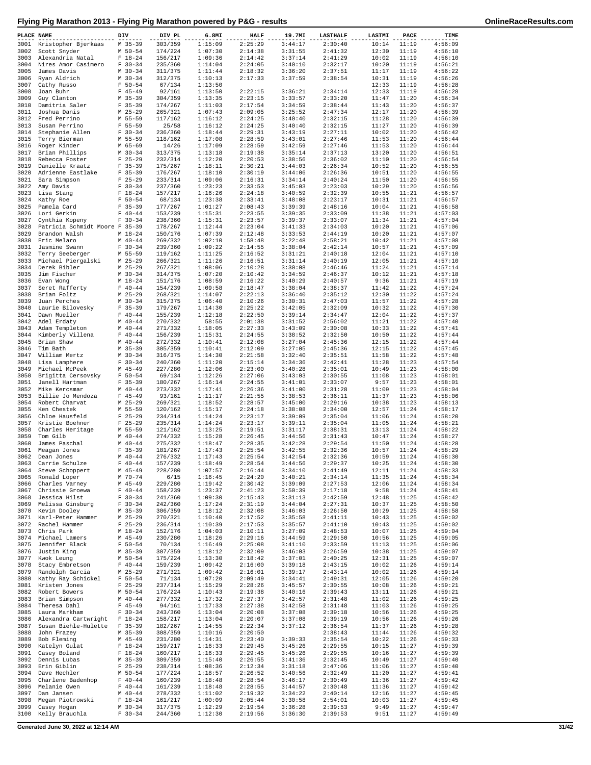# Flying Pig Marathon 2013 - Flying Pig Marathon powered by P&G - results

| PLACE | NAME | DIV | DIV PL | 6.8MI | HALF | 19.7MI | LASTHALF | LASTMI | PACE | TIME |
|---|---|---|---|---|---|---|---|---|---|---|
| 3001 | Kristopher Bjerkaas | M 35-39 | 303/359 | 1:15:09 | 2:25:29 | 3:44:17 | 2:30:40 | 10:14 | 11:19 | 4:56:09 |
| 3002 | Scott Snyder | M 50-54 | 174/224 | 1:07:30 | 2:14:38 | 3:31:55 | 2:41:32 | 12:30 | 11:19 | 4:56:10 |
| 3003 | Alexandria Natal | F 18-24 | 156/217 | 1:09:36 | 2:14:42 | 3:37:14 | 2:41:29 | 10:02 | 11:19 | 4:56:10 |
| 3004 | Nires Amor Casimero | F 30-34 | 235/360 | 1:14:04 | 2:24:05 | 3:40:10 | 2:32:17 | 10:20 | 11:19 | 4:56:21 |
| 3005 | James Davis | M 30-34 | 311/375 | 1:11:44 | 2:18:32 | 3:36:20 | 2:37:51 | 11:17 | 11:19 | 4:56:22 |
| 3006 | Ryan Aldrich | M 30-34 | 312/375 | 1:10:13 | 2:17:33 | 3:37:59 | 2:38:54 | 10:31 | 11:19 | 4:56:26 |
| 3007 | Cathy Russo | F 50-54 | 67/134 | 1:13:50 | | | | 12:33 | 11:19 | 4:56:28 |
| 3008 | Joan Buhr | F 45-49 | 92/161 | 1:13:50 | 2:22:15 | 3:36:21 | 2:34:14 | 12:33 | 11:19 | 4:56:28 |
| 3009 | Guy Clanton | M 35-39 | 304/359 | 1:13:35 | 2:23:15 | 3:33:57 | 2:33:20 | 11:47 | 11:20 | 4:56:34 |
| 3010 | Damitria Saler | F 35-39 | 174/267 | 1:11:03 | 2:17:54 | 3:34:59 | 2:38:44 | 11:43 | 11:20 | 4:56:37 |
| 3011 | Joshua Danis | M 25-29 | 265/321 | 1:07:43 | 2:09:05 | 3:25:52 | 2:47:34 | 12:17 | 11:20 | 4:56:39 |
| 3012 | Fred Perrino | M 55-59 | 117/162 | 1:16:12 | 2:24:25 | 3:40:40 | 2:32:15 | 11:28 | 11:20 | 4:56:39 |
| 3013 | Susan Perrino | F 55-59 | 25/58 | 1:16:12 | 2:24:25 | 3:40:40 | 2:32:15 | 11:27 | 11:20 | 4:56:39 |
| 3014 | Stephanie Allen | F 30-34 | 236/360 | 1:18:44 | 2:29:31 | 3:43:19 | 2:27:11 | 10:02 | 11:20 | 4:56:42 |
| 3015 | Terry Bierman | M 55-59 | 118/162 | 1:17:08 | 2:28:59 | 3:43:01 | 2:27:46 | 11:53 | 11:20 | 4:56:44 |
| 3016 | Roger Kinder | M 65-69 | 14/26 | 1:17:09 | 2:28:59 | 3:42:59 | 2:27:46 | 11:53 | 11:20 | 4:56:44 |
| 3017 | Brian Phillips | M 30-34 | 313/375 | 1:13:18 | 2:19:38 | 3:35:14 | 2:37:13 | 13:20 | 11:20 | 4:56:51 |
| 3018 | Rebecca Foster | F 25-29 | 232/314 | 1:12:20 | 2:20:53 | 3:38:56 | 2:36:02 | 11:10 | 11:20 | 4:56:54 |
| 3019 | Danielle Kraatz | F 35-39 | 175/267 | 1:18:11 | 2:30:21 | 3:44:03 | 2:26:34 | 10:52 | 11:20 | 4:56:55 |
| 3020 | Adrienne Eastlake | F 35-39 | 176/267 | 1:18:10 | 2:30:19 | 3:44:06 | 2:26:36 | 10:51 | 11:20 | 4:56:55 |
| 3021 | Sara Simpson | F 25-29 | 233/314 | 1:09:06 | 2:16:31 | 3:34:14 | 2:40:24 | 11:50 | 11:20 | 4:56:55 |
| 3022 | Amy Davis | F 30-34 | 237/360 | 1:23:23 | 2:33:53 | 3:45:03 | 2:23:03 | 10:29 | 11:20 | 4:56:56 |
| 3023 | Lisa Stang | F 18-24 | 157/217 | 1:16:26 | 2:24:18 | 3:40:59 | 2:32:39 | 10:55 | 11:21 | 4:56:57 |
| 3024 | Kathy Roe | F 50-54 | 68/134 | 1:23:38 | 2:33:41 | 3:48:08 | 2:23:17 | 10:31 | 11:21 | 4:56:57 |
| 3025 | Pamela Card | F 35-39 | 177/267 | 1:01:27 | 2:08:43 | 3:39:39 | 2:48:16 | 10:04 | 11:21 | 4:56:58 |
| 3026 | Lori Gerkin | F 40-44 | 153/239 | 1:15:31 | 2:23:55 | 3:39:35 | 2:33:09 | 11:38 | 11:21 | 4:57:03 |
| 3027 | Cynthia Kopeny | F 30-34 | 238/360 | 1:15:31 | 2:23:57 | 3:39:37 | 2:33:07 | 11:34 | 11:21 | 4:57:04 |
| 3028 | Patricia Schmidt Moore | F 35-39 | 178/267 | 1:12:44 | 2:23:04 | 3:41:33 | 2:34:03 | 10:20 | 11:21 | 4:57:06 |
| 3029 | Brandon Walsh | M 18-24 | 150/176 | 1:07:39 | 2:12:48 | 3:33:53 | 2:44:19 | 10:20 | 11:21 | 4:57:07 |
| 3030 | Eric Melaro | M 40-44 | 269/332 | 1:02:10 | 1:58:48 | 3:22:48 | 2:58:21 | 10:42 | 11:21 | 4:57:08 |
| 3031 | Jasmine Swann | F 30-34 | 239/360 | 1:09:22 | 2:14:55 | 3:38:04 | 2:42:14 | 10:57 | 11:21 | 4:57:09 |
| 3032 | Terry Seeberger | M 55-59 | 119/162 | 1:11:25 | 2:16:52 | 3:31:21 | 2:40:18 | 12:04 | 11:21 | 4:57:10 |
| 3033 | Michael Piergalski | M 25-29 | 266/321 | 1:11:26 | 2:16:51 | 3:31:14 | 2:40:19 | 12:05 | 11:21 | 4:57:10 |
| 3034 | Derek Bibler | M 25-29 | 267/321 | 1:08:06 | 2:10:28 | 3:30:08 | 2:46:46 | 11:24 | 11:21 | 4:57:14 |
| 3035 | Jim Fischer | M 30-34 | 314/375 | 1:07:20 | 2:10:42 | 3:34:59 | 2:46:37 | 10:12 | 11:21 | 4:57:18 |
| 3036 | Evan Wong | M 18-24 | 151/176 | 1:08:59 | 2:16:22 | 3:40:29 | 2:40:57 | 9:36 | 11:21 | 4:57:19 |
| 3037 | Seret Rafferty | F 40-44 | 154/239 | 1:09:58 | 2:18:47 | 3:38:04 | 2:38:37 | 11:42 | 11:22 | 4:57:24 |
| 3038 | Brian Foltz | M 25-29 | 268/321 | 1:14:07 | 2:22:13 | 3:36:40 | 2:35:12 | 12:30 | 11:22 | 4:57:24 |
| 3039 | Juan Perches | M 30-34 | 315/375 | 1:06:40 | 2:10:26 | 3:30:31 | 2:47:03 | 11:57 | 11:22 | 4:57:28 |
| 3040 | Laurie Bilovesky | F 35-39 | 179/267 | 1:14:30 | 2:25:22 | 3:42:05 | 2:32:09 | 10:32 | 11:22 | 4:57:30 |
| 3041 | Dawn Mueller | F 40-44 | 155/239 | 1:12:18 | 2:22:50 | 3:39:14 | 2:34:47 | 12:04 | 11:22 | 4:57:37 |
| 3042 | Adel Erdaty | M 40-44 | 270/332 | 58:55 | 2:01:38 | 3:31:52 | 2:56:02 | 11:21 | 11:22 | 4:57:40 |
| 3043 | Adam Templeton | M 40-44 | 271/332 | 1:18:05 | 2:27:33 | 3:43:09 | 2:30:08 | 10:33 | 11:22 | 4:57:41 |
| 3044 | Kimberly Villena | F 40-44 | 156/239 | 1:15:31 | 2:24:55 | 3:38:52 | 2:32:50 | 10:50 | 11:22 | 4:57:44 |
| 3045 | Brian Shaw | M 40-44 | 272/332 | 1:10:41 | 2:12:08 | 3:27:04 | 2:45:36 | 12:15 | 11:22 | 4:57:44 |
| 3046 | Tim Bath | M 35-39 | 305/359 | 1:10:41 | 2:12:09 | 3:27:05 | 2:45:36 | 12:15 | 11:22 | 4:57:45 |
| 3047 | William Mertz | M 30-34 | 316/375 | 1:14:30 | 2:21:58 | 3:32:40 | 2:35:51 | 11:58 | 11:22 | 4:57:48 |
| 3048 | Lisa Lamphere | F 30-34 | 240/360 | 1:11:20 | 2:15:14 | 3:34:36 | 2:42:41 | 11:28 | 11:22 | 4:57:54 |
| 3049 | Michael McPeek | M 45-49 | 227/280 | 1:12:06 | 2:23:00 | 3:40:28 | 2:35:01 | 10:49 | 11:23 | 4:58:00 |
| 3050 | Brigitta Cersovsky | F 50-54 | 69/134 | 1:12:26 | 2:27:06 | 3:43:03 | 2:30:55 | 11:08 | 11:23 | 4:58:01 |
| 3051 | Janell Hartman | F 35-39 | 180/267 | 1:16:14 | 2:24:55 | 3:41:01 | 2:33:07 | 9:57 | 11:23 | 4:58:01 |
| 3052 | Mike Kercsmar | M 40-44 | 273/332 | 1:17:41 | 2:26:36 | 3:41:00 | 2:31:28 | 11:09 | 11:23 | 4:58:04 |
| 3053 | Billie Jo Mendoza | F 45-49 | 93/161 | 1:11:17 | 2:21:55 | 3:38:53 | 2:36:11 | 11:37 | 11:23 | 4:58:06 |
| 3054 | Robert Charvat | M 25-29 | 269/321 | 1:18:52 | 2:28:57 | 3:45:00 | 2:29:16 | 10:38 | 11:23 | 4:58:13 |
| 3055 | Ken Chestek | M 55-59 | 120/162 | 1:15:17 | 2:24:18 | 3:38:08 | 2:34:00 | 12:57 | 11:24 | 4:58:17 |
| 3056 | Chloe Hausfeld | F 25-29 | 234/314 | 1:14:24 | 2:23:17 | 3:39:09 | 2:35:04 | 11:06 | 11:24 | 4:58:20 |
| 3057 | Kristie Boehner | F 25-29 | 235/314 | 1:14:24 | 2:23:17 | 3:39:11 | 2:35:04 | 11:05 | 11:24 | 4:58:21 |
| 3058 | Charles Heritage | M 55-59 | 121/162 | 1:13:25 | 2:19:51 | 3:31:17 | 2:38:31 | 13:13 | 11:24 | 4:58:22 |
| 3059 | Tom Gilb | M 40-44 | 274/332 | 1:15:28 | 2:26:45 | 3:44:56 | 2:31:43 | 10:47 | 11:24 | 4:58:27 |
| 3060 | James Paschal | M 40-44 | 275/332 | 1:18:47 | 2:28:35 | 3:42:28 | 2:29:54 | 11:50 | 11:24 | 4:58:28 |
| 3061 | Meagan Jones | F 35-39 | 181/267 | 1:17:43 | 2:25:54 | 3:42:55 | 2:32:36 | 10:57 | 11:24 | 4:58:29 |
| 3062 | Dean Jones | M 40-44 | 276/332 | 1:17:43 | 2:25:54 | 3:42:54 | 2:32:36 | 10:59 | 11:24 | 4:58:30 |
| 3063 | Carrie Schulze | F 40-44 | 157/239 | 1:18:49 | 2:28:54 | 3:44:56 | 2:29:37 | 10:25 | 11:24 | 4:58:30 |
| 3064 | Steve Schoppert | M 45-49 | 228/280 | 1:07:57 | 2:16:44 | 3:34:10 | 2:41:49 | 12:11 | 11:24 | 4:58:33 |
| 3065 | Ronald Loper | M 70-74 | 6/15 | 1:16:45 | 2:24:20 | 3:40:21 | 2:34:14 | 11:35 | 11:24 | 4:58:34 |
| 3066 | Charles Varney | M 45-49 | 229/280 | 1:19:42 | 2:30:42 | 3:39:09 | 2:27:53 | 12:06 | 11:24 | 4:58:34 |
| 3067 | Chrissie Groewa | F 40-44 | 158/239 | 1:23:37 | 2:41:23 | 3:50:39 | 2:17:18 | 9:58 | 11:24 | 4:58:41 |
| 3068 | Jessica Hilst | F 30-34 | 241/360 | 1:09:30 | 2:15:43 | 3:31:13 | 2:42:59 | 12:48 | 11:25 | 4:58:42 |
| 3069 | Melissa Ginsburg | F 30-34 | 242/360 | 1:17:24 | 2:31:19 | 3:44:04 | 2:27:31 | 10:37 | 11:25 | 4:58:50 |
| 3070 | Kevin Dooley | M 35-39 | 306/359 | 1:18:12 | 2:32:08 | 3:46:03 | 2:26:50 | 10:29 | 11:25 | 4:58:58 |
| 3071 | Karl-Peter Hammer | M 25-29 | 270/321 | 1:10:40 | 2:17:52 | 3:35:58 | 2:41:11 | 10:43 | 11:25 | 4:59:02 |
| 3072 | Rachel Hammer | F 25-29 | 236/314 | 1:10:39 | 2:17:53 | 3:35:57 | 2:41:10 | 10:43 | 11:25 | 4:59:02 |
| 3073 | Chris Park | M 18-24 | 152/176 | 1:04:03 | 2:10:11 | 3:27:09 | 2:48:53 | 10:07 | 11:25 | 4:59:04 |
| 3074 | Michael Lamers | M 45-49 | 230/280 | 1:18:26 | 2:29:16 | 3:44:59 | 2:29:50 | 10:56 | 11:25 | 4:59:05 |
| 3075 | Jennifer Black | F 50-54 | 70/134 | 1:16:49 | 2:25:08 | 3:41:10 | 2:33:59 | 11:13 | 11:25 | 4:59:06 |
| 3076 | Justin King | M 35-39 | 307/359 | 1:18:12 | 2:32:09 | 3:46:03 | 2:26:59 | 10:38 | 11:25 | 4:59:07 |
| 3077 | Kwok Leung | M 50-54 | 175/224 | 1:13:30 | 2:18:42 | 3:37:01 | 2:40:25 | 12:31 | 11:25 | 4:59:07 |
| 3078 | Stacy Embretson | F 40-44 | 159/239 | 1:09:42 | 2:16:00 | 3:39:18 | 2:43:15 | 10:02 | 11:26 | 4:59:14 |
| 3079 | Randolph Garcia | M 25-29 | 271/321 | 1:09:42 | 2:16:01 | 3:39:17 | 2:43:14 | 10:02 | 11:26 | 4:59:14 |
| 3080 | Kathy Ray Schickel | F 50-54 | 71/134 | 1:07:20 | 2:09:49 | 3:34:41 | 2:49:31 | 12:05 | 11:26 | 4:59:20 |
| 3081 | Kristen Jones | F 25-29 | 237/314 | 1:15:29 | 2:28:26 | 3:45:57 | 2:30:55 | 10:08 | 11:26 | 4:59:21 |
| 3082 | Robert Bowers | M 50-54 | 176/224 | 1:10:43 | 2:19:38 | 3:40:16 | 2:39:43 | 13:11 | 11:26 | 4:59:21 |
| 3083 | Brian Simpson | M 40-44 | 277/332 | 1:17:32 | 2:27:37 | 3:42:57 | 2:31:48 | 11:02 | 11:26 | 4:59:25 |
| 3084 | Theresa Dahl | F 45-49 | 94/161 | 1:17:33 | 2:27:38 | 3:42:58 | 2:31:48 | 11:03 | 11:26 | 4:59:25 |
| 3085 | Laura Markham | F 30-34 | 243/360 | 1:13:04 | 2:20:08 | 3:37:08 | 2:39:18 | 10:56 | 11:26 | 4:59:25 |
| 3086 | Alexandra Cartwright | F 18-24 | 158/217 | 1:13:04 | 2:20:07 | 3:37:08 | 2:39:19 | 10:56 | 11:26 | 4:59:26 |
| 3087 | Susan Biehle-Hulette | F 35-39 | 182/267 | 1:14:55 | 2:22:34 | 3:37:12 | 2:36:54 | 11:37 | 11:26 | 4:59:28 |
| 3088 | John Frazey | M 35-39 | 308/359 | 1:10:16 | 2:20:50 | | 2:38:43 | 11:44 | 11:26 | 4:59:32 |
| 3089 | Bob Fleming | M 45-49 | 231/280 | 1:14:31 | 2:23:40 | 3:39:33 | 2:35:54 | 10:22 | 11:26 | 4:59:33 |
| 3090 | Katelyn Gulat | F 18-24 | 159/217 | 1:16:33 | 2:29:45 | 3:45:26 | 2:29:55 | 10:15 | 11:27 | 4:59:39 |
| 3091 | Casey Boland | F 18-24 | 160/217 | 1:16:33 | 2:29:45 | 3:45:26 | 2:29:55 | 10:16 | 11:27 | 4:59:39 |
| 3092 | Dennis Lubas | M 35-39 | 309/359 | 1:15:40 | 2:26:55 | 3:41:36 | 2:32:45 | 10:49 | 11:27 | 4:59:40 |
| 3093 | Erin Giblin | F 25-29 | 238/314 | 1:08:36 | 2:12:34 | 3:31:18 | 2:47:06 | 11:06 | 11:27 | 4:59:40 |
| 3094 | Dave Hechler | M 50-54 | 177/224 | 1:18:57 | 2:26:52 | 3:40:56 | 2:32:49 | 11:20 | 11:27 | 4:59:41 |
| 3095 | Charlene Badenhop | F 40-44 | 160/239 | 1:18:48 | 2:28:54 | 3:46:17 | 2:30:49 | 11:36 | 11:27 | 4:59:42 |
| 3096 | Melanie Owen | F 40-44 | 161/239 | 1:18:48 | 2:28:55 | 3:44:57 | 2:30:48 | 11:36 | 11:27 | 4:59:42 |
| 3097 | Dan Jansen | M 40-44 | 278/332 | 1:11:02 | 2:19:32 | 3:34:22 | 2:40:14 | 12:16 | 11:27 | 4:59:45 |
| 3098 | Megan Piotrowski | F 18-24 | 161/217 | 1:00:09 | 2:05:44 | 3:30:58 | 2:54:01 | 10:03 | 11:27 | 4:59:45 |
| 3099 | Casey Hogan | M 30-34 | 317/375 | 1:12:29 | 2:19:54 | 3:36:28 | 2:39:53 | 9:49 | 11:27 | 4:59:47 |
| 3100 | Kelly Brauchla | F 30-34 | 244/360 | 1:12:30 | 2:19:56 | 3:36:30 | 2:39:53 | 9:51 | 11:27 | 4:59:49 |

Generated June 30, 2022 at 12:14 AM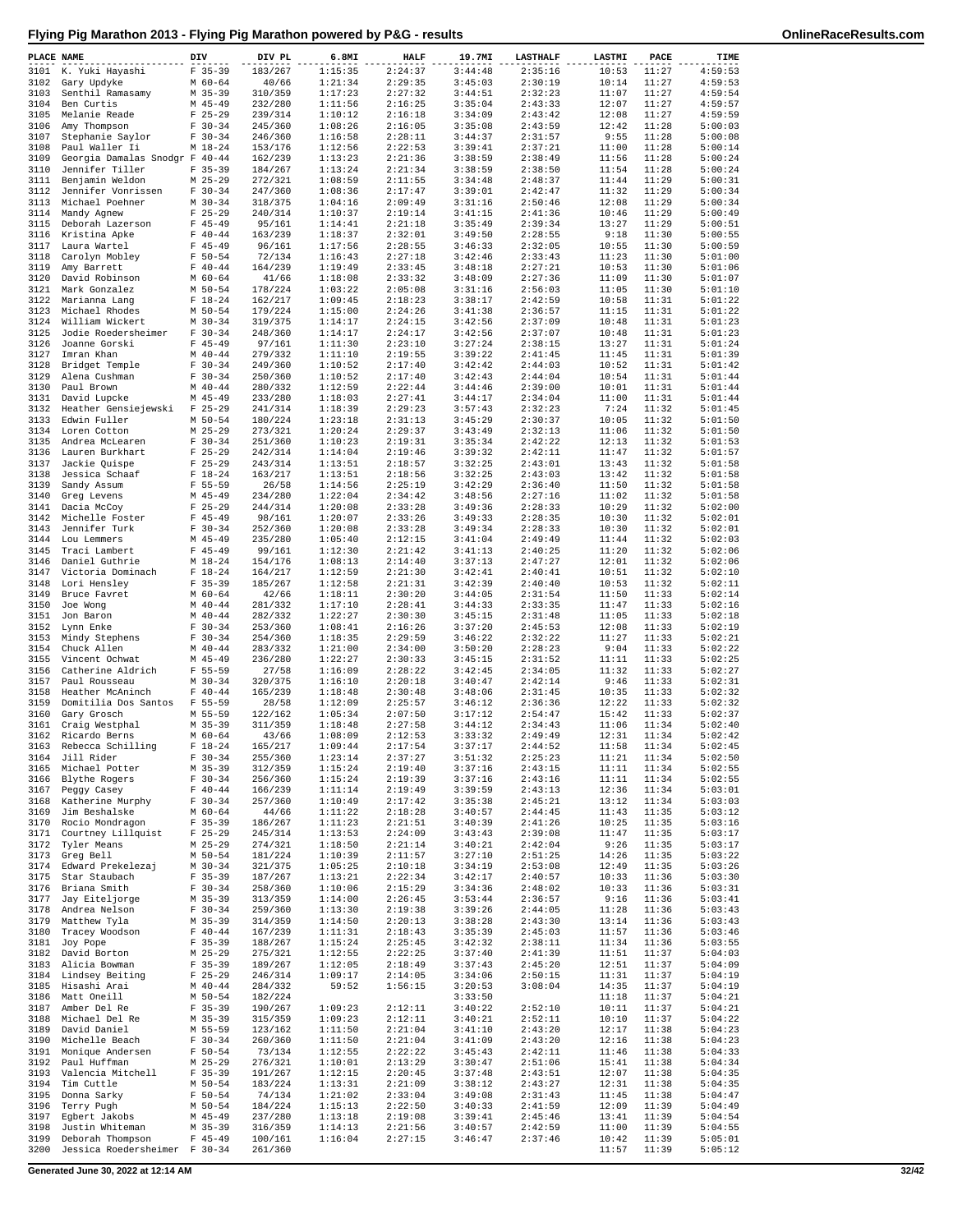# Flying Pig Marathon 2013 - Flying Pig Marathon powered by P&G - results

| PLACE | NAME | DIV | DIV PL | 6.8MI | HALF | 19.7MI | LASTHALF | LASTMI | PACE | TIME |
|---|---|---|---|---|---|---|---|---|---|---|
| 3101 | K. Yuki Hayashi | F 35-39 | 183/267 | 1:15:35 | 2:24:37 | 3:44:48 | 2:35:16 | 10:53 | 11:27 | 4:59:53 |
| 3102 | Gary Updyke | M 60-64 | 40/66 | 1:21:34 | 2:29:35 | 3:45:03 | 2:30:19 | 10:14 | 11:27 | 4:59:53 |
| 3103 | Senthil Ramasamy | M 35-39 | 310/359 | 1:17:23 | 2:27:32 | 3:44:51 | 2:32:23 | 11:07 | 11:27 | 4:59:54 |
| 3104 | Ben Curtis | M 45-49 | 232/280 | 1:11:56 | 2:16:25 | 3:35:04 | 2:43:33 | 12:07 | 11:27 | 4:59:57 |
| 3105 | Melanie Reade | F 25-29 | 239/314 | 1:10:12 | 2:16:18 | 3:34:09 | 2:43:42 | 12:08 | 11:27 | 4:59:59 |
| 3106 | Amy Thompson | F 30-34 | 245/360 | 1:08:26 | 2:16:05 | 3:35:08 | 2:43:59 | 12:42 | 11:28 | 5:00:03 |
| 3107 | Stephanie Saylor | F 30-34 | 246/360 | 1:16:58 | 2:28:11 | 3:44:37 | 2:31:57 | 9:55 | 11:28 | 5:00:08 |
| 3108 | Paul Waller Ii | M 18-24 | 153/176 | 1:12:56 | 2:22:53 | 3:39:41 | 2:37:21 | 11:00 | 11:28 | 5:00:14 |
| 3109 | Georgia Damalas Snodgr | F 40-44 | 162/239 | 1:13:23 | 2:21:36 | 3:38:59 | 2:38:49 | 11:56 | 11:28 | 5:00:24 |
| 3110 | Jennifer Tiller | F 35-39 | 184/267 | 1:13:24 | 2:21:34 | 3:38:59 | 2:38:50 | 11:54 | 11:28 | 5:00:24 |
| 3111 | Benjamin Weldon | M 25-29 | 272/321 | 1:08:59 | 2:11:55 | 3:34:48 | 2:48:37 | 11:44 | 11:29 | 5:00:31 |
| 3112 | Jennifer Vonrissen | F 30-34 | 247/360 | 1:08:36 | 2:17:47 | 3:39:01 | 2:42:47 | 11:32 | 11:29 | 5:00:34 |
| 3113 | Michael Poehner | M 30-34 | 318/375 | 1:04:16 | 2:09:49 | 3:31:16 | 2:50:46 | 12:08 | 11:29 | 5:00:34 |
| 3114 | Mandy Agnew | F 25-29 | 240/314 | 1:10:37 | 2:19:14 | 3:41:15 | 2:41:36 | 10:46 | 11:29 | 5:00:49 |
| 3115 | Deborah Lazerson | F 45-49 | 95/161 | 1:14:41 | 2:21:18 | 3:35:49 | 2:39:34 | 13:27 | 11:29 | 5:00:51 |
| 3116 | Kristina Apke | F 40-44 | 163/239 | 1:18:37 | 2:32:01 | 3:49:50 | 2:28:55 | 9:18 | 11:30 | 5:00:55 |
| 3117 | Laura Wartel | F 45-49 | 96/161 | 1:17:56 | 2:28:55 | 3:46:33 | 2:32:05 | 10:55 | 11:30 | 5:00:59 |
| 3118 | Carolyn Mobley | F 50-54 | 72/134 | 1:16:43 | 2:27:18 | 3:42:46 | 2:33:43 | 11:23 | 11:30 | 5:01:00 |
| 3119 | Amy Barrett | F 40-44 | 164/239 | 1:19:49 | 2:33:45 | 3:48:18 | 2:27:21 | 10:53 | 11:30 | 5:01:06 |
| 3120 | David Robinson | M 60-64 | 41/66 | 1:18:08 | 2:33:32 | 3:48:09 | 2:27:36 | 11:09 | 11:30 | 5:01:07 |
| 3121 | Mark Gonzalez | M 50-54 | 178/224 | 1:03:22 | 2:05:08 | 3:31:16 | 2:56:03 | 11:05 | 11:30 | 5:01:10 |
| 3122 | Marianna Lang | F 18-24 | 162/217 | 1:09:45 | 2:18:23 | 3:38:17 | 2:42:59 | 10:58 | 11:31 | 5:01:22 |
| 3123 | Michael Rhodes | M 50-54 | 179/224 | 1:15:00 | 2:24:26 | 3:41:38 | 2:36:57 | 11:15 | 11:31 | 5:01:22 |
| 3124 | William Wickert | M 30-34 | 319/375 | 1:14:17 | 2:24:15 | 3:42:56 | 2:37:09 | 10:48 | 11:31 | 5:01:23 |
| 3125 | Jodie Roedersheimer | F 30-34 | 248/360 | 1:14:17 | 2:24:17 | 3:42:56 | 2:37:07 | 10:48 | 11:31 | 5:01:23 |
| 3126 | Joanne Gorski | F 45-49 | 97/161 | 1:11:30 | 2:23:10 | 3:27:24 | 2:38:15 | 13:27 | 11:31 | 5:01:24 |
| 3127 | Imran Khan | M 40-44 | 279/332 | 1:11:10 | 2:19:55 | 3:39:22 | 2:41:45 | 11:45 | 11:31 | 5:01:39 |
| 3128 | Bridget Temple | F 30-34 | 249/360 | 1:10:52 | 2:17:40 | 3:42:42 | 2:44:03 | 10:52 | 11:31 | 5:01:42 |
| 3129 | Alena Cushman | F 30-34 | 250/360 | 1:10:52 | 2:17:40 | 3:42:43 | 2:44:04 | 10:54 | 11:31 | 5:01:44 |
| 3130 | Paul Brown | M 40-44 | 280/332 | 1:12:59 | 2:22:44 | 3:44:46 | 2:39:00 | 10:01 | 11:31 | 5:01:44 |
| 3131 | David Lupcke | M 45-49 | 233/280 | 1:18:03 | 2:27:41 | 3:44:17 | 2:34:04 | 11:00 | 11:31 | 5:01:44 |
| 3132 | Heather Gensiejewski | F 25-29 | 241/314 | 1:18:39 | 2:29:23 | 3:57:43 | 2:32:23 | 7:24 | 11:32 | 5:01:45 |
| 3133 | Edwin Fuller | M 50-54 | 180/224 | 1:23:18 | 2:31:13 | 3:45:29 | 2:30:37 | 10:05 | 11:32 | 5:01:50 |
| 3134 | Loren Cotton | M 25-29 | 273/321 | 1:20:24 | 2:29:37 | 3:43:49 | 2:32:13 | 11:06 | 11:32 | 5:01:50 |
| 3135 | Andrea McLearen | F 30-34 | 251/360 | 1:10:23 | 2:19:31 | 3:35:34 | 2:42:22 | 12:13 | 11:32 | 5:01:53 |
| 3136 | Lauren Burkhart | F 25-29 | 242/314 | 1:14:04 | 2:19:46 | 3:39:32 | 2:42:11 | 11:47 | 11:32 | 5:01:57 |
| 3137 | Jackie Quispe | F 25-29 | 243/314 | 1:13:51 | 2:18:57 | 3:32:25 | 2:43:01 | 13:43 | 11:32 | 5:01:58 |
| 3138 | Jessica Schaaf | F 18-24 | 163/217 | 1:13:51 | 2:18:56 | 3:32:25 | 2:43:03 | 13:42 | 11:32 | 5:01:58 |
| 3139 | Sandy Assum | F 55-59 | 26/58 | 1:14:56 | 2:25:19 | 3:42:29 | 2:36:40 | 11:50 | 11:32 | 5:01:58 |
| 3140 | Greg Levens | M 45-49 | 234/280 | 1:22:04 | 2:34:42 | 3:48:56 | 2:27:16 | 11:02 | 11:32 | 5:01:58 |
| 3141 | Dacia McCoy | F 25-29 | 244/314 | 1:20:08 | 2:33:28 | 3:49:36 | 2:28:33 | 10:29 | 11:32 | 5:02:00 |
| 3142 | Michelle Foster | F 45-49 | 98/161 | 1:20:07 | 2:33:26 | 3:49:33 | 2:28:35 | 10:30 | 11:32 | 5:02:01 |
| 3143 | Jennifer Turk | F 30-34 | 252/360 | 1:20:08 | 2:33:28 | 3:49:34 | 2:28:33 | 10:30 | 11:32 | 5:02:01 |
| 3144 | Lou Lemmers | M 45-49 | 235/280 | 1:05:40 | 2:12:15 | 3:41:04 | 2:49:49 | 11:44 | 11:32 | 5:02:03 |
| 3145 | Traci Lambert | F 45-49 | 99/161 | 1:12:30 | 2:21:42 | 3:41:13 | 2:40:25 | 11:20 | 11:32 | 5:02:06 |
| 3146 | Daniel Guthrie | M 18-24 | 154/176 | 1:08:13 | 2:14:40 | 3:37:13 | 2:47:27 | 12:01 | 11:32 | 5:02:06 |
| 3147 | Victoria Dominach | F 18-24 | 164/217 | 1:12:59 | 2:21:30 | 3:42:41 | 2:40:41 | 10:51 | 11:32 | 5:02:10 |
| 3148 | Lori Hensley | F 35-39 | 185/267 | 1:12:58 | 2:21:31 | 3:42:39 | 2:40:40 | 10:53 | 11:32 | 5:02:11 |
| 3149 | Bruce Favret | M 60-64 | 42/66 | 1:18:11 | 2:30:20 | 3:44:05 | 2:31:54 | 11:50 | 11:33 | 5:02:14 |
| 3150 | Joe Wong | M 40-44 | 281/332 | 1:17:10 | 2:28:41 | 3:44:33 | 2:33:35 | 11:47 | 11:33 | 5:02:16 |
| 3151 | Jon Baron | M 40-44 | 282/332 | 1:22:27 | 2:30:30 | 3:45:15 | 2:31:48 | 11:05 | 11:33 | 5:02:18 |
| 3152 | Lynn Enke | F 30-34 | 253/360 | 1:08:41 | 2:16:26 | 3:37:20 | 2:45:53 | 12:08 | 11:33 | 5:02:19 |
| 3153 | Mindy Stephens | F 30-34 | 254/360 | 1:18:35 | 2:29:59 | 3:46:22 | 2:32:22 | 11:27 | 11:33 | 5:02:21 |
| 3154 | Chuck Allen | M 40-44 | 283/332 | 1:21:00 | 2:34:00 | 3:50:20 | 2:28:23 | 9:04 | 11:33 | 5:02:22 |
| 3155 | Vincent Ochwat | M 45-49 | 236/280 | 1:22:27 | 2:30:33 | 3:45:15 | 2:31:52 | 11:11 | 11:33 | 5:02:25 |
| 3156 | Catherine Aldrich | F 55-59 | 27/58 | 1:16:09 | 2:28:22 | 3:42:45 | 2:34:05 | 11:32 | 11:33 | 5:02:27 |
| 3157 | Paul Rousseau | M 30-34 | 320/375 | 1:16:10 | 2:20:18 | 3:40:47 | 2:42:14 | 9:46 | 11:33 | 5:02:31 |
| 3158 | Heather McAninch | F 40-44 | 165/239 | 1:18:48 | 2:30:48 | 3:48:06 | 2:31:45 | 10:35 | 11:33 | 5:02:32 |
| 3159 | Domitilia Dos Santos | F 55-59 | 28/58 | 1:12:09 | 2:25:57 | 3:46:12 | 2:36:36 | 12:22 | 11:33 | 5:02:32 |
| 3160 | Gary Grosch | M 55-59 | 122/162 | 1:05:34 | 2:07:50 | 3:17:12 | 2:54:47 | 15:42 | 11:33 | 5:02:37 |
| 3161 | Craig Westphal | M 35-39 | 311/359 | 1:18:48 | 2:27:58 | 3:44:12 | 2:34:43 | 11:06 | 11:34 | 5:02:40 |
| 3162 | Ricardo Berns | M 60-64 | 43/66 | 1:08:09 | 2:12:53 | 3:33:32 | 2:49:49 | 12:31 | 11:34 | 5:02:42 |
| 3163 | Rebecca Schilling | F 18-24 | 165/217 | 1:09:44 | 2:17:54 | 3:37:17 | 2:44:52 | 11:58 | 11:34 | 5:02:45 |
| 3164 | Jill Rider | F 30-34 | 255/360 | 1:23:14 | 2:37:27 | 3:51:32 | 2:25:23 | 11:21 | 11:34 | 5:02:50 |
| 3165 | Michael Potter | M 35-39 | 312/359 | 1:15:24 | 2:19:40 | 3:37:16 | 2:43:15 | 11:11 | 11:34 | 5:02:55 |
| 3166 | Blythe Rogers | F 30-34 | 256/360 | 1:15:24 | 2:19:39 | 3:37:16 | 2:43:16 | 11:11 | 11:34 | 5:02:55 |
| 3167 | Peggy Casey | F 40-44 | 166/239 | 1:11:14 | 2:19:49 | 3:39:59 | 2:43:13 | 12:36 | 11:34 | 5:03:01 |
| 3168 | Katherine Murphy | F 30-34 | 257/360 | 1:10:49 | 2:17:42 | 3:35:38 | 2:45:21 | 13:12 | 11:34 | 5:03:03 |
| 3169 | Jim Beshalske | M 60-64 | 44/66 | 1:11:22 | 2:18:28 | 3:40:57 | 2:44:45 | 11:43 | 11:35 | 5:03:12 |
| 3170 | Rocio Mondragon | F 35-39 | 186/267 | 1:11:23 | 2:21:51 | 3:40:39 | 2:41:26 | 10:25 | 11:35 | 5:03:16 |
| 3171 | Courtney Lillquist | F 25-29 | 245/314 | 1:13:53 | 2:24:09 | 3:43:43 | 2:39:08 | 11:47 | 11:35 | 5:03:17 |
| 3172 | Tyler Means | M 25-29 | 274/321 | 1:18:50 | 2:21:14 | 3:40:21 | 2:42:04 | 9:26 | 11:35 | 5:03:17 |
| 3173 | Greg Bell | M 50-54 | 181/224 | 1:10:39 | 2:11:57 | 3:27:10 | 2:51:25 | 14:26 | 11:35 | 5:03:22 |
| 3174 | Edward Prekelezaj | M 30-34 | 321/375 | 1:05:25 | 2:10:18 | 3:34:19 | 2:53:08 | 12:49 | 11:35 | 5:03:26 |
| 3175 | Star Staubach | F 35-39 | 187/267 | 1:13:21 | 2:22:34 | 3:42:17 | 2:40:57 | 10:33 | 11:36 | 5:03:30 |
| 3176 | Briana Smith | F 30-34 | 258/360 | 1:10:06 | 2:15:29 | 3:34:36 | 2:48:02 | 10:33 | 11:36 | 5:03:31 |
| 3177 | Jay Eiteljorge | M 35-39 | 313/359 | 1:14:00 | 2:26:45 | 3:53:44 | 2:36:57 | 9:16 | 11:36 | 5:03:41 |
| 3178 | Andrea Nelson | F 30-34 | 259/360 | 1:13:30 | 2:19:38 | 3:39:26 | 2:44:05 | 11:28 | 11:36 | 5:03:43 |
| 3179 | Matthew Tyla | M 35-39 | 314/359 | 1:14:50 | 2:20:13 | 3:38:28 | 2:43:30 | 13:14 | 11:36 | 5:03:43 |
| 3180 | Tracey Woodson | F 40-44 | 167/239 | 1:11:31 | 2:18:43 | 3:35:39 | 2:45:03 | 11:57 | 11:36 | 5:03:46 |
| 3181 | Joy Pope | F 35-39 | 188/267 | 1:15:24 | 2:25:45 | 3:42:32 | 2:38:11 | 11:34 | 11:36 | 5:03:55 |
| 3182 | David Borton | M 25-29 | 275/321 | 1:12:55 | 2:22:25 | 3:37:40 | 2:41:39 | 11:51 | 11:37 | 5:04:03 |
| 3183 | Alicia Bowman | F 35-39 | 189/267 | 1:12:05 | 2:18:49 | 3:37:43 | 2:45:20 | 12:51 | 11:37 | 5:04:09 |
| 3184 | Lindsey Beiting | F 25-29 | 246/314 | 1:09:17 | 2:14:05 | 3:34:06 | 2:50:15 | 11:31 | 11:37 | 5:04:19 |
| 3185 | Hisashi Arai | M 40-44 | 284/332 | 59:52 | 1:56:15 | 3:20:53 | 3:08:04 | 14:35 | 11:37 | 5:04:19 |
| 3186 | Matt Oneill | M 50-54 | 182/224 | | | 3:33:50 | | 11:18 | 11:37 | 5:04:21 |
| 3187 | Amber Del Re | F 35-39 | 190/267 | 1:09:23 | 2:12:11 | 3:40:22 | 2:52:10 | 10:11 | 11:37 | 5:04:21 |
| 3188 | Michael Del Re | M 35-39 | 315/359 | 1:09:23 | 2:12:11 | 3:40:21 | 2:52:11 | 10:10 | 11:37 | 5:04:22 |
| 3189 | David Daniel | M 55-59 | 123/162 | 1:11:50 | 2:21:04 | 3:41:10 | 2:43:20 | 12:17 | 11:38 | 5:04:23 |
| 3190 | Michelle Beach | F 30-34 | 260/360 | 1:11:50 | 2:21:04 | 3:41:09 | 2:43:20 | 12:16 | 11:38 | 5:04:23 |
| 3191 | Monique Andersen | F 50-54 | 73/134 | 1:12:55 | 2:22:22 | 3:45:43 | 2:42:11 | 11:46 | 11:38 | 5:04:33 |
| 3192 | Paul Huffman | M 25-29 | 276/321 | 1:10:01 | 2:13:29 | 3:30:47 | 2:51:06 | 15:41 | 11:38 | 5:04:34 |
| 3193 | Valencia Mitchell | F 35-39 | 191/267 | 1:12:15 | 2:20:45 | 3:37:48 | 2:43:51 | 12:07 | 11:38 | 5:04:35 |
| 3194 | Tim Cuttle | M 50-54 | 183/224 | 1:13:31 | 2:21:09 | 3:38:12 | 2:43:27 | 12:31 | 11:38 | 5:04:35 |
| 3195 | Donna Sarky | F 50-54 | 74/134 | 1:21:02 | 2:33:04 | 3:49:08 | 2:31:43 | 11:45 | 11:38 | 5:04:47 |
| 3196 | Terry Pugh | M 50-54 | 184/224 | 1:15:13 | 2:22:50 | 3:40:33 | 2:41:59 | 12:09 | 11:39 | 5:04:49 |
| 3197 | Egbert Jakobs | M 45-49 | 237/280 | 1:13:18 | 2:19:08 | 3:39:41 | 2:45:46 | 13:41 | 11:39 | 5:04:54 |
| 3198 | Justin Whiteman | M 35-39 | 316/359 | 1:14:13 | 2:21:56 | 3:40:57 | 2:42:59 | 11:00 | 11:39 | 5:04:55 |
| 3199 | Deborah Thompson | F 45-49 | 100/161 | 1:16:04 | 2:27:15 | 3:46:47 | 2:37:46 | 10:42 | 11:39 | 5:05:01 |
| 3200 | Jessica Roedersheimer | F 30-34 | 261/360 | | | | | 11:57 | 11:39 | 5:05:12 |

Generated June 30, 2022 at 12:14 AM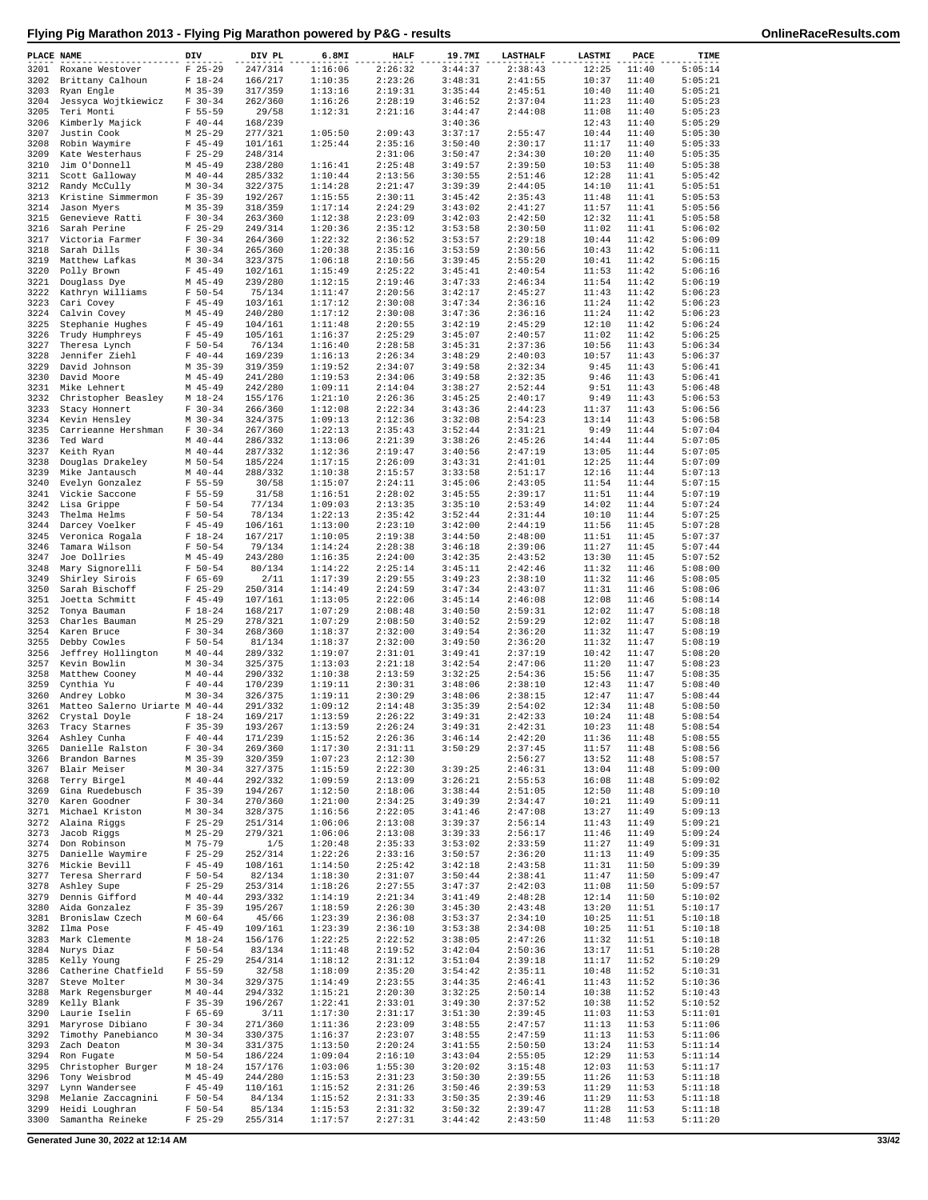# Flying Pig Marathon 2013 - Flying Pig Marathon powered by P&G - results

| PLACE | NAME | DIV | DIV PL | 6.8MI | HALF | 19.7MI | LASTHALF | LASTMI | PACE | TIME |
|---|---|---|---|---|---|---|---|---|---|---|
| 3201 | Roxane Westover | F 25-29 | 247/314 | 1:16:06 | 2:26:32 | 3:44:37 | 2:38:43 | 12:25 | 11:40 | 5:05:14 |
| 3202 | Brittany Calhoun | F 18-24 | 166/217 | 1:10:35 | 2:23:26 | 3:48:31 | 2:41:55 | 10:37 | 11:40 | 5:05:21 |
| 3203 | Ryan Engle | M 35-39 | 317/359 | 1:13:16 | 2:19:31 | 3:35:44 | 2:45:51 | 10:40 | 11:40 | 5:05:21 |
| 3204 | Jessyca Wojtkiewicz | F 30-34 | 262/360 | 1:16:26 | 2:28:19 | 3:46:52 | 2:37:04 | 11:23 | 11:40 | 5:05:23 |
| 3205 | Teri Monti | F 55-59 | 29/58 | 1:12:31 | 2:21:16 | 3:44:47 | 2:44:08 | 11:08 | 11:40 | 5:05:23 |
| 3206 | Kimberly Majick | F 40-44 | 168/239 | | | 3:40:36 | | 12:43 | 11:40 | 5:05:29 |
| 3207 | Justin Cook | M 25-29 | 277/321 | 1:05:50 | 2:09:43 | 3:37:17 | 2:55:47 | 10:44 | 11:40 | 5:05:30 |
| 3208 | Robin Waymire | F 45-49 | 101/161 | 1:25:44 | 2:35:16 | 3:50:40 | 2:30:17 | 11:17 | 11:40 | 5:05:33 |
| 3209 | Kate Westerhaus | F 25-29 | 248/314 | | 2:31:06 | 3:50:47 | 2:34:30 | 10:20 | 11:40 | 5:05:35 |
| 3210 | Jim O'Donnell | M 45-49 | 238/280 | 1:16:41 | 2:25:48 | 3:49:57 | 2:39:50 | 10:53 | 11:40 | 5:05:38 |
| 3211 | Scott Galloway | M 40-44 | 285/332 | 1:10:44 | 2:13:56 | 3:30:55 | 2:51:46 | 12:28 | 11:41 | 5:05:42 |
| 3212 | Randy McCully | M 30-34 | 322/375 | 1:14:28 | 2:21:47 | 3:39:39 | 2:44:05 | 14:10 | 11:41 | 5:05:51 |
| 3213 | Kristine Simmermon | F 35-39 | 192/267 | 1:15:55 | 2:30:11 | 3:45:42 | 2:35:43 | 11:48 | 11:41 | 5:05:53 |
| 3214 | Jason Myers | M 35-39 | 318/359 | 1:17:14 | 2:24:29 | 3:43:02 | 2:41:27 | 11:57 | 11:41 | 5:05:56 |
| 3215 | Genevieve Ratti | F 30-34 | 263/360 | 1:12:38 | 2:23:09 | 3:42:03 | 2:42:50 | 12:32 | 11:41 | 5:05:58 |
| 3216 | Sarah Perine | F 25-29 | 249/314 | 1:20:36 | 2:35:12 | 3:53:58 | 2:30:50 | 11:02 | 11:41 | 5:06:02 |
| 3217 | Victoria Farmer | F 30-34 | 264/360 | 1:22:32 | 2:36:52 | 3:53:57 | 2:29:18 | 10:44 | 11:42 | 5:06:09 |
| 3218 | Sarah Dills | F 30-34 | 265/360 | 1:20:38 | 2:35:16 | 3:53:59 | 2:30:56 | 10:43 | 11:42 | 5:06:11 |
| 3219 | Matthew Lafkas | M 30-34 | 323/375 | 1:06:18 | 2:10:56 | 3:39:45 | 2:55:20 | 10:41 | 11:42 | 5:06:15 |
| 3220 | Polly Brown | F 45-49 | 102/161 | 1:15:49 | 2:25:22 | 3:45:41 | 2:40:54 | 11:53 | 11:42 | 5:06:16 |
| 3221 | Douglass Dye | M 45-49 | 239/280 | 1:12:15 | 2:19:46 | 3:47:33 | 2:46:34 | 11:54 | 11:42 | 5:06:19 |
| 3222 | Kathryn Williams | F 50-54 | 75/134 | 1:11:47 | 2:20:56 | 3:42:17 | 2:45:27 | 11:43 | 11:42 | 5:06:23 |
| 3223 | Cari Covey | F 45-49 | 103/161 | 1:17:12 | 2:30:08 | 3:47:34 | 2:36:16 | 11:24 | 11:42 | 5:06:23 |
| 3224 | Calvin Covey | M 45-49 | 240/280 | 1:17:12 | 2:30:08 | 3:47:36 | 2:36:16 | 11:24 | 11:42 | 5:06:23 |
| 3225 | Stephanie Hughes | F 45-49 | 104/161 | 1:11:48 | 2:20:55 | 3:42:19 | 2:45:29 | 12:10 | 11:42 | 5:06:24 |
| 3226 | Trudy Humphreys | F 45-49 | 105/161 | 1:16:37 | 2:25:29 | 3:45:07 | 2:40:57 | 11:02 | 11:42 | 5:06:25 |
| 3227 | Theresa Lynch | F 50-54 | 76/134 | 1:16:40 | 2:28:58 | 3:45:31 | 2:37:36 | 10:56 | 11:43 | 5:06:34 |
| 3228 | Jennifer Ziehl | F 40-44 | 169/239 | 1:16:13 | 2:26:34 | 3:48:29 | 2:40:03 | 10:57 | 11:43 | 5:06:37 |
| 3229 | David Johnson | M 35-39 | 319/359 | 1:19:52 | 2:34:07 | 3:49:58 | 2:32:34 | 9:45 | 11:43 | 5:06:41 |
| 3230 | David Moore | M 45-49 | 241/280 | 1:19:53 | 2:34:06 | 3:49:58 | 2:32:35 | 9:46 | 11:43 | 5:06:41 |
| 3231 | Mike Lehnert | M 45-49 | 242/280 | 1:09:11 | 2:14:04 | 3:38:27 | 2:52:44 | 9:51 | 11:43 | 5:06:48 |
| 3232 | Christopher Beasley | M 18-24 | 155/176 | 1:21:10 | 2:26:36 | 3:45:25 | 2:40:17 | 9:49 | 11:43 | 5:06:53 |
| 3233 | Stacy Honnert | F 30-34 | 266/360 | 1:12:08 | 2:22:34 | 3:43:36 | 2:44:23 | 11:37 | 11:43 | 5:06:56 |
| 3234 | Kevin Hensley | M 30-34 | 324/375 | 1:09:13 | 2:12:36 | 3:32:08 | 2:54:23 | 13:14 | 11:43 | 5:06:58 |
| 3235 | Carrieanne Hershman | F 30-34 | 267/360 | 1:22:13 | 2:35:43 | 3:52:44 | 2:31:21 | 9:49 | 11:44 | 5:07:04 |
| 3236 | Ted Ward | M 40-44 | 286/332 | 1:13:06 | 2:21:39 | 3:38:26 | 2:45:26 | 14:44 | 11:44 | 5:07:05 |
| 3237 | Keith Ryan | M 40-44 | 287/332 | 1:12:36 | 2:19:47 | 3:40:56 | 2:47:19 | 13:05 | 11:44 | 5:07:05 |
| 3238 | Douglas Drakeley | M 50-54 | 185/224 | 1:17:15 | 2:26:09 | 3:43:31 | 2:41:01 | 12:25 | 11:44 | 5:07:09 |
| 3239 | Mike Jantausch | M 40-44 | 288/332 | 1:10:38 | 2:15:57 | 3:33:58 | 2:51:17 | 12:16 | 11:44 | 5:07:13 |
| 3240 | Evelyn Gonzalez | F 55-59 | 30/58 | 1:15:07 | 2:24:11 | 3:45:06 | 2:43:05 | 11:54 | 11:44 | 5:07:15 |
| 3241 | Vickie Saccone | F 55-59 | 31/58 | 1:16:51 | 2:28:02 | 3:45:55 | 2:39:17 | 11:51 | 11:44 | 5:07:19 |
| 3242 | Lisa Grippe | F 50-54 | 77/134 | 1:09:03 | 2:13:35 | 3:35:10 | 2:53:49 | 14:02 | 11:44 | 5:07:24 |
| 3243 | Thelma Helms | F 50-54 | 78/134 | 1:22:13 | 2:35:42 | 3:52:44 | 2:31:44 | 10:10 | 11:44 | 5:07:25 |
| 3244 | Darcey Voelker | F 45-49 | 106/161 | 1:13:00 | 2:23:10 | 3:42:00 | 2:44:19 | 11:56 | 11:45 | 5:07:28 |
| 3245 | Veronica Rogala | F 18-24 | 167/217 | 1:10:05 | 2:19:38 | 3:44:50 | 2:48:00 | 11:51 | 11:45 | 5:07:37 |
| 3246 | Tamara Wilson | F 50-54 | 79/134 | 1:14:24 | 2:28:38 | 3:46:18 | 2:39:06 | 11:27 | 11:45 | 5:07:44 |
| 3247 | Joe Dollries | M 45-49 | 243/280 | 1:16:35 | 2:24:00 | 3:42:35 | 2:43:52 | 13:30 | 11:45 | 5:07:52 |
| 3248 | Mary Signorelli | F 50-54 | 80/134 | 1:14:22 | 2:25:14 | 3:45:11 | 2:42:46 | 11:32 | 11:46 | 5:08:00 |
| 3249 | Shirley Sirois | F 65-69 | 2/11 | 1:17:39 | 2:29:55 | 3:49:23 | 2:38:10 | 11:32 | 11:46 | 5:08:05 |
| 3250 | Sarah Bischoff | F 25-29 | 250/314 | 1:14:49 | 2:24:59 | 3:47:34 | 2:43:07 | 11:31 | 11:46 | 5:08:06 |
| 3251 | Joetta Schmitt | F 45-49 | 107/161 | 1:13:05 | 2:22:06 | 3:45:14 | 2:46:08 | 12:08 | 11:46 | 5:08:14 |
| 3252 | Tonya Bauman | F 18-24 | 168/217 | 1:07:29 | 2:08:48 | 3:40:50 | 2:59:31 | 12:02 | 11:47 | 5:08:18 |
| 3253 | Charles Bauman | M 25-29 | 278/321 | 1:07:29 | 2:08:50 | 3:40:52 | 2:59:29 | 12:02 | 11:47 | 5:08:18 |
| 3254 | Karen Bruce | F 30-34 | 268/360 | 1:18:37 | 2:32:00 | 3:49:54 | 2:36:20 | 11:32 | 11:47 | 5:08:19 |
| 3255 | Debby Cowles | F 50-54 | 81/134 | 1:18:37 | 2:32:00 | 3:49:50 | 2:36:20 | 11:32 | 11:47 | 5:08:19 |
| 3256 | Jeffrey Hollington | M 40-44 | 289/332 | 1:19:07 | 2:31:01 | 3:49:41 | 2:37:19 | 10:42 | 11:47 | 5:08:20 |
| 3257 | Kevin Bowlin | M 30-34 | 325/375 | 1:13:03 | 2:21:18 | 3:42:54 | 2:47:06 | 11:20 | 11:47 | 5:08:23 |
| 3258 | Matthew Cooney | M 40-44 | 290/332 | 1:10:38 | 2:13:59 | 3:32:25 | 2:54:36 | 15:56 | 11:47 | 5:08:35 |
| 3259 | Cynthia Yu | F 40-44 | 170/239 | 1:19:11 | 2:30:31 | 3:48:06 | 2:38:10 | 12:43 | 11:47 | 5:08:40 |
| 3260 | Andrey Lobko | M 30-34 | 326/375 | 1:19:11 | 2:30:29 | 3:48:06 | 2:38:15 | 12:47 | 11:47 | 5:08:44 |
| 3261 | Matteo Salerno Uriarte | M 40-44 | 291/332 | 1:09:12 | 2:14:48 | 3:35:39 | 2:54:02 | 12:34 | 11:48 | 5:08:50 |
| 3262 | Crystal Doyle | F 18-24 | 169/217 | 1:13:59 | 2:26:22 | 3:49:31 | 2:42:33 | 10:24 | 11:48 | 5:08:54 |
| 3263 | Tracy Starnes | F 35-39 | 193/267 | 1:13:59 | 2:26:24 | 3:49:31 | 2:42:31 | 10:23 | 11:48 | 5:08:54 |
| 3264 | Ashley Cunha | F 40-44 | 171/239 | 1:15:52 | 2:26:36 | 3:46:14 | 2:42:20 | 11:36 | 11:48 | 5:08:55 |
| 3265 | Danielle Ralston | F 30-34 | 269/360 | 1:17:30 | 2:31:11 | 3:50:29 | 2:37:45 | 11:57 | 11:48 | 5:08:56 |
| 3266 | Brandon Barnes | M 35-39 | 320/359 | 1:07:23 | 2:12:30 | | 2:56:27 | 13:52 | 11:48 | 5:08:57 |
| 3267 | Blair Meiser | M 30-34 | 327/375 | 1:15:59 | 2:22:30 | 3:39:25 | 2:46:31 | 13:04 | 11:48 | 5:09:00 |
| 3268 | Terry Birgel | M 40-44 | 292/332 | 1:09:59 | 2:13:09 | 3:26:21 | 2:55:53 | 16:08 | 11:48 | 5:09:02 |
| 3269 | Gina Ruedebusch | F 35-39 | 194/267 | 1:12:50 | 2:18:06 | 3:38:44 | 2:51:05 | 12:50 | 11:48 | 5:09:10 |
| 3270 | Karen Goodner | F 30-34 | 270/360 | 1:21:00 | 2:34:25 | 3:49:39 | 2:34:47 | 10:21 | 11:49 | 5:09:11 |
| 3271 | Michael Kriston | M 30-34 | 328/375 | 1:16:56 | 2:22:05 | 3:41:46 | 2:47:08 | 13:27 | 11:49 | 5:09:13 |
| 3272 | Alaina Riggs | F 25-29 | 251/314 | 1:06:06 | 2:13:08 | 3:39:37 | 2:56:14 | 11:43 | 11:49 | 5:09:21 |
| 3273 | Jacob Riggs | M 25-29 | 279/321 | 1:06:06 | 2:13:08 | 3:39:33 | 2:56:17 | 11:46 | 11:49 | 5:09:24 |
| 3274 | Don Robinson | M 75-79 | 1/5 | 1:20:48 | 2:35:33 | 3:53:02 | 2:33:59 | 11:27 | 11:49 | 5:09:31 |
| 3275 | Danielle Waymire | F 25-29 | 252/314 | 1:22:26 | 2:33:16 | 3:50:57 | 2:36:20 | 11:13 | 11:49 | 5:09:35 |
| 3276 | Mickie Bevill | F 45-49 | 108/161 | 1:14:50 | 2:25:42 | 3:42:18 | 2:43:58 | 11:31 | 11:50 | 5:09:39 |
| 3277 | Teresa Sherrard | F 50-54 | 82/134 | 1:18:30 | 2:31:07 | 3:50:44 | 2:38:41 | 11:47 | 11:50 | 5:09:47 |
| 3278 | Ashley Supe | F 25-29 | 253/314 | 1:18:26 | 2:27:55 | 3:47:37 | 2:42:03 | 11:08 | 11:50 | 5:09:57 |
| 3279 | Dennis Gifford | M 40-44 | 293/332 | 1:14:19 | 2:21:34 | 3:41:49 | 2:48:28 | 12:14 | 11:50 | 5:10:02 |
| 3280 | Aida Gonzalez | F 35-39 | 195/267 | 1:18:59 | 2:26:30 | 3:45:30 | 2:43:48 | 13:20 | 11:51 | 5:10:17 |
| 3281 | Bronislaw Czech | M 60-64 | 45/66 | 1:23:39 | 2:36:08 | 3:53:37 | 2:34:10 | 10:25 | 11:51 | 5:10:18 |
| 3282 | Ilma Pose | F 45-49 | 109/161 | 1:23:39 | 2:36:10 | 3:53:38 | 2:34:08 | 10:25 | 11:51 | 5:10:18 |
| 3283 | Mark Clemente | M 18-24 | 156/176 | 1:22:25 | 2:22:52 | 3:38:05 | 2:47:26 | 11:32 | 11:51 | 5:10:18 |
| 3284 | Nurys Diaz | F 50-54 | 83/134 | 1:11:48 | 2:19:52 | 3:42:04 | 2:50:36 | 13:17 | 11:51 | 5:10:28 |
| 3285 | Kelly Young | F 25-29 | 254/314 | 1:18:12 | 2:31:12 | 3:51:04 | 2:39:18 | 11:17 | 11:52 | 5:10:29 |
| 3286 | Catherine Chatfield | F 55-59 | 32/58 | 1:18:09 | 2:35:20 | 3:54:42 | 2:35:11 | 10:48 | 11:52 | 5:10:31 |
| 3287 | Steve Molter | M 30-34 | 329/375 | 1:14:49 | 2:23:55 | 3:44:35 | 2:46:41 | 11:43 | 11:52 | 5:10:36 |
| 3288 | Mark Regensburger | M 40-44 | 294/332 | 1:15:21 | 2:20:30 | 3:32:25 | 2:50:14 | 10:38 | 11:52 | 5:10:43 |
| 3289 | Kelly Blank | F 35-39 | 196/267 | 1:22:41 | 2:33:01 | 3:49:30 | 2:37:52 | 10:38 | 11:52 | 5:10:52 |
| 3290 | Laurie Iselin | F 65-69 | 3/11 | 1:17:30 | 2:31:17 | 3:51:30 | 2:39:45 | 11:03 | 11:53 | 5:11:01 |
| 3291 | Maryrose Dibiano | F 30-34 | 271/360 | 1:11:36 | 2:23:09 | 3:48:55 | 2:47:57 | 11:13 | 11:53 | 5:11:06 |
| 3292 | Timothy Panebianco | M 30-34 | 330/375 | 1:16:37 | 2:23:07 | 3:48:55 | 2:47:59 | 11:13 | 11:53 | 5:11:06 |
| 3293 | Zach Deaton | M 30-34 | 331/375 | 1:13:50 | 2:20:24 | 3:41:55 | 2:50:50 | 13:24 | 11:53 | 5:11:14 |
| 3294 | Ron Fugate | M 50-54 | 186/224 | 1:09:04 | 2:16:10 | 3:43:04 | 2:55:05 | 12:29 | 11:53 | 5:11:14 |
| 3295 | Christopher Burger | M 18-24 | 157/176 | 1:03:06 | 1:55:30 | 3:20:02 | 3:15:48 | 12:03 | 11:53 | 5:11:17 |
| 3296 | Tony Weisbrod | M 45-49 | 244/280 | 1:15:53 | 2:31:23 | 3:50:30 | 2:39:55 | 11:26 | 11:53 | 5:11:18 |
| 3297 | Lynn Wandersee | F 45-49 | 110/161 | 1:15:52 | 2:31:26 | 3:50:46 | 2:39:53 | 11:29 | 11:53 | 5:11:18 |
| 3298 | Melanie Zaccagnini | F 50-54 | 84/134 | 1:15:52 | 2:31:33 | 3:50:35 | 2:39:46 | 11:29 | 11:53 | 5:11:18 |
| 3299 | Heidi Loughran | F 50-54 | 85/134 | 1:15:53 | 2:31:32 | 3:50:32 | 2:39:47 | 11:28 | 11:53 | 5:11:18 |
| 3300 | Samantha Reineke | F 25-29 | 255/314 | 1:17:57 | 2:27:31 | 3:44:42 | 2:43:50 | 11:48 | 11:53 | 5:11:20 |

Generated June 30, 2022 at 12:14 AM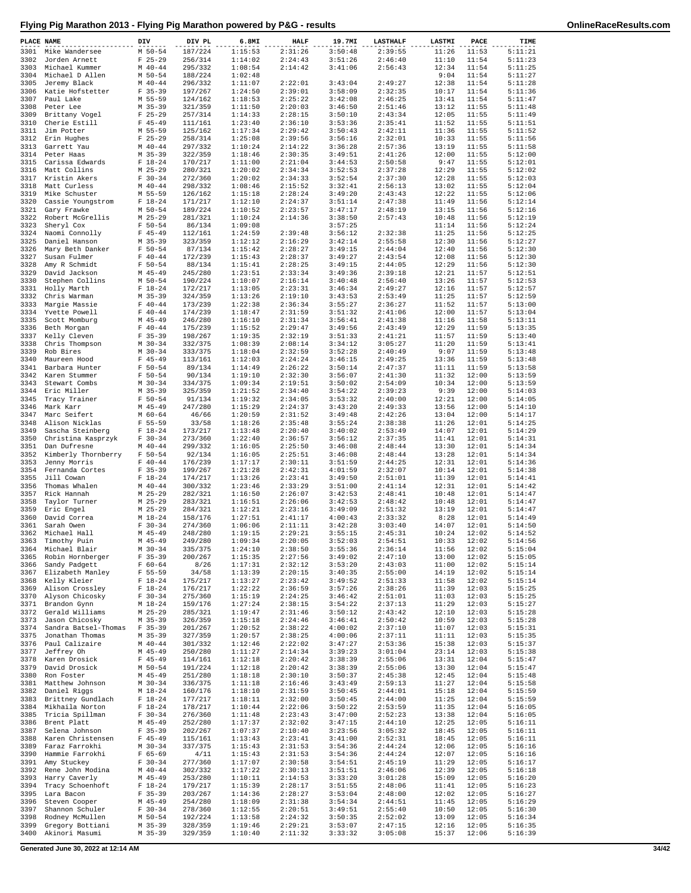# Flying Pig Marathon 2013 - Flying Pig Marathon powered by P&G - results

| PLACE | NAME | DIV | DIV PL | 6.8MI | HALF | 19.7MI | LASTHALF | LASTMI | PACE | TIME |
|---|---|---|---|---|---|---|---|---|---|---|
| 3301 | Mike Wandersee | M 50-54 | 187/224 | 1:15:53 | 2:31:26 | 3:50:48 | 2:39:55 | 11:26 | 11:53 | 5:11:21 |
| 3302 | Jorden Arnett | F 25-29 | 256/314 | 1:14:02 | 2:24:43 | 3:51:26 | 2:46:40 | 11:10 | 11:54 | 5:11:23 |
| 3303 | Michael Kummer | M 40-44 | 295/332 | 1:08:54 | 2:14:42 | 3:41:06 | 2:56:43 | 12:34 | 11:54 | 5:11:25 |
| 3304 | Michael D Allen | M 50-54 | 188/224 | 1:02:48 | | | | 9:04 | 11:54 | 5:11:27 |
| 3305 | Jeremy Black | M 40-44 | 296/332 | 1:11:07 | 2:22:01 | 3:43:04 | 2:49:27 | 12:38 | 11:54 | 5:11:28 |
| 3306 | Katie Hofstetter | F 35-39 | 197/267 | 1:24:50 | 2:39:01 | 3:58:09 | 2:32:35 | 10:17 | 11:54 | 5:11:36 |
| 3307 | Paul Lake | M 55-59 | 124/162 | 1:18:53 | 2:25:22 | 3:42:08 | 2:46:25 | 13:41 | 11:54 | 5:11:47 |
| 3308 | Peter Lee | M 35-39 | 321/359 | 1:11:50 | 2:20:03 | 3:46:50 | 2:51:46 | 13:12 | 11:55 | 5:11:48 |
| 3309 | Brittany Vogel | F 25-29 | 257/314 | 1:14:33 | 2:28:15 | 3:50:10 | 2:43:34 | 12:05 | 11:55 | 5:11:49 |
| 3310 | Cherie Estill | F 45-49 | 111/161 | 1:23:40 | 2:36:10 | 3:53:36 | 2:35:41 | 11:52 | 11:55 | 5:11:51 |
| 3311 | Jim Potter | M 55-59 | 125/162 | 1:17:34 | 2:29:42 | 3:50:43 | 2:42:11 | 11:36 | 11:55 | 5:11:52 |
| 3312 | Erin Hughes | F 25-29 | 258/314 | 1:25:08 | 2:39:56 | 3:56:16 | 2:32:01 | 10:33 | 11:55 | 5:11:56 |
| 3313 | Garrett Yau | M 40-44 | 297/332 | 1:10:24 | 2:14:22 | 3:36:28 | 2:57:36 | 13:19 | 11:55 | 5:11:58 |
| 3314 | Peter Haas | M 35-39 | 322/359 | 1:18:46 | 2:30:35 | 3:49:51 | 2:41:26 | 12:00 | 11:55 | 5:12:00 |
| 3315 | Carissa Edwards | F 18-24 | 170/217 | 1:11:00 | 2:21:04 | 3:44:53 | 2:50:58 | 9:47 | 11:55 | 5:12:01 |
| 3316 | Matt Collins | M 25-29 | 280/321 | 1:20:02 | 2:34:34 | 3:52:53 | 2:37:28 | 12:29 | 11:55 | 5:12:02 |
| 3317 | Kristin Akers | F 30-34 | 272/360 | 1:20:02 | 2:34:33 | 3:52:54 | 2:37:30 | 12:28 | 11:55 | 5:12:03 |
| 3318 | Matt Curless | M 40-44 | 298/332 | 1:08:46 | 2:15:52 | 3:32:41 | 2:56:13 | 13:02 | 11:55 | 5:12:04 |
| 3319 | Mike Schuster | M 55-59 | 126/162 | 1:15:18 | 2:28:24 | 3:49:20 | 2:43:43 | 12:22 | 11:55 | 5:12:06 |
| 3320 | Cassie Youngstrom | F 18-24 | 171/217 | 1:12:10 | 2:24:37 | 3:51:14 | 2:47:38 | 11:49 | 11:56 | 5:12:14 |
| 3321 | Gary Frawke | M 50-54 | 189/224 | 1:10:52 | 2:23:57 | 3:47:17 | 2:48:19 | 13:15 | 11:56 | 5:12:16 |
| 3322 | Robert McGrellis | M 25-29 | 281/321 | 1:10:24 | 2:14:36 | 3:38:50 | 2:57:43 | 10:48 | 11:56 | 5:12:19 |
| 3323 | Sheryl Cox | F 50-54 | 86/134 | 1:09:08 | | 3:57:25 | | 11:14 | 11:56 | 5:12:24 |
| 3324 | Naomi Connolly | F 45-49 | 112/161 | 1:24:59 | 2:39:48 | 3:56:12 | 2:32:38 | 11:25 | 11:56 | 5:12:25 |
| 3325 | Daniel Hanson | M 35-39 | 323/359 | 1:12:12 | 2:16:29 | 3:42:14 | 2:55:58 | 12:30 | 11:56 | 5:12:27 |
| 3326 | Mary Beth Danker | F 50-54 | 87/134 | 1:15:42 | 2:28:27 | 3:49:15 | 2:44:04 | 12:40 | 11:56 | 5:12:30 |
| 3327 | Susan Fulmer | F 40-44 | 172/239 | 1:15:43 | 2:28:37 | 3:49:27 | 2:43:54 | 12:08 | 11:56 | 5:12:30 |
| 3328 | Amy R Schmidt | F 50-54 | 88/134 | 1:15:41 | 2:28:25 | 3:49:15 | 2:44:05 | 12:29 | 11:56 | 5:12:30 |
| 3329 | David Jackson | M 45-49 | 245/280 | 1:23:51 | 2:33:34 | 3:49:36 | 2:39:18 | 12:21 | 11:57 | 5:12:51 |
| 3330 | Stephen Collins | M 50-54 | 190/224 | 1:10:07 | 2:16:14 | 3:40:48 | 2:56:40 | 13:26 | 11:57 | 5:12:53 |
| 3331 | Holly Marth | F 18-24 | 172/217 | 1:13:05 | 2:23:31 | 3:46:34 | 2:49:27 | 12:16 | 11:57 | 5:12:57 |
| 3332 | Chris Warman | M 35-39 | 324/359 | 1:13:26 | 2:19:10 | 3:43:53 | 2:53:49 | 11:25 | 11:57 | 5:12:59 |
| 3333 | Margie Massie | F 40-44 | 173/239 | 1:22:38 | 2:36:34 | 3:55:27 | 2:36:27 | 11:52 | 11:57 | 5:13:00 |
| 3334 | Yvette Powell | F 40-44 | 174/239 | 1:18:47 | 2:31:59 | 3:51:32 | 2:41:06 | 12:00 | 11:57 | 5:13:04 |
| 3335 | Scott Momburg | M 45-49 | 246/280 | 1:16:10 | 2:31:34 | 3:56:41 | 2:41:38 | 11:16 | 11:58 | 5:13:11 |
| 3336 | Beth Morgan | F 40-44 | 175/239 | 1:15:52 | 2:29:47 | 3:49:56 | 2:43:49 | 12:29 | 11:59 | 5:13:35 |
| 3337 | Kelly Cleven | F 35-39 | 198/267 | 1:19:35 | 2:32:19 | 3:51:33 | 2:41:21 | 11:57 | 11:59 | 5:13:40 |
| 3338 | Chris Thompson | M 30-34 | 332/375 | 1:08:39 | 2:08:14 | 3:34:12 | 3:05:27 | 11:20 | 11:59 | 5:13:41 |
| 3339 | Rob Bires | M 30-34 | 333/375 | 1:18:04 | 2:32:59 | 3:52:28 | 2:40:49 | 9:07 | 11:59 | 5:13:48 |
| 3340 | Maureen Hood | F 45-49 | 113/161 | 1:12:03 | 2:24:24 | 3:46:15 | 2:49:25 | 13:36 | 11:59 | 5:13:48 |
| 3341 | Barbara Hunter | F 50-54 | 89/134 | 1:14:49 | 2:26:22 | 3:50:14 | 2:47:37 | 11:11 | 11:59 | 5:13:58 |
| 3342 | Karen Stummer | F 50-54 | 90/134 | 1:19:10 | 2:32:30 | 3:56:07 | 2:41:30 | 11:32 | 12:00 | 5:13:59 |
| 3343 | Stewart Combs | M 30-34 | 334/375 | 1:09:34 | 2:19:51 | 3:50:02 | 2:54:09 | 10:34 | 12:00 | 5:13:59 |
| 3344 | Eric Miller | M 35-39 | 325/359 | 1:21:52 | 2:34:40 | 3:54:22 | 2:39:23 | 9:39 | 12:00 | 5:14:03 |
| 3345 | Tracy Trainer | F 50-54 | 91/134 | 1:19:32 | 2:34:05 | 3:53:32 | 2:40:00 | 12:21 | 12:00 | 5:14:05 |
| 3346 | Mark Karr | M 45-49 | 247/280 | 1:15:29 | 2:24:37 | 3:43:20 | 2:49:33 | 13:56 | 12:00 | 5:14:10 |
| 3347 | Marc Seifert | M 60-64 | 46/66 | 1:20:59 | 2:31:52 | 3:49:48 | 2:42:26 | 13:04 | 12:00 | 5:14:17 |
| 3348 | Alison Nicklas | F 55-59 | 33/58 | 1:18:26 | 2:35:48 | 3:55:24 | 2:38:38 | 11:26 | 12:01 | 5:14:25 |
| 3349 | Sascha Steinberg | F 18-24 | 173/217 | 1:13:48 | 2:20:40 | 3:40:02 | 2:53:49 | 14:07 | 12:01 | 5:14:29 |
| 3350 | Christina Kasprzyk | F 30-34 | 273/360 | 1:22:40 | 2:36:57 | 3:56:12 | 2:37:35 | 11:41 | 12:01 | 5:14:31 |
| 3351 | Dan Dufresne | M 40-44 | 299/332 | 1:16:05 | 2:25:50 | 3:46:08 | 2:48:44 | 13:30 | 12:01 | 5:14:34 |
| 3352 | Kimberly Thornberry | F 50-54 | 92/134 | 1:16:05 | 2:25:51 | 3:46:08 | 2:48:44 | 13:28 | 12:01 | 5:14:34 |
| 3353 | Jenny Morris | F 40-44 | 176/239 | 1:17:17 | 2:30:11 | 3:51:59 | 2:44:25 | 12:31 | 12:01 | 5:14:36 |
| 3354 | Fernanda Cortes | F 35-39 | 199/267 | 1:21:28 | 2:42:31 | 4:01:59 | 2:32:07 | 10:14 | 12:01 | 5:14:38 |
| 3355 | Jill Cowan | F 18-24 | 174/217 | 1:13:26 | 2:23:41 | 3:49:50 | 2:51:01 | 11:39 | 12:01 | 5:14:41 |
| 3356 | Thomas Whalen | M 40-44 | 300/332 | 1:23:46 | 2:33:29 | 3:51:00 | 2:41:14 | 12:31 | 12:01 | 5:14:42 |
| 3357 | Rick Hannah | M 25-29 | 282/321 | 1:16:50 | 2:26:07 | 3:42:53 | 2:48:41 | 10:48 | 12:01 | 5:14:47 |
| 3358 | Taylor Turner | M 25-29 | 283/321 | 1:16:51 | 2:26:06 | 3:42:53 | 2:48:42 | 10:48 | 12:01 | 5:14:47 |
| 3359 | Eric Engel | M 25-29 | 284/321 | 1:12:21 | 2:23:16 | 3:49:09 | 2:51:32 | 13:19 | 12:01 | 5:14:47 |
| 3360 | David Correa | M 18-24 | 158/176 | 1:27:51 | 2:41:17 | 4:00:43 | 2:33:32 | 8:28 | 12:01 | 5:14:49 |
| 3361 | Sarah Owen | F 30-34 | 274/360 | 1:06:06 | 2:11:11 | 3:42:28 | 3:03:40 | 14:07 | 12:01 | 5:14:50 |
| 3362 | Michael Hall | M 45-49 | 248/280 | 1:19:15 | 2:29:21 | 3:55:15 | 2:45:31 | 10:24 | 12:02 | 5:14:52 |
| 3363 | Timothy Puin | M 45-49 | 249/280 | 1:09:34 | 2:20:05 | 3:52:03 | 2:54:51 | 10:33 | 12:02 | 5:14:56 |
| 3364 | Michael Blair | M 30-34 | 335/375 | 1:24:10 | 2:38:50 | 3:55:36 | 2:36:14 | 11:56 | 12:02 | 5:15:04 |
| 3365 | Robin Hornberger | F 35-39 | 200/267 | 1:15:35 | 2:27:56 | 3:49:02 | 2:47:10 | 13:00 | 12:02 | 5:15:05 |
| 3366 | Sandy Padgett | F 60-64 | 8/26 | 1:17:31 | 2:32:12 | 3:53:20 | 2:43:03 | 11:00 | 12:02 | 5:15:14 |
| 3367 | Elizabeth Manley | F 55-59 | 34/58 | 1:13:39 | 2:20:15 | 3:40:35 | 2:55:00 | 14:19 | 12:02 | 5:15:14 |
| 3368 | Kelly Kleier | F 18-24 | 175/217 | 1:13:27 | 2:23:42 | 3:49:52 | 2:51:33 | 11:58 | 12:02 | 5:15:14 |
| 3369 | Alison Crossley | F 18-24 | 176/217 | 1:22:22 | 2:36:59 | 3:57:26 | 2:38:26 | 11:39 | 12:03 | 5:15:25 |
| 3370 | Alyson Chicosky | F 30-34 | 275/360 | 1:15:19 | 2:24:25 | 3:46:42 | 2:51:01 | 11:03 | 12:03 | 5:15:25 |
| 3371 | Brandon Gynn | M 18-24 | 159/176 | 1:27:24 | 2:38:15 | 3:54:22 | 2:37:13 | 11:29 | 12:03 | 5:15:27 |
| 3372 | Gerald Williams | M 25-29 | 285/321 | 1:19:47 | 2:31:46 | 3:50:12 | 2:43:42 | 12:10 | 12:03 | 5:15:28 |
| 3373 | Jason Chicosky | M 35-39 | 326/359 | 1:15:18 | 2:24:46 | 3:46:41 | 2:50:42 | 10:59 | 12:03 | 5:15:28 |
| 3374 | Sandra Batsel-Thomas | F 35-39 | 201/267 | 1:20:52 | 2:38:22 | 4:00:02 | 2:37:10 | 11:07 | 12:03 | 5:15:31 |
| 3375 | Jonathan Thomas | M 35-39 | 327/359 | 1:20:57 | 2:38:25 | 4:00:06 | 2:37:11 | 11:11 | 12:03 | 5:15:35 |
| 3376 | Paul Calizaire | M 40-44 | 301/332 | 1:12:46 | 2:22:02 | 3:47:27 | 2:53:36 | 15:38 | 12:03 | 5:15:37 |
| 3377 | Jeffrey Oh | M 45-49 | 250/280 | 1:11:27 | 2:14:34 | 3:39:23 | 3:01:04 | 23:14 | 12:03 | 5:15:38 |
| 3378 | Karen Drosick | F 45-49 | 114/161 | 1:12:18 | 2:20:42 | 3:38:39 | 2:55:06 | 13:31 | 12:04 | 5:15:47 |
| 3379 | David Drosick | M 50-54 | 191/224 | 1:12:18 | 2:20:42 | 3:38:39 | 2:55:06 | 13:30 | 12:04 | 5:15:47 |
| 3380 | Ron Foster | M 45-49 | 251/280 | 1:18:18 | 2:30:10 | 3:50:37 | 2:45:38 | 12:45 | 12:04 | 5:15:48 |
| 3381 | Matthew Johnson | M 30-34 | 336/375 | 1:11:18 | 2:16:46 | 3:43:49 | 2:59:13 | 11:27 | 12:04 | 5:15:58 |
| 3382 | Daniel Riggs | M 18-24 | 160/176 | 1:18:10 | 2:31:59 | 3:50:45 | 2:44:01 | 15:18 | 12:04 | 5:15:59 |
| 3383 | Brittney Gundlach | F 18-24 | 177/217 | 1:18:11 | 2:32:00 | 3:50:45 | 2:44:00 | 11:25 | 12:04 | 5:15:59 |
| 3384 | Mikhaila Norton | F 18-24 | 178/217 | 1:10:44 | 2:22:06 | 3:50:22 | 2:53:59 | 11:35 | 12:04 | 5:16:05 |
| 3385 | Tricia Spillman | F 30-34 | 276/360 | 1:11:48 | 2:23:43 | 3:47:00 | 2:52:23 | 13:38 | 12:04 | 5:16:05 |
| 3386 | Brent Platt | M 45-49 | 252/280 | 1:17:37 | 2:32:02 | 3:47:15 | 2:44:10 | 12:25 | 12:05 | 5:16:11 |
| 3387 | Selena Johnson | F 35-39 | 202/267 | 1:07:37 | 2:10:40 | 3:23:56 | 3:05:32 | 18:45 | 12:05 | 5:16:11 |
| 3388 | Karen Christensen | F 45-49 | 115/161 | 1:13:43 | 2:23:41 | 3:41:00 | 2:52:31 | 18:45 | 12:05 | 5:16:11 |
| 3389 | Faraz Farrokhi | M 30-34 | 337/375 | 1:15:43 | 2:31:53 | 3:54:36 | 2:44:24 | 12:06 | 12:05 | 5:16:16 |
| 3390 | Hammie Farrokhi | F 65-69 | 4/11 | 1:15:43 | 2:31:53 | 3:54:36 | 2:44:24 | 12:07 | 12:05 | 5:16:16 |
| 3391 | Amy Stuckey | F 30-34 | 277/360 | 1:17:07 | 2:30:58 | 3:54:51 | 2:45:19 | 11:29 | 12:05 | 5:16:17 |
| 3392 | Rene John Modina | M 40-44 | 302/332 | 1:17:22 | 2:30:13 | 3:51:51 | 2:46:06 | 12:39 | 12:05 | 5:16:18 |
| 3393 | Harry Caverly | M 45-49 | 253/280 | 1:10:11 | 2:14:53 | 3:33:20 | 3:01:28 | 15:09 | 12:05 | 5:16:20 |
| 3394 | Tracy Schoenhoft | F 18-24 | 179/217 | 1:15:39 | 2:28:17 | 3:51:55 | 2:48:06 | 11:41 | 12:05 | 5:16:23 |
| 3395 | Lara Bacon | F 35-39 | 203/267 | 1:14:36 | 2:28:27 | 3:53:04 | 2:48:00 | 12:02 | 12:05 | 5:16:27 |
| 3396 | Steven Cooper | M 45-49 | 254/280 | 1:18:09 | 2:31:38 | 3:54:34 | 2:44:51 | 11:45 | 12:05 | 5:16:29 |
| 3397 | Shannon Schuler | F 30-34 | 278/360 | 1:12:55 | 2:20:51 | 3:49:51 | 2:55:40 | 10:50 | 12:05 | 5:16:30 |
| 3398 | Rodney McMullen | M 50-54 | 192/224 | 1:13:58 | 2:24:32 | 3:50:35 | 2:52:02 | 13:09 | 12:05 | 5:16:34 |
| 3399 | Gregory Bottiani | M 35-39 | 328/359 | 1:19:46 | 2:29:21 | 3:53:07 | 2:47:15 | 12:16 | 12:05 | 5:16:35 |
| 3400 | Akinori Masumi | M 35-39 | 329/359 | 1:10:40 | 2:11:32 | 3:33:32 | 3:05:08 | 15:37 | 12:06 | 5:16:39 |

Generated June 30, 2022 at 12:14 AM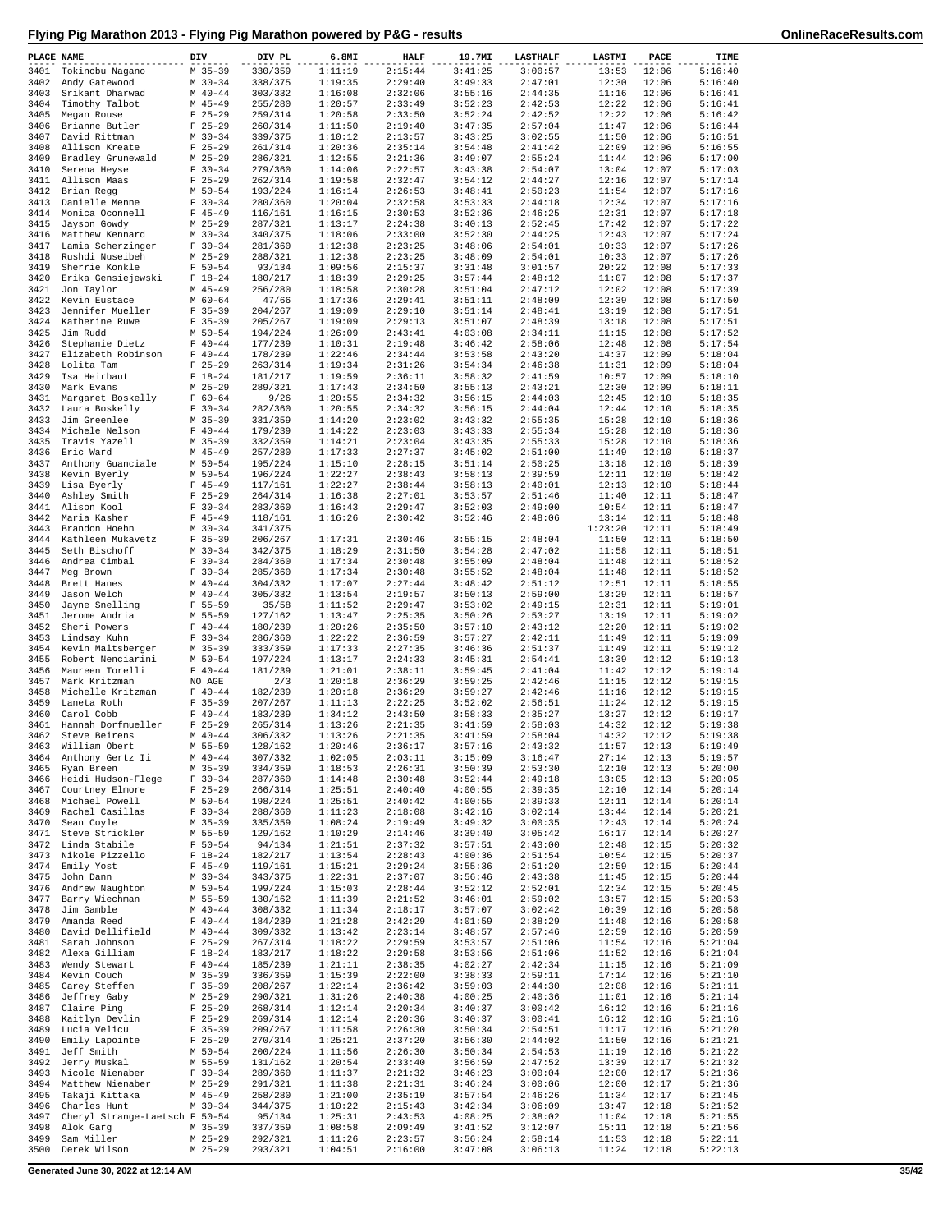# Flying Pig Marathon 2013 - Flying Pig Marathon powered by P&G - results

| PLACE | NAME | DIV | DIV PL | 6.8MI | HALF | 19.7MI | LASTHALF | LASTMI | PACE | TIME |
|---|---|---|---|---|---|---|---|---|---|---|
| 3401 | Tokinobu Nagano | M 35-39 | 330/359 | 1:11:19 | 2:15:44 | 3:41:25 | 3:00:57 | 13:53 | 12:06 | 5:16:40 |
| 3402 | Andy Gatewood | M 30-34 | 338/375 | 1:19:35 | 2:29:40 | 3:49:33 | 2:47:01 | 12:30 | 12:06 | 5:16:40 |
| 3403 | Srikant Dharwad | M 40-44 | 303/332 | 1:16:08 | 2:32:06 | 3:55:16 | 2:44:35 | 11:16 | 12:06 | 5:16:41 |
| 3404 | Timothy Talbot | M 45-49 | 255/280 | 1:20:57 | 2:33:49 | 3:52:23 | 2:42:53 | 12:22 | 12:06 | 5:16:41 |
| 3405 | Megan Rouse | F 25-29 | 259/314 | 1:20:58 | 2:33:50 | 3:52:24 | 2:42:52 | 12:22 | 12:06 | 5:16:42 |
| 3406 | Brianne Butler | F 25-29 | 260/314 | 1:11:50 | 2:19:40 | 3:47:35 | 2:57:04 | 11:47 | 12:06 | 5:16:44 |
| 3407 | David Rittman | M 30-34 | 339/375 | 1:10:12 | 2:13:57 | 3:43:25 | 3:02:55 | 11:50 | 12:06 | 5:16:51 |
| 3408 | Allison Kreate | F 25-29 | 261/314 | 1:20:36 | 2:35:14 | 3:54:48 | 2:41:42 | 12:09 | 12:06 | 5:16:55 |
| 3409 | Bradley Grunewald | M 25-29 | 286/321 | 1:12:55 | 2:21:36 | 3:49:07 | 2:55:24 | 11:44 | 12:06 | 5:17:00 |
| 3410 | Serena Heyse | F 30-34 | 279/360 | 1:14:06 | 2:22:57 | 3:43:38 | 2:54:07 | 13:04 | 12:07 | 5:17:03 |
| 3411 | Allison Maas | F 25-29 | 262/314 | 1:19:58 | 2:32:47 | 3:54:12 | 2:44:27 | 12:16 | 12:07 | 5:17:14 |
| 3412 | Brian Regg | M 50-54 | 193/224 | 1:16:14 | 2:26:53 | 3:48:41 | 2:50:23 | 11:54 | 12:07 | 5:17:16 |
| 3413 | Danielle Menne | F 30-34 | 280/360 | 1:20:04 | 2:32:58 | 3:53:33 | 2:44:18 | 12:34 | 12:07 | 5:17:16 |
| 3414 | Monica Oconnell | F 45-49 | 116/161 | 1:16:15 | 2:30:53 | 3:52:36 | 2:46:25 | 12:31 | 12:07 | 5:17:18 |
| 3415 | Jayson Gowdy | M 25-29 | 287/321 | 1:13:17 | 2:24:38 | 3:40:13 | 2:52:45 | 17:42 | 12:07 | 5:17:22 |
| 3416 | Matthew Kennard | M 30-34 | 340/375 | 1:18:06 | 2:33:00 | 3:52:30 | 2:44:25 | 12:43 | 12:07 | 5:17:24 |
| 3417 | Lamia Scherzinger | F 30-34 | 281/360 | 1:12:38 | 2:23:25 | 3:48:06 | 2:54:01 | 10:33 | 12:07 | 5:17:26 |
| 3418 | Rushdi Nuseibeh | M 25-29 | 288/321 | 1:12:38 | 2:23:25 | 3:48:09 | 2:54:01 | 10:33 | 12:07 | 5:17:26 |
| 3419 | Sherrie Konkle | F 50-54 | 93/134 | 1:09:56 | 2:15:37 | 3:31:48 | 3:01:57 | 20:22 | 12:08 | 5:17:33 |
| 3420 | Erika Gensiejewski | F 18-24 | 180/217 | 1:18:39 | 2:29:25 | 3:57:44 | 2:48:12 | 11:07 | 12:08 | 5:17:37 |
| 3421 | Jon Taylor | M 45-49 | 256/280 | 1:18:58 | 2:30:28 | 3:51:04 | 2:47:12 | 12:02 | 12:08 | 5:17:39 |
| 3422 | Kevin Eustace | M 60-64 | 47/66 | 1:17:36 | 2:29:41 | 3:51:11 | 2:48:09 | 12:39 | 12:08 | 5:17:50 |
| 3423 | Jennifer Mueller | F 35-39 | 204/267 | 1:19:09 | 2:29:10 | 3:51:14 | 2:48:41 | 13:19 | 12:08 | 5:17:51 |
| 3424 | Katherine Ruwe | F 35-39 | 205/267 | 1:19:09 | 2:29:13 | 3:51:07 | 2:48:39 | 13:18 | 12:08 | 5:17:51 |
| 3425 | Jim Rudd | M 50-54 | 194/224 | 1:26:09 | 2:43:41 | 4:03:08 | 2:34:11 | 11:15 | 12:08 | 5:17:52 |
| 3426 | Stephanie Dietz | F 40-44 | 177/239 | 1:10:31 | 2:19:48 | 3:46:42 | 2:58:06 | 12:48 | 12:08 | 5:17:54 |
| 3427 | Elizabeth Robinson | F 40-44 | 178/239 | 1:22:46 | 2:34:44 | 3:53:58 | 2:43:20 | 14:37 | 12:09 | 5:18:04 |
| 3428 | Lolita Tam | F 25-29 | 263/314 | 1:19:34 | 2:31:26 | 3:54:34 | 2:46:38 | 11:31 | 12:09 | 5:18:04 |
| 3429 | Isa Heirbaut | F 18-24 | 181/217 | 1:19:59 | 2:36:11 | 3:58:32 | 2:41:59 | 10:57 | 12:09 | 5:18:10 |
| 3430 | Mark Evans | M 25-29 | 289/321 | 1:17:43 | 2:34:50 | 3:55:13 | 2:43:21 | 12:30 | 12:09 | 5:18:11 |
| 3431 | Margaret Boskelly | F 60-64 | 9/26 | 1:20:55 | 2:34:32 | 3:56:15 | 2:44:03 | 12:45 | 12:10 | 5:18:35 |
| 3432 | Laura Boskelly | F 30-34 | 282/360 | 1:20:55 | 2:34:32 | 3:56:15 | 2:44:04 | 12:44 | 12:10 | 5:18:35 |
| 3433 | Jim Greenlee | M 35-39 | 331/359 | 1:14:20 | 2:23:02 | 3:43:32 | 2:55:35 | 15:28 | 12:10 | 5:18:36 |
| 3434 | Michele Nelson | F 40-44 | 179/239 | 1:14:22 | 2:23:03 | 3:43:33 | 2:55:34 | 15:28 | 12:10 | 5:18:36 |
| 3435 | Travis Yazell | M 35-39 | 332/359 | 1:14:21 | 2:23:04 | 3:43:35 | 2:55:33 | 15:28 | 12:10 | 5:18:36 |
| 3436 | Eric Ward | M 45-49 | 257/280 | 1:17:33 | 2:27:37 | 3:45:02 | 2:51:00 | 11:49 | 12:10 | 5:18:37 |
| 3437 | Anthony Guanciale | M 50-54 | 195/224 | 1:15:10 | 2:28:15 | 3:51:14 | 2:50:25 | 13:18 | 12:10 | 5:18:39 |
| 3438 | Kevin Byerly | M 50-54 | 196/224 | 1:22:27 | 2:38:43 | 3:58:13 | 2:39:59 | 12:11 | 12:10 | 5:18:42 |
| 3439 | Lisa Byerly | F 45-49 | 117/161 | 1:22:27 | 2:38:44 | 3:58:13 | 2:40:01 | 12:13 | 12:10 | 5:18:44 |
| 3440 | Ashley Smith | F 25-29 | 264/314 | 1:16:38 | 2:27:01 | 3:53:57 | 2:51:46 | 11:40 | 12:11 | 5:18:47 |
| 3441 | Alison Kool | F 30-34 | 283/360 | 1:16:43 | 2:29:47 | 3:52:03 | 2:49:00 | 10:54 | 12:11 | 5:18:47 |
| 3442 | Maria Kasher | F 45-49 | 118/161 | 1:16:26 | 2:30:42 | 3:52:46 | 2:48:06 | 13:14 | 12:11 | 5:18:48 |
| 3443 | Brandon Hoehn | M 30-34 | 341/375 | | | | | 1:23:20 | 12:11 | 5:18:49 |
| 3444 | Kathleen Mukavetz | F 35-39 | 206/267 | 1:17:31 | 2:30:46 | 3:55:15 | 2:48:04 | 11:50 | 12:11 | 5:18:50 |
| 3445 | Seth Bischoff | M 30-34 | 342/375 | 1:18:29 | 2:31:50 | 3:54:28 | 2:47:02 | 11:58 | 12:11 | 5:18:51 |
| 3446 | Andrea Cimbal | F 30-34 | 284/360 | 1:17:34 | 2:30:48 | 3:55:09 | 2:48:04 | 11:48 | 12:11 | 5:18:52 |
| 3447 | Meg Brown | F 30-34 | 285/360 | 1:17:34 | 2:30:48 | 3:55:52 | 2:48:04 | 11:48 | 12:11 | 5:18:52 |
| 3448 | Brett Hanes | M 40-44 | 304/332 | 1:17:07 | 2:27:44 | 3:48:42 | 2:51:12 | 12:51 | 12:11 | 5:18:55 |
| 3449 | Jason Welch | M 40-44 | 305/332 | 1:13:54 | 2:19:57 | 3:50:13 | 2:59:00 | 13:29 | 12:11 | 5:18:57 |
| 3450 | Jayne Snelling | F 55-59 | 35/58 | 1:11:52 | 2:29:47 | 3:53:02 | 2:49:15 | 12:31 | 12:11 | 5:19:01 |
| 3451 | Jerome Andria | M 55-59 | 127/162 | 1:13:47 | 2:25:35 | 3:50:26 | 2:53:27 | 13:19 | 12:11 | 5:19:02 |
| 3452 | Sheri Powers | F 40-44 | 180/239 | 1:20:26 | 2:35:50 | 3:57:10 | 2:43:12 | 12:20 | 12:11 | 5:19:02 |
| 3453 | Lindsay Kuhn | F 30-34 | 286/360 | 1:22:22 | 2:36:59 | 3:57:27 | 2:42:11 | 11:49 | 12:11 | 5:19:09 |
| 3454 | Kevin Maltsberger | M 35-39 | 333/359 | 1:17:33 | 2:27:35 | 3:46:36 | 2:51:37 | 11:49 | 12:11 | 5:19:12 |
| 3455 | Robert Nenciarini | M 50-54 | 197/224 | 1:13:17 | 2:24:33 | 3:45:31 | 2:54:41 | 13:39 | 12:12 | 5:19:13 |
| 3456 | Maureen Torelli | F 40-44 | 181/239 | 1:21:01 | 2:38:11 | 3:59:45 | 2:41:04 | 11:42 | 12:12 | 5:19:14 |
| 3457 | Mark Kritzman | NO AGE | 2/3 | 1:20:18 | 2:36:29 | 3:59:25 | 2:42:46 | 11:15 | 12:12 | 5:19:15 |
| 3458 | Michelle Kritzman | F 40-44 | 182/239 | 1:20:18 | 2:36:29 | 3:59:27 | 2:42:46 | 11:16 | 12:12 | 5:19:15 |
| 3459 | Laneta Roth | F 35-39 | 207/267 | 1:11:13 | 2:22:25 | 3:52:02 | 2:56:51 | 11:24 | 12:12 | 5:19:15 |
| 3460 | Carol Cobb | F 40-44 | 183/239 | 1:34:12 | 2:43:50 | 3:58:33 | 2:35:27 | 13:27 | 12:12 | 5:19:17 |
| 3461 | Hannah Dorfmueller | F 25-29 | 265/314 | 1:13:26 | 2:21:35 | 3:41:59 | 2:58:03 | 14:32 | 12:12 | 5:19:38 |
| 3462 | Steve Beirens | M 40-44 | 306/332 | 1:13:26 | 2:21:35 | 3:41:59 | 2:58:04 | 14:32 | 12:12 | 5:19:38 |
| 3463 | William Obert | M 55-59 | 128/162 | 1:20:46 | 2:36:17 | 3:57:16 | 2:43:32 | 11:57 | 12:13 | 5:19:49 |
| 3464 | Anthony Gertz Ii | M 40-44 | 307/332 | 1:02:05 | 2:03:11 | 3:15:09 | 3:16:47 | 27:14 | 12:13 | 5:19:57 |
| 3465 | Ryan Breen | M 35-39 | 334/359 | 1:18:53 | 2:26:31 | 3:50:39 | 2:53:30 | 12:10 | 12:13 | 5:20:00 |
| 3466 | Heidi Hudson-Flege | F 30-34 | 287/360 | 1:14:48 | 2:30:48 | 3:52:44 | 2:49:18 | 13:05 | 12:13 | 5:20:05 |
| 3467 | Courtney Elmore | F 25-29 | 266/314 | 1:25:51 | 2:40:40 | 4:00:55 | 2:39:35 | 12:10 | 12:14 | 5:20:14 |
| 3468 | Michael Powell | M 50-54 | 198/224 | 1:25:51 | 2:40:42 | 4:00:55 | 2:39:33 | 12:11 | 12:14 | 5:20:14 |
| 3469 | Rachel Casillas | F 30-34 | 288/360 | 1:11:23 | 2:18:08 | 3:42:16 | 3:02:14 | 13:44 | 12:14 | 5:20:21 |
| 3470 | Sean Coyle | M 35-39 | 335/359 | 1:08:24 | 2:19:49 | 3:49:32 | 3:00:35 | 12:43 | 12:14 | 5:20:24 |
| 3471 | Steve Strickler | M 55-59 | 129/162 | 1:10:29 | 2:14:46 | 3:39:40 | 3:05:42 | 16:17 | 12:14 | 5:20:27 |
| 3472 | Linda Stabile | F 50-54 | 94/134 | 1:21:51 | 2:37:32 | 3:57:51 | 2:43:00 | 12:48 | 12:15 | 5:20:32 |
| 3473 | Nikole Pizzello | F 18-24 | 182/217 | 1:13:54 | 2:28:43 | 4:00:36 | 2:51:54 | 10:54 | 12:15 | 5:20:37 |
| 3474 | Emily Yost | F 45-49 | 119/161 | 1:15:21 | 2:29:24 | 3:55:36 | 2:51:20 | 12:59 | 12:15 | 5:20:44 |
| 3475 | John Dann | M 30-34 | 343/375 | 1:22:31 | 2:37:07 | 3:56:46 | 2:43:38 | 11:45 | 12:15 | 5:20:44 |
| 3476 | Andrew Naughton | M 50-54 | 199/224 | 1:15:03 | 2:28:44 | 3:52:12 | 2:52:01 | 12:34 | 12:15 | 5:20:45 |
| 3477 | Barry Wiechman | M 55-59 | 130/162 | 1:11:39 | 2:21:52 | 3:46:01 | 2:59:02 | 13:57 | 12:15 | 5:20:53 |
| 3478 | Jim Gamble | M 40-44 | 308/332 | 1:11:34 | 2:18:17 | 3:57:07 | 3:02:42 | 10:39 | 12:16 | 5:20:58 |
| 3479 | Amanda Reed | F 40-44 | 184/239 | 1:21:28 | 2:42:29 | 4:01:59 | 2:38:29 | 11:48 | 12:16 | 5:20:58 |
| 3480 | David Dellifield | M 40-44 | 309/332 | 1:13:42 | 2:23:14 | 3:48:57 | 2:57:46 | 12:59 | 12:16 | 5:20:59 |
| 3481 | Sarah Johnson | F 25-29 | 267/314 | 1:18:22 | 2:29:59 | 3:53:57 | 2:51:06 | 11:54 | 12:16 | 5:21:04 |
| 3482 | Alexa Gilliam | F 18-24 | 183/217 | 1:18:22 | 2:29:58 | 3:53:56 | 2:51:06 | 11:52 | 12:16 | 5:21:04 |
| 3483 | Wendy Stewart | F 40-44 | 185/239 | 1:21:11 | 2:38:35 | 4:02:27 | 2:42:34 | 11:15 | 12:16 | 5:21:09 |
| 3484 | Kevin Couch | M 35-39 | 336/359 | 1:15:39 | 2:22:00 | 3:38:33 | 2:59:11 | 17:14 | 12:16 | 5:21:10 |
| 3485 | Carey Steffen | F 35-39 | 208/267 | 1:22:14 | 2:36:42 | 3:59:03 | 2:44:30 | 12:08 | 12:16 | 5:21:11 |
| 3486 | Jeffrey Gaby | M 25-29 | 290/321 | 1:31:26 | 2:40:38 | 4:00:25 | 2:40:36 | 11:01 | 12:16 | 5:21:14 |
| 3487 | Claire Ping | F 25-29 | 268/314 | 1:12:14 | 2:20:34 | 3:40:37 | 3:00:42 | 16:12 | 12:16 | 5:21:16 |
| 3488 | Kaitlyn Devlin | F 25-29 | 269/314 | 1:12:14 | 2:20:36 | 3:40:37 | 3:00:41 | 16:12 | 12:16 | 5:21:16 |
| 3489 | Lucia Velicu | F 35-39 | 209/267 | 1:11:58 | 2:26:30 | 3:50:34 | 2:54:51 | 11:17 | 12:16 | 5:21:20 |
| 3490 | Emily Lapointe | F 25-29 | 270/314 | 1:25:21 | 2:37:20 | 3:56:30 | 2:44:02 | 11:50 | 12:16 | 5:21:21 |
| 3491 | Jeff Smith | M 50-54 | 200/224 | 1:11:56 | 2:26:30 | 3:50:34 | 2:54:53 | 11:19 | 12:16 | 5:21:22 |
| 3492 | Jerry Muskal | M 55-59 | 131/162 | 1:20:54 | 2:33:40 | 3:56:59 | 2:47:52 | 13:39 | 12:17 | 5:21:32 |
| 3493 | Nicole Nienaber | F 30-34 | 289/360 | 1:11:37 | 2:21:32 | 3:46:23 | 3:00:04 | 12:00 | 12:17 | 5:21:36 |
| 3494 | Matthew Nienaber | M 25-29 | 291/321 | 1:11:38 | 2:21:31 | 3:46:24 | 3:00:06 | 12:00 | 12:17 | 5:21:36 |
| 3495 | Takaji Kittaka | M 45-49 | 258/280 | 1:21:00 | 2:35:19 | 3:57:54 | 2:46:26 | 11:34 | 12:17 | 5:21:45 |
| 3496 | Charles Hunt | M 30-34 | 344/375 | 1:10:22 | 2:15:43 | 3:42:34 | 3:06:09 | 13:47 | 12:18 | 5:21:52 |
| 3497 | Cheryl Strange-Laetsch | F 50-54 | 95/134 | 1:25:31 | 2:43:53 | 4:08:25 | 2:38:02 | 11:04 | 12:18 | 5:21:55 |
| 3498 | Alok Garg | M 35-39 | 337/359 | 1:08:58 | 2:09:49 | 3:41:52 | 3:12:07 | 15:11 | 12:18 | 5:21:56 |
| 3499 | Sam Miller | M 25-29 | 292/321 | 1:11:26 | 2:23:57 | 3:56:24 | 2:58:14 | 11:53 | 12:18 | 5:22:11 |
| 3500 | Derek Wilson | M 25-29 | 293/321 | 1:04:51 | 2:16:00 | 3:47:08 | 3:06:13 | 11:24 | 12:18 | 5:22:13 |

Generated June 30, 2022 at 12:14 AM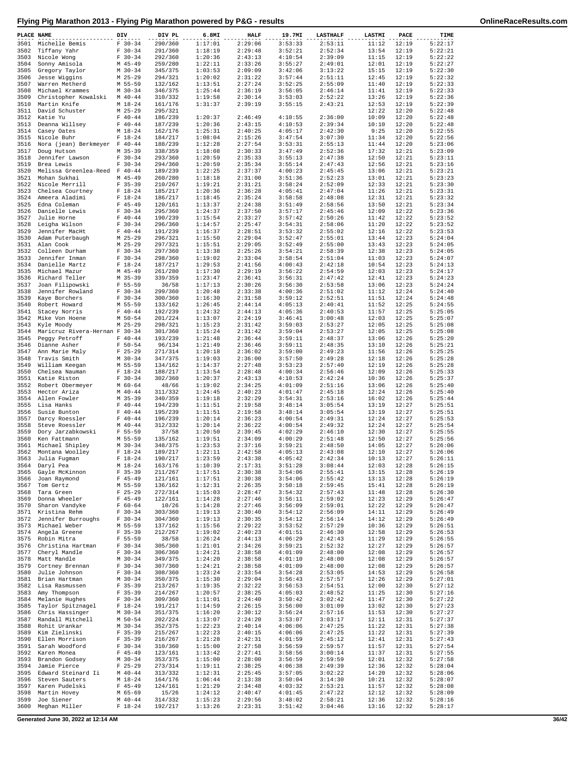# Flying Pig Marathon 2013 - Flying Pig Marathon powered by P&G - results

| PLACE | NAME | DIV | DIV PL | 6.8MI | HALF | 19.7MI | LASTHALF | LASTMI | PACE | TIME |
|---|---|---|---|---|---|---|---|---|---|---|
| 3501 | Michelle Bemis | F 30-34 | 290/360 | 1:17:01 | 2:29:06 | 3:53:33 | 2:53:11 | 11:12 | 12:19 | 5:22:17 |
| 3502 | Tiffany Yahr | F 30-34 | 291/360 | 1:18:19 | 2:29:48 | 3:52:21 | 2:52:34 | 13:54 | 12:19 | 5:22:21 |
| 3503 | Nicole Wong | F 30-34 | 292/360 | 1:20:36 | 2:43:13 | 4:10:54 | 2:39:09 | 11:15 | 12:19 | 5:22:22 |
| 3504 | Sonny Amisola | M 45-49 | 259/280 | 1:22:11 | 2:33:26 | 3:55:27 | 2:49:01 | 12:01 | 12:19 | 5:22:27 |
| 3505 | Gregory Taylor | M 30-34 | 345/375 | 1:03:53 | 2:09:09 | 3:42:06 | 3:13:22 | 15:15 | 12:19 | 5:22:30 |
| 3506 | Jesse Wiggins | M 25-29 | 294/321 | 1:20:02 | 2:31:22 | 3:57:44 | 2:51:11 | 12:45 | 12:19 | 5:22:32 |
| 3507 | Warren Metherd | M 55-59 | 132/162 | 1:13:51 | 2:27:24 | 3:52:25 | 2:55:09 | 11:40 | 12:19 | 5:22:33 |
| 3508 | Michael Krammes | M 30-34 | 346/375 | 1:25:44 | 2:36:19 | 3:56:05 | 2:46:14 | 11:41 | 12:19 | 5:22:33 |
| 3509 | Christopher Kowalski | M 40-44 | 310/332 | 1:19:58 | 2:30:14 | 3:53:03 | 2:52:22 | 13:26 | 12:19 | 5:22:36 |
| 3510 | Martin Knife | M 18-24 | 161/176 | 1:31:37 | 2:39:19 | 3:55:15 | 2:43:21 | 12:53 | 12:19 | 5:22:39 |
| 3511 | David Schuster | M 25-29 | 295/321 | | | | | 12:22 | 12:20 | 5:22:48 |
| 3512 | Katie Yu | F 40-44 | 186/239 | 1:20:37 | 2:46:49 | 4:10:55 | 2:36:00 | 10:09 | 12:20 | 5:22:48 |
| 3513 | Deanna Willsey | F 40-44 | 187/239 | 1:20:36 | 2:43:15 | 4:10:53 | 2:39:34 | 10:10 | 12:20 | 5:22:48 |
| 3514 | Casey Oates | M 18-24 | 162/176 | 1:25:31 | 2:40:25 | 4:05:17 | 2:42:30 | 9:25 | 12:20 | 5:22:55 |
| 3515 | Nicole Buhr | F 18-24 | 184/217 | 1:08:04 | 2:15:26 | 3:47:54 | 3:07:30 | 11:34 | 12:20 | 5:22:56 |
| 3516 | Nora (jean) Berkmeyer | F 40-44 | 188/239 | 1:12:28 | 2:27:54 | 3:53:31 | 2:55:13 | 11:44 | 12:20 | 5:23:06 |
| 3517 | Doug Hutson | M 35-39 | 338/359 | 1:18:08 | 2:30:33 | 3:47:49 | 2:52:36 | 17:32 | 12:21 | 5:23:09 |
| 3518 | Jennifer Lawson | F 30-34 | 293/360 | 1:20:59 | 2:35:33 | 3:55:13 | 2:47:38 | 12:50 | 12:21 | 5:23:11 |
| 3519 | Brea Lewis | F 30-34 | 294/360 | 1:20:59 | 2:35:34 | 3:55:14 | 2:47:43 | 12:56 | 12:21 | 5:23:16 |
| 3520 | Melissa Greenlea-Reed | F 40-44 | 189/239 | 1:22:25 | 2:37:37 | 4:00:23 | 2:45:45 | 13:06 | 12:21 | 5:23:21 |
| 3521 | Mohan Sukhai | M 45-49 | 260/280 | 1:18:18 | 2:31:00 | 3:51:36 | 2:52:23 | 13:01 | 12:21 | 5:23:23 |
| 3522 | Nicole Merrill | F 35-39 | 210/267 | 1:19:21 | 2:31:21 | 3:58:24 | 2:52:09 | 12:33 | 12:21 | 5:23:30 |
| 3523 | Chelsea Courtney | F 18-24 | 185/217 | 1:20:36 | 2:36:28 | 4:05:41 | 2:47:04 | 11:26 | 12:21 | 5:23:31 |
| 3524 | Ameera Aladimi | F 18-24 | 186/217 | 1:18:45 | 2:35:24 | 3:58:58 | 2:48:08 | 12:31 | 12:21 | 5:23:32 |
| 3525 | Edna Coleman | F 45-49 | 120/161 | 1:13:37 | 2:24:38 | 3:51:49 | 2:58:56 | 13:50 | 12:21 | 5:23:34 |
| 3526 | Danielle Lewis | F 30-34 | 295/360 | 1:24:37 | 2:37:50 | 3:57:17 | 2:45:46 | 12:09 | 12:22 | 5:23:36 |
| 3527 | Julie Horne | F 40-44 | 190/239 | 1:15:54 | 2:33:27 | 3:57:42 | 2:50:26 | 11:42 | 12:22 | 5:23:52 |
| 3528 | Leigha Wilson | F 30-34 | 296/360 | 1:14:57 | 2:25:47 | 3:54:31 | 2:58:06 | 11:20 | 12:22 | 5:23:52 |
| 3529 | Jennifer MacHt | F 40-44 | 191/239 | 1:16:37 | 2:28:51 | 3:53:32 | 2:55:02 | 12:16 | 12:22 | 5:23:53 |
| 3530 | Adam Puterbaugh | M 25-29 | 296/321 | 1:15:50 | 2:29:04 | 3:52:47 | 2:55:01 | 13:44 | 12:23 | 5:24:04 |
| 3531 | Alan Cook | M 25-29 | 297/321 | 1:15:51 | 2:29:05 | 3:52:49 | 2:55:00 | 13:43 | 12:23 | 5:24:05 |
| 3532 | Colleen Durham | F 30-34 | 297/360 | 1:13:38 | 2:25:26 | 3:54:21 | 2:58:39 | 12:38 | 12:23 | 5:24:05 |
| 3533 | Jennifer Inman | F 30-34 | 298/360 | 1:19:02 | 2:33:04 | 3:58:54 | 2:51:04 | 11:03 | 12:23 | 5:24:07 |
| 3534 | Danielle Martz | F 18-24 | 187/217 | 1:29:53 | 2:41:56 | 4:00:43 | 2:42:18 | 10:54 | 12:23 | 5:24:13 |
| 3535 | Michael Mazur | M 45-49 | 261/280 | 1:17:30 | 2:29:19 | 3:56:22 | 2:54:59 | 12:03 | 12:23 | 5:24:17 |
| 3536 | Richard Teller | M 35-39 | 339/359 | 1:23:47 | 2:36:41 | 3:56:31 | 2:47:42 | 12:41 | 12:23 | 5:24:23 |
| 3537 | Joan Filipowski | F 55-59 | 36/58 | 1:17:13 | 2:30:26 | 3:56:30 | 2:53:58 | 13:06 | 12:23 | 5:24:24 |
| 3538 | Jennifer Rowland | F 30-34 | 299/360 | 1:20:48 | 2:33:38 | 4:00:36 | 2:51:02 | 11:12 | 12:24 | 5:24:40 |
| 3539 | Kaye Borchers | F 30-34 | 300/360 | 1:16:30 | 2:31:58 | 3:59:12 | 2:52:51 | 11:51 | 12:24 | 5:24:48 |
| 3540 | Robert Howard | M 55-59 | 133/162 | 1:26:45 | 2:44:14 | 4:05:13 | 2:40:41 | 11:52 | 12:25 | 5:24:55 |
| 3541 | Stacey Norris | F 40-44 | 192/239 | 1:24:32 | 2:44:13 | 4:05:36 | 2:40:53 | 11:57 | 12:25 | 5:25:05 |
| 3542 | Mike Von Hoene | M 50-54 | 201/224 | 1:13:07 | 2:24:19 | 3:46:41 | 3:00:48 | 12:03 | 12:25 | 5:25:07 |
| 3543 | Kyle Moody | M 25-29 | 298/321 | 1:15:23 | 2:31:42 | 3:59:03 | 2:53:27 | 12:05 | 12:25 | 5:25:08 |
| 3544 | Maricruz Rivera-Hernan | F 30-34 | 301/360 | 1:15:24 | 2:31:42 | 3:59:04 | 2:53:27 | 12:05 | 12:25 | 5:25:08 |
| 3545 | Peggy Petroff | F 40-44 | 193/239 | 1:21:48 | 2:36:44 | 3:59:11 | 2:48:37 | 13:06 | 12:26 | 5:25:20 |
| 3546 | Dianne Asher | F 50-54 | 96/134 | 1:21:49 | 2:36:46 | 3:59:11 | 2:48:35 | 13:10 | 12:26 | 5:25:21 |
| 3547 | Ann Marie Maly | F 25-29 | 271/314 | 1:20:18 | 2:36:02 | 3:59:00 | 2:49:23 | 11:56 | 12:26 | 5:25:25 |
| 3548 | Travis Smith | M 30-34 | 347/375 | 1:19:03 | 2:36:00 | 3:57:50 | 2:49:28 | 12:18 | 12:26 | 5:25:28 |
| 3549 | William Keegan | M 55-59 | 134/162 | 1:14:37 | 2:27:48 | 3:53:23 | 2:57:40 | 12:19 | 12:26 | 5:25:28 |
| 3550 | Chelsea Nauman | F 18-24 | 188/217 | 1:13:54 | 2:28:48 | 4:00:34 | 2:56:46 | 12:09 | 12:26 | 5:25:33 |
| 3551 | Katie Riston | F 30-34 | 302/360 | 1:20:37 | 2:43:13 | 4:10:53 | 2:42:24 | 10:36 | 12:26 | 5:25:37 |
| 3552 | Robert Obermeyer | M 60-64 | 48/66 | 1:19:02 | 2:34:25 | 4:01:09 | 2:51:16 | 13:06 | 12:26 | 5:25:40 |
| 3553 | Hector Ariza | M 40-44 | 311/332 | 1:24:45 | 2:40:23 | 4:01:47 | 2:45:18 | 12:24 | 12:26 | 5:25:40 |
| 3554 | Allen Fowler | M 35-39 | 340/359 | 1:19:18 | 2:32:29 | 3:54:31 | 2:53:16 | 16:02 | 12:26 | 5:25:44 |
| 3555 | Lisa Hanks | F 40-44 | 194/239 | 1:11:51 | 2:19:58 | 3:48:14 | 3:05:54 | 13:19 | 12:27 | 5:25:51 |
| 3556 | Susie Bunton | F 40-44 | 195/239 | 1:11:51 | 2:19:58 | 3:48:14 | 3:05:54 | 13:19 | 12:27 | 5:25:51 |
| 3557 | Darcy Roessler | F 40-44 | 196/239 | 1:20:14 | 2:36:23 | 4:00:54 | 2:49:31 | 12:24 | 12:27 | 5:25:53 |
| 3558 | Steve Roessler | M 40-44 | 312/332 | 1:20:14 | 2:36:22 | 4:00:54 | 2:49:32 | 12:24 | 12:27 | 5:25:54 |
| 3559 | Dory Jarzabkowski | F 55-59 | 37/58 | 1:20:50 | 2:39:45 | 4:02:29 | 2:46:10 | 12:30 | 12:27 | 5:25:55 |
| 3560 | Ken Fattmann | M 55-59 | 135/162 | 1:19:51 | 2:34:09 | 4:00:29 | 2:51:48 | 12:50 | 12:27 | 5:25:56 |
| 3561 | Michael Shipley | M 30-34 | 348/375 | 1:23:53 | 2:37:16 | 3:59:21 | 2:48:50 | 14:05 | 12:27 | 5:26:06 |
| 3562 | Montana Woolley | F 18-24 | 189/217 | 1:12:11 | 2:42:58 | 4:05:13 | 2:43:08 | 12:10 | 12:27 | 5:26:06 |
| 3563 | Julia Fugman | F 18-24 | 190/217 | 1:23:59 | 2:43:38 | 4:05:42 | 2:42:34 | 10:13 | 12:27 | 5:26:11 |
| 3564 | Daryl Pea | M 18-24 | 163/176 | 1:10:39 | 2:17:31 | 3:51:28 | 3:08:44 | 12:03 | 12:28 | 5:26:15 |
| 3565 | Gayle McKinnon | F 35-39 | 211/267 | 1:17:51 | 2:30:38 | 3:54:06 | 2:55:41 | 13:15 | 12:28 | 5:26:19 |
| 3566 | Joan Raymond | F 45-49 | 121/161 | 1:17:51 | 2:30:38 | 3:54:06 | 2:55:42 | 13:13 | 12:28 | 5:26:19 |
| 3567 | Tom Gertz | M 55-59 | 136/162 | 1:12:31 | 2:26:35 | 3:50:18 | 2:59:45 | 15:41 | 12:28 | 5:26:19 |
| 3568 | Tara Green | F 25-29 | 272/314 | 1:15:03 | 2:28:47 | 3:54:32 | 2:57:43 | 11:48 | 12:28 | 5:26:30 |
| 3569 | Donna Wheeler | F 45-49 | 122/161 | 1:14:28 | 2:27:46 | 3:56:11 | 2:59:02 | 12:23 | 12:29 | 5:26:47 |
| 3570 | Sharon Vandyke | F 60-64 | 10/26 | 1:14:28 | 2:27:46 | 3:56:09 | 2:59:01 | 12:22 | 12:29 | 5:26:47 |
| 3571 | Kristina Rehm | F 30-34 | 303/360 | 1:19:13 | 2:30:40 | 3:54:12 | 2:56:09 | 14:11 | 12:29 | 5:26:49 |
| 3572 | Jennifer Burroughs | F 30-34 | 304/360 | 1:19:13 | 2:30:35 | 3:54:12 | 2:56:14 | 14:12 | 12:29 | 5:26:49 |
| 3573 | Michael Weber | M 55-59 | 137/162 | 1:15:56 | 2:29:22 | 3:53:52 | 2:57:29 | 10:36 | 12:29 | 5:26:51 |
| 3574 | Angela Greene | F 35-39 | 212/267 | 1:19:02 | 2:40:23 | 4:01:51 | 2:46:30 | 12:58 | 12:29 | 5:26:53 |
| 3575 | Robin Mitra | F 55-59 | 38/58 | 1:26:24 | 2:44:13 | 4:06:29 | 2:42:43 | 11:29 | 12:29 | 5:26:55 |
| 3576 | Christina Hartman | F 30-34 | 305/360 | 1:21:01 | 2:34:26 | 3:59:21 | 2:52:32 | 12:27 | 12:29 | 5:26:57 |
| 3577 | Cheryl Mandle | F 30-34 | 306/360 | 1:24:21 | 2:38:58 | 4:01:09 | 2:48:00 | 12:08 | 12:29 | 5:26:57 |
| 3578 | Matt Mandle | M 30-34 | 349/375 | 1:24:20 | 2:38:58 | 4:01:10 | 2:48:00 | 12:08 | 12:29 | 5:26:57 |
| 3579 | Cortney Brennan | F 30-34 | 307/360 | 1:24:21 | 2:38:58 | 4:01:09 | 2:48:00 | 12:08 | 12:29 | 5:26:57 |
| 3580 | Julie Johnson | F 30-34 | 308/360 | 1:23:24 | 2:33:54 | 3:54:28 | 2:53:05 | 14:53 | 12:29 | 5:26:58 |
| 3581 | Brian Hartman | M 30-34 | 350/375 | 1:15:30 | 2:29:04 | 3:56:43 | 2:57:57 | 12:26 | 12:29 | 5:27:01 |
| 3582 | Lisa Rasmussen | F 35-39 | 213/267 | 1:19:35 | 2:32:22 | 3:56:53 | 2:54:51 | 12:00 | 12:30 | 5:27:12 |
| 3583 | Amy Thompson | F 35-39 | 214/267 | 1:20:57 | 2:38:25 | 4:05:03 | 2:48:52 | 11:25 | 12:30 | 5:27:16 |
| 3584 | Melanie Hughes | F 30-34 | 309/360 | 1:11:01 | 2:24:40 | 3:50:42 | 3:02:42 | 11:47 | 12:30 | 5:27:22 |
| 3585 | Taylor Spitznagel | F 18-24 | 191/217 | 1:14:59 | 2:26:15 | 3:56:00 | 3:01:09 | 13:02 | 12:30 | 5:27:23 |
| 3586 | Chris Hassinger | M 30-34 | 351/375 | 1:16:20 | 2:30:12 | 3:56:24 | 2:57:16 | 11:53 | 12:30 | 5:27:27 |
| 3587 | Randall Mitchell | M 50-54 | 202/224 | 1:13:07 | 2:24:20 | 3:53:07 | 3:03:17 | 12:11 | 12:31 | 5:27:37 |
| 3588 | Rohit Urankar | M 30-34 | 352/375 | 1:22:23 | 2:40:14 | 4:06:06 | 2:47:25 | 11:22 | 12:31 | 5:27:38 |
| 3589 | Kim Zielinski | F 35-39 | 215/267 | 1:22:23 | 2:40:15 | 4:06:06 | 2:47:25 | 11:22 | 12:31 | 5:27:39 |
| 3590 | Ellen Morrison | F 35-39 | 216/267 | 1:21:28 | 2:42:31 | 4:01:59 | 2:45:12 | 12:41 | 12:31 | 5:27:43 |
| 3591 | Sarah Woodford | F 30-34 | 310/360 | 1:15:00 | 2:27:58 | 3:56:59 | 2:59:57 | 11:57 | 12:31 | 5:27:54 |
| 3592 | Karen Monea | F 45-49 | 123/161 | 1:13:42 | 2:27:41 | 3:58:56 | 3:00:14 | 11:37 | 12:31 | 5:27:55 |
| 3593 | Brandon Godsey | M 30-34 | 353/375 | 1:15:00 | 2:28:00 | 3:56:59 | 2:59:59 | 12:01 | 12:32 | 5:27:58 |
| 3594 | Jamie Pierce | F 25-29 | 273/314 | 1:19:11 | 2:38:25 | 4:06:38 | 2:49:39 | 12:36 | 12:32 | 5:28:04 |
| 3595 | Edward Steinard Ii | M 40-44 | 313/332 | 1:12:31 | 2:25:45 | 3:57:05 | 3:02:22 | 14:20 | 12:32 | 5:28:06 |
| 3596 | Steven Sauters | M 18-24 | 164/176 | 1:06:44 | 2:13:38 | 3:50:04 | 3:14:30 | 10:21 | 12:32 | 5:28:07 |
| 3597 | Karen Pudelski | F 45-49 | 124/161 | 1:21:29 | 2:34:48 | 4:03:32 | 2:53:21 | 11:57 | 12:32 | 5:28:08 |
| 3598 | Martin Hovey | M 65-69 | 15/26 | 1:24:12 | 2:40:47 | 4:01:45 | 2:47:22 | 12:12 | 12:32 | 5:28:09 |
| 3599 | Joe Siener | M 40-44 | 314/332 | 1:15:23 | 2:29:56 | 3:48:02 | 2:58:21 | 12:36 | 12:32 | 5:28:16 |
| 3600 | Meghan Miller | F 18-24 | 192/217 | 1:13:26 | 2:23:31 | 3:51:42 | 3:04:46 | 13:16 | 12:32 | 5:28:17 |

Generated June 30, 2022 at 12:14 AM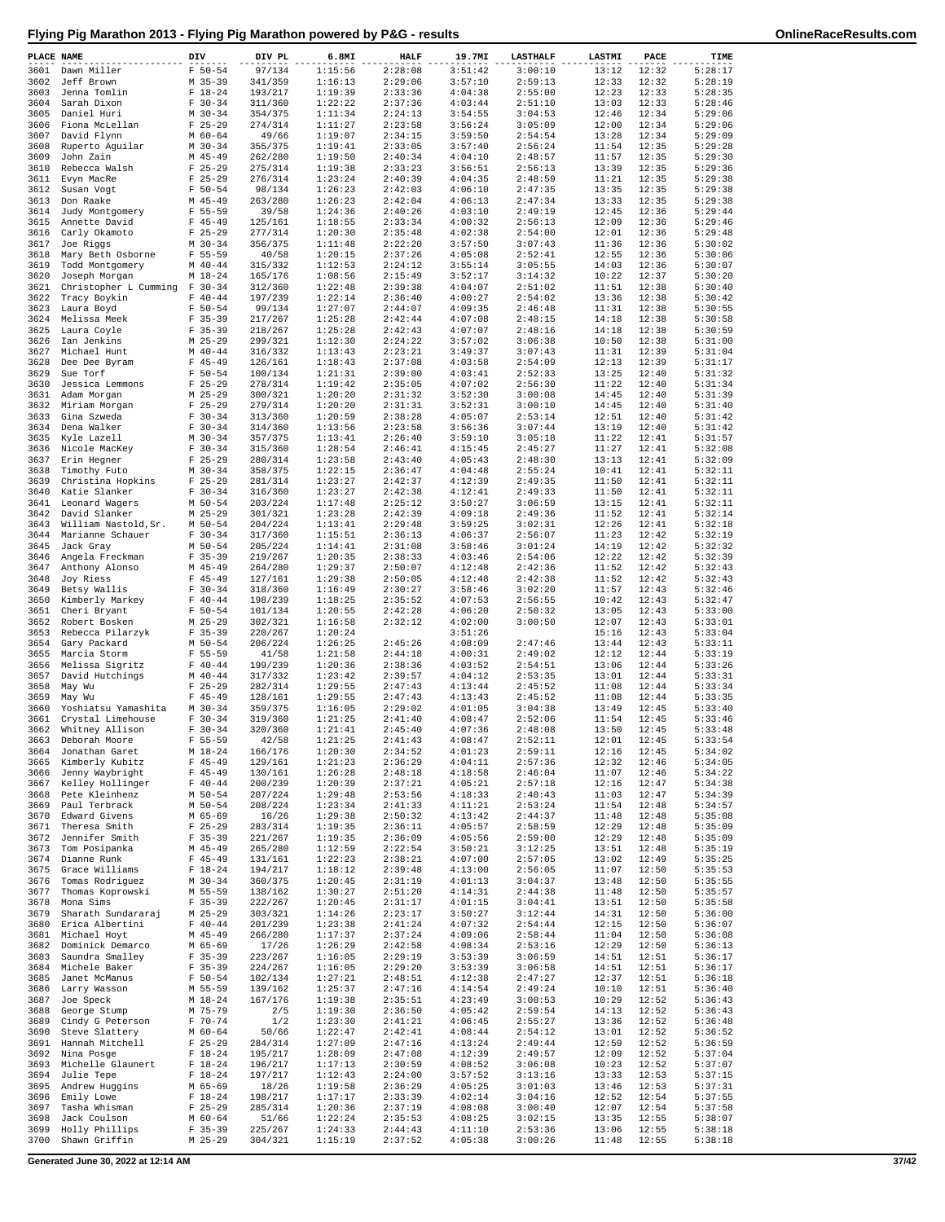# Flying Pig Marathon 2013 - Flying Pig Marathon powered by P&G - results

| PLACE | NAME | DIV | DIV PL | 6.8MI | HALF | 19.7MI | LASTHALF | LASTMI | PACE | TIME |
|---|---|---|---|---|---|---|---|---|---|---|
| 3601 | Dawn Miller | F 50-54 | 97/134 | 1:15:56 | 2:28:08 | 3:51:42 | 3:00:10 | 13:12 | 12:32 | 5:28:17 |
| 3602 | Jeff Brown | M 35-39 | 341/359 | 1:16:13 | 2:29:06 | 3:57:10 | 2:59:13 | 12:33 | 12:32 | 5:28:19 |
| 3603 | Jenna Tomlin | F 18-24 | 193/217 | 1:19:39 | 2:33:36 | 4:04:38 | 2:55:00 | 12:23 | 12:33 | 5:28:35 |
| 3604 | Sarah Dixon | F 30-34 | 311/360 | 1:22:22 | 2:37:36 | 4:03:44 | 2:51:10 | 13:03 | 12:33 | 5:28:46 |
| 3605 | Daniel Huri | M 30-34 | 354/375 | 1:11:34 | 2:24:13 | 3:54:55 | 3:04:53 | 12:46 | 12:34 | 5:29:06 |
| 3606 | Fiona McLellan | F 25-29 | 274/314 | 1:11:27 | 2:23:58 | 3:56:24 | 3:05:09 | 12:00 | 12:34 | 5:29:06 |
| 3607 | David Flynn | M 60-64 | 49/66 | 1:19:07 | 2:34:15 | 3:59:50 | 2:54:54 | 13:28 | 12:34 | 5:29:09 |
| 3608 | Ruperto Aguilar | M 30-34 | 355/375 | 1:19:41 | 2:33:05 | 3:57:40 | 2:56:24 | 11:54 | 12:35 | 5:29:28 |
| 3609 | John Zain | M 45-49 | 262/280 | 1:19:50 | 2:40:34 | 4:04:10 | 2:48:57 | 11:57 | 12:35 | 5:29:30 |
| 3610 | Rebecca Walsh | F 25-29 | 275/314 | 1:19:38 | 2:33:23 | 3:56:51 | 2:56:13 | 13:39 | 12:35 | 5:29:36 |
| 3611 | Evyn MacRe | F 25-29 | 276/314 | 1:23:24 | 2:40:39 | 4:04:35 | 2:48:59 | 11:21 | 12:35 | 5:29:38 |
| 3612 | Susan Vogt | F 50-54 | 98/134 | 1:26:23 | 2:42:03 | 4:06:10 | 2:47:35 | 13:35 | 12:35 | 5:29:38 |
| 3613 | Don Raake | M 45-49 | 263/280 | 1:26:23 | 2:42:04 | 4:06:13 | 2:47:34 | 13:33 | 12:35 | 5:29:38 |
| 3614 | Judy Montgomery | F 55-59 | 39/58 | 1:24:36 | 2:40:26 | 4:03:10 | 2:49:19 | 12:45 | 12:36 | 5:29:44 |
| 3615 | Annette David | F 45-49 | 125/161 | 1:18:55 | 2:33:34 | 4:00:32 | 2:56:13 | 12:09 | 12:36 | 5:29:46 |
| 3616 | Carly Okamoto | F 25-29 | 277/314 | 1:20:30 | 2:35:48 | 4:02:38 | 2:54:00 | 12:01 | 12:36 | 5:29:48 |
| 3617 | Joe Riggs | M 30-34 | 356/375 | 1:11:48 | 2:22:20 | 3:57:50 | 3:07:43 | 11:36 | 12:36 | 5:30:02 |
| 3618 | Mary Beth Osborne | F 55-59 | 40/58 | 1:20:15 | 2:37:26 | 4:05:08 | 2:52:41 | 12:55 | 12:36 | 5:30:06 |
| 3619 | Todd Montgomery | M 40-44 | 315/332 | 1:12:53 | 2:24:12 | 3:55:14 | 3:05:55 | 14:03 | 12:36 | 5:30:07 |
| 3620 | Joseph Morgan | M 18-24 | 165/176 | 1:08:56 | 2:15:49 | 3:52:17 | 3:14:32 | 10:22 | 12:37 | 5:30:20 |
| 3621 | Christopher L Cumming | F 30-34 | 312/360 | 1:22:48 | 2:39:38 | 4:04:07 | 2:51:02 | 11:51 | 12:38 | 5:30:40 |
| 3622 | Tracy Boykin | F 40-44 | 197/239 | 1:22:14 | 2:36:40 | 4:00:27 | 2:54:02 | 13:36 | 12:38 | 5:30:42 |
| 3623 | Laura Boyd | F 50-54 | 99/134 | 1:27:07 | 2:44:07 | 4:09:35 | 2:46:48 | 11:31 | 12:38 | 5:30:55 |
| 3624 | Melissa Meek | F 35-39 | 217/267 | 1:25:28 | 2:42:44 | 4:07:08 | 2:48:15 | 14:18 | 12:38 | 5:30:58 |
| 3625 | Laura Coyle | F 35-39 | 218/267 | 1:25:28 | 2:42:43 | 4:07:07 | 2:48:16 | 14:18 | 12:38 | 5:30:59 |
| 3626 | Ian Jenkins | M 25-29 | 299/321 | 1:12:30 | 2:24:22 | 3:57:02 | 3:06:38 | 10:50 | 12:38 | 5:31:00 |
| 3627 | Michael Hunt | M 40-44 | 316/332 | 1:13:43 | 2:23:21 | 3:49:37 | 3:07:43 | 11:31 | 12:39 | 5:31:04 |
| 3628 | Dee Dee Byram | F 45-49 | 126/161 | 1:18:43 | 2:37:08 | 4:03:58 | 2:54:09 | 12:13 | 12:39 | 5:31:17 |
| 3629 | Sue Torf | F 50-54 | 100/134 | 1:21:31 | 2:39:00 | 4:03:41 | 2:52:33 | 13:25 | 12:40 | 5:31:32 |
| 3630 | Jessica Lemmons | F 25-29 | 278/314 | 1:19:42 | 2:35:05 | 4:07:02 | 2:56:30 | 11:22 | 12:40 | 5:31:34 |
| 3631 | Adam Morgan | M 25-29 | 300/321 | 1:20:20 | 2:31:32 | 3:52:30 | 3:00:08 | 14:45 | 12:40 | 5:31:39 |
| 3632 | Miriam Morgan | F 25-29 | 279/314 | 1:20:20 | 2:31:31 | 3:52:31 | 3:00:10 | 14:45 | 12:40 | 5:31:40 |
| 3633 | Gina Szweda | F 30-34 | 313/360 | 1:20:59 | 2:38:28 | 4:05:07 | 2:53:14 | 12:51 | 12:40 | 5:31:42 |
| 3634 | Dena Walker | F 30-34 | 314/360 | 1:13:56 | 2:23:58 | 3:56:36 | 3:07:44 | 13:19 | 12:40 | 5:31:42 |
| 3635 | Kyle Lazell | M 30-34 | 357/375 | 1:13:41 | 2:26:40 | 3:59:10 | 3:05:18 | 11:22 | 12:41 | 5:31:57 |
| 3636 | Nicole MacKey | F 30-34 | 315/360 | 1:28:54 | 2:46:41 | 4:15:45 | 2:45:27 | 11:27 | 12:41 | 5:32:08 |
| 3637 | Erin Hegner | F 25-29 | 280/314 | 1:23:58 | 2:43:40 | 4:05:43 | 2:48:30 | 13:13 | 12:41 | 5:32:09 |
| 3638 | Timothy Futo | M 30-34 | 358/375 | 1:22:15 | 2:36:47 | 4:04:48 | 2:55:24 | 10:41 | 12:41 | 5:32:11 |
| 3639 | Christina Hopkins | F 25-29 | 281/314 | 1:23:27 | 2:42:37 | 4:12:39 | 2:49:35 | 11:50 | 12:41 | 5:32:11 |
| 3640 | Katie Slanker | F 30-34 | 316/360 | 1:23:27 | 2:42:38 | 4:12:41 | 2:49:33 | 11:50 | 12:41 | 5:32:11 |
| 3641 | Leonard Wagers | M 50-54 | 203/224 | 1:17:48 | 2:25:12 | 3:50:27 | 3:06:59 | 13:15 | 12:41 | 5:32:11 |
| 3642 | David Slanker | M 25-29 | 301/321 | 1:23:28 | 2:42:39 | 4:09:18 | 2:49:36 | 11:52 | 12:41 | 5:32:14 |
| 3643 | William Nastold,Sr. | M 50-54 | 204/224 | 1:13:41 | 2:29:48 | 3:59:25 | 3:02:31 | 12:26 | 12:41 | 5:32:18 |
| 3644 | Marianne Schauer | F 30-34 | 317/360 | 1:15:51 | 2:36:13 | 4:06:37 | 2:56:07 | 11:23 | 12:42 | 5:32:19 |
| 3645 | Jack Gray | M 50-54 | 205/224 | 1:14:41 | 2:31:08 | 3:58:46 | 3:01:24 | 14:19 | 12:42 | 5:32:32 |
| 3646 | Angela Freckman | F 35-39 | 219/267 | 1:20:35 | 2:38:33 | 4:03:46 | 2:54:06 | 12:22 | 12:42 | 5:32:39 |
| 3647 | Anthony Alonso | M 45-49 | 264/280 | 1:29:37 | 2:50:07 | 4:12:48 | 2:42:36 | 11:52 | 12:42 | 5:32:43 |
| 3648 | Joy Riess | F 45-49 | 127/161 | 1:29:38 | 2:50:05 | 4:12:48 | 2:42:38 | 11:52 | 12:42 | 5:32:43 |
| 3649 | Betsy Wallis | F 30-34 | 318/360 | 1:16:49 | 2:30:27 | 3:58:46 | 3:02:20 | 11:57 | 12:43 | 5:32:46 |
| 3650 | Kimberly Markey | F 40-44 | 198/239 | 1:18:25 | 2:35:52 | 4:07:53 | 2:56:55 | 10:42 | 12:43 | 5:32:47 |
| 3651 | Cheri Bryant | F 50-54 | 101/134 | 1:20:55 | 2:42:28 | 4:06:20 | 2:50:32 | 13:05 | 12:43 | 5:33:00 |
| 3652 | Robert Bosken | M 25-29 | 302/321 | 1:16:58 | 2:32:12 | 4:02:00 | 3:00:50 | 12:07 | 12:43 | 5:33:01 |
| 3653 | Rebecca Pilarzyk | F 35-39 | 220/267 | 1:20:24 | | 3:51:26 | | 15:16 | 12:43 | 5:33:04 |
| 3654 | Gary Packard | M 50-54 | 206/224 | 1:26:25 | 2:45:26 | 4:08:09 | 2:47:46 | 13:44 | 12:43 | 5:33:11 |
| 3655 | Marcia Storm | F 55-59 | 41/58 | 1:21:58 | 2:44:18 | 4:00:31 | 2:49:02 | 12:12 | 12:44 | 5:33:19 |
| 3656 | Melissa Sigritz | F 40-44 | 199/239 | 1:20:36 | 2:38:36 | 4:03:52 | 2:54:51 | 13:06 | 12:44 | 5:33:26 |
| 3657 | David Hutchings | M 40-44 | 317/332 | 1:23:42 | 2:39:57 | 4:04:12 | 2:53:35 | 13:01 | 12:44 | 5:33:31 |
| 3658 | May Wu | F 25-29 | 282/314 | 1:29:55 | 2:47:43 | 4:13:44 | 2:45:52 | 11:08 | 12:44 | 5:33:34 |
| 3659 | May Wu | F 45-49 | 128/161 | 1:29:55 | 2:47:43 | 4:13:43 | 2:45:52 | 11:08 | 12:44 | 5:33:35 |
| 3660 | Yoshiatsu Yamashita | M 30-34 | 359/375 | 1:16:05 | 2:29:02 | 4:01:05 | 3:04:38 | 13:49 | 12:45 | 5:33:40 |
| 3661 | Crystal Limehouse | F 30-34 | 319/360 | 1:21:25 | 2:41:40 | 4:08:47 | 2:52:06 | 11:54 | 12:45 | 5:33:46 |
| 3662 | Whitney Allison | F 30-34 | 320/360 | 1:21:41 | 2:45:40 | 4:07:36 | 2:48:08 | 13:50 | 12:45 | 5:33:48 |
| 3663 | Deborah Moore | F 55-59 | 42/58 | 1:21:25 | 2:41:43 | 4:08:47 | 2:52:11 | 12:01 | 12:45 | 5:33:54 |
| 3664 | Jonathan Garet | M 18-24 | 166/176 | 1:20:30 | 2:34:52 | 4:01:23 | 2:59:11 | 12:16 | 12:45 | 5:34:02 |
| 3665 | Kimberly Kubitz | F 45-49 | 129/161 | 1:21:23 | 2:36:29 | 4:04:11 | 2:57:36 | 12:32 | 12:46 | 5:34:05 |
| 3666 | Jenny Waybright | F 45-49 | 130/161 | 1:26:28 | 2:48:18 | 4:18:58 | 2:46:04 | 11:07 | 12:46 | 5:34:22 |
| 3667 | Kelley Hollinger | F 40-44 | 200/239 | 1:20:39 | 2:37:21 | 4:05:21 | 2:57:18 | 12:16 | 12:47 | 5:34:38 |
| 3668 | Pete Kleinhenz | M 50-54 | 207/224 | 1:29:48 | 2:53:56 | 4:18:33 | 2:40:43 | 11:03 | 12:47 | 5:34:39 |
| 3669 | Paul Terbrack | M 50-54 | 208/224 | 1:23:34 | 2:41:33 | 4:11:21 | 2:53:24 | 11:54 | 12:48 | 5:34:57 |
| 3670 | Edward Givens | M 65-69 | 16/26 | 1:29:38 | 2:50:32 | 4:13:42 | 2:44:37 | 11:48 | 12:48 | 5:35:08 |
| 3671 | Theresa Smith | F 25-29 | 283/314 | 1:19:35 | 2:36:11 | 4:05:57 | 2:58:59 | 12:29 | 12:48 | 5:35:09 |
| 3672 | Jennifer Smith | F 35-39 | 221/267 | 1:19:35 | 2:36:09 | 4:05:56 | 2:59:00 | 12:29 | 12:48 | 5:35:09 |
| 3673 | Tom Posipanka | M 45-49 | 265/280 | 1:12:59 | 2:22:54 | 3:50:21 | 3:12:25 | 13:51 | 12:48 | 5:35:19 |
| 3674 | Dianne Runk | F 45-49 | 131/161 | 1:22:23 | 2:38:21 | 4:07:00 | 2:57:05 | 13:02 | 12:49 | 5:35:25 |
| 3675 | Grace Williams | F 18-24 | 194/217 | 1:18:12 | 2:39:48 | 4:13:00 | 2:56:05 | 11:07 | 12:50 | 5:35:53 |
| 3676 | Tomas Rodriguez | M 30-34 | 360/375 | 1:20:45 | 2:31:19 | 4:01:13 | 3:04:37 | 13:48 | 12:50 | 5:35:55 |
| 3677 | Thomas Koprowski | M 55-59 | 138/162 | 1:30:27 | 2:51:20 | 4:14:31 | 2:44:38 | 11:48 | 12:50 | 5:35:57 |
| 3678 | Mona Sims | F 35-39 | 222/267 | 1:20:45 | 2:31:17 | 4:01:15 | 3:04:41 | 13:51 | 12:50 | 5:35:58 |
| 3679 | Sharath Sundararaj | M 25-29 | 303/321 | 1:14:26 | 2:23:17 | 3:50:27 | 3:12:44 | 14:31 | 12:50 | 5:36:00 |
| 3680 | Erica Albertini | F 40-44 | 201/239 | 1:23:38 | 2:41:24 | 4:07:32 | 2:54:44 | 12:15 | 12:50 | 5:36:07 |
| 3681 | Michael Hoyt | M 45-49 | 266/280 | 1:17:37 | 2:37:24 | 4:09:06 | 2:58:44 | 11:04 | 12:50 | 5:36:08 |
| 3682 | Dominick Demarco | M 65-69 | 17/26 | 1:26:29 | 2:42:58 | 4:08:34 | 2:53:16 | 12:29 | 12:50 | 5:36:13 |
| 3683 | Saundra Smalley | F 35-39 | 223/267 | 1:16:05 | 2:29:19 | 3:53:39 | 3:06:59 | 14:51 | 12:51 | 5:36:17 |
| 3684 | Michele Baker | F 35-39 | 224/267 | 1:16:05 | 2:29:20 | 3:53:39 | 3:06:58 | 14:51 | 12:51 | 5:36:17 |
| 3685 | Janet McManus | F 50-54 | 102/134 | 1:27:21 | 2:48:51 | 4:12:38 | 2:47:27 | 12:37 | 12:51 | 5:36:18 |
| 3686 | Larry Wasson | M 55-59 | 139/162 | 1:25:37 | 2:47:16 | 4:14:54 | 2:49:24 | 10:10 | 12:51 | 5:36:40 |
| 3687 | Joe Speck | M 18-24 | 167/176 | 1:19:38 | 2:35:51 | 4:23:49 | 3:00:53 | 10:29 | 12:52 | 5:36:43 |
| 3688 | George Stump | M 75-79 | 2/5 | 1:19:30 | 2:36:50 | 4:05:42 | 2:59:54 | 14:13 | 12:52 | 5:36:43 |
| 3689 | Cindy G Peterson | F 70-74 | 1/2 | 1:23:30 | 2:41:21 | 4:06:45 | 2:55:27 | 13:36 | 12:52 | 5:36:48 |
| 3690 | Steve Slattery | M 60-64 | 50/66 | 1:22:47 | 2:42:41 | 4:08:44 | 2:54:12 | 13:01 | 12:52 | 5:36:52 |
| 3691 | Hannah Mitchell | F 25-29 | 284/314 | 1:27:09 | 2:47:16 | 4:13:24 | 2:49:44 | 12:59 | 12:52 | 5:36:59 |
| 3692 | Nina Posge | F 18-24 | 195/217 | 1:28:09 | 2:47:08 | 4:12:39 | 2:49:57 | 12:09 | 12:52 | 5:37:04 |
| 3693 | Michelle Glaunert | F 18-24 | 196/217 | 1:17:13 | 2:30:59 | 4:08:52 | 3:06:08 | 10:23 | 12:52 | 5:37:07 |
| 3694 | Julie Tepe | F 18-24 | 197/217 | 1:12:43 | 2:24:00 | 3:57:52 | 3:13:16 | 13:33 | 12:53 | 5:37:15 |
| 3695 | Andrew Huggins | M 65-69 | 18/26 | 1:19:58 | 2:36:29 | 4:05:25 | 3:01:03 | 13:46 | 12:53 | 5:37:31 |
| 3696 | Emily Lowe | F 18-24 | 198/217 | 1:17:17 | 2:33:39 | 4:02:14 | 3:04:16 | 12:52 | 12:54 | 5:37:55 |
| 3697 | Tasha Whisman | F 25-29 | 285/314 | 1:20:36 | 2:37:19 | 4:08:08 | 3:00:40 | 12:07 | 12:54 | 5:37:58 |
| 3698 | Jack Coulson | M 60-64 | 51/66 | 1:22:24 | 2:35:53 | 4:08:25 | 3:02:15 | 13:35 | 12:55 | 5:38:07 |
| 3699 | Holly Phillips | F 35-39 | 225/267 | 1:24:33 | 2:44:43 | 4:11:10 | 2:53:36 | 13:06 | 12:55 | 5:38:18 |
| 3700 | Shawn Griffin | M 25-29 | 304/321 | 1:15:19 | 2:37:52 | 4:05:38 | 3:00:26 | 11:48 | 12:55 | 5:38:18 |

Generated June 30, 2022 at 12:14 AM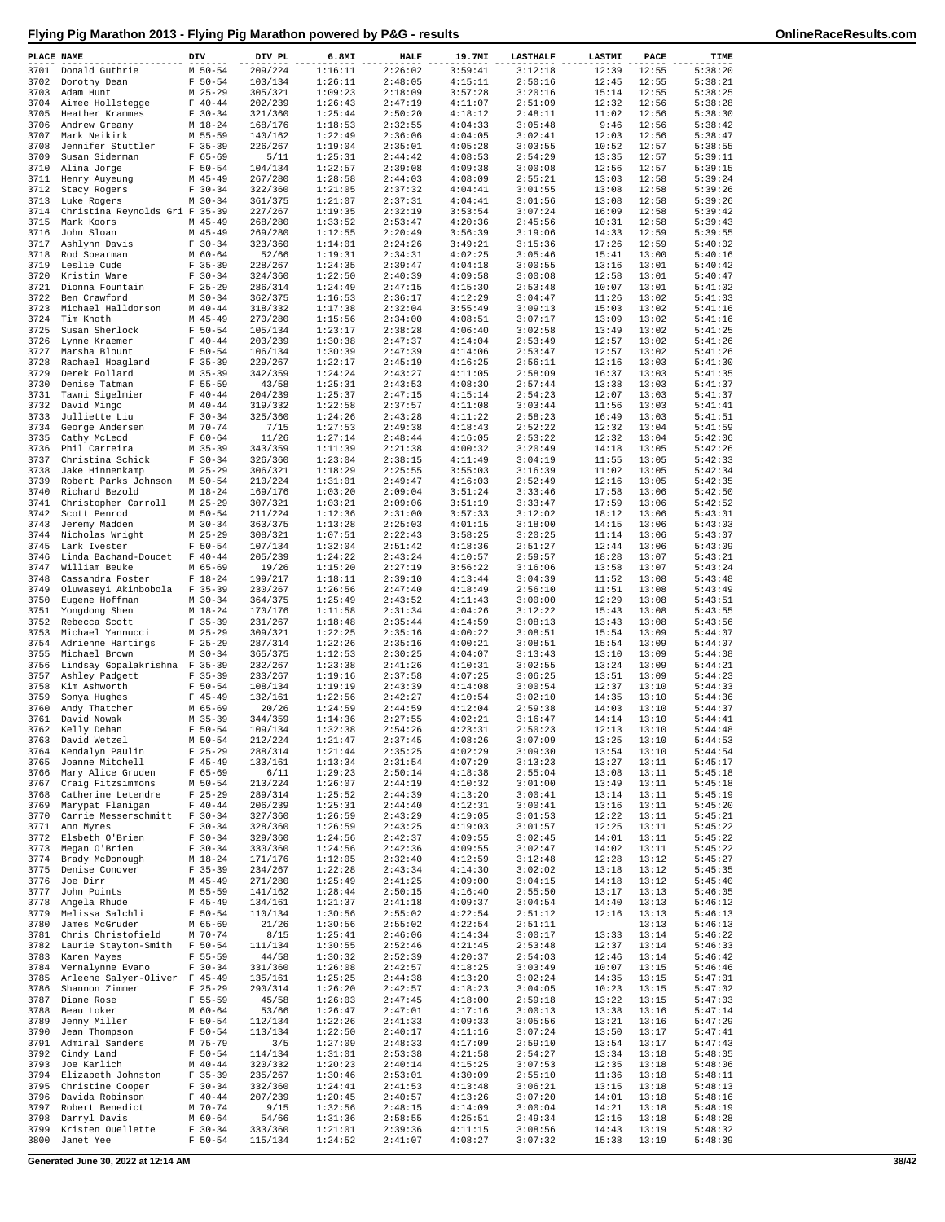# Flying Pig Marathon 2013 - Flying Pig Marathon powered by P&G - results

| PLACE | NAME | DIV | DIV PL | 6.8MI | HALF | 19.7MI | LASTHALF | LASTMI | PACE | TIME |
|---|---|---|---|---|---|---|---|---|---|---|
| 3701 | Donald Guthrie | M 50-54 | 209/224 | 1:16:11 | 2:26:02 | 3:59:41 | 3:12:18 | 12:39 | 12:55 | 5:38:20 |
| 3702 | Dorothy Dean | F 50-54 | 103/134 | 1:26:11 | 2:48:05 | 4:15:11 | 2:50:16 | 12:45 | 12:55 | 5:38:21 |
| 3703 | Adam Hunt | M 25-29 | 305/321 | 1:09:23 | 2:18:09 | 3:57:28 | 3:20:16 | 15:14 | 12:55 | 5:38:25 |
| 3704 | Aimee Hollstegge | F 40-44 | 202/239 | 1:26:43 | 2:47:19 | 4:11:07 | 2:51:09 | 12:32 | 12:56 | 5:38:28 |
| 3705 | Heather Krammes | F 30-34 | 321/360 | 1:25:44 | 2:50:20 | 4:18:12 | 2:48:11 | 11:02 | 12:56 | 5:38:30 |
| 3706 | Andrew Greany | M 18-24 | 168/176 | 1:18:53 | 2:32:55 | 4:04:33 | 3:05:48 | 9:46 | 12:56 | 5:38:42 |
| 3707 | Mark Neikirk | M 55-59 | 140/162 | 1:22:49 | 2:36:06 | 4:04:05 | 3:02:41 | 12:03 | 12:56 | 5:38:47 |
| 3708 | Jennifer Stuttler | F 35-39 | 226/267 | 1:19:04 | 2:35:01 | 4:05:28 | 3:03:55 | 10:52 | 12:57 | 5:38:55 |
| 3709 | Susan Siderman | F 65-69 | 5/11 | 1:25:31 | 2:44:42 | 4:08:53 | 2:54:29 | 13:35 | 12:57 | 5:39:11 |
| 3710 | Alina Jorge | F 50-54 | 104/134 | 1:22:57 | 2:39:08 | 4:09:38 | 3:00:08 | 12:56 | 12:57 | 5:39:15 |
| 3711 | Henry Auyeung | M 45-49 | 267/280 | 1:28:58 | 2:44:03 | 4:08:09 | 2:55:21 | 13:03 | 12:58 | 5:39:24 |
| 3712 | Stacy Rogers | F 30-34 | 322/360 | 1:21:05 | 2:37:32 | 4:04:41 | 3:01:55 | 13:08 | 12:58 | 5:39:26 |
| 3713 | Luke Rogers | M 30-34 | 361/375 | 1:21:07 | 2:37:31 | 4:04:41 | 3:01:56 | 13:08 | 12:58 | 5:39:26 |
| 3714 | Christina Reynolds Gri | F 35-39 | 227/267 | 1:19:35 | 2:32:19 | 3:53:54 | 3:07:24 | 16:09 | 12:58 | 5:39:42 |
| 3715 | Mark Koors | M 45-49 | 268/280 | 1:33:52 | 2:53:47 | 4:20:36 | 2:45:56 | 10:31 | 12:58 | 5:39:43 |
| 3716 | John Sloan | M 45-49 | 269/280 | 1:12:55 | 2:20:49 | 3:56:39 | 3:19:06 | 14:33 | 12:59 | 5:39:55 |
| 3717 | Ashlynn Davis | F 30-34 | 323/360 | 1:14:01 | 2:24:26 | 3:49:21 | 3:15:36 | 17:26 | 12:59 | 5:40:02 |
| 3718 | Rod Spearman | M 60-64 | 52/66 | 1:19:31 | 2:34:31 | 4:02:25 | 3:05:46 | 15:41 | 13:00 | 5:40:16 |
| 3719 | Leslie Cude | F 35-39 | 228/267 | 1:24:35 | 2:39:47 | 4:04:18 | 3:00:55 | 13:16 | 13:01 | 5:40:42 |
| 3720 | Kristin Ware | F 30-34 | 324/360 | 1:22:50 | 2:40:39 | 4:09:58 | 3:00:08 | 12:58 | 13:01 | 5:40:47 |
| 3721 | Dionna Fountain | F 25-29 | 286/314 | 1:24:49 | 2:47:15 | 4:15:30 | 2:53:48 | 10:07 | 13:01 | 5:41:02 |
| 3722 | Ben Crawford | M 30-34 | 362/375 | 1:16:53 | 2:36:17 | 4:12:29 | 3:04:47 | 11:26 | 13:02 | 5:41:03 |
| 3723 | Michael Halldorson | M 40-44 | 318/332 | 1:17:38 | 2:32:04 | 3:55:49 | 3:09:13 | 15:03 | 13:02 | 5:41:16 |
| 3724 | Tim Knoth | M 45-49 | 270/280 | 1:15:56 | 2:34:00 | 4:08:51 | 3:07:17 | 13:09 | 13:02 | 5:41:16 |
| 3725 | Susan Sherlock | F 50-54 | 105/134 | 1:23:17 | 2:38:28 | 4:06:40 | 3:02:58 | 13:49 | 13:02 | 5:41:25 |
| 3726 | Lynne Kraemer | F 40-44 | 203/239 | 1:30:38 | 2:47:37 | 4:14:04 | 2:53:49 | 12:57 | 13:02 | 5:41:26 |
| 3727 | Marsha Blount | F 50-54 | 106/134 | 1:30:39 | 2:47:39 | 4:14:06 | 2:53:47 | 12:57 | 13:02 | 5:41:26 |
| 3728 | Rachael Hoagland | F 35-39 | 229/267 | 1:22:17 | 2:45:19 | 4:16:25 | 2:56:11 | 12:16 | 13:03 | 5:41:30 |
| 3729 | Derek Pollard | M 35-39 | 342/359 | 1:24:24 | 2:43:27 | 4:11:05 | 2:58:09 | 16:37 | 13:03 | 5:41:35 |
| 3730 | Denise Tatman | F 55-59 | 43/58 | 1:25:31 | 2:43:53 | 4:08:30 | 2:57:44 | 13:38 | 13:03 | 5:41:37 |
| 3731 | Tawni Sigelmier | F 40-44 | 204/239 | 1:25:37 | 2:47:15 | 4:15:14 | 2:54:23 | 12:07 | 13:03 | 5:41:37 |
| 3732 | David Mingo | M 40-44 | 319/332 | 1:22:58 | 2:37:57 | 4:11:08 | 3:03:44 | 11:56 | 13:03 | 5:41:41 |
| 3733 | Julliette Liu | F 30-34 | 325/360 | 1:24:26 | 2:43:28 | 4:11:22 | 2:58:23 | 16:49 | 13:03 | 5:41:51 |
| 3734 | George Andersen | M 70-74 | 7/15 | 1:27:53 | 2:49:38 | 4:18:43 | 2:52:22 | 12:32 | 13:04 | 5:41:59 |
| 3735 | Cathy McLeod | F 60-64 | 11/26 | 1:27:14 | 2:48:44 | 4:16:05 | 2:53:22 | 12:32 | 13:04 | 5:42:06 |
| 3736 | Phil Carreira | M 35-39 | 343/359 | 1:11:39 | 2:21:38 | 4:00:32 | 3:20:49 | 14:18 | 13:05 | 5:42:26 |
| 3737 | Christina Schick | F 30-34 | 326/360 | 1:23:04 | 2:38:15 | 4:11:49 | 3:04:19 | 11:55 | 13:05 | 5:42:33 |
| 3738 | Jake Hinnenkamp | M 25-29 | 306/321 | 1:18:29 | 2:25:55 | 3:55:03 | 3:16:39 | 11:02 | 13:05 | 5:42:34 |
| 3739 | Robert Parks Johnson | M 50-54 | 210/224 | 1:31:01 | 2:49:47 | 4:16:03 | 2:52:49 | 12:16 | 13:05 | 5:42:35 |
| 3740 | Richard Bezold | M 18-24 | 169/176 | 1:03:20 | 2:09:04 | 3:51:24 | 3:33:46 | 17:58 | 13:06 | 5:42:50 |
| 3741 | Christopher Carroll | M 25-29 | 307/321 | 1:03:21 | 2:09:06 | 3:51:19 | 3:33:47 | 17:59 | 13:06 | 5:42:52 |
| 3742 | Scott Penrod | M 50-54 | 211/224 | 1:12:36 | 2:31:00 | 3:57:33 | 3:12:02 | 18:12 | 13:06 | 5:43:01 |
| 3743 | Jeremy Madden | M 30-34 | 363/375 | 1:13:28 | 2:25:03 | 4:01:15 | 3:18:00 | 14:15 | 13:06 | 5:43:03 |
| 3744 | Nicholas Wright | M 25-29 | 308/321 | 1:07:51 | 2:22:43 | 3:58:25 | 3:20:25 | 11:14 | 13:06 | 5:43:07 |
| 3745 | Lark Ivester | F 50-54 | 107/134 | 1:32:04 | 2:51:42 | 4:18:36 | 2:51:27 | 12:44 | 13:06 | 5:43:09 |
| 3746 | Linda Bachand-Doucet | F 40-44 | 205/239 | 1:24:22 | 2:43:24 | 4:10:57 | 2:59:57 | 18:28 | 13:07 | 5:43:21 |
| 3747 | William Beuke | M 65-69 | 19/26 | 1:15:20 | 2:27:19 | 3:56:22 | 3:16:06 | 13:58 | 13:07 | 5:43:24 |
| 3748 | Cassandra Foster | F 18-24 | 199/217 | 1:18:11 | 2:39:10 | 4:13:44 | 3:04:39 | 11:52 | 13:08 | 5:43:48 |
| 3749 | Oluwaseyi Akinbobola | F 35-39 | 230/267 | 1:26:56 | 2:47:40 | 4:18:49 | 2:56:10 | 11:51 | 13:08 | 5:43:49 |
| 3750 | Eugene Hoffman | M 30-34 | 364/375 | 1:25:49 | 2:43:52 | 4:11:43 | 3:00:00 | 12:29 | 13:08 | 5:43:51 |
| 3751 | Yongdong Shen | M 18-24 | 170/176 | 1:11:58 | 2:31:34 | 4:04:26 | 3:12:22 | 15:43 | 13:08 | 5:43:55 |
| 3752 | Rebecca Scott | F 35-39 | 231/267 | 1:18:48 | 2:35:44 | 4:14:59 | 3:08:13 | 13:43 | 13:08 | 5:43:56 |
| 3753 | Michael Yannucci | M 25-29 | 309/321 | 1:22:25 | 2:35:16 | 4:00:22 | 3:08:51 | 15:54 | 13:09 | 5:44:07 |
| 3754 | Adrienne Hartings | F 25-29 | 287/314 | 1:22:26 | 2:35:16 | 4:00:21 | 3:08:51 | 15:54 | 13:09 | 5:44:07 |
| 3755 | Michael Brown | M 30-34 | 365/375 | 1:12:53 | 2:30:25 | 4:04:07 | 3:13:43 | 13:10 | 13:09 | 5:44:08 |
| 3756 | Lindsay Gopalakrishna | F 35-39 | 232/267 | 1:23:38 | 2:41:26 | 4:10:31 | 3:02:55 | 13:24 | 13:09 | 5:44:21 |
| 3757 | Ashley Padgett | F 35-39 | 233/267 | 1:19:16 | 2:37:58 | 4:07:25 | 3:06:25 | 13:51 | 13:09 | 5:44:23 |
| 3758 | Kim Ashworth | F 50-54 | 108/134 | 1:19:19 | 2:43:39 | 4:14:08 | 3:00:54 | 12:37 | 13:10 | 5:44:33 |
| 3759 | Sonya Hughes | F 45-49 | 132/161 | 1:22:56 | 2:42:27 | 4:10:54 | 3:02:10 | 14:35 | 13:10 | 5:44:36 |
| 3760 | Andy Thatcher | M 65-69 | 20/26 | 1:24:59 | 2:44:59 | 4:12:04 | 2:59:38 | 14:03 | 13:10 | 5:44:37 |
| 3761 | David Nowak | M 35-39 | 344/359 | 1:14:36 | 2:27:55 | 4:02:21 | 3:16:47 | 14:14 | 13:10 | 5:44:41 |
| 3762 | Kelly Dehan | F 50-54 | 109/134 | 1:32:38 | 2:54:26 | 4:23:31 | 2:50:23 | 12:13 | 13:10 | 5:44:48 |
| 3763 | David Wetzel | M 50-54 | 212/224 | 1:21:47 | 2:37:45 | 4:08:26 | 3:07:09 | 13:25 | 13:10 | 5:44:53 |
| 3764 | Kendalyn Paulin | F 25-29 | 288/314 | 1:21:44 | 2:35:25 | 4:02:29 | 3:09:30 | 13:54 | 13:10 | 5:44:54 |
| 3765 | Joanne Mitchell | F 45-49 | 133/161 | 1:13:34 | 2:31:54 | 4:07:29 | 3:13:23 | 13:27 | 13:11 | 5:45:17 |
| 3766 | Mary Alice Gruden | F 65-69 | 6/11 | 1:29:23 | 2:50:14 | 4:18:38 | 2:55:04 | 13:08 | 13:11 | 5:45:18 |
| 3767 | Craig Fitzsimmons | M 50-54 | 213/224 | 1:26:07 | 2:44:19 | 4:10:32 | 3:01:00 | 13:49 | 13:11 | 5:45:18 |
| 3768 | Catherine Letendre | F 25-29 | 289/314 | 1:25:52 | 2:44:39 | 4:13:20 | 3:00:41 | 13:14 | 13:11 | 5:45:19 |
| 3769 | Marypat Flanigan | F 40-44 | 206/239 | 1:25:31 | 2:44:40 | 4:12:31 | 3:00:41 | 13:16 | 13:11 | 5:45:20 |
| 3770 | Carrie Messerschmitt | F 30-34 | 327/360 | 1:26:59 | 2:43:29 | 4:19:05 | 3:01:53 | 12:22 | 13:11 | 5:45:21 |
| 3771 | Ann Myres | F 30-34 | 328/360 | 1:26:59 | 2:43:25 | 4:19:03 | 3:01:57 | 12:25 | 13:11 | 5:45:22 |
| 3772 | Elsbeth O'Brien | F 30-34 | 329/360 | 1:24:56 | 2:42:37 | 4:09:55 | 3:02:45 | 14:01 | 13:11 | 5:45:22 |
| 3773 | Megan O'Brien | F 30-34 | 330/360 | 1:24:56 | 2:42:36 | 4:09:55 | 3:02:47 | 14:02 | 13:11 | 5:45:22 |
| 3774 | Brady McDonough | M 18-24 | 171/176 | 1:12:05 | 2:32:40 | 4:12:59 | 3:12:48 | 12:28 | 13:12 | 5:45:27 |
| 3775 | Denise Conover | F 35-39 | 234/267 | 1:22:28 | 2:43:34 | 4:14:30 | 3:02:02 | 13:18 | 13:12 | 5:45:35 |
| 3776 | Joe Dirr | M 45-49 | 271/280 | 1:25:49 | 2:41:25 | 4:09:00 | 3:04:15 | 14:18 | 13:12 | 5:45:40 |
| 3777 | John Points | M 55-59 | 141/162 | 1:28:44 | 2:50:15 | 4:16:40 | 2:55:50 | 13:17 | 13:13 | 5:46:05 |
| 3778 | Angela Rhude | F 45-49 | 134/161 | 1:21:37 | 2:41:18 | 4:09:37 | 3:04:54 | 14:40 | 13:13 | 5:46:12 |
| 3779 | Melissa Salchli | F 50-54 | 110/134 | 1:30:56 | 2:55:02 | 4:22:54 | 2:51:12 | 12:16 | 13:13 | 5:46:13 |
| 3780 | James McGruder | M 65-69 | 21/26 | 1:30:56 | 2:55:02 | 4:22:54 | 2:51:11 | | 13:13 | 5:46:13 |
| 3781 | Chris Christofield | M 70-74 | 8/15 | 1:25:41 | 2:46:06 | 4:14:34 | 3:00:17 | 13:33 | 13:14 | 5:46:22 |
| 3782 | Laurie Stayton-Smith | F 50-54 | 111/134 | 1:30:55 | 2:52:46 | 4:21:45 | 2:53:48 | 12:37 | 13:14 | 5:46:33 |
| 3783 | Karen Mayes | F 55-59 | 44/58 | 1:30:32 | 2:52:39 | 4:20:37 | 2:54:03 | 12:46 | 13:14 | 5:46:42 |
| 3784 | Vernalynne Evano | F 30-34 | 331/360 | 1:26:08 | 2:42:57 | 4:18:25 | 3:03:49 | 10:07 | 13:15 | 5:46:46 |
| 3785 | Arleene Salyer-Oliver | F 45-49 | 135/161 | 1:25:25 | 2:44:38 | 4:13:20 | 3:02:24 | 14:35 | 13:15 | 5:47:01 |
| 3786 | Shannon Zimmer | F 25-29 | 290/314 | 1:26:20 | 2:42:57 | 4:18:23 | 3:04:05 | 10:23 | 13:15 | 5:47:02 |
| 3787 | Diane Rose | F 55-59 | 45/58 | 1:26:03 | 2:47:45 | 4:18:00 | 2:59:18 | 13:22 | 13:15 | 5:47:03 |
| 3788 | Beau Loker | M 60-64 | 53/66 | 1:26:47 | 2:47:01 | 4:17:16 | 3:00:13 | 13:38 | 13:16 | 5:47:14 |
| 3789 | Jenny Miller | F 50-54 | 112/134 | 1:22:26 | 2:41:33 | 4:09:33 | 3:05:56 | 13:21 | 13:16 | 5:47:29 |
| 3790 | Jean Thompson | F 50-54 | 113/134 | 1:22:50 | 2:40:17 | 4:11:16 | 3:07:24 | 13:50 | 13:17 | 5:47:41 |
| 3791 | Admiral Sanders | M 75-79 | 3/5 | 1:27:09 | 2:48:33 | 4:17:09 | 2:59:10 | 13:54 | 13:17 | 5:47:43 |
| 3792 | Cindy Land | F 50-54 | 114/134 | 1:31:01 | 2:53:38 | 4:21:58 | 2:54:27 | 13:34 | 13:18 | 5:48:05 |
| 3793 | Joe Karlich | M 40-44 | 320/332 | 1:20:23 | 2:40:14 | 4:15:25 | 3:07:53 | 12:35 | 13:18 | 5:48:06 |
| 3794 | Elizabeth Johnston | F 35-39 | 235/267 | 1:30:46 | 2:53:01 | 4:30:09 | 2:55:10 | 11:36 | 13:18 | 5:48:11 |
| 3795 | Christine Cooper | F 30-34 | 332/360 | 1:24:41 | 2:41:53 | 4:13:48 | 3:06:21 | 13:15 | 13:18 | 5:48:13 |
| 3796 | Davida Robinson | F 40-44 | 207/239 | 1:20:45 | 2:40:57 | 4:13:26 | 3:07:20 | 14:01 | 13:18 | 5:48:16 |
| 3797 | Robert Benedict | M 70-74 | 9/15 | 1:32:56 | 2:48:15 | 4:14:09 | 3:00:04 | 14:21 | 13:18 | 5:48:19 |
| 3798 | Darryl Davis | M 60-64 | 54/66 | 1:31:36 | 2:58:55 | 4:25:51 | 2:49:34 | 12:16 | 13:18 | 5:48:28 |
| 3799 | Kristen Ouellette | F 30-34 | 333/360 | 1:21:01 | 2:39:36 | 4:11:15 | 3:08:56 | 14:43 | 13:19 | 5:48:32 |
| 3800 | Janet Yee | F 50-54 | 115/134 | 1:24:52 | 2:41:07 | 4:08:27 | 3:07:32 | 15:38 | 13:19 | 5:48:39 |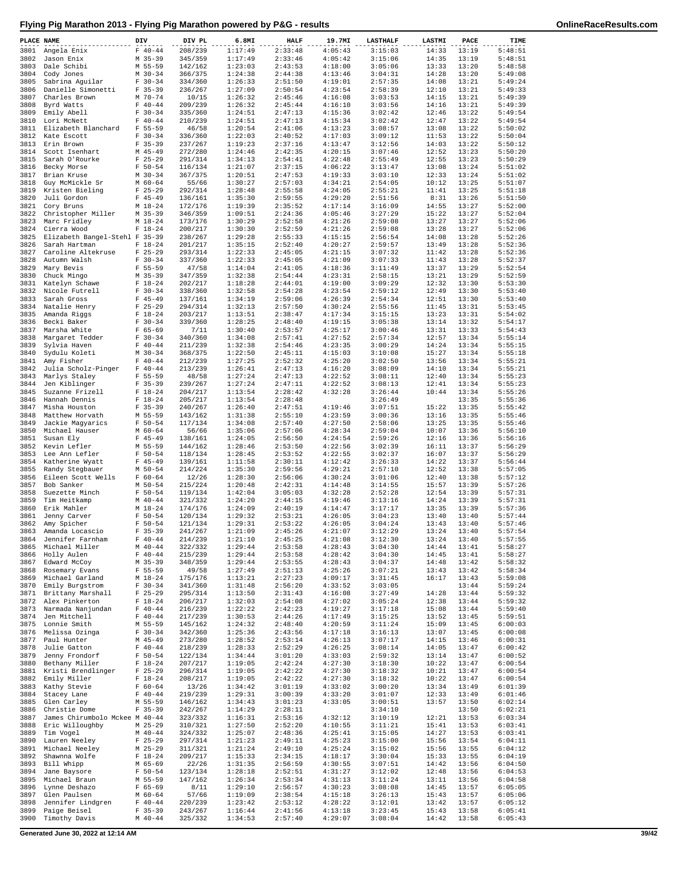# Flying Pig Marathon 2013 - Flying Pig Marathon powered by P&G - results

| PLACE | NAME | DIV | DIV PL | 6.8MI | HALF | 19.7MI | LASTHALF | LASTMI | PACE | TIME |
|---|---|---|---|---|---|---|---|---|---|---|
| 3801 | Angela Enix | F 40-44 | 208/239 | 1:17:49 | 2:33:48 | 4:05:43 | 3:15:03 | 14:33 | 13:19 | 5:48:51 |
| 3802 | Jason Enix | M 35-39 | 345/359 | 1:17:49 | 2:33:46 | 4:05:42 | 3:15:06 | 14:35 | 13:19 | 5:48:51 |
| 3803 | Dale Schibi | M 55-59 | 142/162 | 1:23:03 | 2:43:53 | 4:18:00 | 3:05:06 | 13:33 | 13:20 | 5:48:58 |
| 3804 | Cody Jones | M 30-34 | 366/375 | 1:24:38 | 2:44:38 | 4:13:46 | 3:04:31 | 14:28 | 13:20 | 5:49:08 |
| 3805 | Sabrina Aguilar | F 30-34 | 334/360 | 1:26:33 | 2:51:50 | 4:19:01 | 2:57:35 | 14:08 | 13:21 | 5:49:24 |
| 3806 | Danielle Simonetti | F 35-39 | 236/267 | 1:27:09 | 2:50:54 | 4:23:54 | 2:58:39 | 12:10 | 13:21 | 5:49:33 |
| 3807 | Charles Brown | M 70-74 | 10/15 | 1:26:32 | 2:45:46 | 4:16:08 | 3:03:53 | 14:15 | 13:21 | 5:49:39 |
| 3808 | Byrd Watts | F 40-44 | 209/239 | 1:26:32 | 2:45:44 | 4:16:10 | 3:03:56 | 14:16 | 13:21 | 5:49:39 |
| 3809 | Emily Abell | F 30-34 | 335/360 | 1:24:51 | 2:47:13 | 4:15:36 | 3:02:42 | 12:46 | 13:22 | 5:49:54 |
| 3810 | Lori McNett | F 40-44 | 210/239 | 1:24:51 | 2:47:13 | 4:15:34 | 3:02:42 | 12:47 | 13:22 | 5:49:54 |
| 3811 | Elizabeth Blanchard | F 55-59 | 46/58 | 1:20:54 | 2:41:06 | 4:13:23 | 3:08:57 | 13:08 | 13:22 | 5:50:02 |
| 3812 | Kate Escott | F 30-34 | 336/360 | 1:22:03 | 2:40:52 | 4:17:03 | 3:09:12 | 11:53 | 13:22 | 5:50:04 |
| 3813 | Erin Brown | F 35-39 | 237/267 | 1:19:23 | 2:37:16 | 4:13:47 | 3:12:56 | 14:03 | 13:22 | 5:50:12 |
| 3814 | Scott Isenhart | M 45-49 | 272/280 | 1:24:46 | 2:42:35 | 4:20:15 | 3:07:46 | 12:52 | 13:23 | 5:50:20 |
| 3815 | Sarah O'Rourke | F 25-29 | 291/314 | 1:34:13 | 2:54:41 | 4:22:48 | 2:55:49 | 12:55 | 13:23 | 5:50:29 |
| 3816 | Becky Morse | F 50-54 | 116/134 | 1:21:07 | 2:37:15 | 4:06:22 | 3:13:47 | 13:08 | 13:24 | 5:51:02 |
| 3817 | Brian Kruse | M 30-34 | 367/375 | 1:20:51 | 2:47:53 | 4:19:33 | 3:03:10 | 12:33 | 13:24 | 5:51:02 |
| 3818 | Guy McMickle Sr | M 60-64 | 55/66 | 1:30:27 | 2:57:03 | 4:34:21 | 2:54:05 | 10:12 | 13:25 | 5:51:07 |
| 3819 | Kristen Bieling | F 25-29 | 292/314 | 1:28:48 | 2:55:58 | 4:24:05 | 2:55:21 | 11:41 | 13:25 | 5:51:18 |
| 3820 | Juli Gordon | F 45-49 | 136/161 | 1:35:30 | 2:59:55 | 4:29:20 | 2:51:56 | 8:31 | 13:26 | 5:51:50 |
| 3821 | Cory Bruns | M 18-24 | 172/176 | 1:19:39 | 2:35:52 | 4:17:14 | 3:16:09 | 14:55 | 13:27 | 5:52:00 |
| 3822 | Christopher Miller | M 35-39 | 346/359 | 1:09:51 | 2:24:36 | 4:05:46 | 3:27:29 | 15:22 | 13:27 | 5:52:04 |
| 3823 | Marc Fridley | M 18-24 | 173/176 | 1:30:29 | 2:52:58 | 4:21:26 | 2:59:08 | 13:27 | 13:27 | 5:52:06 |
| 3824 | Cierra Wood | F 18-24 | 200/217 | 1:30:30 | 2:52:59 | 4:21:26 | 2:59:08 | 13:28 | 13:27 | 5:52:06 |
| 3825 | Elizabeth Bangel-Stehl | F 35-39 | 238/267 | 1:29:28 | 2:55:33 | 4:15:15 | 2:56:54 | 14:08 | 13:28 | 5:52:26 |
| 3826 | Sarah Hartman | F 18-24 | 201/217 | 1:35:15 | 2:52:40 | 4:20:27 | 2:59:57 | 13:49 | 13:28 | 5:52:36 |
| 3827 | Caroline Altekruse | F 25-29 | 293/314 | 1:22:33 | 2:45:05 | 4:21:15 | 3:07:32 | 11:42 | 13:28 | 5:52:36 |
| 3828 | Autumn Walsh | F 30-34 | 337/360 | 1:22:33 | 2:45:05 | 4:21:09 | 3:07:33 | 11:43 | 13:28 | 5:52:37 |
| 3829 | Mary Bevis | F 55-59 | 47/58 | 1:14:04 | 2:41:05 | 4:18:36 | 3:11:49 | 13:37 | 13:29 | 5:52:54 |
| 3830 | Chuck Mingo | M 35-39 | 347/359 | 1:32:38 | 2:54:44 | 4:23:31 | 2:58:15 | 13:21 | 13:29 | 5:52:59 |
| 3831 | Katelyn Schawe | F 18-24 | 202/217 | 1:18:28 | 2:44:01 | 4:19:00 | 3:09:29 | 12:32 | 13:30 | 5:53:30 |
| 3832 | Nicole Futrell | F 30-34 | 338/360 | 1:32:58 | 2:54:28 | 4:23:54 | 2:59:12 | 12:49 | 13:30 | 5:53:40 |
| 3833 | Sarah Gross | F 45-49 | 137/161 | 1:34:19 | 2:59:06 | 4:26:39 | 2:54:34 | 12:51 | 13:30 | 5:53:40 |
| 3834 | Natalie Henry | F 25-29 | 294/314 | 1:32:13 | 2:57:50 | 4:30:24 | 2:55:56 | 11:45 | 13:31 | 5:53:45 |
| 3835 | Amanda Riggs | F 18-24 | 203/217 | 1:13:51 | 2:38:47 | 4:17:34 | 3:15:15 | 13:23 | 13:31 | 5:54:02 |
| 3836 | Becki Baker | F 30-34 | 339/360 | 1:28:25 | 2:48:40 | 4:19:15 | 3:05:38 | 13:14 | 13:32 | 5:54:17 |
| 3837 | Marsha White | F 65-69 | 7/11 | 1:30:40 | 2:53:57 | 4:25:17 | 3:00:46 | 13:31 | 13:33 | 5:54:43 |
| 3838 | Margaret Tedder | F 30-34 | 340/360 | 1:34:08 | 2:57:41 | 4:27:52 | 2:57:34 | 12:57 | 13:34 | 5:55:14 |
| 3839 | Sylvia Haven | F 40-44 | 211/239 | 1:32:38 | 2:54:46 | 4:23:35 | 3:00:29 | 14:24 | 13:34 | 5:55:15 |
| 3840 | Sydulu Koleti | M 30-34 | 368/375 | 1:22:50 | 2:45:11 | 4:15:03 | 3:10:08 | 15:27 | 13:34 | 5:55:18 |
| 3841 | Amy Fisher | F 40-44 | 212/239 | 1:27:25 | 2:52:32 | 4:25:20 | 3:02:50 | 13:56 | 13:34 | 5:55:21 |
| 3842 | Julia Scholz-Pinger | F 40-44 | 213/239 | 1:26:41 | 2:47:13 | 4:16:20 | 3:08:09 | 14:10 | 13:34 | 5:55:21 |
| 3843 | Marlys Staley | F 55-59 | 48/58 | 1:27:24 | 2:47:13 | 4:22:52 | 3:08:11 | 12:40 | 13:34 | 5:55:23 |
| 3844 | Jen Kiblinger | F 35-39 | 239/267 | 1:27:24 | 2:47:11 | 4:22:52 | 3:08:13 | 12:41 | 13:34 | 5:55:23 |
| 3845 | Suzanne Frizell | F 18-24 | 204/217 | 1:13:54 | 2:28:42 | 4:32:28 | 3:26:44 | 10:44 | 13:34 | 5:55:26 |
| 3846 | Hannah Dennis | F 18-24 | 205/217 | 1:13:54 | 2:28:48 | | 3:26:49 | | 13:35 | 5:55:36 |
| 3847 | Misha Houston | F 35-39 | 240/267 | 1:26:40 | 2:47:51 | 4:19:46 | 3:07:51 | 15:22 | 13:35 | 5:55:42 |
| 3848 | Matthew Horvath | M 55-59 | 143/162 | 1:31:38 | 2:55:10 | 4:23:59 | 3:00:36 | 13:16 | 13:35 | 5:55:46 |
| 3849 | Jackie Magyarics | F 50-54 | 117/134 | 1:34:08 | 2:57:40 | 4:27:50 | 2:58:06 | 13:25 | 13:35 | 5:55:46 |
| 3850 | Michael Hauser | M 60-64 | 56/66 | 1:35:06 | 2:57:06 | 4:28:34 | 2:59:04 | 10:07 | 13:36 | 5:56:10 |
| 3851 | Susan Ely | F 45-49 | 138/161 | 1:24:05 | 2:56:50 | 4:24:54 | 2:59:26 | 12:16 | 13:36 | 5:56:16 |
| 3852 | Kevin Lefler | M 55-59 | 144/162 | 1:28:46 | 2:53:50 | 4:22:56 | 3:02:39 | 16:11 | 13:37 | 5:56:29 |
| 3853 | Lee Ann Lefler | F 50-54 | 118/134 | 1:28:45 | 2:53:52 | 4:22:55 | 3:02:37 | 16:07 | 13:37 | 5:56:29 |
| 3854 | Katherine Wyatt | F 45-49 | 139/161 | 1:11:58 | 2:30:11 | 4:12:42 | 3:26:33 | 14:22 | 13:37 | 5:56:44 |
| 3855 | Randy Stegbauer | M 50-54 | 214/224 | 1:35:30 | 2:59:56 | 4:29:21 | 2:57:10 | 12:52 | 13:38 | 5:57:05 |
| 3856 | Eileen Scott Wells | F 60-64 | 12/26 | 1:28:30 | 2:56:06 | 4:30:24 | 3:01:06 | 12:40 | 13:38 | 5:57:12 |
| 3857 | Bob Sanker | M 50-54 | 215/224 | 1:20:48 | 2:42:31 | 4:14:48 | 3:14:55 | 15:57 | 13:39 | 5:57:26 |
| 3858 | Suezette Minch | F 50-54 | 119/134 | 1:42:04 | 3:05:03 | 4:32:28 | 2:52:28 | 12:54 | 13:39 | 5:57:31 |
| 3859 | Tim Heitkamp | M 40-44 | 321/332 | 1:24:20 | 2:44:15 | 4:19:46 | 3:13:16 | 14:24 | 13:39 | 5:57:31 |
| 3860 | Erik Mahler | M 18-24 | 174/176 | 1:24:09 | 2:40:19 | 4:14:47 | 3:17:17 | 13:35 | 13:39 | 5:57:36 |
| 3861 | Jenny Carver | F 50-54 | 120/134 | 1:29:32 | 2:53:21 | 4:26:05 | 3:04:23 | 13:40 | 13:40 | 5:57:44 |
| 3862 | Amy Spicher | F 50-54 | 121/134 | 1:29:31 | 2:53:22 | 4:26:05 | 3:04:24 | 13:43 | 13:40 | 5:57:46 |
| 3863 | Amanda Locascio | F 35-39 | 241/267 | 1:21:09 | 2:45:26 | 4:21:07 | 3:12:29 | 13:24 | 13:40 | 5:57:54 |
| 3864 | Jennifer Farnham | F 40-44 | 214/239 | 1:21:10 | 2:45:25 | 4:21:08 | 3:12:30 | 13:24 | 13:40 | 5:57:55 |
| 3865 | Michael Miller | M 40-44 | 322/332 | 1:29:44 | 2:53:58 | 4:28:43 | 3:04:30 | 14:44 | 13:41 | 5:58:27 |
| 3866 | Holly Aulen | F 40-44 | 215/239 | 1:29:44 | 2:53:58 | 4:28:42 | 3:04:30 | 14:45 | 13:41 | 5:58:27 |
| 3867 | Edward McCoy | M 35-39 | 348/359 | 1:29:44 | 2:53:55 | 4:28:43 | 3:04:37 | 14:48 | 13:42 | 5:58:32 |
| 3868 | Rosemary Evans | F 55-59 | 49/58 | 1:27:49 | 2:51:13 | 4:25:26 | 3:07:21 | 13:43 | 13:42 | 5:58:34 |
| 3869 | Michael Garland | M 18-24 | 175/176 | 1:13:21 | 2:27:23 | 4:09:17 | 3:31:45 | 16:17 | 13:43 | 5:59:08 |
| 3870 | Emily Burgstrom | F 30-34 | 341/360 | 1:31:48 | 2:56:20 | 4:33:52 | 3:03:05 | | 13:44 | 5:59:24 |
| 3871 | Brittany Marshall | F 25-29 | 295/314 | 1:13:50 | 2:31:43 | 4:16:08 | 3:27:49 | 14:28 | 13:44 | 5:59:32 |
| 3872 | Alex Pinkerton | F 18-24 | 206/217 | 1:32:03 | 2:54:08 | 4:27:02 | 3:05:24 | 12:38 | 13:44 | 5:59:32 |
| 3873 | Narmada Nanjundan | F 40-44 | 216/239 | 1:22:22 | 2:42:23 | 4:19:27 | 3:17:18 | 15:08 | 13:44 | 5:59:40 |
| 3874 | Jen Mitchell | F 40-44 | 217/239 | 1:30:53 | 2:44:26 | 4:17:49 | 3:15:25 | 13:52 | 13:45 | 5:59:51 |
| 3875 | Lonnie Smith | M 55-59 | 145/162 | 1:24:32 | 2:48:40 | 4:20:59 | 3:11:24 | 15:09 | 13:45 | 6:00:03 |
| 3876 | Melissa Ozinga | F 30-34 | 342/360 | 1:25:36 | 2:43:56 | 4:17:18 | 3:16:13 | 13:07 | 13:45 | 6:00:08 |
| 3877 | Paul Hunter | M 45-49 | 273/280 | 1:28:52 | 2:53:14 | 4:26:13 | 3:07:17 | 14:15 | 13:46 | 6:00:31 |
| 3878 | Julie Gatton | F 40-44 | 218/239 | 1:28:33 | 2:52:29 | 4:26:25 | 3:08:14 | 14:05 | 13:47 | 6:00:42 |
| 3879 | Jenny Frondorf | F 50-54 | 122/134 | 1:34:44 | 3:01:20 | 4:33:03 | 2:59:32 | 13:14 | 13:47 | 6:00:52 |
| 3880 | Bethany Miller | F 18-24 | 207/217 | 1:19:05 | 2:42:24 | 4:27:30 | 3:18:30 | 10:22 | 13:47 | 6:00:54 |
| 3881 | Kristi Brendlinger | F 25-29 | 296/314 | 1:19:05 | 2:42:22 | 4:27:30 | 3:18:32 | 10:21 | 13:47 | 6:00:54 |
| 3882 | Emily Miller | F 18-24 | 208/217 | 1:19:05 | 2:42:22 | 4:27:30 | 3:18:32 | 10:22 | 13:47 | 6:00:54 |
| 3883 | Kathy Stevie | F 60-64 | 13/26 | 1:34:42 | 3:01:19 | 4:33:02 | 3:00:20 | 13:34 | 13:49 | 6:01:39 |
| 3884 | Stacey Lane | F 40-44 | 219/239 | 1:29:31 | 3:00:39 | 4:33:20 | 3:01:07 | 12:33 | 13:49 | 6:01:46 |
| 3885 | Glen Carley | M 55-59 | 146/162 | 1:34:43 | 3:01:23 | 4:33:05 | 3:00:51 | 13:57 | 13:50 | 6:02:14 |
| 3886 | Christie Dome | F 35-39 | 242/267 | 1:14:29 | 2:28:11 | | 3:34:10 | | 13:50 | 6:02:21 |
| 3887 | James Chirumbolo Mckee | M 40-44 | 323/332 | 1:16:31 | 2:53:16 | 4:32:12 | 3:10:19 | 12:21 | 13:53 | 6:03:34 |
| 3888 | Eric Willoughby | M 25-29 | 310/321 | 1:27:50 | 2:52:20 | 4:10:55 | 3:11:21 | 15:41 | 13:53 | 6:03:41 |
| 3889 | Tim Vogel | M 40-44 | 324/332 | 1:25:07 | 2:48:36 | 4:25:41 | 3:15:05 | 14:27 | 13:53 | 6:03:41 |
| 3890 | Lauren Neeley | F 25-29 | 297/314 | 1:21:23 | 2:49:11 | 4:25:23 | 3:15:00 | 15:56 | 13:54 | 6:04:11 |
| 3891 | Michael Neeley | M 25-29 | 311/321 | 1:21:24 | 2:49:10 | 4:25:24 | 3:15:02 | 15:56 | 13:55 | 6:04:12 |
| 3892 | Shawnna Wolfe | F 18-24 | 209/217 | 1:15:33 | 2:34:15 | 4:18:17 | 3:30:04 | 15:33 | 13:55 | 6:04:19 |
| 3893 | Bill Whipp | M 65-69 | 22/26 | 1:31:35 | 2:56:59 | 4:30:55 | 3:07:51 | 14:42 | 13:56 | 6:04:50 |
| 3894 | Jane Baysore | F 50-54 | 123/134 | 1:28:18 | 2:52:51 | 4:31:27 | 3:12:02 | 12:48 | 13:56 | 6:04:53 |
| 3895 | Michael Braun | M 55-59 | 147/162 | 1:26:34 | 2:53:34 | 4:31:13 | 3:11:24 | 13:11 | 13:56 | 6:04:58 |
| 3896 | Lynne Deshazo | F 65-69 | 8/11 | 1:29:10 | 2:56:57 | 4:30:23 | 3:08:08 | 14:45 | 13:57 | 6:05:05 |
| 3897 | Glen Paulsen | M 60-64 | 57/66 | 1:19:09 | 2:38:54 | 4:15:18 | 3:26:13 | 15:43 | 13:57 | 6:05:06 |
| 3898 | Jennifer Lindgren | F 40-44 | 220/239 | 1:23:42 | 2:53:12 | 4:28:22 | 3:12:01 | 13:42 | 13:57 | 6:05:12 |
| 3899 | Paige Beisel | F 35-39 | 243/267 | 1:16:44 | 2:41:56 | 4:13:18 | 3:23:45 | 15:43 | 13:58 | 6:05:41 |
| 3900 | Timothy Davis | M 40-44 | 325/332 | 1:34:53 | 2:57:40 | 4:29:07 | 3:08:04 | 14:42 | 13:58 | 6:05:43 |

Generated June 30, 2022 at 12:14 AM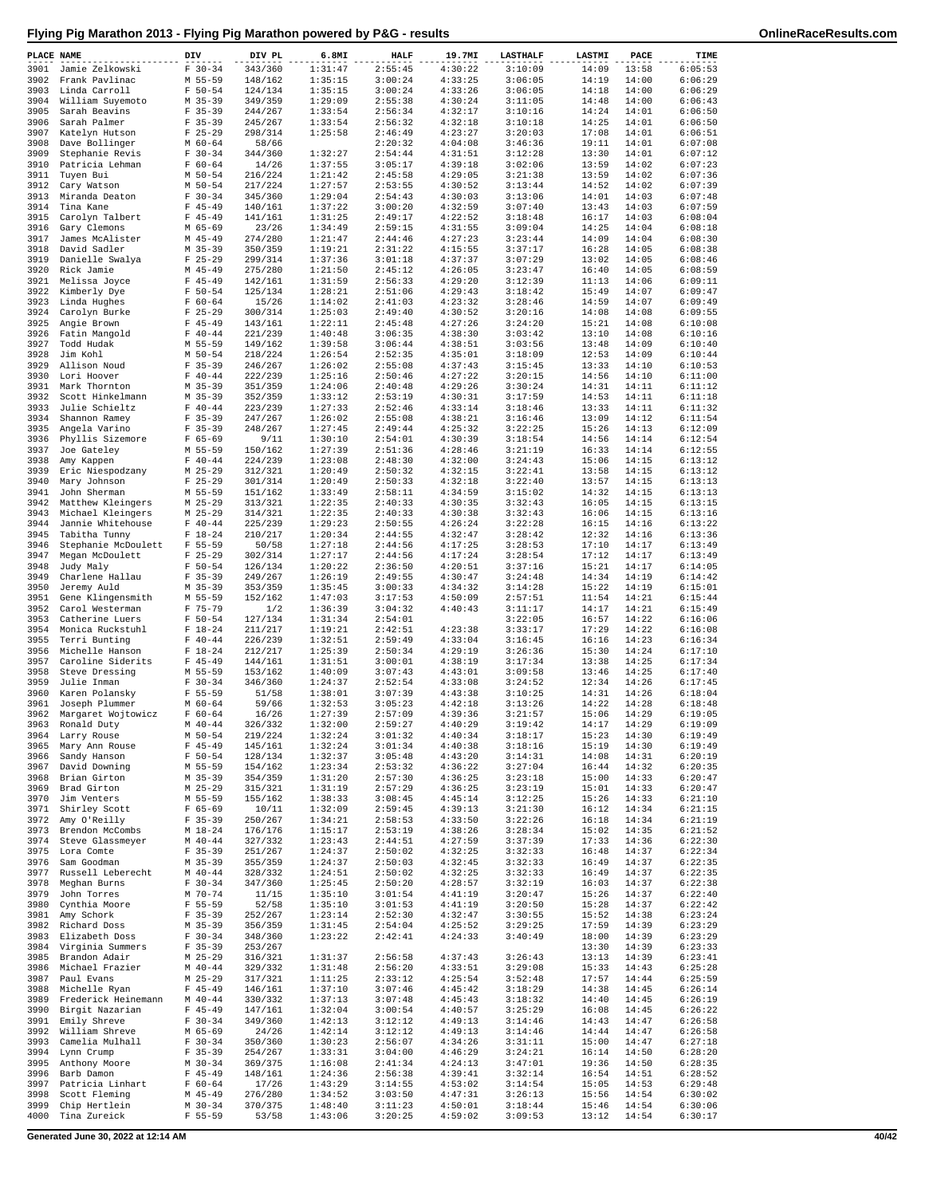# Flying Pig Marathon 2013 - Flying Pig Marathon powered by P&G - results

OnlineRaceResults.com

| PLACE | NAME | DIV | DIV PL | 6.8MI | HALF | 19.7MI | LASTHALF | LASTMI | PACE | TIME |
|---|---|---|---|---|---|---|---|---|---|---|
| 3901 | Jamie Zelkowski | F 30-34 | 343/360 | 1:31:47 | 2:55:45 | 4:30:22 | 3:10:09 | 14:09 | 13:58 | 6:05:53 |
| 3902 | Frank Pavlinac | M 55-59 | 148/162 | 1:35:15 | 3:00:24 | 4:33:25 | 3:06:05 | 14:19 | 14:00 | 6:06:29 |
| 3903 | Linda Carroll | F 50-54 | 124/134 | 1:35:15 | 3:00:24 | 4:33:26 | 3:06:05 | 14:18 | 14:00 | 6:06:29 |
| 3904 | William Suyemoto | M 35-39 | 349/359 | 1:29:09 | 2:55:38 | 4:30:24 | 3:11:05 | 14:48 | 14:00 | 6:06:43 |
| 3905 | Sarah Beavins | F 35-39 | 244/267 | 1:33:54 | 2:56:34 | 4:32:17 | 3:10:16 | 14:24 | 14:01 | 6:06:50 |
| 3906 | Sarah Palmer | F 35-39 | 245/267 | 1:33:54 | 2:56:32 | 4:32:18 | 3:10:18 | 14:25 | 14:01 | 6:06:50 |
| 3907 | Katelyn Hutson | F 25-29 | 298/314 | 1:25:58 | 2:46:49 | 4:23:27 | 3:20:03 | 17:08 | 14:01 | 6:06:51 |
| 3908 | Dave Bollinger | M 60-64 | 58/66 | | 2:20:32 | 4:04:08 | 3:46:36 | 19:11 | 14:01 | 6:07:08 |
| 3909 | Stephanie Revis | F 30-34 | 344/360 | 1:32:27 | 2:54:44 | 4:31:51 | 3:12:28 | 13:30 | 14:01 | 6:07:12 |
| 3910 | Patricia Lehman | F 60-64 | 14/26 | 1:37:55 | 3:05:17 | 4:39:18 | 3:02:06 | 13:59 | 14:02 | 6:07:23 |
| 3911 | Tuyen Bui | M 50-54 | 216/224 | 1:21:42 | 2:45:58 | 4:29:05 | 3:21:38 | 13:59 | 14:02 | 6:07:36 |
| 3912 | Cary Watson | M 50-54 | 217/224 | 1:27:57 | 2:53:55 | 4:30:52 | 3:13:44 | 14:52 | 14:02 | 6:07:39 |
| 3913 | Miranda Deaton | F 30-34 | 345/360 | 1:29:04 | 2:54:43 | 4:30:03 | 3:13:06 | 14:01 | 14:03 | 6:07:48 |
| 3914 | Tina Kane | F 45-49 | 140/161 | 1:37:22 | 3:00:20 | 4:32:59 | 3:07:40 | 13:43 | 14:03 | 6:07:59 |
| 3915 | Carolyn Talbert | F 45-49 | 141/161 | 1:31:25 | 2:49:17 | 4:22:52 | 3:18:48 | 16:17 | 14:03 | 6:08:04 |
| 3916 | Gary Clemons | M 65-69 | 23/26 | 1:34:49 | 2:59:15 | 4:31:55 | 3:09:04 | 14:25 | 14:04 | 6:08:18 |
| 3917 | James McAlister | M 45-49 | 274/280 | 1:21:47 | 2:44:46 | 4:27:23 | 3:23:44 | 14:09 | 14:04 | 6:08:30 |
| 3918 | David Sadler | M 35-39 | 350/359 | 1:19:21 | 2:31:22 | 4:15:55 | 3:37:17 | 16:28 | 14:05 | 6:08:38 |
| 3919 | Danielle Swalya | F 25-29 | 299/314 | 1:37:36 | 3:01:18 | 4:37:37 | 3:07:29 | 13:02 | 14:05 | 6:08:46 |
| 3920 | Rick Jamie | M 45-49 | 275/280 | 1:21:50 | 2:45:12 | 4:26:05 | 3:23:47 | 16:40 | 14:05 | 6:08:59 |
| 3921 | Melissa Joyce | F 45-49 | 142/161 | 1:31:59 | 2:56:33 | 4:29:20 | 3:12:39 | 11:13 | 14:06 | 6:09:11 |
| 3922 | Kimberly Dye | F 50-54 | 125/134 | 1:28:21 | 2:51:06 | 4:29:43 | 3:18:42 | 15:49 | 14:07 | 6:09:47 |
| 3923 | Linda Hughes | F 60-64 | 15/26 | 1:14:02 | 2:41:03 | 4:23:32 | 3:28:46 | 14:59 | 14:07 | 6:09:49 |
| 3924 | Carolyn Burke | F 25-29 | 300/314 | 1:25:03 | 2:49:40 | 4:30:52 | 3:20:16 | 14:08 | 14:08 | 6:09:55 |
| 3925 | Angie Brown | F 45-49 | 143/161 | 1:22:11 | 2:45:48 | 4:27:26 | 3:24:20 | 15:21 | 14:08 | 6:10:08 |
| 3926 | Fatin Mangold | F 40-44 | 221/239 | 1:40:48 | 3:06:35 | 4:38:30 | 3:03:42 | 13:10 | 14:08 | 6:10:16 |
| 3927 | Todd Hudak | M 55-59 | 149/162 | 1:39:58 | 3:06:44 | 4:38:51 | 3:03:56 | 13:48 | 14:09 | 6:10:40 |
| 3928 | Jim Kohl | M 50-54 | 218/224 | 1:26:54 | 2:52:35 | 4:35:01 | 3:18:09 | 12:53 | 14:09 | 6:10:44 |
| 3929 | Allison Noud | F 35-39 | 246/267 | 1:26:02 | 2:55:08 | 4:37:43 | 3:15:45 | 13:33 | 14:10 | 6:10:53 |
| 3930 | Lori Hoover | F 40-44 | 222/239 | 1:25:16 | 2:50:46 | 4:27:22 | 3:20:15 | 14:56 | 14:10 | 6:11:00 |
| 3931 | Mark Thornton | M 35-39 | 351/359 | 1:24:06 | 2:40:48 | 4:29:26 | 3:30:24 | 14:31 | 14:11 | 6:11:12 |
| 3932 | Scott Hinkelmann | M 35-39 | 352/359 | 1:33:12 | 2:53:19 | 4:30:31 | 3:17:59 | 14:53 | 14:11 | 6:11:18 |
| 3933 | Julie Schieltz | F 40-44 | 223/239 | 1:27:33 | 2:52:46 | 4:33:14 | 3:18:46 | 13:33 | 14:11 | 6:11:32 |
| 3934 | Shannon Ramey | F 35-39 | 247/267 | 1:26:02 | 2:55:08 | 4:38:21 | 3:16:46 | 13:09 | 14:12 | 6:11:54 |
| 3935 | Angela Varino | F 35-39 | 248/267 | 1:27:45 | 2:49:44 | 4:25:32 | 3:22:25 | 15:26 | 14:13 | 6:12:09 |
| 3936 | Phyllis Sizemore | F 65-69 | 9/11 | 1:30:10 | 2:54:01 | 4:30:39 | 3:18:54 | 14:56 | 14:14 | 6:12:54 |
| 3937 | Joe Gateley | M 55-59 | 150/162 | 1:27:39 | 2:51:36 | 4:28:46 | 3:21:19 | 16:33 | 14:14 | 6:12:55 |
| 3938 | Amy Kappen | F 40-44 | 224/239 | 1:23:08 | 2:48:30 | 4:32:00 | 3:24:43 | 15:06 | 14:15 | 6:13:12 |
| 3939 | Eric Niespodzany | M 25-29 | 312/321 | 1:20:49 | 2:50:32 | 4:32:15 | 3:22:41 | 13:58 | 14:15 | 6:13:12 |
| 3940 | Mary Johnson | F 25-29 | 301/314 | 1:20:49 | 2:50:33 | 4:32:18 | 3:22:40 | 13:57 | 14:15 | 6:13:13 |
| 3941 | John Sherman | M 55-59 | 151/162 | 1:33:49 | 2:58:11 | 4:34:59 | 3:15:02 | 14:32 | 14:15 | 6:13:13 |
| 3942 | Matthew Kleingers | M 25-29 | 313/321 | 1:22:35 | 2:40:33 | 4:30:35 | 3:32:43 | 16:05 | 14:15 | 6:13:15 |
| 3943 | Michael Kleingers | M 25-29 | 314/321 | 1:22:35 | 2:40:33 | 4:30:38 | 3:32:43 | 16:06 | 14:15 | 6:13:16 |
| 3944 | Jannie Whitehouse | F 40-44 | 225/239 | 1:29:23 | 2:50:55 | 4:26:24 | 3:22:28 | 16:15 | 14:16 | 6:13:22 |
| 3945 | Tabitha Tunny | F 18-24 | 210/217 | 1:20:34 | 2:44:55 | 4:32:47 | 3:28:42 | 12:32 | 14:16 | 6:13:36 |
| 3946 | Stephanie McDoulett | F 55-59 | 50/58 | 1:27:18 | 2:44:56 | 4:17:25 | 3:28:53 | 17:10 | 14:17 | 6:13:49 |
| 3947 | Megan McDoulett | F 25-29 | 302/314 | 1:27:17 | 2:44:56 | 4:17:24 | 3:28:54 | 17:12 | 14:17 | 6:13:49 |
| 3948 | Judy Maly | F 50-54 | 126/134 | 1:20:22 | 2:36:50 | 4:20:51 | 3:37:16 | 15:21 | 14:17 | 6:14:05 |
| 3949 | Charlene Hallau | F 35-39 | 249/267 | 1:26:19 | 2:49:55 | 4:30:47 | 3:24:48 | 14:34 | 14:19 | 6:14:42 |
| 3950 | Jeremy Auld | M 35-39 | 353/359 | 1:35:45 | 3:00:33 | 4:34:32 | 3:14:28 | 15:22 | 14:19 | 6:15:01 |
| 3951 | Gene Klingensmith | M 55-59 | 152/162 | 1:47:03 | 3:17:53 | 4:50:09 | 2:57:51 | 11:54 | 14:21 | 6:15:44 |
| 3952 | Carol Westerman | F 75-79 | 1/2 | 1:36:39 | 3:04:32 | 4:40:43 | 3:11:17 | 14:17 | 14:21 | 6:15:49 |
| 3953 | Catherine Luers | F 50-54 | 127/134 | 1:31:34 | 2:54:01 | | 3:22:05 | 16:57 | 14:22 | 6:16:06 |
| 3954 | Monica Ruckstuhl | F 18-24 | 211/217 | 1:19:21 | 2:42:51 | 4:23:38 | 3:33:17 | 17:29 | 14:22 | 6:16:08 |
| 3955 | Terri Bunting | F 40-44 | 226/239 | 1:32:51 | 2:59:49 | 4:33:04 | 3:16:45 | 16:16 | 14:23 | 6:16:34 |
| 3956 | Michelle Hanson | F 18-24 | 212/217 | 1:25:39 | 2:50:34 | 4:29:19 | 3:26:36 | 15:30 | 14:24 | 6:17:10 |
| 3957 | Caroline Siderits | F 45-49 | 144/161 | 1:31:51 | 3:00:01 | 4:38:19 | 3:17:34 | 13:38 | 14:25 | 6:17:34 |
| 3958 | Steve Dressing | M 55-59 | 153/162 | 1:40:09 | 3:07:43 | 4:43:01 | 3:09:58 | 13:46 | 14:25 | 6:17:40 |
| 3959 | Julie Inman | F 30-34 | 346/360 | 1:24:37 | 2:52:54 | 4:33:08 | 3:24:52 | 12:34 | 14:26 | 6:17:45 |
| 3960 | Karen Polansky | F 55-59 | 51/58 | 1:38:01 | 3:07:39 | 4:43:38 | 3:10:25 | 14:31 | 14:26 | 6:18:04 |
| 3961 | Joseph Plummer | M 60-64 | 59/66 | 1:32:53 | 3:05:23 | 4:42:18 | 3:13:26 | 14:22 | 14:28 | 6:18:48 |
| 3962 | Margaret Wojtowicz | F 60-64 | 16/26 | 1:27:39 | 2:57:09 | 4:39:36 | 3:21:57 | 15:06 | 14:29 | 6:19:05 |
| 3963 | Ronald Duty | M 40-44 | 326/332 | 1:32:00 | 2:59:27 | 4:40:29 | 3:19:42 | 14:17 | 14:29 | 6:19:09 |
| 3964 | Larry Rouse | M 50-54 | 219/224 | 1:32:24 | 3:01:32 | 4:40:34 | 3:18:17 | 15:23 | 14:30 | 6:19:49 |
| 3965 | Mary Ann Rouse | F 45-49 | 145/161 | 1:32:24 | 3:01:34 | 4:40:38 | 3:18:16 | 15:19 | 14:30 | 6:19:49 |
| 3966 | Sandy Hanson | F 50-54 | 128/134 | 1:32:37 | 3:05:48 | 4:43:20 | 3:14:31 | 14:08 | 14:31 | 6:20:19 |
| 3967 | David Downing | M 55-59 | 154/162 | 1:23:34 | 2:53:32 | 4:36:22 | 3:27:04 | 16:44 | 14:32 | 6:20:35 |
| 3968 | Brian Girton | M 35-39 | 354/359 | 1:31:20 | 2:57:30 | 4:36:25 | 3:23:18 | 15:00 | 14:33 | 6:20:47 |
| 3969 | Brad Girton | M 25-29 | 315/321 | 1:31:19 | 2:57:29 | 4:36:25 | 3:23:19 | 15:01 | 14:33 | 6:20:47 |
| 3970 | Jim Venters | M 55-59 | 155/162 | 1:38:33 | 3:08:45 | 4:45:14 | 3:12:25 | 15:26 | 14:33 | 6:21:10 |
| 3971 | Shirley Scott | F 65-69 | 10/11 | 1:32:09 | 2:59:45 | 4:39:13 | 3:21:30 | 16:12 | 14:34 | 6:21:15 |
| 3972 | Amy O'Reilly | F 35-39 | 250/267 | 1:34:21 | 2:58:53 | 4:33:50 | 3:22:26 | 16:18 | 14:34 | 6:21:19 |
| 3973 | Brendon McCombs | M 18-24 | 176/176 | 1:15:17 | 2:53:19 | 4:38:26 | 3:28:34 | 15:02 | 14:35 | 6:21:52 |
| 3974 | Steve Glassmeyer | M 40-44 | 327/332 | 1:23:43 | 2:44:51 | 4:27:59 | 3:37:39 | 17:33 | 14:36 | 6:22:30 |
| 3975 | Lora Comte | F 35-39 | 251/267 | 1:24:37 | 2:50:02 | 4:32:25 | 3:32:33 | 16:48 | 14:37 | 6:22:34 |
| 3976 | Sam Goodman | M 35-39 | 355/359 | 1:24:37 | 2:50:03 | 4:32:45 | 3:32:33 | 16:49 | 14:37 | 6:22:35 |
| 3977 | Russell Leberecht | M 40-44 | 328/332 | 1:24:51 | 2:50:02 | 4:32:25 | 3:32:33 | 16:49 | 14:37 | 6:22:35 |
| 3978 | Meghan Burns | F 30-34 | 347/360 | 1:25:45 | 2:50:20 | 4:28:57 | 3:32:19 | 16:03 | 14:37 | 6:22:38 |
| 3979 | John Torres | M 70-74 | 11/15 | 1:35:10 | 3:01:54 | 4:41:19 | 3:20:47 | 15:26 | 14:37 | 6:22:40 |
| 3980 | Cynthia Moore | F 55-59 | 52/58 | 1:35:10 | 3:01:53 | 4:41:19 | 3:20:50 | 15:28 | 14:37 | 6:22:42 |
| 3981 | Amy Schork | F 35-39 | 252/267 | 1:23:14 | 2:52:30 | 4:32:47 | 3:30:55 | 15:52 | 14:38 | 6:23:24 |
| 3982 | Richard Doss | M 35-39 | 356/359 | 1:31:45 | 2:54:04 | 4:25:52 | 3:29:25 | 17:59 | 14:39 | 6:23:29 |
| 3983 | Elizabeth Doss | F 30-34 | 348/360 | 1:23:22 | 2:42:41 | 4:24:33 | 3:40:49 | 18:00 | 14:39 | 6:23:29 |
| 3984 | Virginia Summers | F 35-39 | 253/267 | | | | | 13:30 | 14:39 | 6:23:33 |
| 3985 | Brandon Adair | M 25-29 | 316/321 | 1:31:37 | 2:56:58 | 4:37:43 | 3:26:43 | 13:13 | 14:39 | 6:23:41 |
| 3986 | Michael Frazier | M 40-44 | 329/332 | 1:31:48 | 2:56:20 | 4:33:51 | 3:29:08 | 15:33 | 14:43 | 6:25:28 |
| 3987 | Paul Evans | M 25-29 | 317/321 | 1:11:25 | 2:33:12 | 4:25:54 | 3:52:48 | 17:57 | 14:44 | 6:25:59 |
| 3988 | Michelle Ryan | F 45-49 | 146/161 | 1:37:10 | 3:07:46 | 4:45:42 | 3:18:29 | 14:38 | 14:45 | 6:26:14 |
| 3989 | Frederick Heinemann | M 40-44 | 330/332 | 1:37:13 | 3:07:48 | 4:45:43 | 3:18:32 | 14:40 | 14:45 | 6:26:19 |
| 3990 | Birgit Nazarian | F 45-49 | 147/161 | 1:32:04 | 3:00:54 | 4:40:57 | 3:25:29 | 16:08 | 14:45 | 6:26:22 |
| 3991 | Emily Shreve | F 30-34 | 349/360 | 1:42:13 | 3:12:12 | 4:49:13 | 3:14:46 | 14:43 | 14:47 | 6:26:58 |
| 3992 | William Shreve | M 65-69 | 24/26 | 1:42:14 | 3:12:12 | 4:49:13 | 3:14:46 | 14:44 | 14:47 | 6:26:58 |
| 3993 | Camelia Mulhall | F 30-34 | 350/360 | 1:30:23 | 2:56:07 | 4:34:26 | 3:31:11 | 15:00 | 14:47 | 6:27:18 |
| 3994 | Lynn Crump | F 35-39 | 254/267 | 1:33:31 | 3:04:00 | 4:46:29 | 3:24:21 | 16:14 | 14:50 | 6:28:20 |
| 3995 | Anthony Moore | M 30-34 | 369/375 | 1:16:08 | 2:41:34 | 4:24:13 | 3:47:01 | 19:36 | 14:50 | 6:28:35 |
| 3996 | Barb Damon | F 45-49 | 148/161 | 1:24:36 | 2:56:38 | 4:39:41 | 3:32:14 | 16:54 | 14:51 | 6:28:52 |
| 3997 | Patricia Linhart | F 60-64 | 17/26 | 1:43:29 | 3:14:55 | 4:53:02 | 3:14:54 | 15:05 | 14:53 | 6:29:48 |
| 3998 | Scott Fleming | M 45-49 | 276/280 | 1:34:52 | 3:03:50 | 4:47:31 | 3:26:13 | 15:56 | 14:54 | 6:30:02 |
| 3999 | Chip Hertlein | M 30-34 | 370/375 | 1:48:40 | 3:11:23 | 4:50:01 | 3:18:44 | 15:46 | 14:54 | 6:30:06 |
| 4000 | Tina Zureick | F 55-59 | 53/58 | 1:43:06 | 3:20:25 | 4:59:02 | 3:09:53 | 13:12 | 14:54 | 6:30:17 |

Generated June 30, 2022 at 12:14 AM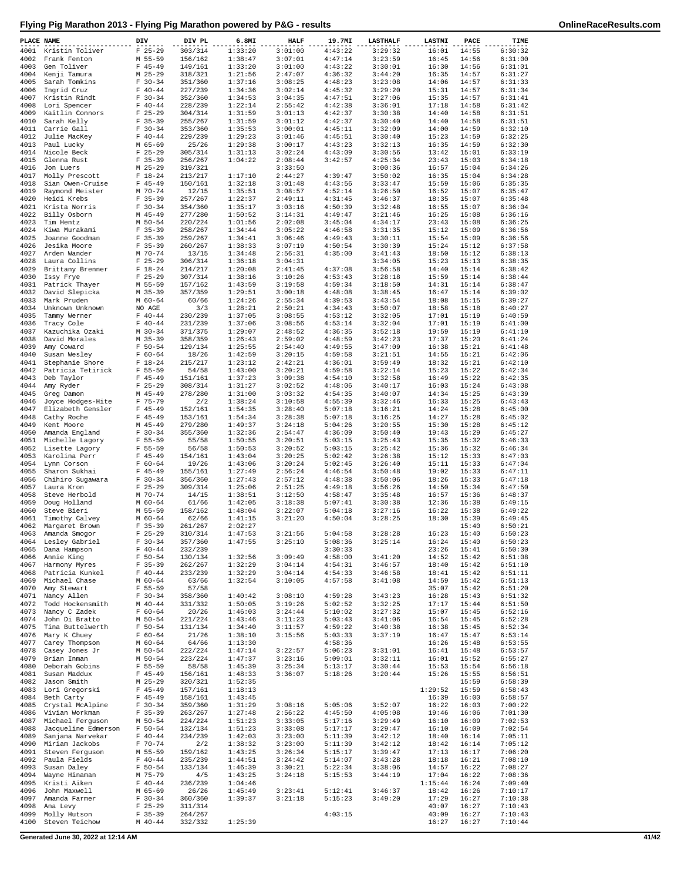# Flying Pig Marathon 2013 - Flying Pig Marathon powered by P&G - results

| PLACE | NAME | DIV | DIV PL | 6.8MI | HALF | 19.7MI | LASTHALF | LASTMI | PACE | TIME |
|---|---|---|---|---|---|---|---|---|---|---|
| 4001 | Kristin Toliver | F 25-29 | 303/314 | 1:33:20 | 3:01:00 | 4:43:22 | 3:29:32 | 16:01 | 14:55 | 6:30:32 |
| 4002 | Frank Fenton | M 55-59 | 156/162 | 1:38:47 | 3:07:01 | 4:47:14 | 3:23:59 | 16:45 | 14:56 | 6:31:00 |
| 4003 | Gen Toliver | F 45-49 | 149/161 | 1:33:20 | 3:01:00 | 4:43:22 | 3:30:01 | 16:30 | 14:56 | 6:31:01 |
| 4004 | Kenji Tamura | M 25-29 | 318/321 | 1:21:56 | 2:47:07 | 4:36:32 | 3:44:20 | 16:35 | 14:57 | 6:31:27 |
| 4005 | Sarah Tomkins | F 30-34 | 351/360 | 1:37:16 | 3:08:25 | 4:48:23 | 3:23:08 | 14:06 | 14:57 | 6:31:33 |
| 4006 | Ingrid Cruz | F 40-44 | 227/239 | 1:34:36 | 3:02:14 | 4:45:32 | 3:29:20 | 15:31 | 14:57 | 6:31:34 |
| 4007 | Kristin Rindt | F 30-34 | 352/360 | 1:34:53 | 3:04:35 | 4:47:51 | 3:27:06 | 15:35 | 14:57 | 6:31:41 |
| 4008 | Lori Spencer | F 40-44 | 228/239 | 1:22:14 | 2:55:42 | 4:42:38 | 3:36:01 | 17:18 | 14:58 | 6:31:42 |
| 4009 | Kaitlin Connors | F 25-29 | 304/314 | 1:31:59 | 3:01:13 | 4:42:37 | 3:30:38 | 14:40 | 14:58 | 6:31:51 |
| 4010 | Sarah Kelly | F 35-39 | 255/267 | 1:31:59 | 3:01:12 | 4:42:37 | 3:30:40 | 14:40 | 14:58 | 6:31:51 |
| 4011 | Carrie Gall | F 30-34 | 353/360 | 1:35:53 | 3:00:01 | 4:45:11 | 3:32:09 | 14:00 | 14:59 | 6:32:10 |
| 4012 | Julie MacKey | F 40-44 | 229/239 | 1:29:23 | 3:01:46 | 4:45:51 | 3:30:40 | 15:23 | 14:59 | 6:32:25 |
| 4013 | Paul Lucky | M 65-69 | 25/26 | 1:29:38 | 3:00:17 | 4:43:23 | 3:32:13 | 16:35 | 14:59 | 6:32:30 |
| 4014 | Nicole Beck | F 25-29 | 305/314 | 1:31:13 | 3:02:24 | 4:43:09 | 3:30:56 | 13:42 | 15:01 | 6:33:19 |
| 4015 | Glenna Rust | F 35-39 | 256/267 | 1:04:22 | 2:08:44 | 3:42:57 | 4:25:34 | 23:43 | 15:03 | 6:34:18 |
| 4016 | Jon Luers | M 25-29 | 319/321 | | 3:33:50 | | 3:00:36 | 16:57 | 15:04 | 6:34:26 |
| 4017 | Molly Prescott | F 18-24 | 213/217 | 1:17:10 | 2:44:27 | 4:39:47 | 3:50:02 | 16:35 | 15:04 | 6:34:28 |
| 4018 | Sian Owen-Cruise | F 45-49 | 150/161 | 1:32:18 | 3:01:48 | 4:43:56 | 3:33:47 | 15:59 | 15:06 | 6:35:35 |
| 4019 | Raymond Meister | M 70-74 | 12/15 | 1:35:51 | 3:08:57 | 4:52:14 | 3:26:50 | 16:52 | 15:07 | 6:35:47 |
| 4020 | Heidi Krebs | F 35-39 | 257/267 | 1:22:37 | 2:49:11 | 4:31:45 | 3:46:37 | 18:35 | 15:07 | 6:35:48 |
| 4021 | Krista Norris | F 30-34 | 354/360 | 1:35:17 | 3:03:16 | 4:50:39 | 3:32:48 | 16:55 | 15:07 | 6:36:04 |
| 4022 | Billy Osborn | M 45-49 | 277/280 | 1:50:52 | 3:14:31 | 4:49:47 | 3:21:46 | 16:25 | 15:08 | 6:36:16 |
| 4023 | Tim Hentz | M 50-54 | 220/224 | 1:01:56 | 2:02:08 | 3:45:04 | 4:34:17 | 23:43 | 15:08 | 6:36:25 |
| 4024 | Kiwa Murakami | F 35-39 | 258/267 | 1:34:44 | 3:05:22 | 4:46:58 | 3:31:35 | 15:12 | 15:09 | 6:36:56 |
| 4025 | Joanne Goodman | F 35-39 | 259/267 | 1:34:41 | 3:06:46 | 4:49:43 | 3:30:11 | 15:54 | 15:09 | 6:36:56 |
| 4026 | Jesika Moore | F 35-39 | 260/267 | 1:38:33 | 3:07:19 | 4:50:54 | 3:30:39 | 15:24 | 15:12 | 6:37:58 |
| 4027 | Arden Wander | M 70-74 | 13/15 | 1:34:48 | 2:56:31 | 4:35:00 | 3:41:43 | 18:50 | 15:12 | 6:38:13 |
| 4028 | Laura Collins | F 25-29 | 306/314 | 1:36:18 | 3:04:31 | | 3:34:05 | 15:23 | 15:13 | 6:38:35 |
| 4029 | Brittany Brenner | F 18-24 | 214/217 | 1:20:08 | 2:41:45 | 4:37:08 | 3:56:58 | 14:40 | 15:14 | 6:38:42 |
| 4030 | Issy Frye | F 25-29 | 307/314 | 1:38:16 | 3:10:26 | 4:53:43 | 3:28:18 | 15:59 | 15:14 | 6:38:44 |
| 4031 | Patrick Thayer | M 55-59 | 157/162 | 1:43:59 | 3:19:58 | 4:59:34 | 3:18:50 | 14:31 | 15:14 | 6:38:47 |
| 4032 | David Slepicka | M 35-39 | 357/359 | 1:29:51 | 3:00:18 | 4:48:08 | 3:38:45 | 16:47 | 15:14 | 6:39:02 |
| 4033 | Mark Pruden | M 60-64 | 60/66 | 1:24:26 | 2:55:34 | 4:39:53 | 3:43:54 | 18:08 | 15:15 | 6:39:27 |
| 4034 | Unknown Unknown | NO AGE | 3/3 | 1:28:21 | 2:50:21 | 4:34:43 | 3:50:07 | 18:58 | 15:18 | 6:40:27 |
| 4035 | Tammy Werner | F 40-44 | 230/239 | 1:37:05 | 3:08:55 | 4:53:12 | 3:32:05 | 17:01 | 15:19 | 6:40:59 |
| 4036 | Tracy Cole | F 40-44 | 231/239 | 1:37:06 | 3:08:56 | 4:53:14 | 3:32:04 | 17:01 | 15:19 | 6:41:00 |
| 4037 | Kazuchika Ozaki | M 30-34 | 371/375 | 1:29:07 | 2:48:52 | 4:36:35 | 3:52:18 | 19:59 | 15:19 | 6:41:10 |
| 4038 | David Morales | M 35-39 | 358/359 | 1:26:43 | 2:59:02 | 4:48:59 | 3:42:23 | 17:37 | 15:20 | 6:41:24 |
| 4039 | Amy Coward | F 50-54 | 129/134 | 1:25:55 | 2:54:40 | 4:49:55 | 3:47:09 | 16:38 | 15:21 | 6:41:48 |
| 4040 | Susan Wesley | F 60-64 | 18/26 | 1:42:59 | 3:20:15 | 4:59:58 | 3:21:51 | 14:55 | 15:21 | 6:42:06 |
| 4041 | Stephanie Shore | F 18-24 | 215/217 | 1:23:12 | 2:42:21 | 4:36:01 | 3:59:49 | 18:32 | 15:21 | 6:42:10 |
| 4042 | Patricia Tetirick | F 55-59 | 54/58 | 1:43:00 | 3:20:21 | 4:59:58 | 3:22:14 | 15:23 | 15:22 | 6:42:34 |
| 4043 | Deb Taylor | F 45-49 | 151/161 | 1:37:23 | 3:09:38 | 4:54:10 | 3:32:58 | 16:49 | 15:22 | 6:42:35 |
| 4044 | Amy Ryder | F 25-29 | 308/314 | 1:31:27 | 3:02:52 | 4:48:06 | 3:40:17 | 16:03 | 15:24 | 6:43:08 |
| 4045 | Greg Damon | M 45-49 | 278/280 | 1:31:00 | 3:03:32 | 4:54:35 | 3:40:07 | 14:34 | 15:25 | 6:43:39 |
| 4046 | Joyce Hodges-Hite | F 75-79 | 2/2 | 1:38:24 | 3:10:58 | 4:55:39 | 3:32:46 | 16:33 | 15:25 | 6:43:43 |
| 4047 | Elizabeth Gensler | F 45-49 | 152/161 | 1:54:35 | 3:28:40 | 5:07:18 | 3:16:21 | 14:24 | 15:28 | 6:45:00 |
| 4048 | Cathy Roche | F 45-49 | 153/161 | 1:54:34 | 3:28:38 | 5:07:18 | 3:16:25 | 14:27 | 15:28 | 6:45:02 |
| 4049 | Kent Moore | M 45-49 | 279/280 | 1:49:37 | 3:24:18 | 5:04:26 | 3:20:55 | 15:30 | 15:28 | 6:45:12 |
| 4050 | Amanda England | F 30-34 | 355/360 | 1:32:36 | 2:54:47 | 4:36:09 | 3:50:40 | 19:43 | 15:29 | 6:45:27 |
| 4051 | Michelle Lagory | F 55-59 | 55/58 | 1:50:55 | 3:20:51 | 5:03:15 | 3:25:43 | 15:35 | 15:32 | 6:46:33 |
| 4052 | Lisette Lagory | F 55-59 | 56/58 | 1:50:53 | 3:20:52 | 5:03:15 | 3:25:42 | 15:36 | 15:32 | 6:46:34 |
| 4053 | Karolina Perr | F 45-49 | 154/161 | 1:43:04 | 3:20:25 | 5:02:42 | 3:26:38 | 15:12 | 15:33 | 6:47:03 |
| 4054 | Lynn Corson | F 60-64 | 19/26 | 1:43:06 | 3:20:24 | 5:02:45 | 3:26:40 | 15:11 | 15:33 | 6:47:04 |
| 4055 | Sharon Sukhai | F 45-49 | 155/161 | 1:27:49 | 2:56:24 | 4:46:54 | 3:50:48 | 19:02 | 15:33 | 6:47:11 |
| 4056 | Chihiro Sugawara | F 30-34 | 356/360 | 1:27:43 | 2:57:12 | 4:48:38 | 3:50:06 | 18:26 | 15:33 | 6:47:18 |
| 4057 | Laura Kron | F 25-29 | 309/314 | 1:25:06 | 2:51:25 | 4:49:18 | 3:56:26 | 14:50 | 15:34 | 6:47:50 |
| 4058 | Steve Herbold | M 70-74 | 14/15 | 1:38:51 | 3:12:50 | 4:58:47 | 3:35:48 | 16:57 | 15:36 | 6:48:37 |
| 4059 | Doug Holland | M 60-64 | 61/66 | 1:42:05 | 3:18:38 | 5:07:41 | 3:30:38 | 12:36 | 15:38 | 6:49:15 |
| 4060 | Steve Bieri | M 55-59 | 158/162 | 1:48:04 | 3:22:07 | 5:04:18 | 3:27:16 | 16:22 | 15:38 | 6:49:22 |
| 4061 | Timothy Calvey | M 60-64 | 62/66 | 1:41:15 | 3:21:20 | 4:50:04 | 3:28:25 | 18:30 | 15:39 | 6:49:45 |
| 4062 | Margaret Brown | F 35-39 | 261/267 | 2:02:27 | | | | | 15:40 | 6:50:21 |
| 4063 | Amanda Smogor | F 25-29 | 310/314 | 1:47:53 | 3:21:56 | 5:04:58 | 3:28:28 | 16:23 | 15:40 | 6:50:23 |
| 4064 | Lesley Gabriel | F 30-34 | 357/360 | 1:47:55 | 3:25:10 | 5:08:36 | 3:25:14 | 16:24 | 15:40 | 6:50:23 |
| 4065 | Dana Hampson | F 40-44 | 232/239 | | | 3:30:33 | | 23:26 | 15:41 | 6:50:30 |
| 4066 | Annie King | F 50-54 | 130/134 | 1:32:56 | 3:09:49 | 4:58:00 | 3:41:20 | 14:52 | 15:42 | 6:51:08 |
| 4067 | Harmony Myres | F 35-39 | 262/267 | 1:32:29 | 3:04:14 | 4:54:31 | 3:46:57 | 18:40 | 15:42 | 6:51:10 |
| 4068 | Patricia Kunkel | F 40-44 | 233/239 | 1:32:29 | 3:04:14 | 4:54:33 | 3:46:58 | 18:41 | 15:42 | 6:51:11 |
| 4069 | Michael Chase | M 60-64 | 63/66 | 1:32:54 | 3:10:05 | 4:57:58 | 3:41:08 | 14:59 | 15:42 | 6:51:13 |
| 4070 | Amy Stewart | F 55-59 | 57/58 | | | | | 35:07 | 15:42 | 6:51:20 |
| 4071 | Nancy Allen | F 30-34 | 358/360 | 1:40:42 | 3:08:10 | 4:59:28 | 3:43:23 | 16:28 | 15:43 | 6:51:32 |
| 4072 | Todd Hockensmith | M 40-44 | 331/332 | 1:50:05 | 3:19:26 | 5:02:52 | 3:32:25 | 17:17 | 15:44 | 6:51:50 |
| 4073 | Nancy C Zadek | F 60-64 | 20/26 | 1:46:03 | 3:24:44 | 5:10:02 | 3:27:32 | 15:07 | 15:45 | 6:52:16 |
| 4074 | John Di Bratto | M 50-54 | 221/224 | 1:43:46 | 3:11:23 | 5:03:43 | 3:41:06 | 16:54 | 15:45 | 6:52:28 |
| 4075 | Tina Buttelwerth | F 50-54 | 131/134 | 1:34:40 | 3:11:57 | 4:59:22 | 3:40:38 | 16:38 | 15:45 | 6:52:34 |
| 4076 | Mary K Chuey | F 60-64 | 21/26 | 1:38:10 | 3:15:56 | 5:03:33 | 3:37:19 | 16:47 | 15:47 | 6:53:14 |
| 4077 | Carey Thompson | M 60-64 | 64/66 | 1:13:30 | | 4:58:36 | | 16:26 | 15:48 | 6:53:55 |
| 4078 | Casey Jones Jr | M 50-54 | 222/224 | 1:47:14 | 3:22:57 | 5:06:23 | 3:31:01 | 16:41 | 15:48 | 6:53:57 |
| 4079 | Brian Inman | M 50-54 | 223/224 | 1:47:37 | 3:23:16 | 5:09:01 | 3:32:11 | 16:01 | 15:52 | 6:55:27 |
| 4080 | Deborah Gobins | F 55-59 | 58/58 | 1:45:39 | 3:25:34 | 5:13:17 | 3:30:44 | 15:53 | 15:54 | 6:56:18 |
| 4081 | Susan Maddux | F 45-49 | 156/161 | 1:48:33 | 3:36:07 | 5:18:26 | 3:20:44 | 15:26 | 15:55 | 6:56:51 |
| 4082 | Jason Smith | M 25-29 | 320/321 | 1:52:35 | | | | | 15:59 | 6:58:39 |
| 4083 | Lori Gregorski | F 45-49 | 157/161 | 1:18:13 | | | | 1:29:52 | 15:59 | 6:58:43 |
| 4084 | Beth Carty | F 45-49 | 158/161 | 1:43:45 | | | | 16:39 | 16:00 | 6:58:57 |
| 4085 | Crystal McAlpine | F 30-34 | 359/360 | 1:31:29 | 3:08:16 | 5:05:06 | 3:52:07 | 16:22 | 16:03 | 7:00:22 |
| 4086 | Vivian Workman | F 35-39 | 263/267 | 1:27:48 | 2:56:22 | 4:45:50 | 4:05:08 | 19:46 | 16:06 | 7:01:30 |
| 4087 | Michael Ferguson | M 50-54 | 224/224 | 1:51:23 | 3:33:05 | 5:17:16 | 3:29:49 | 16:10 | 16:09 | 7:02:53 |
| 4088 | Jacqueline Edmerson | F 50-54 | 132/134 | 1:51:23 | 3:33:08 | 5:17:17 | 3:29:47 | 16:10 | 16:09 | 7:02:54 |
| 4089 | Sanjana Narvekar | F 40-44 | 234/239 | 1:42:03 | 3:23:00 | 5:11:39 | 3:42:12 | 18:40 | 16:14 | 7:05:11 |
| 4090 | Miriam Jackobs | F 70-74 | 2/2 | 1:38:32 | 3:23:00 | 5:11:39 | 3:42:12 | 18:42 | 16:14 | 7:05:12 |
| 4091 | Steven Ferguson | M 55-59 | 159/162 | 1:43:25 | 3:26:34 | 5:15:17 | 3:39:47 | 17:13 | 16:17 | 7:06:20 |
| 4092 | Paula Fields | F 40-44 | 235/239 | 1:44:51 | 3:24:42 | 5:14:07 | 3:43:28 | 18:18 | 16:21 | 7:08:10 |
| 4093 | Susan Daley | F 50-54 | 133/134 | 1:46:39 | 3:30:21 | 5:22:34 | 3:38:06 | 14:57 | 16:22 | 7:08:27 |
| 4094 | Wayne Hinaman | M 75-79 | 4/5 | 1:43:25 | 3:24:18 | 5:15:53 | 3:44:19 | 17:04 | 16:22 | 7:08:36 |
| 4095 | Kristi Aiken | F 40-44 | 236/239 | 1:04:46 | | | | 1:15:44 | 16:24 | 7:09:40 |
| 4096 | John Maxwell | M 65-69 | 26/26 | 1:45:49 | 3:23:41 | 5:12:41 | 3:46:37 | 18:42 | 16:26 | 7:10:17 |
| 4097 | Amanda Farmer | F 30-34 | 360/360 | 1:39:37 | 3:21:18 | 5:15:23 | 3:49:20 | 17:29 | 16:27 | 7:10:38 |
| 4098 | Ana Levy | F 25-29 | 311/314 | | | | | 40:07 | 16:27 | 7:10:43 |
| 4099 | Molly Hutson | F 35-39 | 264/267 | | | 4:03:15 | | 40:09 | 16:27 | 7:10:43 |
| 4100 | Steven Teichow | M 40-44 | 332/332 | 1:25:39 | | | | 16:27 | 16:27 | 7:10:44 |

Generated June 30, 2022 at 12:14 AM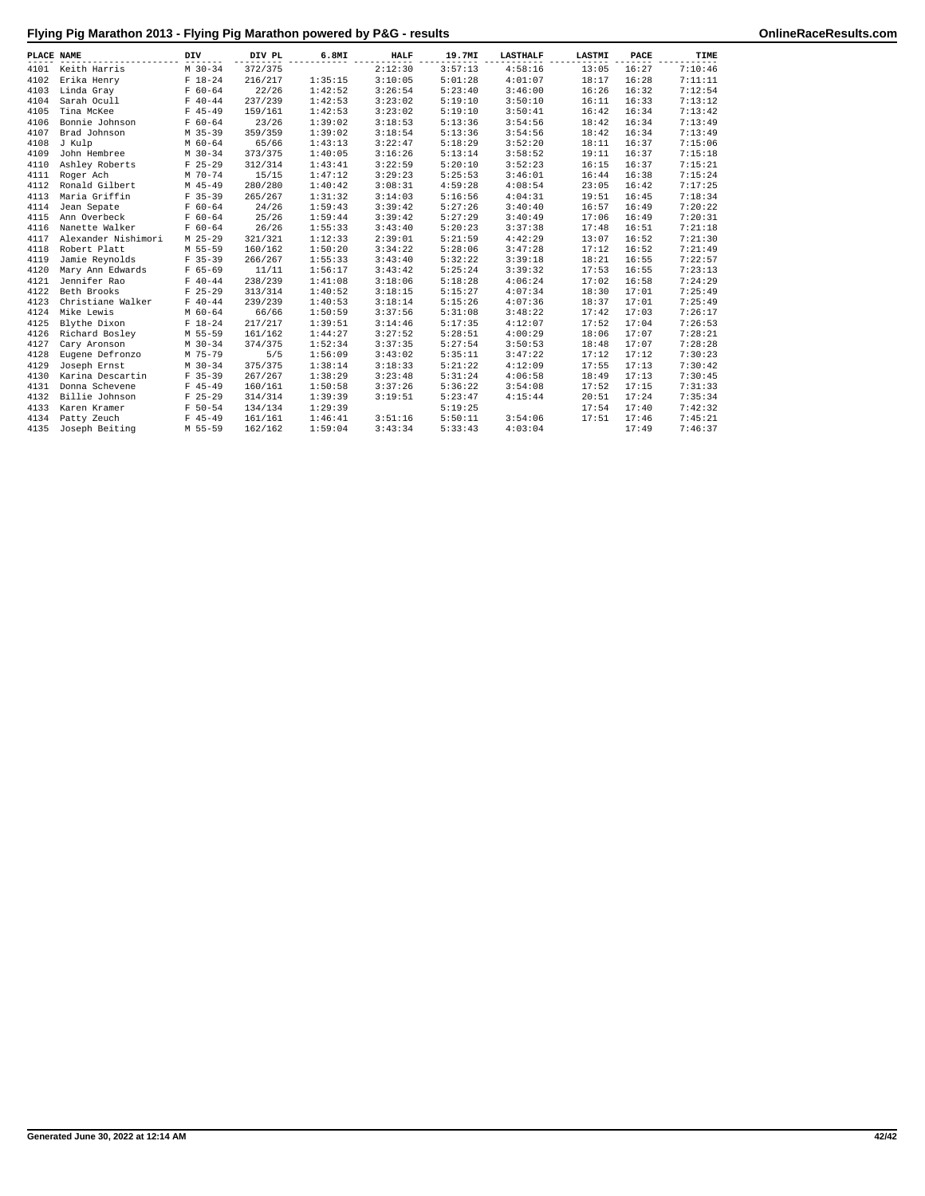# Flying Pig Marathon 2013 - Flying Pig Marathon powered by P&G - results

| PLACE | NAME | DIV | DIV PL | 6.8MI | HALF | 19.7MI | LASTHALF | LASTMI | PACE | TIME |
|---|---|---|---|---|---|---|---|---|---|---|
| 4101 | Keith Harris | M 30-34 | 372/375 | | 2:12:30 | 3:57:13 | 4:58:16 | 13:05 | 16:27 | 7:10:46 |
| 4102 | Erika Henry | F 18-24 | 216/217 | 1:35:15 | 3:10:05 | 5:01:28 | 4:01:07 | 18:17 | 16:28 | 7:11:11 |
| 4103 | Linda Gray | F 60-64 | 22/26 | 1:42:52 | 3:26:54 | 5:23:40 | 3:46:00 | 16:26 | 16:32 | 7:12:54 |
| 4104 | Sarah Ocull | F 40-44 | 237/239 | 1:42:53 | 3:23:02 | 5:19:10 | 3:50:10 | 16:11 | 16:33 | 7:13:12 |
| 4105 | Tina McKee | F 45-49 | 159/161 | 1:42:53 | 3:23:02 | 5:19:10 | 3:50:41 | 16:42 | 16:34 | 7:13:42 |
| 4106 | Bonnie Johnson | F 60-64 | 23/26 | 1:39:02 | 3:18:53 | 5:13:36 | 3:54:56 | 18:42 | 16:34 | 7:13:49 |
| 4107 | Brad Johnson | M 35-39 | 359/359 | 1:39:02 | 3:18:54 | 5:13:36 | 3:54:56 | 18:42 | 16:34 | 7:13:49 |
| 4108 | J Kulp | M 60-64 | 65/66 | 1:43:13 | 3:22:47 | 5:18:29 | 3:52:20 | 18:11 | 16:37 | 7:15:06 |
| 4109 | John Hembree | M 30-34 | 373/375 | 1:40:05 | 3:16:26 | 5:13:14 | 3:58:52 | 19:11 | 16:37 | 7:15:18 |
| 4110 | Ashley Roberts | F 25-29 | 312/314 | 1:43:41 | 3:22:59 | 5:20:10 | 3:52:23 | 16:15 | 16:37 | 7:15:21 |
| 4111 | Roger Ach | M 70-74 | 15/15 | 1:47:12 | 3:29:23 | 5:25:53 | 3:46:01 | 16:44 | 16:38 | 7:15:24 |
| 4112 | Ronald Gilbert | M 45-49 | 280/280 | 1:40:42 | 3:08:31 | 4:59:28 | 4:08:54 | 23:05 | 16:42 | 7:17:25 |
| 4113 | Maria Griffin | F 35-39 | 265/267 | 1:31:32 | 3:14:03 | 5:16:56 | 4:04:31 | 19:51 | 16:45 | 7:18:34 |
| 4114 | Jean Sepate | F 60-64 | 24/26 | 1:59:43 | 3:39:42 | 5:27:26 | 3:40:40 | 16:57 | 16:49 | 7:20:22 |
| 4115 | Ann Overbeck | F 60-64 | 25/26 | 1:59:44 | 3:39:42 | 5:27:29 | 3:40:49 | 17:06 | 16:49 | 7:20:31 |
| 4116 | Nanette Walker | F 60-64 | 26/26 | 1:55:33 | 3:43:40 | 5:20:23 | 3:37:38 | 17:48 | 16:51 | 7:21:18 |
| 4117 | Alexander Nishimori | M 25-29 | 321/321 | 1:12:33 | 2:39:01 | 5:21:59 | 4:42:29 | 13:07 | 16:52 | 7:21:30 |
| 4118 | Robert Platt | M 55-59 | 160/162 | 1:50:20 | 3:34:22 | 5:28:06 | 3:47:28 | 17:12 | 16:52 | 7:21:49 |
| 4119 | Jamie Reynolds | F 35-39 | 266/267 | 1:55:33 | 3:43:40 | 5:32:22 | 3:39:18 | 18:21 | 16:55 | 7:22:57 |
| 4120 | Mary Ann Edwards | F 65-69 | 11/11 | 1:56:17 | 3:43:42 | 5:25:24 | 3:39:32 | 17:53 | 16:55 | 7:23:13 |
| 4121 | Jennifer Rao | F 40-44 | 238/239 | 1:41:08 | 3:18:06 | 5:18:28 | 4:06:24 | 17:02 | 16:58 | 7:24:29 |
| 4122 | Beth Brooks | F 25-29 | 313/314 | 1:40:52 | 3:18:15 | 5:15:27 | 4:07:34 | 18:30 | 17:01 | 7:25:49 |
| 4123 | Christiane Walker | F 40-44 | 239/239 | 1:40:53 | 3:18:14 | 5:15:26 | 4:07:36 | 18:37 | 17:01 | 7:25:49 |
| 4124 | Mike Lewis | M 60-64 | 66/66 | 1:50:59 | 3:37:56 | 5:31:08 | 3:48:22 | 17:42 | 17:03 | 7:26:17 |
| 4125 | Blythe Dixon | F 18-24 | 217/217 | 1:39:51 | 3:14:46 | 5:17:35 | 4:12:07 | 17:52 | 17:04 | 7:26:53 |
| 4126 | Richard Bosley | M 55-59 | 161/162 | 1:44:27 | 3:27:52 | 5:28:51 | 4:00:29 | 18:06 | 17:07 | 7:28:21 |
| 4127 | Cary Aronson | M 30-34 | 374/375 | 1:52:34 | 3:37:35 | 5:27:54 | 3:50:53 | 18:48 | 17:07 | 7:28:28 |
| 4128 | Eugene Defronzo | M 75-79 | 5/5 | 1:56:09 | 3:43:02 | 5:35:11 | 3:47:22 | 17:12 | 17:12 | 7:30:23 |
| 4129 | Joseph Ernst | M 30-34 | 375/375 | 1:38:14 | 3:18:33 | 5:21:22 | 4:12:09 | 17:55 | 17:13 | 7:30:42 |
| 4130 | Karina Descartin | F 35-39 | 267/267 | 1:38:29 | 3:23:48 | 5:31:24 | 4:06:58 | 18:49 | 17:13 | 7:30:45 |
| 4131 | Donna Schevene | F 45-49 | 160/161 | 1:50:58 | 3:37:26 | 5:36:22 | 3:54:08 | 17:52 | 17:15 | 7:31:33 |
| 4132 | Billie Johnson | F 25-29 | 314/314 | 1:39:39 | 3:19:51 | 5:23:47 | 4:15:44 | 20:51 | 17:24 | 7:35:34 |
| 4133 | Karen Kramer | F 50-54 | 134/134 | 1:29:39 | | 5:19:25 | | 17:54 | 17:40 | 7:42:32 |
| 4134 | Patty Zeuch | F 45-49 | 161/161 | 1:46:41 | 3:51:16 | 5:50:11 | 3:54:06 | 17:51 | 17:46 | 7:45:21 |
| 4135 | Joseph Beiting | M 55-59 | 162/162 | 1:59:04 | 3:43:34 | 5:33:43 | 4:03:04 | | 17:49 | 7:46:37 |

Generated June 30, 2022 at 12:14 AM